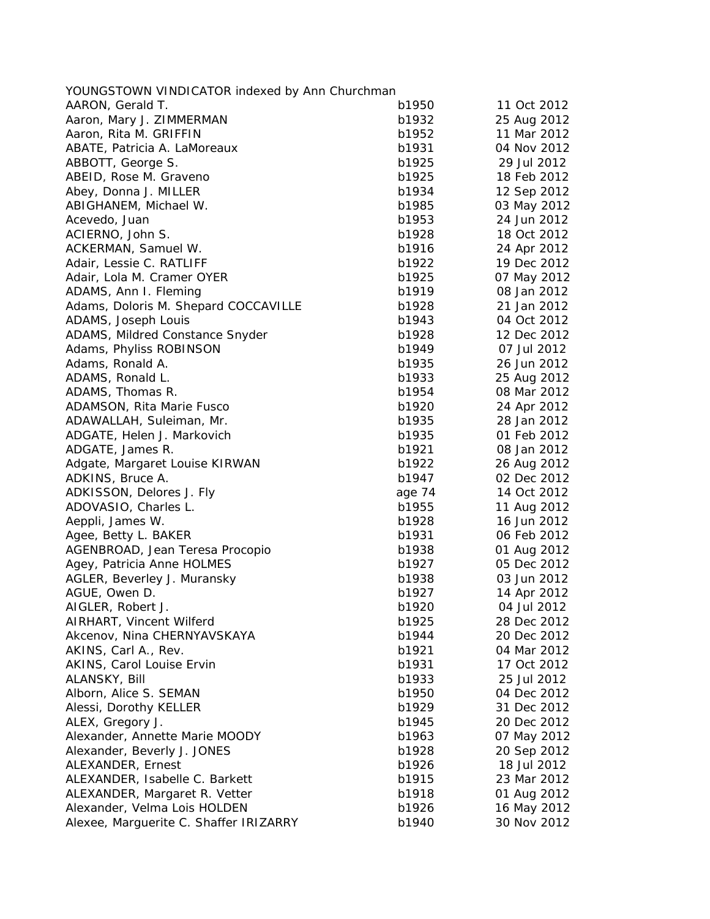YOUNGSTOWN VINDICATOR indexed by Ann Churchman

| | | |
|---|---|---|
| AARON, Gerald T. | b1950 | 11 Oct 2012 |
| Aaron, Mary J. ZIMMERMAN | b1932 | 25 Aug 2012 |
| Aaron, Rita M. GRIFFIN | b1952 | 11 Mar 2012 |
| ABATE, Patricia A. LaMoreaux | b1931 | 04 Nov 2012 |
| ABBOTT, George S. | b1925 | 29 Jul 2012 |
| ABEID, Rose M. Graveno | b1925 | 18 Feb 2012 |
| Abey, Donna J. MILLER | b1934 | 12 Sep 2012 |
| ABIGHANEM, Michael W. | b1985 | 03 May 2012 |
| Acevedo, Juan | b1953 | 24 Jun 2012 |
| ACIERNO, John S. | b1928 | 18 Oct 2012 |
| ACKERMAN, Samuel W. | b1916 | 24 Apr 2012 |
| Adair, Lessie C. RATLIFF | b1922 | 19 Dec 2012 |
| Adair, Lola M. Cramer OYER | b1925 | 07 May 2012 |
| ADAMS, Ann I. Fleming | b1919 | 08 Jan 2012 |
| Adams, Doloris M. Shepard COCCAVILLE | b1928 | 21 Jan 2012 |
| ADAMS, Joseph Louis | b1943 | 04 Oct 2012 |
| ADAMS, Mildred Constance Snyder | b1928 | 12 Dec 2012 |
| Adams, Phyliss ROBINSON | b1949 | 07 Jul 2012 |
| Adams, Ronald A. | b1935 | 26 Jun 2012 |
| ADAMS, Ronald L. | b1933 | 25 Aug 2012 |
| ADAMS, Thomas R. | b1954 | 08 Mar 2012 |
| ADAMSON, Rita Marie Fusco | b1920 | 24 Apr 2012 |
| ADAWALLAH, Suleiman, Mr. | b1935 | 28 Jan 2012 |
| ADGATE, Helen J. Markovich | b1935 | 01 Feb 2012 |
| ADGATE, James R. | b1921 | 08 Jan 2012 |
| Adgate, Margaret Louise KIRWAN | b1922 | 26 Aug 2012 |
| ADKINS, Bruce A. | b1947 | 02 Dec 2012 |
| ADKISSON, Delores J. Fly | age 74 | 14 Oct 2012 |
| ADOVASIO, Charles L. | b1955 | 11 Aug 2012 |
| Aeppli, James W. | b1928 | 16 Jun 2012 |
| Agee, Betty L. BAKER | b1931 | 06 Feb 2012 |
| AGENBROAD, Jean Teresa Procopio | b1938 | 01 Aug 2012 |
| Agey, Patricia Anne HOLMES | b1927 | 05 Dec 2012 |
| AGLER, Beverley J. Muransky | b1938 | 03 Jun 2012 |
| AGUE, Owen D. | b1927 | 14 Apr 2012 |
| AIGLER, Robert J. | b1920 | 04 Jul 2012 |
| AIRHART, Vincent Wilferd | b1925 | 28 Dec 2012 |
| Akcenov, Nina CHERNYAVSKAYA | b1944 | 20 Dec 2012 |
| AKINS, Carl A., Rev. | b1921 | 04 Mar 2012 |
| AKINS, Carol Louise Ervin | b1931 | 17 Oct 2012 |
| ALANSKY, Bill | b1933 | 25 Jul 2012 |
| Alborn, Alice S. SEMAN | b1950 | 04 Dec 2012 |
| Alessi, Dorothy KELLER | b1929 | 31 Dec 2012 |
| ALEX, Gregory J. | b1945 | 20 Dec 2012 |
| Alexander, Annette Marie MOODY | b1963 | 07 May 2012 |
| Alexander, Beverly J. JONES | b1928 | 20 Sep 2012 |
| ALEXANDER, Ernest | b1926 | 18 Jul 2012 |
| ALEXANDER, Isabelle C. Barkett | b1915 | 23 Mar 2012 |
| ALEXANDER, Margaret R. Vetter | b1918 | 01 Aug 2012 |
| Alexander, Velma Lois HOLDEN | b1926 | 16 May 2012 |
| Alexee, Marguerite C. Shaffer IRIZARRY | b1940 | 30 Nov 2012 |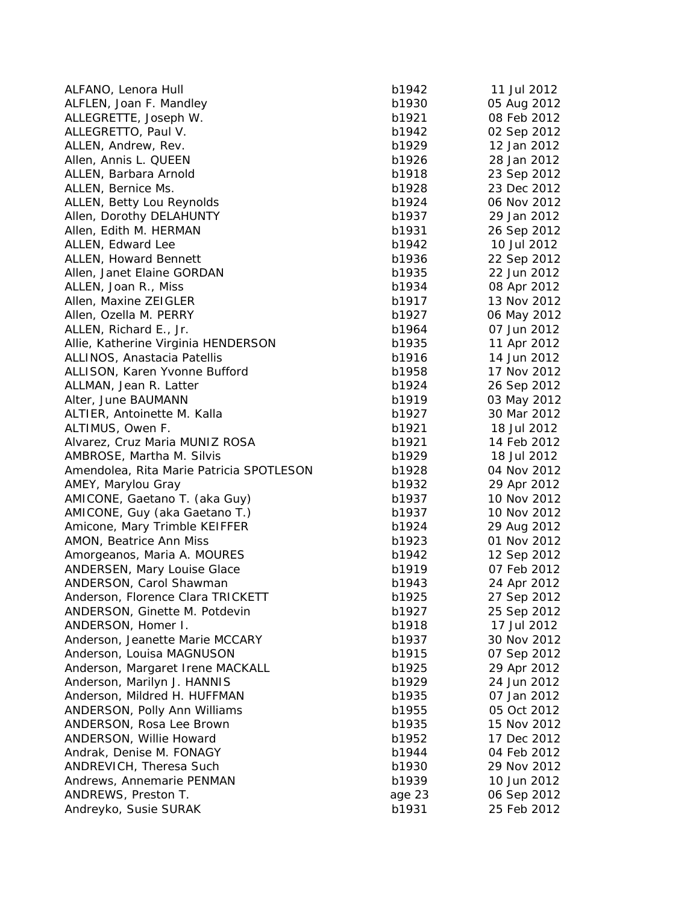| | | |
|---|---|---|
| ALFANO, Lenora Hull | b1942 | 11 Jul 2012 |
| ALFLEN, Joan F. Mandley | b1930 | 05 Aug 2012 |
| ALLEGRETTE, Joseph W. | b1921 | 08 Feb 2012 |
| ALLEGRETTO, Paul V. | b1942 | 02 Sep 2012 |
| ALLEN, Andrew, Rev. | b1929 | 12 Jan 2012 |
| Allen, Annis L. QUEEN | b1926 | 28 Jan 2012 |
| ALLEN, Barbara Arnold | b1918 | 23 Sep 2012 |
| ALLEN, Bernice Ms. | b1928 | 23 Dec 2012 |
| ALLEN, Betty Lou Reynolds | b1924 | 06 Nov 2012 |
| Allen, Dorothy DELAHUNTY | b1937 | 29 Jan 2012 |
| Allen, Edith M. HERMAN | b1931 | 26 Sep 2012 |
| ALLEN, Edward Lee | b1942 | 10 Jul 2012 |
| ALLEN, Howard Bennett | b1936 | 22 Sep 2012 |
| Allen, Janet Elaine GORDAN | b1935 | 22 Jun 2012 |
| ALLEN, Joan R., Miss | b1934 | 08 Apr 2012 |
| Allen, Maxine ZEIGLER | b1917 | 13 Nov 2012 |
| Allen, Ozella M. PERRY | b1927 | 06 May 2012 |
| ALLEN, Richard E., Jr. | b1964 | 07 Jun 2012 |
| Allie, Katherine Virginia HENDERSON | b1935 | 11 Apr 2012 |
| ALLINOS, Anastacia Patellis | b1916 | 14 Jun 2012 |
| ALLISON, Karen Yvonne Bufford | b1958 | 17 Nov 2012 |
| ALLMAN, Jean R. Latter | b1924 | 26 Sep 2012 |
| Alter, June BAUMANN | b1919 | 03 May 2012 |
| ALTIER, Antoinette M. Kalla | b1927 | 30 Mar 2012 |
| ALTIMUS, Owen F. | b1921 | 18 Jul 2012 |
| Alvarez, Cruz Maria MUNIZ ROSA | b1921 | 14 Feb 2012 |
| AMBROSE, Martha M. Silvis | b1929 | 18 Jul 2012 |
| Amendolea, Rita Marie Patricia SPOTLESON | b1928 | 04 Nov 2012 |
| AMEY, Marylou Gray | b1932 | 29 Apr 2012 |
| AMICONE, Gaetano T. (aka Guy) | b1937 | 10 Nov 2012 |
| AMICONE, Guy (aka Gaetano T.) | b1937 | 10 Nov 2012 |
| Amicone, Mary Trimble KEIFFER | b1924 | 29 Aug 2012 |
| AMON, Beatrice Ann Miss | b1923 | 01 Nov 2012 |
| Amorgeanos, Maria A. MOURES | b1942 | 12 Sep 2012 |
| ANDERSEN, Mary Louise Glace | b1919 | 07 Feb 2012 |
| ANDERSON, Carol Shawman | b1943 | 24 Apr 2012 |
| Anderson, Florence Clara TRICKETT | b1925 | 27 Sep 2012 |
| ANDERSON, Ginette M. Potdevin | b1927 | 25 Sep 2012 |
| ANDERSON, Homer I. | b1918 | 17 Jul 2012 |
| Anderson, Jeanette Marie MCCARY | b1937 | 30 Nov 2012 |
| Anderson, Louisa MAGNUSON | b1915 | 07 Sep 2012 |
| Anderson, Margaret Irene MACKALL | b1925 | 29 Apr 2012 |
| Anderson, Marilyn J. HANNIS | b1929 | 24 Jun 2012 |
| Anderson, Mildred H. HUFFMAN | b1935 | 07 Jan 2012 |
| ANDERSON, Polly Ann Williams | b1955 | 05 Oct 2012 |
| ANDERSON, Rosa Lee Brown | b1935 | 15 Nov 2012 |
| ANDERSON, Willie Howard | b1952 | 17 Dec 2012 |
| Andrak, Denise M. FONAGY | b1944 | 04 Feb 2012 |
| ANDREVICH, Theresa Such | b1930 | 29 Nov 2012 |
| Andrews, Annemarie PENMAN | b1939 | 10 Jun 2012 |
| ANDREWS, Preston T. | age 23 | 06 Sep 2012 |
| Andreyko, Susie SURAK | b1931 | 25 Feb 2012 |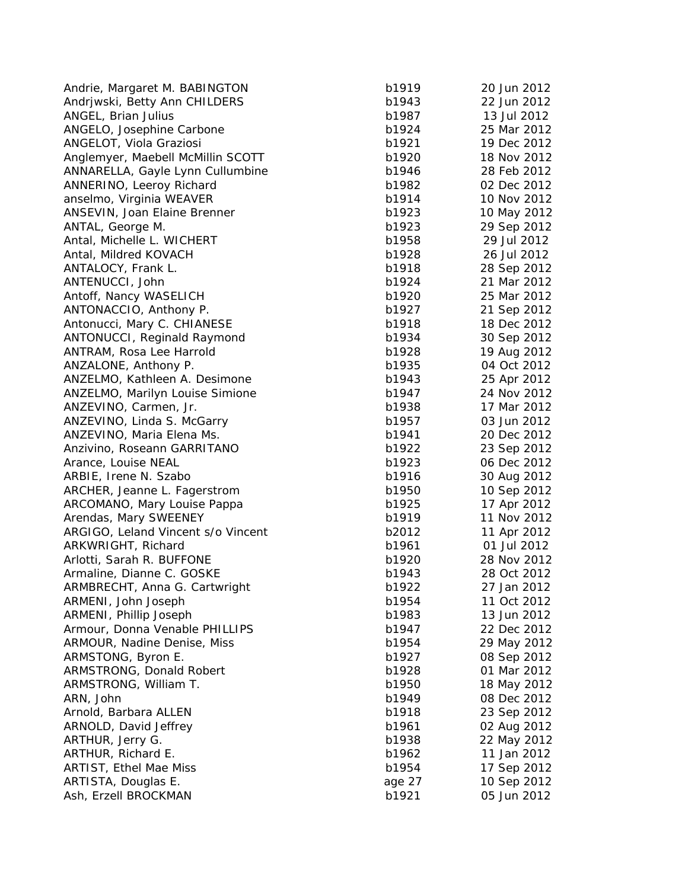| | | |
|---|---|---|
| Andrie, Margaret M. BABINGTON | b1919 | 20 Jun 2012 |
| Andrjwski, Betty Ann CHILDERS | b1943 | 22 Jun 2012 |
| ANGEL, Brian Julius | b1987 | 13 Jul 2012 |
| ANGELO, Josephine Carbone | b1924 | 25 Mar 2012 |
| ANGELOT, Viola Graziosi | b1921 | 19 Dec 2012 |
| Anglemyer, Maebell McMillin SCOTT | b1920 | 18 Nov 2012 |
| ANNARELLA, Gayle Lynn Cullumbine | b1946 | 28 Feb 2012 |
| ANNERINO, Leeroy Richard | b1982 | 02 Dec 2012 |
| anselmo, Virginia WEAVER | b1914 | 10 Nov 2012 |
| ANSEVIN, Joan Elaine Brenner | b1923 | 10 May 2012 |
| ANTAL, George M. | b1923 | 29 Sep 2012 |
| Antal, Michelle L. WICHERT | b1958 | 29 Jul 2012 |
| Antal, Mildred KOVACH | b1928 | 26 Jul 2012 |
| ANTALOCY, Frank L. | b1918 | 28 Sep 2012 |
| ANTENUCCI, John | b1924 | 21 Mar 2012 |
| Antoff, Nancy WASELICH | b1920 | 25 Mar 2012 |
| ANTONACCIO, Anthony P. | b1927 | 21 Sep 2012 |
| Antonucci, Mary C. CHIANESE | b1918 | 18 Dec 2012 |
| ANTONUCCI, Reginald Raymond | b1934 | 30 Sep 2012 |
| ANTRAM, Rosa Lee Harrold | b1928 | 19 Aug 2012 |
| ANZALONE, Anthony P. | b1935 | 04 Oct 2012 |
| ANZELMO, Kathleen A. Desimone | b1943 | 25 Apr 2012 |
| ANZELMO, Marilyn Louise Simione | b1947 | 24 Nov 2012 |
| ANZEVINO, Carmen, Jr. | b1938 | 17 Mar 2012 |
| ANZEVINO, Linda S. McGarry | b1957 | 03 Jun 2012 |
| ANZEVINO, Maria Elena Ms. | b1941 | 20 Dec 2012 |
| Anzivino, Roseann GARRITANO | b1922 | 23 Sep 2012 |
| Arance, Louise NEAL | b1923 | 06 Dec 2012 |
| ARBIE, Irene N. Szabo | b1916 | 30 Aug 2012 |
| ARCHER, Jeanne L. Fagerstrom | b1950 | 10 Sep 2012 |
| ARCOMANO, Mary Louise Pappa | b1925 | 17 Apr 2012 |
| Arendas, Mary SWEENEY | b1919 | 11 Nov 2012 |
| ARGIGO, Leland Vincent s/o Vincent | b2012 | 11 Apr 2012 |
| ARKWRIGHT, Richard | b1961 | 01 Jul 2012 |
| Arlotti, Sarah R. BUFFONE | b1920 | 28 Nov 2012 |
| Armaline, Dianne C. GOSKE | b1943 | 28 Oct 2012 |
| ARMBRECHT, Anna G. Cartwright | b1922 | 27 Jan 2012 |
| ARMENI, John Joseph | b1954 | 11 Oct 2012 |
| ARMENI, Phillip Joseph | b1983 | 13 Jun 2012 |
| Armour, Donna Venable PHILLIPS | b1947 | 22 Dec 2012 |
| ARMOUR, Nadine Denise, Miss | b1954 | 29 May 2012 |
| ARMSTONG, Byron E. | b1927 | 08 Sep 2012 |
| ARMSTRONG, Donald Robert | b1928 | 01 Mar 2012 |
| ARMSTRONG, William T. | b1950 | 18 May 2012 |
| ARN, John | b1949 | 08 Dec 2012 |
| Arnold, Barbara ALLEN | b1918 | 23 Sep 2012 |
| ARNOLD, David Jeffrey | b1961 | 02 Aug 2012 |
| ARTHUR, Jerry G. | b1938 | 22 May 2012 |
| ARTHUR, Richard E. | b1962 | 11 Jan 2012 |
| ARTIST, Ethel Mae Miss | b1954 | 17 Sep 2012 |
| ARTISTA, Douglas E. | age 27 | 10 Sep 2012 |
| Ash, Erzell BROCKMAN | b1921 | 05 Jun 2012 |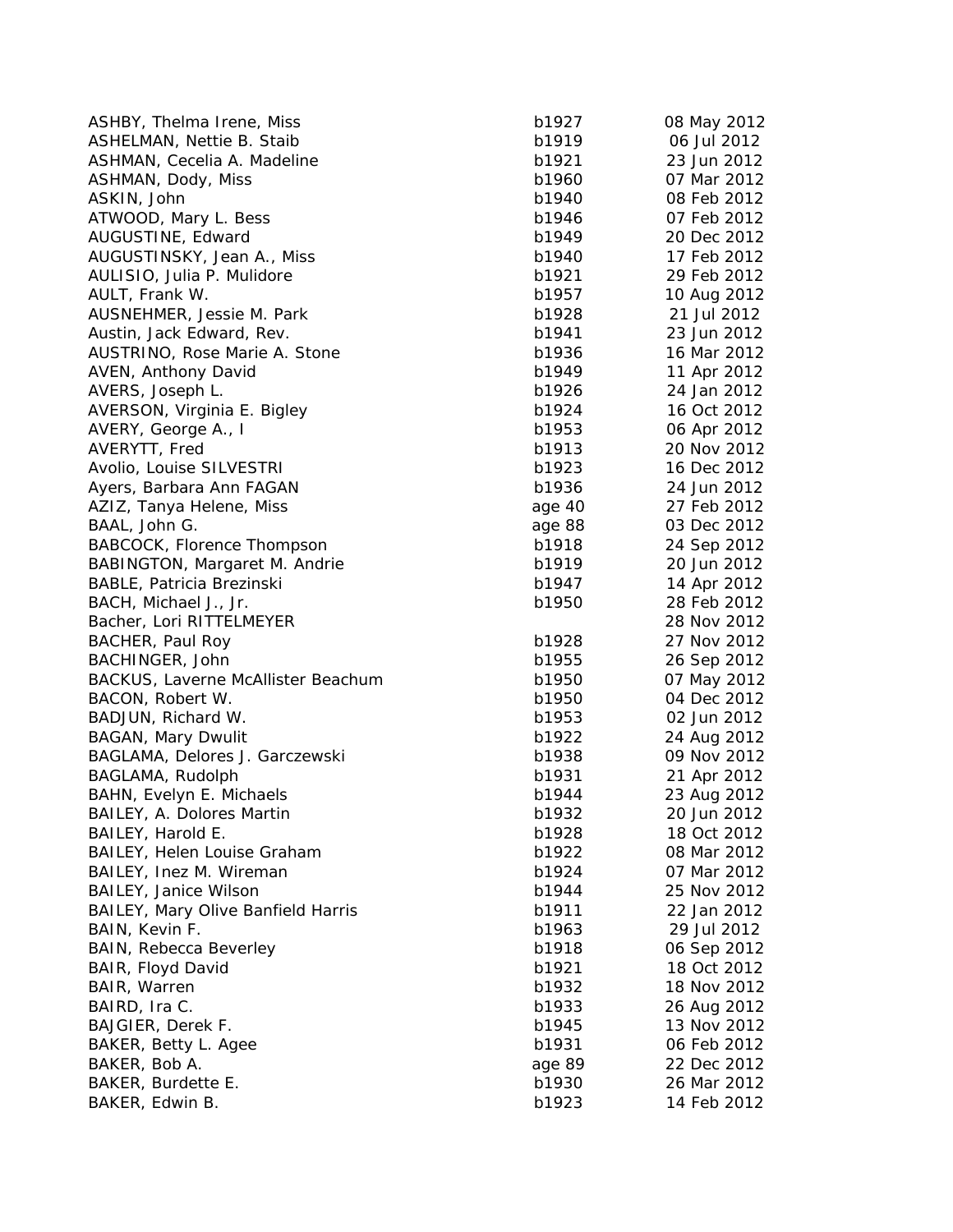| | | |
|---|---|---|
| ASHBY, Thelma Irene, Miss | b1927 | 08 May 2012 |
| ASHELMAN, Nettie B. Staib | b1919 | 06 Jul 2012 |
| ASHMAN, Cecelia A. Madeline | b1921 | 23 Jun 2012 |
| ASHMAN, Dody, Miss | b1960 | 07 Mar 2012 |
| ASKIN, John | b1940 | 08 Feb 2012 |
| ATWOOD, Mary L. Bess | b1946 | 07 Feb 2012 |
| AUGUSTINE, Edward | b1949 | 20 Dec 2012 |
| AUGUSTINSKY, Jean A., Miss | b1940 | 17 Feb 2012 |
| AULISIO, Julia P. Mulidore | b1921 | 29 Feb 2012 |
| AULT, Frank W. | b1957 | 10 Aug 2012 |
| AUSNEHMER, Jessie M. Park | b1928 | 21 Jul 2012 |
| Austin, Jack Edward, Rev. | b1941 | 23 Jun 2012 |
| AUSTRINO, Rose Marie A. Stone | b1936 | 16 Mar 2012 |
| AVEN, Anthony David | b1949 | 11 Apr 2012 |
| AVERS, Joseph L. | b1926 | 24 Jan 2012 |
| AVERSON, Virginia E. Bigley | b1924 | 16 Oct 2012 |
| AVERY, George A., I | b1953 | 06 Apr 2012 |
| AVERYTT, Fred | b1913 | 20 Nov 2012 |
| Avolio, Louise SILVESTRI | b1923 | 16 Dec 2012 |
| Ayers, Barbara Ann FAGAN | b1936 | 24 Jun 2012 |
| AZIZ, Tanya Helene, Miss | age 40 | 27 Feb 2012 |
| BAAL, John G. | age 88 | 03 Dec 2012 |
| BABCOCK, Florence Thompson | b1918 | 24 Sep 2012 |
| BABINGTON, Margaret M. Andrie | b1919 | 20 Jun 2012 |
| BABLE, Patricia Brezinski | b1947 | 14 Apr 2012 |
| BACH, Michael J., Jr. | b1950 | 28 Feb 2012 |
| Bacher, Lori RITTELMEYER | | 28 Nov 2012 |
| BACHER, Paul Roy | b1928 | 27 Nov 2012 |
| BACHINGER, John | b1955 | 26 Sep 2012 |
| BACKUS, Laverne McAllister Beachum | b1950 | 07 May 2012 |
| BACON, Robert W. | b1950 | 04 Dec 2012 |
| BADJUN, Richard W. | b1953 | 02 Jun 2012 |
| BAGAN, Mary Dwulit | b1922 | 24 Aug 2012 |
| BAGLAMA, Delores J. Garczewski | b1938 | 09 Nov 2012 |
| BAGLAMA, Rudolph | b1931 | 21 Apr 2012 |
| BAHN, Evelyn E. Michaels | b1944 | 23 Aug 2012 |
| BAILEY, A. Dolores Martin | b1932 | 20 Jun 2012 |
| BAILEY, Harold E. | b1928 | 18 Oct 2012 |
| BAILEY, Helen Louise Graham | b1922 | 08 Mar 2012 |
| BAILEY, Inez M. Wireman | b1924 | 07 Mar 2012 |
| BAILEY, Janice Wilson | b1944 | 25 Nov 2012 |
| BAILEY, Mary Olive Banfield Harris | b1911 | 22 Jan 2012 |
| BAIN, Kevin F. | b1963 | 29 Jul 2012 |
| BAIN, Rebecca Beverley | b1918 | 06 Sep 2012 |
| BAIR, Floyd David | b1921 | 18 Oct 2012 |
| BAIR, Warren | b1932 | 18 Nov 2012 |
| BAIRD, Ira C. | b1933 | 26 Aug 2012 |
| BAJGIER, Derek F. | b1945 | 13 Nov 2012 |
| BAKER, Betty L. Agee | b1931 | 06 Feb 2012 |
| BAKER, Bob A. | age 89 | 22 Dec 2012 |
| BAKER, Burdette E. | b1930 | 26 Mar 2012 |
| BAKER, Edwin B. | b1923 | 14 Feb 2012 |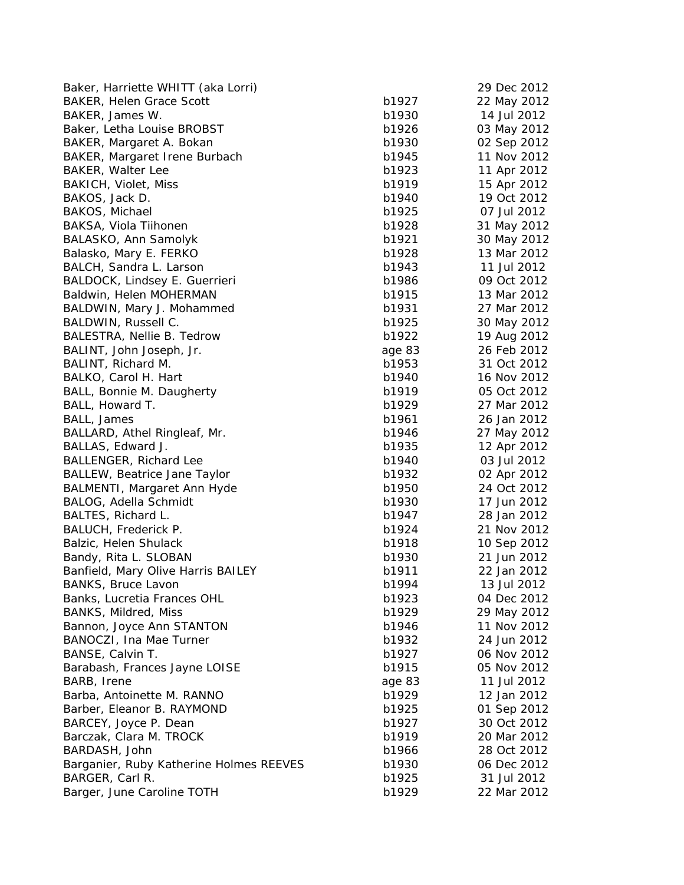| | | |
|---|---|---|
| Baker, Harriette WHITT (aka Lorri) | | 29 Dec 2012 |
| BAKER, Helen Grace Scott | b1927 | 22 May 2012 |
| BAKER, James W. | b1930 | 14 Jul 2012 |
| Baker, Letha Louise BROBST | b1926 | 03 May 2012 |
| BAKER, Margaret A. Bokan | b1930 | 02 Sep 2012 |
| BAKER, Margaret Irene Burbach | b1945 | 11 Nov 2012 |
| BAKER, Walter Lee | b1923 | 11 Apr 2012 |
| BAKICH, Violet, Miss | b1919 | 15 Apr 2012 |
| BAKOS, Jack D. | b1940 | 19 Oct 2012 |
| BAKOS, Michael | b1925 | 07 Jul 2012 |
| BAKSA, Viola Tiihonen | b1928 | 31 May 2012 |
| BALASKO, Ann Samolyk | b1921 | 30 May 2012 |
| Balasko, Mary E. FERKO | b1928 | 13 Mar 2012 |
| BALCH, Sandra L. Larson | b1943 | 11 Jul 2012 |
| BALDOCK, Lindsey E. Guerrieri | b1986 | 09 Oct 2012 |
| Baldwin, Helen MOHERMAN | b1915 | 13 Mar 2012 |
| BALDWIN, Mary J. Mohammed | b1931 | 27 Mar 2012 |
| BALDWIN, Russell C. | b1925 | 30 May 2012 |
| BALESTRA, Nellie B. Tedrow | b1922 | 19 Aug 2012 |
| BALINT, John Joseph, Jr. | age 83 | 26 Feb 2012 |
| BALINT, Richard M. | b1953 | 31 Oct 2012 |
| BALKO, Carol H. Hart | b1940 | 16 Nov 2012 |
| BALL, Bonnie M. Daugherty | b1919 | 05 Oct 2012 |
| BALL, Howard T. | b1929 | 27 Mar 2012 |
| BALL, James | b1961 | 26 Jan 2012 |
| BALLARD, Athel Ringleaf, Mr. | b1946 | 27 May 2012 |
| BALLAS, Edward J. | b1935 | 12 Apr 2012 |
| BALLENGER, Richard Lee | b1940 | 03 Jul 2012 |
| BALLEW, Beatrice Jane Taylor | b1932 | 02 Apr 2012 |
| BALMENTI, Margaret Ann Hyde | b1950 | 24 Oct 2012 |
| BALOG, Adella Schmidt | b1930 | 17 Jun 2012 |
| BALTES, Richard L. | b1947 | 28 Jan 2012 |
| BALUCH, Frederick P. | b1924 | 21 Nov 2012 |
| Balzic, Helen Shulack | b1918 | 10 Sep 2012 |
| Bandy, Rita L. SLOBAN | b1930 | 21 Jun 2012 |
| Banfield, Mary Olive Harris BAILEY | b1911 | 22 Jan 2012 |
| BANKS, Bruce Lavon | b1994 | 13 Jul 2012 |
| Banks, Lucretia Frances OHL | b1923 | 04 Dec 2012 |
| BANKS, Mildred, Miss | b1929 | 29 May 2012 |
| Bannon, Joyce Ann STANTON | b1946 | 11 Nov 2012 |
| BANOCZI, Ina Mae Turner | b1932 | 24 Jun 2012 |
| BANSE, Calvin T. | b1927 | 06 Nov 2012 |
| Barabash, Frances Jayne LOISE | b1915 | 05 Nov 2012 |
| BARB, Irene | age 83 | 11 Jul 2012 |
| Barba, Antoinette M. RANNO | b1929 | 12 Jan 2012 |
| Barber, Eleanor B. RAYMOND | b1925 | 01 Sep 2012 |
| BARCEY, Joyce P. Dean | b1927 | 30 Oct 2012 |
| Barczak, Clara M. TROCK | b1919 | 20 Mar 2012 |
| BARDASH, John | b1966 | 28 Oct 2012 |
| Barganier, Ruby Katherine Holmes REEVES | b1930 | 06 Dec 2012 |
| BARGER, Carl R. | b1925 | 31 Jul 2012 |
| Barger, June Caroline TOTH | b1929 | 22 Mar 2012 |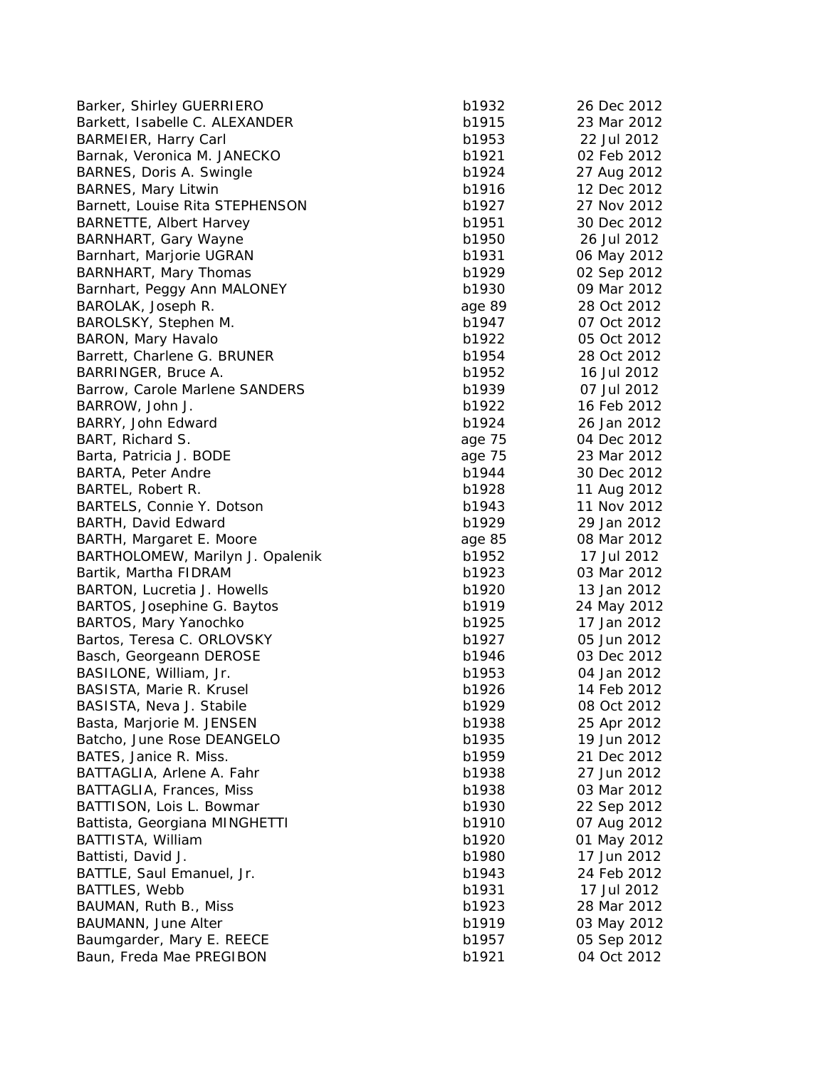| | | |
|---|---|---|
| Barker, Shirley GUERRIERO | b1932 | 26 Dec 2012 |
| Barkett, Isabelle C. ALEXANDER | b1915 | 23 Mar 2012 |
| BARMEIER, Harry Carl | b1953 | 22 Jul 2012 |
| Barnak, Veronica M. JANECKO | b1921 | 02 Feb 2012 |
| BARNES, Doris A. Swingle | b1924 | 27 Aug 2012 |
| BARNES, Mary Litwin | b1916 | 12 Dec 2012 |
| Barnett, Louise Rita STEPHENSON | b1927 | 27 Nov 2012 |
| BARNETTE, Albert Harvey | b1951 | 30 Dec 2012 |
| BARNHART, Gary Wayne | b1950 | 26 Jul 2012 |
| Barnhart, Marjorie UGRAN | b1931 | 06 May 2012 |
| BARNHART, Mary Thomas | b1929 | 02 Sep 2012 |
| Barnhart, Peggy Ann MALONEY | b1930 | 09 Mar 2012 |
| BAROLAK, Joseph R. | age 89 | 28 Oct 2012 |
| BAROLSKY, Stephen M. | b1947 | 07 Oct 2012 |
| BARON, Mary Havalo | b1922 | 05 Oct 2012 |
| Barrett, Charlene G. BRUNER | b1954 | 28 Oct 2012 |
| BARRINGER, Bruce A. | b1952 | 16 Jul 2012 |
| Barrow, Carole Marlene SANDERS | b1939 | 07 Jul 2012 |
| BARROW, John J. | b1922 | 16 Feb 2012 |
| BARRY, John Edward | b1924 | 26 Jan 2012 |
| BART, Richard S. | age 75 | 04 Dec 2012 |
| Barta, Patricia J. BODE | age 75 | 23 Mar 2012 |
| BARTA, Peter Andre | b1944 | 30 Dec 2012 |
| BARTEL, Robert R. | b1928 | 11 Aug 2012 |
| BARTELS, Connie Y. Dotson | b1943 | 11 Nov 2012 |
| BARTH, David Edward | b1929 | 29 Jan 2012 |
| BARTH, Margaret E. Moore | age 85 | 08 Mar 2012 |
| BARTHOLOMEW, Marilyn J. Opalenik | b1952 | 17 Jul 2012 |
| Bartik, Martha FIDRAM | b1923 | 03 Mar 2012 |
| BARTON, Lucretia J. Howells | b1920 | 13 Jan 2012 |
| BARTOS, Josephine G. Baytos | b1919 | 24 May 2012 |
| BARTOS, Mary Yanochko | b1925 | 17 Jan 2012 |
| Bartos, Teresa C. ORLOVSKY | b1927 | 05 Jun 2012 |
| Basch, Georgeann DEROSE | b1946 | 03 Dec 2012 |
| BASILONE, William, Jr. | b1953 | 04 Jan 2012 |
| BASISTA, Marie R. Krusel | b1926 | 14 Feb 2012 |
| BASISTA, Neva J. Stabile | b1929 | 08 Oct 2012 |
| Basta, Marjorie M. JENSEN | b1938 | 25 Apr 2012 |
| Batcho, June Rose DEANGELO | b1935 | 19 Jun 2012 |
| BATES, Janice R. Miss. | b1959 | 21 Dec 2012 |
| BATTAGLIA, Arlene A. Fahr | b1938 | 27 Jun 2012 |
| BATTAGLIA, Frances, Miss | b1938 | 03 Mar 2012 |
| BATTISON, Lois L. Bowmar | b1930 | 22 Sep 2012 |
| Battista, Georgiana MINGHETTI | b1910 | 07 Aug 2012 |
| BATTISTA, William | b1920 | 01 May 2012 |
| Battisti, David J. | b1980 | 17 Jun 2012 |
| BATTLE, Saul Emanuel, Jr. | b1943 | 24 Feb 2012 |
| BATTLES, Webb | b1931 | 17 Jul 2012 |
| BAUMAN, Ruth B., Miss | b1923 | 28 Mar 2012 |
| BAUMANN, June Alter | b1919 | 03 May 2012 |
| Baumgarder, Mary E. REECE | b1957 | 05 Sep 2012 |
| Baun, Freda Mae PREGIBON | b1921 | 04 Oct 2012 |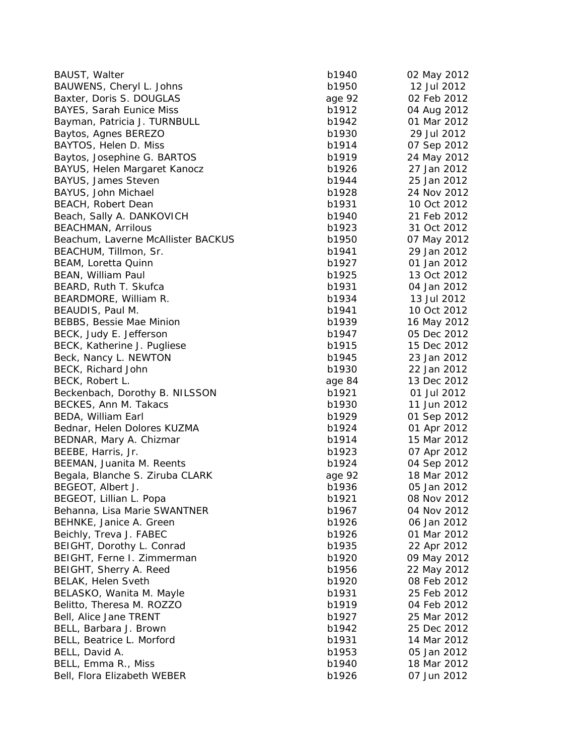| | | |
|---|---|---|
| BAUST, Walter | b1940 | 02 May 2012 |
| BAUWENS, Cheryl L. Johns | b1950 | 12 Jul 2012 |
| Baxter, Doris S. DOUGLAS | age 92 | 02 Feb 2012 |
| BAYES, Sarah Eunice Miss | b1912 | 04 Aug 2012 |
| Bayman, Patricia J. TURNBULL | b1942 | 01 Mar 2012 |
| Baytos, Agnes BEREZO | b1930 | 29 Jul 2012 |
| BAYTOS, Helen D. Miss | b1914 | 07 Sep 2012 |
| Baytos, Josephine G. BARTOS | b1919 | 24 May 2012 |
| BAYUS, Helen Margaret Kanocz | b1926 | 27 Jan 2012 |
| BAYUS, James Steven | b1944 | 25 Jan 2012 |
| BAYUS, John Michael | b1928 | 24 Nov 2012 |
| BEACH, Robert Dean | b1931 | 10 Oct 2012 |
| Beach, Sally A. DANKOVICH | b1940 | 21 Feb 2012 |
| BEACHMAN, Arrilous | b1923 | 31 Oct 2012 |
| Beachum, Laverne McAllister BACKUS | b1950 | 07 May 2012 |
| BEACHUM, Tillmon, Sr. | b1941 | 29 Jan 2012 |
| BEAM, Loretta Quinn | b1927 | 01 Jan 2012 |
| BEAN, William Paul | b1925 | 13 Oct 2012 |
| BEARD, Ruth T. Skufca | b1931 | 04 Jan 2012 |
| BEARDMORE, William R. | b1934 | 13 Jul 2012 |
| BEAUDIS, Paul M. | b1941 | 10 Oct 2012 |
| BEBBS, Bessie Mae Minion | b1939 | 16 May 2012 |
| BECK, Judy E. Jefferson | b1947 | 05 Dec 2012 |
| BECK, Katherine J. Pugliese | b1915 | 15 Dec 2012 |
| Beck, Nancy L. NEWTON | b1945 | 23 Jan 2012 |
| BECK, Richard John | b1930 | 22 Jan 2012 |
| BECK, Robert L. | age 84 | 13 Dec 2012 |
| Beckenbach, Dorothy B. NILSSON | b1921 | 01 Jul 2012 |
| BECKES, Ann M. Takacs | b1930 | 11 Jun 2012 |
| BEDA, William Earl | b1929 | 01 Sep 2012 |
| Bednar, Helen Dolores KUZMA | b1924 | 01 Apr 2012 |
| BEDNAR, Mary A. Chizmar | b1914 | 15 Mar 2012 |
| BEEBE, Harris, Jr. | b1923 | 07 Apr 2012 |
| BEEMAN, Juanita M. Reents | b1924 | 04 Sep 2012 |
| Begala, Blanche S. Ziruba CLARK | age 92 | 18 Mar 2012 |
| BEGEOT, Albert J. | b1936 | 05 Jan 2012 |
| BEGEOT, Lillian L. Popa | b1921 | 08 Nov 2012 |
| Behanna, Lisa Marie SWANTNER | b1967 | 04 Nov 2012 |
| BEHNKE, Janice A. Green | b1926 | 06 Jan 2012 |
| Beichly, Treva J. FABEC | b1926 | 01 Mar 2012 |
| BEIGHT, Dorothy L. Conrad | b1935 | 22 Apr 2012 |
| BEIGHT, Ferne I. Zimmerman | b1920 | 09 May 2012 |
| BEIGHT, Sherry A. Reed | b1956 | 22 May 2012 |
| BELAK, Helen Sveth | b1920 | 08 Feb 2012 |
| BELASKO, Wanita M. Mayle | b1931 | 25 Feb 2012 |
| Belitto, Theresa M. ROZZO | b1919 | 04 Feb 2012 |
| Bell, Alice Jane TRENT | b1927 | 25 Mar 2012 |
| BELL, Barbara J. Brown | b1942 | 25 Dec 2012 |
| BELL, Beatrice L. Morford | b1931 | 14 Mar 2012 |
| BELL, David A. | b1953 | 05 Jan 2012 |
| BELL, Emma R., Miss | b1940 | 18 Mar 2012 |
| Bell, Flora Elizabeth WEBER | b1926 | 07 Jun 2012 |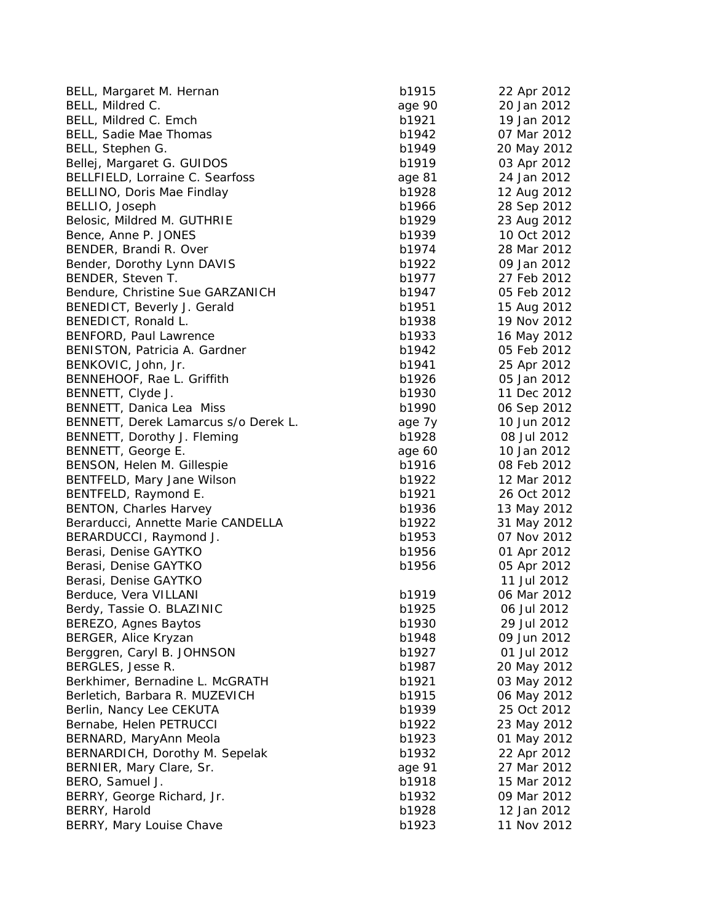| | | |
|---|---|---|
| BELL, Margaret M. Hernan | b1915 | 22 Apr 2012 |
| BELL, Mildred C. | age 90 | 20 Jan 2012 |
| BELL, Mildred C. Emch | b1921 | 19 Jan 2012 |
| BELL, Sadie Mae Thomas | b1942 | 07 Mar 2012 |
| BELL, Stephen G. | b1949 | 20 May 2012 |
| Bellej, Margaret G. GUIDOS | b1919 | 03 Apr 2012 |
| BELLFIELD, Lorraine C. Searfoss | age 81 | 24 Jan 2012 |
| BELLINO, Doris Mae Findlay | b1928 | 12 Aug 2012 |
| BELLIO, Joseph | b1966 | 28 Sep 2012 |
| Belosic, Mildred M. GUTHRIE | b1929 | 23 Aug 2012 |
| Bence, Anne P. JONES | b1939 | 10 Oct 2012 |
| BENDER, Brandi R. Over | b1974 | 28 Mar 2012 |
| Bender, Dorothy Lynn DAVIS | b1922 | 09 Jan 2012 |
| BENDER, Steven T. | b1977 | 27 Feb 2012 |
| Bendure, Christine Sue GARZANICH | b1947 | 05 Feb 2012 |
| BENEDICT, Beverly J. Gerald | b1951 | 15 Aug 2012 |
| BENEDICT, Ronald L. | b1938 | 19 Nov 2012 |
| BENFORD, Paul Lawrence | b1933 | 16 May 2012 |
| BENISTON, Patricia A. Gardner | b1942 | 05 Feb 2012 |
| BENKOVIC, John, Jr. | b1941 | 25 Apr 2012 |
| BENNEHOOF, Rae L. Griffith | b1926 | 05 Jan 2012 |
| BENNETT, Clyde J. | b1930 | 11 Dec 2012 |
| BENNETT, Danica Lea Miss | b1990 | 06 Sep 2012 |
| BENNETT, Derek Lamarcus s/o Derek L. | age 7y | 10 Jun 2012 |
| BENNETT, Dorothy J. Fleming | b1928 | 08 Jul 2012 |
| BENNETT, George E. | age 60 | 10 Jan 2012 |
| BENSON, Helen M. Gillespie | b1916 | 08 Feb 2012 |
| BENTFELD, Mary Jane Wilson | b1922 | 12 Mar 2012 |
| BENTFELD, Raymond E. | b1921 | 26 Oct 2012 |
| BENTON, Charles Harvey | b1936 | 13 May 2012 |
| Berarducci, Annette Marie CANDELLA | b1922 | 31 May 2012 |
| BERARDUCCI, Raymond J. | b1953 | 07 Nov 2012 |
| Berasi, Denise GAYTKO | b1956 | 01 Apr 2012 |
| Berasi, Denise GAYTKO | b1956 | 05 Apr 2012 |
| Berasi, Denise GAYTKO | | 11 Jul 2012 |
| Berduce, Vera VILLANI | b1919 | 06 Mar 2012 |
| Berdy, Tassie O. BLAZINIC | b1925 | 06 Jul 2012 |
| BEREZO, Agnes Baytos | b1930 | 29 Jul 2012 |
| BERGER, Alice Kryzan | b1948 | 09 Jun 2012 |
| Berggren, Caryl B. JOHNSON | b1927 | 01 Jul 2012 |
| BERGLES, Jesse R. | b1987 | 20 May 2012 |
| Berkhimer, Bernadine L. McGRATH | b1921 | 03 May 2012 |
| Berletich, Barbara R. MUZEVICH | b1915 | 06 May 2012 |
| Berlin, Nancy Lee CEKUTA | b1939 | 25 Oct 2012 |
| Bernabe, Helen PETRUCCI | b1922 | 23 May 2012 |
| BERNARD, MaryAnn Meola | b1923 | 01 May 2012 |
| BERNARDICH, Dorothy M. Sepelak | b1932 | 22 Apr 2012 |
| BERNIER, Mary Clare, Sr. | age 91 | 27 Mar 2012 |
| BERO, Samuel J. | b1918 | 15 Mar 2012 |
| BERRY, George Richard, Jr. | b1932 | 09 Mar 2012 |
| BERRY, Harold | b1928 | 12 Jan 2012 |
| BERRY, Mary Louise Chave | b1923 | 11 Nov 2012 |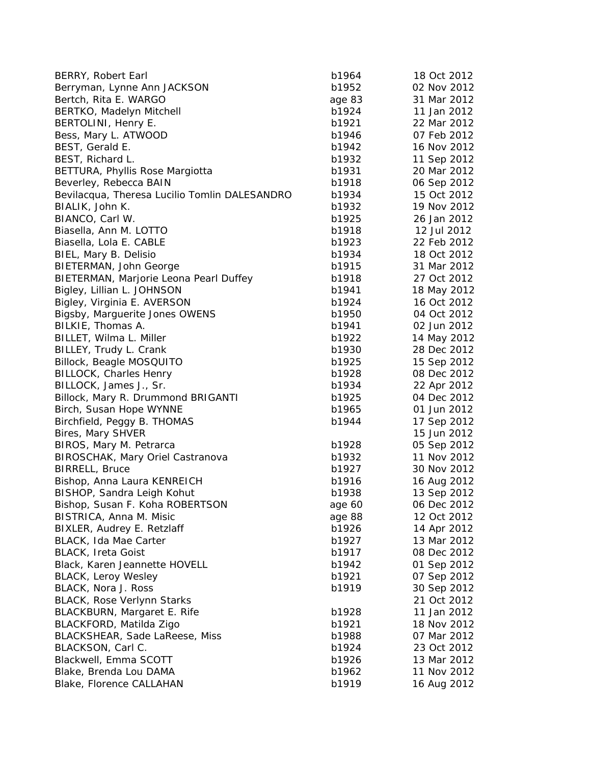| | | |
|---|---|---|
| BERRY, Robert Earl | b1964 | 18 Oct 2012 |
| Berryman, Lynne Ann JACKSON | b1952 | 02 Nov 2012 |
| Bertch, Rita E. WARGO | age 83 | 31 Mar 2012 |
| BERTKO, Madelyn Mitchell | b1924 | 11 Jan 2012 |
| BERTOLINI, Henry E. | b1921 | 22 Mar 2012 |
| Bess, Mary L. ATWOOD | b1946 | 07 Feb 2012 |
| BEST, Gerald E. | b1942 | 16 Nov 2012 |
| BEST, Richard L. | b1932 | 11 Sep 2012 |
| BETTURA, Phyllis Rose Margiotta | b1931 | 20 Mar 2012 |
| Beverley, Rebecca BAIN | b1918 | 06 Sep 2012 |
| Bevilacqua, Theresa Lucilio Tomlin DALESANDRO | b1934 | 15 Oct 2012 |
| BIALIK, John K. | b1932 | 19 Nov 2012 |
| BIANCO, Carl W. | b1925 | 26 Jan 2012 |
| Biasella, Ann M. LOTTO | b1918 | 12 Jul 2012 |
| Biasella, Lola E. CABLE | b1923 | 22 Feb 2012 |
| BIEL, Mary B. Delisio | b1934 | 18 Oct 2012 |
| BIETERMAN, John George | b1915 | 31 Mar 2012 |
| BIETERMAN, Marjorie Leona Pearl Duffey | b1918 | 27 Oct 2012 |
| Bigley, Lillian L. JOHNSON | b1941 | 18 May 2012 |
| Bigley, Virginia E. AVERSON | b1924 | 16 Oct 2012 |
| Bigsby, Marguerite Jones OWENS | b1950 | 04 Oct 2012 |
| BILKIE, Thomas A. | b1941 | 02 Jun 2012 |
| BILLET, Wilma L. Miller | b1922 | 14 May 2012 |
| BILLEY, Trudy L. Crank | b1930 | 28 Dec 2012 |
| Billock, Beagle MOSQUITO | b1925 | 15 Sep 2012 |
| BILLOCK, Charles Henry | b1928 | 08 Dec 2012 |
| BILLOCK, James J., Sr. | b1934 | 22 Apr 2012 |
| Billock, Mary R. Drummond BRIGANTI | b1925 | 04 Dec 2012 |
| Birch, Susan Hope WYNNE | b1965 | 01 Jun 2012 |
| Birchfield, Peggy B. THOMAS | b1944 | 17 Sep 2012 |
| Bires, Mary SHVER | | 15 Jun 2012 |
| BIROS, Mary M. Petrarca | b1928 | 05 Sep 2012 |
| BIROSCHAK, Mary Oriel Castranova | b1932 | 11 Nov 2012 |
| BIRRELL, Bruce | b1927 | 30 Nov 2012 |
| Bishop, Anna Laura KENREICH | b1916 | 16 Aug 2012 |
| BISHOP, Sandra Leigh Kohut | b1938 | 13 Sep 2012 |
| Bishop, Susan F. Koha ROBERTSON | age 60 | 06 Dec 2012 |
| BISTRICA, Anna M. Misic | age 88 | 12 Oct 2012 |
| BIXLER, Audrey E. Retzlaff | b1926 | 14 Apr 2012 |
| BLACK, Ida Mae Carter | b1927 | 13 Mar 2012 |
| BLACK, Ireta Goist | b1917 | 08 Dec 2012 |
| Black, Karen Jeannette HOVELL | b1942 | 01 Sep 2012 |
| BLACK, Leroy Wesley | b1921 | 07 Sep 2012 |
| BLACK, Nora J. Ross | b1919 | 30 Sep 2012 |
| BLACK, Rose Verlynn Starks | | 21 Oct 2012 |
| BLACKBURN, Margaret E. Rife | b1928 | 11 Jan 2012 |
| BLACKFORD, Matilda Zigo | b1921 | 18 Nov 2012 |
| BLACKSHEAR, Sade LaReese, Miss | b1988 | 07 Mar 2012 |
| BLACKSON, Carl C. | b1924 | 23 Oct 2012 |
| Blackwell, Emma SCOTT | b1926 | 13 Mar 2012 |
| Blake, Brenda Lou DAMA | b1962 | 11 Nov 2012 |
| Blake, Florence CALLAHAN | b1919 | 16 Aug 2012 |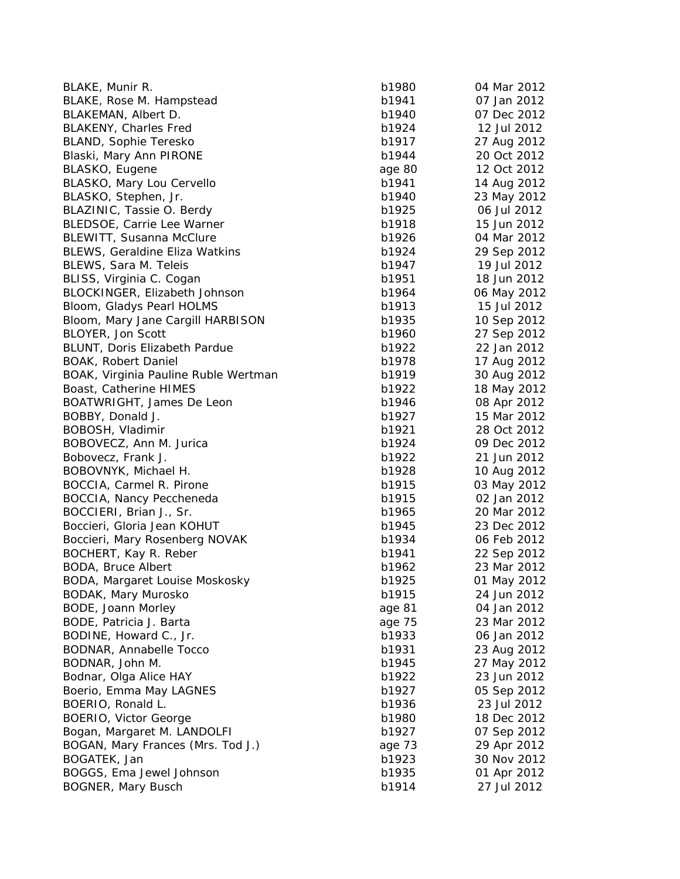| | | |
|---|---|---|
| BLAKE, Munir R. | b1980 | 04 Mar 2012 |
| BLAKE, Rose M. Hampstead | b1941 | 07 Jan 2012 |
| BLAKEMAN, Albert D. | b1940 | 07 Dec 2012 |
| BLAKENY, Charles Fred | b1924 | 12 Jul 2012 |
| BLAND, Sophie Teresko | b1917 | 27 Aug 2012 |
| Blaski, Mary Ann PIRONE | b1944 | 20 Oct 2012 |
| BLASKO, Eugene | age 80 | 12 Oct 2012 |
| BLASKO, Mary Lou Cervello | b1941 | 14 Aug 2012 |
| BLASKO, Stephen, Jr. | b1940 | 23 May 2012 |
| BLAZINIC, Tassie O. Berdy | b1925 | 06 Jul 2012 |
| BLEDSOE, Carrie Lee Warner | b1918 | 15 Jun 2012 |
| BLEWITT, Susanna McClure | b1926 | 04 Mar 2012 |
| BLEWS, Geraldine Eliza Watkins | b1924 | 29 Sep 2012 |
| BLEWS, Sara M. Teleis | b1947 | 19 Jul 2012 |
| BLISS, Virginia C. Cogan | b1951 | 18 Jun 2012 |
| BLOCKINGER, Elizabeth Johnson | b1964 | 06 May 2012 |
| Bloom, Gladys Pearl HOLMS | b1913 | 15 Jul 2012 |
| Bloom, Mary Jane Cargill HARBISON | b1935 | 10 Sep 2012 |
| BLOYER, Jon Scott | b1960 | 27 Sep 2012 |
| BLUNT, Doris Elizabeth Pardue | b1922 | 22 Jan 2012 |
| BOAK, Robert Daniel | b1978 | 17 Aug 2012 |
| BOAK, Virginia Pauline Ruble Wertman | b1919 | 30 Aug 2012 |
| Boast, Catherine HIMES | b1922 | 18 May 2012 |
| BOATWRIGHT, James De Leon | b1946 | 08 Apr 2012 |
| BOBBY, Donald J. | b1927 | 15 Mar 2012 |
| BOBOSH, Vladimir | b1921 | 28 Oct 2012 |
| BOBOVECZ, Ann M. Jurica | b1924 | 09 Dec 2012 |
| Bobovecz, Frank J. | b1922 | 21 Jun 2012 |
| BOBOVNYK, Michael H. | b1928 | 10 Aug 2012 |
| BOCCIA, Carmel R. Pirone | b1915 | 03 May 2012 |
| BOCCIA, Nancy Peccheneda | b1915 | 02 Jan 2012 |
| BOCCIERI, Brian J., Sr. | b1965 | 20 Mar 2012 |
| Boccieri, Gloria Jean KOHUT | b1945 | 23 Dec 2012 |
| Boccieri, Mary Rosenberg NOVAK | b1934 | 06 Feb 2012 |
| BOCHERT, Kay R. Reber | b1941 | 22 Sep 2012 |
| BODA, Bruce Albert | b1962 | 23 Mar 2012 |
| BODA, Margaret Louise Moskosky | b1925 | 01 May 2012 |
| BODAK, Mary Murosko | b1915 | 24 Jun 2012 |
| BODE, Joann Morley | age 81 | 04 Jan 2012 |
| BODE, Patricia J. Barta | age 75 | 23 Mar 2012 |
| BODINE, Howard C., Jr. | b1933 | 06 Jan 2012 |
| BODNAR, Annabelle Tocco | b1931 | 23 Aug 2012 |
| BODNAR, John M. | b1945 | 27 May 2012 |
| Bodnar, Olga Alice HAY | b1922 | 23 Jun 2012 |
| Boerio, Emma May LAGNES | b1927 | 05 Sep 2012 |
| BOERIO, Ronald L. | b1936 | 23 Jul 2012 |
| BOERIO, Victor George | b1980 | 18 Dec 2012 |
| Bogan, Margaret M. LANDOLFI | b1927 | 07 Sep 2012 |
| BOGAN, Mary Frances (Mrs. Tod J.) | age 73 | 29 Apr 2012 |
| BOGATEK, Jan | b1923 | 30 Nov 2012 |
| BOGGS, Ema Jewel Johnson | b1935 | 01 Apr 2012 |
| BOGNER, Mary Busch | b1914 | 27 Jul 2012 |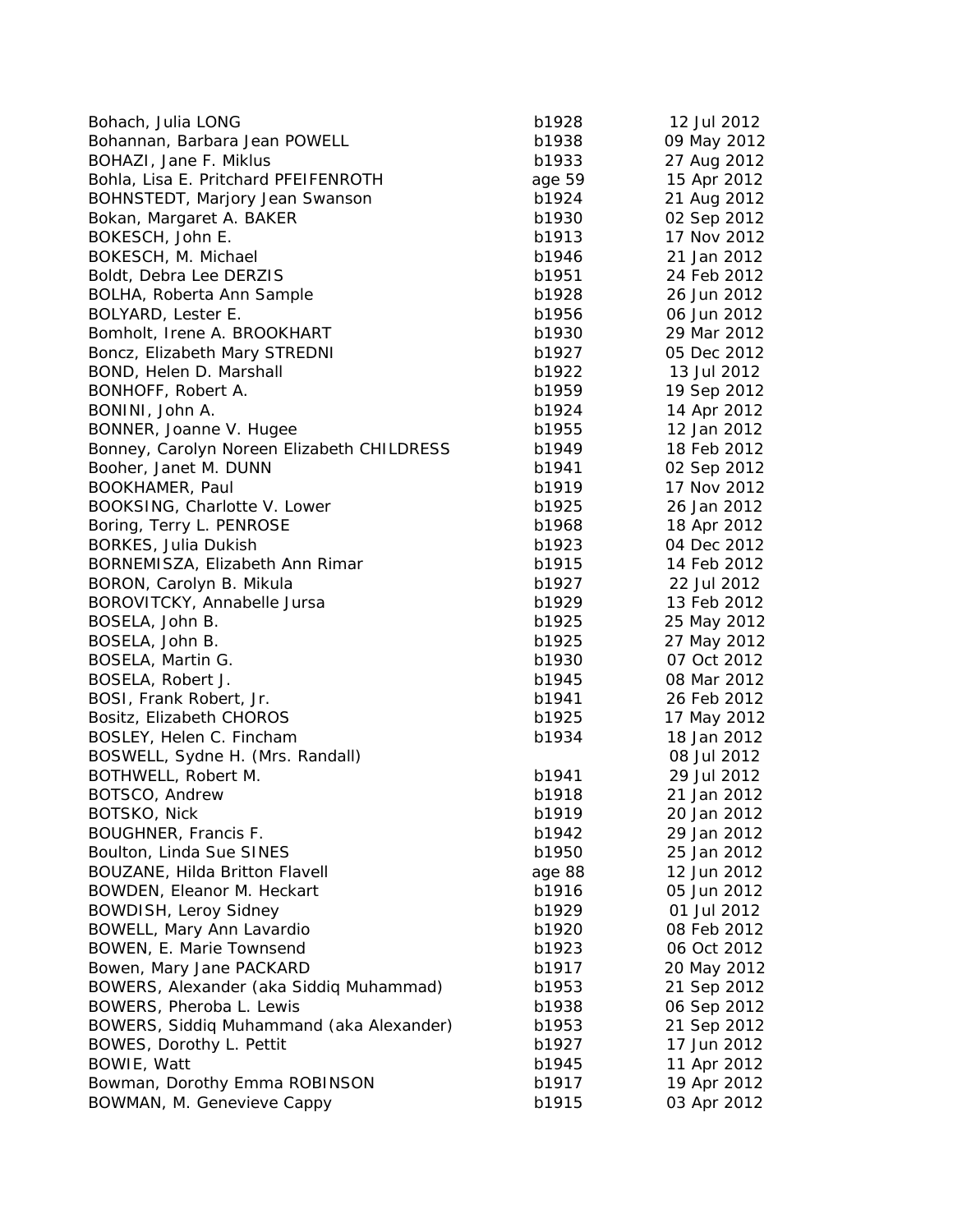| | | |
|---|---|---|
| Bohach, Julia LONG | b1928 | 12 Jul 2012 |
| Bohannan, Barbara Jean POWELL | b1938 | 09 May 2012 |
| BOHAZI, Jane F. Miklus | b1933 | 27 Aug 2012 |
| Bohla, Lisa E. Pritchard PFEIFENROTH | age 59 | 15 Apr 2012 |
| BOHNSTEDT, Marjory Jean Swanson | b1924 | 21 Aug 2012 |
| Bokan, Margaret A. BAKER | b1930 | 02 Sep 2012 |
| BOKESCH, John E. | b1913 | 17 Nov 2012 |
| BOKESCH, M. Michael | b1946 | 21 Jan 2012 |
| Boldt, Debra Lee DERZIS | b1951 | 24 Feb 2012 |
| BOLHA, Roberta Ann Sample | b1928 | 26 Jun 2012 |
| BOLYARD, Lester E. | b1956 | 06 Jun 2012 |
| Bomholt, Irene A. BROOKHART | b1930 | 29 Mar 2012 |
| Boncz, Elizabeth Mary STREDNI | b1927 | 05 Dec 2012 |
| BOND, Helen D. Marshall | b1922 | 13 Jul 2012 |
| BONHOFF, Robert A. | b1959 | 19 Sep 2012 |
| BONINI, John A. | b1924 | 14 Apr 2012 |
| BONNER, Joanne V. Hugee | b1955 | 12 Jan 2012 |
| Bonney, Carolyn Noreen Elizabeth CHILDRESS | b1949 | 18 Feb 2012 |
| Booher, Janet M. DUNN | b1941 | 02 Sep 2012 |
| BOOKHAMER, Paul | b1919 | 17 Nov 2012 |
| BOOKSING, Charlotte V. Lower | b1925 | 26 Jan 2012 |
| Boring, Terry L. PENROSE | b1968 | 18 Apr 2012 |
| BORKES, Julia Dukish | b1923 | 04 Dec 2012 |
| BORNEMISZA, Elizabeth Ann Rimar | b1915 | 14 Feb 2012 |
| BORON, Carolyn B. Mikula | b1927 | 22 Jul 2012 |
| BOROVITCKY, Annabelle Jursa | b1929 | 13 Feb 2012 |
| BOSELA, John B. | b1925 | 25 May 2012 |
| BOSELA, John B. | b1925 | 27 May 2012 |
| BOSELA, Martin G. | b1930 | 07 Oct 2012 |
| BOSELA, Robert J. | b1945 | 08 Mar 2012 |
| BOSI, Frank Robert, Jr. | b1941 | 26 Feb 2012 |
| Bositz, Elizabeth CHOROS | b1925 | 17 May 2012 |
| BOSLEY, Helen C. Fincham | b1934 | 18 Jan 2012 |
| BOSWELL, Sydne H. (Mrs. Randall) | | 08 Jul 2012 |
| BOTHWELL, Robert M. | b1941 | 29 Jul 2012 |
| BOTSCO, Andrew | b1918 | 21 Jan 2012 |
| BOTSKO, Nick | b1919 | 20 Jan 2012 |
| BOUGHNER, Francis F. | b1942 | 29 Jan 2012 |
| Boulton, Linda Sue SINES | b1950 | 25 Jan 2012 |
| BOUZANE, Hilda Britton Flavell | age 88 | 12 Jun 2012 |
| BOWDEN, Eleanor M. Heckart | b1916 | 05 Jun 2012 |
| BOWDISH, Leroy Sidney | b1929 | 01 Jul 2012 |
| BOWELL, Mary Ann Lavardio | b1920 | 08 Feb 2012 |
| BOWEN, E. Marie Townsend | b1923 | 06 Oct 2012 |
| Bowen, Mary Jane PACKARD | b1917 | 20 May 2012 |
| BOWERS, Alexander (aka Siddiq Muhammad) | b1953 | 21 Sep 2012 |
| BOWERS, Pheroba L. Lewis | b1938 | 06 Sep 2012 |
| BOWERS, Siddiq Muhammand (aka Alexander) | b1953 | 21 Sep 2012 |
| BOWES, Dorothy L. Pettit | b1927 | 17 Jun 2012 |
| BOWIE, Watt | b1945 | 11 Apr 2012 |
| Bowman, Dorothy Emma ROBINSON | b1917 | 19 Apr 2012 |
| BOWMAN, M. Genevieve Cappy | b1915 | 03 Apr 2012 |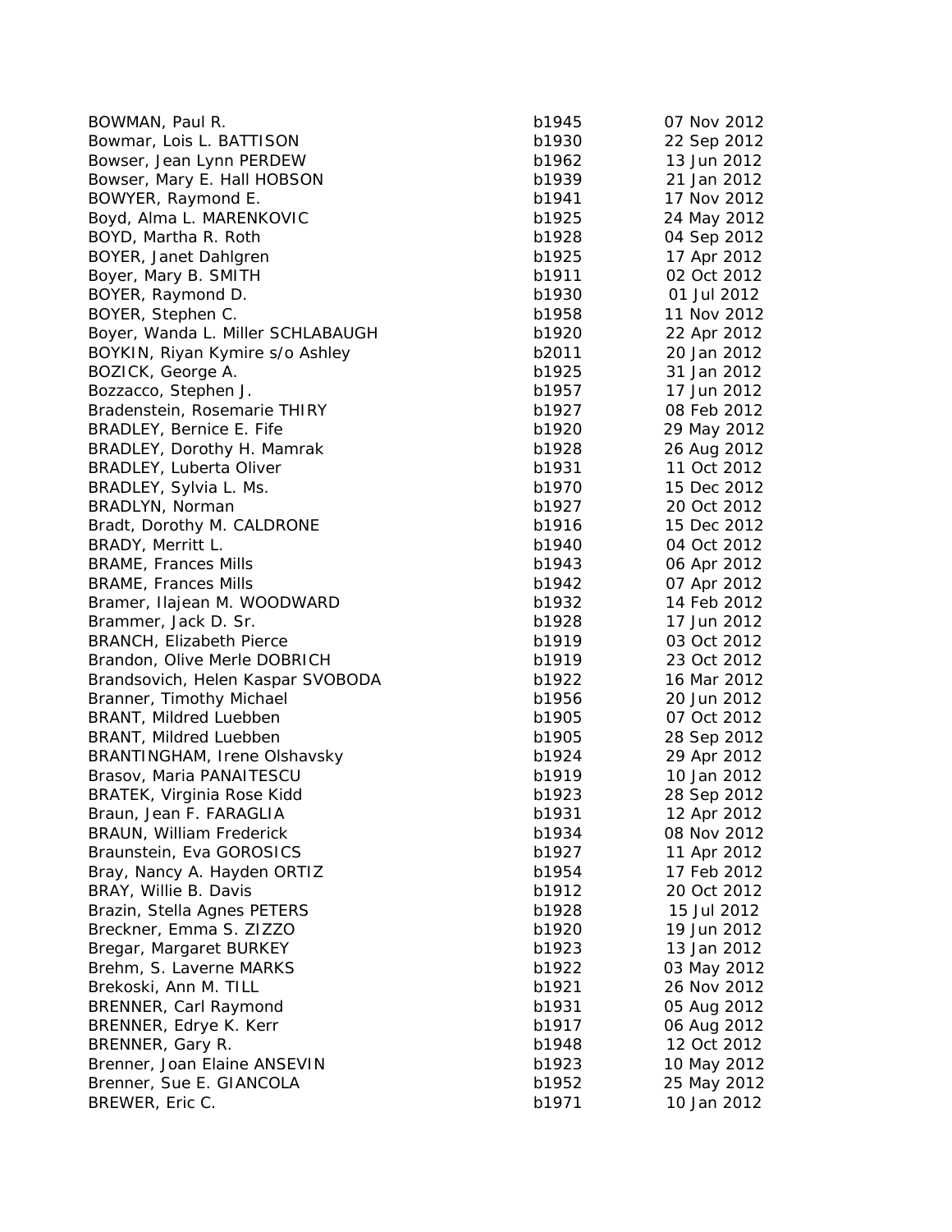| | | |
|---|---|---|
| BOWMAN, Paul R. | b1945 | 07 Nov 2012 |
| Bowmar, Lois L. BATTISON | b1930 | 22 Sep 2012 |
| Bowser, Jean Lynn PERDEW | b1962 | 13 Jun 2012 |
| Bowser, Mary E. Hall HOBSON | b1939 | 21 Jan 2012 |
| BOWYER, Raymond E. | b1941 | 17 Nov 2012 |
| Boyd, Alma L. MARENKOVIC | b1925 | 24 May 2012 |
| BOYD, Martha R. Roth | b1928 | 04 Sep 2012 |
| BOYER, Janet Dahlgren | b1925 | 17 Apr 2012 |
| Boyer, Mary B. SMITH | b1911 | 02 Oct 2012 |
| BOYER, Raymond D. | b1930 | 01 Jul 2012 |
| BOYER, Stephen C. | b1958 | 11 Nov 2012 |
| Boyer, Wanda L. Miller SCHLABAUGH | b1920 | 22 Apr 2012 |
| BOYKIN, Riyan Kymire s/o Ashley | b2011 | 20 Jan 2012 |
| BOZICK, George A. | b1925 | 31 Jan 2012 |
| Bozzacco, Stephen J. | b1957 | 17 Jun 2012 |
| Bradenstein, Rosemarie THIRY | b1927 | 08 Feb 2012 |
| BRADLEY, Bernice E. Fife | b1920 | 29 May 2012 |
| BRADLEY, Dorothy H. Mamrak | b1928 | 26 Aug 2012 |
| BRADLEY, Luberta Oliver | b1931 | 11 Oct 2012 |
| BRADLEY, Sylvia L. Ms. | b1970 | 15 Dec 2012 |
| BRADLYN, Norman | b1927 | 20 Oct 2012 |
| Bradt, Dorothy M. CALDRONE | b1916 | 15 Dec 2012 |
| BRADY, Merritt L. | b1940 | 04 Oct 2012 |
| BRAME, Frances Mills | b1943 | 06 Apr 2012 |
| BRAME, Frances Mills | b1942 | 07 Apr 2012 |
| Bramer, Ilajean M. WOODWARD | b1932 | 14 Feb 2012 |
| Brammer, Jack D. Sr. | b1928 | 17 Jun 2012 |
| BRANCH, Elizabeth Pierce | b1919 | 03 Oct 2012 |
| Brandon, Olive Merle DOBRICH | b1919 | 23 Oct 2012 |
| Brandsovich, Helen Kaspar SVOBODA | b1922 | 16 Mar 2012 |
| Branner, Timothy Michael | b1956 | 20 Jun 2012 |
| BRANT, Mildred Luebben | b1905 | 07 Oct 2012 |
| BRANT, Mildred Luebben | b1905 | 28 Sep 2012 |
| BRANTINGHAM, Irene Olshavsky | b1924 | 29 Apr 2012 |
| Brasov, Maria PANAITESCU | b1919 | 10 Jan 2012 |
| BRATEK, Virginia Rose Kidd | b1923 | 28 Sep 2012 |
| Braun, Jean F. FARAGLIA | b1931 | 12 Apr 2012 |
| BRAUN, William Frederick | b1934 | 08 Nov 2012 |
| Braunstein, Eva GOROSICS | b1927 | 11 Apr 2012 |
| Bray, Nancy A. Hayden ORTIZ | b1954 | 17 Feb 2012 |
| BRAY, Willie B. Davis | b1912 | 20 Oct 2012 |
| Brazin, Stella Agnes PETERS | b1928 | 15 Jul 2012 |
| Breckner, Emma S. ZIZZO | b1920 | 19 Jun 2012 |
| Bregar, Margaret BURKEY | b1923 | 13 Jan 2012 |
| Brehm, S. Laverne MARKS | b1922 | 03 May 2012 |
| Brekoski, Ann M. TILL | b1921 | 26 Nov 2012 |
| BRENNER, Carl Raymond | b1931 | 05 Aug 2012 |
| BRENNER, Edrye K. Kerr | b1917 | 06 Aug 2012 |
| BRENNER, Gary R. | b1948 | 12 Oct 2012 |
| Brenner, Joan Elaine ANSEVIN | b1923 | 10 May 2012 |
| Brenner, Sue E. GIANCOLA | b1952 | 25 May 2012 |
| BREWER, Eric C. | b1971 | 10 Jan 2012 |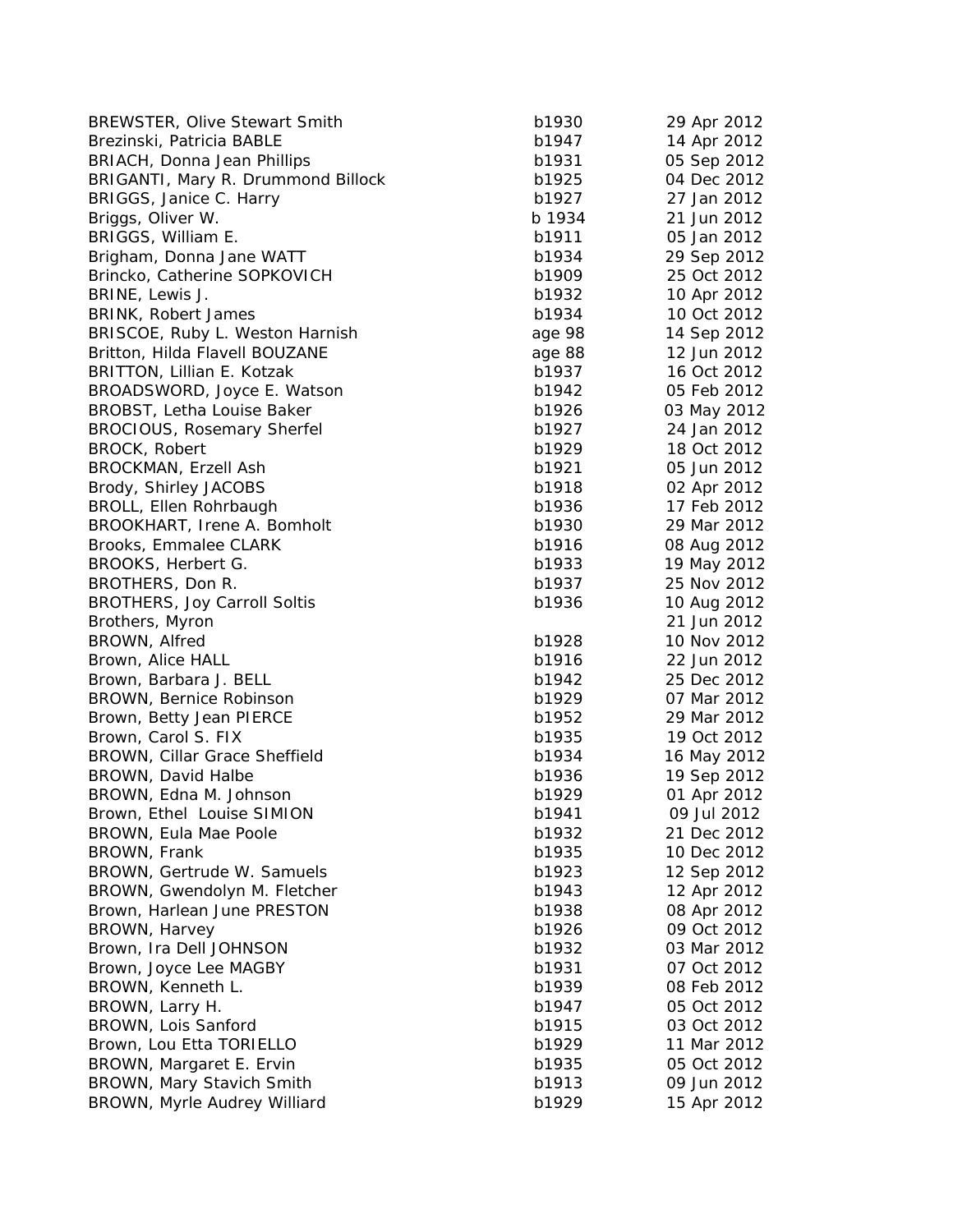| | | |
|---|---|---|
| BREWSTER, Olive Stewart Smith | b1930 | 29 Apr 2012 |
| Brezinski, Patricia BABLE | b1947 | 14 Apr 2012 |
| BRIACH, Donna Jean Phillips | b1931 | 05 Sep 2012 |
| BRIGANTI, Mary R. Drummond Billock | b1925 | 04 Dec 2012 |
| BRIGGS, Janice C. Harry | b1927 | 27 Jan 2012 |
| Briggs, Oliver W. | b 1934 | 21 Jun 2012 |
| BRIGGS, William E. | b1911 | 05 Jan 2012 |
| Brigham, Donna Jane WATT | b1934 | 29 Sep 2012 |
| Brincko, Catherine SOPKOVICH | b1909 | 25 Oct 2012 |
| BRINE, Lewis J. | b1932 | 10 Apr 2012 |
| BRINK, Robert James | b1934 | 10 Oct 2012 |
| BRISCOE, Ruby L. Weston Harnish | age 98 | 14 Sep 2012 |
| Britton, Hilda Flavell BOUZANE | age 88 | 12 Jun 2012 |
| BRITTON, Lillian E. Kotzak | b1937 | 16 Oct 2012 |
| BROADSWORD, Joyce E. Watson | b1942 | 05 Feb 2012 |
| BROBST, Letha Louise Baker | b1926 | 03 May 2012 |
| BROCIOUS, Rosemary Sherfel | b1927 | 24 Jan 2012 |
| BROCK, Robert | b1929 | 18 Oct 2012 |
| BROCKMAN, Erzell Ash | b1921 | 05 Jun 2012 |
| Brody, Shirley JACOBS | b1918 | 02 Apr 2012 |
| BROLL, Ellen Rohrbaugh | b1936 | 17 Feb 2012 |
| BROOKHART, Irene A. Bomholt | b1930 | 29 Mar 2012 |
| Brooks, Emmalee CLARK | b1916 | 08 Aug 2012 |
| BROOKS, Herbert G. | b1933 | 19 May 2012 |
| BROTHERS, Don R. | b1937 | 25 Nov 2012 |
| BROTHERS, Joy Carroll Soltis | b1936 | 10 Aug 2012 |
| Brothers, Myron | | 21 Jun 2012 |
| BROWN, Alfred | b1928 | 10 Nov 2012 |
| Brown, Alice HALL | b1916 | 22 Jun 2012 |
| Brown, Barbara J. BELL | b1942 | 25 Dec 2012 |
| BROWN, Bernice Robinson | b1929 | 07 Mar 2012 |
| Brown, Betty Jean PIERCE | b1952 | 29 Mar 2012 |
| Brown, Carol S. FIX | b1935 | 19 Oct 2012 |
| BROWN, Cillar Grace Sheffield | b1934 | 16 May 2012 |
| BROWN, David Halbe | b1936 | 19 Sep 2012 |
| BROWN, Edna M. Johnson | b1929 | 01 Apr 2012 |
| Brown, Ethel Louise SIMION | b1941 | 09 Jul 2012 |
| BROWN, Eula Mae Poole | b1932 | 21 Dec 2012 |
| BROWN, Frank | b1935 | 10 Dec 2012 |
| BROWN, Gertrude W. Samuels | b1923 | 12 Sep 2012 |
| BROWN, Gwendolyn M. Fletcher | b1943 | 12 Apr 2012 |
| Brown, Harlean June PRESTON | b1938 | 08 Apr 2012 |
| BROWN, Harvey | b1926 | 09 Oct 2012 |
| Brown, Ira Dell JOHNSON | b1932 | 03 Mar 2012 |
| Brown, Joyce Lee MAGBY | b1931 | 07 Oct 2012 |
| BROWN, Kenneth L. | b1939 | 08 Feb 2012 |
| BROWN, Larry H. | b1947 | 05 Oct 2012 |
| BROWN, Lois Sanford | b1915 | 03 Oct 2012 |
| Brown, Lou Etta TORIELLO | b1929 | 11 Mar 2012 |
| BROWN, Margaret E. Ervin | b1935 | 05 Oct 2012 |
| BROWN, Mary Stavich Smith | b1913 | 09 Jun 2012 |
| BROWN, Myrle Audrey Williard | b1929 | 15 Apr 2012 |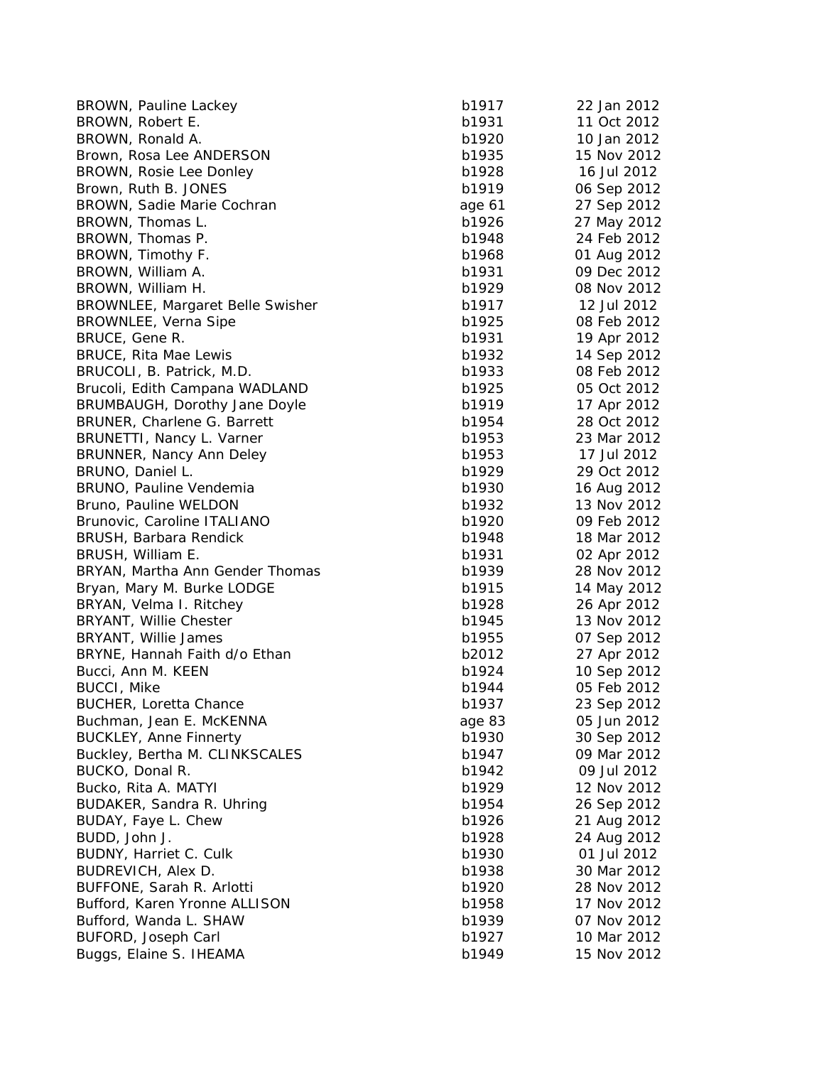| | | |
|---|---|---|
| BROWN, Pauline Lackey | b1917 | 22 Jan 2012 |
| BROWN, Robert E. | b1931 | 11 Oct 2012 |
| BROWN, Ronald A. | b1920 | 10 Jan 2012 |
| Brown, Rosa Lee ANDERSON | b1935 | 15 Nov 2012 |
| BROWN, Rosie Lee Donley | b1928 | 16 Jul 2012 |
| Brown, Ruth B. JONES | b1919 | 06 Sep 2012 |
| BROWN, Sadie Marie Cochran | age 61 | 27 Sep 2012 |
| BROWN, Thomas L. | b1926 | 27 May 2012 |
| BROWN, Thomas P. | b1948 | 24 Feb 2012 |
| BROWN, Timothy F. | b1968 | 01 Aug 2012 |
| BROWN, William A. | b1931 | 09 Dec 2012 |
| BROWN, William H. | b1929 | 08 Nov 2012 |
| BROWNLEE, Margaret Belle Swisher | b1917 | 12 Jul 2012 |
| BROWNLEE, Verna Sipe | b1925 | 08 Feb 2012 |
| BRUCE, Gene R. | b1931 | 19 Apr 2012 |
| BRUCE, Rita Mae Lewis | b1932 | 14 Sep 2012 |
| BRUCOLI, B. Patrick, M.D. | b1933 | 08 Feb 2012 |
| Brucoli, Edith Campana WADLAND | b1925 | 05 Oct 2012 |
| BRUMBAUGH, Dorothy Jane Doyle | b1919 | 17 Apr 2012 |
| BRUNER, Charlene G. Barrett | b1954 | 28 Oct 2012 |
| BRUNETTI, Nancy L. Varner | b1953 | 23 Mar 2012 |
| BRUNNER, Nancy Ann Deley | b1953 | 17 Jul 2012 |
| BRUNO, Daniel L. | b1929 | 29 Oct 2012 |
| BRUNO, Pauline Vendemia | b1930 | 16 Aug 2012 |
| Bruno, Pauline WELDON | b1932 | 13 Nov 2012 |
| Brunovic, Caroline ITALIANO | b1920 | 09 Feb 2012 |
| BRUSH, Barbara Rendick | b1948 | 18 Mar 2012 |
| BRUSH, William E. | b1931 | 02 Apr 2012 |
| BRYAN, Martha Ann Gender Thomas | b1939 | 28 Nov 2012 |
| Bryan, Mary M. Burke LODGE | b1915 | 14 May 2012 |
| BRYAN, Velma I. Ritchey | b1928 | 26 Apr 2012 |
| BRYANT, Willie Chester | b1945 | 13 Nov 2012 |
| BRYANT, Willie James | b1955 | 07 Sep 2012 |
| BRYNE, Hannah Faith d/o Ethan | b2012 | 27 Apr 2012 |
| Bucci, Ann M. KEEN | b1924 | 10 Sep 2012 |
| BUCCI, Mike | b1944 | 05 Feb 2012 |
| BUCHER, Loretta Chance | b1937 | 23 Sep 2012 |
| Buchman, Jean E. McKENNA | age 83 | 05 Jun 2012 |
| BUCKLEY, Anne Finnerty | b1930 | 30 Sep 2012 |
| Buckley, Bertha M. CLINKSCALES | b1947 | 09 Mar 2012 |
| BUCKO, Donal R. | b1942 | 09 Jul 2012 |
| Bucko, Rita A. MATYI | b1929 | 12 Nov 2012 |
| BUDAKER, Sandra R. Uhring | b1954 | 26 Sep 2012 |
| BUDAY, Faye L. Chew | b1926 | 21 Aug 2012 |
| BUDD, John J. | b1928 | 24 Aug 2012 |
| BUDNY, Harriet C. Culk | b1930 | 01 Jul 2012 |
| BUDREVICH, Alex D. | b1938 | 30 Mar 2012 |
| BUFFONE, Sarah R. Arlotti | b1920 | 28 Nov 2012 |
| Bufford, Karen Yronne ALLISON | b1958 | 17 Nov 2012 |
| Bufford, Wanda L. SHAW | b1939 | 07 Nov 2012 |
| BUFORD, Joseph Carl | b1927 | 10 Mar 2012 |
| Buggs, Elaine S. IHEAMA | b1949 | 15 Nov 2012 |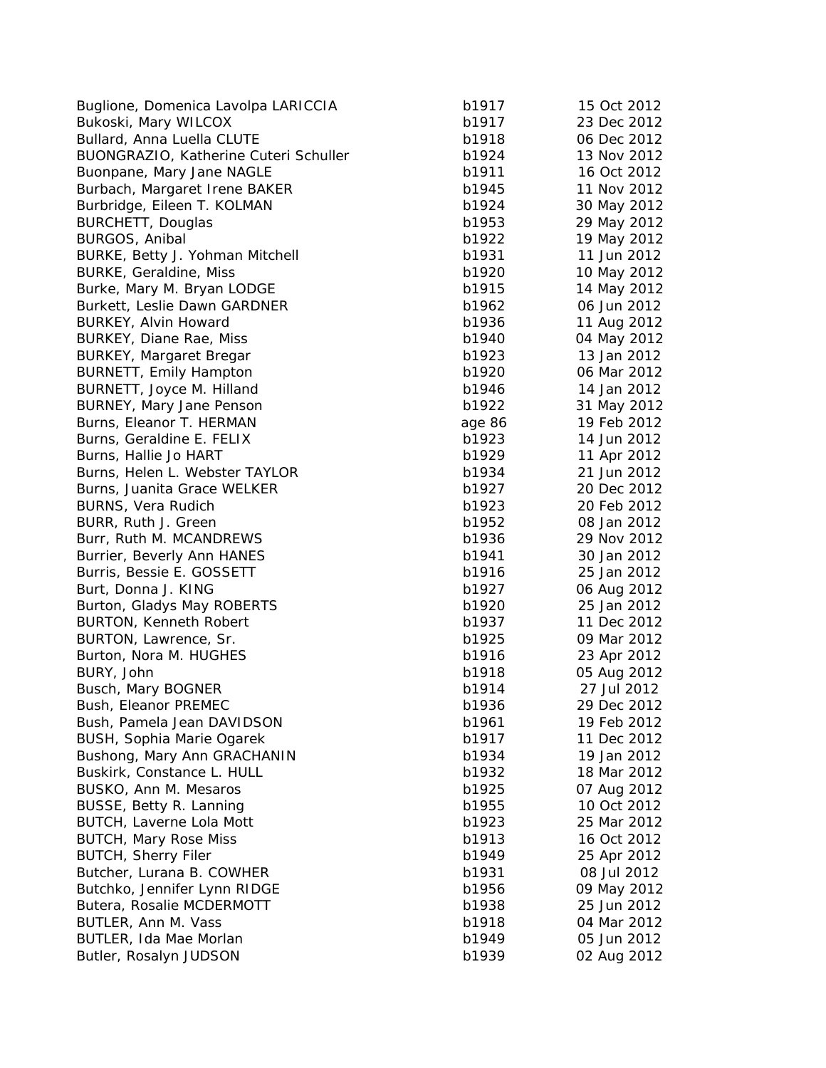| | | |
|---|---|---|
| Buglione, Domenica Lavolpa LARICCIA | b1917 | 15 Oct 2012 |
| Bukoski, Mary WILCOX | b1917 | 23 Dec 2012 |
| Bullard, Anna Luella CLUTE | b1918 | 06 Dec 2012 |
| BUONGRAZIO, Katherine Cuteri Schuller | b1924 | 13 Nov 2012 |
| Buonpane, Mary Jane NAGLE | b1911 | 16 Oct 2012 |
| Burbach, Margaret Irene BAKER | b1945 | 11 Nov 2012 |
| Burbridge, Eileen T. KOLMAN | b1924 | 30 May 2012 |
| BURCHETT, Douglas | b1953 | 29 May 2012 |
| BURGOS, Anibal | b1922 | 19 May 2012 |
| BURKE, Betty J. Yohman Mitchell | b1931 | 11 Jun 2012 |
| BURKE, Geraldine, Miss | b1920 | 10 May 2012 |
| Burke, Mary M. Bryan LODGE | b1915 | 14 May 2012 |
| Burkett, Leslie Dawn GARDNER | b1962 | 06 Jun 2012 |
| BURKEY, Alvin Howard | b1936 | 11 Aug 2012 |
| BURKEY, Diane Rae, Miss | b1940 | 04 May 2012 |
| BURKEY, Margaret Bregar | b1923 | 13 Jan 2012 |
| BURNETT, Emily Hampton | b1920 | 06 Mar 2012 |
| BURNETT, Joyce M. Hilland | b1946 | 14 Jan 2012 |
| BURNEY, Mary Jane Penson | b1922 | 31 May 2012 |
| Burns, Eleanor T. HERMAN | age 86 | 19 Feb 2012 |
| Burns, Geraldine E. FELIX | b1923 | 14 Jun 2012 |
| Burns, Hallie Jo HART | b1929 | 11 Apr 2012 |
| Burns, Helen L. Webster TAYLOR | b1934 | 21 Jun 2012 |
| Burns, Juanita Grace WELKER | b1927 | 20 Dec 2012 |
| BURNS, Vera Rudich | b1923 | 20 Feb 2012 |
| BURR, Ruth J. Green | b1952 | 08 Jan 2012 |
| Burr, Ruth M. MCANDREWS | b1936 | 29 Nov 2012 |
| Burrier, Beverly Ann HANES | b1941 | 30 Jan 2012 |
| Burris, Bessie E. GOSSETT | b1916 | 25 Jan 2012 |
| Burt, Donna J. KING | b1927 | 06 Aug 2012 |
| Burton, Gladys May ROBERTS | b1920 | 25 Jan 2012 |
| BURTON, Kenneth Robert | b1937 | 11 Dec 2012 |
| BURTON, Lawrence, Sr. | b1925 | 09 Mar 2012 |
| Burton, Nora M. HUGHES | b1916 | 23 Apr 2012 |
| BURY, John | b1918 | 05 Aug 2012 |
| Busch, Mary BOGNER | b1914 | 27 Jul 2012 |
| Bush, Eleanor PREMEC | b1936 | 29 Dec 2012 |
| Bush, Pamela Jean DAVIDSON | b1961 | 19 Feb 2012 |
| BUSH, Sophia Marie Ogarek | b1917 | 11 Dec 2012 |
| Bushong, Mary Ann GRACHANIN | b1934 | 19 Jan 2012 |
| Buskirk, Constance L. HULL | b1932 | 18 Mar 2012 |
| BUSKO, Ann M. Mesaros | b1925 | 07 Aug 2012 |
| BUSSE, Betty R. Lanning | b1955 | 10 Oct 2012 |
| BUTCH, Laverne Lola Mott | b1923 | 25 Mar 2012 |
| BUTCH, Mary Rose Miss | b1913 | 16 Oct 2012 |
| BUTCH, Sherry Filer | b1949 | 25 Apr 2012 |
| Butcher, Lurana B. COWHER | b1931 | 08 Jul 2012 |
| Butchko, Jennifer Lynn RIDGE | b1956 | 09 May 2012 |
| Butera, Rosalie MCDERMOTT | b1938 | 25 Jun 2012 |
| BUTLER, Ann M. Vass | b1918 | 04 Mar 2012 |
| BUTLER, Ida Mae Morlan | b1949 | 05 Jun 2012 |
| Butler, Rosalyn JUDSON | b1939 | 02 Aug 2012 |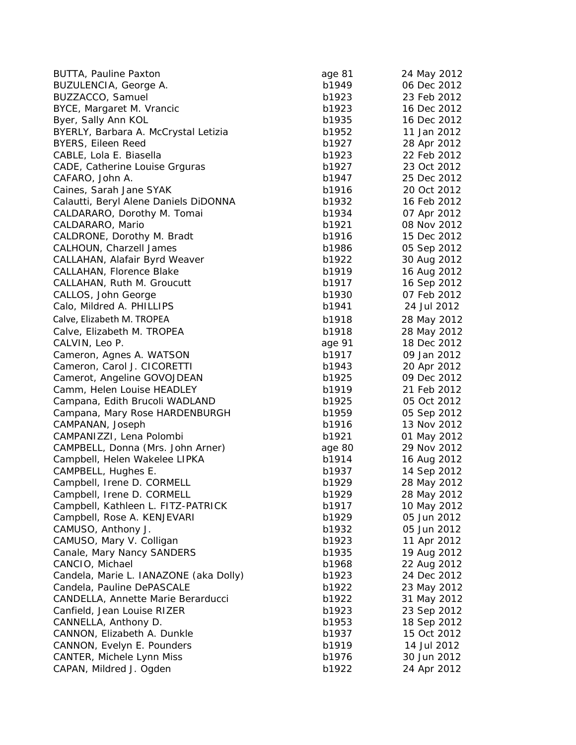| | | |
|---|---|---|
| BUTTA, Pauline Paxton | age 81 | 24 May 2012 |
| BUZULENCIA, George A. | b1949 | 06 Dec 2012 |
| BUZZACCO, Samuel | b1923 | 23 Feb 2012 |
| BYCE, Margaret M. Vrancic | b1923 | 16 Dec 2012 |
| Byer, Sally Ann KOL | b1935 | 16 Dec 2012 |
| BYERLY, Barbara A. McCrystal Letizia | b1952 | 11 Jan 2012 |
| BYERS, Eileen Reed | b1927 | 28 Apr 2012 |
| CABLE, Lola E. Biasella | b1923 | 22 Feb 2012 |
| CADE, Catherine Louise Grguras | b1927 | 23 Oct 2012 |
| CAFARO, John A. | b1947 | 25 Dec 2012 |
| Caines, Sarah Jane SYAK | b1916 | 20 Oct 2012 |
| Calautti, Beryl Alene Daniels DiDONNA | b1932 | 16 Feb 2012 |
| CALDARARO, Dorothy M. Tomai | b1934 | 07 Apr 2012 |
| CALDARARO, Mario | b1921 | 08 Nov 2012 |
| CALDRONE, Dorothy M. Bradt | b1916 | 15 Dec 2012 |
| CALHOUN, Charzell James | b1986 | 05 Sep 2012 |
| CALLAHAN, Alafair Byrd Weaver | b1922 | 30 Aug 2012 |
| CALLAHAN, Florence Blake | b1919 | 16 Aug 2012 |
| CALLAHAN, Ruth M. Groucutt | b1917 | 16 Sep 2012 |
| CALLOS, John George | b1930 | 07 Feb 2012 |
| Calo, Mildred A. PHILLIPS | b1941 | 24 Jul 2012 |
| Calve, Elizabeth M. TROPEA | b1918 | 28 May 2012 |
| Calve, Elizabeth M. TROPEA | b1918 | 28 May 2012 |
| CALVIN, Leo P. | age 91 | 18 Dec 2012 |
| Cameron, Agnes A. WATSON | b1917 | 09 Jan 2012 |
| Cameron, Carol J. CICORETTI | b1943 | 20 Apr 2012 |
| Camerot, Angeline GOVOJDEAN | b1925 | 09 Dec 2012 |
| Camm, Helen Louise HEADLEY | b1919 | 21 Feb 2012 |
| Campana, Edith Brucoli WADLAND | b1925 | 05 Oct 2012 |
| Campana, Mary Rose HARDENBURGH | b1959 | 05 Sep 2012 |
| CAMPANAN, Joseph | b1916 | 13 Nov 2012 |
| CAMPANIZZI, Lena Polombi | b1921 | 01 May 2012 |
| CAMPBELL, Donna (Mrs. John Arner) | age 80 | 29 Nov 2012 |
| Campbell, Helen Wakelee LIPKA | b1914 | 16 Aug 2012 |
| CAMPBELL, Hughes E. | b1937 | 14 Sep 2012 |
| Campbell, Irene D. CORMELL | b1929 | 28 May 2012 |
| Campbell, Irene D. CORMELL | b1929 | 28 May 2012 |
| Campbell, Kathleen L. FITZ-PATRICK | b1917 | 10 May 2012 |
| Campbell, Rose A. KENJEVARI | b1929 | 05 Jun 2012 |
| CAMUSO, Anthony J. | b1932 | 05 Jun 2012 |
| CAMUSO, Mary V. Colligan | b1923 | 11 Apr 2012 |
| Canale, Mary Nancy SANDERS | b1935 | 19 Aug 2012 |
| CANCIO, Michael | b1968 | 22 Aug 2012 |
| Candela, Marie L. IANAZONE (aka Dolly) | b1923 | 24 Dec 2012 |
| Candela, Pauline DePASCALE | b1922 | 23 May 2012 |
| CANDELLA, Annette Marie Berarducci | b1922 | 31 May 2012 |
| Canfield, Jean Louise RIZER | b1923 | 23 Sep 2012 |
| CANNELLA, Anthony D. | b1953 | 18 Sep 2012 |
| CANNON, Elizabeth A. Dunkle | b1937 | 15 Oct 2012 |
| CANNON, Evelyn E. Pounders | b1919 | 14 Jul 2012 |
| CANTER, Michele Lynn Miss | b1976 | 30 Jun 2012 |
| CAPAN, Mildred J. Ogden | b1922 | 24 Apr 2012 |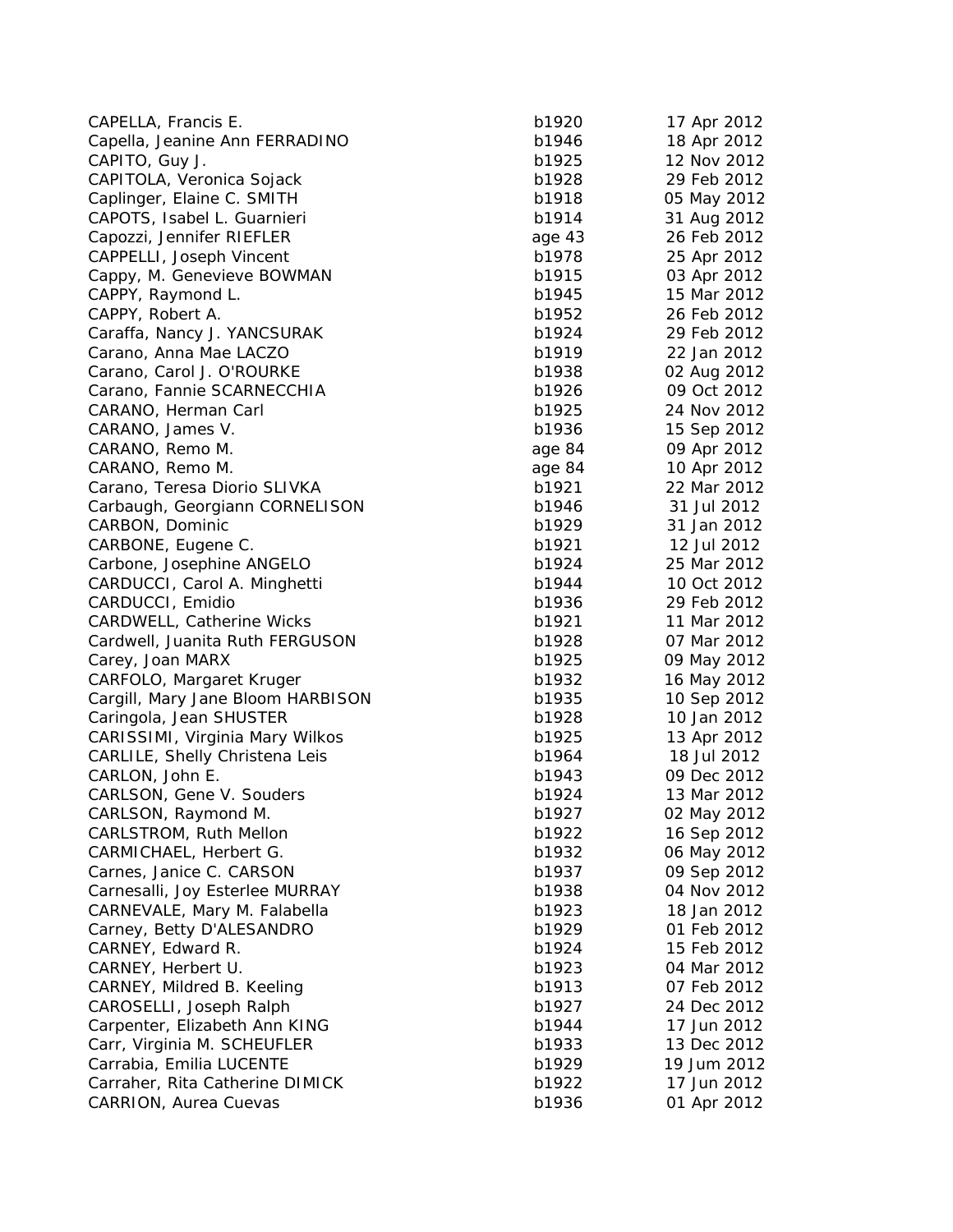| | | |
|---|---|---|
| CAPELLA, Francis E. | b1920 | 17 Apr 2012 |
| Capella, Jeanine Ann FERRADINO | b1946 | 18 Apr 2012 |
| CAPITO, Guy J. | b1925 | 12 Nov 2012 |
| CAPITOLA, Veronica Sojack | b1928 | 29 Feb 2012 |
| Caplinger, Elaine C. SMITH | b1918 | 05 May 2012 |
| CAPOTS, Isabel L. Guarnieri | b1914 | 31 Aug 2012 |
| Capozzi, Jennifer RIEFLER | age 43 | 26 Feb 2012 |
| CAPPELLI, Joseph Vincent | b1978 | 25 Apr 2012 |
| Cappy, M. Genevieve BOWMAN | b1915 | 03 Apr 2012 |
| CAPPY, Raymond L. | b1945 | 15 Mar 2012 |
| CAPPY, Robert A. | b1952 | 26 Feb 2012 |
| Caraffa, Nancy J. YANCSURAK | b1924 | 29 Feb 2012 |
| Carano, Anna Mae LACZO | b1919 | 22 Jan 2012 |
| Carano, Carol J. O'ROURKE | b1938 | 02 Aug 2012 |
| Carano, Fannie SCARNECCHIA | b1926 | 09 Oct 2012 |
| CARANO, Herman Carl | b1925 | 24 Nov 2012 |
| CARANO, James V. | b1936 | 15 Sep 2012 |
| CARANO, Remo M. | age 84 | 09 Apr 2012 |
| CARANO, Remo M. | age 84 | 10 Apr 2012 |
| Carano, Teresa Diorio SLIVKA | b1921 | 22 Mar 2012 |
| Carbaugh, Georgiann CORNELISON | b1946 | 31 Jul 2012 |
| CARBON, Dominic | b1929 | 31 Jan 2012 |
| CARBONE, Eugene C. | b1921 | 12 Jul 2012 |
| Carbone, Josephine ANGELO | b1924 | 25 Mar 2012 |
| CARDUCCI, Carol A. Minghetti | b1944 | 10 Oct 2012 |
| CARDUCCI, Emidio | b1936 | 29 Feb 2012 |
| CARDWELL, Catherine Wicks | b1921 | 11 Mar 2012 |
| Cardwell, Juanita Ruth FERGUSON | b1928 | 07 Mar 2012 |
| Carey, Joan MARX | b1925 | 09 May 2012 |
| CARFOLO, Margaret Kruger | b1932 | 16 May 2012 |
| Cargill, Mary Jane Bloom HARBISON | b1935 | 10 Sep 2012 |
| Caringola, Jean SHUSTER | b1928 | 10 Jan 2012 |
| CARISSIMI, Virginia Mary Wilkos | b1925 | 13 Apr 2012 |
| CARLILE, Shelly Christena Leis | b1964 | 18 Jul 2012 |
| CARLON, John E. | b1943 | 09 Dec 2012 |
| CARLSON, Gene V. Souders | b1924 | 13 Mar 2012 |
| CARLSON, Raymond M. | b1927 | 02 May 2012 |
| CARLSTROM, Ruth Mellon | b1922 | 16 Sep 2012 |
| CARMICHAEL, Herbert G. | b1932 | 06 May 2012 |
| Carnes, Janice C. CARSON | b1937 | 09 Sep 2012 |
| Carnesalli, Joy Esterlee MURRAY | b1938 | 04 Nov 2012 |
| CARNEVALE, Mary M. Falabella | b1923 | 18 Jan 2012 |
| Carney, Betty D'ALESANDRO | b1929 | 01 Feb 2012 |
| CARNEY, Edward R. | b1924 | 15 Feb 2012 |
| CARNEY, Herbert U. | b1923 | 04 Mar 2012 |
| CARNEY, Mildred B. Keeling | b1913 | 07 Feb 2012 |
| CAROSELLI, Joseph Ralph | b1927 | 24 Dec 2012 |
| Carpenter, Elizabeth Ann KING | b1944 | 17 Jun 2012 |
| Carr, Virginia M. SCHEUFLER | b1933 | 13 Dec 2012 |
| Carrabia, Emilia LUCENTE | b1929 | 19 Jum 2012 |
| Carraher, Rita Catherine DIMICK | b1922 | 17 Jun 2012 |
| CARRION, Aurea Cuevas | b1936 | 01 Apr 2012 |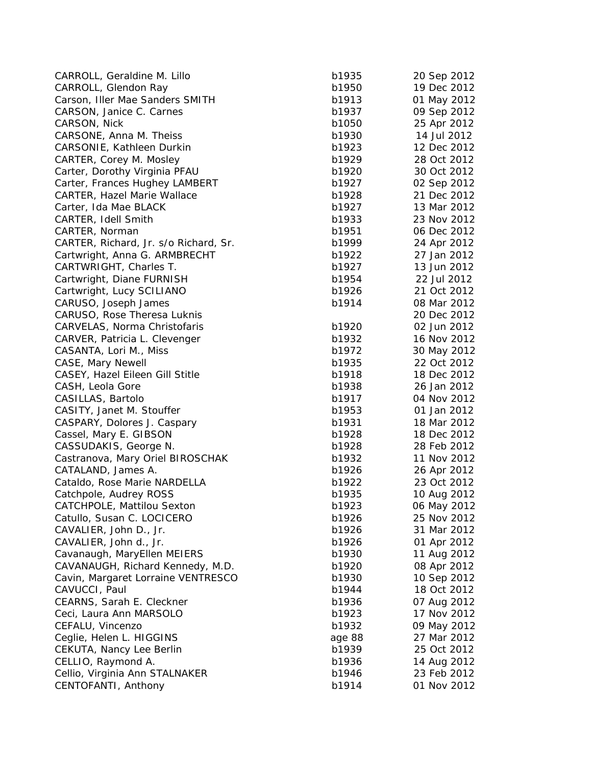| | | |
|---|---|---|
| CARROLL, Geraldine M. Lillo | b1935 | 20 Sep 2012 |
| CARROLL, Glendon Ray | b1950 | 19 Dec 2012 |
| Carson, Iller Mae Sanders SMITH | b1913 | 01 May 2012 |
| CARSON, Janice C. Carnes | b1937 | 09 Sep 2012 |
| CARSON, Nick | b1050 | 25 Apr 2012 |
| CARSONE, Anna M. Theiss | b1930 | 14 Jul 2012 |
| CARSONIE, Kathleen Durkin | b1923 | 12 Dec 2012 |
| CARTER, Corey M. Mosley | b1929 | 28 Oct 2012 |
| Carter, Dorothy Virginia PFAU | b1920 | 30 Oct 2012 |
| Carter, Frances Hughey LAMBERT | b1927 | 02 Sep 2012 |
| CARTER, Hazel Marie Wallace | b1928 | 21 Dec 2012 |
| Carter, Ida Mae BLACK | b1927 | 13 Mar 2012 |
| CARTER, Idell Smith | b1933 | 23 Nov 2012 |
| CARTER, Norman | b1951 | 06 Dec 2012 |
| CARTER, Richard, Jr. s/o Richard, Sr. | b1999 | 24 Apr 2012 |
| Cartwright, Anna G. ARMBRECHT | b1922 | 27 Jan 2012 |
| CARTWRIGHT, Charles T. | b1927 | 13 Jun 2012 |
| Cartwright, Diane FURNISH | b1954 | 22 Jul 2012 |
| Cartwright, Lucy SCILIANO | b1926 | 21 Oct 2012 |
| CARUSO, Joseph James | b1914 | 08 Mar 2012 |
| CARUSO, Rose Theresa Luknis | | 20 Dec 2012 |
| CARVELAS, Norma Christofaris | b1920 | 02 Jun 2012 |
| CARVER, Patricia L. Clevenger | b1932 | 16 Nov 2012 |
| CASANTA, Lori M., Miss | b1972 | 30 May 2012 |
| CASE, Mary Newell | b1935 | 22 Oct 2012 |
| CASEY, Hazel Eileen Gill Stitle | b1918 | 18 Dec 2012 |
| CASH, Leola Gore | b1938 | 26 Jan 2012 |
| CASILLAS, Bartolo | b1917 | 04 Nov 2012 |
| CASITY, Janet M. Stouffer | b1953 | 01 Jan 2012 |
| CASPARY, Dolores J. Caspary | b1931 | 18 Mar 2012 |
| Cassel, Mary E. GIBSON | b1928 | 18 Dec 2012 |
| CASSUDAKIS, George N. | b1928 | 28 Feb 2012 |
| Castranova, Mary Oriel BIROSCHAK | b1932 | 11 Nov 2012 |
| CATALAND, James A. | b1926 | 26 Apr 2012 |
| Cataldo, Rose Marie NARDELLA | b1922 | 23 Oct 2012 |
| Catchpole, Audrey ROSS | b1935 | 10 Aug 2012 |
| CATCHPOLE, Mattilou Sexton | b1923 | 06 May 2012 |
| Catullo, Susan C. LOCICERO | b1926 | 25 Nov 2012 |
| CAVALIER, John D., Jr. | b1926 | 31 Mar 2012 |
| CAVALIER, John d., Jr. | b1926 | 01 Apr 2012 |
| Cavanaugh, MaryEllen MEIERS | b1930 | 11 Aug 2012 |
| CAVANAUGH, Richard Kennedy, M.D. | b1920 | 08 Apr 2012 |
| Cavin, Margaret Lorraine VENTRESCO | b1930 | 10 Sep 2012 |
| CAVUCCI, Paul | b1944 | 18 Oct 2012 |
| CEARNS, Sarah E. Cleckner | b1936 | 07 Aug 2012 |
| Ceci, Laura Ann MARSOLO | b1923 | 17 Nov 2012 |
| CEFALU, Vincenzo | b1932 | 09 May 2012 |
| Ceglie, Helen L. HIGGINS | age 88 | 27 Mar 2012 |
| CEKUTA, Nancy Lee Berlin | b1939 | 25 Oct 2012 |
| CELLIO, Raymond A. | b1936 | 14 Aug 2012 |
| Cellio, Virginia Ann STALNAKER | b1946 | 23 Feb 2012 |
| CENTOFANTI, Anthony | b1914 | 01 Nov 2012 |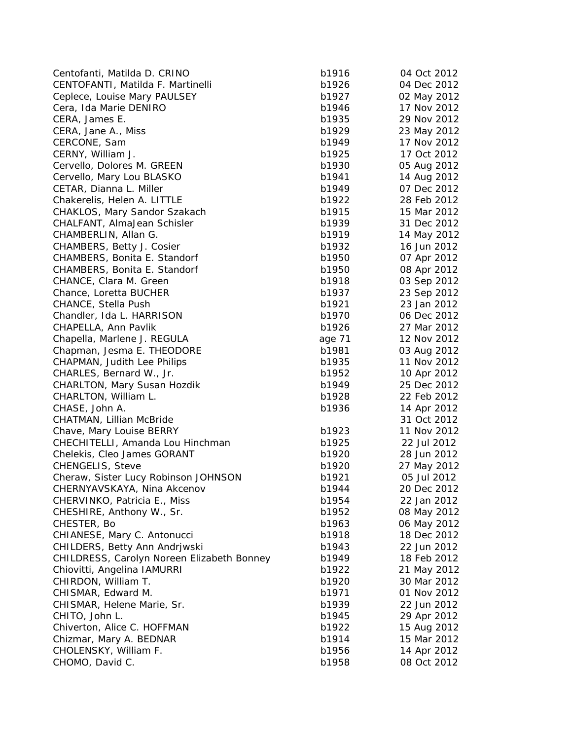| | | |
|---|---|---|
| Centofanti, Matilda D. CRINO | b1916 | 04 Oct 2012 |
| CENTOFANTI, Matilda F. Martinelli | b1926 | 04 Dec 2012 |
| Ceplece, Louise Mary PAULSEY | b1927 | 02 May 2012 |
| Cera, Ida Marie DENIRO | b1946 | 17 Nov 2012 |
| CERA, James E. | b1935 | 29 Nov 2012 |
| CERA, Jane A., Miss | b1929 | 23 May 2012 |
| CERCONE, Sam | b1949 | 17 Nov 2012 |
| CERNY, William J. | b1925 | 17 Oct 2012 |
| Cervello, Dolores M. GREEN | b1930 | 05 Aug 2012 |
| Cervello, Mary Lou BLASKO | b1941 | 14 Aug 2012 |
| CETAR, Dianna L. Miller | b1949 | 07 Dec 2012 |
| Chakerelis, Helen A. LITTLE | b1922 | 28 Feb 2012 |
| CHAKLOS, Mary Sandor Szakach | b1915 | 15 Mar 2012 |
| CHALFANT, AlmaJean Schisler | b1939 | 31 Dec 2012 |
| CHAMBERLIN, Allan G. | b1919 | 14 May 2012 |
| CHAMBERS, Betty J. Cosier | b1932 | 16 Jun 2012 |
| CHAMBERS, Bonita E. Standorf | b1950 | 07 Apr 2012 |
| CHAMBERS, Bonita E. Standorf | b1950 | 08 Apr 2012 |
| CHANCE, Clara M. Green | b1918 | 03 Sep 2012 |
| Chance, Loretta BUCHER | b1937 | 23 Sep 2012 |
| CHANCE, Stella Push | b1921 | 23 Jan 2012 |
| Chandler, Ida L. HARRISON | b1970 | 06 Dec 2012 |
| CHAPELLA, Ann Pavlik | b1926 | 27 Mar 2012 |
| Chapella, Marlene J. REGULA | age 71 | 12 Nov 2012 |
| Chapman, Jesma E. THEODORE | b1981 | 03 Aug 2012 |
| CHAPMAN, Judith Lee Philips | b1935 | 11 Nov 2012 |
| CHARLES, Bernard W., Jr. | b1952 | 10 Apr 2012 |
| CHARLTON, Mary Susan Hozdik | b1949 | 25 Dec 2012 |
| CHARLTON, William L. | b1928 | 22 Feb 2012 |
| CHASE, John A. | b1936 | 14 Apr 2012 |
| CHATMAN, Lillian McBride | | 31 Oct 2012 |
| Chave, Mary Louise BERRY | b1923 | 11 Nov 2012 |
| CHECHITELLI, Amanda Lou Hinchman | b1925 | 22 Jul 2012 |
| Chelekis, Cleo James GORANT | b1920 | 28 Jun 2012 |
| CHENGELIS, Steve | b1920 | 27 May 2012 |
| Cheraw, Sister Lucy Robinson JOHNSON | b1921 | 05 Jul 2012 |
| CHERNYAVSKAYA, Nina Akcenov | b1944 | 20 Dec 2012 |
| CHERVINKO, Patricia E., Miss | b1954 | 22 Jan 2012 |
| CHESHIRE, Anthony W., Sr. | b1952 | 08 May 2012 |
| CHESTER, Bo | b1963 | 06 May 2012 |
| CHIANESE, Mary C. Antonucci | b1918 | 18 Dec 2012 |
| CHILDERS, Betty Ann Andrjwski | b1943 | 22 Jun 2012 |
| CHILDRESS, Carolyn Noreen Elizabeth Bonney | b1949 | 18 Feb 2012 |
| Chiovitti, Angelina IAMURRI | b1922 | 21 May 2012 |
| CHIRDON, William T. | b1920 | 30 Mar 2012 |
| CHISMAR, Edward M. | b1971 | 01 Nov 2012 |
| CHISMAR, Helene Marie, Sr. | b1939 | 22 Jun 2012 |
| CHITO, John L. | b1945 | 29 Apr 2012 |
| Chiverton, Alice C. HOFFMAN | b1922 | 15 Aug 2012 |
| Chizmar, Mary A. BEDNAR | b1914 | 15 Mar 2012 |
| CHOLENSKY, William F. | b1956 | 14 Apr 2012 |
| CHOMO, David C. | b1958 | 08 Oct 2012 |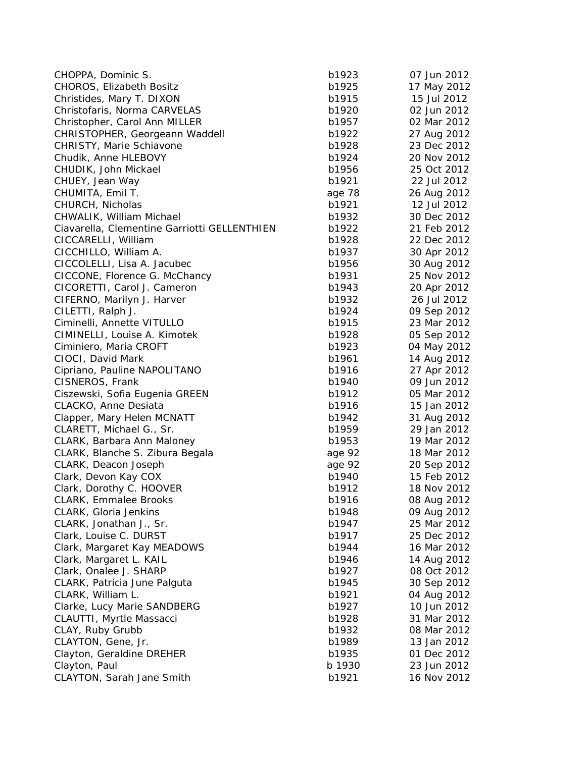| | | |
|---|---|---|
| CHOPPA, Dominic S. | b1923 | 07 Jun 2012 |
| CHOROS, Elizabeth Bositz | b1925 | 17 May 2012 |
| Christides, Mary T. DIXON | b1915 | 15 Jul 2012 |
| Christofaris, Norma CARVELAS | b1920 | 02 Jun 2012 |
| Christopher, Carol Ann MILLER | b1957 | 02 Mar 2012 |
| CHRISTOPHER, Georgeann Waddell | b1922 | 27 Aug 2012 |
| CHRISTY, Marie Schiavone | b1928 | 23 Dec 2012 |
| Chudik, Anne HLEBOVY | b1924 | 20 Nov 2012 |
| CHUDIK, John Mickael | b1956 | 25 Oct 2012 |
| CHUEY, Jean Way | b1921 | 22 Jul 2012 |
| CHUMITA, Emil T. | age 78 | 26 Aug 2012 |
| CHURCH, Nicholas | b1921 | 12 Jul 2012 |
| CHWALIK, William Michael | b1932 | 30 Dec 2012 |
| Ciavarella, Clementine Garriotti GELLENTHIEN | b1922 | 21 Feb 2012 |
| CICCARELLI, William | b1928 | 22 Dec 2012 |
| CICCHILLO, William A. | b1937 | 30 Apr 2012 |
| CICCOLELLI, Lisa A. Jacubec | b1956 | 30 Aug 2012 |
| CICCONE, Florence G. McChancy | b1931 | 25 Nov 2012 |
| CICORETTI, Carol J. Cameron | b1943 | 20 Apr 2012 |
| CIFERNO, Marilyn J. Harver | b1932 | 26 Jul 2012 |
| CILETTI, Ralph J. | b1924 | 09 Sep 2012 |
| Ciminelli, Annette VITULLO | b1915 | 23 Mar 2012 |
| CIMINELLI, Louise A. Kimotek | b1928 | 05 Sep 2012 |
| Ciminiero, Maria CROFT | b1923 | 04 May 2012 |
| CIOCI, David Mark | b1961 | 14 Aug 2012 |
| Cipriano, Pauline NAPOLITANO | b1916 | 27 Apr 2012 |
| CISNEROS, Frank | b1940 | 09 Jun 2012 |
| Ciszewski, Sofia Eugenia GREEN | b1912 | 05 Mar 2012 |
| CLACKO, Anne Desiata | b1916 | 15 Jan 2012 |
| Clapper, Mary Helen MCNATT | b1942 | 31 Aug 2012 |
| CLARETT, Michael G., Sr. | b1959 | 29 Jan 2012 |
| CLARK, Barbara Ann Maloney | b1953 | 19 Mar 2012 |
| CLARK, Blanche S. Zibura Begala | age 92 | 18 Mar 2012 |
| CLARK, Deacon Joseph | age 92 | 20 Sep 2012 |
| Clark, Devon Kay COX | b1940 | 15 Feb 2012 |
| Clark, Dorothy C. HOOVER | b1912 | 18 Nov 2012 |
| CLARK, Emmalee Brooks | b1916 | 08 Aug 2012 |
| CLARK, Gloria Jenkins | b1948 | 09 Aug 2012 |
| CLARK, Jonathan J., Sr. | b1947 | 25 Mar 2012 |
| Clark, Louise C. DURST | b1917 | 25 Dec 2012 |
| Clark, Margaret Kay MEADOWS | b1944 | 16 Mar 2012 |
| Clark, Margaret L. KAIL | b1946 | 14 Aug 2012 |
| Clark, Onalee J. SHARP | b1927 | 08 Oct 2012 |
| CLARK, Patricia June Palguta | b1945 | 30 Sep 2012 |
| CLARK, William L. | b1921 | 04 Aug 2012 |
| Clarke, Lucy Marie SANDBERG | b1927 | 10 Jun 2012 |
| CLAUTTI, Myrtle Massacci | b1928 | 31 Mar 2012 |
| CLAY, Ruby Grubb | b1932 | 08 Mar 2012 |
| CLAYTON, Gene, Jr. | b1989 | 13 Jan 2012 |
| Clayton, Geraldine DREHER | b1935 | 01 Dec 2012 |
| Clayton, Paul | b 1930 | 23 Jun 2012 |
| CLAYTON, Sarah Jane Smith | b1921 | 16 Nov 2012 |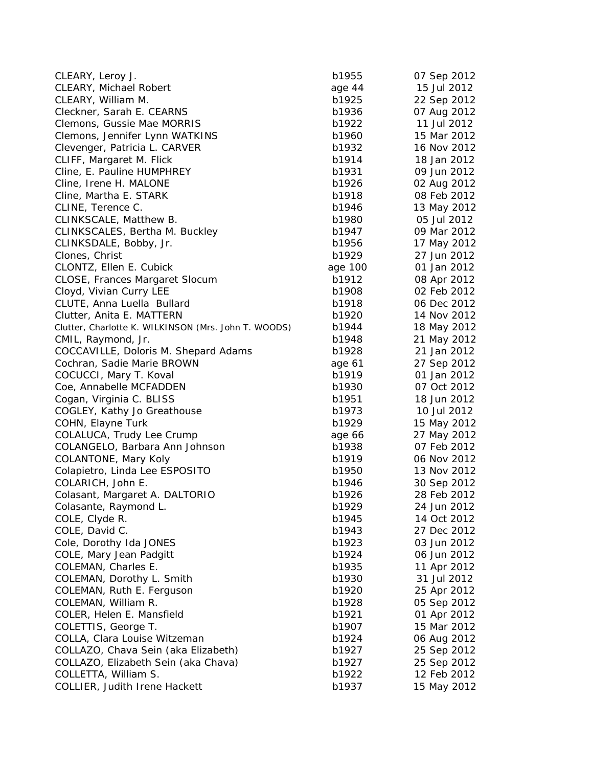| | | |
|---|---|---|
| CLEARY, Leroy J. | b1955 | 07 Sep 2012 |
| CLEARY, Michael Robert | age 44 | 15 Jul 2012 |
| CLEARY, William M. | b1925 | 22 Sep 2012 |
| Cleckner, Sarah E. CEARNS | b1936 | 07 Aug 2012 |
| Clemons, Gussie Mae MORRIS | b1922 | 11 Jul 2012 |
| Clemons, Jennifer Lynn WATKINS | b1960 | 15 Mar 2012 |
| Clevenger, Patricia L. CARVER | b1932 | 16 Nov 2012 |
| CLIFF, Margaret M. Flick | b1914 | 18 Jan 2012 |
| Cline, E. Pauline HUMPHREY | b1931 | 09 Jun 2012 |
| Cline, Irene H. MALONE | b1926 | 02 Aug 2012 |
| Cline, Martha E. STARK | b1918 | 08 Feb 2012 |
| CLINE, Terence C. | b1946 | 13 May 2012 |
| CLINKSCALE, Matthew B. | b1980 | 05 Jul 2012 |
| CLINKSCALES, Bertha M. Buckley | b1947 | 09 Mar 2012 |
| CLINKSDALE, Bobby, Jr. | b1956 | 17 May 2012 |
| Clones, Christ | b1929 | 27 Jun 2012 |
| CLONTZ, Ellen E. Cubick | age 100 | 01 Jan 2012 |
| CLOSE, Frances Margaret Slocum | b1912 | 08 Apr 2012 |
| Cloyd, Vivian Curry LEE | b1908 | 02 Feb 2012 |
| CLUTE, Anna Luella Bullard | b1918 | 06 Dec 2012 |
| Clutter, Anita E. MATTERN | b1920 | 14 Nov 2012 |
| Clutter, Charlotte K. WILKINSON (Mrs. John T. WOODS) | b1944 | 18 May 2012 |
| CMIL, Raymond, Jr. | b1948 | 21 May 2012 |
| COCCAVILLE, Doloris M. Shepard Adams | b1928 | 21 Jan 2012 |
| Cochran, Sadie Marie BROWN | age 61 | 27 Sep 2012 |
| COCUCCI, Mary T. Koval | b1919 | 01 Jan 2012 |
| Coe, Annabelle MCFADDEN | b1930 | 07 Oct 2012 |
| Cogan, Virginia C. BLISS | b1951 | 18 Jun 2012 |
| COGLEY, Kathy Jo Greathouse | b1973 | 10 Jul 2012 |
| COHN, Elayne Turk | b1929 | 15 May 2012 |
| COLALUCA, Trudy Lee Crump | age 66 | 27 May 2012 |
| COLANGELO, Barbara Ann Johnson | b1938 | 07 Feb 2012 |
| COLANTONE, Mary Koly | b1919 | 06 Nov 2012 |
| Colapietro, Linda Lee ESPOSITO | b1950 | 13 Nov 2012 |
| COLARICH, John E. | b1946 | 30 Sep 2012 |
| Colasant, Margaret A. DALTORIO | b1926 | 28 Feb 2012 |
| Colasante, Raymond L. | b1929 | 24 Jun 2012 |
| COLE, Clyde R. | b1945 | 14 Oct 2012 |
| COLE, David C. | b1943 | 27 Dec 2012 |
| Cole, Dorothy Ida JONES | b1923 | 03 Jun 2012 |
| COLE, Mary Jean Padgitt | b1924 | 06 Jun 2012 |
| COLEMAN, Charles E. | b1935 | 11 Apr 2012 |
| COLEMAN, Dorothy L. Smith | b1930 | 31 Jul 2012 |
| COLEMAN, Ruth E. Ferguson | b1920 | 25 Apr 2012 |
| COLEMAN, William R. | b1928 | 05 Sep 2012 |
| COLER, Helen E. Mansfield | b1921 | 01 Apr 2012 |
| COLETTIS, George T. | b1907 | 15 Mar 2012 |
| COLLA, Clara Louise Witzeman | b1924 | 06 Aug 2012 |
| COLLAZO, Chava Sein (aka Elizabeth) | b1927 | 25 Sep 2012 |
| COLLAZO, Elizabeth Sein (aka Chava) | b1927 | 25 Sep 2012 |
| COLLETTA, William S. | b1922 | 12 Feb 2012 |
| COLLIER, Judith Irene Hackett | b1937 | 15 May 2012 |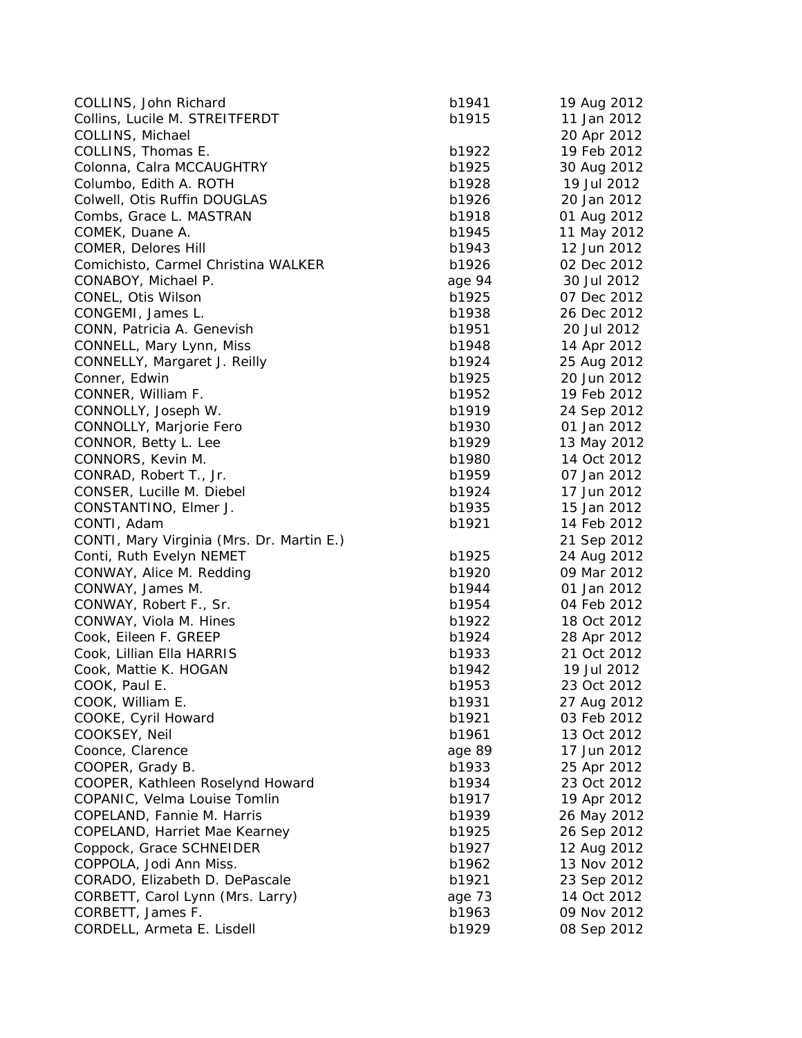| | | |
|---|---|---|
| COLLINS, John Richard | b1941 | 19 Aug 2012 |
| Collins, Lucile M. STREITFERDT | b1915 | 11 Jan 2012 |
| COLLINS, Michael | | 20 Apr 2012 |
| COLLINS, Thomas E. | b1922 | 19 Feb 2012 |
| Colonna, Calra MCCAUGHTRY | b1925 | 30 Aug 2012 |
| Columbo, Edith A. ROTH | b1928 | 19 Jul 2012 |
| Colwell, Otis Ruffin DOUGLAS | b1926 | 20 Jan 2012 |
| Combs, Grace L. MASTRAN | b1918 | 01 Aug 2012 |
| COMEK, Duane A. | b1945 | 11 May 2012 |
| COMER, Delores Hill | b1943 | 12 Jun 2012 |
| Comichisto, Carmel Christina WALKER | b1926 | 02 Dec 2012 |
| CONABOY, Michael P. | age 94 | 30 Jul 2012 |
| CONEL, Otis Wilson | b1925 | 07 Dec 2012 |
| CONGEMI, James L. | b1938 | 26 Dec 2012 |
| CONN, Patricia A. Genevish | b1951 | 20 Jul 2012 |
| CONNELL, Mary Lynn, Miss | b1948 | 14 Apr 2012 |
| CONNELLY, Margaret J. Reilly | b1924 | 25 Aug 2012 |
| Conner, Edwin | b1925 | 20 Jun 2012 |
| CONNER, William F. | b1952 | 19 Feb 2012 |
| CONNOLLY, Joseph W. | b1919 | 24 Sep 2012 |
| CONNOLLY, Marjorie Fero | b1930 | 01 Jan 2012 |
| CONNOR, Betty L. Lee | b1929 | 13 May 2012 |
| CONNORS, Kevin M. | b1980 | 14 Oct 2012 |
| CONRAD, Robert T., Jr. | b1959 | 07 Jan 2012 |
| CONSER, Lucille M. Diebel | b1924 | 17 Jun 2012 |
| CONSTANTINO, Elmer J. | b1935 | 15 Jan 2012 |
| CONTI, Adam | b1921 | 14 Feb 2012 |
| CONTI, Mary Virginia (Mrs. Dr. Martin E.) | | 21 Sep 2012 |
| Conti, Ruth Evelyn NEMET | b1925 | 24 Aug 2012 |
| CONWAY, Alice M. Redding | b1920 | 09 Mar 2012 |
| CONWAY, James M. | b1944 | 01 Jan 2012 |
| CONWAY, Robert F., Sr. | b1954 | 04 Feb 2012 |
| CONWAY, Viola M. Hines | b1922 | 18 Oct 2012 |
| Cook, Eileen F. GREEP | b1924 | 28 Apr 2012 |
| Cook, Lillian Ella HARRIS | b1933 | 21 Oct 2012 |
| Cook, Mattie K. HOGAN | b1942 | 19 Jul 2012 |
| COOK, Paul E. | b1953 | 23 Oct 2012 |
| COOK, William E. | b1931 | 27 Aug 2012 |
| COOKE, Cyril Howard | b1921 | 03 Feb 2012 |
| COOKSEY, Neil | b1961 | 13 Oct 2012 |
| Coonce, Clarence | age 89 | 17 Jun 2012 |
| COOPER, Grady B. | b1933 | 25 Apr 2012 |
| COOPER, Kathleen Roselynd Howard | b1934 | 23 Oct 2012 |
| COPANIC, Velma Louise Tomlin | b1917 | 19 Apr 2012 |
| COPELAND, Fannie M. Harris | b1939 | 26 May 2012 |
| COPELAND, Harriet Mae Kearney | b1925 | 26 Sep 2012 |
| Coppock, Grace SCHNEIDER | b1927 | 12 Aug 2012 |
| COPPOLA, Jodi Ann Miss. | b1962 | 13 Nov 2012 |
| CORADO, Elizabeth D. DePascale | b1921 | 23 Sep 2012 |
| CORBETT, Carol Lynn (Mrs. Larry) | age 73 | 14 Oct 2012 |
| CORBETT, James F. | b1963 | 09 Nov 2012 |
| CORDELL, Armeta E. Lisdell | b1929 | 08 Sep 2012 |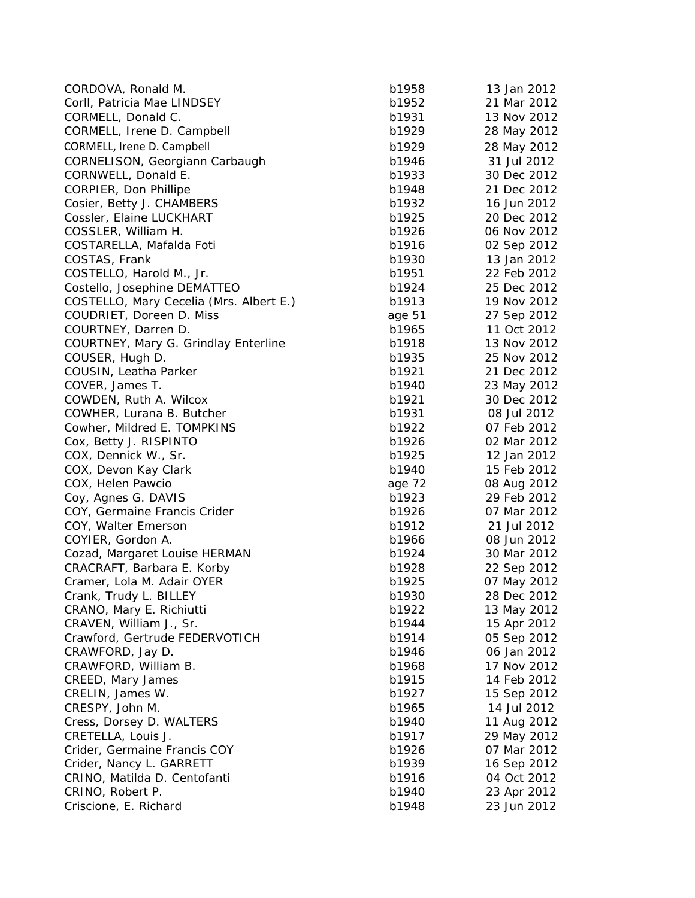| | | |
|---|---|---|
| CORDOVA, Ronald M. | b1958 | 13 Jan 2012 |
| Corll, Patricia Mae LINDSEY | b1952 | 21 Mar 2012 |
| CORMELL, Donald C. | b1931 | 13 Nov 2012 |
| CORMELL, Irene D. Campbell | b1929 | 28 May 2012 |
| CORMELL, Irene D. Campbell | b1929 | 28 May 2012 |
| CORNELISON, Georgiann Carbaugh | b1946 | 31 Jul 2012 |
| CORNWELL, Donald E. | b1933 | 30 Dec 2012 |
| CORPIER, Don Phillipe | b1948 | 21 Dec 2012 |
| Cosier, Betty J. CHAMBERS | b1932 | 16 Jun 2012 |
| Cossler, Elaine LUCKHART | b1925 | 20 Dec 2012 |
| COSSLER, William H. | b1926 | 06 Nov 2012 |
| COSTARELLA, Mafalda Foti | b1916 | 02 Sep 2012 |
| COSTAS, Frank | b1930 | 13 Jan 2012 |
| COSTELLO, Harold M., Jr. | b1951 | 22 Feb 2012 |
| Costello, Josephine DEMATTEO | b1924 | 25 Dec 2012 |
| COSTELLO, Mary Cecelia (Mrs. Albert E.) | b1913 | 19 Nov 2012 |
| COUDRIET, Doreen D. Miss | age 51 | 27 Sep 2012 |
| COURTNEY, Darren D. | b1965 | 11 Oct 2012 |
| COURTNEY, Mary G. Grindlay Enterline | b1918 | 13 Nov 2012 |
| COUSER, Hugh D. | b1935 | 25 Nov 2012 |
| COUSIN, Leatha Parker | b1921 | 21 Dec 2012 |
| COVER, James T. | b1940 | 23 May 2012 |
| COWDEN, Ruth A. Wilcox | b1921 | 30 Dec 2012 |
| COWHER, Lurana B. Butcher | b1931 | 08 Jul 2012 |
| Cowher, Mildred E. TOMPKINS | b1922 | 07 Feb 2012 |
| Cox, Betty J. RISPINTO | b1926 | 02 Mar 2012 |
| COX, Dennick W., Sr. | b1925 | 12 Jan 2012 |
| COX, Devon Kay Clark | b1940 | 15 Feb 2012 |
| COX, Helen Pawcio | age 72 | 08 Aug 2012 |
| Coy, Agnes G. DAVIS | b1923 | 29 Feb 2012 |
| COY, Germaine Francis Crider | b1926 | 07 Mar 2012 |
| COY, Walter Emerson | b1912 | 21 Jul 2012 |
| COYIER, Gordon A. | b1966 | 08 Jun 2012 |
| Cozad, Margaret Louise HERMAN | b1924 | 30 Mar 2012 |
| CRACRAFT, Barbara E. Korby | b1928 | 22 Sep 2012 |
| Cramer, Lola M. Adair OYER | b1925 | 07 May 2012 |
| Crank, Trudy L. BILLEY | b1930 | 28 Dec 2012 |
| CRANO, Mary E. Richiutti | b1922 | 13 May 2012 |
| CRAVEN, William J., Sr. | b1944 | 15 Apr 2012 |
| Crawford, Gertrude FEDERVOTICH | b1914 | 05 Sep 2012 |
| CRAWFORD, Jay D. | b1946 | 06 Jan 2012 |
| CRAWFORD, William B. | b1968 | 17 Nov 2012 |
| CREED, Mary James | b1915 | 14 Feb 2012 |
| CRELIN, James W. | b1927 | 15 Sep 2012 |
| CRESPY, John M. | b1965 | 14 Jul 2012 |
| Cress, Dorsey D. WALTERS | b1940 | 11 Aug 2012 |
| CRETELLA, Louis J. | b1917 | 29 May 2012 |
| Crider, Germaine Francis COY | b1926 | 07 Mar 2012 |
| Crider, Nancy L. GARRETT | b1939 | 16 Sep 2012 |
| CRINO, Matilda D. Centofanti | b1916 | 04 Oct 2012 |
| CRINO, Robert P. | b1940 | 23 Apr 2012 |
| Criscione, E. Richard | b1948 | 23 Jun 2012 |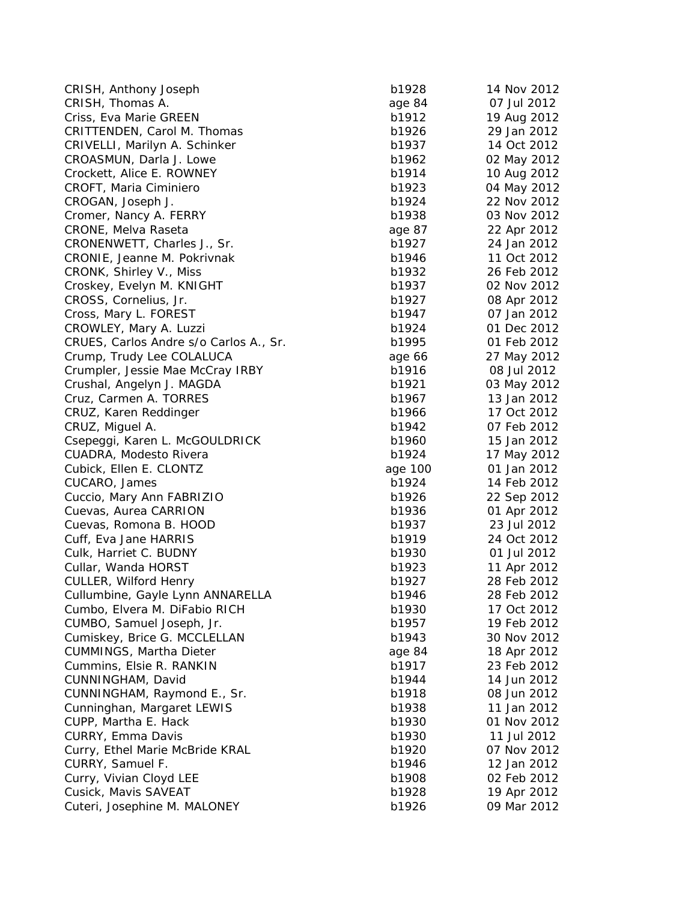| | | |
|---|---|---|
| CRISH, Anthony Joseph | b1928 | 14 Nov 2012 |
| CRISH, Thomas A. | age 84 | 07 Jul 2012 |
| Criss, Eva Marie GREEN | b1912 | 19 Aug 2012 |
| CRITTENDEN, Carol M. Thomas | b1926 | 29 Jan 2012 |
| CRIVELLI, Marilyn A. Schinker | b1937 | 14 Oct 2012 |
| CROASMUN, Darla J. Lowe | b1962 | 02 May 2012 |
| Crockett, Alice E. ROWNEY | b1914 | 10 Aug 2012 |
| CROFT, Maria Ciminiero | b1923 | 04 May 2012 |
| CROGAN, Joseph J. | b1924 | 22 Nov 2012 |
| Cromer, Nancy A. FERRY | b1938 | 03 Nov 2012 |
| CRONE, Melva Raseta | age 87 | 22 Apr 2012 |
| CRONENWETT, Charles J., Sr. | b1927 | 24 Jan 2012 |
| CRONIE, Jeanne M. Pokrivnak | b1946 | 11 Oct 2012 |
| CRONK, Shirley V., Miss | b1932 | 26 Feb 2012 |
| Croskey, Evelyn M. KNIGHT | b1937 | 02 Nov 2012 |
| CROSS, Cornelius, Jr. | b1927 | 08 Apr 2012 |
| Cross, Mary L. FOREST | b1947 | 07 Jan 2012 |
| CROWLEY, Mary A. Luzzi | b1924 | 01 Dec 2012 |
| CRUES, Carlos Andre s/o Carlos A., Sr. | b1995 | 01 Feb 2012 |
| Crump, Trudy Lee COLALUCA | age 66 | 27 May 2012 |
| Crumpler, Jessie Mae McCray IRBY | b1916 | 08 Jul 2012 |
| Crushal, Angelyn J. MAGDA | b1921 | 03 May 2012 |
| Cruz, Carmen A. TORRES | b1967 | 13 Jan 2012 |
| CRUZ, Karen Reddinger | b1966 | 17 Oct 2012 |
| CRUZ, Miguel A. | b1942 | 07 Feb 2012 |
| Csepeggi, Karen L. McGOULDRICK | b1960 | 15 Jan 2012 |
| CUADRA, Modesto Rivera | b1924 | 17 May 2012 |
| Cubick, Ellen E. CLONTZ | age 100 | 01 Jan 2012 |
| CUCARO, James | b1924 | 14 Feb 2012 |
| Cuccio, Mary Ann FABRIZIO | b1926 | 22 Sep 2012 |
| Cuevas, Aurea CARRION | b1936 | 01 Apr 2012 |
| Cuevas, Romona B. HOOD | b1937 | 23 Jul 2012 |
| Cuff, Eva Jane HARRIS | b1919 | 24 Oct 2012 |
| Culk, Harriet C. BUDNY | b1930 | 01 Jul 2012 |
| Cullar, Wanda HORST | b1923 | 11 Apr 2012 |
| CULLER, Wilford Henry | b1927 | 28 Feb 2012 |
| Cullumbine, Gayle Lynn ANNARELLA | b1946 | 28 Feb 2012 |
| Cumbo, Elvera M. DiFabio RICH | b1930 | 17 Oct 2012 |
| CUMBO, Samuel Joseph, Jr. | b1957 | 19 Feb 2012 |
| Cumiskey, Brice G. MCCLELLAN | b1943 | 30 Nov 2012 |
| CUMMINGS, Martha Dieter | age 84 | 18 Apr 2012 |
| Cummins, Elsie R. RANKIN | b1917 | 23 Feb 2012 |
| CUNNINGHAM, David | b1944 | 14 Jun 2012 |
| CUNNINGHAM, Raymond E., Sr. | b1918 | 08 Jun 2012 |
| Cunninghan, Margaret LEWIS | b1938 | 11 Jan 2012 |
| CUPP, Martha E. Hack | b1930 | 01 Nov 2012 |
| CURRY, Emma Davis | b1930 | 11 Jul 2012 |
| Curry, Ethel Marie McBride KRAL | b1920 | 07 Nov 2012 |
| CURRY, Samuel F. | b1946 | 12 Jan 2012 |
| Curry, Vivian Cloyd LEE | b1908 | 02 Feb 2012 |
| Cusick, Mavis SAVEAT | b1928 | 19 Apr 2012 |
| Cuteri, Josephine M. MALONEY | b1926 | 09 Mar 2012 |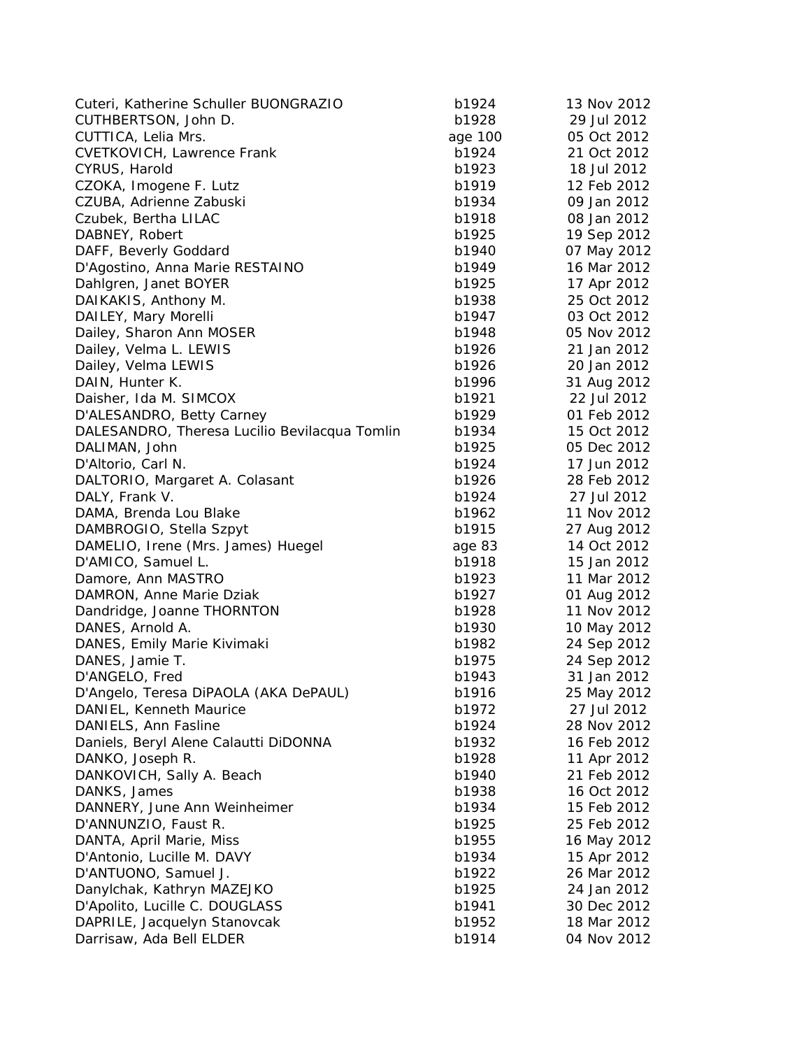| | | |
|---|---|---|
| Cuteri, Katherine Schuller BUONGRAZIO | b1924 | 13 Nov 2012 |
| CUTHBERTSON, John D. | b1928 | 29 Jul 2012 |
| CUTTICA, Lelia Mrs. | age 100 | 05 Oct 2012 |
| CVETKOVICH, Lawrence Frank | b1924 | 21 Oct 2012 |
| CYRUS, Harold | b1923 | 18 Jul 2012 |
| CZOKA, Imogene F. Lutz | b1919 | 12 Feb 2012 |
| CZUBA, Adrienne Zabuski | b1934 | 09 Jan 2012 |
| Czubek, Bertha LILAC | b1918 | 08 Jan 2012 |
| DABNEY, Robert | b1925 | 19 Sep 2012 |
| DAFF, Beverly Goddard | b1940 | 07 May 2012 |
| D'Agostino, Anna Marie RESTAINO | b1949 | 16 Mar 2012 |
| Dahlgren, Janet BOYER | b1925 | 17 Apr 2012 |
| DAIKAKIS, Anthony M. | b1938 | 25 Oct 2012 |
| DAILEY, Mary Morelli | b1947 | 03 Oct 2012 |
| Dailey, Sharon Ann MOSER | b1948 | 05 Nov 2012 |
| Dailey, Velma L. LEWIS | b1926 | 21 Jan 2012 |
| Dailey, Velma LEWIS | b1926 | 20 Jan 2012 |
| DAIN, Hunter K. | b1996 | 31 Aug 2012 |
| Daisher, Ida M. SIMCOX | b1921 | 22 Jul 2012 |
| D'ALESANDRO, Betty Carney | b1929 | 01 Feb 2012 |
| DALESANDRO, Theresa Lucilio Bevilacqua Tomlin | b1934 | 15 Oct 2012 |
| DALIMAN, John | b1925 | 05 Dec 2012 |
| D'Altorio, Carl N. | b1924 | 17 Jun 2012 |
| DALTORIO, Margaret A. Colasant | b1926 | 28 Feb 2012 |
| DALY, Frank V. | b1924 | 27 Jul 2012 |
| DAMA, Brenda Lou Blake | b1962 | 11 Nov 2012 |
| DAMBROGIO, Stella Szpyt | b1915 | 27 Aug 2012 |
| DAMELIO, Irene (Mrs. James) Huegel | age 83 | 14 Oct 2012 |
| D'AMICO, Samuel L. | b1918 | 15 Jan 2012 |
| Damore, Ann MASTRO | b1923 | 11 Mar 2012 |
| DAMRON, Anne Marie Dziak | b1927 | 01 Aug 2012 |
| Dandridge, Joanne THORNTON | b1928 | 11 Nov 2012 |
| DANES, Arnold A. | b1930 | 10 May 2012 |
| DANES, Emily Marie Kivimaki | b1982 | 24 Sep 2012 |
| DANES, Jamie T. | b1975 | 24 Sep 2012 |
| D'ANGELO, Fred | b1943 | 31 Jan 2012 |
| D'Angelo, Teresa DiPAOLA (AKA DePAUL) | b1916 | 25 May 2012 |
| DANIEL, Kenneth Maurice | b1972 | 27 Jul 2012 |
| DANIELS, Ann Fasline | b1924 | 28 Nov 2012 |
| Daniels, Beryl Alene Calautti DiDONNA | b1932 | 16 Feb 2012 |
| DANKO, Joseph R. | b1928 | 11 Apr 2012 |
| DANKOVICH, Sally A. Beach | b1940 | 21 Feb 2012 |
| DANKS, James | b1938 | 16 Oct 2012 |
| DANNERY, June Ann Weinheimer | b1934 | 15 Feb 2012 |
| D'ANNUNZIO, Faust R. | b1925 | 25 Feb 2012 |
| DANTA, April Marie, Miss | b1955 | 16 May 2012 |
| D'Antonio, Lucille M. DAVY | b1934 | 15 Apr 2012 |
| D'ANTUONO, Samuel J. | b1922 | 26 Mar 2012 |
| Danylchak, Kathryn MAZEJKO | b1925 | 24 Jan 2012 |
| D'Apolito, Lucille C. DOUGLASS | b1941 | 30 Dec 2012 |
| DAPRILE, Jacquelyn Stanovcak | b1952 | 18 Mar 2012 |
| Darrisaw, Ada Bell ELDER | b1914 | 04 Nov 2012 |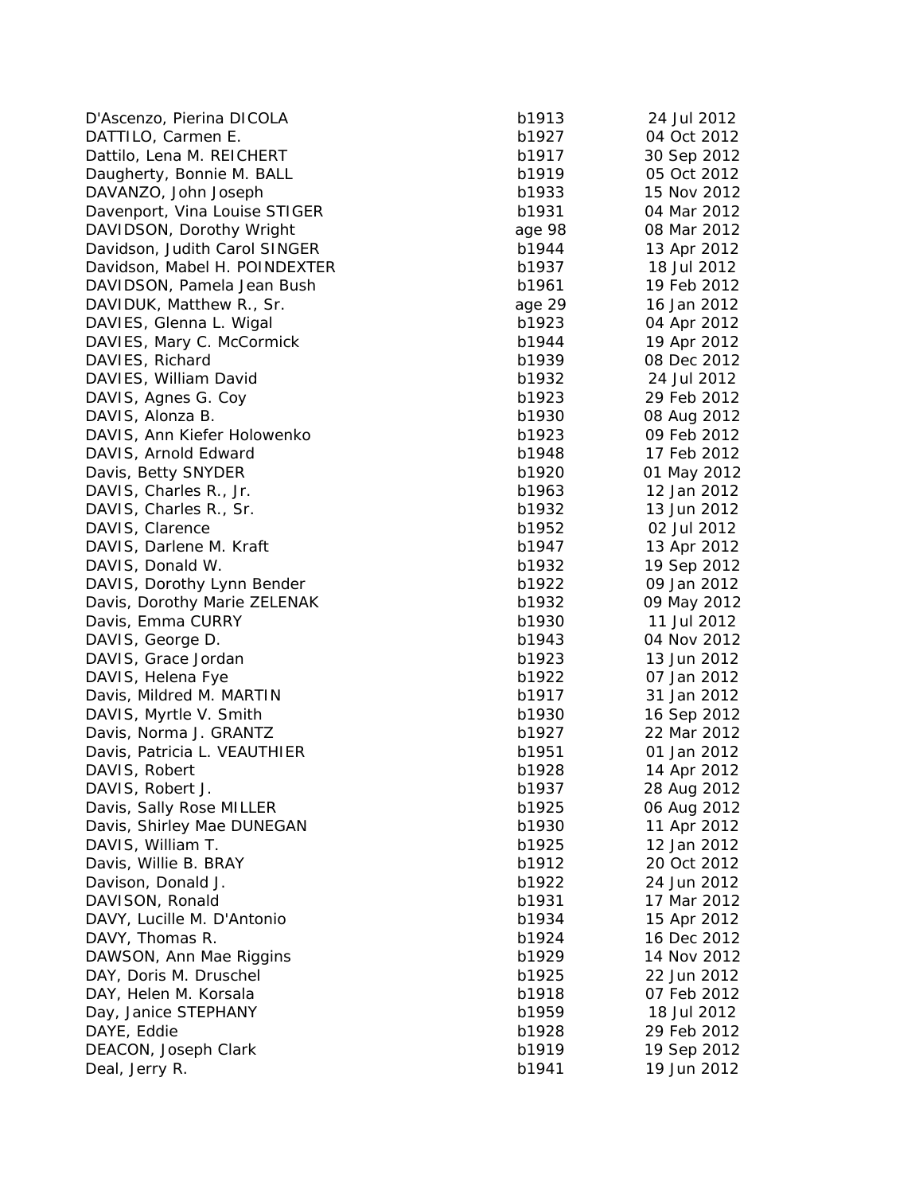| | | |
|---|---|---|
| D'Ascenzo, Pierina DICOLA | b1913 | 24 Jul 2012 |
| DATTILO, Carmen E. | b1927 | 04 Oct 2012 |
| Dattilo, Lena M. REICHERT | b1917 | 30 Sep 2012 |
| Daugherty, Bonnie M. BALL | b1919 | 05 Oct 2012 |
| DAVANZO, John Joseph | b1933 | 15 Nov 2012 |
| Davenport, Vina Louise STIGER | b1931 | 04 Mar 2012 |
| DAVIDSON, Dorothy Wright | age 98 | 08 Mar 2012 |
| Davidson, Judith Carol SINGER | b1944 | 13 Apr 2012 |
| Davidson, Mabel H. POINDEXTER | b1937 | 18 Jul 2012 |
| DAVIDSON, Pamela Jean Bush | b1961 | 19 Feb 2012 |
| DAVIDUK, Matthew R., Sr. | age 29 | 16 Jan 2012 |
| DAVIES, Glenna L. Wigal | b1923 | 04 Apr 2012 |
| DAVIES, Mary C. McCormick | b1944 | 19 Apr 2012 |
| DAVIES, Richard | b1939 | 08 Dec 2012 |
| DAVIES, William David | b1932 | 24 Jul 2012 |
| DAVIS, Agnes G. Coy | b1923 | 29 Feb 2012 |
| DAVIS, Alonza B. | b1930 | 08 Aug 2012 |
| DAVIS, Ann Kiefer Holowenko | b1923 | 09 Feb 2012 |
| DAVIS, Arnold Edward | b1948 | 17 Feb 2012 |
| Davis, Betty SNYDER | b1920 | 01 May 2012 |
| DAVIS, Charles R., Jr. | b1963 | 12 Jan 2012 |
| DAVIS, Charles R., Sr. | b1932 | 13 Jun 2012 |
| DAVIS, Clarence | b1952 | 02 Jul 2012 |
| DAVIS, Darlene M. Kraft | b1947 | 13 Apr 2012 |
| DAVIS, Donald W. | b1932 | 19 Sep 2012 |
| DAVIS, Dorothy Lynn Bender | b1922 | 09 Jan 2012 |
| Davis, Dorothy Marie ZELENAK | b1932 | 09 May 2012 |
| Davis, Emma CURRY | b1930 | 11 Jul 2012 |
| DAVIS, George D. | b1943 | 04 Nov 2012 |
| DAVIS, Grace Jordan | b1923 | 13 Jun 2012 |
| DAVIS, Helena Fye | b1922 | 07 Jan 2012 |
| Davis, Mildred M. MARTIN | b1917 | 31 Jan 2012 |
| DAVIS, Myrtle V. Smith | b1930 | 16 Sep 2012 |
| Davis, Norma J. GRANTZ | b1927 | 22 Mar 2012 |
| Davis, Patricia L. VEAUTHIER | b1951 | 01 Jan 2012 |
| DAVIS, Robert | b1928 | 14 Apr 2012 |
| DAVIS, Robert J. | b1937 | 28 Aug 2012 |
| Davis, Sally Rose MILLER | b1925 | 06 Aug 2012 |
| Davis, Shirley Mae DUNEGAN | b1930 | 11 Apr 2012 |
| DAVIS, William T. | b1925 | 12 Jan 2012 |
| Davis, Willie B. BRAY | b1912 | 20 Oct 2012 |
| Davison, Donald J. | b1922 | 24 Jun 2012 |
| DAVISON, Ronald | b1931 | 17 Mar 2012 |
| DAVY, Lucille M. D'Antonio | b1934 | 15 Apr 2012 |
| DAVY, Thomas R. | b1924 | 16 Dec 2012 |
| DAWSON, Ann Mae Riggins | b1929 | 14 Nov 2012 |
| DAY, Doris M. Druschel | b1925 | 22 Jun 2012 |
| DAY, Helen M. Korsala | b1918 | 07 Feb 2012 |
| Day, Janice STEPHANY | b1959 | 18 Jul 2012 |
| DAYE, Eddie | b1928 | 29 Feb 2012 |
| DEACON, Joseph Clark | b1919 | 19 Sep 2012 |
| Deal, Jerry R. | b1941 | 19 Jun 2012 |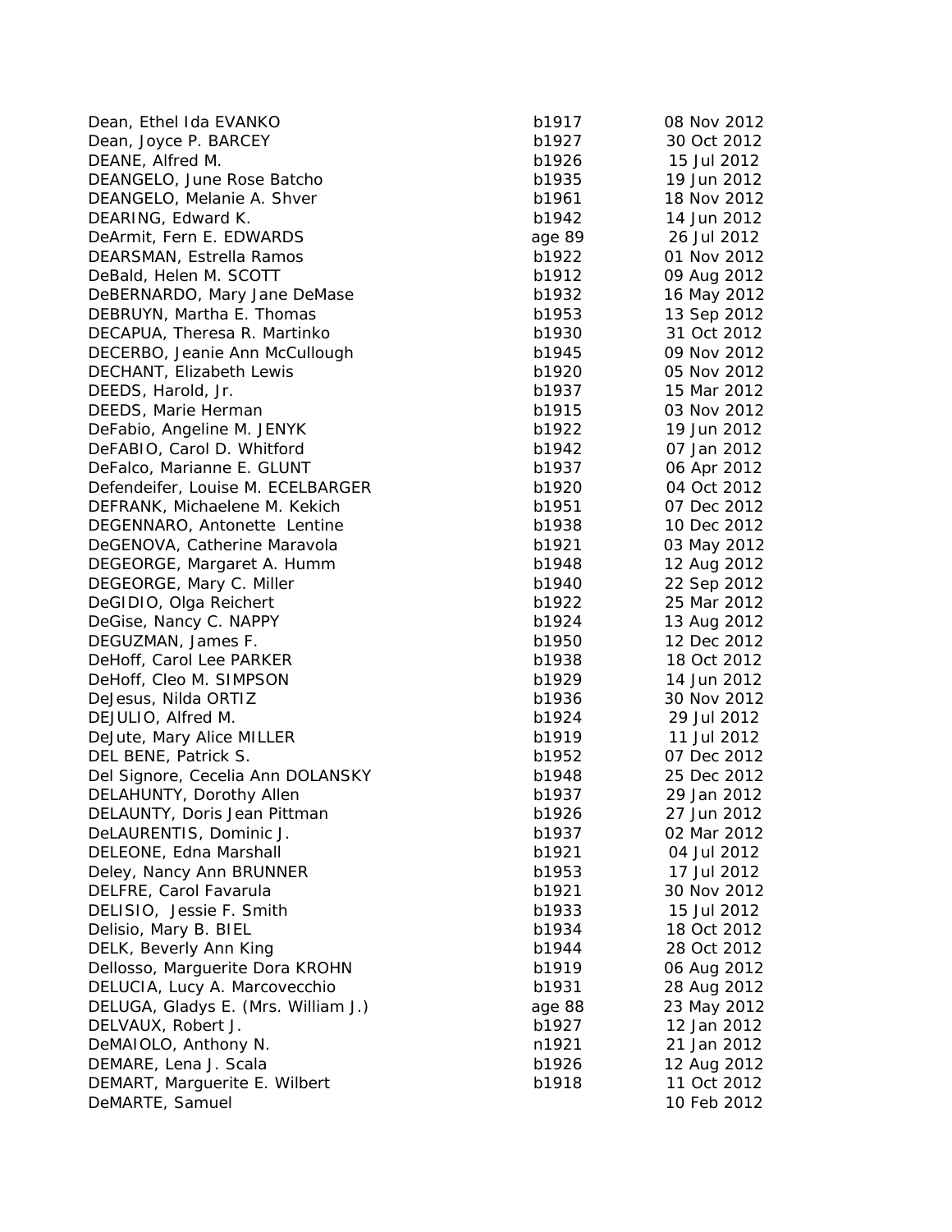| | | |
|---|---|---|
| Dean, Ethel Ida EVANKO | b1917 | 08 Nov 2012 |
| Dean, Joyce P. BARCEY | b1927 | 30 Oct 2012 |
| DEANE, Alfred M. | b1926 | 15 Jul 2012 |
| DEANGELO, June Rose Batcho | b1935 | 19 Jun 2012 |
| DEANGELO, Melanie A. Shver | b1961 | 18 Nov 2012 |
| DEARING, Edward K. | b1942 | 14 Jun 2012 |
| DeArmit, Fern E. EDWARDS | age 89 | 26 Jul 2012 |
| DEARSMAN, Estrella Ramos | b1922 | 01 Nov 2012 |
| DeBald, Helen M. SCOTT | b1912 | 09 Aug 2012 |
| DeBERNARDO, Mary Jane DeMase | b1932 | 16 May 2012 |
| DEBRUYN, Martha E. Thomas | b1953 | 13 Sep 2012 |
| DECAPUA, Theresa R. Martinko | b1930 | 31 Oct 2012 |
| DECERBO, Jeanie Ann McCullough | b1945 | 09 Nov 2012 |
| DECHANT, Elizabeth Lewis | b1920 | 05 Nov 2012 |
| DEEDS, Harold, Jr. | b1937 | 15 Mar 2012 |
| DEEDS, Marie Herman | b1915 | 03 Nov 2012 |
| DeFabio, Angeline M. JENYK | b1922 | 19 Jun 2012 |
| DeFABIO, Carol D. Whitford | b1942 | 07 Jan 2012 |
| DeFalco, Marianne E. GLUNT | b1937 | 06 Apr 2012 |
| Defendeifer, Louise M. ECELBARGER | b1920 | 04 Oct 2012 |
| DEFRANK, Michaelene M. Kekich | b1951 | 07 Dec 2012 |
| DEGENNARO, Antonette Lentine | b1938 | 10 Dec 2012 |
| DeGENOVA, Catherine Maravola | b1921 | 03 May 2012 |
| DEGEORGE, Margaret A. Humm | b1948 | 12 Aug 2012 |
| DEGEORGE, Mary C. Miller | b1940 | 22 Sep 2012 |
| DeGIDIO, Olga Reichert | b1922 | 25 Mar 2012 |
| DeGise, Nancy C. NAPPY | b1924 | 13 Aug 2012 |
| DEGUZMAN, James F. | b1950 | 12 Dec 2012 |
| DeHoff, Carol Lee PARKER | b1938 | 18 Oct 2012 |
| DeHoff, Cleo M. SIMPSON | b1929 | 14 Jun 2012 |
| DeJesus, Nilda ORTIZ | b1936 | 30 Nov 2012 |
| DEJULIO, Alfred M. | b1924 | 29 Jul 2012 |
| DeJute, Mary Alice MILLER | b1919 | 11 Jul 2012 |
| DEL BENE, Patrick S. | b1952 | 07 Dec 2012 |
| Del Signore, Cecelia Ann DOLANSKY | b1948 | 25 Dec 2012 |
| DELAHUNTY, Dorothy Allen | b1937 | 29 Jan 2012 |
| DELAUNTY, Doris Jean Pittman | b1926 | 27 Jun 2012 |
| DeLAURENTIS, Dominic J. | b1937 | 02 Mar 2012 |
| DELEONE, Edna Marshall | b1921 | 04 Jul 2012 |
| Deley, Nancy Ann BRUNNER | b1953 | 17 Jul 2012 |
| DELFRE, Carol Favarula | b1921 | 30 Nov 2012 |
| DELISIO, Jessie F. Smith | b1933 | 15 Jul 2012 |
| Delisio, Mary B. BIEL | b1934 | 18 Oct 2012 |
| DELK, Beverly Ann King | b1944 | 28 Oct 2012 |
| Dellosso, Marguerite Dora KROHN | b1919 | 06 Aug 2012 |
| DELUCIA, Lucy A. Marcovecchio | b1931 | 28 Aug 2012 |
| DELUGA, Gladys E. (Mrs. William J.) | age 88 | 23 May 2012 |
| DELVAUX, Robert J. | b1927 | 12 Jan 2012 |
| DeMAIOLO, Anthony N. | n1921 | 21 Jan 2012 |
| DEMARE, Lena J. Scala | b1926 | 12 Aug 2012 |
| DEMART, Marguerite E. Wilbert | b1918 | 11 Oct 2012 |
| DeMARTE, Samuel | | 10 Feb 2012 |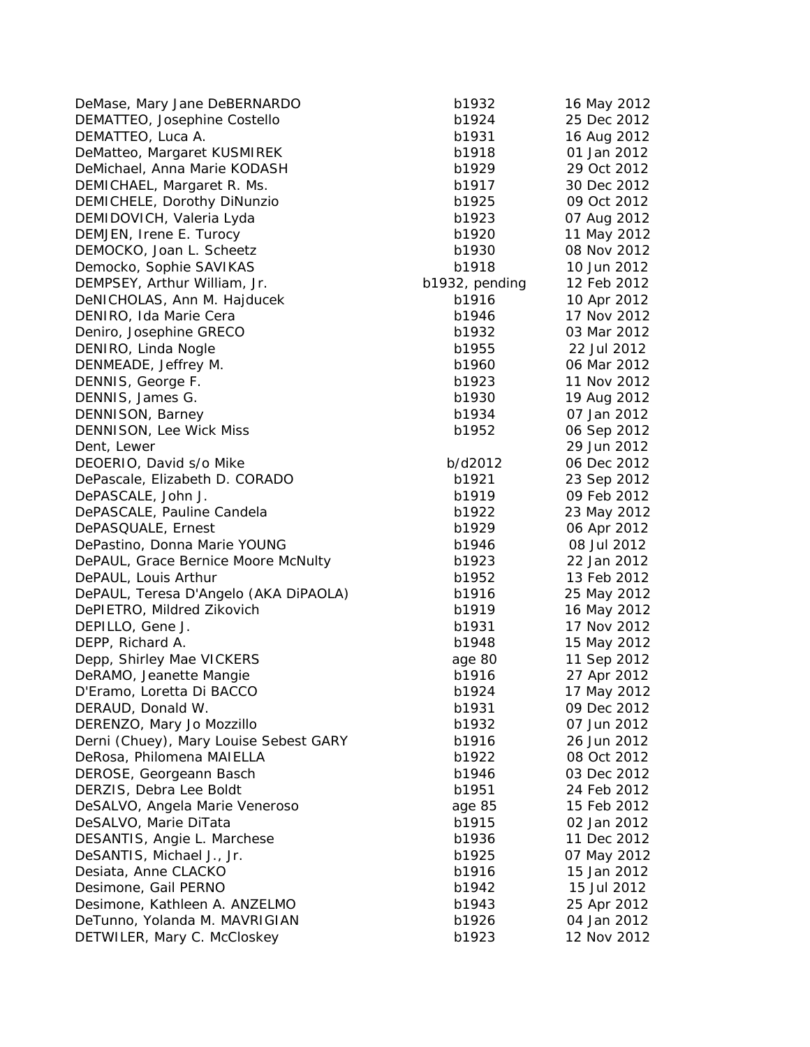| | | |
|---|---|---|
| DeMase, Mary Jane DeBERNARDO | b1932 | 16 May 2012 |
| DEMATTEO, Josephine Costello | b1924 | 25 Dec 2012 |
| DEMATTEO, Luca A. | b1931 | 16 Aug 2012 |
| DeMatteo, Margaret KUSMIREK | b1918 | 01 Jan 2012 |
| DeMichael, Anna Marie KODASH | b1929 | 29 Oct 2012 |
| DEMICHAEL, Margaret R. Ms. | b1917 | 30 Dec 2012 |
| DEMICHELE, Dorothy DiNunzio | b1925 | 09 Oct 2012 |
| DEMIDOVICH, Valeria Lyda | b1923 | 07 Aug 2012 |
| DEMJEN, Irene E. Turocy | b1920 | 11 May 2012 |
| DEMOCKO, Joan L. Scheetz | b1930 | 08 Nov 2012 |
| Democko, Sophie SAVIKAS | b1918 | 10 Jun 2012 |
| DEMPSEY, Arthur William, Jr. | b1932, pending | 12 Feb 2012 |
| DeNICHOLAS, Ann M. Hajducek | b1916 | 10 Apr 2012 |
| DENIRO, Ida Marie Cera | b1946 | 17 Nov 2012 |
| Deniro, Josephine GRECO | b1932 | 03 Mar 2012 |
| DENIRO, Linda Nogle | b1955 | 22 Jul 2012 |
| DENMEADE, Jeffrey M. | b1960 | 06 Mar 2012 |
| DENNIS, George F. | b1923 | 11 Nov 2012 |
| DENNIS, James G. | b1930 | 19 Aug 2012 |
| DENNISON, Barney | b1934 | 07 Jan 2012 |
| DENNISON, Lee Wick Miss | b1952 | 06 Sep 2012 |
| Dent, Lewer | | 29 Jun 2012 |
| DEOERIO, David s/o Mike | b/d2012 | 06 Dec 2012 |
| DePascale, Elizabeth D. CORADO | b1921 | 23 Sep 2012 |
| DePASCALE, John J. | b1919 | 09 Feb 2012 |
| DePASCALE, Pauline Candela | b1922 | 23 May 2012 |
| DePASQUALE, Ernest | b1929 | 06 Apr 2012 |
| DePastino, Donna Marie YOUNG | b1946 | 08 Jul 2012 |
| DePAUL, Grace Bernice Moore McNulty | b1923 | 22 Jan 2012 |
| DePAUL, Louis Arthur | b1952 | 13 Feb 2012 |
| DePAUL, Teresa D'Angelo (AKA DiPAOLA) | b1916 | 25 May 2012 |
| DePIETRO, Mildred Zikovich | b1919 | 16 May 2012 |
| DEPILLO, Gene J. | b1931 | 17 Nov 2012 |
| DEPP, Richard A. | b1948 | 15 May 2012 |
| Depp, Shirley Mae VICKERS | age 80 | 11 Sep 2012 |
| DeRAMO, Jeanette Mangie | b1916 | 27 Apr 2012 |
| D'Eramo, Loretta Di BACCO | b1924 | 17 May 2012 |
| DERAUD, Donald W. | b1931 | 09 Dec 2012 |
| DERENZO, Mary Jo Mozzillo | b1932 | 07 Jun 2012 |
| Derni (Chuey), Mary Louise Sebest GARY | b1916 | 26 Jun 2012 |
| DeRosa, Philomena MAIELLA | b1922 | 08 Oct 2012 |
| DEROSE, Georgeann Basch | b1946 | 03 Dec 2012 |
| DERZIS, Debra Lee Boldt | b1951 | 24 Feb 2012 |
| DeSALVO, Angela Marie Veneroso | age 85 | 15 Feb 2012 |
| DeSALVO, Marie DiTata | b1915 | 02 Jan 2012 |
| DESANTIS, Angie L. Marchese | b1936 | 11 Dec 2012 |
| DeSANTIS, Michael J., Jr. | b1925 | 07 May 2012 |
| Desiata, Anne CLACKO | b1916 | 15 Jan 2012 |
| Desimone, Gail PERNO | b1942 | 15 Jul 2012 |
| Desimone, Kathleen A. ANZELMO | b1943 | 25 Apr 2012 |
| DeTunno, Yolanda M. MAVRIGIAN | b1926 | 04 Jan 2012 |
| DETWILER, Mary C. McCloskey | b1923 | 12 Nov 2012 |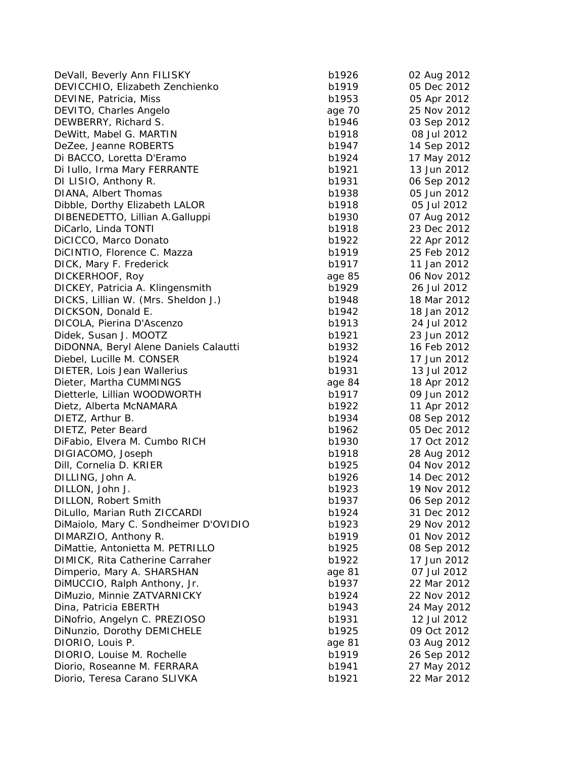| | | |
|---|---|---|
| DeVall, Beverly Ann FILISKY | b1926 | 02 Aug 2012 |
| DEVICCHIO, Elizabeth Zenchienko | b1919 | 05 Dec 2012 |
| DEVINE, Patricia, Miss | b1953 | 05 Apr 2012 |
| DEVITO, Charles Angelo | age 70 | 25 Nov 2012 |
| DEWBERRY, Richard S. | b1946 | 03 Sep 2012 |
| DeWitt, Mabel G. MARTIN | b1918 | 08 Jul 2012 |
| DeZee, Jeanne ROBERTS | b1947 | 14 Sep 2012 |
| Di BACCO, Loretta D'Eramo | b1924 | 17 May 2012 |
| Di Iullo, Irma Mary FERRANTE | b1921 | 13 Jun 2012 |
| DI LISIO, Anthony R. | b1931 | 06 Sep 2012 |
| DIANA, Albert Thomas | b1938 | 05 Jun 2012 |
| Dibble, Dorthy Elizabeth LALOR | b1918 | 05 Jul 2012 |
| DIBENEDETTO, Lillian A.Galluppi | b1930 | 07 Aug 2012 |
| DiCarlo, Linda TONTI | b1918 | 23 Dec 2012 |
| DiCICCO, Marco Donato | b1922 | 22 Apr 2012 |
| DiCINTIO, Florence C. Mazza | b1919 | 25 Feb 2012 |
| DICK, Mary F. Frederick | b1917 | 11 Jan 2012 |
| DICKERHOOF, Roy | age 85 | 06 Nov 2012 |
| DICKEY, Patricia A. Klingensmith | b1929 | 26 Jul 2012 |
| DICKS, Lillian W. (Mrs. Sheldon J.) | b1948 | 18 Mar 2012 |
| DICKSON, Donald E. | b1942 | 18 Jan 2012 |
| DICOLA, Pierina D'Ascenzo | b1913 | 24 Jul 2012 |
| Didek, Susan J. MOOTZ | b1921 | 23 Jun 2012 |
| DiDONNA, Beryl Alene Daniels Calautti | b1932 | 16 Feb 2012 |
| Diebel, Lucille M. CONSER | b1924 | 17 Jun 2012 |
| DIETER, Lois Jean Wallerius | b1931 | 13 Jul 2012 |
| Dieter, Martha CUMMINGS | age 84 | 18 Apr 2012 |
| Dietterle, Lillian WOODWORTH | b1917 | 09 Jun 2012 |
| Dietz, Alberta McNAMARA | b1922 | 11 Apr 2012 |
| DIETZ, Arthur B. | b1934 | 08 Sep 2012 |
| DIETZ, Peter Beard | b1962 | 05 Dec 2012 |
| DiFabio, Elvera M. Cumbo RICH | b1930 | 17 Oct 2012 |
| DIGIACOMO, Joseph | b1918 | 28 Aug 2012 |
| Dill, Cornelia D. KRIER | b1925 | 04 Nov 2012 |
| DILLING, John A. | b1926 | 14 Dec 2012 |
| DILLON, John J. | b1923 | 19 Nov 2012 |
| DILLON, Robert Smith | b1937 | 06 Sep 2012 |
| DiLullo, Marian Ruth ZICCARDI | b1924 | 31 Dec 2012 |
| DiMaiolo, Mary C. Sondheimer D'OVIDIO | b1923 | 29 Nov 2012 |
| DIMARZIO, Anthony R. | b1919 | 01 Nov 2012 |
| DiMattie, Antonietta M. PETRILLO | b1925 | 08 Sep 2012 |
| DIMICK, Rita Catherine Carraher | b1922 | 17 Jun 2012 |
| Dimperio, Mary A. SHARSHAN | age 81 | 07 Jul 2012 |
| DiMUCCIO, Ralph Anthony, Jr. | b1937 | 22 Mar 2012 |
| DiMuzio, Minnie ZATVARNICKY | b1924 | 22 Nov 2012 |
| Dina, Patricia EBERTH | b1943 | 24 May 2012 |
| DiNofrio, Angelyn C. PREZIOSO | b1931 | 12 Jul 2012 |
| DiNunzio, Dorothy DEMICHELE | b1925 | 09 Oct 2012 |
| DIORIO, Louis P. | age 81 | 03 Aug 2012 |
| DIORIO, Louise M. Rochelle | b1919 | 26 Sep 2012 |
| Diorio, Roseanne M. FERRARA | b1941 | 27 May 2012 |
| Diorio, Teresa Carano SLIVKA | b1921 | 22 Mar 2012 |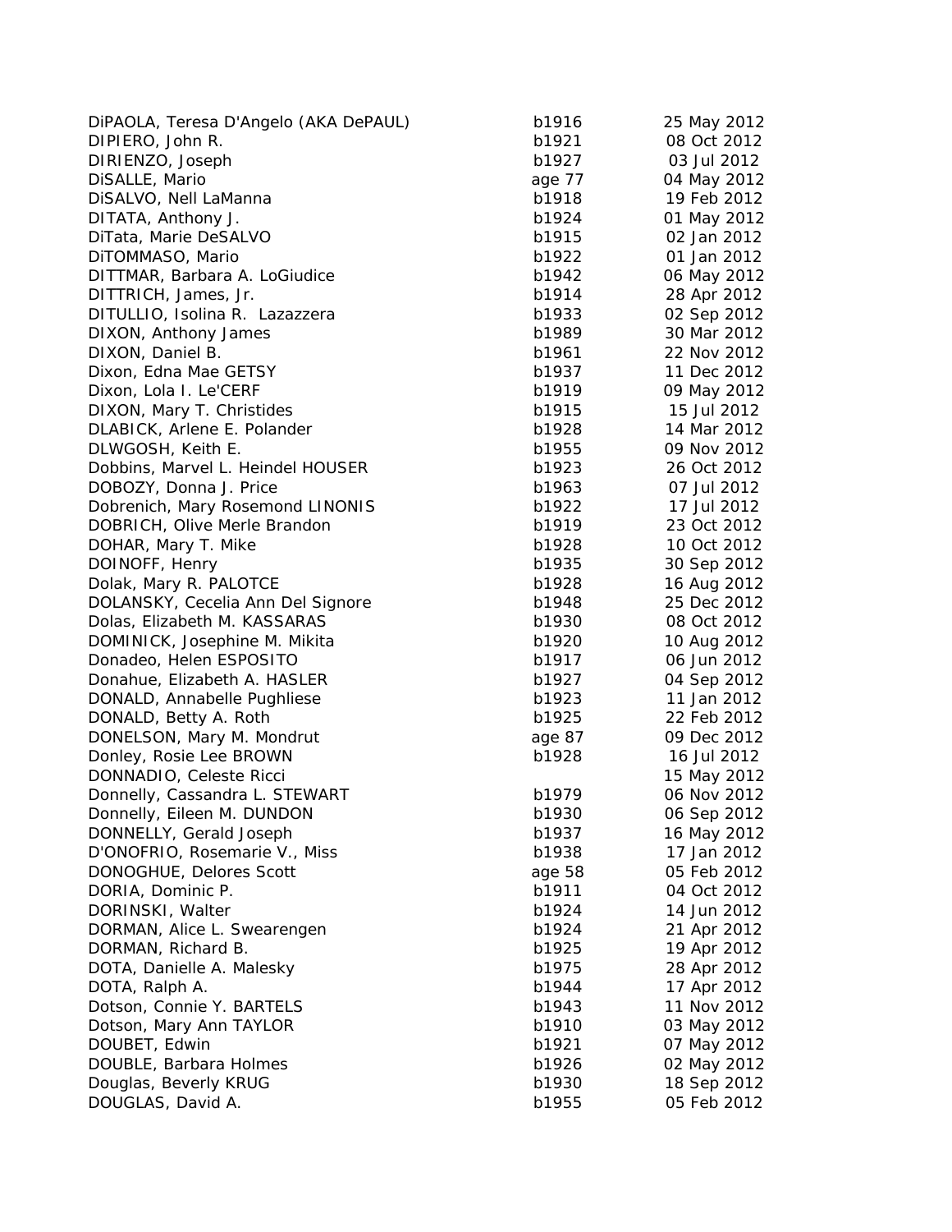| | | |
|---|---|---|
| DiPAOLA, Teresa D'Angelo (AKA DePAUL) | b1916 | 25 May 2012 |
| DIPIERO, John R. | b1921 | 08 Oct 2012 |
| DIRIENZO, Joseph | b1927 | 03 Jul 2012 |
| DiSALLE, Mario | age 77 | 04 May 2012 |
| DiSALVO, Nell LaManna | b1918 | 19 Feb 2012 |
| DITATA, Anthony J. | b1924 | 01 May 2012 |
| DiTata, Marie DeSALVO | b1915 | 02 Jan 2012 |
| DiTOMMASO, Mario | b1922 | 01 Jan 2012 |
| DITTMAR, Barbara A. LoGiudice | b1942 | 06 May 2012 |
| DITTRICH, James, Jr. | b1914 | 28 Apr 2012 |
| DITULLIO, Isolina R. Lazazzera | b1933 | 02 Sep 2012 |
| DIXON, Anthony James | b1989 | 30 Mar 2012 |
| DIXON, Daniel B. | b1961 | 22 Nov 2012 |
| Dixon, Edna Mae GETSY | b1937 | 11 Dec 2012 |
| Dixon, Lola I. Le'CERF | b1919 | 09 May 2012 |
| DIXON, Mary T. Christides | b1915 | 15 Jul 2012 |
| DLABICK, Arlene E. Polander | b1928 | 14 Mar 2012 |
| DLWGOSH, Keith E. | b1955 | 09 Nov 2012 |
| Dobbins, Marvel L. Heindel HOUSER | b1923 | 26 Oct 2012 |
| DOBOZY, Donna J. Price | b1963 | 07 Jul 2012 |
| Dobrenich, Mary Rosemond LINONIS | b1922 | 17 Jul 2012 |
| DOBRICH, Olive Merle Brandon | b1919 | 23 Oct 2012 |
| DOHAR, Mary T. Mike | b1928 | 10 Oct 2012 |
| DOINOFF, Henry | b1935 | 30 Sep 2012 |
| Dolak, Mary R. PALOTCE | b1928 | 16 Aug 2012 |
| DOLANSKY, Cecelia Ann Del Signore | b1948 | 25 Dec 2012 |
| Dolas, Elizabeth M. KASSARAS | b1930 | 08 Oct 2012 |
| DOMINICK, Josephine M. Mikita | b1920 | 10 Aug 2012 |
| Donadeo, Helen ESPOSITO | b1917 | 06 Jun 2012 |
| Donahue, Elizabeth A. HASLER | b1927 | 04 Sep 2012 |
| DONALD, Annabelle Pughliese | b1923 | 11 Jan 2012 |
| DONALD, Betty A. Roth | b1925 | 22 Feb 2012 |
| DONELSON, Mary M. Mondrut | age 87 | 09 Dec 2012 |
| Donley, Rosie Lee BROWN | b1928 | 16 Jul 2012 |
| DONNADIO, Celeste Ricci | | 15 May 2012 |
| Donnelly, Cassandra L. STEWART | b1979 | 06 Nov 2012 |
| Donnelly, Eileen M. DUNDON | b1930 | 06 Sep 2012 |
| DONNELLY, Gerald Joseph | b1937 | 16 May 2012 |
| D'ONOFRIO, Rosemarie V., Miss | b1938 | 17 Jan 2012 |
| DONOGHUE, Delores Scott | age 58 | 05 Feb 2012 |
| DORIA, Dominic P. | b1911 | 04 Oct 2012 |
| DORINSKI, Walter | b1924 | 14 Jun 2012 |
| DORMAN, Alice L. Swearengen | b1924 | 21 Apr 2012 |
| DORMAN, Richard B. | b1925 | 19 Apr 2012 |
| DOTA, Danielle A. Malesky | b1975 | 28 Apr 2012 |
| DOTA, Ralph A. | b1944 | 17 Apr 2012 |
| Dotson, Connie Y. BARTELS | b1943 | 11 Nov 2012 |
| Dotson, Mary Ann TAYLOR | b1910 | 03 May 2012 |
| DOUBET, Edwin | b1921 | 07 May 2012 |
| DOUBLE, Barbara Holmes | b1926 | 02 May 2012 |
| Douglas, Beverly KRUG | b1930 | 18 Sep 2012 |
| DOUGLAS, David A. | b1955 | 05 Feb 2012 |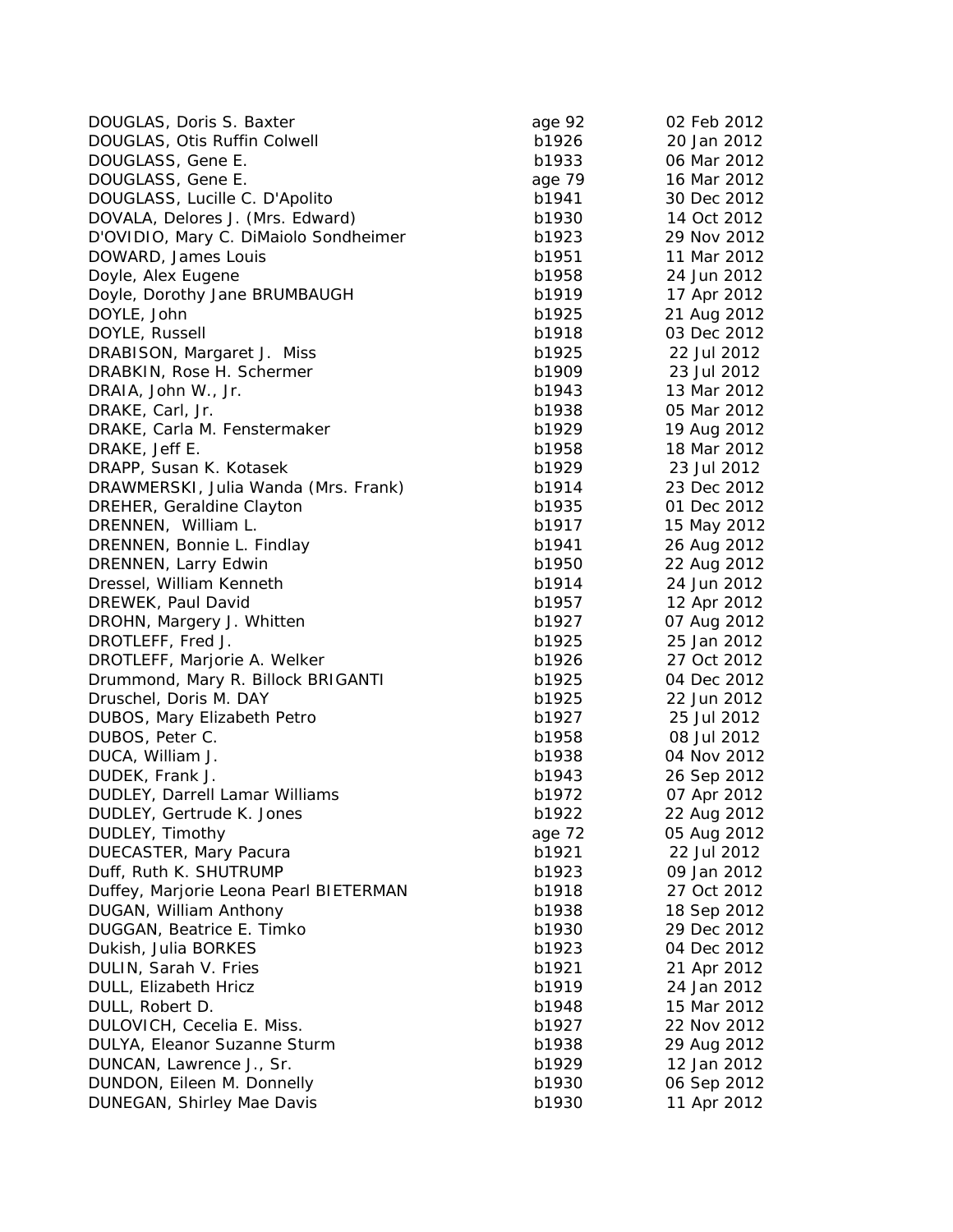| | | |
|---|---|---|
| DOUGLAS, Doris S. Baxter | age 92 | 02 Feb 2012 |
| DOUGLAS, Otis Ruffin Colwell | b1926 | 20 Jan 2012 |
| DOUGLASS, Gene E. | b1933 | 06 Mar 2012 |
| DOUGLASS, Gene E. | age 79 | 16 Mar 2012 |
| DOUGLASS, Lucille C. D'Apolito | b1941 | 30 Dec 2012 |
| DOVALA, Delores J. (Mrs. Edward) | b1930 | 14 Oct 2012 |
| D'OVIDIO, Mary C. DiMaiolo Sondheimer | b1923 | 29 Nov 2012 |
| DOWARD, James Louis | b1951 | 11 Mar 2012 |
| Doyle, Alex Eugene | b1958 | 24 Jun 2012 |
| Doyle, Dorothy Jane BRUMBAUGH | b1919 | 17 Apr 2012 |
| DOYLE, John | b1925 | 21 Aug 2012 |
| DOYLE, Russell | b1918 | 03 Dec 2012 |
| DRABISON, Margaret J. Miss | b1925 | 22 Jul 2012 |
| DRABKIN, Rose H. Schermer | b1909 | 23 Jul 2012 |
| DRAIA, John W., Jr. | b1943 | 13 Mar 2012 |
| DRAKE, Carl, Jr. | b1938 | 05 Mar 2012 |
| DRAKE, Carla M. Fenstermaker | b1929 | 19 Aug 2012 |
| DRAKE, Jeff E. | b1958 | 18 Mar 2012 |
| DRAPP, Susan K. Kotasek | b1929 | 23 Jul 2012 |
| DRAWMERSKI, Julia Wanda (Mrs. Frank) | b1914 | 23 Dec 2012 |
| DREHER, Geraldine Clayton | b1935 | 01 Dec 2012 |
| DRENNEN, William L. | b1917 | 15 May 2012 |
| DRENNEN, Bonnie L. Findlay | b1941 | 26 Aug 2012 |
| DRENNEN, Larry Edwin | b1950 | 22 Aug 2012 |
| Dressel, William Kenneth | b1914 | 24 Jun 2012 |
| DREWEK, Paul David | b1957 | 12 Apr 2012 |
| DROHN, Margery J. Whitten | b1927 | 07 Aug 2012 |
| DROTLEFF, Fred J. | b1925 | 25 Jan 2012 |
| DROTLEFF, Marjorie A. Welker | b1926 | 27 Oct 2012 |
| Drummond, Mary R. Billock BRIGANTI | b1925 | 04 Dec 2012 |
| Druschel, Doris M. DAY | b1925 | 22 Jun 2012 |
| DUBOS, Mary Elizabeth Petro | b1927 | 25 Jul 2012 |
| DUBOS, Peter C. | b1958 | 08 Jul 2012 |
| DUCA, William J. | b1938 | 04 Nov 2012 |
| DUDEK, Frank J. | b1943 | 26 Sep 2012 |
| DUDLEY, Darrell Lamar Williams | b1972 | 07 Apr 2012 |
| DUDLEY, Gertrude K. Jones | b1922 | 22 Aug 2012 |
| DUDLEY, Timothy | age 72 | 05 Aug 2012 |
| DUECASTER, Mary Pacura | b1921 | 22 Jul 2012 |
| Duff, Ruth K. SHUTRUMP | b1923 | 09 Jan 2012 |
| Duffey, Marjorie Leona Pearl BIETERMAN | b1918 | 27 Oct 2012 |
| DUGAN, William Anthony | b1938 | 18 Sep 2012 |
| DUGGAN, Beatrice E. Timko | b1930 | 29 Dec 2012 |
| Dukish, Julia BORKES | b1923 | 04 Dec 2012 |
| DULIN, Sarah V. Fries | b1921 | 21 Apr 2012 |
| DULL, Elizabeth Hricz | b1919 | 24 Jan 2012 |
| DULL, Robert D. | b1948 | 15 Mar 2012 |
| DULOVICH, Cecelia E. Miss. | b1927 | 22 Nov 2012 |
| DULYA, Eleanor Suzanne Sturm | b1938 | 29 Aug 2012 |
| DUNCAN, Lawrence J., Sr. | b1929 | 12 Jan 2012 |
| DUNDON, Eileen M. Donnelly | b1930 | 06 Sep 2012 |
| DUNEGAN, Shirley Mae Davis | b1930 | 11 Apr 2012 |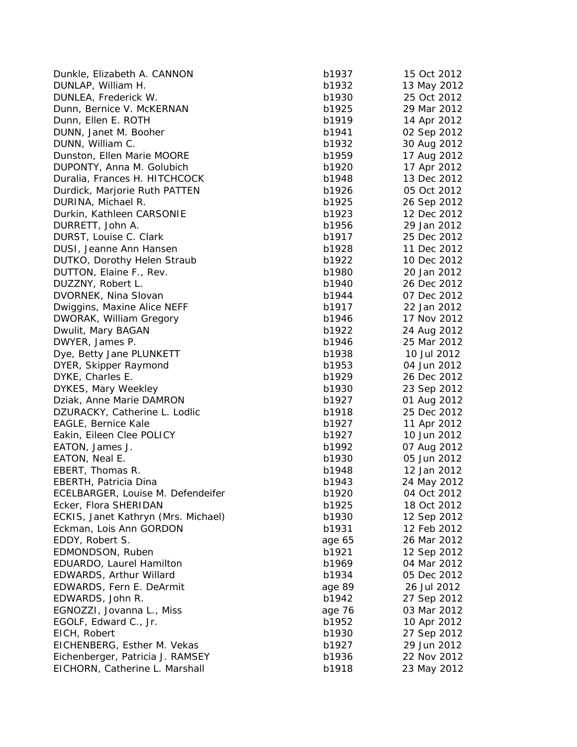| | | |
|---|---|---|
| Dunkle, Elizabeth A. CANNON | b1937 | 15 Oct 2012 |
| DUNLAP, William H. | b1932 | 13 May 2012 |
| DUNLEA, Frederick W. | b1930 | 25 Oct 2012 |
| Dunn, Bernice V. McKERNAN | b1925 | 29 Mar 2012 |
| Dunn, Ellen E. ROTH | b1919 | 14 Apr 2012 |
| DUNN, Janet M. Booher | b1941 | 02 Sep 2012 |
| DUNN, William C. | b1932 | 30 Aug 2012 |
| Dunston, Ellen Marie MOORE | b1959 | 17 Aug 2012 |
| DUPONTY, Anna M. Golubich | b1920 | 17 Apr 2012 |
| Duralia, Frances H. HITCHCOCK | b1948 | 13 Dec 2012 |
| Durdick, Marjorie Ruth PATTEN | b1926 | 05 Oct 2012 |
| DURINA, Michael R. | b1925 | 26 Sep 2012 |
| Durkin, Kathleen CARSONIE | b1923 | 12 Dec 2012 |
| DURRETT, John A. | b1956 | 29 Jan 2012 |
| DURST, Louise C. Clark | b1917 | 25 Dec 2012 |
| DUSI, Jeanne Ann Hansen | b1928 | 11 Dec 2012 |
| DUTKO, Dorothy Helen Straub | b1922 | 10 Dec 2012 |
| DUTTON, Elaine F., Rev. | b1980 | 20 Jan 2012 |
| DUZZNY, Robert L. | b1940 | 26 Dec 2012 |
| DVORNEK, Nina Slovan | b1944 | 07 Dec 2012 |
| Dwiggins, Maxine Alice NEFF | b1917 | 22 Jan 2012 |
| DWORAK, William Gregory | b1946 | 17 Nov 2012 |
| Dwulit, Mary BAGAN | b1922 | 24 Aug 2012 |
| DWYER, James P. | b1946 | 25 Mar 2012 |
| Dye, Betty Jane PLUNKETT | b1938 | 10 Jul 2012 |
| DYER, Skipper Raymond | b1953 | 04 Jun 2012 |
| DYKE, Charles E. | b1929 | 26 Dec 2012 |
| DYKES, Mary Weekley | b1930 | 23 Sep 2012 |
| Dziak, Anne Marie DAMRON | b1927 | 01 Aug 2012 |
| DZURACKY, Catherine L. Lodlic | b1918 | 25 Dec 2012 |
| EAGLE, Bernice Kale | b1927 | 11 Apr 2012 |
| Eakin, Eileen Clee POLICY | b1927 | 10 Jun 2012 |
| EATON, James J. | b1992 | 07 Aug 2012 |
| EATON, Neal E. | b1930 | 05 Jun 2012 |
| EBERT, Thomas R. | b1948 | 12 Jan 2012 |
| EBERTH, Patricia Dina | b1943 | 24 May 2012 |
| ECELBARGER, Louise M. Defendeifer | b1920 | 04 Oct 2012 |
| Ecker, Flora SHERIDAN | b1925 | 18 Oct 2012 |
| ECKIS, Janet Kathryn (Mrs. Michael) | b1930 | 12 Sep 2012 |
| Eckman, Lois Ann GORDON | b1931 | 12 Feb 2012 |
| EDDY, Robert S. | age 65 | 26 Mar 2012 |
| EDMONDSON, Ruben | b1921 | 12 Sep 2012 |
| EDUARDO, Laurel Hamilton | b1969 | 04 Mar 2012 |
| EDWARDS, Arthur Willard | b1934 | 05 Dec 2012 |
| EDWARDS, Fern E. DeArmit | age 89 | 26 Jul 2012 |
| EDWARDS, John R. | b1942 | 27 Sep 2012 |
| EGNOZZI, Jovanna L., Miss | age 76 | 03 Mar 2012 |
| EGOLF, Edward C., Jr. | b1952 | 10 Apr 2012 |
| EICH, Robert | b1930 | 27 Sep 2012 |
| EICHENBERG, Esther M. Vekas | b1927 | 29 Jun 2012 |
| Eichenberger, Patricia J. RAMSEY | b1936 | 22 Nov 2012 |
| EICHORN, Catherine L. Marshall | b1918 | 23 May 2012 |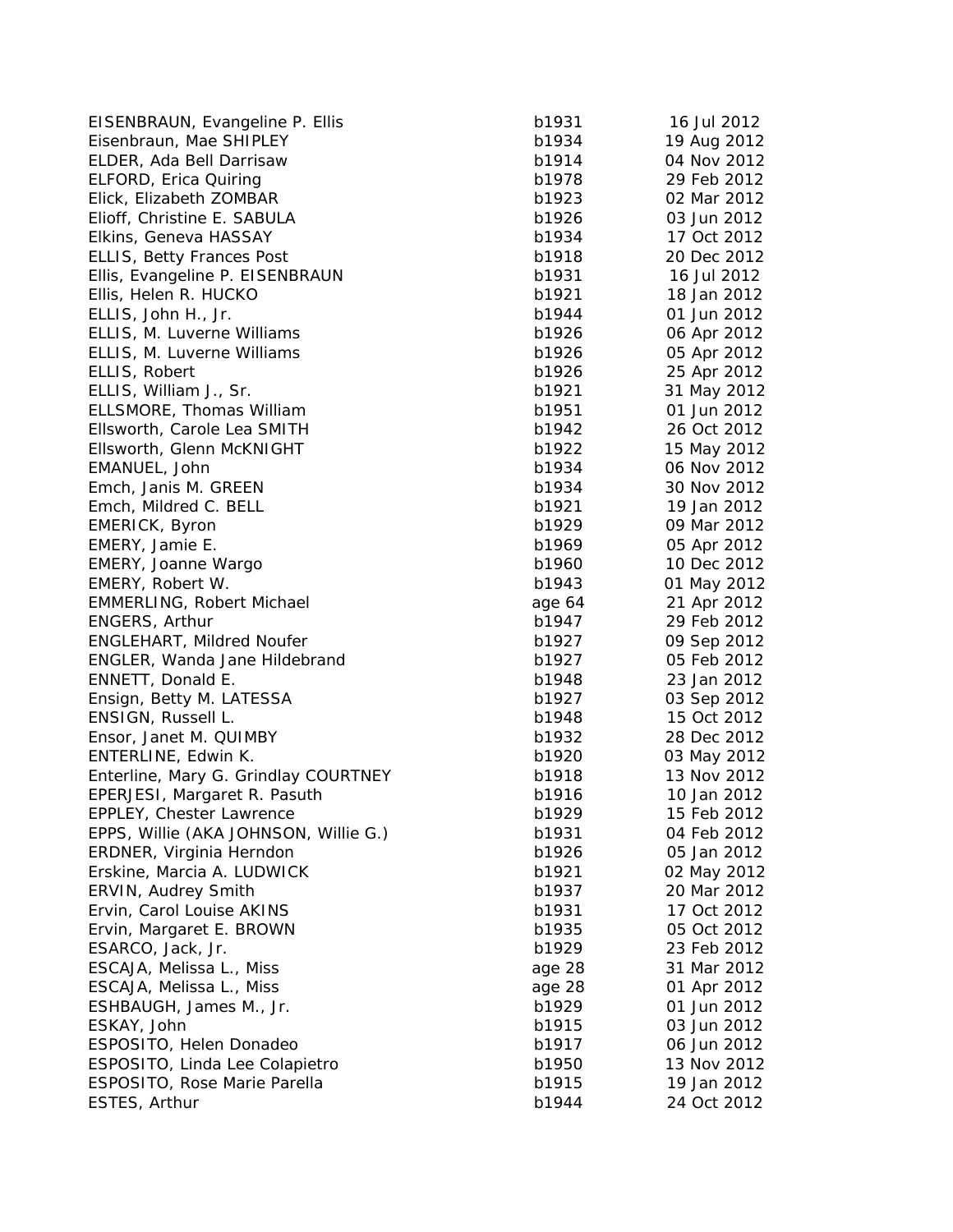| | | |
|---|---|---|
| EISENBRAUN, Evangeline P. Ellis | b1931 | 16 Jul 2012 |
| Eisenbraun, Mae SHIPLEY | b1934 | 19 Aug 2012 |
| ELDER, Ada Bell Darrisaw | b1914 | 04 Nov 2012 |
| ELFORD, Erica Quiring | b1978 | 29 Feb 2012 |
| Elick, Elizabeth ZOMBAR | b1923 | 02 Mar 2012 |
| Elioff, Christine E. SABULA | b1926 | 03 Jun 2012 |
| Elkins, Geneva HASSAY | b1934 | 17 Oct 2012 |
| ELLIS, Betty Frances Post | b1918 | 20 Dec 2012 |
| Ellis, Evangeline P. EISENBRAUN | b1931 | 16 Jul 2012 |
| Ellis, Helen R. HUCKO | b1921 | 18 Jan 2012 |
| ELLIS, John H., Jr. | b1944 | 01 Jun 2012 |
| ELLIS, M. Luverne Williams | b1926 | 06 Apr 2012 |
| ELLIS, M. Luverne Williams | b1926 | 05 Apr 2012 |
| ELLIS, Robert | b1926 | 25 Apr 2012 |
| ELLIS, William J., Sr. | b1921 | 31 May 2012 |
| ELLSMORE, Thomas William | b1951 | 01 Jun 2012 |
| Ellsworth, Carole Lea SMITH | b1942 | 26 Oct 2012 |
| Ellsworth, Glenn McKNIGHT | b1922 | 15 May 2012 |
| EMANUEL, John | b1934 | 06 Nov 2012 |
| Emch, Janis M. GREEN | b1934 | 30 Nov 2012 |
| Emch, Mildred C. BELL | b1921 | 19 Jan 2012 |
| EMERICK, Byron | b1929 | 09 Mar 2012 |
| EMERY, Jamie E. | b1969 | 05 Apr 2012 |
| EMERY, Joanne Wargo | b1960 | 10 Dec 2012 |
| EMERY, Robert W. | b1943 | 01 May 2012 |
| EMMERLING, Robert Michael | age 64 | 21 Apr 2012 |
| ENGERS, Arthur | b1947 | 29 Feb 2012 |
| ENGLEHART, Mildred Noufer | b1927 | 09 Sep 2012 |
| ENGLER, Wanda Jane Hildebrand | b1927 | 05 Feb 2012 |
| ENNETT, Donald E. | b1948 | 23 Jan 2012 |
| Ensign, Betty M. LATESSA | b1927 | 03 Sep 2012 |
| ENSIGN, Russell L. | b1948 | 15 Oct 2012 |
| Ensor, Janet M. QUIMBY | b1932 | 28 Dec 2012 |
| ENTERLINE, Edwin K. | b1920 | 03 May 2012 |
| Enterline, Mary G. Grindlay COURTNEY | b1918 | 13 Nov 2012 |
| EPERJESI, Margaret R. Pasuth | b1916 | 10 Jan 2012 |
| EPPLEY, Chester Lawrence | b1929 | 15 Feb 2012 |
| EPPS, Willie (AKA JOHNSON, Willie G.) | b1931 | 04 Feb 2012 |
| ERDNER, Virginia Herndon | b1926 | 05 Jan 2012 |
| Erskine, Marcia A. LUDWICK | b1921 | 02 May 2012 |
| ERVIN, Audrey Smith | b1937 | 20 Mar 2012 |
| Ervin, Carol Louise AKINS | b1931 | 17 Oct 2012 |
| Ervin, Margaret E. BROWN | b1935 | 05 Oct 2012 |
| ESARCO, Jack, Jr. | b1929 | 23 Feb 2012 |
| ESCAJA, Melissa L., Miss | age 28 | 31 Mar 2012 |
| ESCAJA, Melissa L., Miss | age 28 | 01 Apr 2012 |
| ESHBAUGH, James M., Jr. | b1929 | 01 Jun 2012 |
| ESKAY, John | b1915 | 03 Jun 2012 |
| ESPOSITO, Helen Donadeo | b1917 | 06 Jun 2012 |
| ESPOSITO, Linda Lee Colapietro | b1950 | 13 Nov 2012 |
| ESPOSITO, Rose Marie Parella | b1915 | 19 Jan 2012 |
| ESTES, Arthur | b1944 | 24 Oct 2012 |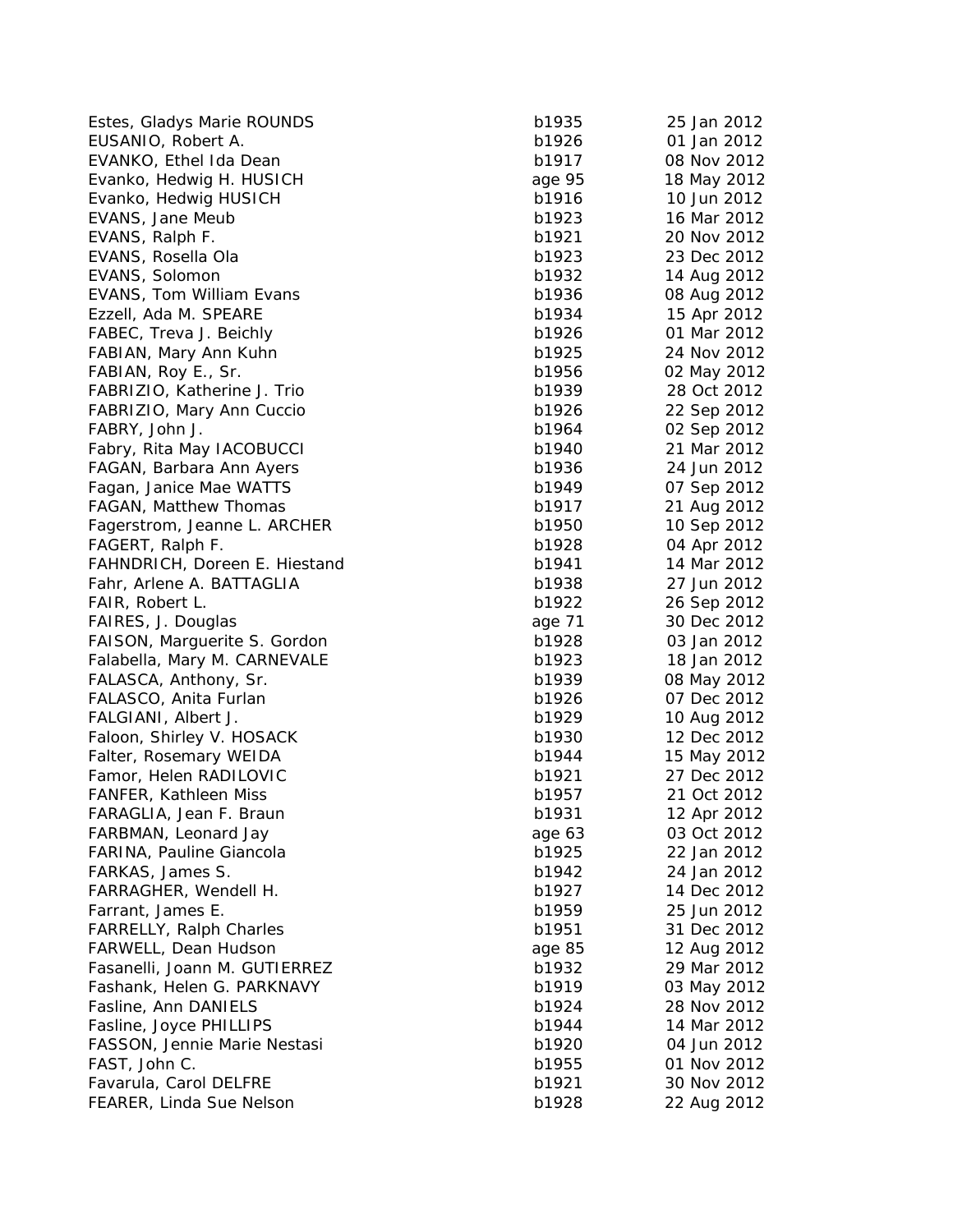| | | |
|---|---|---|
| Estes, Gladys Marie ROUNDS | b1935 | 25 Jan 2012 |
| EUSANIO, Robert A. | b1926 | 01 Jan 2012 |
| EVANKO, Ethel Ida Dean | b1917 | 08 Nov 2012 |
| Evanko, Hedwig H. HUSICH | age 95 | 18 May 2012 |
| Evanko, Hedwig HUSICH | b1916 | 10 Jun 2012 |
| EVANS, Jane Meub | b1923 | 16 Mar 2012 |
| EVANS, Ralph F. | b1921 | 20 Nov 2012 |
| EVANS, Rosella Ola | b1923 | 23 Dec 2012 |
| EVANS, Solomon | b1932 | 14 Aug 2012 |
| EVANS, Tom William Evans | b1936 | 08 Aug 2012 |
| Ezzell, Ada M. SPEARE | b1934 | 15 Apr 2012 |
| FABEC, Treva J. Beichly | b1926 | 01 Mar 2012 |
| FABIAN, Mary Ann Kuhn | b1925 | 24 Nov 2012 |
| FABIAN, Roy E., Sr. | b1956 | 02 May 2012 |
| FABRIZIO, Katherine J. Trio | b1939 | 28 Oct 2012 |
| FABRIZIO, Mary Ann Cuccio | b1926 | 22 Sep 2012 |
| FABRY, John J. | b1964 | 02 Sep 2012 |
| Fabry, Rita May IACOBUCCI | b1940 | 21 Mar 2012 |
| FAGAN, Barbara Ann Ayers | b1936 | 24 Jun 2012 |
| Fagan, Janice Mae WATTS | b1949 | 07 Sep 2012 |
| FAGAN, Matthew Thomas | b1917 | 21 Aug 2012 |
| Fagerstrom, Jeanne L. ARCHER | b1950 | 10 Sep 2012 |
| FAGERT, Ralph F. | b1928 | 04 Apr 2012 |
| FAHNDRICH, Doreen E. Hiestand | b1941 | 14 Mar 2012 |
| Fahr, Arlene A. BATTAGLIA | b1938 | 27 Jun 2012 |
| FAIR, Robert L. | b1922 | 26 Sep 2012 |
| FAIRES, J. Douglas | age 71 | 30 Dec 2012 |
| FAISON, Marguerite S. Gordon | b1928 | 03 Jan 2012 |
| Falabella, Mary M. CARNEVALE | b1923 | 18 Jan 2012 |
| FALASCA, Anthony, Sr. | b1939 | 08 May 2012 |
| FALASCO, Anita Furlan | b1926 | 07 Dec 2012 |
| FALGIANI, Albert J. | b1929 | 10 Aug 2012 |
| Faloon, Shirley V. HOSACK | b1930 | 12 Dec 2012 |
| Falter, Rosemary WEIDA | b1944 | 15 May 2012 |
| Famor, Helen RADILOVIC | b1921 | 27 Dec 2012 |
| FANFER, Kathleen Miss | b1957 | 21 Oct 2012 |
| FARAGLIA, Jean F. Braun | b1931 | 12 Apr 2012 |
| FARBMAN, Leonard Jay | age 63 | 03 Oct 2012 |
| FARINA, Pauline Giancola | b1925 | 22 Jan 2012 |
| FARKAS, James S. | b1942 | 24 Jan 2012 |
| FARRAGHER, Wendell H. | b1927 | 14 Dec 2012 |
| Farrant, James E. | b1959 | 25 Jun 2012 |
| FARRELLY, Ralph Charles | b1951 | 31 Dec 2012 |
| FARWELL, Dean Hudson | age 85 | 12 Aug 2012 |
| Fasanelli, Joann M. GUTIERREZ | b1932 | 29 Mar 2012 |
| Fashank, Helen G. PARKNAVY | b1919 | 03 May 2012 |
| Fasline, Ann DANIELS | b1924 | 28 Nov 2012 |
| Fasline, Joyce PHILLIPS | b1944 | 14 Mar 2012 |
| FASSON, Jennie Marie Nestasi | b1920 | 04 Jun 2012 |
| FAST, John C. | b1955 | 01 Nov 2012 |
| Favarula, Carol DELFRE | b1921 | 30 Nov 2012 |
| FEARER, Linda Sue Nelson | b1928 | 22 Aug 2012 |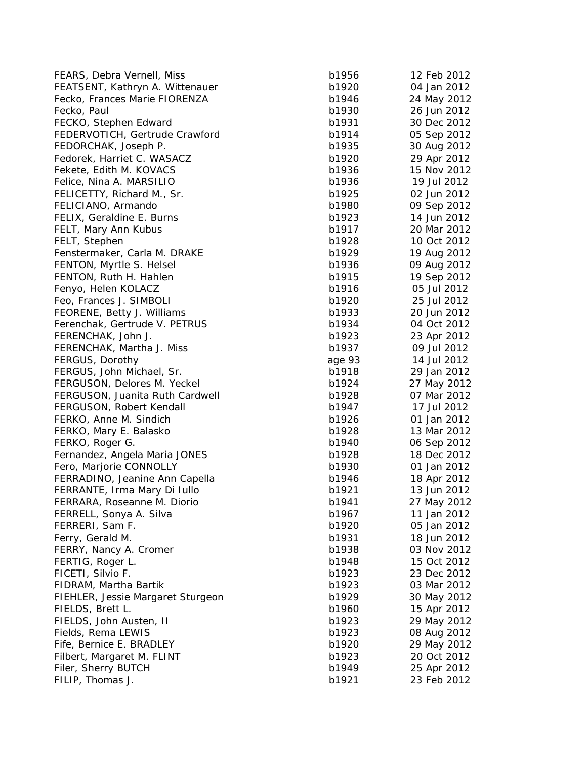| | | |
|---|---|---|
| FEARS, Debra Vernell, Miss | b1956 | 12 Feb 2012 |
| FEATSENT, Kathryn A. Wittenauer | b1920 | 04 Jan 2012 |
| Fecko, Frances Marie FIORENZA | b1946 | 24 May 2012 |
| Fecko, Paul | b1930 | 26 Jun 2012 |
| FECKO, Stephen Edward | b1931 | 30 Dec 2012 |
| FEDERVOTICH, Gertrude Crawford | b1914 | 05 Sep 2012 |
| FEDORCHAK, Joseph P. | b1935 | 30 Aug 2012 |
| Fedorek, Harriet C. WASACZ | b1920 | 29 Apr 2012 |
| Fekete, Edith M. KOVACS | b1936 | 15 Nov 2012 |
| Felice, Nina A. MARSILIO | b1936 | 19 Jul 2012 |
| FELICETTY, Richard M., Sr. | b1925 | 02 Jun 2012 |
| FELICIANO, Armando | b1980 | 09 Sep 2012 |
| FELIX, Geraldine E. Burns | b1923 | 14 Jun 2012 |
| FELT, Mary Ann Kubus | b1917 | 20 Mar 2012 |
| FELT, Stephen | b1928 | 10 Oct 2012 |
| Fenstermaker, Carla M. DRAKE | b1929 | 19 Aug 2012 |
| FENTON, Myrtle S. Helsel | b1936 | 09 Aug 2012 |
| FENTON, Ruth H. Hahlen | b1915 | 19 Sep 2012 |
| Fenyo, Helen KOLACZ | b1916 | 05 Jul 2012 |
| Feo, Frances J. SIMBOLI | b1920 | 25 Jul 2012 |
| FEORENE, Betty J. Williams | b1933 | 20 Jun 2012 |
| Ferenchak, Gertrude V. PETRUS | b1934 | 04 Oct 2012 |
| FERENCHAK, John J. | b1923 | 23 Apr 2012 |
| FERENCHAK, Martha J. Miss | b1937 | 09 Jul 2012 |
| FERGUS, Dorothy | age 93 | 14 Jul 2012 |
| FERGUS, John Michael, Sr. | b1918 | 29 Jan 2012 |
| FERGUSON, Delores M. Yeckel | b1924 | 27 May 2012 |
| FERGUSON, Juanita Ruth Cardwell | b1928 | 07 Mar 2012 |
| FERGUSON, Robert Kendall | b1947 | 17 Jul 2012 |
| FERKO, Anne M. Sindich | b1926 | 01 Jan 2012 |
| FERKO, Mary E. Balasko | b1928 | 13 Mar 2012 |
| FERKO, Roger G. | b1940 | 06 Sep 2012 |
| Fernandez, Angela Maria JONES | b1928 | 18 Dec 2012 |
| Fero, Marjorie CONNOLLY | b1930 | 01 Jan 2012 |
| FERRADINO, Jeanine Ann Capella | b1946 | 18 Apr 2012 |
| FERRANTE, Irma Mary Di Iullo | b1921 | 13 Jun 2012 |
| FERRARA, Roseanne M. Diorio | b1941 | 27 May 2012 |
| FERRELL, Sonya A. Silva | b1967 | 11 Jan 2012 |
| FERRERI, Sam F. | b1920 | 05 Jan 2012 |
| Ferry, Gerald M. | b1931 | 18 Jun 2012 |
| FERRY, Nancy A. Cromer | b1938 | 03 Nov 2012 |
| FERTIG, Roger L. | b1948 | 15 Oct 2012 |
| FICETI, Silvio F. | b1923 | 23 Dec 2012 |
| FIDRAM, Martha Bartik | b1923 | 03 Mar 2012 |
| FIEHLER, Jessie Margaret Sturgeon | b1929 | 30 May 2012 |
| FIELDS, Brett L. | b1960 | 15 Apr 2012 |
| FIELDS, John Austen, II | b1923 | 29 May 2012 |
| Fields, Rema LEWIS | b1923 | 08 Aug 2012 |
| Fife, Bernice E. BRADLEY | b1920 | 29 May 2012 |
| Filbert, Margaret M. FLINT | b1923 | 20 Oct 2012 |
| Filer, Sherry BUTCH | b1949 | 25 Apr 2012 |
| FILIP, Thomas J. | b1921 | 23 Feb 2012 |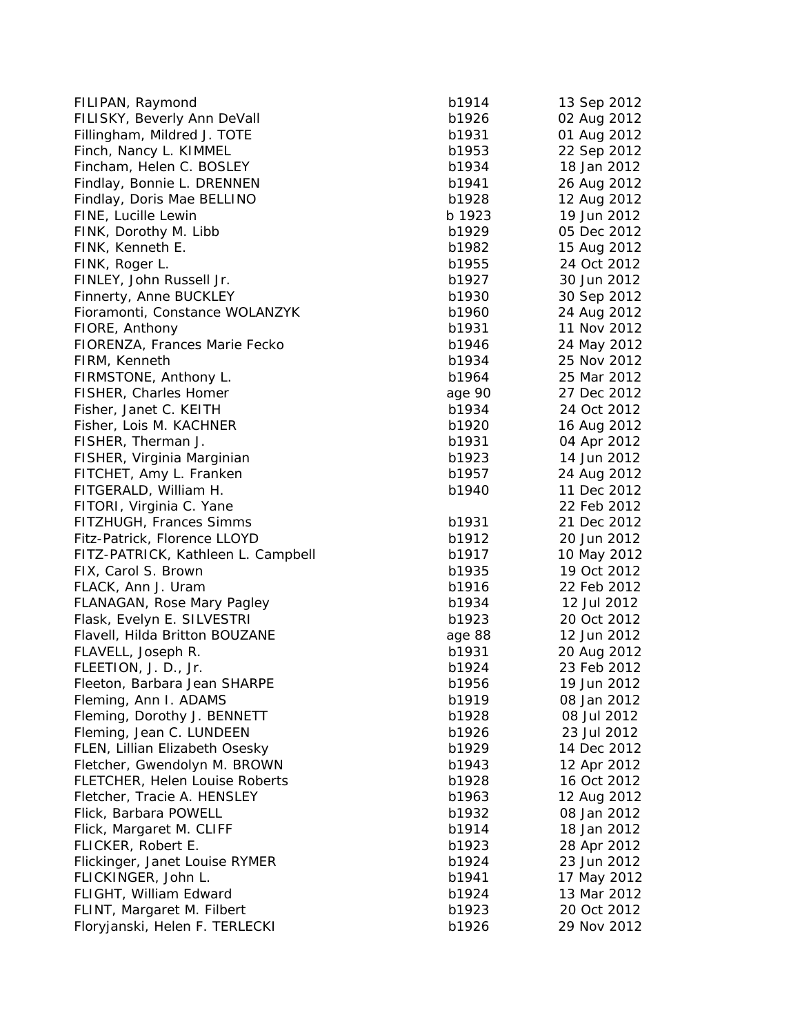| | | |
|---|---|---|
| FILIPAN, Raymond | b1914 | 13 Sep 2012 |
| FILISKY, Beverly Ann DeVall | b1926 | 02 Aug 2012 |
| Fillingham, Mildred J. TOTE | b1931 | 01 Aug 2012 |
| Finch, Nancy L. KIMMEL | b1953 | 22 Sep 2012 |
| Fincham, Helen C. BOSLEY | b1934 | 18 Jan 2012 |
| Findlay, Bonnie L. DRENNEN | b1941 | 26 Aug 2012 |
| Findlay, Doris Mae BELLINO | b1928 | 12 Aug 2012 |
| FINE, Lucille Lewin | b 1923 | 19 Jun 2012 |
| FINK, Dorothy M. Libb | b1929 | 05 Dec 2012 |
| FINK, Kenneth E. | b1982 | 15 Aug 2012 |
| FINK, Roger L. | b1955 | 24 Oct 2012 |
| FINLEY, John Russell Jr. | b1927 | 30 Jun 2012 |
| Finnerty, Anne BUCKLEY | b1930 | 30 Sep 2012 |
| Fioramonti, Constance WOLANZYK | b1960 | 24 Aug 2012 |
| FIORE, Anthony | b1931 | 11 Nov 2012 |
| FIORENZA, Frances Marie Fecko | b1946 | 24 May 2012 |
| FIRM, Kenneth | b1934 | 25 Nov 2012 |
| FIRMSTONE, Anthony L. | b1964 | 25 Mar 2012 |
| FISHER, Charles Homer | age 90 | 27 Dec 2012 |
| Fisher, Janet C. KEITH | b1934 | 24 Oct 2012 |
| Fisher, Lois M. KACHNER | b1920 | 16 Aug 2012 |
| FISHER, Therman J. | b1931 | 04 Apr 2012 |
| FISHER, Virginia Marginian | b1923 | 14 Jun 2012 |
| FITCHET, Amy L. Franken | b1957 | 24 Aug 2012 |
| FITGERALD, William H. | b1940 | 11 Dec 2012 |
| FITORI, Virginia C. Yane | | 22 Feb 2012 |
| FITZHUGH, Frances Simms | b1931 | 21 Dec 2012 |
| Fitz-Patrick, Florence LLOYD | b1912 | 20 Jun 2012 |
| FITZ-PATRICK, Kathleen L. Campbell | b1917 | 10 May 2012 |
| FIX, Carol S. Brown | b1935 | 19 Oct 2012 |
| FLACK, Ann J. Uram | b1916 | 22 Feb 2012 |
| FLANAGAN, Rose Mary Pagley | b1934 | 12 Jul 2012 |
| Flask, Evelyn E. SILVESTRI | b1923 | 20 Oct 2012 |
| Flavell, Hilda Britton BOUZANE | age 88 | 12 Jun 2012 |
| FLAVELL, Joseph R. | b1931 | 20 Aug 2012 |
| FLEETION, J. D., Jr. | b1924 | 23 Feb 2012 |
| Fleeton, Barbara Jean SHARPE | b1956 | 19 Jun 2012 |
| Fleming, Ann I. ADAMS | b1919 | 08 Jan 2012 |
| Fleming, Dorothy J. BENNETT | b1928 | 08 Jul 2012 |
| Fleming, Jean C. LUNDEEN | b1926 | 23 Jul 2012 |
| FLEN, Lillian Elizabeth Osesky | b1929 | 14 Dec 2012 |
| Fletcher, Gwendolyn M. BROWN | b1943 | 12 Apr 2012 |
| FLETCHER, Helen Louise Roberts | b1928 | 16 Oct 2012 |
| Fletcher, Tracie A. HENSLEY | b1963 | 12 Aug 2012 |
| Flick, Barbara POWELL | b1932 | 08 Jan 2012 |
| Flick, Margaret M. CLIFF | b1914 | 18 Jan 2012 |
| FLICKER, Robert E. | b1923 | 28 Apr 2012 |
| Flickinger, Janet Louise RYMER | b1924 | 23 Jun 2012 |
| FLICKINGER, John L. | b1941 | 17 May 2012 |
| FLIGHT, William Edward | b1924 | 13 Mar 2012 |
| FLINT, Margaret M. Filbert | b1923 | 20 Oct 2012 |
| Floryjanski, Helen F. TERLECKI | b1926 | 29 Nov 2012 |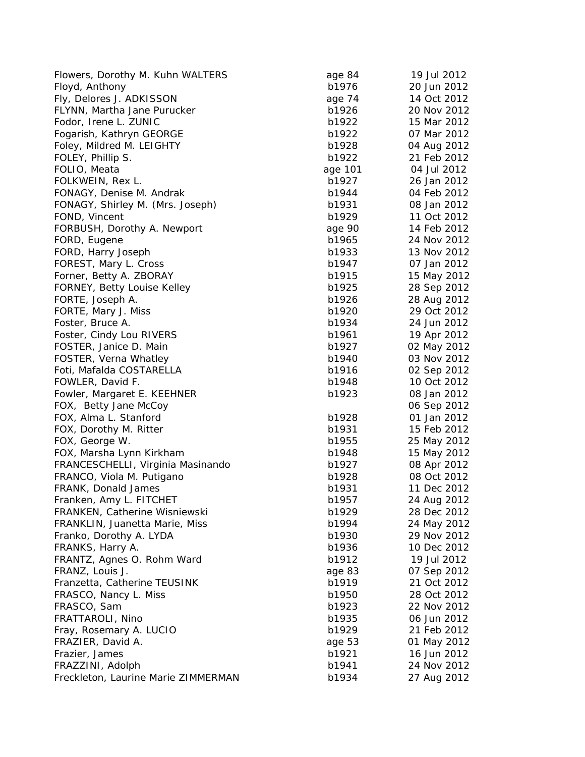| | | |
|---|---|---|
| Flowers, Dorothy M. Kuhn WALTERS | age 84 | 19 Jul 2012 |
| Floyd, Anthony | b1976 | 20 Jun 2012 |
| Fly, Delores J. ADKISSON | age 74 | 14 Oct 2012 |
| FLYNN, Martha Jane Purucker | b1926 | 20 Nov 2012 |
| Fodor, Irene L. ZUNIC | b1922 | 15 Mar 2012 |
| Fogarish, Kathryn GEORGE | b1922 | 07 Mar 2012 |
| Foley, Mildred M. LEIGHTY | b1928 | 04 Aug 2012 |
| FOLEY, Phillip S. | b1922 | 21 Feb 2012 |
| FOLIO, Meata | age 101 | 04 Jul 2012 |
| FOLKWEIN, Rex L. | b1927 | 26 Jan 2012 |
| FONAGY, Denise M. Andrak | b1944 | 04 Feb 2012 |
| FONAGY, Shirley M. (Mrs. Joseph) | b1931 | 08 Jan 2012 |
| FOND, Vincent | b1929 | 11 Oct 2012 |
| FORBUSH, Dorothy A. Newport | age 90 | 14 Feb 2012 |
| FORD, Eugene | b1965 | 24 Nov 2012 |
| FORD, Harry Joseph | b1933 | 13 Nov 2012 |
| FOREST, Mary L. Cross | b1947 | 07 Jan 2012 |
| Forner, Betty A. ZBORAY | b1915 | 15 May 2012 |
| FORNEY, Betty Louise Kelley | b1925 | 28 Sep 2012 |
| FORTE, Joseph A. | b1926 | 28 Aug 2012 |
| FORTE, Mary J. Miss | b1920 | 29 Oct 2012 |
| Foster, Bruce A. | b1934 | 24 Jun 2012 |
| Foster, Cindy Lou RIVERS | b1961 | 19 Apr 2012 |
| FOSTER, Janice D. Main | b1927 | 02 May 2012 |
| FOSTER, Verna Whatley | b1940 | 03 Nov 2012 |
| Foti, Mafalda COSTARELLA | b1916 | 02 Sep 2012 |
| FOWLER, David F. | b1948 | 10 Oct 2012 |
| Fowler, Margaret E. KEEHNER | b1923 | 08 Jan 2012 |
| FOX, Betty Jane McCoy | | 06 Sep 2012 |
| FOX, Alma L. Stanford | b1928 | 01 Jan 2012 |
| FOX, Dorothy M. Ritter | b1931 | 15 Feb 2012 |
| FOX, George W. | b1955 | 25 May 2012 |
| FOX, Marsha Lynn Kirkham | b1948 | 15 May 2012 |
| FRANCESCHELLI, Virginia Masinando | b1927 | 08 Apr 2012 |
| FRANCO, Viola M. Putigano | b1928 | 08 Oct 2012 |
| FRANK, Donald James | b1931 | 11 Dec 2012 |
| Franken, Amy L. FITCHET | b1957 | 24 Aug 2012 |
| FRANKEN, Catherine Wisniewski | b1929 | 28 Dec 2012 |
| FRANKLIN, Juanetta Marie, Miss | b1994 | 24 May 2012 |
| Franko, Dorothy A. LYDA | b1930 | 29 Nov 2012 |
| FRANKS, Harry A. | b1936 | 10 Dec 2012 |
| FRANTZ, Agnes O. Rohm Ward | b1912 | 19 Jul 2012 |
| FRANZ, Louis J. | age 83 | 07 Sep 2012 |
| Franzetta, Catherine TEUSINK | b1919 | 21 Oct 2012 |
| FRASCO, Nancy L. Miss | b1950 | 28 Oct 2012 |
| FRASCO, Sam | b1923 | 22 Nov 2012 |
| FRATTAROLI, Nino | b1935 | 06 Jun 2012 |
| Fray, Rosemary A. LUCIO | b1929 | 21 Feb 2012 |
| FRAZIER, David A. | age 53 | 01 May 2012 |
| Frazier, James | b1921 | 16 Jun 2012 |
| FRAZZINI, Adolph | b1941 | 24 Nov 2012 |
| Freckleton, Laurine Marie ZIMMERMAN | b1934 | 27 Aug 2012 |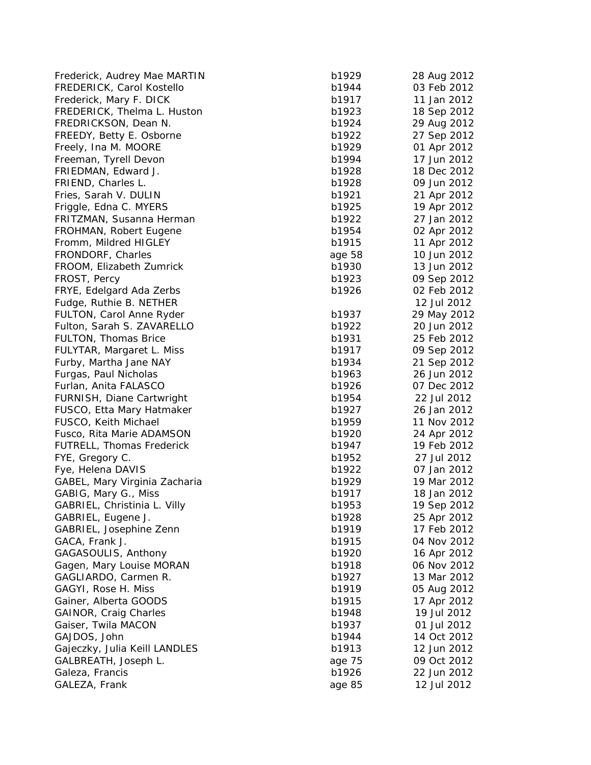| | | |
|---|---|---|
| Frederick, Audrey Mae MARTIN | b1929 | 28 Aug 2012 |
| FREDERICK, Carol Kostello | b1944 | 03 Feb 2012 |
| Frederick, Mary F. DICK | b1917 | 11 Jan 2012 |
| FREDERICK, Thelma L. Huston | b1923 | 18 Sep 2012 |
| FREDRICKSON, Dean N. | b1924 | 29 Aug 2012 |
| FREEDY, Betty E. Osborne | b1922 | 27 Sep 2012 |
| Freely, Ina M. MOORE | b1929 | 01 Apr 2012 |
| Freeman, Tyrell Devon | b1994 | 17 Jun 2012 |
| FRIEDMAN, Edward J. | b1928 | 18 Dec 2012 |
| FRIEND, Charles L. | b1928 | 09 Jun 2012 |
| Fries, Sarah V. DULIN | b1921 | 21 Apr 2012 |
| Friggle, Edna C. MYERS | b1925 | 19 Apr 2012 |
| FRITZMAN, Susanna Herman | b1922 | 27 Jan 2012 |
| FROHMAN, Robert Eugene | b1954 | 02 Apr 2012 |
| Fromm, Mildred HIGLEY | b1915 | 11 Apr 2012 |
| FRONDORF, Charles | age 58 | 10 Jun 2012 |
| FROOM, Elizabeth Zumrick | b1930 | 13 Jun 2012 |
| FROST, Percy | b1923 | 09 Sep 2012 |
| FRYE, Edelgard Ada Zerbs | b1926 | 02 Feb 2012 |
| Fudge, Ruthie B. NETHER | | 12 Jul 2012 |
| FULTON, Carol Anne Ryder | b1937 | 29 May 2012 |
| Fulton, Sarah S. ZAVARELLO | b1922 | 20 Jun 2012 |
| FULTON, Thomas Brice | b1931 | 25 Feb 2012 |
| FULYTAR, Margaret L. Miss | b1917 | 09 Sep 2012 |
| Furby, Martha Jane NAY | b1934 | 21 Sep 2012 |
| Furgas, Paul Nicholas | b1963 | 26 Jun 2012 |
| Furlan, Anita FALASCO | b1926 | 07 Dec 2012 |
| FURNISH, Diane Cartwright | b1954 | 22 Jul 2012 |
| FUSCO, Etta Mary Hatmaker | b1927 | 26 Jan 2012 |
| FUSCO, Keith Michael | b1959 | 11 Nov 2012 |
| Fusco, Rita Marie ADAMSON | b1920 | 24 Apr 2012 |
| FUTRELL, Thomas Frederick | b1947 | 19 Feb 2012 |
| FYE, Gregory C. | b1952 | 27 Jul 2012 |
| Fye, Helena DAVIS | b1922 | 07 Jan 2012 |
| GABEL, Mary Virginia Zacharia | b1929 | 19 Mar 2012 |
| GABIG, Mary G., Miss | b1917 | 18 Jan 2012 |
| GABRIEL, Christinia L. Villy | b1953 | 19 Sep 2012 |
| GABRIEL, Eugene J. | b1928 | 25 Apr 2012 |
| GABRIEL, Josephine Zenn | b1919 | 17 Feb 2012 |
| GACA, Frank J. | b1915 | 04 Nov 2012 |
| GAGASOULIS, Anthony | b1920 | 16 Apr 2012 |
| Gagen, Mary Louise MORAN | b1918 | 06 Nov 2012 |
| GAGLIARDO, Carmen R. | b1927 | 13 Mar 2012 |
| GAGYI, Rose H. Miss | b1919 | 05 Aug 2012 |
| Gainer, Alberta GOODS | b1915 | 17 Apr 2012 |
| GAINOR, Craig Charles | b1948 | 19 Jul 2012 |
| Gaiser, Twila MACON | b1937 | 01 Jul 2012 |
| GAJDOS, John | b1944 | 14 Oct 2012 |
| Gajeczky, Julia Keill LANDLES | b1913 | 12 Jun 2012 |
| GALBREATH, Joseph L. | age 75 | 09 Oct 2012 |
| Galeza, Francis | b1926 | 22 Jun 2012 |
| GALEZA, Frank | age 85 | 12 Jul 2012 |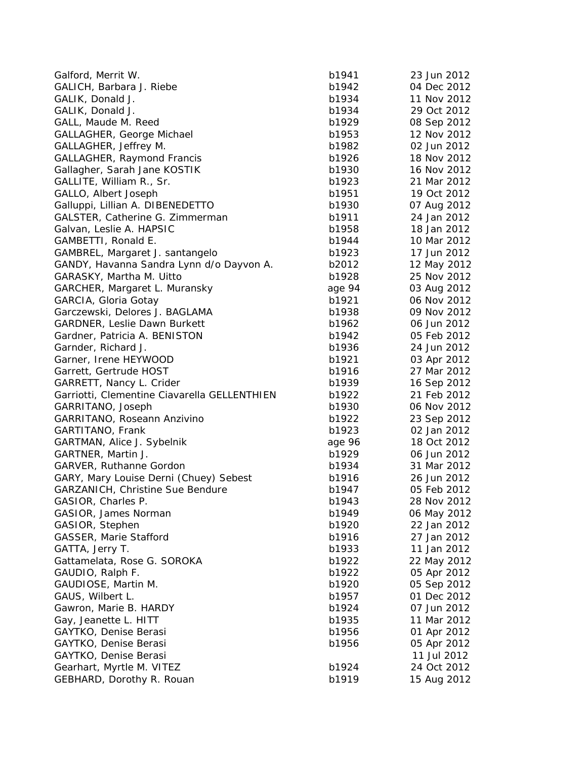| | | |
|---|---|---|
| Galford, Merrit W. | b1941 | 23 Jun 2012 |
| GALICH, Barbara J. Riebe | b1942 | 04 Dec 2012 |
| GALIK, Donald J. | b1934 | 11 Nov 2012 |
| GALIK, Donald J. | b1934 | 29 Oct 2012 |
| GALL, Maude M. Reed | b1929 | 08 Sep 2012 |
| GALLAGHER, George Michael | b1953 | 12 Nov 2012 |
| GALLAGHER, Jeffrey M. | b1982 | 02 Jun 2012 |
| GALLAGHER, Raymond Francis | b1926 | 18 Nov 2012 |
| Gallagher, Sarah Jane KOSTIK | b1930 | 16 Nov 2012 |
| GALLITE, William R., Sr. | b1923 | 21 Mar 2012 |
| GALLO, Albert Joseph | b1951 | 19 Oct 2012 |
| Galluppi, Lillian A. DIBENEDETTO | b1930 | 07 Aug 2012 |
| GALSTER, Catherine G. Zimmerman | b1911 | 24 Jan 2012 |
| Galvan, Leslie A. HAPSIC | b1958 | 18 Jan 2012 |
| GAMBETTI, Ronald E. | b1944 | 10 Mar 2012 |
| GAMBREL, Margaret J. santangelo | b1923 | 17 Jun 2012 |
| GANDY, Havanna Sandra Lynn d/o Dayvon A. | b2012 | 12 May 2012 |
| GARASKY, Martha M. Uitto | b1928 | 25 Nov 2012 |
| GARCHER, Margaret L. Muransky | age 94 | 03 Aug 2012 |
| GARCIA, Gloria Gotay | b1921 | 06 Nov 2012 |
| Garczewski, Delores J. BAGLAMA | b1938 | 09 Nov 2012 |
| GARDNER, Leslie Dawn Burkett | b1962 | 06 Jun 2012 |
| Gardner, Patricia A. BENISTON | b1942 | 05 Feb 2012 |
| Garnder, Richard J. | b1936 | 24 Jun 2012 |
| Garner, Irene HEYWOOD | b1921 | 03 Apr 2012 |
| Garrett, Gertrude HOST | b1916 | 27 Mar 2012 |
| GARRETT, Nancy L. Crider | b1939 | 16 Sep 2012 |
| Garriotti, Clementine Ciavarella GELLENTHIEN | b1922 | 21 Feb 2012 |
| GARRITANO, Joseph | b1930 | 06 Nov 2012 |
| GARRITANO, Roseann Anzivino | b1922 | 23 Sep 2012 |
| GARTITANO, Frank | b1923 | 02 Jan 2012 |
| GARTMAN, Alice J. Sybelnik | age 96 | 18 Oct 2012 |
| GARTNER, Martin J. | b1929 | 06 Jun 2012 |
| GARVER, Ruthanne Gordon | b1934 | 31 Mar 2012 |
| GARY, Mary Louise Derni (Chuey) Sebest | b1916 | 26 Jun 2012 |
| GARZANICH, Christine Sue Bendure | b1947 | 05 Feb 2012 |
| GASIOR, Charles P. | b1943 | 28 Nov 2012 |
| GASIOR, James Norman | b1949 | 06 May 2012 |
| GASIOR, Stephen | b1920 | 22 Jan 2012 |
| GASSER, Marie Stafford | b1916 | 27 Jan 2012 |
| GATTA, Jerry T. | b1933 | 11 Jan 2012 |
| Gattamelata, Rose G. SOROKA | b1922 | 22 May 2012 |
| GAUDIO, Ralph F. | b1922 | 05 Apr 2012 |
| GAUDIOSE, Martin M. | b1920 | 05 Sep 2012 |
| GAUS, Wilbert L. | b1957 | 01 Dec 2012 |
| Gawron, Marie B. HARDY | b1924 | 07 Jun 2012 |
| Gay, Jeanette L. HITT | b1935 | 11 Mar 2012 |
| GAYTKO, Denise Berasi | b1956 | 01 Apr 2012 |
| GAYTKO, Denise Berasi | b1956 | 05 Apr 2012 |
| GAYTKO, Denise Berasi | | 11 Jul 2012 |
| Gearhart, Myrtle M. VITEZ | b1924 | 24 Oct 2012 |
| GEBHARD, Dorothy R. Rouan | b1919 | 15 Aug 2012 |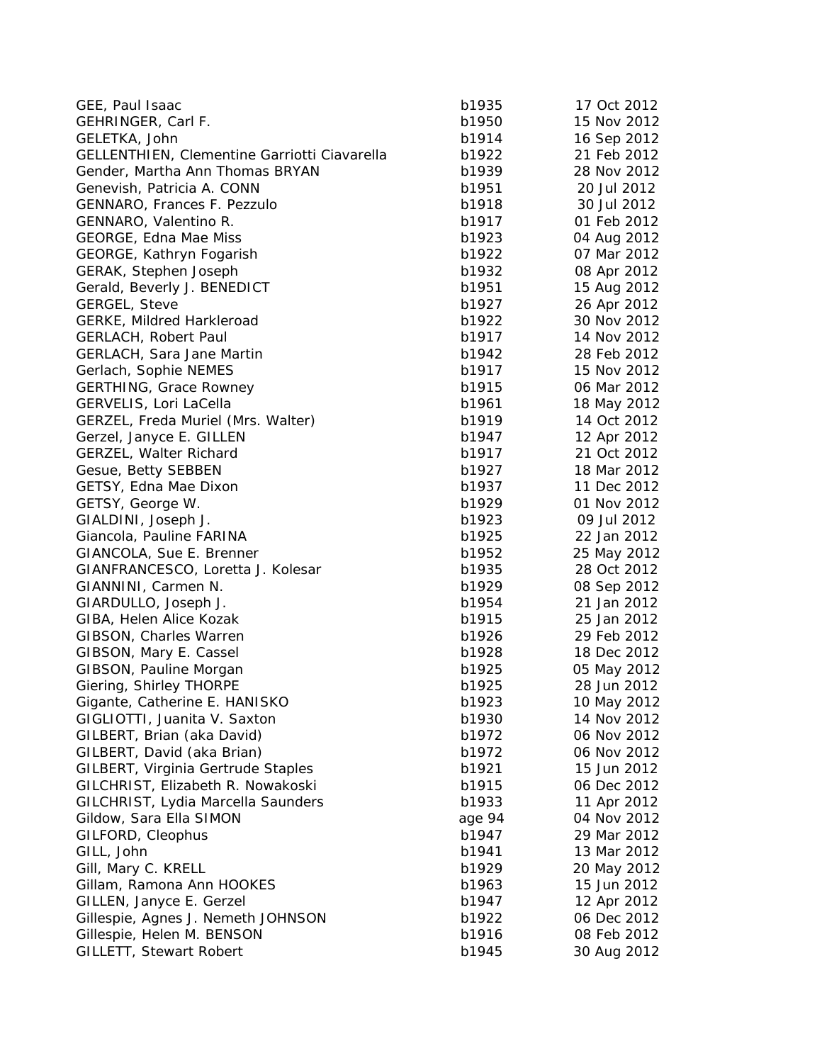| | | |
|---|---|---|
| GEE, Paul Isaac | b1935 | 17 Oct 2012 |
| GEHRINGER, Carl F. | b1950 | 15 Nov 2012 |
| GELETKA, John | b1914 | 16 Sep 2012 |
| GELLENTHIEN, Clementine Garriotti Ciavarella | b1922 | 21 Feb 2012 |
| Gender, Martha Ann Thomas BRYAN | b1939 | 28 Nov 2012 |
| Genevish, Patricia A. CONN | b1951 | 20 Jul 2012 |
| GENNARO, Frances F. Pezzulo | b1918 | 30 Jul 2012 |
| GENNARO, Valentino R. | b1917 | 01 Feb 2012 |
| GEORGE, Edna Mae Miss | b1923 | 04 Aug 2012 |
| GEORGE, Kathryn Fogarish | b1922 | 07 Mar 2012 |
| GERAK, Stephen Joseph | b1932 | 08 Apr 2012 |
| Gerald, Beverly J. BENEDICT | b1951 | 15 Aug 2012 |
| GERGEL, Steve | b1927 | 26 Apr 2012 |
| GERKE, Mildred Harkleroad | b1922 | 30 Nov 2012 |
| GERLACH, Robert Paul | b1917 | 14 Nov 2012 |
| GERLACH, Sara Jane Martin | b1942 | 28 Feb 2012 |
| Gerlach, Sophie NEMES | b1917 | 15 Nov 2012 |
| GERTHING, Grace Rowney | b1915 | 06 Mar 2012 |
| GERVELIS, Lori LaCella | b1961 | 18 May 2012 |
| GERZEL, Freda Muriel (Mrs. Walter) | b1919 | 14 Oct 2012 |
| Gerzel, Janyce E. GILLEN | b1947 | 12 Apr 2012 |
| GERZEL, Walter Richard | b1917 | 21 Oct 2012 |
| Gesue, Betty SEBBEN | b1927 | 18 Mar 2012 |
| GETSY, Edna Mae Dixon | b1937 | 11 Dec 2012 |
| GETSY, George W. | b1929 | 01 Nov 2012 |
| GIALDINI, Joseph J. | b1923 | 09 Jul 2012 |
| Giancola, Pauline FARINA | b1925 | 22 Jan 2012 |
| GIANCOLA, Sue E. Brenner | b1952 | 25 May 2012 |
| GIANFRANCESCO, Loretta J. Kolesar | b1935 | 28 Oct 2012 |
| GIANNINI, Carmen N. | b1929 | 08 Sep 2012 |
| GIARDULLO, Joseph J. | b1954 | 21 Jan 2012 |
| GIBA, Helen Alice Kozak | b1915 | 25 Jan 2012 |
| GIBSON, Charles Warren | b1926 | 29 Feb 2012 |
| GIBSON, Mary E. Cassel | b1928 | 18 Dec 2012 |
| GIBSON, Pauline Morgan | b1925 | 05 May 2012 |
| Giering, Shirley THORPE | b1925 | 28 Jun 2012 |
| Gigante, Catherine E. HANISKO | b1923 | 10 May 2012 |
| GIGLIOTTI, Juanita V. Saxton | b1930 | 14 Nov 2012 |
| GILBERT, Brian (aka David) | b1972 | 06 Nov 2012 |
| GILBERT, David (aka Brian) | b1972 | 06 Nov 2012 |
| GILBERT, Virginia Gertrude Staples | b1921 | 15 Jun 2012 |
| GILCHRIST, Elizabeth R. Nowakoski | b1915 | 06 Dec 2012 |
| GILCHRIST, Lydia Marcella Saunders | b1933 | 11 Apr 2012 |
| Gildow, Sara Ella SIMON | age 94 | 04 Nov 2012 |
| GILFORD, Cleophus | b1947 | 29 Mar 2012 |
| GILL, John | b1941 | 13 Mar 2012 |
| Gill, Mary C. KRELL | b1929 | 20 May 2012 |
| Gillam, Ramona Ann HOOKES | b1963 | 15 Jun 2012 |
| GILLEN, Janyce E. Gerzel | b1947 | 12 Apr 2012 |
| Gillespie, Agnes J. Nemeth JOHNSON | b1922 | 06 Dec 2012 |
| Gillespie, Helen M. BENSON | b1916 | 08 Feb 2012 |
| GILLETT, Stewart Robert | b1945 | 30 Aug 2012 |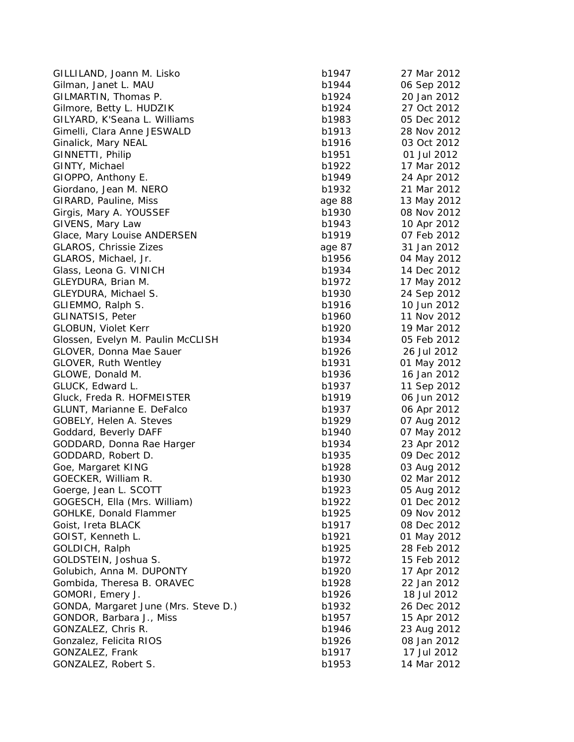| | | |
|---|---|---|
| GILLILAND, Joann M. Lisko | b1947 | 27 Mar 2012 |
| Gilman, Janet L. MAU | b1944 | 06 Sep 2012 |
| GILMARTIN, Thomas P. | b1924 | 20 Jan 2012 |
| Gilmore, Betty L. HUDZIK | b1924 | 27 Oct 2012 |
| GILYARD, K'Seana L. Williams | b1983 | 05 Dec 2012 |
| Gimelli, Clara Anne JESWALD | b1913 | 28 Nov 2012 |
| Ginalick, Mary NEAL | b1916 | 03 Oct 2012 |
| GINNETTI, Philip | b1951 | 01 Jul 2012 |
| GINTY, Michael | b1922 | 17 Mar 2012 |
| GIOPPO, Anthony E. | b1949 | 24 Apr 2012 |
| Giordano, Jean M. NERO | b1932 | 21 Mar 2012 |
| GIRARD, Pauline, Miss | age 88 | 13 May 2012 |
| Girgis, Mary A. YOUSSEF | b1930 | 08 Nov 2012 |
| GIVENS, Mary Law | b1943 | 10 Apr 2012 |
| Glace, Mary Louise ANDERSEN | b1919 | 07 Feb 2012 |
| GLAROS, Chrissie Zizes | age 87 | 31 Jan 2012 |
| GLAROS, Michael, Jr. | b1956 | 04 May 2012 |
| Glass, Leona G. VINICH | b1934 | 14 Dec 2012 |
| GLEYDURA, Brian M. | b1972 | 17 May 2012 |
| GLEYDURA, Michael S. | b1930 | 24 Sep 2012 |
| GLIEMMO, Ralph S. | b1916 | 10 Jun 2012 |
| GLINATSIS, Peter | b1960 | 11 Nov 2012 |
| GLOBUN, Violet Kerr | b1920 | 19 Mar 2012 |
| Glossen, Evelyn M. Paulin McCLISH | b1934 | 05 Feb 2012 |
| GLOVER, Donna Mae Sauer | b1926 | 26 Jul 2012 |
| GLOVER, Ruth Wentley | b1931 | 01 May 2012 |
| GLOWE, Donald M. | b1936 | 16 Jan 2012 |
| GLUCK, Edward L. | b1937 | 11 Sep 2012 |
| Gluck, Freda R. HOFMEISTER | b1919 | 06 Jun 2012 |
| GLUNT, Marianne E. DeFalco | b1937 | 06 Apr 2012 |
| GOBELY, Helen A. Steves | b1929 | 07 Aug 2012 |
| Goddard, Beverly DAFF | b1940 | 07 May 2012 |
| GODDARD, Donna Rae Harger | b1934 | 23 Apr 2012 |
| GODDARD, Robert D. | b1935 | 09 Dec 2012 |
| Goe, Margaret KING | b1928 | 03 Aug 2012 |
| GOECKER, William R. | b1930 | 02 Mar 2012 |
| Goerge, Jean L. SCOTT | b1923 | 05 Aug 2012 |
| GOGESCH, Ella (Mrs. William) | b1922 | 01 Dec 2012 |
| GOHLKE, Donald Flammer | b1925 | 09 Nov 2012 |
| Goist, Ireta BLACK | b1917 | 08 Dec 2012 |
| GOIST, Kenneth L. | b1921 | 01 May 2012 |
| GOLDICH, Ralph | b1925 | 28 Feb 2012 |
| GOLDSTEIN, Joshua S. | b1972 | 15 Feb 2012 |
| Golubich, Anna M. DUPONTY | b1920 | 17 Apr 2012 |
| Gombida, Theresa B. ORAVEC | b1928 | 22 Jan 2012 |
| GOMORI, Emery J. | b1926 | 18 Jul 2012 |
| GONDA, Margaret June (Mrs. Steve D.) | b1932 | 26 Dec 2012 |
| GONDOR, Barbara J., Miss | b1957 | 15 Apr 2012 |
| GONZALEZ, Chris R. | b1946 | 23 Aug 2012 |
| Gonzalez, Felicita RIOS | b1926 | 08 Jan 2012 |
| GONZALEZ, Frank | b1917 | 17 Jul 2012 |
| GONZALEZ, Robert S. | b1953 | 14 Mar 2012 |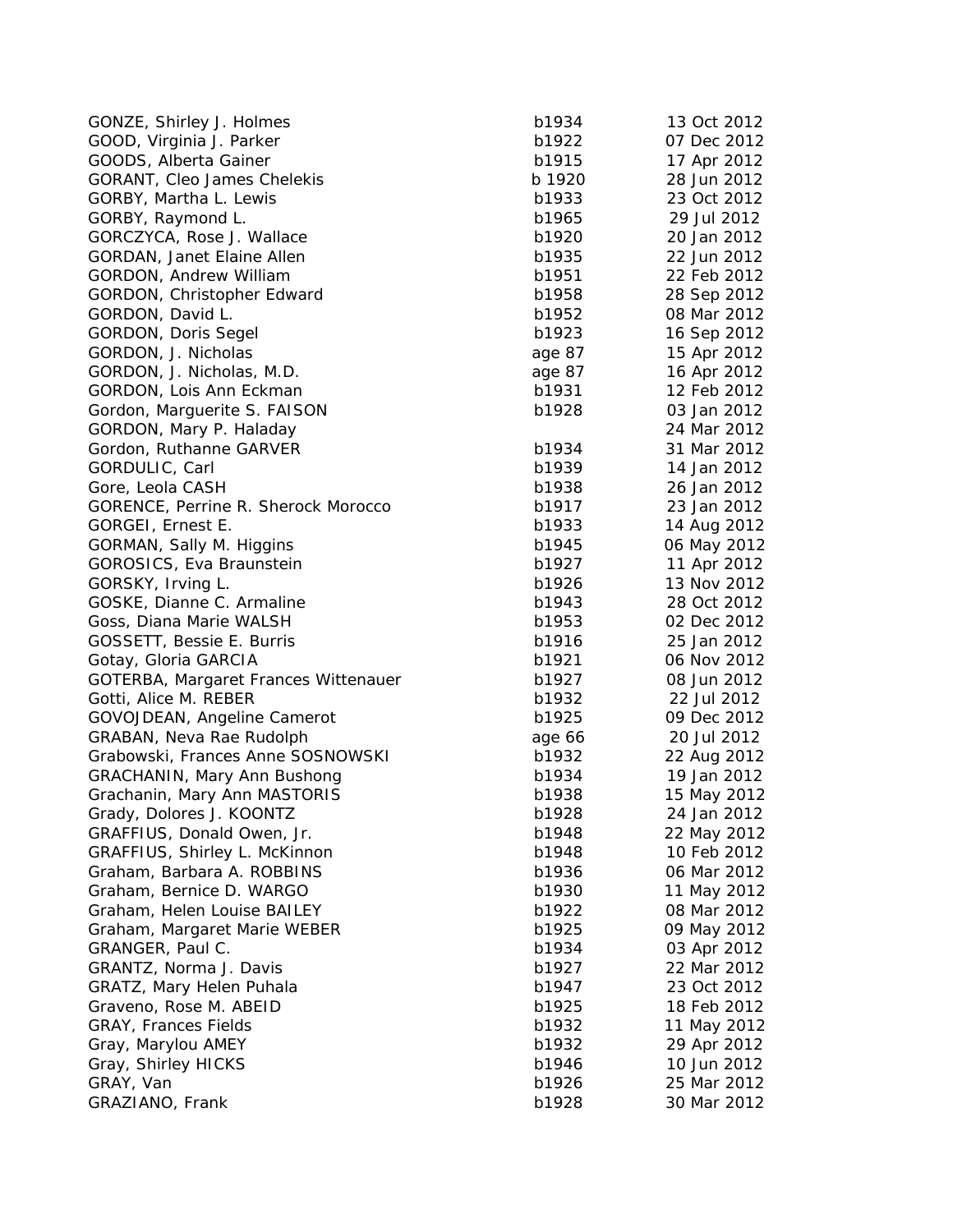| | | |
|---|---|---|
| GONZE, Shirley J. Holmes | b1934 | 13 Oct 2012 |
| GOOD, Virginia J. Parker | b1922 | 07 Dec 2012 |
| GOODS, Alberta Gainer | b1915 | 17 Apr 2012 |
| GORANT, Cleo James Chelekis | b 1920 | 28 Jun 2012 |
| GORBY, Martha L. Lewis | b1933 | 23 Oct 2012 |
| GORBY, Raymond L. | b1965 | 29 Jul 2012 |
| GORCZYCA, Rose J. Wallace | b1920 | 20 Jan 2012 |
| GORDAN, Janet Elaine Allen | b1935 | 22 Jun 2012 |
| GORDON, Andrew William | b1951 | 22 Feb 2012 |
| GORDON, Christopher Edward | b1958 | 28 Sep 2012 |
| GORDON, David L. | b1952 | 08 Mar 2012 |
| GORDON, Doris Segel | b1923 | 16 Sep 2012 |
| GORDON, J. Nicholas | age 87 | 15 Apr 2012 |
| GORDON, J. Nicholas, M.D. | age 87 | 16 Apr 2012 |
| GORDON, Lois Ann Eckman | b1931 | 12 Feb 2012 |
| Gordon, Marguerite S. FAISON | b1928 | 03 Jan 2012 |
| GORDON, Mary P. Haladay | | 24 Mar 2012 |
| Gordon, Ruthanne GARVER | b1934 | 31 Mar 2012 |
| GORDULIC, Carl | b1939 | 14 Jan 2012 |
| Gore, Leola CASH | b1938 | 26 Jan 2012 |
| GORENCE, Perrine R. Sherock Morocco | b1917 | 23 Jan 2012 |
| GORGEI, Ernest E. | b1933 | 14 Aug 2012 |
| GORMAN, Sally M. Higgins | b1945 | 06 May 2012 |
| GOROSICS, Eva Braunstein | b1927 | 11 Apr 2012 |
| GORSKY, Irving L. | b1926 | 13 Nov 2012 |
| GOSKE, Dianne C. Armaline | b1943 | 28 Oct 2012 |
| Goss, Diana Marie WALSH | b1953 | 02 Dec 2012 |
| GOSSETT, Bessie E. Burris | b1916 | 25 Jan 2012 |
| Gotay, Gloria GARCIA | b1921 | 06 Nov 2012 |
| GOTERBA, Margaret Frances Wittenauer | b1927 | 08 Jun 2012 |
| Gotti, Alice M. REBER | b1932 | 22 Jul 2012 |
| GOVOJDEAN, Angeline Camerot | b1925 | 09 Dec 2012 |
| GRABAN, Neva Rae Rudolph | age 66 | 20 Jul 2012 |
| Grabowski, Frances Anne SOSNOWSKI | b1932 | 22 Aug 2012 |
| GRACHANIN, Mary Ann Bushong | b1934 | 19 Jan 2012 |
| Grachanin, Mary Ann MASTORIS | b1938 | 15 May 2012 |
| Grady, Dolores J. KOONTZ | b1928 | 24 Jan 2012 |
| GRAFFIUS, Donald Owen, Jr. | b1948 | 22 May 2012 |
| GRAFFIUS, Shirley L. McKinnon | b1948 | 10 Feb 2012 |
| Graham, Barbara A. ROBBINS | b1936 | 06 Mar 2012 |
| Graham, Bernice D. WARGO | b1930 | 11 May 2012 |
| Graham, Helen Louise BAILEY | b1922 | 08 Mar 2012 |
| Graham, Margaret Marie WEBER | b1925 | 09 May 2012 |
| GRANGER, Paul C. | b1934 | 03 Apr 2012 |
| GRANTZ, Norma J. Davis | b1927 | 22 Mar 2012 |
| GRATZ, Mary Helen Puhala | b1947 | 23 Oct 2012 |
| Graveno, Rose M. ABEID | b1925 | 18 Feb 2012 |
| GRAY, Frances Fields | b1932 | 11 May 2012 |
| Gray, Marylou AMEY | b1932 | 29 Apr 2012 |
| Gray, Shirley HICKS | b1946 | 10 Jun 2012 |
| GRAY, Van | b1926 | 25 Mar 2012 |
| GRAZIANO, Frank | b1928 | 30 Mar 2012 |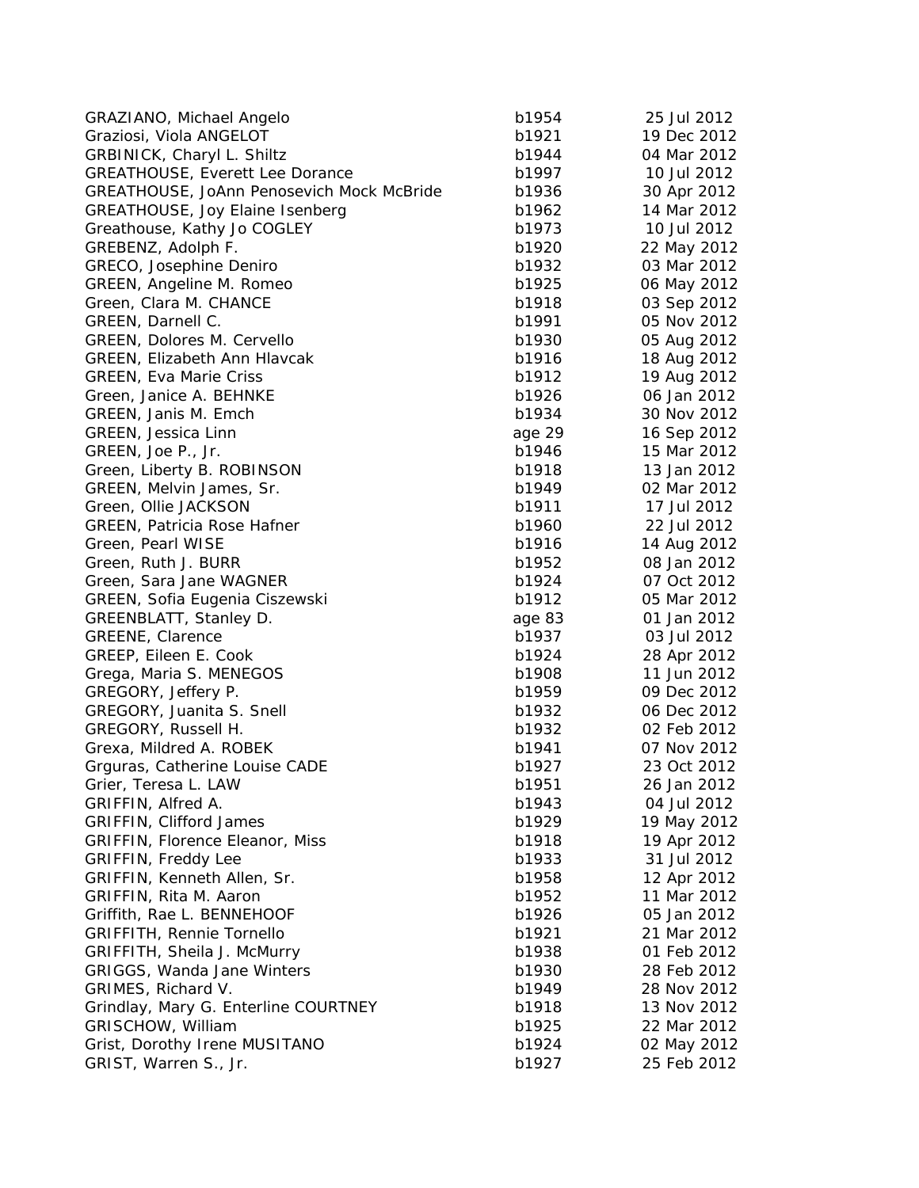| | | |
|---|---|---|
| GRAZIANO, Michael Angelo | b1954 | 25 Jul 2012 |
| Graziosi, Viola ANGELOT | b1921 | 19 Dec 2012 |
| GRBINICK, Charyl L. Shiltz | b1944 | 04 Mar 2012 |
| GREATHOUSE, Everett Lee Dorance | b1997 | 10 Jul 2012 |
| GREATHOUSE, JoAnn Penosevich Mock McBride | b1936 | 30 Apr 2012 |
| GREATHOUSE, Joy Elaine Isenberg | b1962 | 14 Mar 2012 |
| Greathouse, Kathy Jo COGLEY | b1973 | 10 Jul 2012 |
| GREBENZ, Adolph F. | b1920 | 22 May 2012 |
| GRECO, Josephine Deniro | b1932 | 03 Mar 2012 |
| GREEN, Angeline M. Romeo | b1925 | 06 May 2012 |
| Green, Clara M. CHANCE | b1918 | 03 Sep 2012 |
| GREEN, Darnell C. | b1991 | 05 Nov 2012 |
| GREEN, Dolores M. Cervello | b1930 | 05 Aug 2012 |
| GREEN, Elizabeth Ann Hlavcak | b1916 | 18 Aug 2012 |
| GREEN, Eva Marie Criss | b1912 | 19 Aug 2012 |
| Green, Janice A. BEHNKE | b1926 | 06 Jan 2012 |
| GREEN, Janis M. Emch | b1934 | 30 Nov 2012 |
| GREEN, Jessica Linn | age 29 | 16 Sep 2012 |
| GREEN, Joe P., Jr. | b1946 | 15 Mar 2012 |
| Green, Liberty B. ROBINSON | b1918 | 13 Jan 2012 |
| GREEN, Melvin James, Sr. | b1949 | 02 Mar 2012 |
| Green, Ollie JACKSON | b1911 | 17 Jul 2012 |
| GREEN, Patricia Rose Hafner | b1960 | 22 Jul 2012 |
| Green, Pearl WISE | b1916 | 14 Aug 2012 |
| Green, Ruth J. BURR | b1952 | 08 Jan 2012 |
| Green, Sara Jane WAGNER | b1924 | 07 Oct 2012 |
| GREEN, Sofia Eugenia Ciszewski | b1912 | 05 Mar 2012 |
| GREENBLATT, Stanley D. | age 83 | 01 Jan 2012 |
| GREENE, Clarence | b1937 | 03 Jul 2012 |
| GREEP, Eileen E. Cook | b1924 | 28 Apr 2012 |
| Grega, Maria S. MENEGOS | b1908 | 11 Jun 2012 |
| GREGORY, Jeffery P. | b1959 | 09 Dec 2012 |
| GREGORY, Juanita S. Snell | b1932 | 06 Dec 2012 |
| GREGORY, Russell H. | b1932 | 02 Feb 2012 |
| Grexa, Mildred A. ROBEK | b1941 | 07 Nov 2012 |
| Grguras, Catherine Louise CADE | b1927 | 23 Oct 2012 |
| Grier, Teresa L. LAW | b1951 | 26 Jan 2012 |
| GRIFFIN, Alfred A. | b1943 | 04 Jul 2012 |
| GRIFFIN, Clifford James | b1929 | 19 May 2012 |
| GRIFFIN, Florence Eleanor, Miss | b1918 | 19 Apr 2012 |
| GRIFFIN, Freddy Lee | b1933 | 31 Jul 2012 |
| GRIFFIN, Kenneth Allen, Sr. | b1958 | 12 Apr 2012 |
| GRIFFIN, Rita M. Aaron | b1952 | 11 Mar 2012 |
| Griffith, Rae L. BENNEHOOF | b1926 | 05 Jan 2012 |
| GRIFFITH, Rennie Tornello | b1921 | 21 Mar 2012 |
| GRIFFITH, Sheila J. McMurry | b1938 | 01 Feb 2012 |
| GRIGGS, Wanda Jane Winters | b1930 | 28 Feb 2012 |
| GRIMES, Richard V. | b1949 | 28 Nov 2012 |
| Grindlay, Mary G. Enterline COURTNEY | b1918 | 13 Nov 2012 |
| GRISCHOW, William | b1925 | 22 Mar 2012 |
| Grist, Dorothy Irene MUSITANO | b1924 | 02 May 2012 |
| GRIST, Warren S., Jr. | b1927 | 25 Feb 2012 |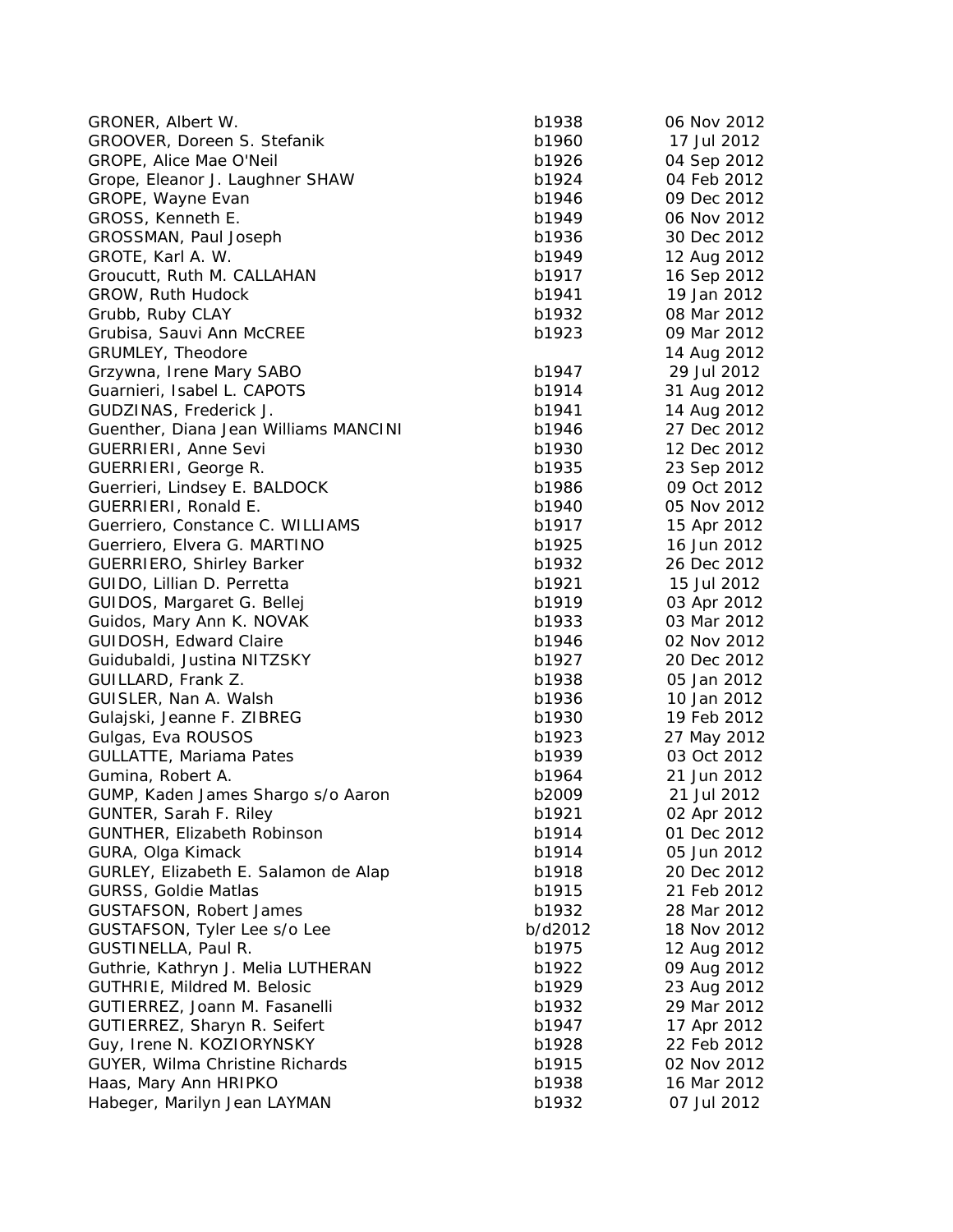| | | |
|---|---|---|
| GRONER, Albert W. | b1938 | 06 Nov 2012 |
| GROOVER, Doreen S. Stefanik | b1960 | 17 Jul 2012 |
| GROPE, Alice Mae O'Neil | b1926 | 04 Sep 2012 |
| Grope, Eleanor J. Laughner SHAW | b1924 | 04 Feb 2012 |
| GROPE, Wayne Evan | b1946 | 09 Dec 2012 |
| GROSS, Kenneth E. | b1949 | 06 Nov 2012 |
| GROSSMAN, Paul Joseph | b1936 | 30 Dec 2012 |
| GROTE, Karl A. W. | b1949 | 12 Aug 2012 |
| Groucutt, Ruth M. CALLAHAN | b1917 | 16 Sep 2012 |
| GROW, Ruth Hudock | b1941 | 19 Jan 2012 |
| Grubb, Ruby CLAY | b1932 | 08 Mar 2012 |
| Grubisa, Sauvi Ann McCREE | b1923 | 09 Mar 2012 |
| GRUMLEY, Theodore | | 14 Aug 2012 |
| Grzywna, Irene Mary SABO | b1947 | 29 Jul 2012 |
| Guarnieri, Isabel L. CAPOTS | b1914 | 31 Aug 2012 |
| GUDZINAS, Frederick J. | b1941 | 14 Aug 2012 |
| Guenther, Diana Jean Williams MANCINI | b1946 | 27 Dec 2012 |
| GUERRIERI, Anne Sevi | b1930 | 12 Dec 2012 |
| GUERRIERI, George R. | b1935 | 23 Sep 2012 |
| Guerrieri, Lindsey E. BALDOCK | b1986 | 09 Oct 2012 |
| GUERRIERI, Ronald E. | b1940 | 05 Nov 2012 |
| Guerriero, Constance C. WILLIAMS | b1917 | 15 Apr 2012 |
| Guerriero, Elvera G. MARTINO | b1925 | 16 Jun 2012 |
| GUERRIERO, Shirley Barker | b1932 | 26 Dec 2012 |
| GUIDO, Lillian D. Perretta | b1921 | 15 Jul 2012 |
| GUIDOS, Margaret G. Bellej | b1919 | 03 Apr 2012 |
| Guidos, Mary Ann K. NOVAK | b1933 | 03 Mar 2012 |
| GUIDOSH, Edward Claire | b1946 | 02 Nov 2012 |
| Guidubaldi, Justina NITZSKY | b1927 | 20 Dec 2012 |
| GUILLARD, Frank Z. | b1938 | 05 Jan 2012 |
| GUISLER, Nan A. Walsh | b1936 | 10 Jan 2012 |
| Gulajski, Jeanne F. ZIBREG | b1930 | 19 Feb 2012 |
| Gulgas, Eva ROUSOS | b1923 | 27 May 2012 |
| GULLATTE, Mariama Pates | b1939 | 03 Oct 2012 |
| Gumina, Robert A. | b1964 | 21 Jun 2012 |
| GUMP, Kaden James Shargo s/o Aaron | b2009 | 21 Jul 2012 |
| GUNTER, Sarah F. Riley | b1921 | 02 Apr 2012 |
| GUNTHER, Elizabeth Robinson | b1914 | 01 Dec 2012 |
| GURA, Olga Kimack | b1914 | 05 Jun 2012 |
| GURLEY, Elizabeth E. Salamon de Alap | b1918 | 20 Dec 2012 |
| GURSS, Goldie Matlas | b1915 | 21 Feb 2012 |
| GUSTAFSON, Robert James | b1932 | 28 Mar 2012 |
| GUSTAFSON, Tyler Lee s/o Lee | b/d2012 | 18 Nov 2012 |
| GUSTINELLA, Paul R. | b1975 | 12 Aug 2012 |
| Guthrie, Kathryn J. Melia LUTHERAN | b1922 | 09 Aug 2012 |
| GUTHRIE, Mildred M. Belosic | b1929 | 23 Aug 2012 |
| GUTIERREZ, Joann M. Fasanelli | b1932 | 29 Mar 2012 |
| GUTIERREZ, Sharyn R. Seifert | b1947 | 17 Apr 2012 |
| Guy, Irene N. KOZIORYNSKY | b1928 | 22 Feb 2012 |
| GUYER, Wilma Christine Richards | b1915 | 02 Nov 2012 |
| Haas, Mary Ann HRIPKO | b1938 | 16 Mar 2012 |
| Habeger, Marilyn Jean LAYMAN | b1932 | 07 Jul 2012 |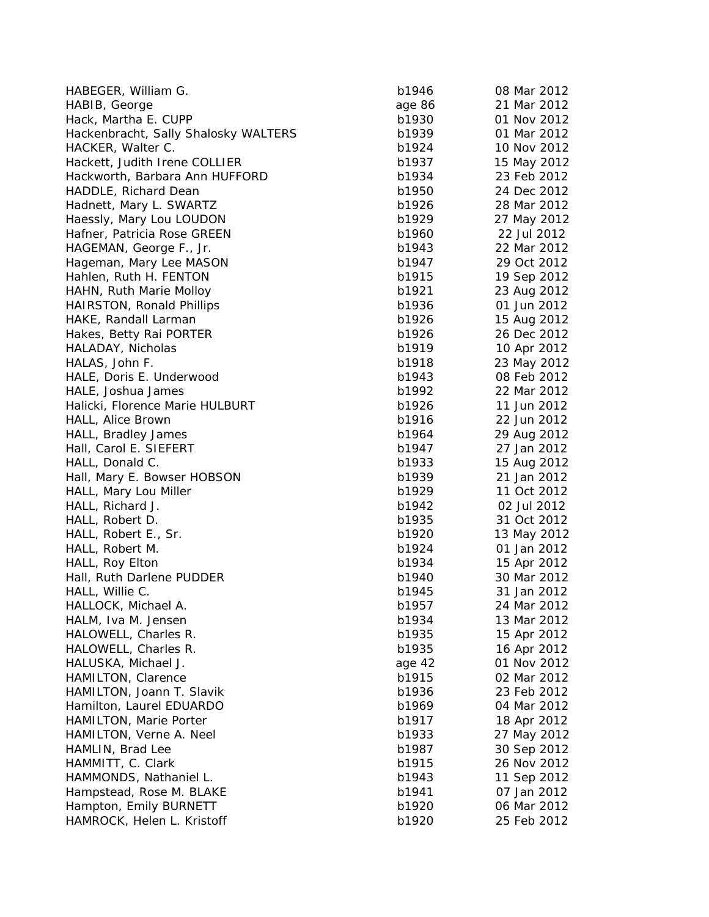| | | |
|---|---|---|
| HABEGER, William G. | b1946 | 08 Mar 2012 |
| HABIB, George | age 86 | 21 Mar 2012 |
| Hack, Martha E. CUPP | b1930 | 01 Nov 2012 |
| Hackenbracht, Sally Shalosky WALTERS | b1939 | 01 Mar 2012 |
| HACKER, Walter C. | b1924 | 10 Nov 2012 |
| Hackett, Judith Irene COLLIER | b1937 | 15 May 2012 |
| Hackworth, Barbara Ann HUFFORD | b1934 | 23 Feb 2012 |
| HADDLE, Richard Dean | b1950 | 24 Dec 2012 |
| Hadnett, Mary L. SWARTZ | b1926 | 28 Mar 2012 |
| Haessly, Mary Lou LOUDON | b1929 | 27 May 2012 |
| Hafner, Patricia Rose GREEN | b1960 | 22 Jul 2012 |
| HAGEMAN, George F., Jr. | b1943 | 22 Mar 2012 |
| Hageman, Mary Lee MASON | b1947 | 29 Oct 2012 |
| Hahlen, Ruth H. FENTON | b1915 | 19 Sep 2012 |
| HAHN, Ruth Marie Molloy | b1921 | 23 Aug 2012 |
| HAIRSTON, Ronald Phillips | b1936 | 01 Jun 2012 |
| HAKE, Randall Larman | b1926 | 15 Aug 2012 |
| Hakes, Betty Rai PORTER | b1926 | 26 Dec 2012 |
| HALADAY, Nicholas | b1919 | 10 Apr 2012 |
| HALAS, John F. | b1918 | 23 May 2012 |
| HALE, Doris E. Underwood | b1943 | 08 Feb 2012 |
| HALE, Joshua James | b1992 | 22 Mar 2012 |
| Halicki, Florence Marie HULBURT | b1926 | 11 Jun 2012 |
| HALL, Alice Brown | b1916 | 22 Jun 2012 |
| HALL, Bradley James | b1964 | 29 Aug 2012 |
| Hall, Carol E. SIEFERT | b1947 | 27 Jan 2012 |
| HALL, Donald C. | b1933 | 15 Aug 2012 |
| Hall, Mary E. Bowser HOBSON | b1939 | 21 Jan 2012 |
| HALL, Mary Lou Miller | b1929 | 11 Oct 2012 |
| HALL, Richard J. | b1942 | 02 Jul 2012 |
| HALL, Robert D. | b1935 | 31 Oct 2012 |
| HALL, Robert E., Sr. | b1920 | 13 May 2012 |
| HALL, Robert M. | b1924 | 01 Jan 2012 |
| HALL, Roy Elton | b1934 | 15 Apr 2012 |
| Hall, Ruth Darlene PUDDER | b1940 | 30 Mar 2012 |
| HALL, Willie C. | b1945 | 31 Jan 2012 |
| HALLOCK, Michael A. | b1957 | 24 Mar 2012 |
| HALM, Iva M. Jensen | b1934 | 13 Mar 2012 |
| HALOWELL, Charles R. | b1935 | 15 Apr 2012 |
| HALOWELL, Charles R. | b1935 | 16 Apr 2012 |
| HALUSKA, Michael J. | age 42 | 01 Nov 2012 |
| HAMILTON, Clarence | b1915 | 02 Mar 2012 |
| HAMILTON, Joann T. Slavik | b1936 | 23 Feb 2012 |
| Hamilton, Laurel EDUARDO | b1969 | 04 Mar 2012 |
| HAMILTON, Marie Porter | b1917 | 18 Apr 2012 |
| HAMILTON, Verne A. Neel | b1933 | 27 May 2012 |
| HAMLIN, Brad Lee | b1987 | 30 Sep 2012 |
| HAMMITT, C. Clark | b1915 | 26 Nov 2012 |
| HAMMONDS, Nathaniel L. | b1943 | 11 Sep 2012 |
| Hampstead, Rose M. BLAKE | b1941 | 07 Jan 2012 |
| Hampton, Emily BURNETT | b1920 | 06 Mar 2012 |
| HAMROCK, Helen L. Kristoff | b1920 | 25 Feb 2012 |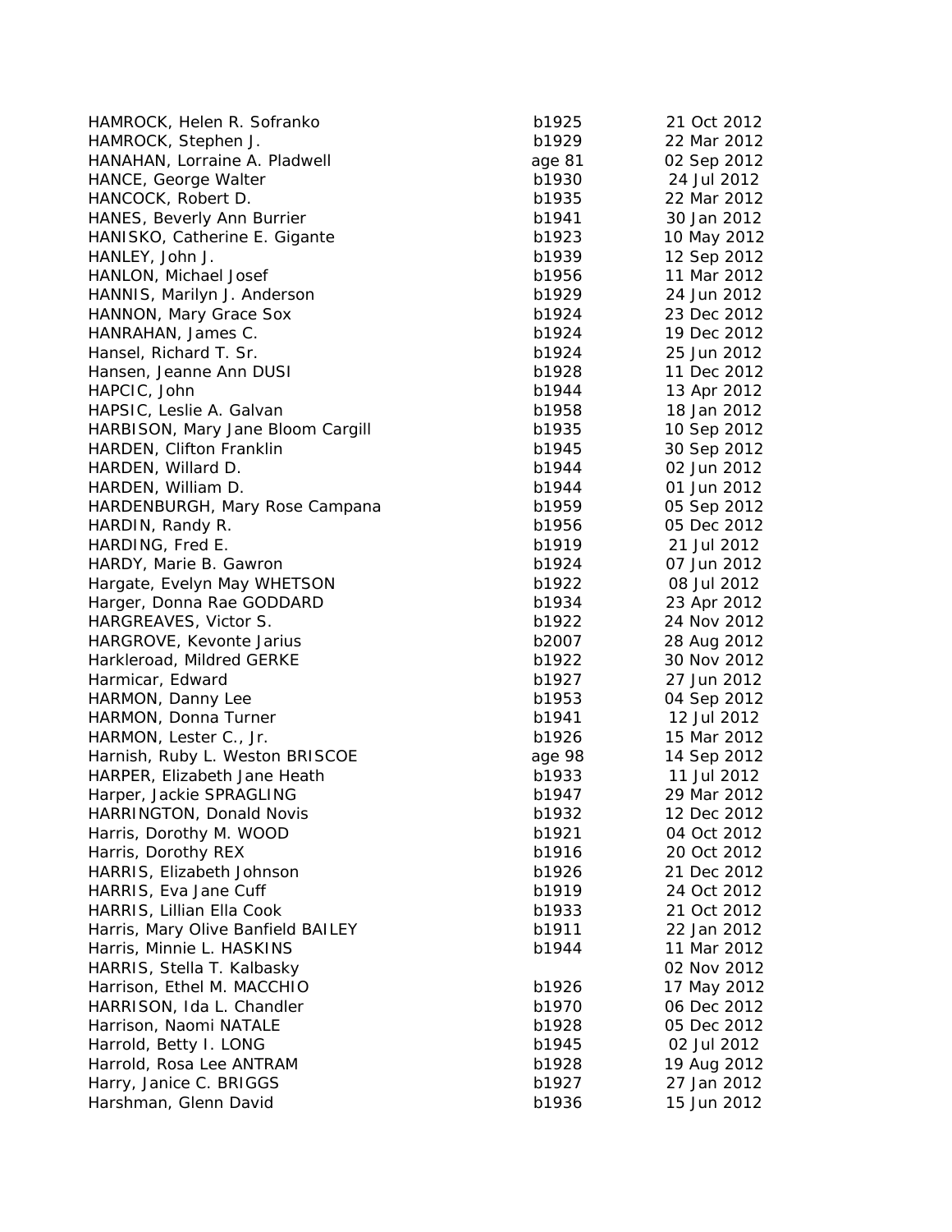| | | |
|---|---|---|
| HAMROCK, Helen R. Sofranko | b1925 | 21 Oct 2012 |
| HAMROCK, Stephen J. | b1929 | 22 Mar 2012 |
| HANAHAN, Lorraine A. Pladwell | age 81 | 02 Sep 2012 |
| HANCE, George Walter | b1930 | 24 Jul 2012 |
| HANCOCK, Robert D. | b1935 | 22 Mar 2012 |
| HANES, Beverly Ann Burrier | b1941 | 30 Jan 2012 |
| HANISKO, Catherine E. Gigante | b1923 | 10 May 2012 |
| HANLEY, John J. | b1939 | 12 Sep 2012 |
| HANLON, Michael Josef | b1956 | 11 Mar 2012 |
| HANNIS, Marilyn J. Anderson | b1929 | 24 Jun 2012 |
| HANNON, Mary Grace Sox | b1924 | 23 Dec 2012 |
| HANRAHAN, James C. | b1924 | 19 Dec 2012 |
| Hansel, Richard T. Sr. | b1924 | 25 Jun 2012 |
| Hansen, Jeanne Ann DUSI | b1928 | 11 Dec 2012 |
| HAPCIC, John | b1944 | 13 Apr 2012 |
| HAPSIC, Leslie A. Galvan | b1958 | 18 Jan 2012 |
| HARBISON, Mary Jane Bloom Cargill | b1935 | 10 Sep 2012 |
| HARDEN, Clifton Franklin | b1945 | 30 Sep 2012 |
| HARDEN, Willard D. | b1944 | 02 Jun 2012 |
| HARDEN, William D. | b1944 | 01 Jun 2012 |
| HARDENBURGH, Mary Rose Campana | b1959 | 05 Sep 2012 |
| HARDIN, Randy R. | b1956 | 05 Dec 2012 |
| HARDING, Fred E. | b1919 | 21 Jul 2012 |
| HARDY, Marie B. Gawron | b1924 | 07 Jun 2012 |
| Hargate, Evelyn May WHETSON | b1922 | 08 Jul 2012 |
| Harger, Donna Rae GODDARD | b1934 | 23 Apr 2012 |
| HARGREAVES, Victor S. | b1922 | 24 Nov 2012 |
| HARGROVE, Kevonte Jarius | b2007 | 28 Aug 2012 |
| Harkleroad, Mildred GERKE | b1922 | 30 Nov 2012 |
| Harmicar, Edward | b1927 | 27 Jun 2012 |
| HARMON, Danny Lee | b1953 | 04 Sep 2012 |
| HARMON, Donna Turner | b1941 | 12 Jul 2012 |
| HARMON, Lester C., Jr. | b1926 | 15 Mar 2012 |
| Harnish, Ruby L. Weston BRISCOE | age 98 | 14 Sep 2012 |
| HARPER, Elizabeth Jane Heath | b1933 | 11 Jul 2012 |
| Harper, Jackie SPRAGLING | b1947 | 29 Mar 2012 |
| HARRINGTON, Donald Novis | b1932 | 12 Dec 2012 |
| Harris, Dorothy M. WOOD | b1921 | 04 Oct 2012 |
| Harris, Dorothy REX | b1916 | 20 Oct 2012 |
| HARRIS, Elizabeth Johnson | b1926 | 21 Dec 2012 |
| HARRIS, Eva Jane Cuff | b1919 | 24 Oct 2012 |
| HARRIS, Lillian Ella Cook | b1933 | 21 Oct 2012 |
| Harris, Mary Olive Banfield BAILEY | b1911 | 22 Jan 2012 |
| Harris, Minnie L. HASKINS | b1944 | 11 Mar 2012 |
| HARRIS, Stella T. Kalbasky | | 02 Nov 2012 |
| Harrison, Ethel M. MACCHIO | b1926 | 17 May 2012 |
| HARRISON, Ida L. Chandler | b1970 | 06 Dec 2012 |
| Harrison, Naomi NATALE | b1928 | 05 Dec 2012 |
| Harrold, Betty I. LONG | b1945 | 02 Jul 2012 |
| Harrold, Rosa Lee ANTRAM | b1928 | 19 Aug 2012 |
| Harry, Janice C. BRIGGS | b1927 | 27 Jan 2012 |
| Harshman, Glenn David | b1936 | 15 Jun 2012 |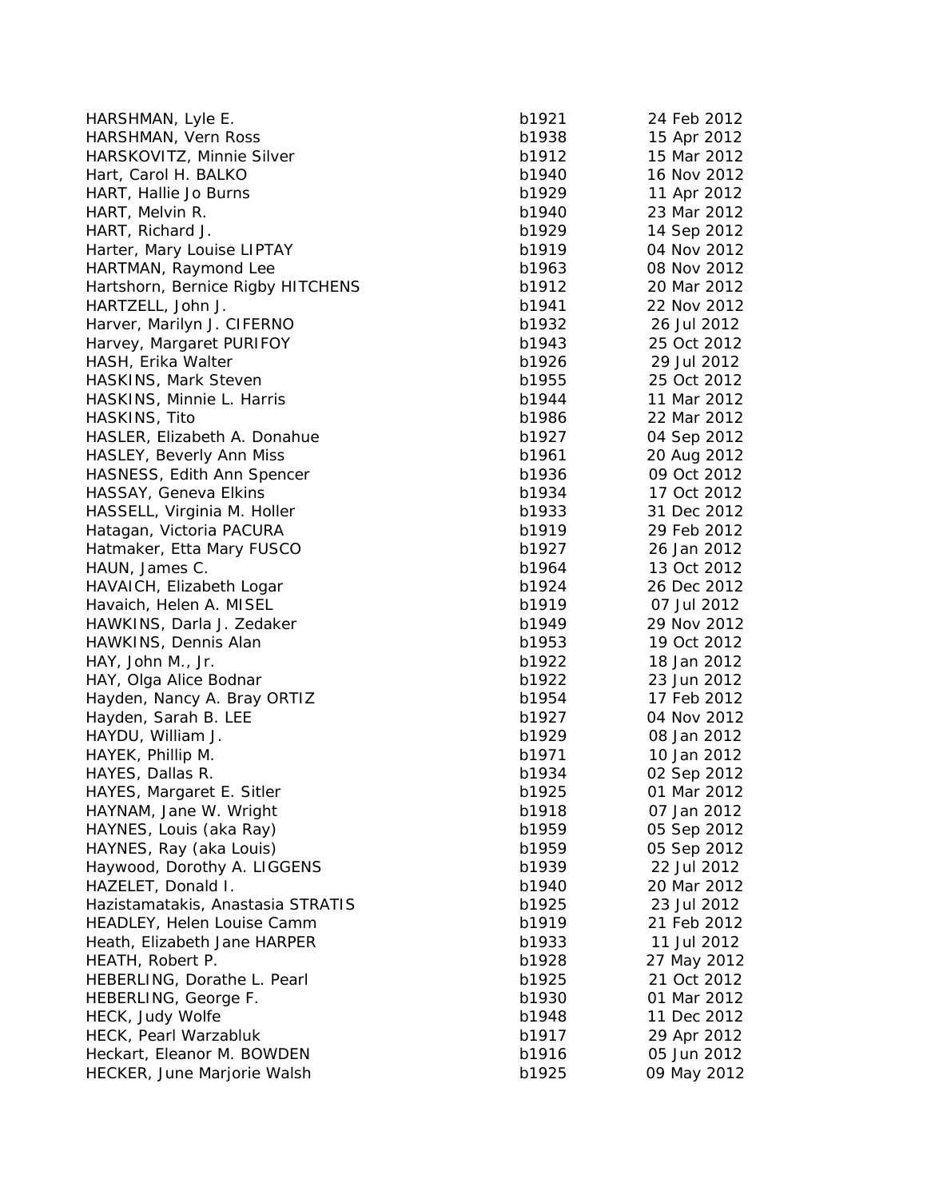| | | |
|---|---|---|
| HARSHMAN, Lyle E. | b1921 | 24 Feb 2012 |
| HARSHMAN, Vern Ross | b1938 | 15 Apr 2012 |
| HARSKOVITZ, Minnie Silver | b1912 | 15 Mar 2012 |
| Hart, Carol H. BALKO | b1940 | 16 Nov 2012 |
| HART, Hallie Jo Burns | b1929 | 11 Apr 2012 |
| HART, Melvin R. | b1940 | 23 Mar 2012 |
| HART, Richard J. | b1929 | 14 Sep 2012 |
| Harter, Mary Louise LIPTAY | b1919 | 04 Nov 2012 |
| HARTMAN, Raymond Lee | b1963 | 08 Nov 2012 |
| Hartshorn, Bernice Rigby HITCHENS | b1912 | 20 Mar 2012 |
| HARTZELL, John J. | b1941 | 22 Nov 2012 |
| Harver, Marilyn J. CIFERNO | b1932 | 26 Jul 2012 |
| Harvey, Margaret PURIFOY | b1943 | 25 Oct 2012 |
| HASH, Erika Walter | b1926 | 29 Jul 2012 |
| HASKINS, Mark Steven | b1955 | 25 Oct 2012 |
| HASKINS, Minnie L. Harris | b1944 | 11 Mar 2012 |
| HASKINS, Tito | b1986 | 22 Mar 2012 |
| HASLER, Elizabeth A. Donahue | b1927 | 04 Sep 2012 |
| HASLEY, Beverly Ann Miss | b1961 | 20 Aug 2012 |
| HASNESS, Edith Ann Spencer | b1936 | 09 Oct 2012 |
| HASSAY, Geneva Elkins | b1934 | 17 Oct 2012 |
| HASSELL, Virginia M. Holler | b1933 | 31 Dec 2012 |
| Hatagan, Victoria PACURA | b1919 | 29 Feb 2012 |
| Hatmaker, Etta Mary FUSCO | b1927 | 26 Jan 2012 |
| HAUN, James C. | b1964 | 13 Oct 2012 |
| HAVAICH, Elizabeth Logar | b1924 | 26 Dec 2012 |
| Havaich, Helen A. MISEL | b1919 | 07 Jul 2012 |
| HAWKINS, Darla J. Zedaker | b1949 | 29 Nov 2012 |
| HAWKINS, Dennis Alan | b1953 | 19 Oct 2012 |
| HAY, John M., Jr. | b1922 | 18 Jan 2012 |
| HAY, Olga Alice Bodnar | b1922 | 23 Jun 2012 |
| Hayden, Nancy A. Bray ORTIZ | b1954 | 17 Feb 2012 |
| Hayden, Sarah B. LEE | b1927 | 04 Nov 2012 |
| HAYDU, William J. | b1929 | 08 Jan 2012 |
| HAYEK, Phillip M. | b1971 | 10 Jan 2012 |
| HAYES, Dallas R. | b1934 | 02 Sep 2012 |
| HAYES, Margaret E. Sitler | b1925 | 01 Mar 2012 |
| HAYNAM, Jane W. Wright | b1918 | 07 Jan 2012 |
| HAYNES, Louis (aka Ray) | b1959 | 05 Sep 2012 |
| HAYNES, Ray (aka Louis) | b1959 | 05 Sep 2012 |
| Haywood, Dorothy A. LIGGENS | b1939 | 22 Jul 2012 |
| HAZELET, Donald I. | b1940 | 20 Mar 2012 |
| Hazistamatakis, Anastasia STRATIS | b1925 | 23 Jul 2012 |
| HEADLEY, Helen Louise Camm | b1919 | 21 Feb 2012 |
| Heath, Elizabeth Jane HARPER | b1933 | 11 Jul 2012 |
| HEATH, Robert P. | b1928 | 27 May 2012 |
| HEBERLING, Dorathe L. Pearl | b1925 | 21 Oct 2012 |
| HEBERLING, George F. | b1930 | 01 Mar 2012 |
| HECK, Judy Wolfe | b1948 | 11 Dec 2012 |
| HECK, Pearl Warzabluk | b1917 | 29 Apr 2012 |
| Heckart, Eleanor M. BOWDEN | b1916 | 05 Jun 2012 |
| HECKER, June Marjorie Walsh | b1925 | 09 May 2012 |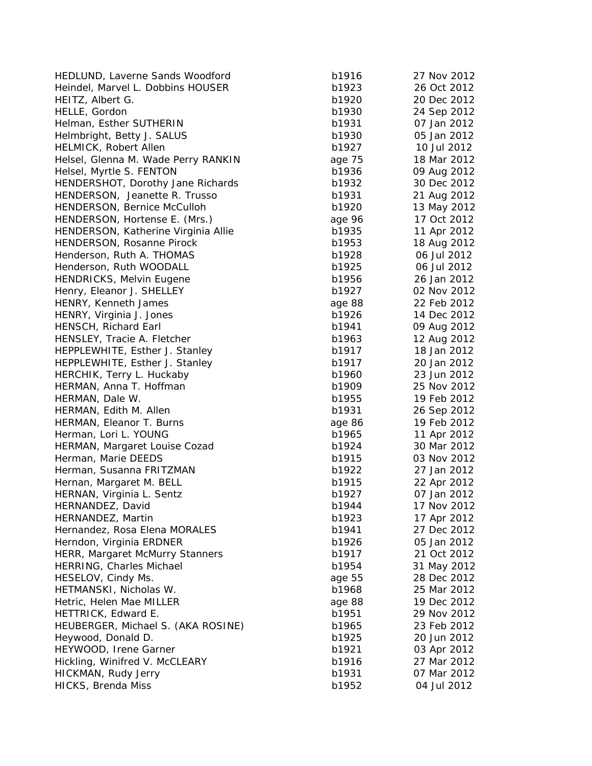| | | |
|---|---|---|
| HEDLUND, Laverne Sands Woodford | b1916 | 27 Nov 2012 |
| Heindel, Marvel L. Dobbins HOUSER | b1923 | 26 Oct 2012 |
| HEITZ, Albert G. | b1920 | 20 Dec 2012 |
| HELLE, Gordon | b1930 | 24 Sep 2012 |
| Helman, Esther SUTHERIN | b1931 | 07 Jan 2012 |
| Helmbright, Betty J. SALUS | b1930 | 05 Jan 2012 |
| HELMICK, Robert Allen | b1927 | 10 Jul 2012 |
| Helsel, Glenna M. Wade Perry RANKIN | age 75 | 18 Mar 2012 |
| Helsel, Myrtle S. FENTON | b1936 | 09 Aug 2012 |
| HENDERSHOT, Dorothy Jane Richards | b1932 | 30 Dec 2012 |
| HENDERSON, Jeanette R. Trusso | b1931 | 21 Aug 2012 |
| HENDERSON, Bernice McCulloh | b1920 | 13 May 2012 |
| HENDERSON, Hortense E. (Mrs.) | age 96 | 17 Oct 2012 |
| HENDERSON, Katherine Virginia Allie | b1935 | 11 Apr 2012 |
| HENDERSON, Rosanne Pirock | b1953 | 18 Aug 2012 |
| Henderson, Ruth A. THOMAS | b1928 | 06 Jul 2012 |
| Henderson, Ruth WOODALL | b1925 | 06 Jul 2012 |
| HENDRICKS, Melvin Eugene | b1956 | 26 Jan 2012 |
| Henry, Eleanor J. SHELLEY | b1927 | 02 Nov 2012 |
| HENRY, Kenneth James | age 88 | 22 Feb 2012 |
| HENRY, Virginia J. Jones | b1926 | 14 Dec 2012 |
| HENSCH, Richard Earl | b1941 | 09 Aug 2012 |
| HENSLEY, Tracie A. Fletcher | b1963 | 12 Aug 2012 |
| HEPPLEWHITE, Esther J. Stanley | b1917 | 18 Jan 2012 |
| HEPPLEWHITE, Esther J. Stanley | b1917 | 20 Jan 2012 |
| HERCHIK, Terry L. Huckaby | b1960 | 23 Jun 2012 |
| HERMAN, Anna T. Hoffman | b1909 | 25 Nov 2012 |
| HERMAN, Dale W. | b1955 | 19 Feb 2012 |
| HERMAN, Edith M. Allen | b1931 | 26 Sep 2012 |
| HERMAN, Eleanor T. Burns | age 86 | 19 Feb 2012 |
| Herman, Lori L. YOUNG | b1965 | 11 Apr 2012 |
| HERMAN, Margaret Louise Cozad | b1924 | 30 Mar 2012 |
| Herman, Marie DEEDS | b1915 | 03 Nov 2012 |
| Herman, Susanna FRITZMAN | b1922 | 27 Jan 2012 |
| Hernan, Margaret M. BELL | b1915 | 22 Apr 2012 |
| HERNAN, Virginia L. Sentz | b1927 | 07 Jan 2012 |
| HERNANDEZ, David | b1944 | 17 Nov 2012 |
| HERNANDEZ, Martin | b1923 | 17 Apr 2012 |
| Hernandez, Rosa Elena MORALES | b1941 | 27 Dec 2012 |
| Herndon, Virginia ERDNER | b1926 | 05 Jan 2012 |
| HERR, Margaret McMurry Stanners | b1917 | 21 Oct 2012 |
| HERRING, Charles Michael | b1954 | 31 May 2012 |
| HESELOV, Cindy Ms. | age 55 | 28 Dec 2012 |
| HETMANSKI, Nicholas W. | b1968 | 25 Mar 2012 |
| Hetric, Helen Mae MILLER | age 88 | 19 Dec 2012 |
| HETTRICK, Edward E. | b1951 | 29 Nov 2012 |
| HEUBERGER, Michael S. (AKA ROSINE) | b1965 | 23 Feb 2012 |
| Heywood, Donald D. | b1925 | 20 Jun 2012 |
| HEYWOOD, Irene Garner | b1921 | 03 Apr 2012 |
| Hickling, Winifred V. McCLEARY | b1916 | 27 Mar 2012 |
| HICKMAN, Rudy Jerry | b1931 | 07 Mar 2012 |
| HICKS, Brenda Miss | b1952 | 04 Jul 2012 |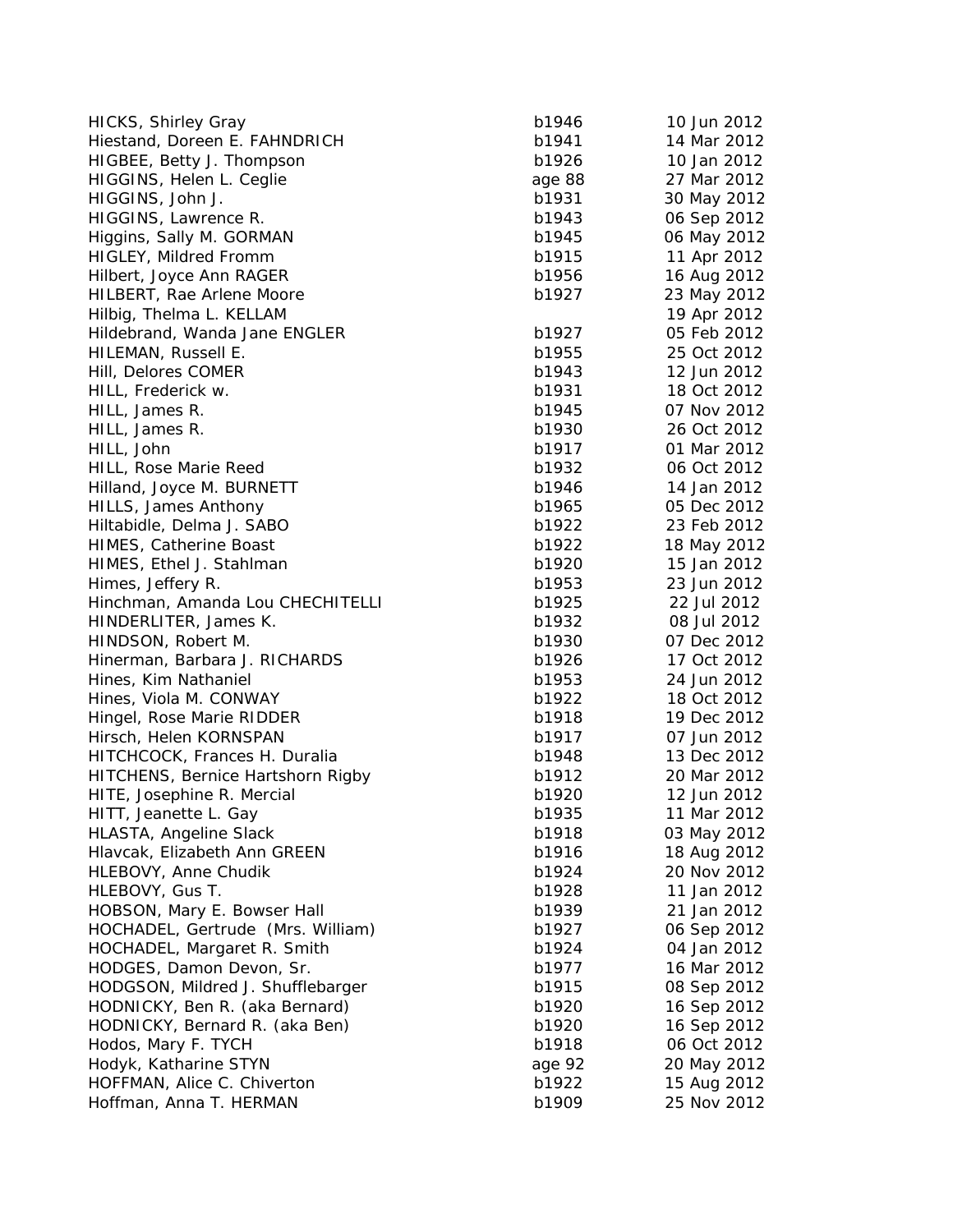| | | |
|---|---|---|
| HICKS, Shirley Gray | b1946 | 10 Jun 2012 |
| Hiestand, Doreen E. FAHNDRICH | b1941 | 14 Mar 2012 |
| HIGBEE, Betty J. Thompson | b1926 | 10 Jan 2012 |
| HIGGINS, Helen L. Ceglie | age 88 | 27 Mar 2012 |
| HIGGINS, John J. | b1931 | 30 May 2012 |
| HIGGINS, Lawrence R. | b1943 | 06 Sep 2012 |
| Higgins, Sally M. GORMAN | b1945 | 06 May 2012 |
| HIGLEY, Mildred Fromm | b1915 | 11 Apr 2012 |
| Hilbert, Joyce Ann RAGER | b1956 | 16 Aug 2012 |
| HILBERT, Rae Arlene Moore | b1927 | 23 May 2012 |
| Hilbig, Thelma L. KELLAM | | 19 Apr 2012 |
| Hildebrand, Wanda Jane ENGLER | b1927 | 05 Feb 2012 |
| HILEMAN, Russell E. | b1955 | 25 Oct 2012 |
| Hill, Delores COMER | b1943 | 12 Jun 2012 |
| HILL, Frederick w. | b1931 | 18 Oct 2012 |
| HILL, James R. | b1945 | 07 Nov 2012 |
| HILL, James R. | b1930 | 26 Oct 2012 |
| HILL, John | b1917 | 01 Mar 2012 |
| HILL, Rose Marie Reed | b1932 | 06 Oct 2012 |
| Hilland, Joyce M. BURNETT | b1946 | 14 Jan 2012 |
| HILLS, James Anthony | b1965 | 05 Dec 2012 |
| Hiltabidle, Delma J. SABO | b1922 | 23 Feb 2012 |
| HIMES, Catherine Boast | b1922 | 18 May 2012 |
| HIMES, Ethel J. Stahlman | b1920 | 15 Jan 2012 |
| Himes, Jeffery R. | b1953 | 23 Jun 2012 |
| Hinchman, Amanda Lou CHECHITELLI | b1925 | 22 Jul 2012 |
| HINDERLITER, James K. | b1932 | 08 Jul 2012 |
| HINDSON, Robert M. | b1930 | 07 Dec 2012 |
| Hinerman, Barbara J. RICHARDS | b1926 | 17 Oct 2012 |
| Hines, Kim Nathaniel | b1953 | 24 Jun 2012 |
| Hines, Viola M. CONWAY | b1922 | 18 Oct 2012 |
| Hingel, Rose Marie RIDDER | b1918 | 19 Dec 2012 |
| Hirsch, Helen KORNSPAN | b1917 | 07 Jun 2012 |
| HITCHCOCK, Frances H. Duralia | b1948 | 13 Dec 2012 |
| HITCHENS, Bernice Hartshorn Rigby | b1912 | 20 Mar 2012 |
| HITE, Josephine R. Mercial | b1920 | 12 Jun 2012 |
| HITT, Jeanette L. Gay | b1935 | 11 Mar 2012 |
| HLASTA, Angeline Slack | b1918 | 03 May 2012 |
| Hlavcak, Elizabeth Ann GREEN | b1916 | 18 Aug 2012 |
| HLEBOVY, Anne Chudik | b1924 | 20 Nov 2012 |
| HLEBOVY, Gus T. | b1928 | 11 Jan 2012 |
| HOBSON, Mary E. Bowser Hall | b1939 | 21 Jan 2012 |
| HOCHADEL, Gertrude (Mrs. William) | b1927 | 06 Sep 2012 |
| HOCHADEL, Margaret R. Smith | b1924 | 04 Jan 2012 |
| HODGES, Damon Devon, Sr. | b1977 | 16 Mar 2012 |
| HODGSON, Mildred J. Shufflebarger | b1915 | 08 Sep 2012 |
| HODNICKY, Ben R. (aka Bernard) | b1920 | 16 Sep 2012 |
| HODNICKY, Bernard R. (aka Ben) | b1920 | 16 Sep 2012 |
| Hodos, Mary F. TYCH | b1918 | 06 Oct 2012 |
| Hodyk, Katharine STYN | age 92 | 20 May 2012 |
| HOFFMAN, Alice C. Chiverton | b1922 | 15 Aug 2012 |
| Hoffman, Anna T. HERMAN | b1909 | 25 Nov 2012 |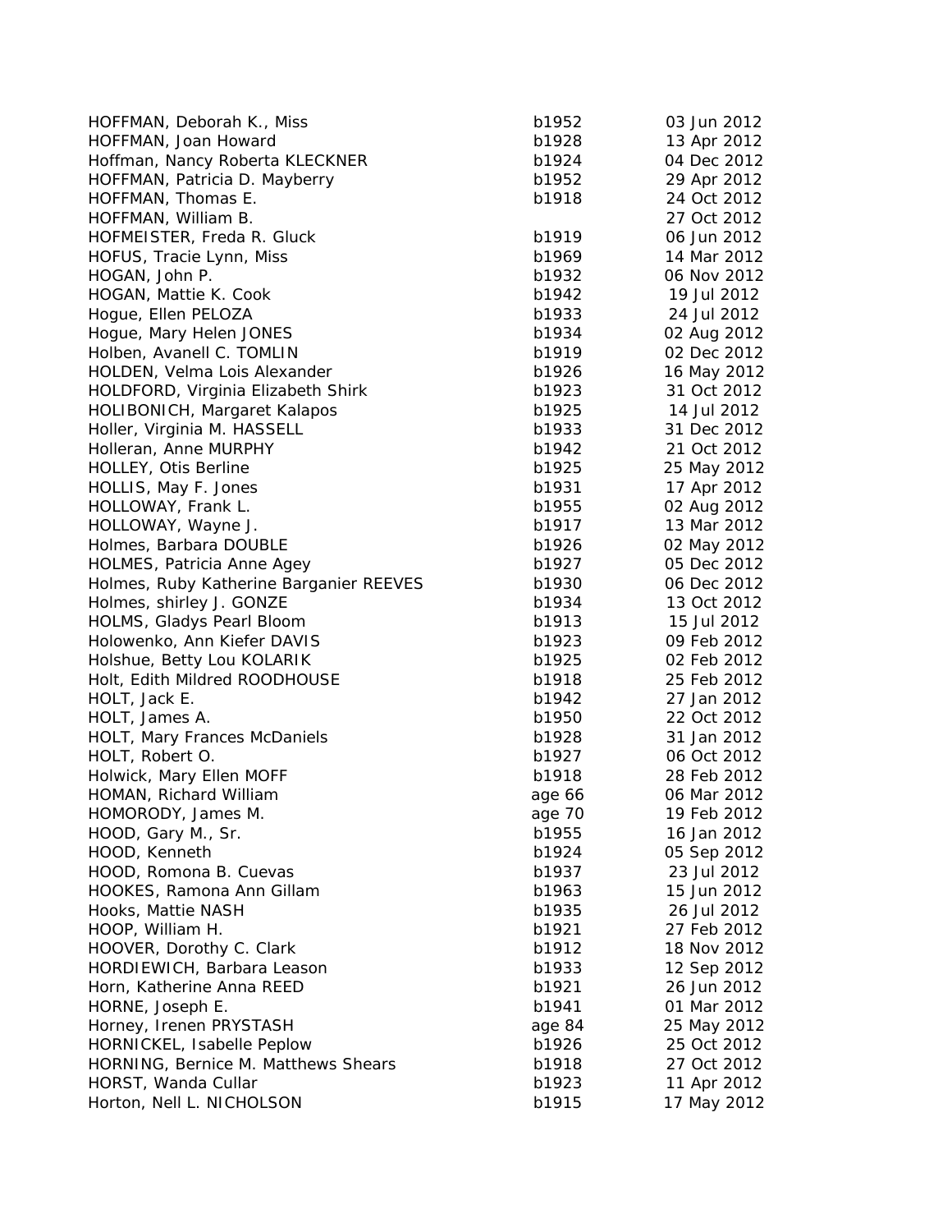| | | |
|---|---|---|
| HOFFMAN, Deborah K., Miss | b1952 | 03 Jun 2012 |
| HOFFMAN, Joan Howard | b1928 | 13 Apr 2012 |
| Hoffman, Nancy Roberta KLECKNER | b1924 | 04 Dec 2012 |
| HOFFMAN, Patricia D. Mayberry | b1952 | 29 Apr 2012 |
| HOFFMAN, Thomas E. | b1918 | 24 Oct 2012 |
| HOFFMAN, William B. | | 27 Oct 2012 |
| HOFMEISTER, Freda R. Gluck | b1919 | 06 Jun 2012 |
| HOFUS, Tracie Lynn, Miss | b1969 | 14 Mar 2012 |
| HOGAN, John P. | b1932 | 06 Nov 2012 |
| HOGAN, Mattie K. Cook | b1942 | 19 Jul 2012 |
| Hogue, Ellen PELOZA | b1933 | 24 Jul 2012 |
| Hogue, Mary Helen JONES | b1934 | 02 Aug 2012 |
| Holben, Avanell C. TOMLIN | b1919 | 02 Dec 2012 |
| HOLDEN, Velma Lois Alexander | b1926 | 16 May 2012 |
| HOLDFORD, Virginia Elizabeth Shirk | b1923 | 31 Oct 2012 |
| HOLIBONICH, Margaret Kalapos | b1925 | 14 Jul 2012 |
| Holler, Virginia M. HASSELL | b1933 | 31 Dec 2012 |
| Holleran, Anne MURPHY | b1942 | 21 Oct 2012 |
| HOLLEY, Otis Berline | b1925 | 25 May 2012 |
| HOLLIS, May F. Jones | b1931 | 17 Apr 2012 |
| HOLLOWAY, Frank L. | b1955 | 02 Aug 2012 |
| HOLLOWAY, Wayne J. | b1917 | 13 Mar 2012 |
| Holmes, Barbara DOUBLE | b1926 | 02 May 2012 |
| HOLMES, Patricia Anne Agey | b1927 | 05 Dec 2012 |
| Holmes, Ruby Katherine Barganier REEVES | b1930 | 06 Dec 2012 |
| Holmes, shirley J. GONZE | b1934 | 13 Oct 2012 |
| HOLMS, Gladys Pearl Bloom | b1913 | 15 Jul 2012 |
| Holowenko, Ann Kiefer DAVIS | b1923 | 09 Feb 2012 |
| Holshue, Betty Lou KOLARIK | b1925 | 02 Feb 2012 |
| Holt, Edith Mildred ROODHOUSE | b1918 | 25 Feb 2012 |
| HOLT, Jack E. | b1942 | 27 Jan 2012 |
| HOLT, James A. | b1950 | 22 Oct 2012 |
| HOLT, Mary Frances McDaniels | b1928 | 31 Jan 2012 |
| HOLT, Robert O. | b1927 | 06 Oct 2012 |
| Holwick, Mary Ellen MOFF | b1918 | 28 Feb 2012 |
| HOMAN, Richard William | age 66 | 06 Mar 2012 |
| HOMORODY, James M. | age 70 | 19 Feb 2012 |
| HOOD, Gary M., Sr. | b1955 | 16 Jan 2012 |
| HOOD, Kenneth | b1924 | 05 Sep 2012 |
| HOOD, Romona B. Cuevas | b1937 | 23 Jul 2012 |
| HOOKES, Ramona Ann Gillam | b1963 | 15 Jun 2012 |
| Hooks, Mattie NASH | b1935 | 26 Jul 2012 |
| HOOP, William H. | b1921 | 27 Feb 2012 |
| HOOVER, Dorothy C. Clark | b1912 | 18 Nov 2012 |
| HORDIEWICH, Barbara Leason | b1933 | 12 Sep 2012 |
| Horn, Katherine Anna REED | b1921 | 26 Jun 2012 |
| HORNE, Joseph E. | b1941 | 01 Mar 2012 |
| Horney, Irenen PRYSTASH | age 84 | 25 May 2012 |
| HORNICKEL, Isabelle Peplow | b1926 | 25 Oct 2012 |
| HORNING, Bernice M. Matthews Shears | b1918 | 27 Oct 2012 |
| HORST, Wanda Cullar | b1923 | 11 Apr 2012 |
| Horton, Nell L. NICHOLSON | b1915 | 17 May 2012 |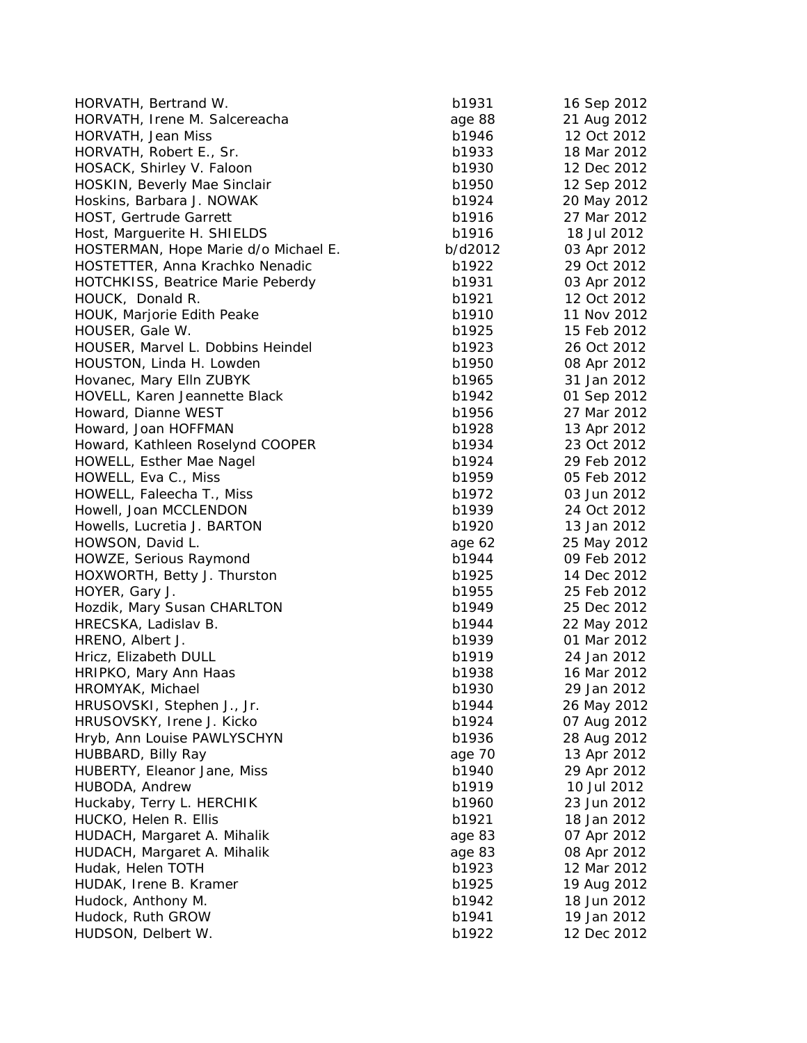| | | |
|---|---|---|
| HORVATH, Bertrand W. | b1931 | 16 Sep 2012 |
| HORVATH, Irene M. Salcereacha | age 88 | 21 Aug 2012 |
| HORVATH, Jean Miss | b1946 | 12 Oct 2012 |
| HORVATH, Robert E., Sr. | b1933 | 18 Mar 2012 |
| HOSACK, Shirley V. Faloon | b1930 | 12 Dec 2012 |
| HOSKIN, Beverly Mae Sinclair | b1950 | 12 Sep 2012 |
| Hoskins, Barbara J. NOWAK | b1924 | 20 May 2012 |
| HOST, Gertrude Garrett | b1916 | 27 Mar 2012 |
| Host, Marguerite H. SHIELDS | b1916 | 18 Jul 2012 |
| HOSTERMAN, Hope Marie d/o Michael E. | b/d2012 | 03 Apr 2012 |
| HOSTETTER, Anna Krachko Nenadic | b1922 | 29 Oct 2012 |
| HOTCHKISS, Beatrice Marie Peberdy | b1931 | 03 Apr 2012 |
| HOUCK, Donald R. | b1921 | 12 Oct 2012 |
| HOUK, Marjorie Edith Peake | b1910 | 11 Nov 2012 |
| HOUSER, Gale W. | b1925 | 15 Feb 2012 |
| HOUSER, Marvel L. Dobbins Heindel | b1923 | 26 Oct 2012 |
| HOUSTON, Linda H. Lowden | b1950 | 08 Apr 2012 |
| Hovanec, Mary Elln ZUBYK | b1965 | 31 Jan 2012 |
| HOVELL, Karen Jeannette Black | b1942 | 01 Sep 2012 |
| Howard, Dianne WEST | b1956 | 27 Mar 2012 |
| Howard, Joan HOFFMAN | b1928 | 13 Apr 2012 |
| Howard, Kathleen Roselynd COOPER | b1934 | 23 Oct 2012 |
| HOWELL, Esther Mae Nagel | b1924 | 29 Feb 2012 |
| HOWELL, Eva C., Miss | b1959 | 05 Feb 2012 |
| HOWELL, Faleecha T., Miss | b1972 | 03 Jun 2012 |
| Howell, Joan MCCLENDON | b1939 | 24 Oct 2012 |
| Howells, Lucretia J. BARTON | b1920 | 13 Jan 2012 |
| HOWSON, David L. | age 62 | 25 May 2012 |
| HOWZE, Serious Raymond | b1944 | 09 Feb 2012 |
| HOXWORTH, Betty J. Thurston | b1925 | 14 Dec 2012 |
| HOYER, Gary J. | b1955 | 25 Feb 2012 |
| Hozdik, Mary Susan CHARLTON | b1949 | 25 Dec 2012 |
| HRECSKA, Ladislav B. | b1944 | 22 May 2012 |
| HRENO, Albert J. | b1939 | 01 Mar 2012 |
| Hricz, Elizabeth DULL | b1919 | 24 Jan 2012 |
| HRIPKO, Mary Ann Haas | b1938 | 16 Mar 2012 |
| HROMYAK, Michael | b1930 | 29 Jan 2012 |
| HRUSOVSKI, Stephen J., Jr. | b1944 | 26 May 2012 |
| HRUSOVSKY, Irene J. Kicko | b1924 | 07 Aug 2012 |
| Hryb, Ann Louise PAWLYSCHYN | b1936 | 28 Aug 2012 |
| HUBBARD, Billy Ray | age 70 | 13 Apr 2012 |
| HUBERTY, Eleanor Jane, Miss | b1940 | 29 Apr 2012 |
| HUBODA, Andrew | b1919 | 10 Jul 2012 |
| Huckaby, Terry L. HERCHIK | b1960 | 23 Jun 2012 |
| HUCKO, Helen R. Ellis | b1921 | 18 Jan 2012 |
| HUDACH, Margaret A. Mihalik | age 83 | 07 Apr 2012 |
| HUDACH, Margaret A. Mihalik | age 83 | 08 Apr 2012 |
| Hudak, Helen TOTH | b1923 | 12 Mar 2012 |
| HUDAK, Irene B. Kramer | b1925 | 19 Aug 2012 |
| Hudock, Anthony M. | b1942 | 18 Jun 2012 |
| Hudock, Ruth GROW | b1941 | 19 Jan 2012 |
| HUDSON, Delbert W. | b1922 | 12 Dec 2012 |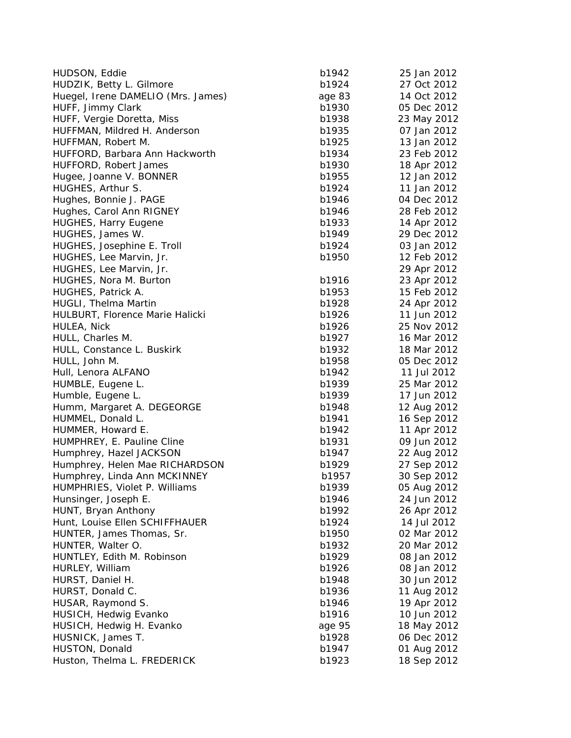| | | |
|---|---|---|
| HUDSON, Eddie | b1942 | 25 Jan 2012 |
| HUDZIK, Betty L. Gilmore | b1924 | 27 Oct 2012 |
| Huegel, Irene DAMELIO (Mrs. James) | age 83 | 14 Oct 2012 |
| HUFF, Jimmy Clark | b1930 | 05 Dec 2012 |
| HUFF, Vergie Doretta, Miss | b1938 | 23 May 2012 |
| HUFFMAN, Mildred H. Anderson | b1935 | 07 Jan 2012 |
| HUFFMAN, Robert M. | b1925 | 13 Jan 2012 |
| HUFFORD, Barbara Ann Hackworth | b1934 | 23 Feb 2012 |
| HUFFORD, Robert James | b1930 | 18 Apr 2012 |
| Hugee, Joanne V. BONNER | b1955 | 12 Jan 2012 |
| HUGHES, Arthur S. | b1924 | 11 Jan 2012 |
| Hughes, Bonnie J. PAGE | b1946 | 04 Dec 2012 |
| Hughes, Carol Ann RIGNEY | b1946 | 28 Feb 2012 |
| HUGHES, Harry Eugene | b1933 | 14 Apr 2012 |
| HUGHES, James W. | b1949 | 29 Dec 2012 |
| HUGHES, Josephine E. Troll | b1924 | 03 Jan 2012 |
| HUGHES, Lee Marvin, Jr. | b1950 | 12 Feb 2012 |
| HUGHES, Lee Marvin, Jr. | | 29 Apr 2012 |
| HUGHES, Nora M. Burton | b1916 | 23 Apr 2012 |
| HUGHES, Patrick A. | b1953 | 15 Feb 2012 |
| HUGLI, Thelma Martin | b1928 | 24 Apr 2012 |
| HULBURT, Florence Marie Halicki | b1926 | 11 Jun 2012 |
| HULEA, Nick | b1926 | 25 Nov 2012 |
| HULL, Charles M. | b1927 | 16 Mar 2012 |
| HULL, Constance L. Buskirk | b1932 | 18 Mar 2012 |
| HULL, John M. | b1958 | 05 Dec 2012 |
| Hull, Lenora ALFANO | b1942 | 11 Jul 2012 |
| HUMBLE, Eugene L. | b1939 | 25 Mar 2012 |
| Humble, Eugene L. | b1939 | 17 Jun 2012 |
| Humm, Margaret A. DEGEORGE | b1948 | 12 Aug 2012 |
| HUMMEL, Donald L. | b1941 | 16 Sep 2012 |
| HUMMER, Howard E. | b1942 | 11 Apr 2012 |
| HUMPHREY, E. Pauline Cline | b1931 | 09 Jun 2012 |
| Humphrey, Hazel JACKSON | b1947 | 22 Aug 2012 |
| Humphrey, Helen Mae RICHARDSON | b1929 | 27 Sep 2012 |
| Humphrey, Linda Ann MCKINNEY | b1957 | 30 Sep 2012 |
| HUMPHRIES, Violet P. Williams | b1939 | 05 Aug 2012 |
| Hunsinger, Joseph E. | b1946 | 24 Jun 2012 |
| HUNT, Bryan Anthony | b1992 | 26 Apr 2012 |
| Hunt, Louise Ellen SCHIFFHAUER | b1924 | 14 Jul 2012 |
| HUNTER, James Thomas, Sr. | b1950 | 02 Mar 2012 |
| HUNTER, Walter O. | b1932 | 20 Mar 2012 |
| HUNTLEY, Edith M. Robinson | b1929 | 08 Jan 2012 |
| HURLEY, William | b1926 | 08 Jan 2012 |
| HURST, Daniel H. | b1948 | 30 Jun 2012 |
| HURST, Donald C. | b1936 | 11 Aug 2012 |
| HUSAR, Raymond S. | b1946 | 19 Apr 2012 |
| HUSICH, Hedwig Evanko | b1916 | 10 Jun 2012 |
| HUSICH, Hedwig H. Evanko | age 95 | 18 May 2012 |
| HUSNICK, James T. | b1928 | 06 Dec 2012 |
| HUSTON, Donald | b1947 | 01 Aug 2012 |
| Huston, Thelma L. FREDERICK | b1923 | 18 Sep 2012 |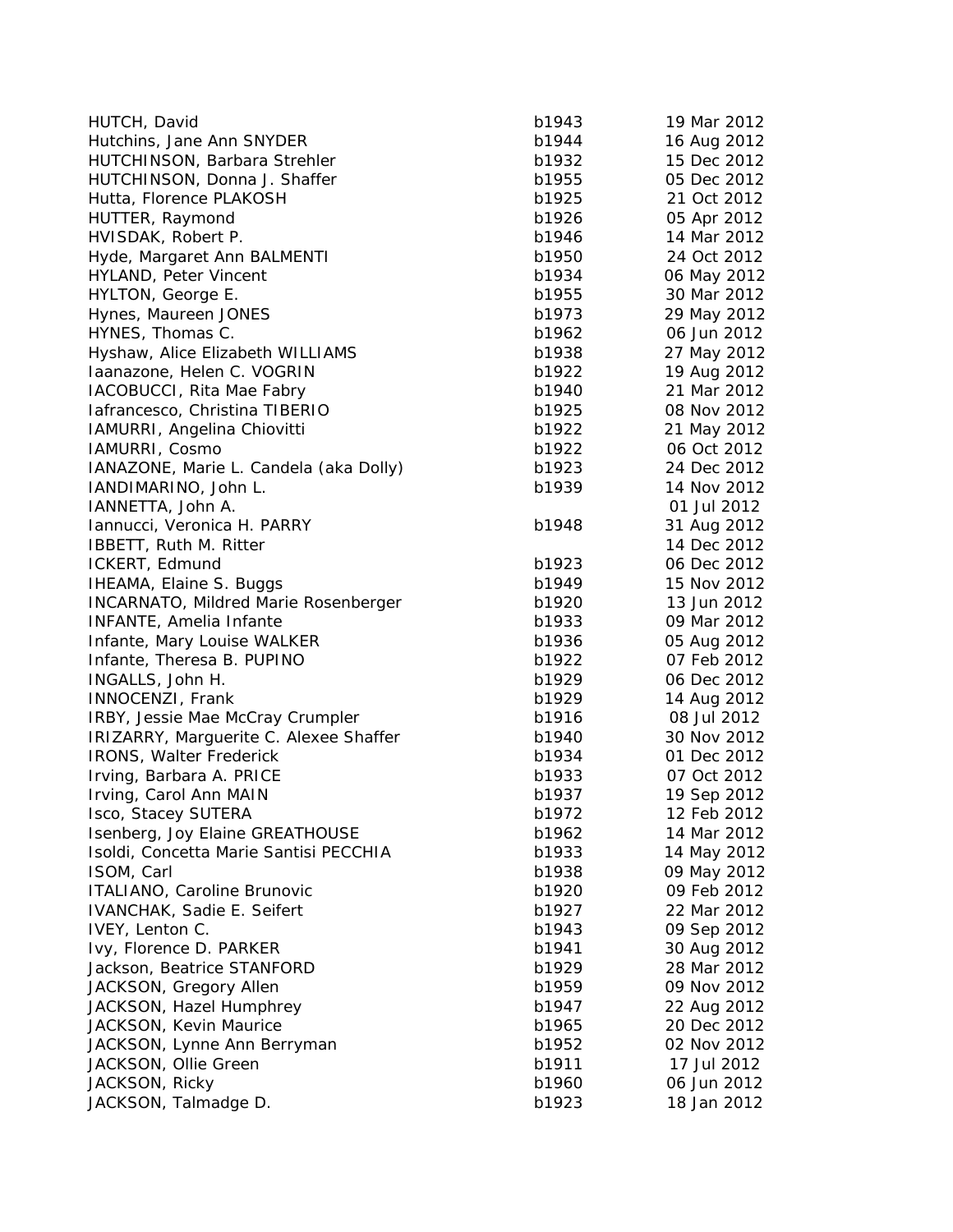| | | |
|---|---|---|
| HUTCH, David | b1943 | 19 Mar 2012 |
| Hutchins, Jane Ann SNYDER | b1944 | 16 Aug 2012 |
| HUTCHINSON, Barbara Strehler | b1932 | 15 Dec 2012 |
| HUTCHINSON, Donna J. Shaffer | b1955 | 05 Dec 2012 |
| Hutta, Florence PLAKOSH | b1925 | 21 Oct 2012 |
| HUTTER, Raymond | b1926 | 05 Apr 2012 |
| HVISDAK, Robert P. | b1946 | 14 Mar 2012 |
| Hyde, Margaret Ann BALMENTI | b1950 | 24 Oct 2012 |
| HYLAND, Peter Vincent | b1934 | 06 May 2012 |
| HYLTON, George E. | b1955 | 30 Mar 2012 |
| Hynes, Maureen JONES | b1973 | 29 May 2012 |
| HYNES, Thomas C. | b1962 | 06 Jun 2012 |
| Hyshaw, Alice Elizabeth WILLIAMS | b1938 | 27 May 2012 |
| Iaanazone, Helen C. VOGRIN | b1922 | 19 Aug 2012 |
| IACOBUCCI, Rita Mae Fabry | b1940 | 21 Mar 2012 |
| Iafrancesco, Christina TIBERIO | b1925 | 08 Nov 2012 |
| IAMURRI, Angelina Chiovitti | b1922 | 21 May 2012 |
| IAMURRI, Cosmo | b1922 | 06 Oct 2012 |
| IANAZONE, Marie L. Candela (aka Dolly) | b1923 | 24 Dec 2012 |
| IANDIMARINO, John L. | b1939 | 14 Nov 2012 |
| IANNETTA, John A. | | 01 Jul 2012 |
| Iannucci, Veronica H. PARRY | b1948 | 31 Aug 2012 |
| IBBETT, Ruth M. Ritter | | 14 Dec 2012 |
| ICKERT, Edmund | b1923 | 06 Dec 2012 |
| IHEAMA, Elaine S. Buggs | b1949 | 15 Nov 2012 |
| INCARNATO, Mildred Marie Rosenberger | b1920 | 13 Jun 2012 |
| INFANTE, Amelia Infante | b1933 | 09 Mar 2012 |
| Infante, Mary Louise WALKER | b1936 | 05 Aug 2012 |
| Infante, Theresa B. PUPINO | b1922 | 07 Feb 2012 |
| INGALLS, John H. | b1929 | 06 Dec 2012 |
| INNOCENZI, Frank | b1929 | 14 Aug 2012 |
| IRBY, Jessie Mae McCray Crumpler | b1916 | 08 Jul 2012 |
| IRIZARRY, Marguerite C. Alexee Shaffer | b1940 | 30 Nov 2012 |
| IRONS, Walter Frederick | b1934 | 01 Dec 2012 |
| Irving, Barbara A. PRICE | b1933 | 07 Oct 2012 |
| Irving, Carol Ann MAIN | b1937 | 19 Sep 2012 |
| Isco, Stacey SUTERA | b1972 | 12 Feb 2012 |
| Isenberg, Joy Elaine GREATHOUSE | b1962 | 14 Mar 2012 |
| Isoldi, Concetta Marie Santisi PECCHIA | b1933 | 14 May 2012 |
| ISOM, Carl | b1938 | 09 May 2012 |
| ITALIANO, Caroline Brunovic | b1920 | 09 Feb 2012 |
| IVANCHAK, Sadie E. Seifert | b1927 | 22 Mar 2012 |
| IVEY, Lenton C. | b1943 | 09 Sep 2012 |
| Ivy, Florence D. PARKER | b1941 | 30 Aug 2012 |
| Jackson, Beatrice STANFORD | b1929 | 28 Mar 2012 |
| JACKSON, Gregory Allen | b1959 | 09 Nov 2012 |
| JACKSON, Hazel Humphrey | b1947 | 22 Aug 2012 |
| JACKSON, Kevin Maurice | b1965 | 20 Dec 2012 |
| JACKSON, Lynne Ann Berryman | b1952 | 02 Nov 2012 |
| JACKSON, Ollie Green | b1911 | 17 Jul 2012 |
| JACKSON, Ricky | b1960 | 06 Jun 2012 |
| JACKSON, Talmadge D. | b1923 | 18 Jan 2012 |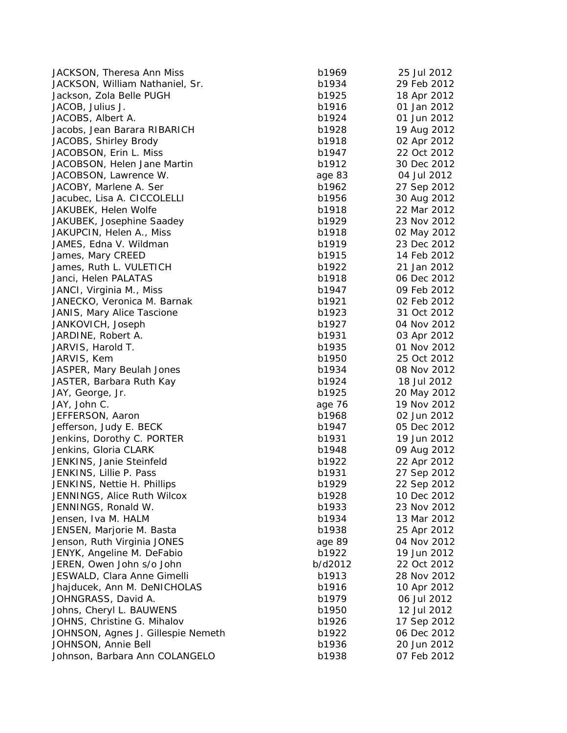| | | |
|---|---|---|
| JACKSON, Theresa Ann Miss | b1969 | 25 Jul 2012 |
| JACKSON, William Nathaniel, Sr. | b1934 | 29 Feb 2012 |
| Jackson, Zola Belle PUGH | b1925 | 18 Apr 2012 |
| JACOB, Julius J. | b1916 | 01 Jan 2012 |
| JACOBS, Albert A. | b1924 | 01 Jun 2012 |
| Jacobs, Jean Barara RIBARICH | b1928 | 19 Aug 2012 |
| JACOBS, Shirley Brody | b1918 | 02 Apr 2012 |
| JACOBSON, Erin L. Miss | b1947 | 22 Oct 2012 |
| JACOBSON, Helen Jane Martin | b1912 | 30 Dec 2012 |
| JACOBSON, Lawrence W. | age 83 | 04 Jul 2012 |
| JACOBY, Marlene A. Ser | b1962 | 27 Sep 2012 |
| Jacubec, Lisa A. CICCOLELLI | b1956 | 30 Aug 2012 |
| JAKUBEK, Helen Wolfe | b1918 | 22 Mar 2012 |
| JAKUBEK, Josephine Saadey | b1929 | 23 Nov 2012 |
| JAKUPCIN, Helen A., Miss | b1918 | 02 May 2012 |
| JAMES, Edna V. Wildman | b1919 | 23 Dec 2012 |
| James, Mary CREED | b1915 | 14 Feb 2012 |
| James, Ruth L. VULETICH | b1922 | 21 Jan 2012 |
| Janci, Helen PALATAS | b1918 | 06 Dec 2012 |
| JANCI, Virginia M., Miss | b1947 | 09 Feb 2012 |
| JANECKO, Veronica M. Barnak | b1921 | 02 Feb 2012 |
| JANIS, Mary Alice Tascione | b1923 | 31 Oct 2012 |
| JANKOVICH, Joseph | b1927 | 04 Nov 2012 |
| JARDINE, Robert A. | b1931 | 03 Apr 2012 |
| JARVIS, Harold T. | b1935 | 01 Nov 2012 |
| JARVIS, Kem | b1950 | 25 Oct 2012 |
| JASPER, Mary Beulah Jones | b1934 | 08 Nov 2012 |
| JASTER, Barbara Ruth Kay | b1924 | 18 Jul 2012 |
| JAY, George, Jr. | b1925 | 20 May 2012 |
| JAY, John C. | age 76 | 19 Nov 2012 |
| JEFFERSON, Aaron | b1968 | 02 Jun 2012 |
| Jefferson, Judy E. BECK | b1947 | 05 Dec 2012 |
| Jenkins, Dorothy C. PORTER | b1931 | 19 Jun 2012 |
| Jenkins, Gloria CLARK | b1948 | 09 Aug 2012 |
| JENKINS, Janie Steinfeld | b1922 | 22 Apr 2012 |
| JENKINS, Lillie P. Pass | b1931 | 27 Sep 2012 |
| JENKINS, Nettie H. Phillips | b1929 | 22 Sep 2012 |
| JENNINGS, Alice Ruth Wilcox | b1928 | 10 Dec 2012 |
| JENNINGS, Ronald W. | b1933 | 23 Nov 2012 |
| Jensen, Iva M. HALM | b1934 | 13 Mar 2012 |
| JENSEN, Marjorie M. Basta | b1938 | 25 Apr 2012 |
| Jenson, Ruth Virginia JONES | age 89 | 04 Nov 2012 |
| JENYK, Angeline M. DeFabio | b1922 | 19 Jun 2012 |
| JEREN, Owen John s/o John | b/d2012 | 22 Oct 2012 |
| JESWALD, Clara Anne Gimelli | b1913 | 28 Nov 2012 |
| Jhajducek, Ann M. DeNICHOLAS | b1916 | 10 Apr 2012 |
| JOHNGRASS, David A. | b1979 | 06 Jul 2012 |
| Johns, Cheryl L. BAUWENS | b1950 | 12 Jul 2012 |
| JOHNS, Christine G. Mihalov | b1926 | 17 Sep 2012 |
| JOHNSON, Agnes J. Gillespie Nemeth | b1922 | 06 Dec 2012 |
| JOHNSON, Annie Bell | b1936 | 20 Jun 2012 |
| Johnson, Barbara Ann COLANGELO | b1938 | 07 Feb 2012 |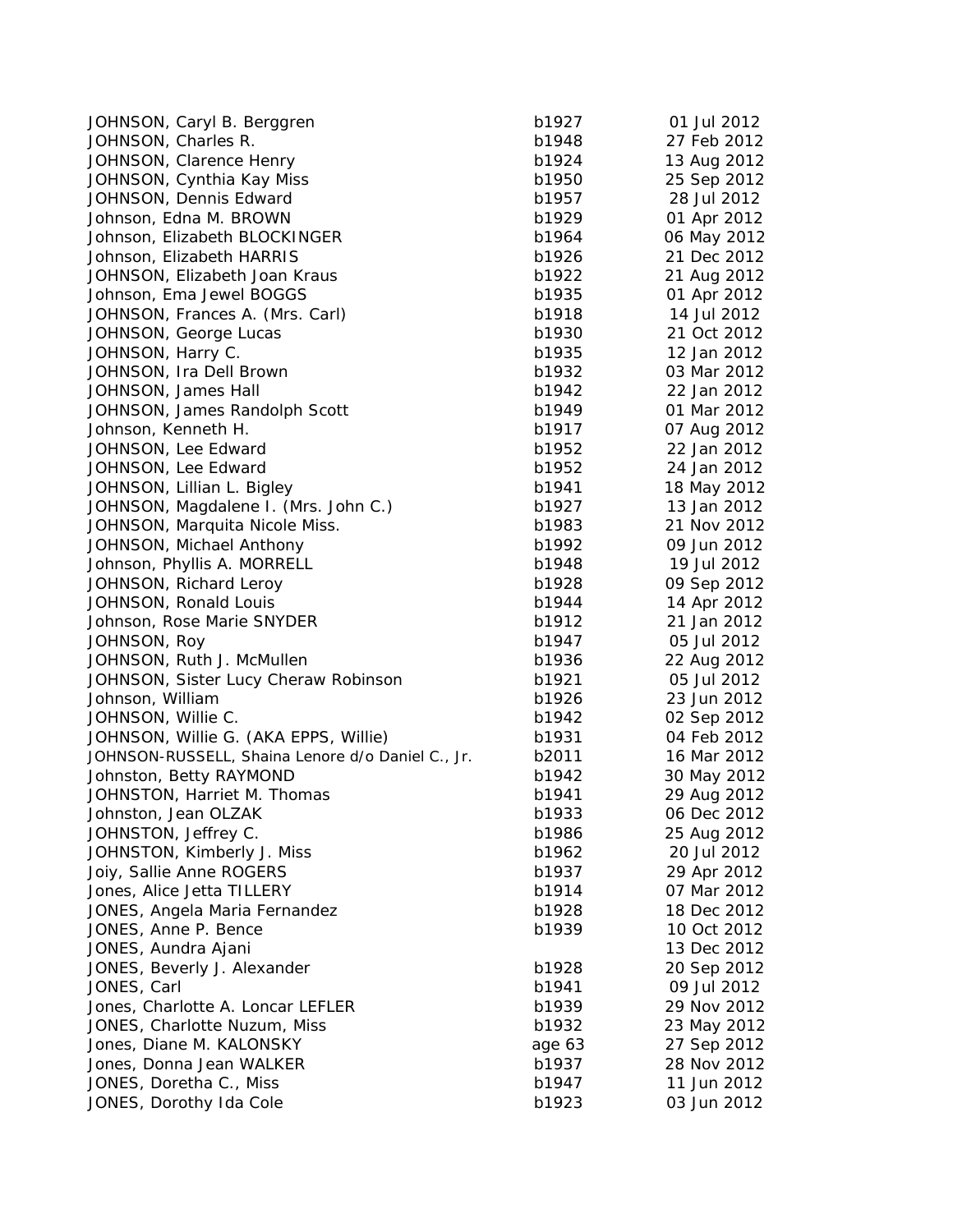| | | |
|---|---|---|
| JOHNSON, Caryl B. Berggren | b1927 | 01 Jul 2012 |
| JOHNSON, Charles R. | b1948 | 27 Feb 2012 |
| JOHNSON, Clarence Henry | b1924 | 13 Aug 2012 |
| JOHNSON, Cynthia Kay Miss | b1950 | 25 Sep 2012 |
| JOHNSON, Dennis Edward | b1957 | 28 Jul 2012 |
| Johnson, Edna M. BROWN | b1929 | 01 Apr 2012 |
| Johnson, Elizabeth BLOCKINGER | b1964 | 06 May 2012 |
| Johnson, Elizabeth HARRIS | b1926 | 21 Dec 2012 |
| JOHNSON, Elizabeth Joan Kraus | b1922 | 21 Aug 2012 |
| Johnson, Ema Jewel BOGGS | b1935 | 01 Apr 2012 |
| JOHNSON, Frances A. (Mrs. Carl) | b1918 | 14 Jul 2012 |
| JOHNSON, George Lucas | b1930 | 21 Oct 2012 |
| JOHNSON, Harry C. | b1935 | 12 Jan 2012 |
| JOHNSON, Ira Dell Brown | b1932 | 03 Mar 2012 |
| JOHNSON, James Hall | b1942 | 22 Jan 2012 |
| JOHNSON, James Randolph Scott | b1949 | 01 Mar 2012 |
| Johnson, Kenneth H. | b1917 | 07 Aug 2012 |
| JOHNSON, Lee Edward | b1952 | 22 Jan 2012 |
| JOHNSON, Lee Edward | b1952 | 24 Jan 2012 |
| JOHNSON, Lillian L. Bigley | b1941 | 18 May 2012 |
| JOHNSON, Magdalene I. (Mrs. John C.) | b1927 | 13 Jan 2012 |
| JOHNSON, Marquita Nicole Miss. | b1983 | 21 Nov 2012 |
| JOHNSON, Michael Anthony | b1992 | 09 Jun 2012 |
| Johnson, Phyllis A. MORRELL | b1948 | 19 Jul 2012 |
| JOHNSON, Richard Leroy | b1928 | 09 Sep 2012 |
| JOHNSON, Ronald Louis | b1944 | 14 Apr 2012 |
| Johnson, Rose Marie SNYDER | b1912 | 21 Jan 2012 |
| JOHNSON, Roy | b1947 | 05 Jul 2012 |
| JOHNSON, Ruth J. McMullen | b1936 | 22 Aug 2012 |
| JOHNSON, Sister Lucy Cheraw Robinson | b1921 | 05 Jul 2012 |
| Johnson, William | b1926 | 23 Jun 2012 |
| JOHNSON, Willie C. | b1942 | 02 Sep 2012 |
| JOHNSON, Willie G. (AKA EPPS, Willie) | b1931 | 04 Feb 2012 |
| JOHNSON-RUSSELL, Shaina Lenore d/o Daniel C., Jr. | b2011 | 16 Mar 2012 |
| Johnston, Betty RAYMOND | b1942 | 30 May 2012 |
| JOHNSTON, Harriet M. Thomas | b1941 | 29 Aug 2012 |
| Johnston, Jean OLZAK | b1933 | 06 Dec 2012 |
| JOHNSTON, Jeffrey C. | b1986 | 25 Aug 2012 |
| JOHNSTON, Kimberly J. Miss | b1962 | 20 Jul 2012 |
| Joiy, Sallie Anne ROGERS | b1937 | 29 Apr 2012 |
| Jones, Alice Jetta TILLERY | b1914 | 07 Mar 2012 |
| JONES, Angela Maria Fernandez | b1928 | 18 Dec 2012 |
| JONES, Anne P. Bence | b1939 | 10 Oct 2012 |
| JONES, Aundra Ajani | | 13 Dec 2012 |
| JONES, Beverly J. Alexander | b1928 | 20 Sep 2012 |
| JONES, Carl | b1941 | 09 Jul 2012 |
| Jones, Charlotte A. Loncar LEFLER | b1939 | 29 Nov 2012 |
| JONES, Charlotte Nuzum, Miss | b1932 | 23 May 2012 |
| Jones, Diane M. KALONSKY | age 63 | 27 Sep 2012 |
| Jones, Donna Jean WALKER | b1937 | 28 Nov 2012 |
| JONES, Doretha C., Miss | b1947 | 11 Jun 2012 |
| JONES, Dorothy Ida Cole | b1923 | 03 Jun 2012 |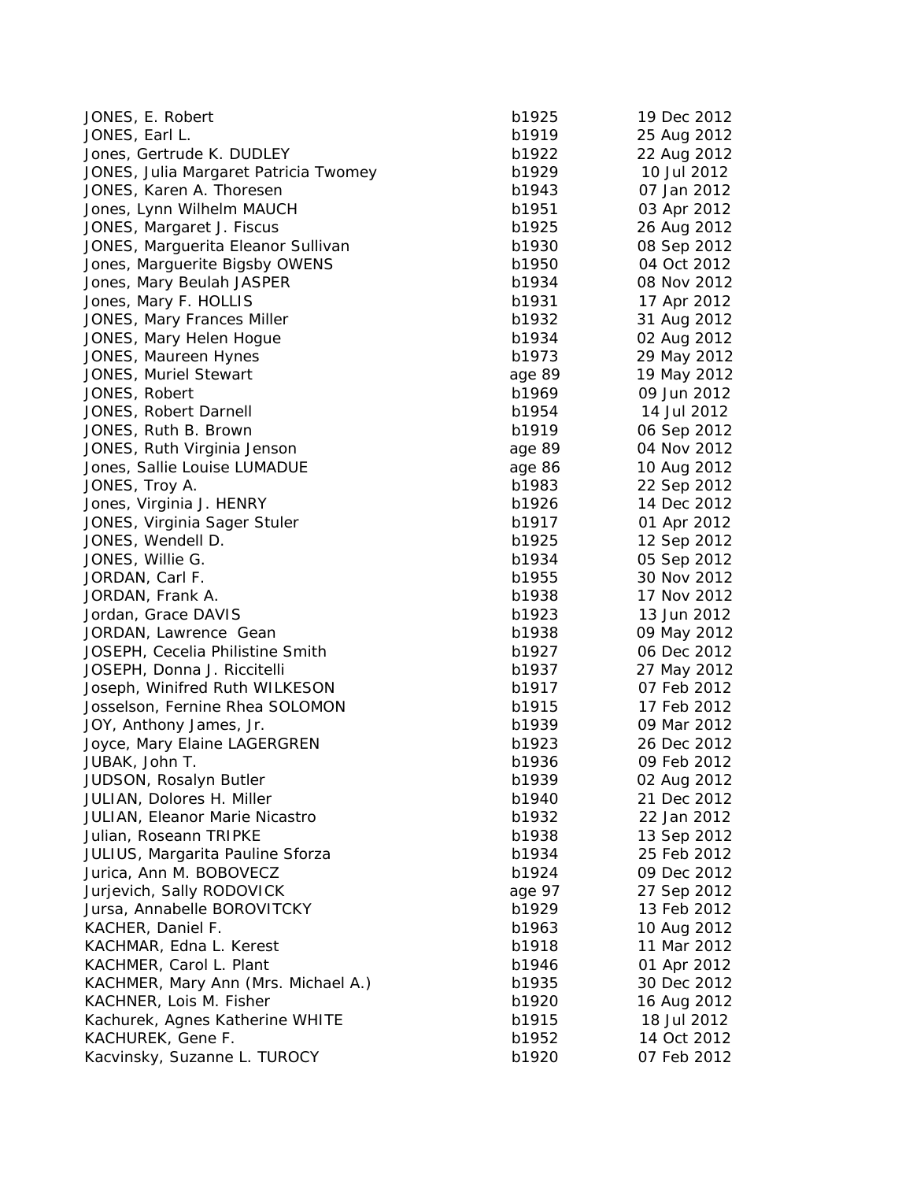| | | |
|---|---|---|
| JONES, E. Robert | b1925 | 19 Dec 2012 |
| JONES, Earl L. | b1919 | 25 Aug 2012 |
| Jones, Gertrude K. DUDLEY | b1922 | 22 Aug 2012 |
| JONES, Julia Margaret Patricia Twomey | b1929 | 10 Jul 2012 |
| JONES, Karen A. Thoresen | b1943 | 07 Jan 2012 |
| Jones, Lynn Wilhelm MAUCH | b1951 | 03 Apr 2012 |
| JONES, Margaret J. Fiscus | b1925 | 26 Aug 2012 |
| JONES, Marguerita Eleanor Sullivan | b1930 | 08 Sep 2012 |
| Jones, Marguerite Bigsby OWENS | b1950 | 04 Oct 2012 |
| Jones, Mary Beulah JASPER | b1934 | 08 Nov 2012 |
| Jones, Mary F. HOLLIS | b1931 | 17 Apr 2012 |
| JONES, Mary Frances Miller | b1932 | 31 Aug 2012 |
| JONES, Mary Helen Hogue | b1934 | 02 Aug 2012 |
| JONES, Maureen Hynes | b1973 | 29 May 2012 |
| JONES, Muriel Stewart | age 89 | 19 May 2012 |
| JONES, Robert | b1969 | 09 Jun 2012 |
| JONES, Robert Darnell | b1954 | 14 Jul 2012 |
| JONES, Ruth B. Brown | b1919 | 06 Sep 2012 |
| JONES, Ruth Virginia Jenson | age 89 | 04 Nov 2012 |
| Jones, Sallie Louise LUMADUE | age 86 | 10 Aug 2012 |
| JONES, Troy A. | b1983 | 22 Sep 2012 |
| Jones, Virginia J. HENRY | b1926 | 14 Dec 2012 |
| JONES, Virginia Sager Stuler | b1917 | 01 Apr 2012 |
| JONES, Wendell D. | b1925 | 12 Sep 2012 |
| JONES, Willie G. | b1934 | 05 Sep 2012 |
| JORDAN, Carl F. | b1955 | 30 Nov 2012 |
| JORDAN, Frank A. | b1938 | 17 Nov 2012 |
| Jordan, Grace DAVIS | b1923 | 13 Jun 2012 |
| JORDAN, Lawrence Gean | b1938 | 09 May 2012 |
| JOSEPH, Cecelia Philistine Smith | b1927 | 06 Dec 2012 |
| JOSEPH, Donna J. Riccitelli | b1937 | 27 May 2012 |
| Joseph, Winifred Ruth WILKESON | b1917 | 07 Feb 2012 |
| Josselson, Fernine Rhea SOLOMON | b1915 | 17 Feb 2012 |
| JOY, Anthony James, Jr. | b1939 | 09 Mar 2012 |
| Joyce, Mary Elaine LAGERGREN | b1923 | 26 Dec 2012 |
| JUBAK, John T. | b1936 | 09 Feb 2012 |
| JUDSON, Rosalyn Butler | b1939 | 02 Aug 2012 |
| JULIAN, Dolores H. Miller | b1940 | 21 Dec 2012 |
| JULIAN, Eleanor Marie Nicastro | b1932 | 22 Jan 2012 |
| Julian, Roseann TRIPKE | b1938 | 13 Sep 2012 |
| JULIUS, Margarita Pauline Sforza | b1934 | 25 Feb 2012 |
| Jurica, Ann M. BOBOVECZ | b1924 | 09 Dec 2012 |
| Jurjevich, Sally RODOVICK | age 97 | 27 Sep 2012 |
| Jursa, Annabelle BOROVITCKY | b1929 | 13 Feb 2012 |
| KACHER, Daniel F. | b1963 | 10 Aug 2012 |
| KACHMAR, Edna L. Kerest | b1918 | 11 Mar 2012 |
| KACHMER, Carol L. Plant | b1946 | 01 Apr 2012 |
| KACHMER, Mary Ann (Mrs. Michael A.) | b1935 | 30 Dec 2012 |
| KACHNER, Lois M. Fisher | b1920 | 16 Aug 2012 |
| Kachurek, Agnes Katherine WHITE | b1915 | 18 Jul 2012 |
| KACHUREK, Gene F. | b1952 | 14 Oct 2012 |
| Kacvinsky, Suzanne L. TUROCY | b1920 | 07 Feb 2012 |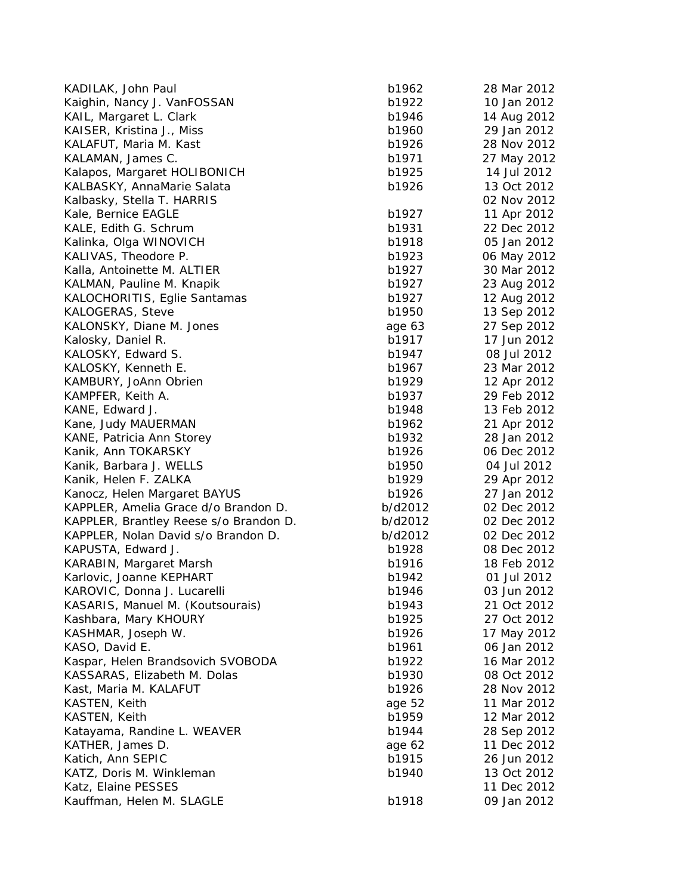| | | |
|---|---|---|
| KADILAK, John Paul | b1962 | 28 Mar 2012 |
| Kaighin, Nancy J. VanFOSSAN | b1922 | 10 Jan 2012 |
| KAIL, Margaret L. Clark | b1946 | 14 Aug 2012 |
| KAISER, Kristina J., Miss | b1960 | 29 Jan 2012 |
| KALAFUT, Maria M. Kast | b1926 | 28 Nov 2012 |
| KALAMAN, James C. | b1971 | 27 May 2012 |
| Kalapos, Margaret HOLIBONICH | b1925 | 14 Jul 2012 |
| KALBASKY, AnnaMarie Salata | b1926 | 13 Oct 2012 |
| Kalbasky, Stella T. HARRIS | | 02 Nov 2012 |
| Kale, Bernice EAGLE | b1927 | 11 Apr 2012 |
| KALE, Edith G. Schrum | b1931 | 22 Dec 2012 |
| Kalinka, Olga WINOVICH | b1918 | 05 Jan 2012 |
| KALIVAS, Theodore P. | b1923 | 06 May 2012 |
| Kalla, Antoinette M. ALTIER | b1927 | 30 Mar 2012 |
| KALMAN, Pauline M. Knapik | b1927 | 23 Aug 2012 |
| KALOCHORITIS, Eglie Santamas | b1927 | 12 Aug 2012 |
| KALOGERAS, Steve | b1950 | 13 Sep 2012 |
| KALONSKY, Diane M. Jones | age 63 | 27 Sep 2012 |
| Kalosky, Daniel R. | b1917 | 17 Jun 2012 |
| KALOSKY, Edward S. | b1947 | 08 Jul 2012 |
| KALOSKY, Kenneth E. | b1967 | 23 Mar 2012 |
| KAMBURY, JoAnn Obrien | b1929 | 12 Apr 2012 |
| KAMPFER, Keith A. | b1937 | 29 Feb 2012 |
| KANE, Edward J. | b1948 | 13 Feb 2012 |
| Kane, Judy MAUERMAN | b1962 | 21 Apr 2012 |
| KANE, Patricia Ann Storey | b1932 | 28 Jan 2012 |
| Kanik, Ann TOKARSKY | b1926 | 06 Dec 2012 |
| Kanik, Barbara J. WELLS | b1950 | 04 Jul 2012 |
| Kanik, Helen F. ZALKA | b1929 | 29 Apr 2012 |
| Kanocz, Helen Margaret BAYUS | b1926 | 27 Jan 2012 |
| KAPPLER, Amelia Grace d/o Brandon D. | b/d2012 | 02 Dec 2012 |
| KAPPLER, Brantley Reese s/o Brandon D. | b/d2012 | 02 Dec 2012 |
| KAPPLER, Nolan David s/o Brandon D. | b/d2012 | 02 Dec 2012 |
| KAPUSTA, Edward J. | b1928 | 08 Dec 2012 |
| KARABIN, Margaret Marsh | b1916 | 18 Feb 2012 |
| Karlovic, Joanne KEPHART | b1942 | 01 Jul 2012 |
| KAROVIC, Donna J. Lucarelli | b1946 | 03 Jun 2012 |
| KASARIS, Manuel M. (Koutsourais) | b1943 | 21 Oct 2012 |
| Kashbara, Mary KHOURY | b1925 | 27 Oct 2012 |
| KASHMAR, Joseph W. | b1926 | 17 May 2012 |
| KASO, David E. | b1961 | 06 Jan 2012 |
| Kaspar, Helen Brandsovich SVOBODA | b1922 | 16 Mar 2012 |
| KASSARAS, Elizabeth M. Dolas | b1930 | 08 Oct 2012 |
| Kast, Maria M. KALAFUT | b1926 | 28 Nov 2012 |
| KASTEN, Keith | age 52 | 11 Mar 2012 |
| KASTEN, Keith | b1959 | 12 Mar 2012 |
| Katayama, Randine L. WEAVER | b1944 | 28 Sep 2012 |
| KATHER, James D. | age 62 | 11 Dec 2012 |
| Katich, Ann SEPIC | b1915 | 26 Jun 2012 |
| KATZ, Doris M. Winkleman | b1940 | 13 Oct 2012 |
| Katz, Elaine PESSES | | 11 Dec 2012 |
| Kauffman, Helen M. SLAGLE | b1918 | 09 Jan 2012 |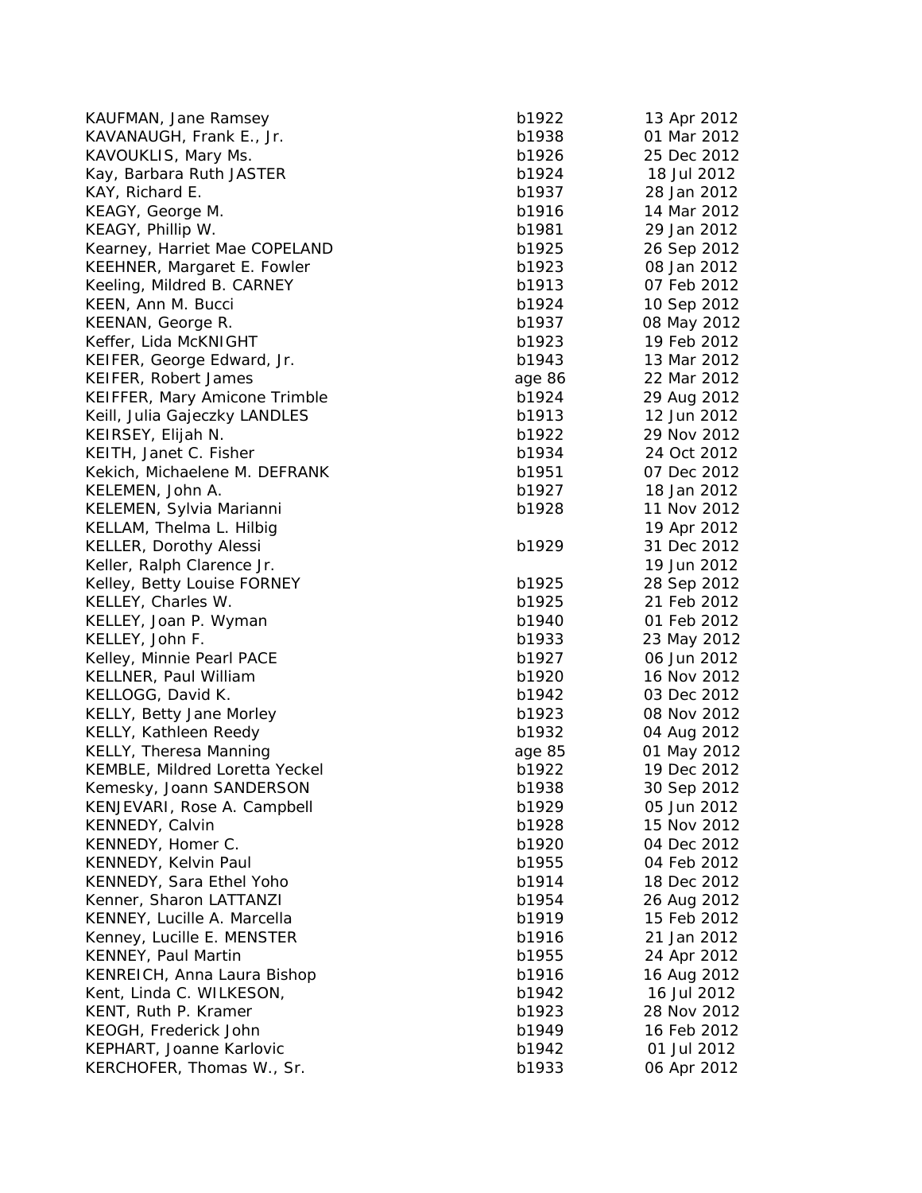| | | |
|---|---|---|
| KAUFMAN, Jane Ramsey | b1922 | 13 Apr 2012 |
| KAVANAUGH, Frank E., Jr. | b1938 | 01 Mar 2012 |
| KAVOUKLIS, Mary Ms. | b1926 | 25 Dec 2012 |
| Kay, Barbara Ruth JASTER | b1924 | 18 Jul 2012 |
| KAY, Richard E. | b1937 | 28 Jan 2012 |
| KEAGY, George M. | b1916 | 14 Mar 2012 |
| KEAGY, Phillip W. | b1981 | 29 Jan 2012 |
| Kearney, Harriet Mae COPELAND | b1925 | 26 Sep 2012 |
| KEEHNER, Margaret E. Fowler | b1923 | 08 Jan 2012 |
| Keeling, Mildred B. CARNEY | b1913 | 07 Feb 2012 |
| KEEN, Ann M. Bucci | b1924 | 10 Sep 2012 |
| KEENAN, George R. | b1937 | 08 May 2012 |
| Keffer, Lida McKNIGHT | b1923 | 19 Feb 2012 |
| KEIFER, George Edward, Jr. | b1943 | 13 Mar 2012 |
| KEIFER, Robert James | age 86 | 22 Mar 2012 |
| KEIFFER, Mary Amicone Trimble | b1924 | 29 Aug 2012 |
| Keill, Julia Gajeczky LANDLES | b1913 | 12 Jun 2012 |
| KEIRSEY, Elijah N. | b1922 | 29 Nov 2012 |
| KEITH, Janet C. Fisher | b1934 | 24 Oct 2012 |
| Kekich, Michaelene M. DEFRANK | b1951 | 07 Dec 2012 |
| KELEMEN, John A. | b1927 | 18 Jan 2012 |
| KELEMEN, Sylvia Marianni | b1928 | 11 Nov 2012 |
| KELLAM, Thelma L. Hilbig | | 19 Apr 2012 |
| KELLER, Dorothy Alessi | b1929 | 31 Dec 2012 |
| Keller, Ralph Clarence Jr. | | 19 Jun 2012 |
| Kelley, Betty Louise FORNEY | b1925 | 28 Sep 2012 |
| KELLEY, Charles W. | b1925 | 21 Feb 2012 |
| KELLEY, Joan P. Wyman | b1940 | 01 Feb 2012 |
| KELLEY, John F. | b1933 | 23 May 2012 |
| Kelley, Minnie Pearl PACE | b1927 | 06 Jun 2012 |
| KELLNER, Paul William | b1920 | 16 Nov 2012 |
| KELLOGG, David K. | b1942 | 03 Dec 2012 |
| KELLY, Betty Jane Morley | b1923 | 08 Nov 2012 |
| KELLY, Kathleen Reedy | b1932 | 04 Aug 2012 |
| KELLY, Theresa Manning | age 85 | 01 May 2012 |
| KEMBLE, Mildred Loretta Yeckel | b1922 | 19 Dec 2012 |
| Kemesky, Joann SANDERSON | b1938 | 30 Sep 2012 |
| KENJEVARI, Rose A. Campbell | b1929 | 05 Jun 2012 |
| KENNEDY, Calvin | b1928 | 15 Nov 2012 |
| KENNEDY, Homer C. | b1920 | 04 Dec 2012 |
| KENNEDY, Kelvin Paul | b1955 | 04 Feb 2012 |
| KENNEDY, Sara Ethel Yoho | b1914 | 18 Dec 2012 |
| Kenner, Sharon LATTANZI | b1954 | 26 Aug 2012 |
| KENNEY, Lucille A. Marcella | b1919 | 15 Feb 2012 |
| Kenney, Lucille E. MENSTER | b1916 | 21 Jan 2012 |
| KENNEY, Paul Martin | b1955 | 24 Apr 2012 |
| KENREICH, Anna Laura Bishop | b1916 | 16 Aug 2012 |
| Kent, Linda C. WILKESON, | b1942 | 16 Jul 2012 |
| KENT, Ruth P. Kramer | b1923 | 28 Nov 2012 |
| KEOGH, Frederick John | b1949 | 16 Feb 2012 |
| KEPHART, Joanne Karlovic | b1942 | 01 Jul 2012 |
| KERCHOFER, Thomas W., Sr. | b1933 | 06 Apr 2012 |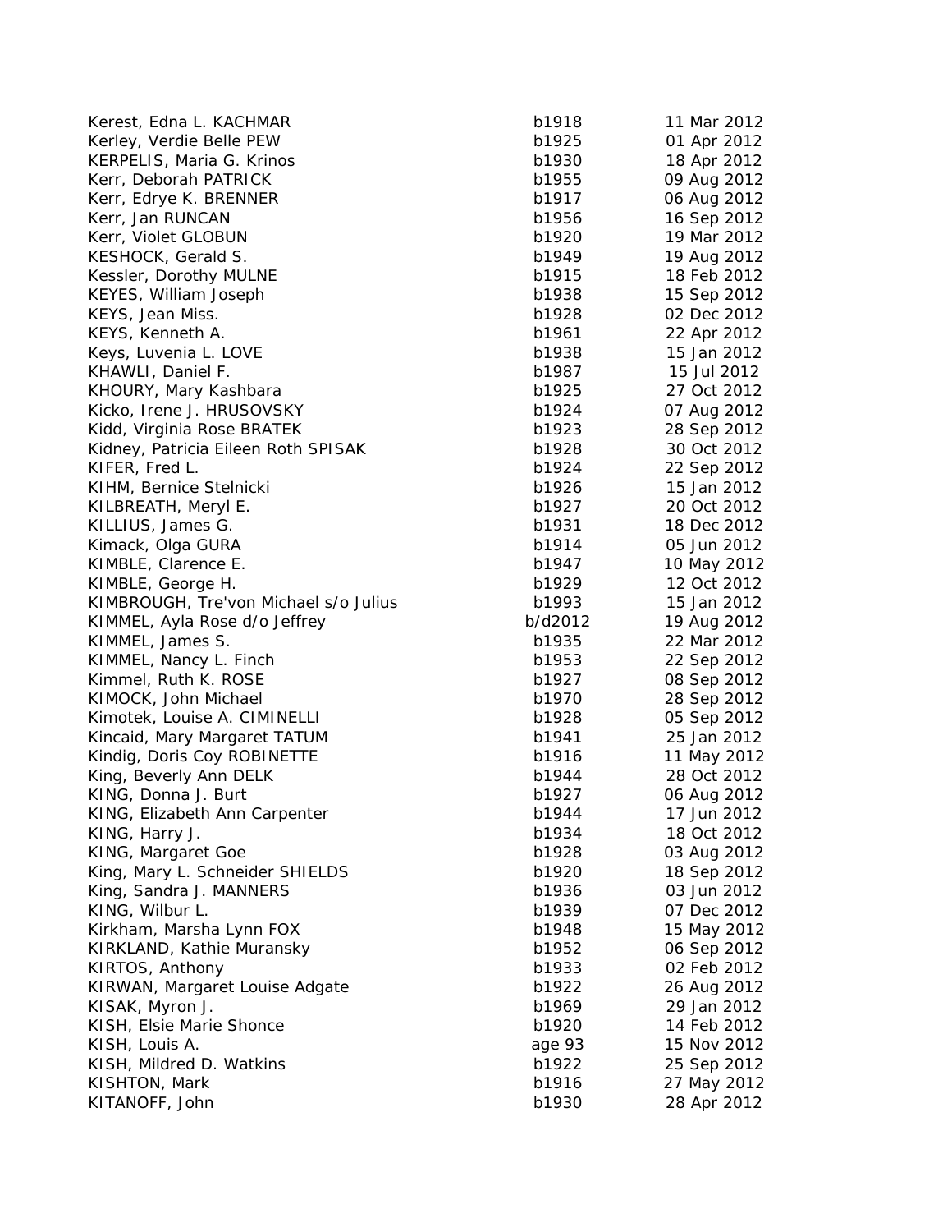| | | |
|---|---|---|
| Kerest, Edna L. KACHMAR | b1918 | 11 Mar 2012 |
| Kerley, Verdie Belle PEW | b1925 | 01 Apr 2012 |
| KERPELIS, Maria G. Krinos | b1930 | 18 Apr 2012 |
| Kerr, Deborah PATRICK | b1955 | 09 Aug 2012 |
| Kerr, Edrye K. BRENNER | b1917 | 06 Aug 2012 |
| Kerr, Jan RUNCAN | b1956 | 16 Sep 2012 |
| Kerr, Violet GLOBUN | b1920 | 19 Mar 2012 |
| KESHOCK, Gerald S. | b1949 | 19 Aug 2012 |
| Kessler, Dorothy MULNE | b1915 | 18 Feb 2012 |
| KEYES, William Joseph | b1938 | 15 Sep 2012 |
| KEYS, Jean Miss. | b1928 | 02 Dec 2012 |
| KEYS, Kenneth A. | b1961 | 22 Apr 2012 |
| Keys, Luvenia L. LOVE | b1938 | 15 Jan 2012 |
| KHAWLI, Daniel F. | b1987 | 15 Jul 2012 |
| KHOURY, Mary Kashbara | b1925 | 27 Oct 2012 |
| Kicko, Irene J. HRUSOVSKY | b1924 | 07 Aug 2012 |
| Kidd, Virginia Rose BRATEK | b1923 | 28 Sep 2012 |
| Kidney, Patricia Eileen Roth SPISAK | b1928 | 30 Oct 2012 |
| KIFER, Fred L. | b1924 | 22 Sep 2012 |
| KIHM, Bernice Stelnicki | b1926 | 15 Jan 2012 |
| KILBREATH, Meryl E. | b1927 | 20 Oct 2012 |
| KILLIUS, James G. | b1931 | 18 Dec 2012 |
| Kimack, Olga GURA | b1914 | 05 Jun 2012 |
| KIMBLE, Clarence E. | b1947 | 10 May 2012 |
| KIMBLE, George H. | b1929 | 12 Oct 2012 |
| KIMBROUGH, Tre'von Michael s/o Julius | b1993 | 15 Jan 2012 |
| KIMMEL, Ayla Rose d/o Jeffrey | b/d2012 | 19 Aug 2012 |
| KIMMEL, James S. | b1935 | 22 Mar 2012 |
| KIMMEL, Nancy L. Finch | b1953 | 22 Sep 2012 |
| Kimmel, Ruth K. ROSE | b1927 | 08 Sep 2012 |
| KIMOCK, John Michael | b1970 | 28 Sep 2012 |
| Kimotek, Louise A. CIMINELLI | b1928 | 05 Sep 2012 |
| Kincaid, Mary Margaret TATUM | b1941 | 25 Jan 2012 |
| Kindig, Doris Coy ROBINETTE | b1916 | 11 May 2012 |
| King, Beverly Ann DELK | b1944 | 28 Oct 2012 |
| KING, Donna J. Burt | b1927 | 06 Aug 2012 |
| KING, Elizabeth Ann Carpenter | b1944 | 17 Jun 2012 |
| KING, Harry J. | b1934 | 18 Oct 2012 |
| KING, Margaret Goe | b1928 | 03 Aug 2012 |
| King, Mary L. Schneider SHIELDS | b1920 | 18 Sep 2012 |
| King, Sandra J. MANNERS | b1936 | 03 Jun 2012 |
| KING, Wilbur L. | b1939 | 07 Dec 2012 |
| Kirkham, Marsha Lynn FOX | b1948 | 15 May 2012 |
| KIRKLAND, Kathie Muransky | b1952 | 06 Sep 2012 |
| KIRTOS, Anthony | b1933 | 02 Feb 2012 |
| KIRWAN, Margaret Louise Adgate | b1922 | 26 Aug 2012 |
| KISAK, Myron J. | b1969 | 29 Jan 2012 |
| KISH, Elsie Marie Shonce | b1920 | 14 Feb 2012 |
| KISH, Louis A. | age 93 | 15 Nov 2012 |
| KISH, Mildred D. Watkins | b1922 | 25 Sep 2012 |
| KISHTON, Mark | b1916 | 27 May 2012 |
| KITANOFF, John | b1930 | 28 Apr 2012 |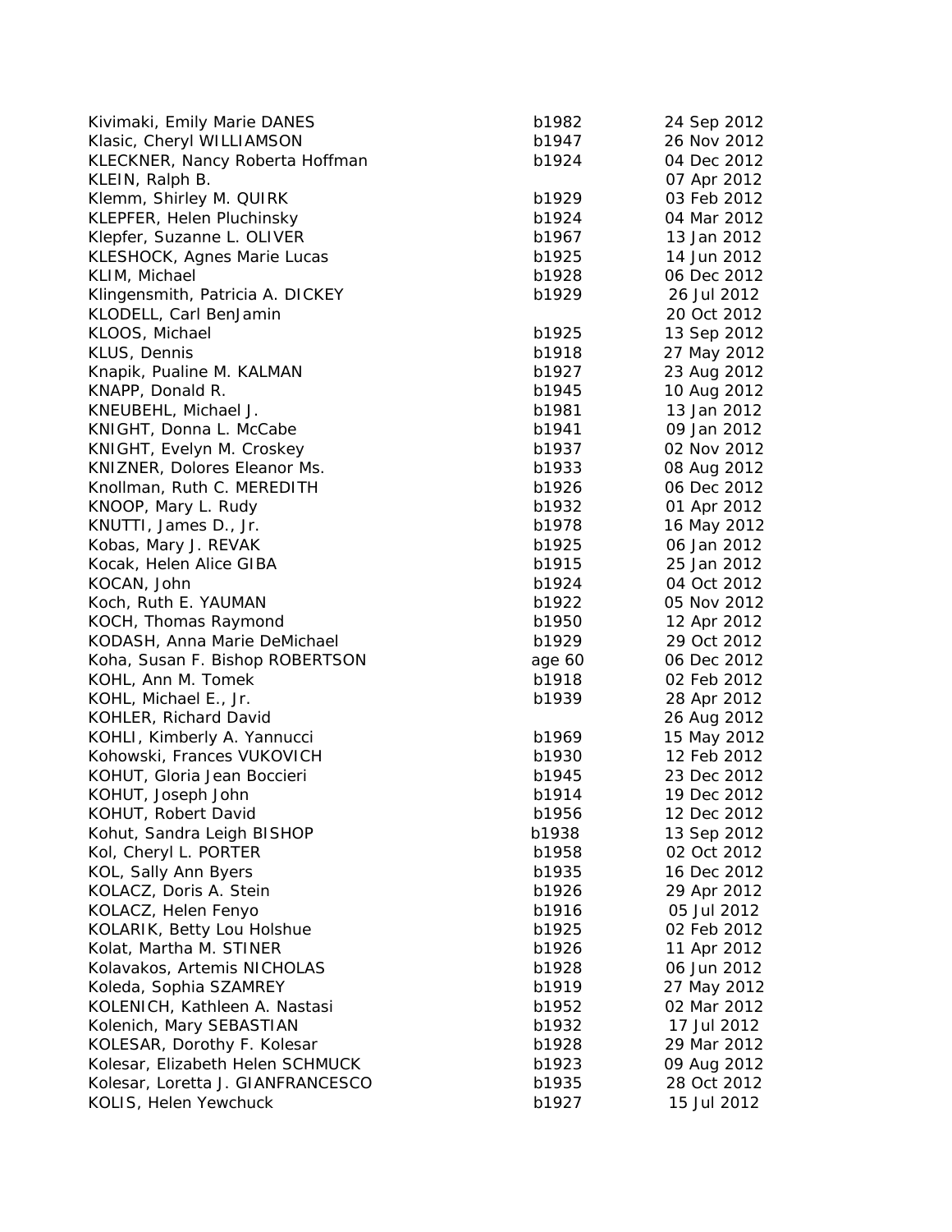| | | |
|---|---|---|
| Kivimaki, Emily Marie DANES | b1982 | 24 Sep 2012 |
| Klasic, Cheryl WILLIAMSON | b1947 | 26 Nov 2012 |
| KLECKNER, Nancy Roberta Hoffman | b1924 | 04 Dec 2012 |
| KLEIN, Ralph B. | | 07 Apr 2012 |
| Klemm, Shirley M. QUIRK | b1929 | 03 Feb 2012 |
| KLEPFER, Helen Pluchinsky | b1924 | 04 Mar 2012 |
| Klepfer, Suzanne L. OLIVER | b1967 | 13 Jan 2012 |
| KLESHOCK, Agnes Marie Lucas | b1925 | 14 Jun 2012 |
| KLIM, Michael | b1928 | 06 Dec 2012 |
| Klingensmith, Patricia A. DICKEY | b1929 | 26 Jul 2012 |
| KLODELL, Carl BenJamin | | 20 Oct 2012 |
| KLOOS, Michael | b1925 | 13 Sep 2012 |
| KLUS, Dennis | b1918 | 27 May 2012 |
| Knapik, Pualine M. KALMAN | b1927 | 23 Aug 2012 |
| KNAPP, Donald R. | b1945 | 10 Aug 2012 |
| KNEUBEHL, Michael J. | b1981 | 13 Jan 2012 |
| KNIGHT, Donna L. McCabe | b1941 | 09 Jan 2012 |
| KNIGHT, Evelyn M. Croskey | b1937 | 02 Nov 2012 |
| KNIZNER, Dolores Eleanor Ms. | b1933 | 08 Aug 2012 |
| Knollman, Ruth C. MEREDITH | b1926 | 06 Dec 2012 |
| KNOOP, Mary L. Rudy | b1932 | 01 Apr 2012 |
| KNUTTI, James D., Jr. | b1978 | 16 May 2012 |
| Kobas, Mary J. REVAK | b1925 | 06 Jan 2012 |
| Kocak, Helen Alice GIBA | b1915 | 25 Jan 2012 |
| KOCAN, John | b1924 | 04 Oct 2012 |
| Koch, Ruth E. YAUMAN | b1922 | 05 Nov 2012 |
| KOCH, Thomas Raymond | b1950 | 12 Apr 2012 |
| KODASH, Anna Marie DeMichael | b1929 | 29 Oct 2012 |
| Koha, Susan F. Bishop ROBERTSON | age 60 | 06 Dec 2012 |
| KOHL, Ann M. Tomek | b1918 | 02 Feb 2012 |
| KOHL, Michael E., Jr. | b1939 | 28 Apr 2012 |
| KOHLER, Richard David | | 26 Aug 2012 |
| KOHLI, Kimberly A. Yannucci | b1969 | 15 May 2012 |
| Kohowski, Frances VUKOVICH | b1930 | 12 Feb 2012 |
| KOHUT, Gloria Jean Boccieri | b1945 | 23 Dec 2012 |
| KOHUT, Joseph John | b1914 | 19 Dec 2012 |
| KOHUT, Robert David | b1956 | 12 Dec 2012 |
| Kohut, Sandra Leigh BISHOP | b1938 | 13 Sep 2012 |
| Kol, Cheryl L. PORTER | b1958 | 02 Oct 2012 |
| KOL, Sally Ann Byers | b1935 | 16 Dec 2012 |
| KOLACZ, Doris A. Stein | b1926 | 29 Apr 2012 |
| KOLACZ, Helen Fenyo | b1916 | 05 Jul 2012 |
| KOLARIK, Betty Lou Holshue | b1925 | 02 Feb 2012 |
| Kolat, Martha M. STINER | b1926 | 11 Apr 2012 |
| Kolavakos, Artemis NICHOLAS | b1928 | 06 Jun 2012 |
| Koleda, Sophia SZAMREY | b1919 | 27 May 2012 |
| KOLENICH, Kathleen A. Nastasi | b1952 | 02 Mar 2012 |
| Kolenich, Mary SEBASTIAN | b1932 | 17 Jul 2012 |
| KOLESAR, Dorothy F. Kolesar | b1928 | 29 Mar 2012 |
| Kolesar, Elizabeth Helen SCHMUCK | b1923 | 09 Aug 2012 |
| Kolesar, Loretta J. GIANFRANCESCO | b1935 | 28 Oct 2012 |
| KOLIS, Helen Yewchuck | b1927 | 15 Jul 2012 |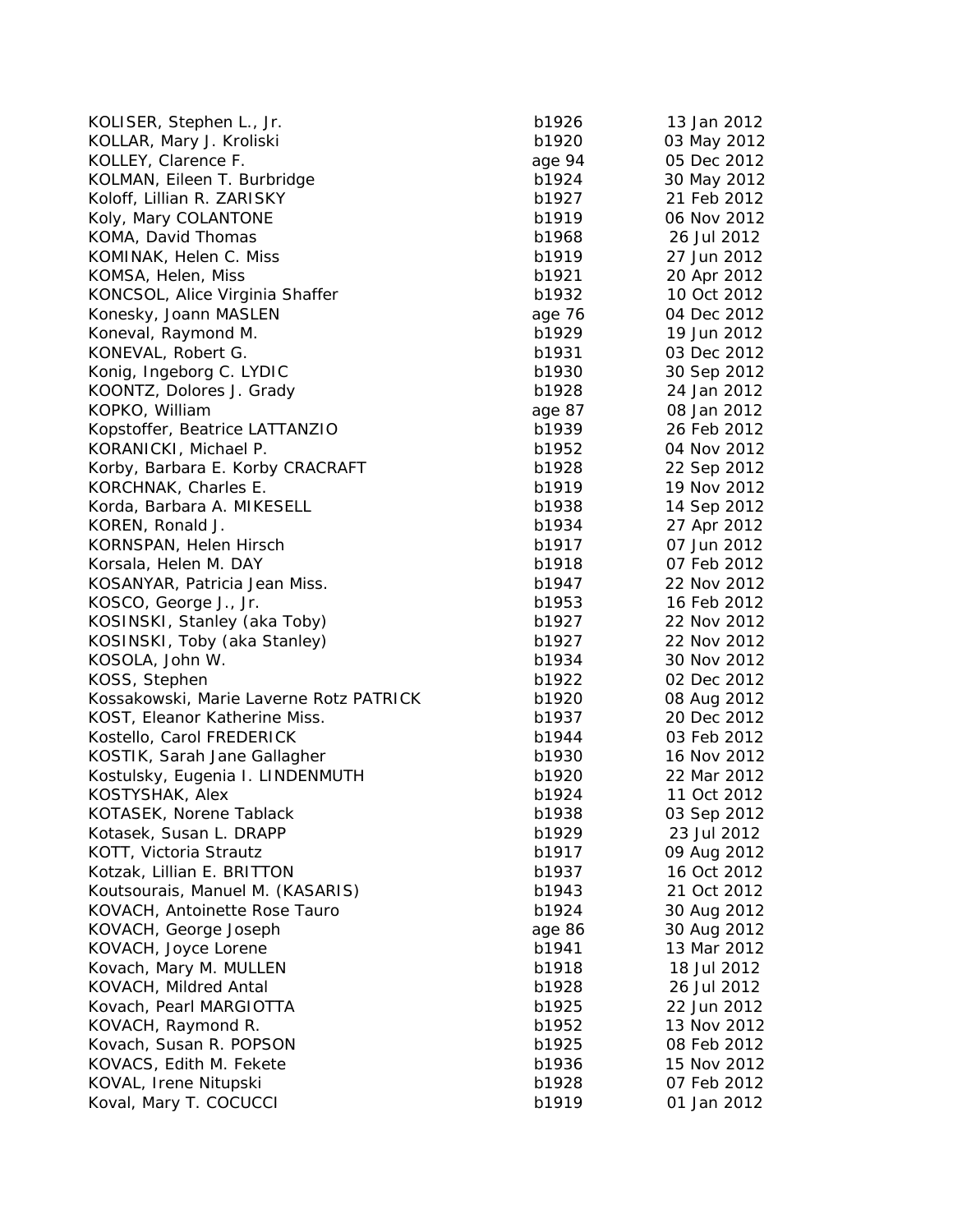| | | |
|---|---|---|
| KOLISER, Stephen L., Jr. | b1926 | 13 Jan 2012 |
| KOLLAR, Mary J. Kroliski | b1920 | 03 May 2012 |
| KOLLEY, Clarence F. | age 94 | 05 Dec 2012 |
| KOLMAN, Eileen T. Burbridge | b1924 | 30 May 2012 |
| Koloff, Lillian R. ZARISKY | b1927 | 21 Feb 2012 |
| Koly, Mary COLANTONE | b1919 | 06 Nov 2012 |
| KOMA, David Thomas | b1968 | 26 Jul 2012 |
| KOMINAK, Helen C. Miss | b1919 | 27 Jun 2012 |
| KOMSA, Helen, Miss | b1921 | 20 Apr 2012 |
| KONCSOL, Alice Virginia Shaffer | b1932 | 10 Oct 2012 |
| Konesky, Joann MASLEN | age 76 | 04 Dec 2012 |
| Koneval, Raymond M. | b1929 | 19 Jun 2012 |
| KONEVAL, Robert G. | b1931 | 03 Dec 2012 |
| Konig, Ingeborg C. LYDIC | b1930 | 30 Sep 2012 |
| KOONTZ, Dolores J. Grady | b1928 | 24 Jan 2012 |
| KOPKO, William | age 87 | 08 Jan 2012 |
| Kopstoffer, Beatrice LATTANZIO | b1939 | 26 Feb 2012 |
| KORANICKI, Michael P. | b1952 | 04 Nov 2012 |
| Korby, Barbara E. Korby CRACRAFT | b1928 | 22 Sep 2012 |
| KORCHNAK, Charles E. | b1919 | 19 Nov 2012 |
| Korda, Barbara A. MIKESELL | b1938 | 14 Sep 2012 |
| KOREN, Ronald J. | b1934 | 27 Apr 2012 |
| KORNSPAN, Helen Hirsch | b1917 | 07 Jun 2012 |
| Korsala, Helen M. DAY | b1918 | 07 Feb 2012 |
| KOSANYAR, Patricia Jean Miss. | b1947 | 22 Nov 2012 |
| KOSCO, George J., Jr. | b1953 | 16 Feb 2012 |
| KOSINSKI, Stanley (aka Toby) | b1927 | 22 Nov 2012 |
| KOSINSKI, Toby (aka Stanley) | b1927 | 22 Nov 2012 |
| KOSOLA, John W. | b1934 | 30 Nov 2012 |
| KOSS, Stephen | b1922 | 02 Dec 2012 |
| Kossakowski, Marie Laverne Rotz PATRICK | b1920 | 08 Aug 2012 |
| KOST, Eleanor Katherine Miss. | b1937 | 20 Dec 2012 |
| Kostello, Carol FREDERICK | b1944 | 03 Feb 2012 |
| KOSTIK, Sarah Jane Gallagher | b1930 | 16 Nov 2012 |
| Kostulsky, Eugenia I. LINDENMUTH | b1920 | 22 Mar 2012 |
| KOSTYSHAK, Alex | b1924 | 11 Oct 2012 |
| KOTASEK, Norene Tablack | b1938 | 03 Sep 2012 |
| Kotasek, Susan L. DRAPP | b1929 | 23 Jul 2012 |
| KOTT, Victoria Strautz | b1917 | 09 Aug 2012 |
| Kotzak, Lillian E. BRITTON | b1937 | 16 Oct 2012 |
| Koutsourais, Manuel M. (KASARIS) | b1943 | 21 Oct 2012 |
| KOVACH, Antoinette Rose Tauro | b1924 | 30 Aug 2012 |
| KOVACH, George Joseph | age 86 | 30 Aug 2012 |
| KOVACH, Joyce Lorene | b1941 | 13 Mar 2012 |
| Kovach, Mary M. MULLEN | b1918 | 18 Jul 2012 |
| KOVACH, Mildred Antal | b1928 | 26 Jul 2012 |
| Kovach, Pearl MARGIOTTA | b1925 | 22 Jun 2012 |
| KOVACH, Raymond R. | b1952 | 13 Nov 2012 |
| Kovach, Susan R. POPSON | b1925 | 08 Feb 2012 |
| KOVACS, Edith M. Fekete | b1936 | 15 Nov 2012 |
| KOVAL, Irene Nitupski | b1928 | 07 Feb 2012 |
| Koval, Mary T. COCUCCI | b1919 | 01 Jan 2012 |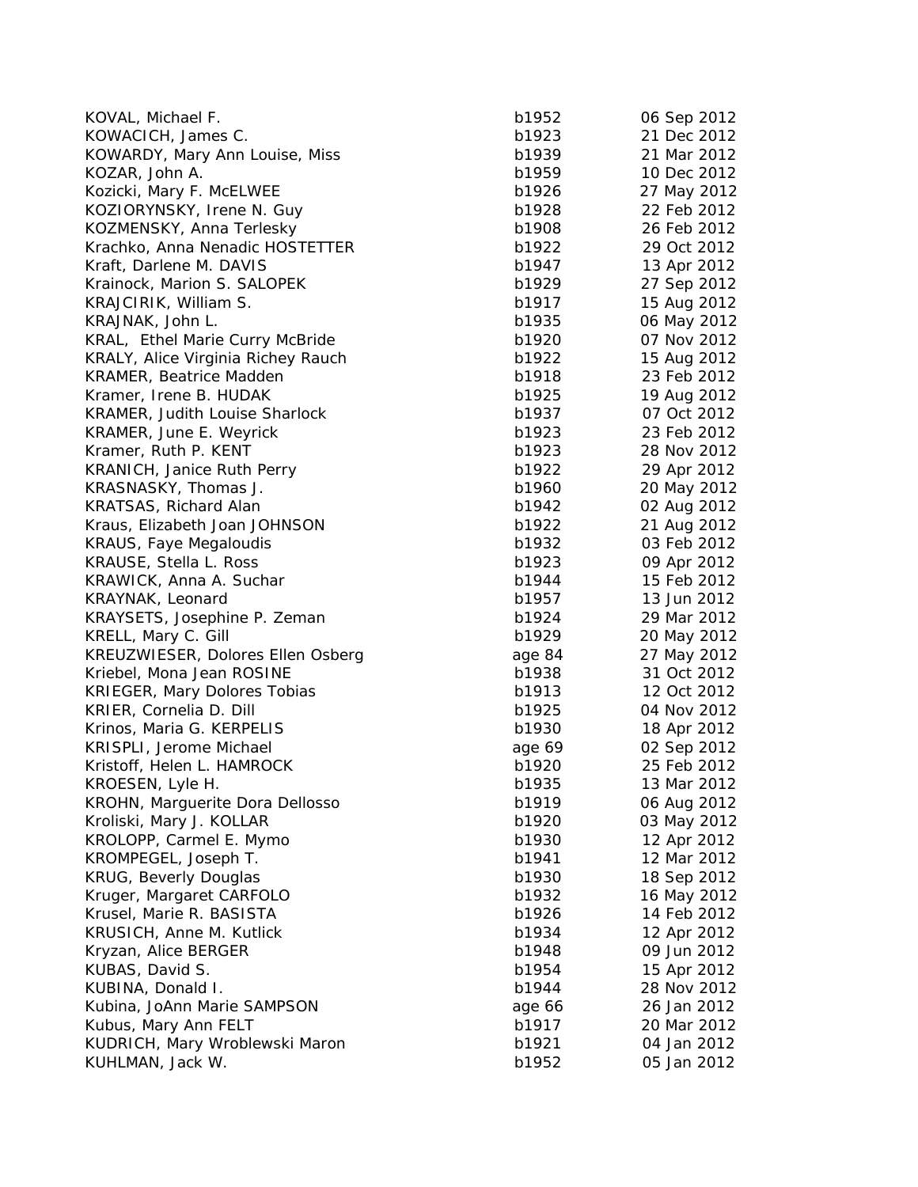| | | |
|---|---|---|
| KOVAL, Michael F. | b1952 | 06 Sep 2012 |
| KOWACICH, James C. | b1923 | 21 Dec 2012 |
| KOWARDY, Mary Ann Louise, Miss | b1939 | 21 Mar 2012 |
| KOZAR, John A. | b1959 | 10 Dec 2012 |
| Kozicki, Mary F. McELWEE | b1926 | 27 May 2012 |
| KOZIORYNSKY, Irene N. Guy | b1928 | 22 Feb 2012 |
| KOZMENSKY, Anna Terlesky | b1908 | 26 Feb 2012 |
| Krachko, Anna Nenadic HOSTETTER | b1922 | 29 Oct 2012 |
| Kraft, Darlene M. DAVIS | b1947 | 13 Apr 2012 |
| Krainock, Marion S. SALOPEK | b1929 | 27 Sep 2012 |
| KRAJCIRIK, William S. | b1917 | 15 Aug 2012 |
| KRAJNAK, John L. | b1935 | 06 May 2012 |
| KRAL, Ethel Marie Curry McBride | b1920 | 07 Nov 2012 |
| KRALY, Alice Virginia Richey Rauch | b1922 | 15 Aug 2012 |
| KRAMER, Beatrice Madden | b1918 | 23 Feb 2012 |
| Kramer, Irene B. HUDAK | b1925 | 19 Aug 2012 |
| KRAMER, Judith Louise Sharlock | b1937 | 07 Oct 2012 |
| KRAMER, June E. Weyrick | b1923 | 23 Feb 2012 |
| Kramer, Ruth P. KENT | b1923 | 28 Nov 2012 |
| KRANICH, Janice Ruth Perry | b1922 | 29 Apr 2012 |
| KRASNASKY, Thomas J. | b1960 | 20 May 2012 |
| KRATSAS, Richard Alan | b1942 | 02 Aug 2012 |
| Kraus, Elizabeth Joan JOHNSON | b1922 | 21 Aug 2012 |
| KRAUS, Faye Megaloudis | b1932 | 03 Feb 2012 |
| KRAUSE, Stella L. Ross | b1923 | 09 Apr 2012 |
| KRAWICK, Anna A. Suchar | b1944 | 15 Feb 2012 |
| KRAYNAK, Leonard | b1957 | 13 Jun 2012 |
| KRAYSETS, Josephine P. Zeman | b1924 | 29 Mar 2012 |
| KRELL, Mary C. Gill | b1929 | 20 May 2012 |
| KREUZWIESER, Dolores Ellen Osberg | age 84 | 27 May 2012 |
| Kriebel, Mona Jean ROSINE | b1938 | 31 Oct 2012 |
| KRIEGER, Mary Dolores Tobias | b1913 | 12 Oct 2012 |
| KRIER, Cornelia D. Dill | b1925 | 04 Nov 2012 |
| Krinos, Maria G. KERPELIS | b1930 | 18 Apr 2012 |
| KRISPLI, Jerome Michael | age 69 | 02 Sep 2012 |
| Kristoff, Helen L. HAMROCK | b1920 | 25 Feb 2012 |
| KROESEN, Lyle H. | b1935 | 13 Mar 2012 |
| KROHN, Marguerite Dora Dellosso | b1919 | 06 Aug 2012 |
| Kroliski, Mary J. KOLLAR | b1920 | 03 May 2012 |
| KROLOPP, Carmel E. Mymo | b1930 | 12 Apr 2012 |
| KROMPEGEL, Joseph T. | b1941 | 12 Mar 2012 |
| KRUG, Beverly Douglas | b1930 | 18 Sep 2012 |
| Kruger, Margaret CARFOLO | b1932 | 16 May 2012 |
| Krusel, Marie R. BASISTA | b1926 | 14 Feb 2012 |
| KRUSICH, Anne M. Kutlick | b1934 | 12 Apr 2012 |
| Kryzan, Alice BERGER | b1948 | 09 Jun 2012 |
| KUBAS, David S. | b1954 | 15 Apr 2012 |
| KUBINA, Donald I. | b1944 | 28 Nov 2012 |
| Kubina, JoAnn Marie SAMPSON | age 66 | 26 Jan 2012 |
| Kubus, Mary Ann FELT | b1917 | 20 Mar 2012 |
| KUDRICH, Mary Wroblewski Maron | b1921 | 04 Jan 2012 |
| KUHLMAN, Jack W. | b1952 | 05 Jan 2012 |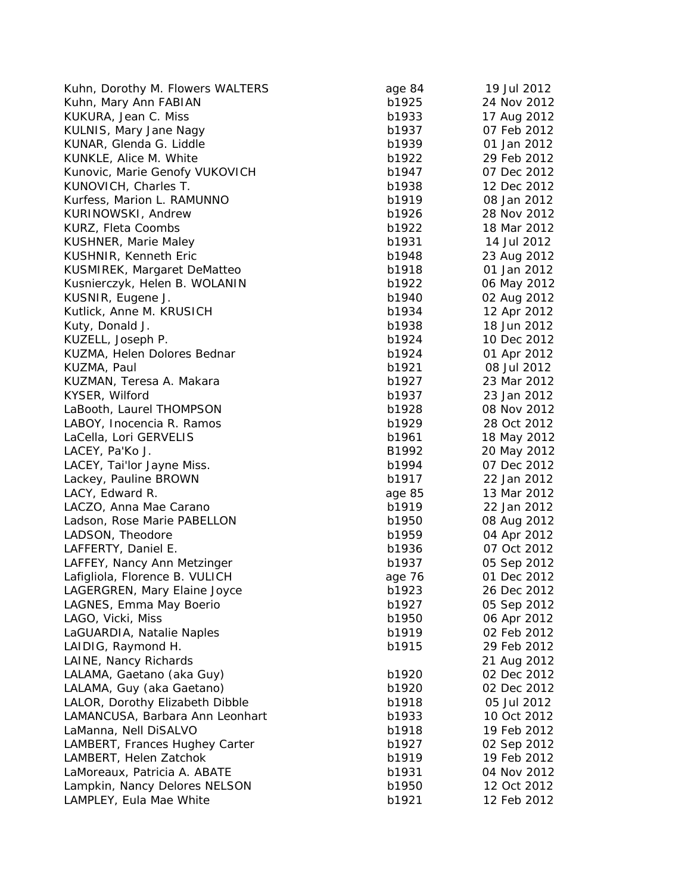| | | |
|---|---|---|
| Kuhn, Dorothy M. Flowers WALTERS | age 84 | 19 Jul 2012 |
| Kuhn, Mary Ann FABIAN | b1925 | 24 Nov 2012 |
| KUKURA, Jean C. Miss | b1933 | 17 Aug 2012 |
| KULNIS, Mary Jane Nagy | b1937 | 07 Feb 2012 |
| KUNAR, Glenda G. Liddle | b1939 | 01 Jan 2012 |
| KUNKLE, Alice M. White | b1922 | 29 Feb 2012 |
| Kunovic, Marie Genofy VUKOVICH | b1947 | 07 Dec 2012 |
| KUNOVICH, Charles T. | b1938 | 12 Dec 2012 |
| Kurfess, Marion L. RAMUNNO | b1919 | 08 Jan 2012 |
| KURINOWSKI, Andrew | b1926 | 28 Nov 2012 |
| KURZ, Fleta Coombs | b1922 | 18 Mar 2012 |
| KUSHNER, Marie Maley | b1931 | 14 Jul 2012 |
| KUSHNIR, Kenneth Eric | b1948 | 23 Aug 2012 |
| KUSMIREK, Margaret DeMatteo | b1918 | 01 Jan 2012 |
| Kusnierczyk, Helen B. WOLANIN | b1922 | 06 May 2012 |
| KUSNIR, Eugene J. | b1940 | 02 Aug 2012 |
| Kutlick, Anne M. KRUSICH | b1934 | 12 Apr 2012 |
| Kuty, Donald J. | b1938 | 18 Jun 2012 |
| KUZELL, Joseph P. | b1924 | 10 Dec 2012 |
| KUZMA, Helen Dolores Bednar | b1924 | 01 Apr 2012 |
| KUZMA, Paul | b1921 | 08 Jul 2012 |
| KUZMAN, Teresa A. Makara | b1927 | 23 Mar 2012 |
| KYSER, Wilford | b1937 | 23 Jan 2012 |
| LaBooth, Laurel THOMPSON | b1928 | 08 Nov 2012 |
| LABOY, Inocencia R. Ramos | b1929 | 28 Oct 2012 |
| LaCella, Lori GERVELIS | b1961 | 18 May 2012 |
| LACEY, Pa'Ko J. | B1992 | 20 May 2012 |
| LACEY, Tai'lor Jayne Miss. | b1994 | 07 Dec 2012 |
| Lackey, Pauline BROWN | b1917 | 22 Jan 2012 |
| LACY, Edward R. | age 85 | 13 Mar 2012 |
| LACZO, Anna Mae Carano | b1919 | 22 Jan 2012 |
| Ladson, Rose Marie PABELLON | b1950 | 08 Aug 2012 |
| LADSON, Theodore | b1959 | 04 Apr 2012 |
| LAFFERTY, Daniel E. | b1936 | 07 Oct 2012 |
| LAFFEY, Nancy Ann Metzinger | b1937 | 05 Sep 2012 |
| Lafigliola, Florence B. VULICH | age 76 | 01 Dec 2012 |
| LAGERGREN, Mary Elaine Joyce | b1923 | 26 Dec 2012 |
| LAGNES, Emma May Boerio | b1927 | 05 Sep 2012 |
| LAGO, Vicki, Miss | b1950 | 06 Apr 2012 |
| LaGUARDIA, Natalie Naples | b1919 | 02 Feb 2012 |
| LAIDIG, Raymond H. | b1915 | 29 Feb 2012 |
| LAINE, Nancy Richards | | 21 Aug 2012 |
| LALAMA, Gaetano (aka Guy) | b1920 | 02 Dec 2012 |
| LALAMA, Guy (aka Gaetano) | b1920 | 02 Dec 2012 |
| LALOR, Dorothy Elizabeth Dibble | b1918 | 05 Jul 2012 |
| LAMANCUSA, Barbara Ann Leonhart | b1933 | 10 Oct 2012 |
| LaManna, Nell DiSALVO | b1918 | 19 Feb 2012 |
| LAMBERT, Frances Hughey Carter | b1927 | 02 Sep 2012 |
| LAMBERT, Helen Zatchok | b1919 | 19 Feb 2012 |
| LaMoreaux, Patricia A. ABATE | b1931 | 04 Nov 2012 |
| Lampkin, Nancy Delores NELSON | b1950 | 12 Oct 2012 |
| LAMPLEY, Eula Mae White | b1921 | 12 Feb 2012 |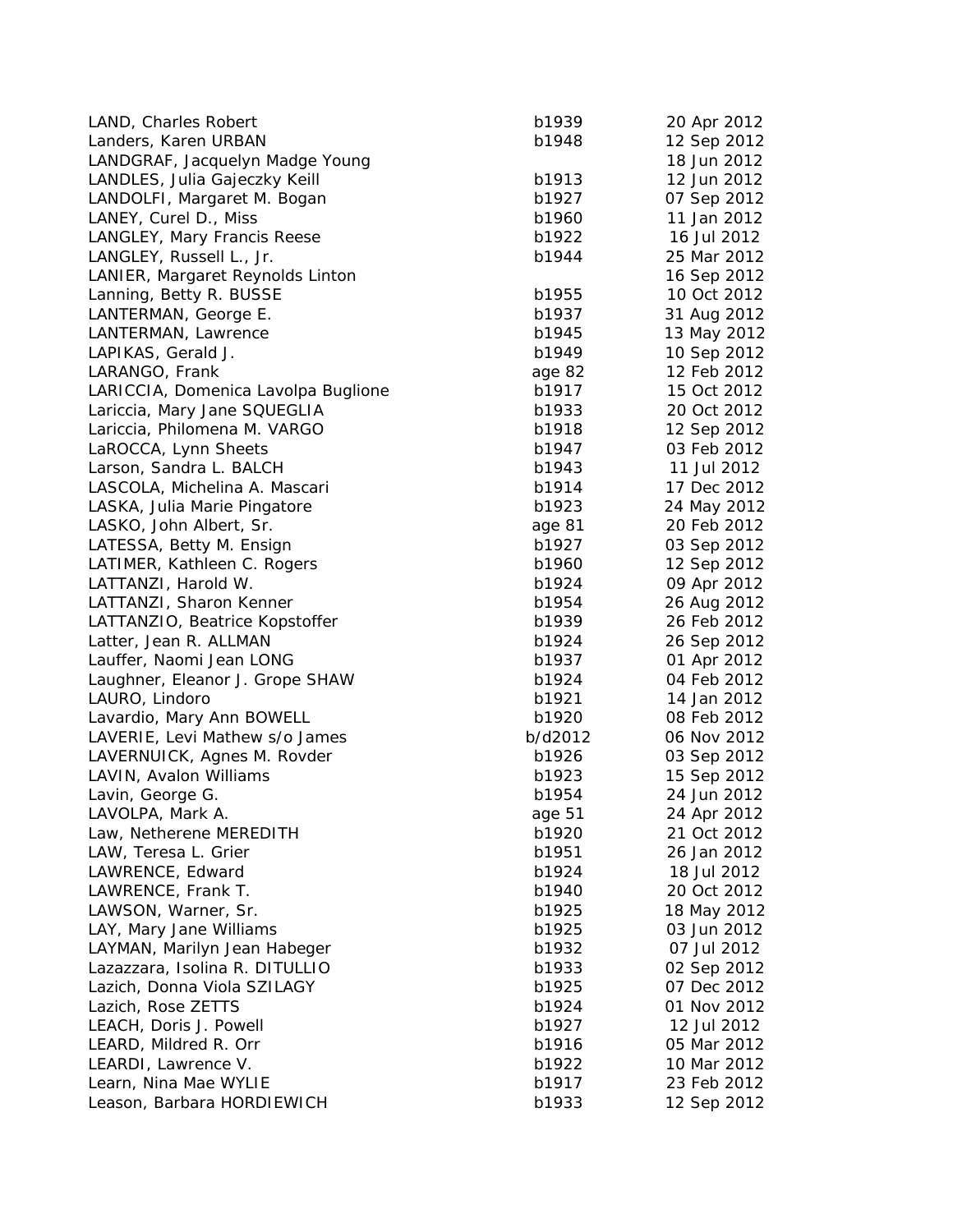| | | |
|---|---|---|
| LAND, Charles Robert | b1939 | 20 Apr 2012 |
| Landers, Karen URBAN | b1948 | 12 Sep 2012 |
| LANDGRAF, Jacquelyn Madge Young | | 18 Jun 2012 |
| LANDLES, Julia Gajeczky Keill | b1913 | 12 Jun 2012 |
| LANDOLFI, Margaret M. Bogan | b1927 | 07 Sep 2012 |
| LANEY, Curel D., Miss | b1960 | 11 Jan 2012 |
| LANGLEY, Mary Francis Reese | b1922 | 16 Jul 2012 |
| LANGLEY, Russell L., Jr. | b1944 | 25 Mar 2012 |
| LANIER, Margaret Reynolds Linton | | 16 Sep 2012 |
| Lanning, Betty R. BUSSE | b1955 | 10 Oct 2012 |
| LANTERMAN, George E. | b1937 | 31 Aug 2012 |
| LANTERMAN, Lawrence | b1945 | 13 May 2012 |
| LAPIKAS, Gerald J. | b1949 | 10 Sep 2012 |
| LARANGO, Frank | age 82 | 12 Feb 2012 |
| LARICCIA, Domenica Lavolpa Buglione | b1917 | 15 Oct 2012 |
| Lariccia, Mary Jane SQUEGLIA | b1933 | 20 Oct 2012 |
| Lariccia, Philomena M. VARGO | b1918 | 12 Sep 2012 |
| LaROCCA, Lynn Sheets | b1947 | 03 Feb 2012 |
| Larson, Sandra L. BALCH | b1943 | 11 Jul 2012 |
| LASCOLA, Michelina A. Mascari | b1914 | 17 Dec 2012 |
| LASKA, Julia Marie Pingatore | b1923 | 24 May 2012 |
| LASKO, John Albert, Sr. | age 81 | 20 Feb 2012 |
| LATESSA, Betty M. Ensign | b1927 | 03 Sep 2012 |
| LATIMER, Kathleen C. Rogers | b1960 | 12 Sep 2012 |
| LATTANZI, Harold W. | b1924 | 09 Apr 2012 |
| LATTANZI, Sharon Kenner | b1954 | 26 Aug 2012 |
| LATTANZIO, Beatrice Kopstoffer | b1939 | 26 Feb 2012 |
| Latter, Jean R. ALLMAN | b1924 | 26 Sep 2012 |
| Lauffer, Naomi Jean LONG | b1937 | 01 Apr 2012 |
| Laughner, Eleanor J. Grope SHAW | b1924 | 04 Feb 2012 |
| LAURO, Lindoro | b1921 | 14 Jan 2012 |
| Lavardio, Mary Ann BOWELL | b1920 | 08 Feb 2012 |
| LAVERIE, Levi Mathew s/o James | b/d2012 | 06 Nov 2012 |
| LAVERNUICK, Agnes M. Rovder | b1926 | 03 Sep 2012 |
| LAVIN, Avalon Williams | b1923 | 15 Sep 2012 |
| Lavin, George G. | b1954 | 24 Jun 2012 |
| LAVOLPA, Mark A. | age 51 | 24 Apr 2012 |
| Law, Netherene MEREDITH | b1920 | 21 Oct 2012 |
| LAW, Teresa L. Grier | b1951 | 26 Jan 2012 |
| LAWRENCE, Edward | b1924 | 18 Jul 2012 |
| LAWRENCE, Frank T. | b1940 | 20 Oct 2012 |
| LAWSON, Warner, Sr. | b1925 | 18 May 2012 |
| LAY, Mary Jane Williams | b1925 | 03 Jun 2012 |
| LAYMAN, Marilyn Jean Habeger | b1932 | 07 Jul 2012 |
| Lazazzara, Isolina R. DITULLIO | b1933 | 02 Sep 2012 |
| Lazich, Donna Viola SZILAGY | b1925 | 07 Dec 2012 |
| Lazich, Rose ZETTS | b1924 | 01 Nov 2012 |
| LEACH, Doris J. Powell | b1927 | 12 Jul 2012 |
| LEARD, Mildred R. Orr | b1916 | 05 Mar 2012 |
| LEARDI, Lawrence V. | b1922 | 10 Mar 2012 |
| Learn, Nina Mae WYLIE | b1917 | 23 Feb 2012 |
| Leason, Barbara HORDIEWICH | b1933 | 12 Sep 2012 |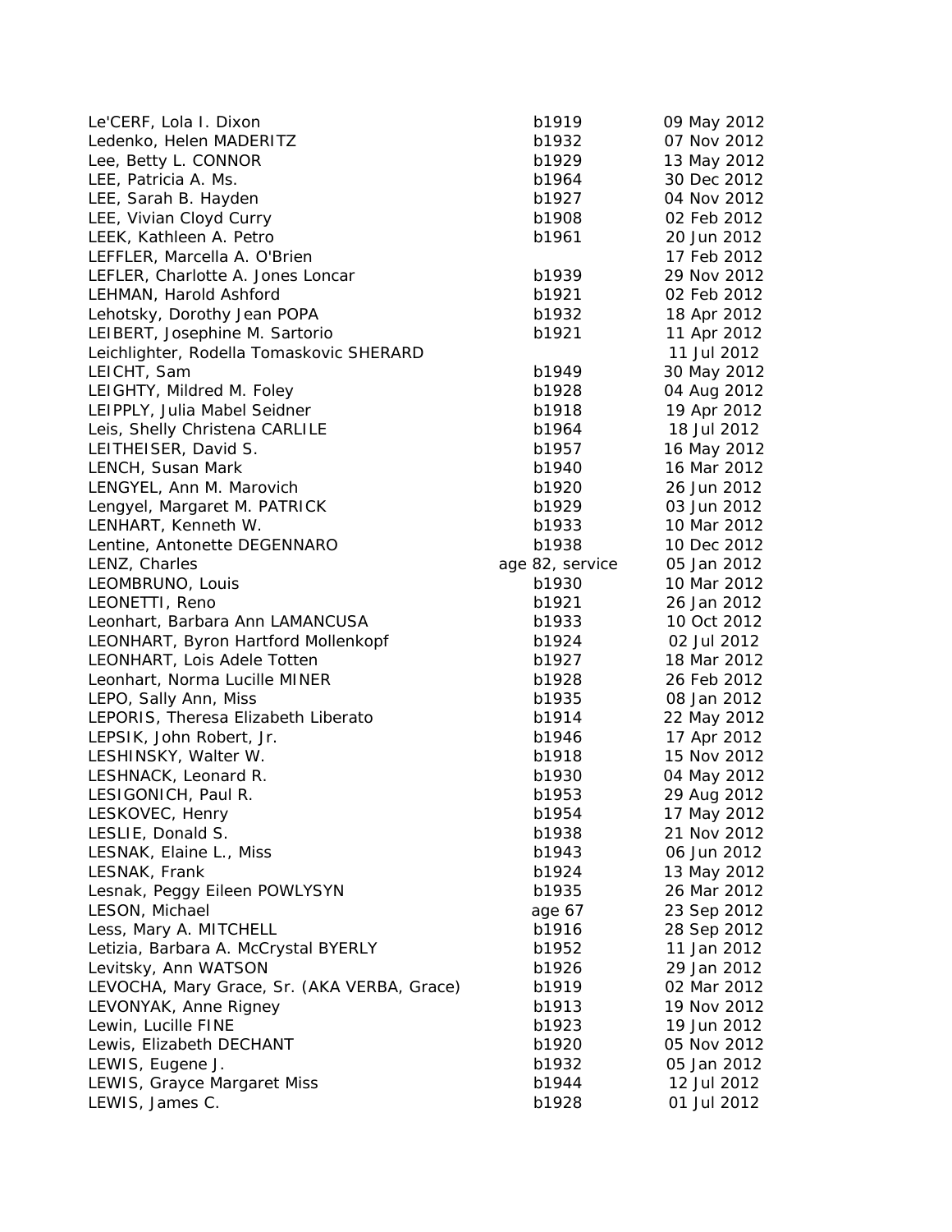| | | |
|---|---|---|
| Le'CERF, Lola I. Dixon | b1919 | 09 May 2012 |
| Ledenko, Helen MADERITZ | b1932 | 07 Nov 2012 |
| Lee, Betty L. CONNOR | b1929 | 13 May 2012 |
| LEE, Patricia A. Ms. | b1964 | 30 Dec 2012 |
| LEE, Sarah B. Hayden | b1927 | 04 Nov 2012 |
| LEE, Vivian Cloyd Curry | b1908 | 02 Feb 2012 |
| LEEK, Kathleen A. Petro | b1961 | 20 Jun 2012 |
| LEFFLER, Marcella A. O'Brien | | 17 Feb 2012 |
| LEFLER, Charlotte A. Jones Loncar | b1939 | 29 Nov 2012 |
| LEHMAN, Harold Ashford | b1921 | 02 Feb 2012 |
| Lehotsky, Dorothy Jean POPA | b1932 | 18 Apr 2012 |
| LEIBERT, Josephine M. Sartorio | b1921 | 11 Apr 2012 |
| Leichlighter, Rodella Tomaskovic SHERARD | | 11 Jul 2012 |
| LEICHT, Sam | b1949 | 30 May 2012 |
| LEIGHTY, Mildred M. Foley | b1928 | 04 Aug 2012 |
| LEIPPLY, Julia Mabel Seidner | b1918 | 19 Apr 2012 |
| Leis, Shelly Christena CARLILE | b1964 | 18 Jul 2012 |
| LEITHEISER, David S. | b1957 | 16 May 2012 |
| LENCH, Susan Mark | b1940 | 16 Mar 2012 |
| LENGYEL, Ann M. Marovich | b1920 | 26 Jun 2012 |
| Lengyel, Margaret M. PATRICK | b1929 | 03 Jun 2012 |
| LENHART, Kenneth W. | b1933 | 10 Mar 2012 |
| Lentine, Antonette DEGENNARO | b1938 | 10 Dec 2012 |
| LENZ, Charles | age 82, service | 05 Jan 2012 |
| LEOMBRUNO, Louis | b1930 | 10 Mar 2012 |
| LEONETTI, Reno | b1921 | 26 Jan 2012 |
| Leonhart, Barbara Ann LAMANCUSA | b1933 | 10 Oct 2012 |
| LEONHART, Byron Hartford Mollenkopf | b1924 | 02 Jul 2012 |
| LEONHART, Lois Adele Totten | b1927 | 18 Mar 2012 |
| Leonhart, Norma Lucille MINER | b1928 | 26 Feb 2012 |
| LEPO, Sally Ann, Miss | b1935 | 08 Jan 2012 |
| LEPORIS, Theresa Elizabeth Liberato | b1914 | 22 May 2012 |
| LEPSIK, John Robert, Jr. | b1946 | 17 Apr 2012 |
| LESHINSKY, Walter W. | b1918 | 15 Nov 2012 |
| LESHNACK, Leonard R. | b1930 | 04 May 2012 |
| LESIGONICH, Paul R. | b1953 | 29 Aug 2012 |
| LESKOVEC, Henry | b1954 | 17 May 2012 |
| LESLIE, Donald S. | b1938 | 21 Nov 2012 |
| LESNAK, Elaine L., Miss | b1943 | 06 Jun 2012 |
| LESNAK, Frank | b1924 | 13 May 2012 |
| Lesnak, Peggy Eileen POWLYSYN | b1935 | 26 Mar 2012 |
| LESON, Michael | age 67 | 23 Sep 2012 |
| Less, Mary A. MITCHELL | b1916 | 28 Sep 2012 |
| Letizia, Barbara A. McCrystal BYERLY | b1952 | 11 Jan 2012 |
| Levitsky, Ann WATSON | b1926 | 29 Jan 2012 |
| LEVOCHA, Mary Grace, Sr. (AKA VERBA, Grace) | b1919 | 02 Mar 2012 |
| LEVONYAK, Anne Rigney | b1913 | 19 Nov 2012 |
| Lewin, Lucille FINE | b1923 | 19 Jun 2012 |
| Lewis, Elizabeth DECHANT | b1920 | 05 Nov 2012 |
| LEWIS, Eugene J. | b1932 | 05 Jan 2012 |
| LEWIS, Grayce Margaret Miss | b1944 | 12 Jul 2012 |
| LEWIS, James C. | b1928 | 01 Jul 2012 |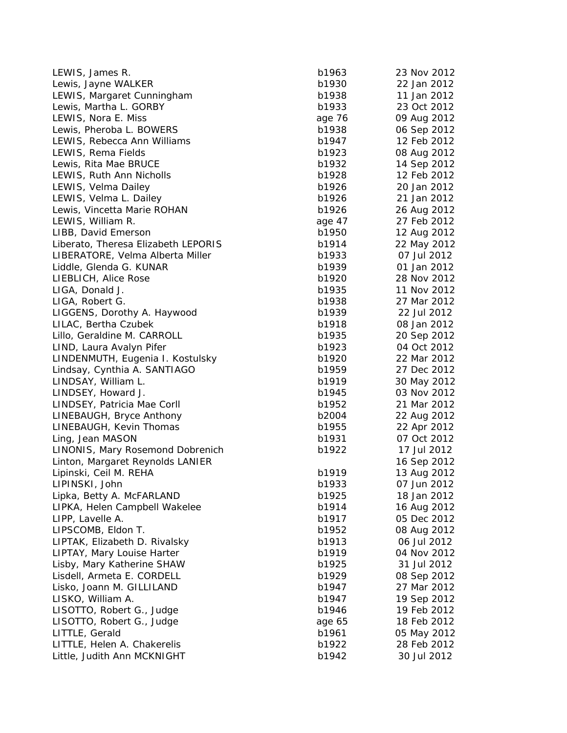| | | |
|---|---|---|
| LEWIS, James R. | b1963 | 23 Nov 2012 |
| Lewis, Jayne WALKER | b1930 | 22 Jan 2012 |
| LEWIS, Margaret Cunningham | b1938 | 11 Jan 2012 |
| Lewis, Martha L. GORBY | b1933 | 23 Oct 2012 |
| LEWIS, Nora E. Miss | age 76 | 09 Aug 2012 |
| Lewis, Pheroba L. BOWERS | b1938 | 06 Sep 2012 |
| LEWIS, Rebecca Ann Williams | b1947 | 12 Feb 2012 |
| LEWIS, Rema Fields | b1923 | 08 Aug 2012 |
| Lewis, Rita Mae BRUCE | b1932 | 14 Sep 2012 |
| LEWIS, Ruth Ann Nicholls | b1928 | 12 Feb 2012 |
| LEWIS, Velma Dailey | b1926 | 20 Jan 2012 |
| LEWIS, Velma L. Dailey | b1926 | 21 Jan 2012 |
| Lewis, Vincetta Marie ROHAN | b1926 | 26 Aug 2012 |
| LEWIS, William R. | age 47 | 27 Feb 2012 |
| LIBB, David Emerson | b1950 | 12 Aug 2012 |
| Liberato, Theresa Elizabeth LEPORIS | b1914 | 22 May 2012 |
| LIBERATORE, Velma Alberta Miller | b1933 | 07 Jul 2012 |
| Liddle, Glenda G. KUNAR | b1939 | 01 Jan 2012 |
| LIEBLICH, Alice Rose | b1920 | 28 Nov 2012 |
| LIGA, Donald J. | b1935 | 11 Nov 2012 |
| LIGA, Robert G. | b1938 | 27 Mar 2012 |
| LIGGENS, Dorothy A. Haywood | b1939 | 22 Jul 2012 |
| LILAC, Bertha Czubek | b1918 | 08 Jan 2012 |
| Lillo, Geraldine M. CARROLL | b1935 | 20 Sep 2012 |
| LIND, Laura Avalyn Pifer | b1923 | 04 Oct 2012 |
| LINDENMUTH, Eugenia I. Kostulsky | b1920 | 22 Mar 2012 |
| Lindsay, Cynthia A. SANTIAGO | b1959 | 27 Dec 2012 |
| LINDSAY, William L. | b1919 | 30 May 2012 |
| LINDSEY, Howard J. | b1945 | 03 Nov 2012 |
| LINDSEY, Patricia Mae Corll | b1952 | 21 Mar 2012 |
| LINEBAUGH, Bryce Anthony | b2004 | 22 Aug 2012 |
| LINEBAUGH, Kevin Thomas | b1955 | 22 Apr 2012 |
| Ling, Jean MASON | b1931 | 07 Oct 2012 |
| LINONIS, Mary Rosemond Dobrenich | b1922 | 17 Jul 2012 |
| Linton, Margaret Reynolds LANIER | | 16 Sep 2012 |
| Lipinski, Ceil M. REHA | b1919 | 13 Aug 2012 |
| LIPINSKI, John | b1933 | 07 Jun 2012 |
| Lipka, Betty A. McFARLAND | b1925 | 18 Jan 2012 |
| LIPKA, Helen Campbell Wakelee | b1914 | 16 Aug 2012 |
| LIPP, Lavelle A. | b1917 | 05 Dec 2012 |
| LIPSCOMB, Eldon T. | b1952 | 08 Aug 2012 |
| LIPTAK, Elizabeth D. Rivalsky | b1913 | 06 Jul 2012 |
| LIPTAY, Mary Louise Harter | b1919 | 04 Nov 2012 |
| Lisby, Mary Katherine SHAW | b1925 | 31 Jul 2012 |
| Lisdell, Armeta E. CORDELL | b1929 | 08 Sep 2012 |
| Lisko, Joann M. GILLILAND | b1947 | 27 Mar 2012 |
| LISKO, William A. | b1947 | 19 Sep 2012 |
| LISOTTO, Robert G., Judge | b1946 | 19 Feb 2012 |
| LISOTTO, Robert G., Judge | age 65 | 18 Feb 2012 |
| LITTLE, Gerald | b1961 | 05 May 2012 |
| LITTLE, Helen A. Chakerelis | b1922 | 28 Feb 2012 |
| Little, Judith Ann MCKNIGHT | b1942 | 30 Jul 2012 |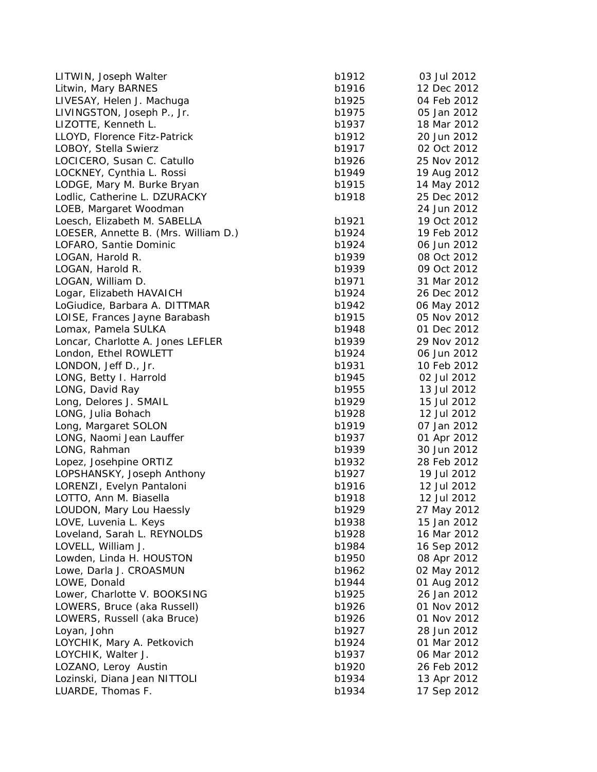| | | |
|---|---|---|
| LITWIN, Joseph Walter | b1912 | 03 Jul 2012 |
| Litwin, Mary BARNES | b1916 | 12 Dec 2012 |
| LIVESAY, Helen J. Machuga | b1925 | 04 Feb 2012 |
| LIVINGSTON, Joseph P., Jr. | b1975 | 05 Jan 2012 |
| LIZOTTE, Kenneth L. | b1937 | 18 Mar 2012 |
| LLOYD, Florence Fitz-Patrick | b1912 | 20 Jun 2012 |
| LOBOY, Stella Swierz | b1917 | 02 Oct 2012 |
| LOCICERO, Susan C. Catullo | b1926 | 25 Nov 2012 |
| LOCKNEY, Cynthia L. Rossi | b1949 | 19 Aug 2012 |
| LODGE, Mary M. Burke Bryan | b1915 | 14 May 2012 |
| Lodlic, Catherine L. DZURACKY | b1918 | 25 Dec 2012 |
| LOEB, Margaret Woodman | | 24 Jun 2012 |
| Loesch, Elizabeth M. SABELLA | b1921 | 19 Oct 2012 |
| LOESER, Annette B. (Mrs. William D.) | b1924 | 19 Feb 2012 |
| LOFARO, Santie Dominic | b1924 | 06 Jun 2012 |
| LOGAN, Harold R. | b1939 | 08 Oct 2012 |
| LOGAN, Harold R. | b1939 | 09 Oct 2012 |
| LOGAN, William D. | b1971 | 31 Mar 2012 |
| Logar, Elizabeth HAVAICH | b1924 | 26 Dec 2012 |
| LoGiudice, Barbara A. DITTMAR | b1942 | 06 May 2012 |
| LOISE, Frances Jayne Barabash | b1915 | 05 Nov 2012 |
| Lomax, Pamela SULKA | b1948 | 01 Dec 2012 |
| Loncar, Charlotte A. Jones LEFLER | b1939 | 29 Nov 2012 |
| London, Ethel ROWLETT | b1924 | 06 Jun 2012 |
| LONDON, Jeff D., Jr. | b1931 | 10 Feb 2012 |
| LONG, Betty I. Harrold | b1945 | 02 Jul 2012 |
| LONG, David Ray | b1955 | 13 Jul 2012 |
| Long, Delores J. SMAIL | b1929 | 15 Jul 2012 |
| LONG, Julia Bohach | b1928 | 12 Jul 2012 |
| Long, Margaret SOLON | b1919 | 07 Jan 2012 |
| LONG, Naomi Jean Lauffer | b1937 | 01 Apr 2012 |
| LONG, Rahman | b1939 | 30 Jun 2012 |
| Lopez, Josehpine ORTIZ | b1932 | 28 Feb 2012 |
| LOPSHANSKY, Joseph Anthony | b1927 | 19 Jul 2012 |
| LORENZI, Evelyn Pantaloni | b1916 | 12 Jul 2012 |
| LOTTO, Ann M. Biasella | b1918 | 12 Jul 2012 |
| LOUDON, Mary Lou Haessly | b1929 | 27 May 2012 |
| LOVE, Luvenia L. Keys | b1938 | 15 Jan 2012 |
| Loveland, Sarah L. REYNOLDS | b1928 | 16 Mar 2012 |
| LOVELL, William J. | b1984 | 16 Sep 2012 |
| Lowden, Linda H. HOUSTON | b1950 | 08 Apr 2012 |
| Lowe, Darla J. CROASMUN | b1962 | 02 May 2012 |
| LOWE, Donald | b1944 | 01 Aug 2012 |
| Lower, Charlotte V. BOOKSING | b1925 | 26 Jan 2012 |
| LOWERS, Bruce (aka Russell) | b1926 | 01 Nov 2012 |
| LOWERS, Russell (aka Bruce) | b1926 | 01 Nov 2012 |
| Loyan, John | b1927 | 28 Jun 2012 |
| LOYCHIK, Mary A. Petkovich | b1924 | 01 Mar 2012 |
| LOYCHIK, Walter J. | b1937 | 06 Mar 2012 |
| LOZANO, Leroy Austin | b1920 | 26 Feb 2012 |
| Lozinski, Diana Jean NITTOLI | b1934 | 13 Apr 2012 |
| LUARDE, Thomas F. | b1934 | 17 Sep 2012 |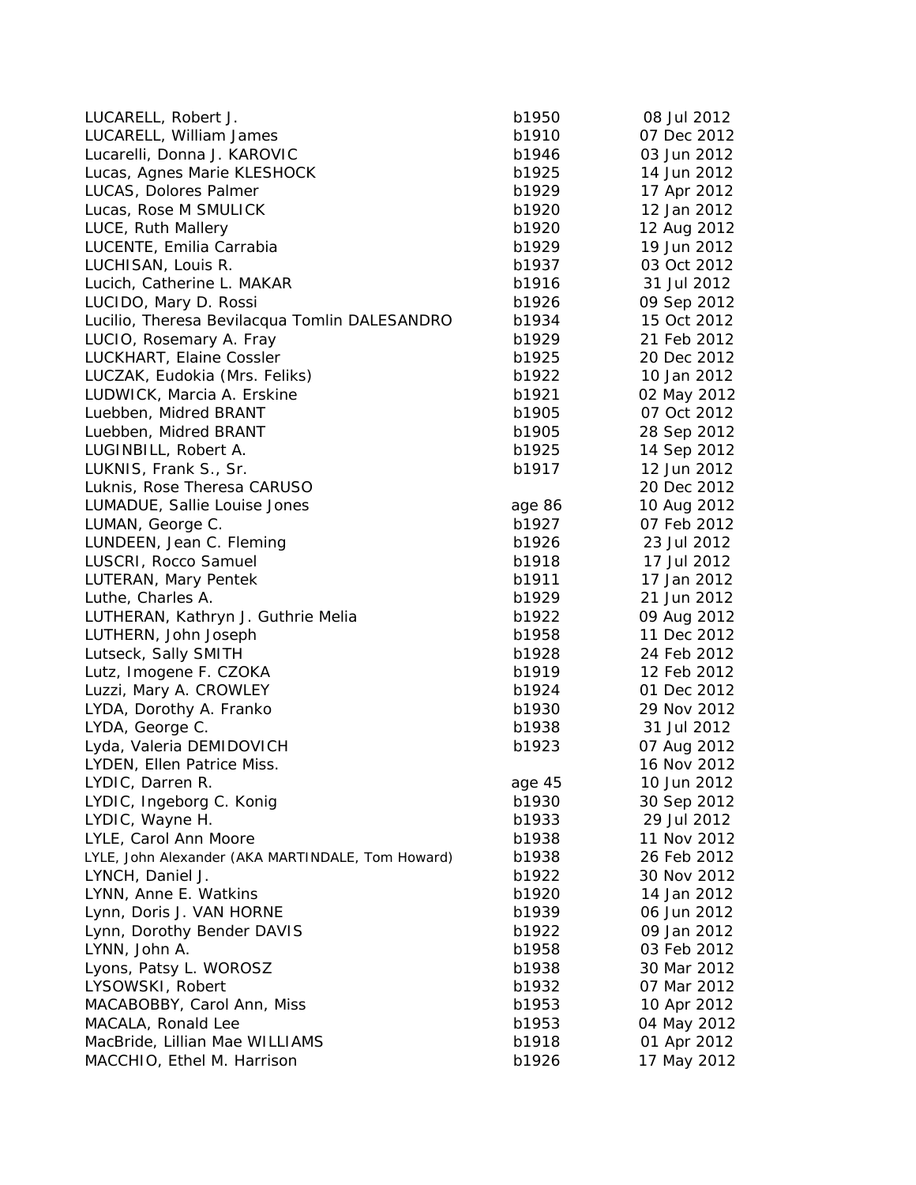| | | |
|---|---|---|
| LUCARELL, Robert J. | b1950 | 08 Jul 2012 |
| LUCARELL, William James | b1910 | 07 Dec 2012 |
| Lucarelli, Donna J. KAROVIC | b1946 | 03 Jun 2012 |
| Lucas, Agnes Marie KLESHOCK | b1925 | 14 Jun 2012 |
| LUCAS, Dolores Palmer | b1929 | 17 Apr 2012 |
| Lucas, Rose M SMULICK | b1920 | 12 Jan 2012 |
| LUCE, Ruth Mallery | b1920 | 12 Aug 2012 |
| LUCENTE, Emilia Carrabia | b1929 | 19 Jun 2012 |
| LUCHISAN, Louis R. | b1937 | 03 Oct 2012 |
| Lucich, Catherine L. MAKAR | b1916 | 31 Jul 2012 |
| LUCIDO, Mary D. Rossi | b1926 | 09 Sep 2012 |
| Lucilio, Theresa Bevilacqua Tomlin DALESANDRO | b1934 | 15 Oct 2012 |
| LUCIO, Rosemary A. Fray | b1929 | 21 Feb 2012 |
| LUCKHART, Elaine Cossler | b1925 | 20 Dec 2012 |
| LUCZAK, Eudokia (Mrs. Feliks) | b1922 | 10 Jan 2012 |
| LUDWICK, Marcia A. Erskine | b1921 | 02 May 2012 |
| Luebben, Midred BRANT | b1905 | 07 Oct 2012 |
| Luebben, Midred BRANT | b1905 | 28 Sep 2012 |
| LUGINBILL, Robert A. | b1925 | 14 Sep 2012 |
| LUKNIS, Frank S., Sr. | b1917 | 12 Jun 2012 |
| Luknis, Rose Theresa CARUSO | | 20 Dec 2012 |
| LUMADUE, Sallie Louise Jones | age 86 | 10 Aug 2012 |
| LUMAN, George C. | b1927 | 07 Feb 2012 |
| LUNDEEN, Jean C. Fleming | b1926 | 23 Jul 2012 |
| LUSCRI, Rocco Samuel | b1918 | 17 Jul 2012 |
| LUTERAN, Mary Pentek | b1911 | 17 Jan 2012 |
| Luthe, Charles A. | b1929 | 21 Jun 2012 |
| LUTHERAN, Kathryn J. Guthrie Melia | b1922 | 09 Aug 2012 |
| LUTHERN, John Joseph | b1958 | 11 Dec 2012 |
| Lutseck, Sally SMITH | b1928 | 24 Feb 2012 |
| Lutz, Imogene F. CZOKA | b1919 | 12 Feb 2012 |
| Luzzi, Mary A. CROWLEY | b1924 | 01 Dec 2012 |
| LYDA, Dorothy A. Franko | b1930 | 29 Nov 2012 |
| LYDA, George C. | b1938 | 31 Jul 2012 |
| Lyda, Valeria DEMIDOVICH | b1923 | 07 Aug 2012 |
| LYDEN, Ellen Patrice Miss. | | 16 Nov 2012 |
| LYDIC, Darren R. | age 45 | 10 Jun 2012 |
| LYDIC, Ingeborg C. Konig | b1930 | 30 Sep 2012 |
| LYDIC, Wayne H. | b1933 | 29 Jul 2012 |
| LYLE, Carol Ann Moore | b1938 | 11 Nov 2012 |
| LYLE, John Alexander (AKA MARTINDALE, Tom Howard) | b1938 | 26 Feb 2012 |
| LYNCH, Daniel J. | b1922 | 30 Nov 2012 |
| LYNN, Anne E. Watkins | b1920 | 14 Jan 2012 |
| Lynn, Doris J. VAN HORNE | b1939 | 06 Jun 2012 |
| Lynn, Dorothy Bender DAVIS | b1922 | 09 Jan 2012 |
| LYNN, John A. | b1958 | 03 Feb 2012 |
| Lyons, Patsy L. WOROSZ | b1938 | 30 Mar 2012 |
| LYSOWSKI, Robert | b1932 | 07 Mar 2012 |
| MACABOBBY, Carol Ann, Miss | b1953 | 10 Apr 2012 |
| MACALA, Ronald Lee | b1953 | 04 May 2012 |
| MacBride, Lillian Mae WILLIAMS | b1918 | 01 Apr 2012 |
| MACCHIO, Ethel M. Harrison | b1926 | 17 May 2012 |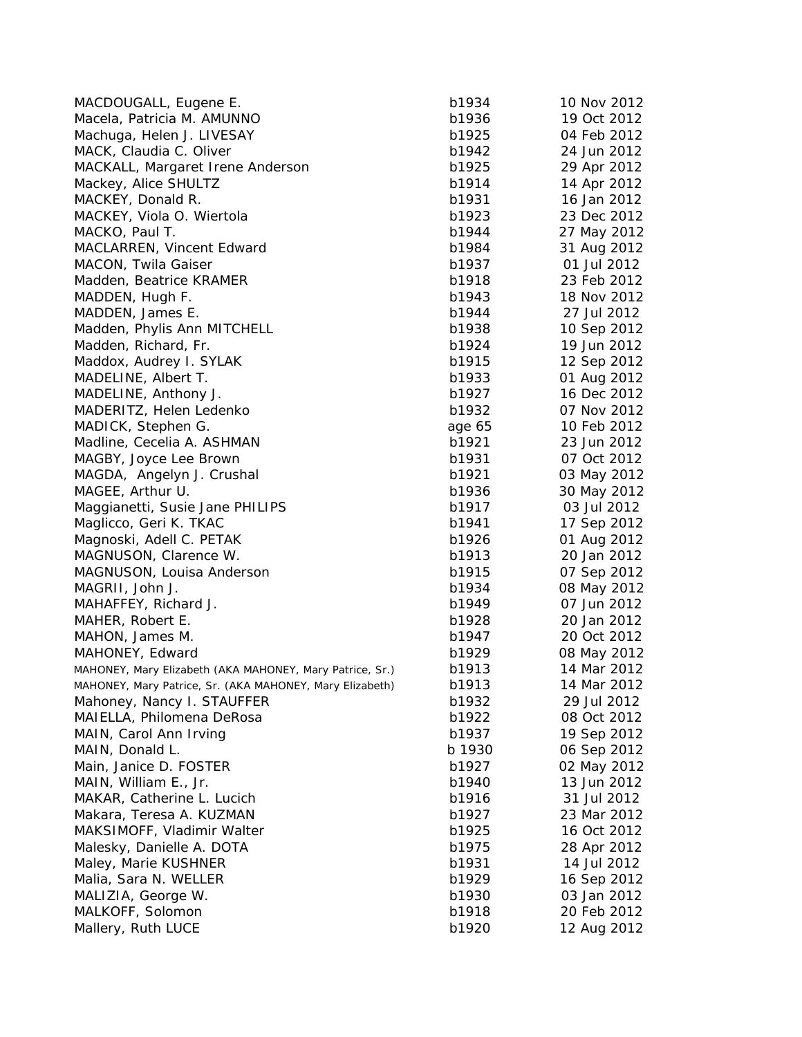| | | |
|---|---|---|
| MACDOUGALL, Eugene E. | b1934 | 10 Nov 2012 |
| Macela, Patricia M. AMUNNO | b1936 | 19 Oct 2012 |
| Machuga, Helen J. LIVESAY | b1925 | 04 Feb 2012 |
| MACK, Claudia C. Oliver | b1942 | 24 Jun 2012 |
| MACKALL, Margaret Irene Anderson | b1925 | 29 Apr 2012 |
| Mackey, Alice SHULTZ | b1914 | 14 Apr 2012 |
| MACKEY, Donald R. | b1931 | 16 Jan 2012 |
| MACKEY, Viola O. Wiertola | b1923 | 23 Dec 2012 |
| MACKO, Paul T. | b1944 | 27 May 2012 |
| MACLARREN, Vincent Edward | b1984 | 31 Aug 2012 |
| MACON, Twila Gaiser | b1937 | 01 Jul 2012 |
| Madden, Beatrice KRAMER | b1918 | 23 Feb 2012 |
| MADDEN, Hugh F. | b1943 | 18 Nov 2012 |
| MADDEN, James E. | b1944 | 27 Jul 2012 |
| Madden, Phylis Ann MITCHELL | b1938 | 10 Sep 2012 |
| Madden, Richard, Fr. | b1924 | 19 Jun 2012 |
| Maddox, Audrey I. SYLAK | b1915 | 12 Sep 2012 |
| MADELINE, Albert T. | b1933 | 01 Aug 2012 |
| MADELINE, Anthony J. | b1927 | 16 Dec 2012 |
| MADERITZ, Helen Ledenko | b1932 | 07 Nov 2012 |
| MADICK, Stephen G. | age 65 | 10 Feb 2012 |
| Madline, Cecelia A. ASHMAN | b1921 | 23 Jun 2012 |
| MAGBY, Joyce Lee Brown | b1931 | 07 Oct 2012 |
| MAGDA, Angelyn J. Crushal | b1921 | 03 May 2012 |
| MAGEE, Arthur U. | b1936 | 30 May 2012 |
| Maggianetti, Susie Jane PHILIPS | b1917 | 03 Jul 2012 |
| Maglicco, Geri K. TKAC | b1941 | 17 Sep 2012 |
| Magnoski, Adell C. PETAK | b1926 | 01 Aug 2012 |
| MAGNUSON, Clarence W. | b1913 | 20 Jan 2012 |
| MAGNUSON, Louisa Anderson | b1915 | 07 Sep 2012 |
| MAGRII, John J. | b1934 | 08 May 2012 |
| MAHAFFEY, Richard J. | b1949 | 07 Jun 2012 |
| MAHER, Robert E. | b1928 | 20 Jan 2012 |
| MAHON, James M. | b1947 | 20 Oct 2012 |
| MAHONEY, Edward | b1929 | 08 May 2012 |
| MAHONEY, Mary Elizabeth (AKA MAHONEY, Mary Patrice, Sr.) | b1913 | 14 Mar 2012 |
| MAHONEY, Mary Patrice, Sr. (AKA MAHONEY, Mary Elizabeth) | b1913 | 14 Mar 2012 |
| Mahoney, Nancy I. STAUFFER | b1932 | 29 Jul 2012 |
| MAIELLA, Philomena DeRosa | b1922 | 08 Oct 2012 |
| MAIN, Carol Ann Irving | b1937 | 19 Sep 2012 |
| MAIN, Donald L. | b 1930 | 06 Sep 2012 |
| Main, Janice D. FOSTER | b1927 | 02 May 2012 |
| MAIN, William E., Jr. | b1940 | 13 Jun 2012 |
| MAKAR, Catherine L. Lucich | b1916 | 31 Jul 2012 |
| Makara, Teresa A. KUZMAN | b1927 | 23 Mar 2012 |
| MAKSIMOFF, Vladimir Walter | b1925 | 16 Oct 2012 |
| Malesky, Danielle A. DOTA | b1975 | 28 Apr 2012 |
| Maley, Marie KUSHNER | b1931 | 14 Jul 2012 |
| Malia, Sara N. WELLER | b1929 | 16 Sep 2012 |
| MALIZIA, George W. | b1930 | 03 Jan 2012 |
| MALKOFF, Solomon | b1918 | 20 Feb 2012 |
| Mallery, Ruth LUCE | b1920 | 12 Aug 2012 |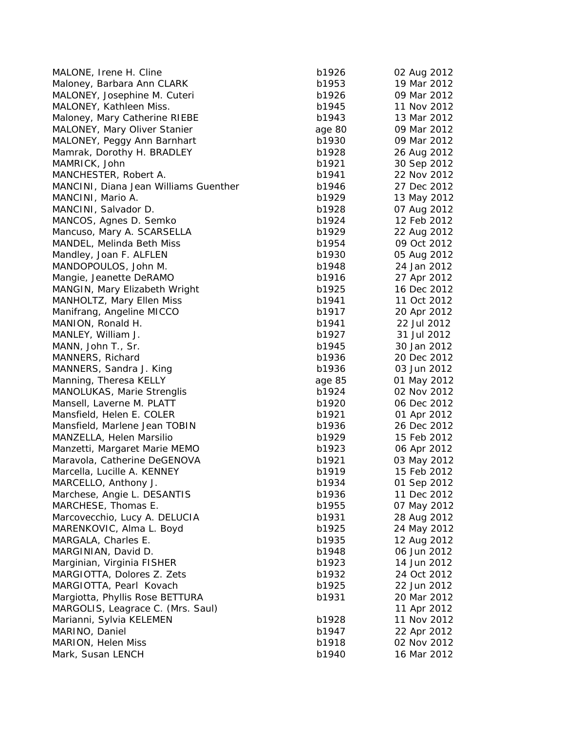| | | |
|---|---|---|
| MALONE, Irene H. Cline | b1926 | 02 Aug 2012 |
| Maloney, Barbara Ann CLARK | b1953 | 19 Mar 2012 |
| MALONEY, Josephine M. Cuteri | b1926 | 09 Mar 2012 |
| MALONEY, Kathleen Miss. | b1945 | 11 Nov 2012 |
| Maloney, Mary Catherine RIEBE | b1943 | 13 Mar 2012 |
| MALONEY, Mary Oliver Stanier | age 80 | 09 Mar 2012 |
| MALONEY, Peggy Ann Barnhart | b1930 | 09 Mar 2012 |
| Mamrak, Dorothy H. BRADLEY | b1928 | 26 Aug 2012 |
| MAMRICK, John | b1921 | 30 Sep 2012 |
| MANCHESTER, Robert A. | b1941 | 22 Nov 2012 |
| MANCINI, Diana Jean Williams Guenther | b1946 | 27 Dec 2012 |
| MANCINI, Mario A. | b1929 | 13 May 2012 |
| MANCINI, Salvador D. | b1928 | 07 Aug 2012 |
| MANCOS, Agnes D. Semko | b1924 | 12 Feb 2012 |
| Mancuso, Mary A. SCARSELLA | b1929 | 22 Aug 2012 |
| MANDEL, Melinda Beth Miss | b1954 | 09 Oct 2012 |
| Mandley, Joan F. ALFLEN | b1930 | 05 Aug 2012 |
| MANDOPOULOS, John M. | b1948 | 24 Jan 2012 |
| Mangie, Jeanette DeRAMO | b1916 | 27 Apr 2012 |
| MANGIN, Mary Elizabeth Wright | b1925 | 16 Dec 2012 |
| MANHOLTZ, Mary Ellen Miss | b1941 | 11 Oct 2012 |
| Manifrang, Angeline MICCO | b1917 | 20 Apr 2012 |
| MANION, Ronald H. | b1941 | 22 Jul 2012 |
| MANLEY, William J. | b1927 | 31 Jul 2012 |
| MANN, John T., Sr. | b1945 | 30 Jan 2012 |
| MANNERS, Richard | b1936 | 20 Dec 2012 |
| MANNERS, Sandra J. King | b1936 | 03 Jun 2012 |
| Manning, Theresa KELLY | age 85 | 01 May 2012 |
| MANOLUKAS, Marie Strenglis | b1924 | 02 Nov 2012 |
| Mansell, Laverne M. PLATT | b1920 | 06 Dec 2012 |
| Mansfield, Helen E. COLER | b1921 | 01 Apr 2012 |
| Mansfield, Marlene Jean TOBIN | b1936 | 26 Dec 2012 |
| MANZELLA, Helen Marsilio | b1929 | 15 Feb 2012 |
| Manzetti, Margaret Marie MEMO | b1923 | 06 Apr 2012 |
| Maravola, Catherine DeGENOVA | b1921 | 03 May 2012 |
| Marcella, Lucille A. KENNEY | b1919 | 15 Feb 2012 |
| MARCELLO, Anthony J. | b1934 | 01 Sep 2012 |
| Marchese, Angie L. DESANTIS | b1936 | 11 Dec 2012 |
| MARCHESE, Thomas E. | b1955 | 07 May 2012 |
| Marcovecchio, Lucy A. DELUCIA | b1931 | 28 Aug 2012 |
| MARENKOVIC, Alma L. Boyd | b1925 | 24 May 2012 |
| MARGALA, Charles E. | b1935 | 12 Aug 2012 |
| MARGINIAN, David D. | b1948 | 06 Jun 2012 |
| Marginian, Virginia FISHER | b1923 | 14 Jun 2012 |
| MARGIOTTA, Dolores Z. Zets | b1932 | 24 Oct 2012 |
| MARGIOTTA, Pearl Kovach | b1925 | 22 Jun 2012 |
| Margiotta, Phyllis Rose BETTURA | b1931 | 20 Mar 2012 |
| MARGOLIS, Leagrace C. (Mrs. Saul) | | 11 Apr 2012 |
| Marianni, Sylvia KELEMEN | b1928 | 11 Nov 2012 |
| MARINO, Daniel | b1947 | 22 Apr 2012 |
| MARION, Helen Miss | b1918 | 02 Nov 2012 |
| Mark, Susan LENCH | b1940 | 16 Mar 2012 |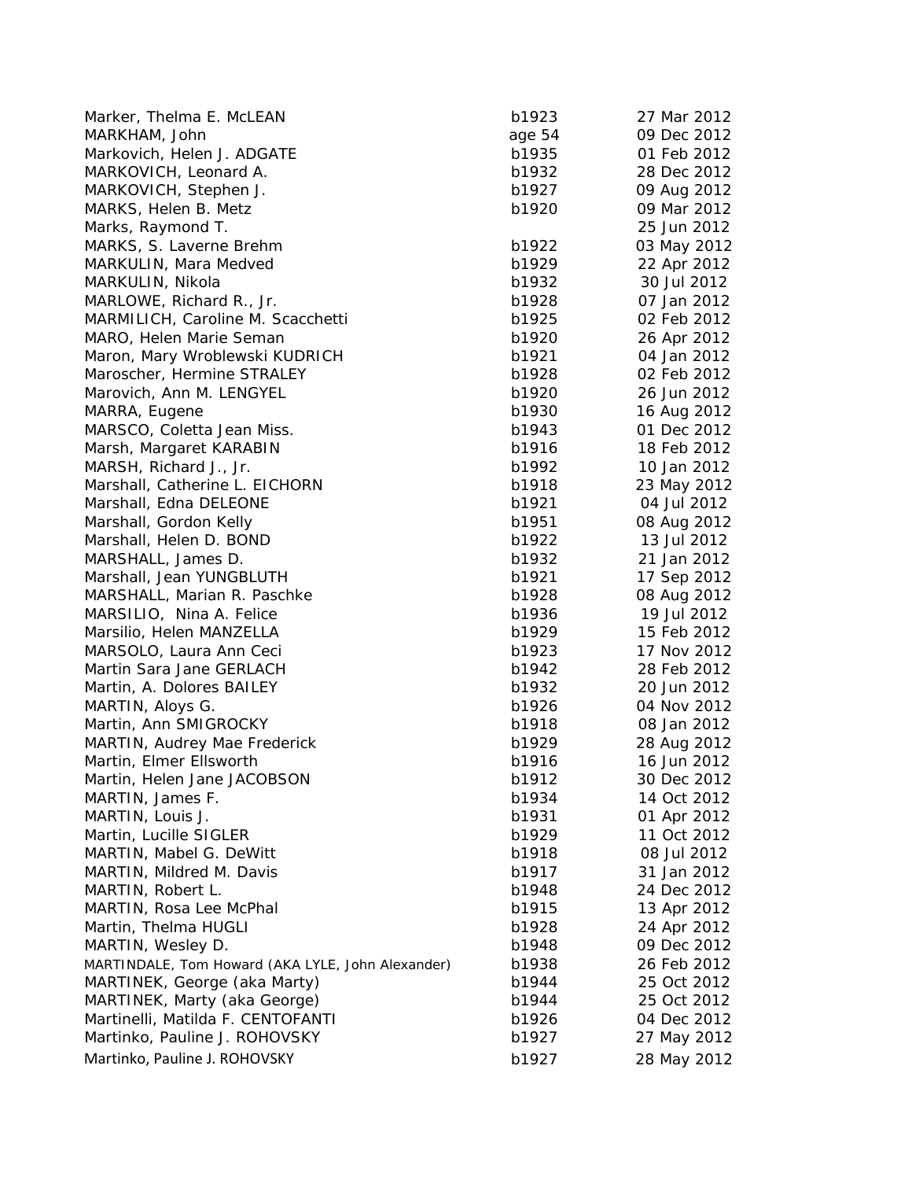| | | |
|---|---|---|
| Marker, Thelma E. McLEAN | b1923 | 27 Mar 2012 |
| MARKHAM, John | age 54 | 09 Dec 2012 |
| Markovich, Helen J. ADGATE | b1935 | 01 Feb 2012 |
| MARKOVICH, Leonard A. | b1932 | 28 Dec 2012 |
| MARKOVICH, Stephen J. | b1927 | 09 Aug 2012 |
| MARKS, Helen B. Metz | b1920 | 09 Mar 2012 |
| Marks, Raymond T. | | 25 Jun 2012 |
| MARKS, S. Laverne Brehm | b1922 | 03 May 2012 |
| MARKULIN, Mara Medved | b1929 | 22 Apr 2012 |
| MARKULIN, Nikola | b1932 | 30 Jul 2012 |
| MARLOWE, Richard R., Jr. | b1928 | 07 Jan 2012 |
| MARMILICH, Caroline M. Scacchetti | b1925 | 02 Feb 2012 |
| MARO, Helen Marie Seman | b1920 | 26 Apr 2012 |
| Maron, Mary Wroblewski KUDRICH | b1921 | 04 Jan 2012 |
| Maroscher, Hermine STRALEY | b1928 | 02 Feb 2012 |
| Marovich, Ann M. LENGYEL | b1920 | 26 Jun 2012 |
| MARRA, Eugene | b1930 | 16 Aug 2012 |
| MARSCO, Coletta Jean Miss. | b1943 | 01 Dec 2012 |
| Marsh, Margaret KARABIN | b1916 | 18 Feb 2012 |
| MARSH, Richard J., Jr. | b1992 | 10 Jan 2012 |
| Marshall, Catherine L. EICHORN | b1918 | 23 May 2012 |
| Marshall, Edna DELEONE | b1921 | 04 Jul 2012 |
| Marshall, Gordon Kelly | b1951 | 08 Aug 2012 |
| Marshall, Helen D. BOND | b1922 | 13 Jul 2012 |
| MARSHALL, James D. | b1932 | 21 Jan 2012 |
| Marshall, Jean YUNGBLUTH | b1921 | 17 Sep 2012 |
| MARSHALL, Marian R. Paschke | b1928 | 08 Aug 2012 |
| MARSILIO, Nina A. Felice | b1936 | 19 Jul 2012 |
| Marsilio, Helen MANZELLA | b1929 | 15 Feb 2012 |
| MARSOLO, Laura Ann Ceci | b1923 | 17 Nov 2012 |
| Martin Sara Jane GERLACH | b1942 | 28 Feb 2012 |
| Martin, A. Dolores BAILEY | b1932 | 20 Jun 2012 |
| MARTIN, Aloys G. | b1926 | 04 Nov 2012 |
| Martin, Ann SMIGROCKY | b1918 | 08 Jan 2012 |
| MARTIN, Audrey Mae Frederick | b1929 | 28 Aug 2012 |
| Martin, Elmer Ellsworth | b1916 | 16 Jun 2012 |
| Martin, Helen Jane JACOBSON | b1912 | 30 Dec 2012 |
| MARTIN, James F. | b1934 | 14 Oct 2012 |
| MARTIN, Louis J. | b1931 | 01 Apr 2012 |
| Martin, Lucille SIGLER | b1929 | 11 Oct 2012 |
| MARTIN, Mabel G. DeWitt | b1918 | 08 Jul 2012 |
| MARTIN, Mildred M. Davis | b1917 | 31 Jan 2012 |
| MARTIN, Robert L. | b1948 | 24 Dec 2012 |
| MARTIN, Rosa Lee McPhal | b1915 | 13 Apr 2012 |
| Martin, Thelma HUGLI | b1928 | 24 Apr 2012 |
| MARTIN, Wesley D. | b1948 | 09 Dec 2012 |
| MARTINDALE, Tom Howard (AKA LYLE, John Alexander) | b1938 | 26 Feb 2012 |
| MARTINEK, George (aka Marty) | b1944 | 25 Oct 2012 |
| MARTINEK, Marty (aka George) | b1944 | 25 Oct 2012 |
| Martinelli, Matilda F. CENTOFANTI | b1926 | 04 Dec 2012 |
| Martinko, Pauline J. ROHOVSKY | b1927 | 27 May 2012 |
| Martinko, Pauline J. ROHOVSKY | b1927 | 28 May 2012 |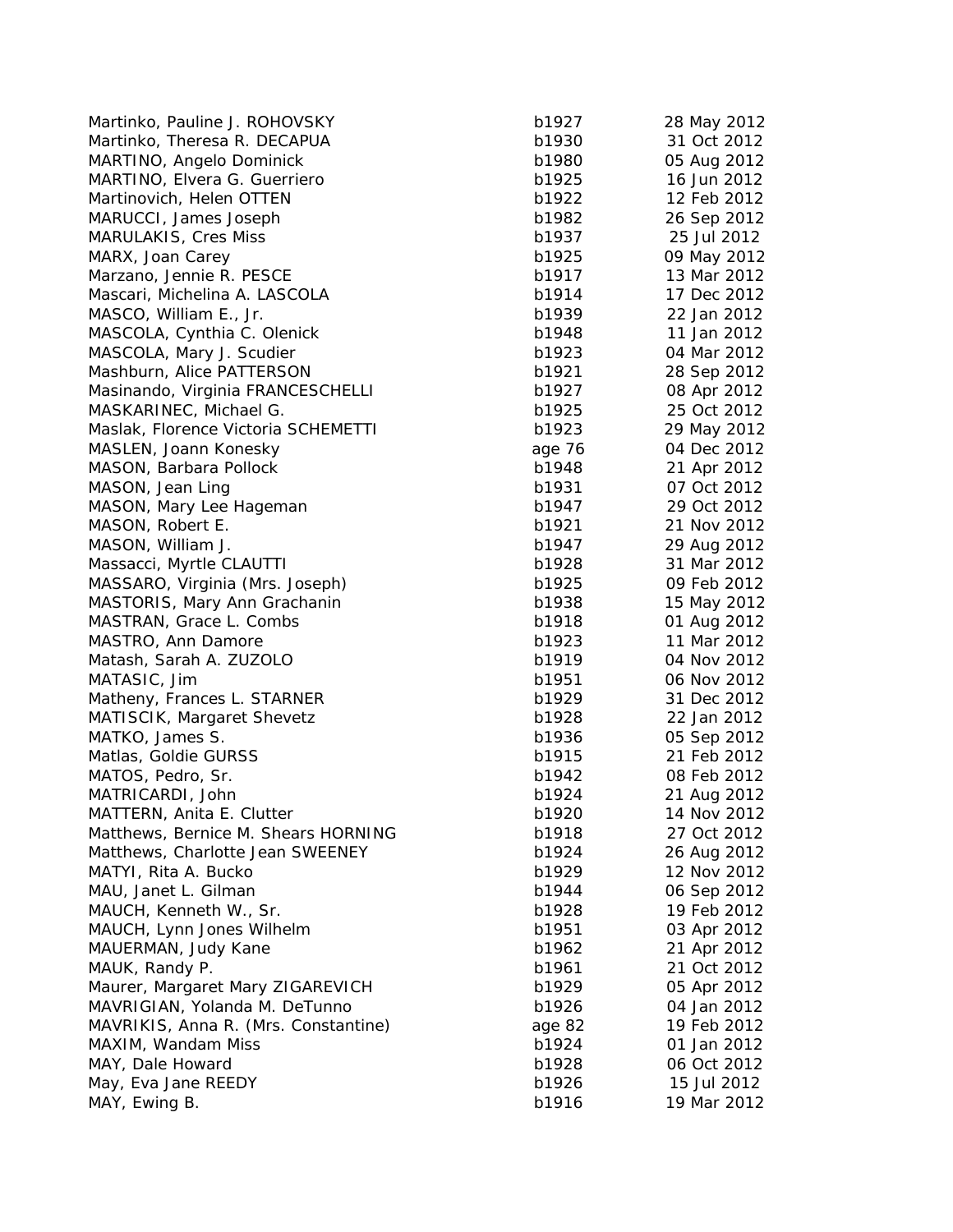| | | |
|---|---|---|
| Martinko, Pauline J. ROHOVSKY | b1927 | 28 May 2012 |
| Martinko, Theresa R. DECAPUA | b1930 | 31 Oct 2012 |
| MARTINO, Angelo Dominick | b1980 | 05 Aug 2012 |
| MARTINO, Elvera G. Guerriero | b1925 | 16 Jun 2012 |
| Martinovich, Helen OTTEN | b1922 | 12 Feb 2012 |
| MARUCCI, James Joseph | b1982 | 26 Sep 2012 |
| MARULAKIS, Cres Miss | b1937 | 25 Jul 2012 |
| MARX, Joan Carey | b1925 | 09 May 2012 |
| Marzano, Jennie R. PESCE | b1917 | 13 Mar 2012 |
| Mascari, Michelina A. LASCOLA | b1914 | 17 Dec 2012 |
| MASCO, William E., Jr. | b1939 | 22 Jan 2012 |
| MASCOLA, Cynthia C. Olenick | b1948 | 11 Jan 2012 |
| MASCOLA, Mary J. Scudier | b1923 | 04 Mar 2012 |
| Mashburn, Alice PATTERSON | b1921 | 28 Sep 2012 |
| Masinando, Virginia FRANCESCHELLI | b1927 | 08 Apr 2012 |
| MASKARINEC, Michael G. | b1925 | 25 Oct 2012 |
| Maslak, Florence Victoria SCHEMETTI | b1923 | 29 May 2012 |
| MASLEN, Joann Konesky | age 76 | 04 Dec 2012 |
| MASON, Barbara Pollock | b1948 | 21 Apr 2012 |
| MASON, Jean Ling | b1931 | 07 Oct 2012 |
| MASON, Mary Lee Hageman | b1947 | 29 Oct 2012 |
| MASON, Robert E. | b1921 | 21 Nov 2012 |
| MASON, William J. | b1947 | 29 Aug 2012 |
| Massacci, Myrtle CLAUTTI | b1928 | 31 Mar 2012 |
| MASSARO, Virginia (Mrs. Joseph) | b1925 | 09 Feb 2012 |
| MASTORIS, Mary Ann Grachanin | b1938 | 15 May 2012 |
| MASTRAN, Grace L. Combs | b1918 | 01 Aug 2012 |
| MASTRO, Ann Damore | b1923 | 11 Mar 2012 |
| Matash, Sarah A. ZUZOLO | b1919 | 04 Nov 2012 |
| MATASIC, Jim | b1951 | 06 Nov 2012 |
| Matheny, Frances L. STARNER | b1929 | 31 Dec 2012 |
| MATISCIK, Margaret Shevetz | b1928 | 22 Jan 2012 |
| MATKO, James S. | b1936 | 05 Sep 2012 |
| Matlas, Goldie GURSS | b1915 | 21 Feb 2012 |
| MATOS, Pedro, Sr. | b1942 | 08 Feb 2012 |
| MATRICARDI, John | b1924 | 21 Aug 2012 |
| MATTERN, Anita E. Clutter | b1920 | 14 Nov 2012 |
| Matthews, Bernice M. Shears HORNING | b1918 | 27 Oct 2012 |
| Matthews, Charlotte Jean SWEENEY | b1924 | 26 Aug 2012 |
| MATYI, Rita A. Bucko | b1929 | 12 Nov 2012 |
| MAU, Janet L. Gilman | b1944 | 06 Sep 2012 |
| MAUCH, Kenneth W., Sr. | b1928 | 19 Feb 2012 |
| MAUCH, Lynn Jones Wilhelm | b1951 | 03 Apr 2012 |
| MAUERMAN, Judy Kane | b1962 | 21 Apr 2012 |
| MAUK, Randy P. | b1961 | 21 Oct 2012 |
| Maurer, Margaret Mary ZIGAREVICH | b1929 | 05 Apr 2012 |
| MAVRIGIAN, Yolanda M. DeTunno | b1926 | 04 Jan 2012 |
| MAVRIKIS, Anna R. (Mrs. Constantine) | age 82 | 19 Feb 2012 |
| MAXIM, Wandam Miss | b1924 | 01 Jan 2012 |
| MAY, Dale Howard | b1928 | 06 Oct 2012 |
| May, Eva Jane REEDY | b1926 | 15 Jul 2012 |
| MAY, Ewing B. | b1916 | 19 Mar 2012 |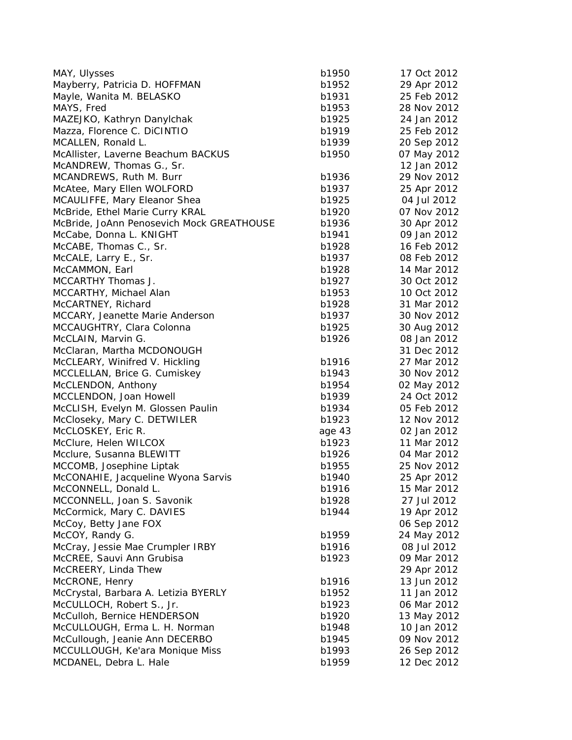| | | |
|---|---|---|
| MAY, Ulysses | b1950 | 17 Oct 2012 |
| Mayberry, Patricia D. HOFFMAN | b1952 | 29 Apr 2012 |
| Mayle, Wanita M. BELASKO | b1931 | 25 Feb 2012 |
| MAYS, Fred | b1953 | 28 Nov 2012 |
| MAZEJKO, Kathryn Danylchak | b1925 | 24 Jan 2012 |
| Mazza, Florence C. DiCINTIO | b1919 | 25 Feb 2012 |
| MCALLEN, Ronald L. | b1939 | 20 Sep 2012 |
| McAllister, Laverne Beachum BACKUS | b1950 | 07 May 2012 |
| McANDREW, Thomas G., Sr. | | 12 Jan 2012 |
| MCANDREWS, Ruth M. Burr | b1936 | 29 Nov 2012 |
| McAtee, Mary Ellen WOLFORD | b1937 | 25 Apr 2012 |
| MCAULIFFE, Mary Eleanor Shea | b1925 | 04 Jul 2012 |
| McBride, Ethel Marie Curry KRAL | b1920 | 07 Nov 2012 |
| McBride, JoAnn Penosevich Mock GREATHOUSE | b1936 | 30 Apr 2012 |
| McCabe, Donna L. KNIGHT | b1941 | 09 Jan 2012 |
| McCABE, Thomas C., Sr. | b1928 | 16 Feb 2012 |
| McCALE, Larry E., Sr. | b1937 | 08 Feb 2012 |
| McCAMMON, Earl | b1928 | 14 Mar 2012 |
| MCCARTHY Thomas J. | b1927 | 30 Oct 2012 |
| MCCARTHY, Michael Alan | b1953 | 10 Oct 2012 |
| McCARTNEY, Richard | b1928 | 31 Mar 2012 |
| MCCARY, Jeanette Marie Anderson | b1937 | 30 Nov 2012 |
| MCCAUGHTRY, Clara Colonna | b1925 | 30 Aug 2012 |
| McCLAIN, Marvin G. | b1926 | 08 Jan 2012 |
| McClaran, Martha MCDONOUGH | | 31 Dec 2012 |
| McCLEARY, Winifred V. Hickling | b1916 | 27 Mar 2012 |
| MCCLELLAN, Brice G. Cumiskey | b1943 | 30 Nov 2012 |
| McCLENDON, Anthony | b1954 | 02 May 2012 |
| MCCLENDON, Joan Howell | b1939 | 24 Oct 2012 |
| McCLISH, Evelyn M. Glossen Paulin | b1934 | 05 Feb 2012 |
| McCloseky, Mary C. DETWILER | b1923 | 12 Nov 2012 |
| McCLOSKEY, Eric R. | age 43 | 02 Jan 2012 |
| McClure, Helen WILCOX | b1923 | 11 Mar 2012 |
| Mcclure, Susanna BLEWITT | b1926 | 04 Mar 2012 |
| MCCOMB, Josephine Liptak | b1955 | 25 Nov 2012 |
| McCONAHIE, Jacqueline Wyona Sarvis | b1940 | 25 Apr 2012 |
| McCONNELL, Donald L. | b1916 | 15 Mar 2012 |
| MCCONNELL, Joan S. Savonik | b1928 | 27 Jul 2012 |
| McCormick, Mary C. DAVIES | b1944 | 19 Apr 2012 |
| McCoy, Betty Jane FOX | | 06 Sep 2012 |
| McCOY, Randy G. | b1959 | 24 May 2012 |
| McCray, Jessie Mae Crumpler IRBY | b1916 | 08 Jul 2012 |
| McCREE, Sauvi Ann Grubisa | b1923 | 09 Mar 2012 |
| McCREERY, Linda Thew | | 29 Apr 2012 |
| McCRONE, Henry | b1916 | 13 Jun 2012 |
| McCrystal, Barbara A. Letizia BYERLY | b1952 | 11 Jan 2012 |
| McCULLOCH, Robert S., Jr. | b1923 | 06 Mar 2012 |
| McCulloh, Bernice HENDERSON | b1920 | 13 May 2012 |
| McCULLOUGH, Erma L. H. Norman | b1948 | 10 Jan 2012 |
| McCullough, Jeanie Ann DECERBO | b1945 | 09 Nov 2012 |
| MCCULLOUGH, Ke'ara Monique Miss | b1993 | 26 Sep 2012 |
| MCDANEL, Debra L. Hale | b1959 | 12 Dec 2012 |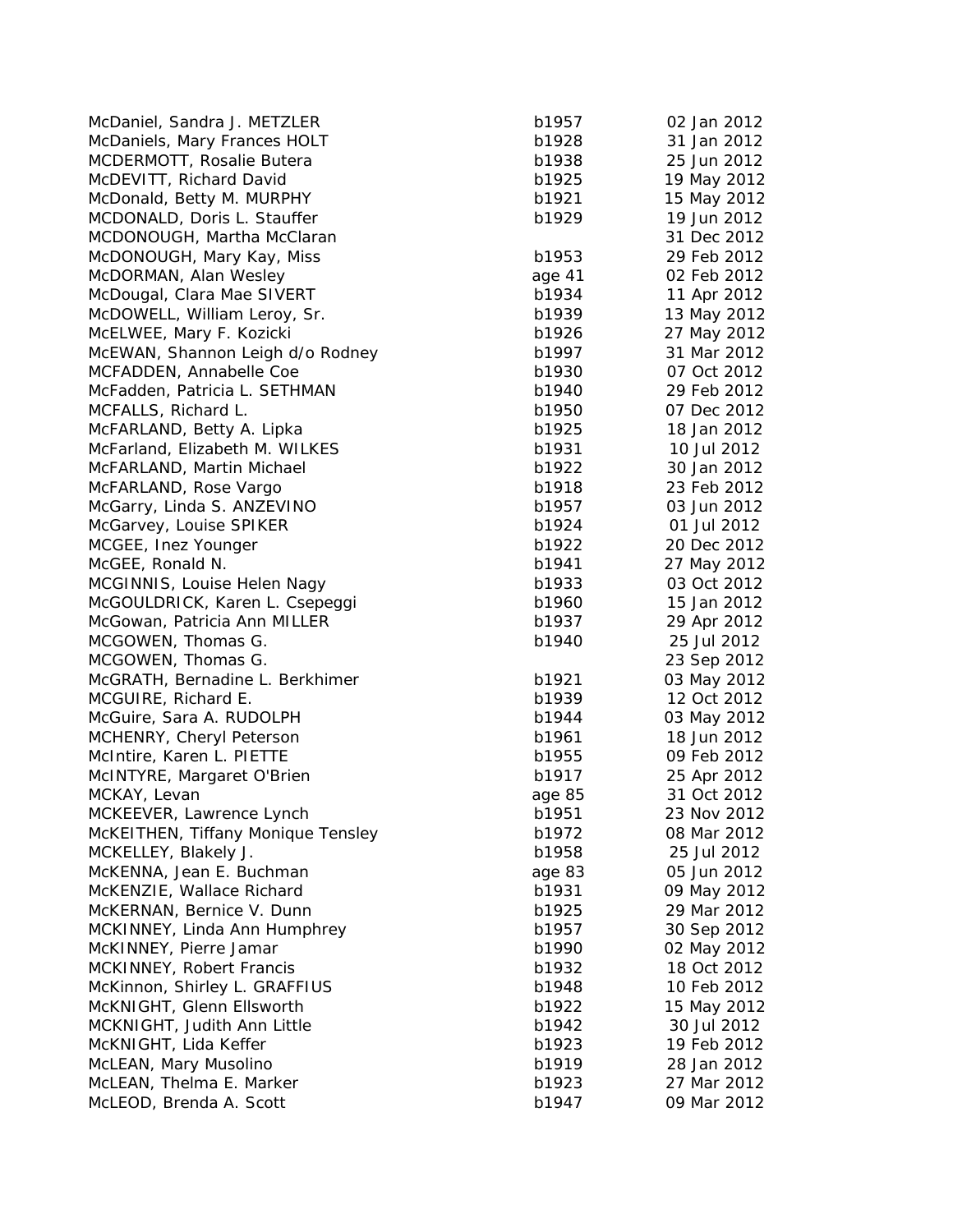| | | |
|---|---|---|
| McDaniel, Sandra J. METZLER | b1957 | 02 Jan 2012 |
| McDaniels, Mary Frances HOLT | b1928 | 31 Jan 2012 |
| MCDERMOTT, Rosalie Butera | b1938 | 25 Jun 2012 |
| McDEVITT, Richard David | b1925 | 19 May 2012 |
| McDonald, Betty M. MURPHY | b1921 | 15 May 2012 |
| MCDONALD, Doris L. Stauffer | b1929 | 19 Jun 2012 |
| MCDONOUGH, Martha McClaran | | 31 Dec 2012 |
| McDONOUGH, Mary Kay, Miss | b1953 | 29 Feb 2012 |
| McDORMAN, Alan Wesley | age 41 | 02 Feb 2012 |
| McDougal, Clara Mae SIVERT | b1934 | 11 Apr 2012 |
| McDOWELL, William Leroy, Sr. | b1939 | 13 May 2012 |
| McELWEE, Mary F. Kozicki | b1926 | 27 May 2012 |
| McEWAN, Shannon Leigh d/o Rodney | b1997 | 31 Mar 2012 |
| MCFADDEN, Annabelle Coe | b1930 | 07 Oct 2012 |
| McFadden, Patricia L. SETHMAN | b1940 | 29 Feb 2012 |
| MCFALLS, Richard L. | b1950 | 07 Dec 2012 |
| McFARLAND, Betty A. Lipka | b1925 | 18 Jan 2012 |
| McFarland, Elizabeth M. WILKES | b1931 | 10 Jul 2012 |
| McFARLAND, Martin Michael | b1922 | 30 Jan 2012 |
| McFARLAND, Rose Vargo | b1918 | 23 Feb 2012 |
| McGarry, Linda S. ANZEVINO | b1957 | 03 Jun 2012 |
| McGarvey, Louise SPIKER | b1924 | 01 Jul 2012 |
| MCGEE, Inez Younger | b1922 | 20 Dec 2012 |
| McGEE, Ronald N. | b1941 | 27 May 2012 |
| MCGINNIS, Louise Helen Nagy | b1933 | 03 Oct 2012 |
| McGOULDRICK, Karen L. Csepeggi | b1960 | 15 Jan 2012 |
| McGowan, Patricia Ann MILLER | b1937 | 29 Apr 2012 |
| MCGOWEN, Thomas G. | b1940 | 25 Jul 2012 |
| MCGOWEN, Thomas G. | | 23 Sep 2012 |
| McGRATH, Bernadine L. Berkhimer | b1921 | 03 May 2012 |
| MCGUIRE, Richard E. | b1939 | 12 Oct 2012 |
| McGuire, Sara A. RUDOLPH | b1944 | 03 May 2012 |
| MCHENRY, Cheryl Peterson | b1961 | 18 Jun 2012 |
| McIntire, Karen L. PIETTE | b1955 | 09 Feb 2012 |
| McINTYRE, Margaret O'Brien | b1917 | 25 Apr 2012 |
| MCKAY, Levan | age 85 | 31 Oct 2012 |
| MCKEEVER, Lawrence Lynch | b1951 | 23 Nov 2012 |
| McKEITHEN, Tiffany Monique Tensley | b1972 | 08 Mar 2012 |
| MCKELLEY, Blakely J. | b1958 | 25 Jul 2012 |
| McKENNA, Jean E. Buchman | age 83 | 05 Jun 2012 |
| McKENZIE, Wallace Richard | b1931 | 09 May 2012 |
| McKERNAN, Bernice V. Dunn | b1925 | 29 Mar 2012 |
| MCKINNEY, Linda Ann Humphrey | b1957 | 30 Sep 2012 |
| McKINNEY, Pierre Jamar | b1990 | 02 May 2012 |
| MCKINNEY, Robert Francis | b1932 | 18 Oct 2012 |
| McKinnon, Shirley L. GRAFFIUS | b1948 | 10 Feb 2012 |
| McKNIGHT, Glenn Ellsworth | b1922 | 15 May 2012 |
| MCKNIGHT, Judith Ann Little | b1942 | 30 Jul 2012 |
| McKNIGHT, Lida Keffer | b1923 | 19 Feb 2012 |
| McLEAN, Mary Musolino | b1919 | 28 Jan 2012 |
| McLEAN, Thelma E. Marker | b1923 | 27 Mar 2012 |
| McLEOD, Brenda A. Scott | b1947 | 09 Mar 2012 |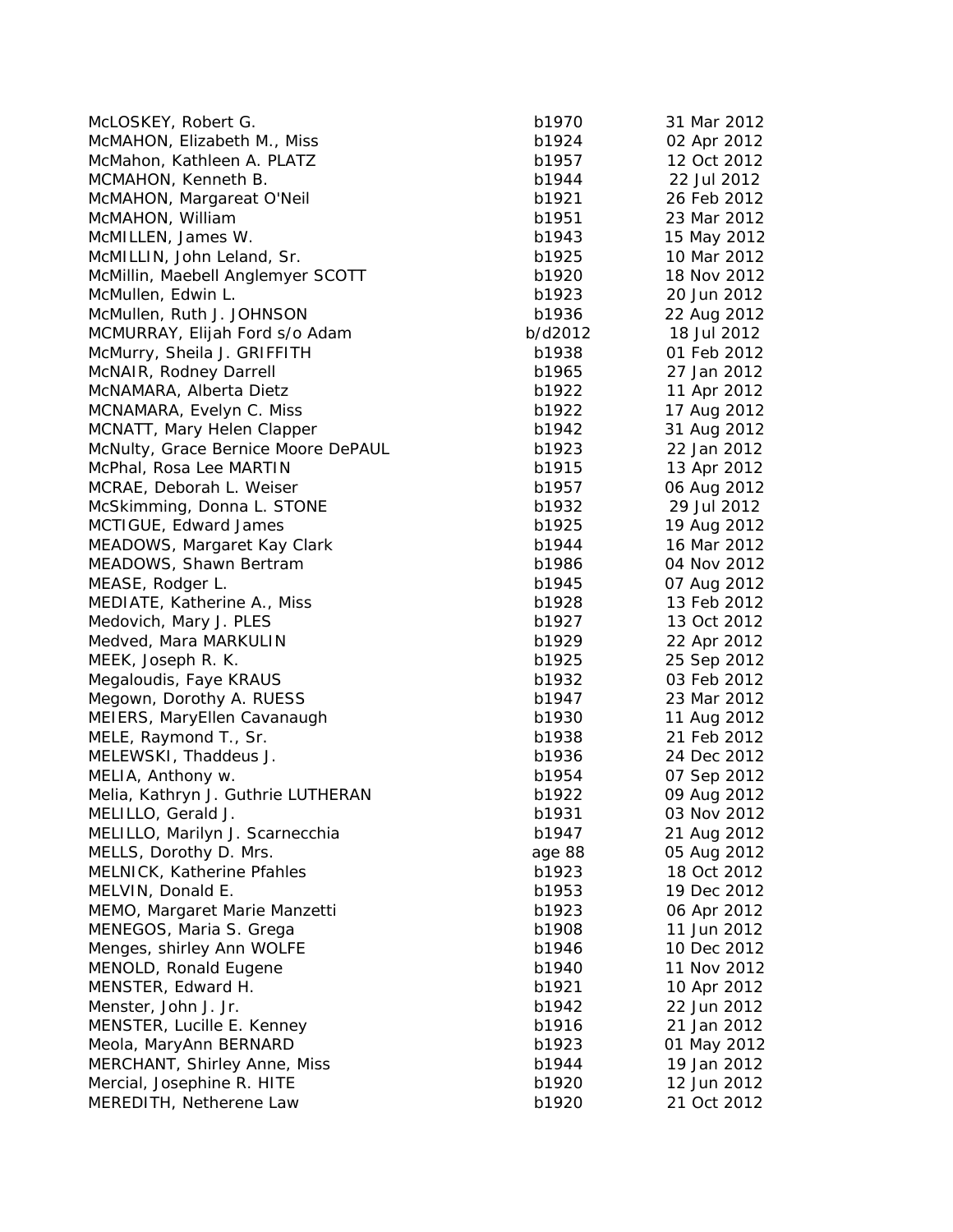| | | |
|---|---|---|
| McLOSKEY, Robert G. | b1970 | 31 Mar 2012 |
| McMAHON, Elizabeth M., Miss | b1924 | 02 Apr 2012 |
| McMahon, Kathleen A. PLATZ | b1957 | 12 Oct 2012 |
| MCMAHON, Kenneth B. | b1944 | 22 Jul 2012 |
| McMAHON, Margareat O'Neil | b1921 | 26 Feb 2012 |
| McMAHON, William | b1951 | 23 Mar 2012 |
| McMILLEN, James W. | b1943 | 15 May 2012 |
| McMILLIN, John Leland, Sr. | b1925 | 10 Mar 2012 |
| McMillin, Maebell Anglemyer SCOTT | b1920 | 18 Nov 2012 |
| McMullen, Edwin L. | b1923 | 20 Jun 2012 |
| McMullen, Ruth J. JOHNSON | b1936 | 22 Aug 2012 |
| MCMURRAY, Elijah Ford s/o Adam | b/d2012 | 18 Jul 2012 |
| McMurry, Sheila J. GRIFFITH | b1938 | 01 Feb 2012 |
| McNAIR, Rodney Darrell | b1965 | 27 Jan 2012 |
| McNAMARA, Alberta Dietz | b1922 | 11 Apr 2012 |
| MCNAMARA, Evelyn C. Miss | b1922 | 17 Aug 2012 |
| MCNATT, Mary Helen Clapper | b1942 | 31 Aug 2012 |
| McNulty, Grace Bernice Moore DePAUL | b1923 | 22 Jan 2012 |
| McPhal, Rosa Lee MARTIN | b1915 | 13 Apr 2012 |
| MCRAE, Deborah L. Weiser | b1957 | 06 Aug 2012 |
| McSkimming, Donna L. STONE | b1932 | 29 Jul 2012 |
| MCTIGUE, Edward James | b1925 | 19 Aug 2012 |
| MEADOWS, Margaret Kay Clark | b1944 | 16 Mar 2012 |
| MEADOWS, Shawn Bertram | b1986 | 04 Nov 2012 |
| MEASE, Rodger L. | b1945 | 07 Aug 2012 |
| MEDIATE, Katherine A., Miss | b1928 | 13 Feb 2012 |
| Medovich, Mary J. PLES | b1927 | 13 Oct 2012 |
| Medved, Mara MARKULIN | b1929 | 22 Apr 2012 |
| MEEK, Joseph R. K. | b1925 | 25 Sep 2012 |
| Megaloudis, Faye KRAUS | b1932 | 03 Feb 2012 |
| Megown, Dorothy A. RUESS | b1947 | 23 Mar 2012 |
| MEIERS, MaryEllen Cavanaugh | b1930 | 11 Aug 2012 |
| MELE, Raymond T., Sr. | b1938 | 21 Feb 2012 |
| MELEWSKI, Thaddeus J. | b1936 | 24 Dec 2012 |
| MELIA, Anthony w. | b1954 | 07 Sep 2012 |
| Melia, Kathryn J. Guthrie LUTHERAN | b1922 | 09 Aug 2012 |
| MELILLO, Gerald J. | b1931 | 03 Nov 2012 |
| MELILLO, Marilyn J. Scarnecchia | b1947 | 21 Aug 2012 |
| MELLS, Dorothy D. Mrs. | age 88 | 05 Aug 2012 |
| MELNICK, Katherine Pfahles | b1923 | 18 Oct 2012 |
| MELVIN, Donald E. | b1953 | 19 Dec 2012 |
| MEMO, Margaret Marie Manzetti | b1923 | 06 Apr 2012 |
| MENEGOS, Maria S. Grega | b1908 | 11 Jun 2012 |
| Menges, shirley Ann WOLFE | b1946 | 10 Dec 2012 |
| MENOLD, Ronald Eugene | b1940 | 11 Nov 2012 |
| MENSTER, Edward H. | b1921 | 10 Apr 2012 |
| Menster, John J. Jr. | b1942 | 22 Jun 2012 |
| MENSTER, Lucille E. Kenney | b1916 | 21 Jan 2012 |
| Meola, MaryAnn BERNARD | b1923 | 01 May 2012 |
| MERCHANT, Shirley Anne, Miss | b1944 | 19 Jan 2012 |
| Mercial, Josephine R. HITE | b1920 | 12 Jun 2012 |
| MEREDITH, Netherene Law | b1920 | 21 Oct 2012 |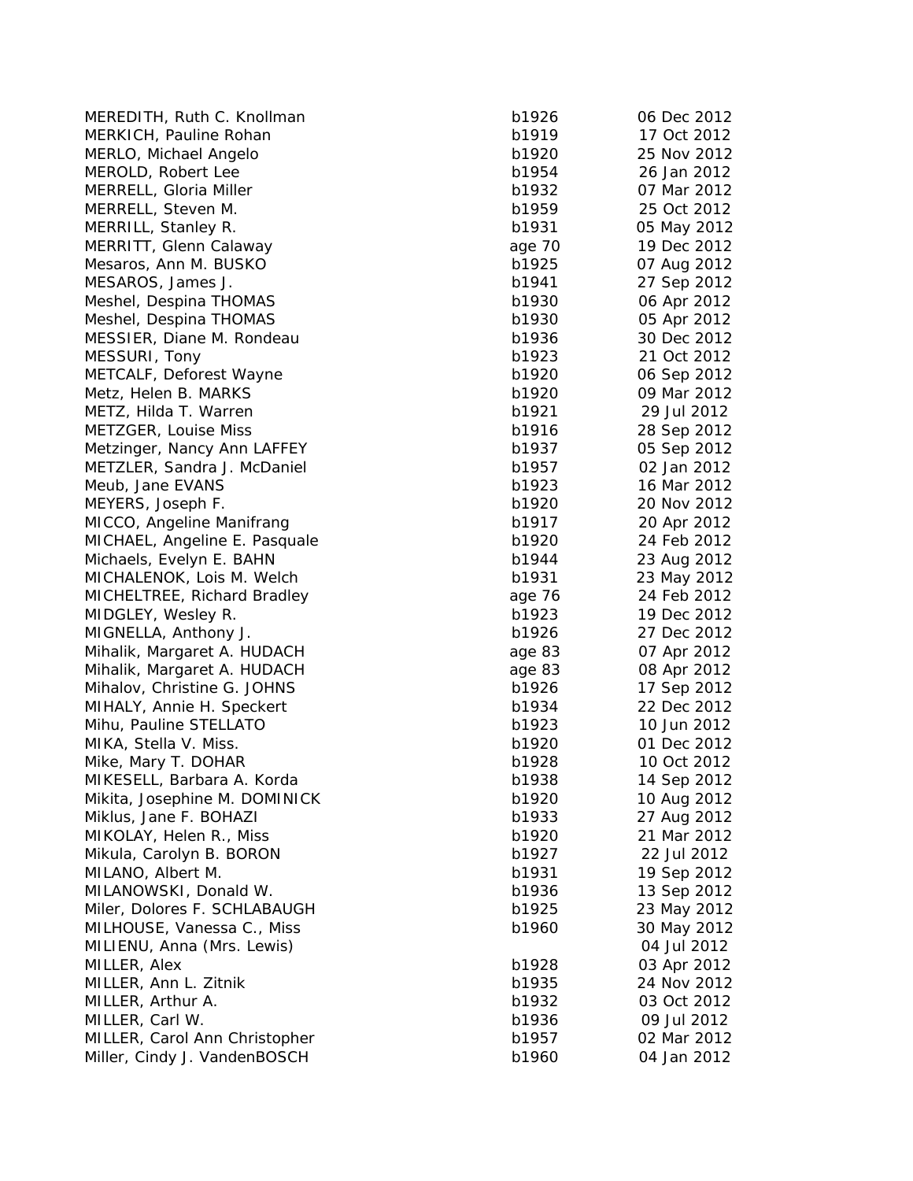| | | |
|---|---|---|
| MEREDITH, Ruth C. Knollman | b1926 | 06 Dec 2012 |
| MERKICH, Pauline Rohan | b1919 | 17 Oct 2012 |
| MERLO, Michael Angelo | b1920 | 25 Nov 2012 |
| MEROLD, Robert Lee | b1954 | 26 Jan 2012 |
| MERRELL, Gloria Miller | b1932 | 07 Mar 2012 |
| MERRELL, Steven M. | b1959 | 25 Oct 2012 |
| MERRILL, Stanley R. | b1931 | 05 May 2012 |
| MERRITT, Glenn Calaway | age 70 | 19 Dec 2012 |
| Mesaros, Ann M. BUSKO | b1925 | 07 Aug 2012 |
| MESAROS, James J. | b1941 | 27 Sep 2012 |
| Meshel, Despina THOMAS | b1930 | 06 Apr 2012 |
| Meshel, Despina THOMAS | b1930 | 05 Apr 2012 |
| MESSIER, Diane M. Rondeau | b1936 | 30 Dec 2012 |
| MESSURI, Tony | b1923 | 21 Oct 2012 |
| METCALF, Deforest Wayne | b1920 | 06 Sep 2012 |
| Metz, Helen B. MARKS | b1920 | 09 Mar 2012 |
| METZ, Hilda T. Warren | b1921 | 29 Jul 2012 |
| METZGER, Louise Miss | b1916 | 28 Sep 2012 |
| Metzinger, Nancy Ann LAFFEY | b1937 | 05 Sep 2012 |
| METZLER, Sandra J. McDaniel | b1957 | 02 Jan 2012 |
| Meub, Jane EVANS | b1923 | 16 Mar 2012 |
| MEYERS, Joseph F. | b1920 | 20 Nov 2012 |
| MICCO, Angeline Manifrang | b1917 | 20 Apr 2012 |
| MICHAEL, Angeline E. Pasquale | b1920 | 24 Feb 2012 |
| Michaels, Evelyn E. BAHN | b1944 | 23 Aug 2012 |
| MICHALENOK, Lois M. Welch | b1931 | 23 May 2012 |
| MICHELTREE, Richard Bradley | age 76 | 24 Feb 2012 |
| MIDGLEY, Wesley R. | b1923 | 19 Dec 2012 |
| MIGNELLA, Anthony J. | b1926 | 27 Dec 2012 |
| Mihalik, Margaret A. HUDACH | age 83 | 07 Apr 2012 |
| Mihalik, Margaret A. HUDACH | age 83 | 08 Apr 2012 |
| Mihalov, Christine G. JOHNS | b1926 | 17 Sep 2012 |
| MIHALY, Annie H. Speckert | b1934 | 22 Dec 2012 |
| Mihu, Pauline STELLATO | b1923 | 10 Jun 2012 |
| MIKA, Stella V. Miss. | b1920 | 01 Dec 2012 |
| Mike, Mary T. DOHAR | b1928 | 10 Oct 2012 |
| MIKESELL, Barbara A. Korda | b1938 | 14 Sep 2012 |
| Mikita, Josephine M. DOMINICK | b1920 | 10 Aug 2012 |
| Miklus, Jane F. BOHAZI | b1933 | 27 Aug 2012 |
| MIKOLAY, Helen R., Miss | b1920 | 21 Mar 2012 |
| Mikula, Carolyn B. BORON | b1927 | 22 Jul 2012 |
| MILANO, Albert M. | b1931 | 19 Sep 2012 |
| MILANOWSKI, Donald W. | b1936 | 13 Sep 2012 |
| Miler, Dolores F. SCHLABAUGH | b1925 | 23 May 2012 |
| MILHOUSE, Vanessa C., Miss | b1960 | 30 May 2012 |
| MILIENU, Anna (Mrs. Lewis) | | 04 Jul 2012 |
| MILLER, Alex | b1928 | 03 Apr 2012 |
| MILLER, Ann L. Zitnik | b1935 | 24 Nov 2012 |
| MILLER, Arthur A. | b1932 | 03 Oct 2012 |
| MILLER, Carl W. | b1936 | 09 Jul 2012 |
| MILLER, Carol Ann Christopher | b1957 | 02 Mar 2012 |
| Miller, Cindy J. VandenBOSCH | b1960 | 04 Jan 2012 |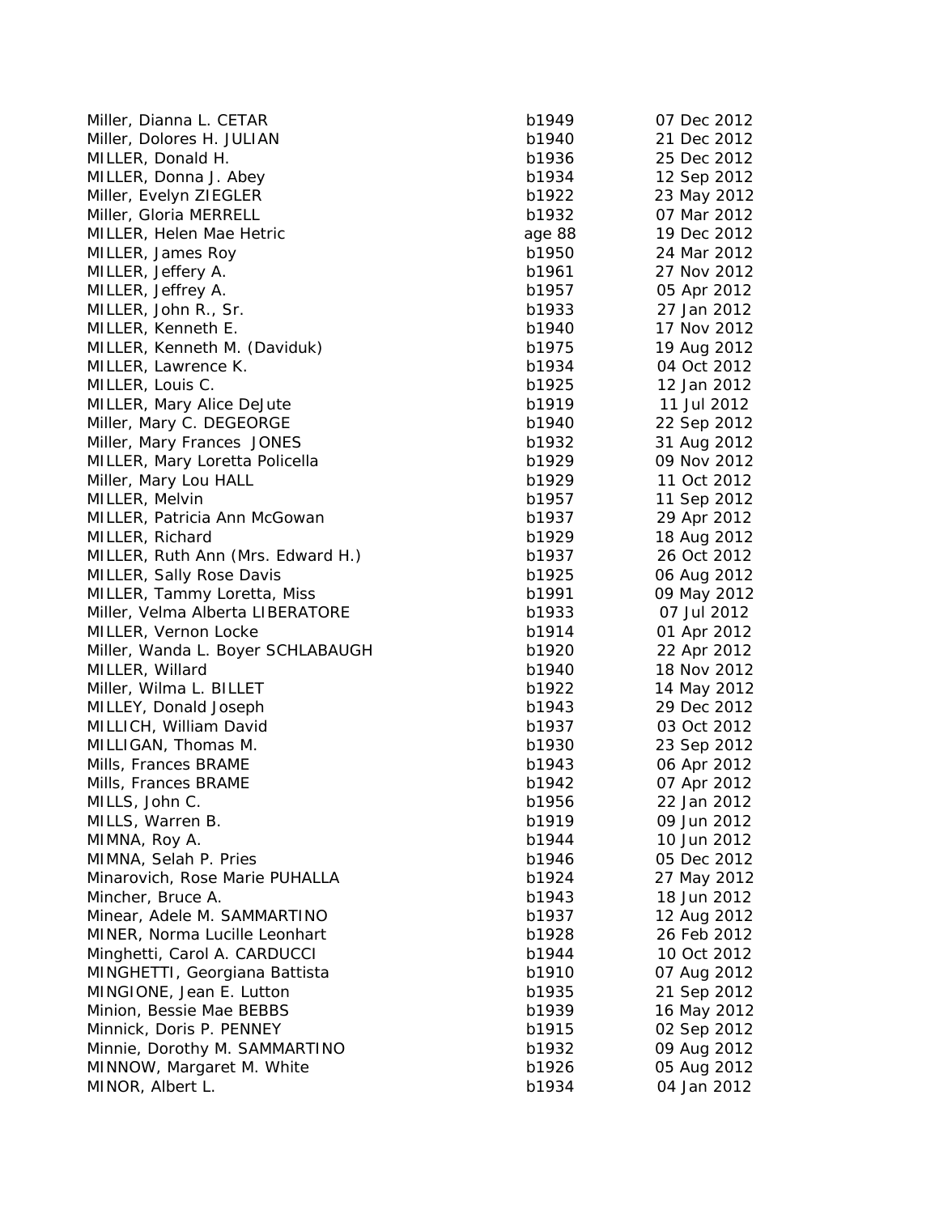| | | |
|---|---|---|
| Miller, Dianna L. CETAR | b1949 | 07 Dec 2012 |
| Miller, Dolores H. JULIAN | b1940 | 21 Dec 2012 |
| MILLER, Donald H. | b1936 | 25 Dec 2012 |
| MILLER, Donna J. Abey | b1934 | 12 Sep 2012 |
| Miller, Evelyn ZIEGLER | b1922 | 23 May 2012 |
| Miller, Gloria MERRELL | b1932 | 07 Mar 2012 |
| MILLER, Helen Mae Hetric | age 88 | 19 Dec 2012 |
| MILLER, James Roy | b1950 | 24 Mar 2012 |
| MILLER, Jeffery A. | b1961 | 27 Nov 2012 |
| MILLER, Jeffrey A. | b1957 | 05 Apr 2012 |
| MILLER, John R., Sr. | b1933 | 27 Jan 2012 |
| MILLER, Kenneth E. | b1940 | 17 Nov 2012 |
| MILLER, Kenneth M. (Daviduk) | b1975 | 19 Aug 2012 |
| MILLER, Lawrence K. | b1934 | 04 Oct 2012 |
| MILLER, Louis C. | b1925 | 12 Jan 2012 |
| MILLER, Mary Alice DeJute | b1919 | 11 Jul 2012 |
| Miller, Mary C. DEGEORGE | b1940 | 22 Sep 2012 |
| Miller, Mary Frances JONES | b1932 | 31 Aug 2012 |
| MILLER, Mary Loretta Policella | b1929 | 09 Nov 2012 |
| Miller, Mary Lou HALL | b1929 | 11 Oct 2012 |
| MILLER, Melvin | b1957 | 11 Sep 2012 |
| MILLER, Patricia Ann McGowan | b1937 | 29 Apr 2012 |
| MILLER, Richard | b1929 | 18 Aug 2012 |
| MILLER, Ruth Ann (Mrs. Edward H.) | b1937 | 26 Oct 2012 |
| MILLER, Sally Rose Davis | b1925 | 06 Aug 2012 |
| MILLER, Tammy Loretta, Miss | b1991 | 09 May 2012 |
| Miller, Velma Alberta LIBERATORE | b1933 | 07 Jul 2012 |
| MILLER, Vernon Locke | b1914 | 01 Apr 2012 |
| Miller, Wanda L. Boyer SCHLABAUGH | b1920 | 22 Apr 2012 |
| MILLER, Willard | b1940 | 18 Nov 2012 |
| Miller, Wilma L. BILLET | b1922 | 14 May 2012 |
| MILLEY, Donald Joseph | b1943 | 29 Dec 2012 |
| MILLICH, William David | b1937 | 03 Oct 2012 |
| MILLIGAN, Thomas M. | b1930 | 23 Sep 2012 |
| Mills, Frances BRAME | b1943 | 06 Apr 2012 |
| Mills, Frances BRAME | b1942 | 07 Apr 2012 |
| MILLS, John C. | b1956 | 22 Jan 2012 |
| MILLS, Warren B. | b1919 | 09 Jun 2012 |
| MIMNA, Roy A. | b1944 | 10 Jun 2012 |
| MIMNA, Selah P. Pries | b1946 | 05 Dec 2012 |
| Minarovich, Rose Marie PUHALLA | b1924 | 27 May 2012 |
| Mincher, Bruce A. | b1943 | 18 Jun 2012 |
| Minear, Adele M. SAMMARTINO | b1937 | 12 Aug 2012 |
| MINER, Norma Lucille Leonhart | b1928 | 26 Feb 2012 |
| Minghetti, Carol A. CARDUCCI | b1944 | 10 Oct 2012 |
| MINGHETTI, Georgiana Battista | b1910 | 07 Aug 2012 |
| MINGIONE, Jean E. Lutton | b1935 | 21 Sep 2012 |
| Minion, Bessie Mae BEBBS | b1939 | 16 May 2012 |
| Minnick, Doris P. PENNEY | b1915 | 02 Sep 2012 |
| Minnie, Dorothy M. SAMMARTINO | b1932 | 09 Aug 2012 |
| MINNOW, Margaret M. White | b1926 | 05 Aug 2012 |
| MINOR, Albert L. | b1934 | 04 Jan 2012 |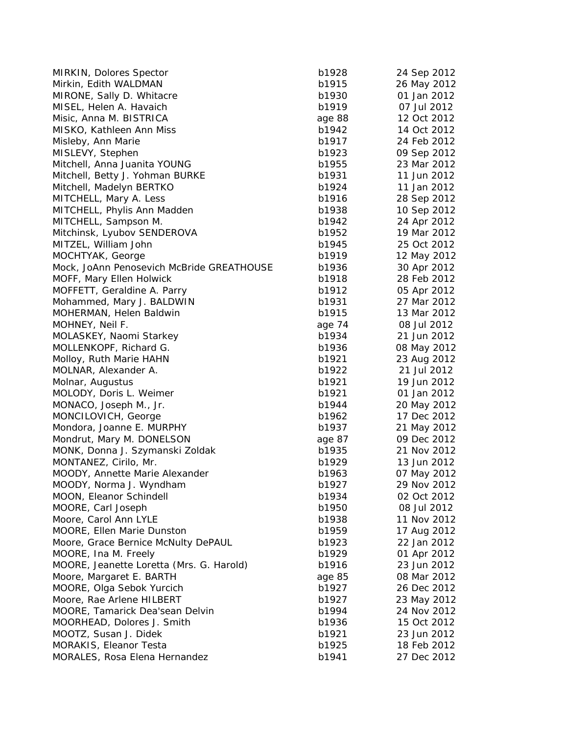| | | |
|---|---|---|
| MIRKIN, Dolores Spector | b1928 | 24 Sep 2012 |
| Mirkin, Edith WALDMAN | b1915 | 26 May 2012 |
| MIRONE, Sally D. Whitacre | b1930 | 01 Jan 2012 |
| MISEL, Helen A. Havaich | b1919 | 07 Jul 2012 |
| Misic, Anna M. BISTRICA | age 88 | 12 Oct 2012 |
| MISKO, Kathleen Ann Miss | b1942 | 14 Oct 2012 |
| Misleby, Ann Marie | b1917 | 24 Feb 2012 |
| MISLEVY, Stephen | b1923 | 09 Sep 2012 |
| Mitchell, Anna Juanita YOUNG | b1955 | 23 Mar 2012 |
| Mitchell, Betty J. Yohman BURKE | b1931 | 11 Jun 2012 |
| Mitchell, Madelyn BERTKO | b1924 | 11 Jan 2012 |
| MITCHELL, Mary A. Less | b1916 | 28 Sep 2012 |
| MITCHELL, Phylis Ann Madden | b1938 | 10 Sep 2012 |
| MITCHELL, Sampson M. | b1942 | 24 Apr 2012 |
| Mitchinsk, Lyubov SENDEROVA | b1952 | 19 Mar 2012 |
| MITZEL, William John | b1945 | 25 Oct 2012 |
| MOCHTYAK, George | b1919 | 12 May 2012 |
| Mock, JoAnn Penosevich McBride GREATHOUSE | b1936 | 30 Apr 2012 |
| MOFF, Mary Ellen Holwick | b1918 | 28 Feb 2012 |
| MOFFETT, Geraldine A. Parry | b1912 | 05 Apr 2012 |
| Mohammed, Mary J. BALDWIN | b1931 | 27 Mar 2012 |
| MOHERMAN, Helen Baldwin | b1915 | 13 Mar 2012 |
| MOHNEY, Neil F. | age 74 | 08 Jul 2012 |
| MOLASKEY, Naomi Starkey | b1934 | 21 Jun 2012 |
| MOLLENKOPF, Richard G. | b1936 | 08 May 2012 |
| Molloy, Ruth Marie HAHN | b1921 | 23 Aug 2012 |
| MOLNAR, Alexander A. | b1922 | 21 Jul 2012 |
| Molnar, Augustus | b1921 | 19 Jun 2012 |
| MOLODY, Doris L. Weimer | b1921 | 01 Jan 2012 |
| MONACO, Joseph M., Jr. | b1944 | 20 May 2012 |
| MONCILOVICH, George | b1962 | 17 Dec 2012 |
| Mondora, Joanne E. MURPHY | b1937 | 21 May 2012 |
| Mondrut, Mary M. DONELSON | age 87 | 09 Dec 2012 |
| MONK, Donna J. Szymanski Zoldak | b1935 | 21 Nov 2012 |
| MONTANEZ, Cirilo, Mr. | b1929 | 13 Jun 2012 |
| MOODY, Annette Marie Alexander | b1963 | 07 May 2012 |
| MOODY, Norma J. Wyndham | b1927 | 29 Nov 2012 |
| MOON, Eleanor Schindell | b1934 | 02 Oct 2012 |
| MOORE, Carl Joseph | b1950 | 08 Jul 2012 |
| Moore, Carol Ann LYLE | b1938 | 11 Nov 2012 |
| MOORE, Ellen Marie Dunston | b1959 | 17 Aug 2012 |
| Moore, Grace Bernice McNulty DePAUL | b1923 | 22 Jan 2012 |
| MOORE, Ina M. Freely | b1929 | 01 Apr 2012 |
| MOORE, Jeanette Loretta (Mrs. G. Harold) | b1916 | 23 Jun 2012 |
| Moore, Margaret E. BARTH | age 85 | 08 Mar 2012 |
| MOORE, Olga Sebok Yurcich | b1927 | 26 Dec 2012 |
| Moore, Rae Arlene HILBERT | b1927 | 23 May 2012 |
| MOORE, Tamarick Dea'sean Delvin | b1994 | 24 Nov 2012 |
| MOORHEAD, Dolores J. Smith | b1936 | 15 Oct 2012 |
| MOOTZ, Susan J. Didek | b1921 | 23 Jun 2012 |
| MORAKIS, Eleanor Testa | b1925 | 18 Feb 2012 |
| MORALES, Rosa Elena Hernandez | b1941 | 27 Dec 2012 |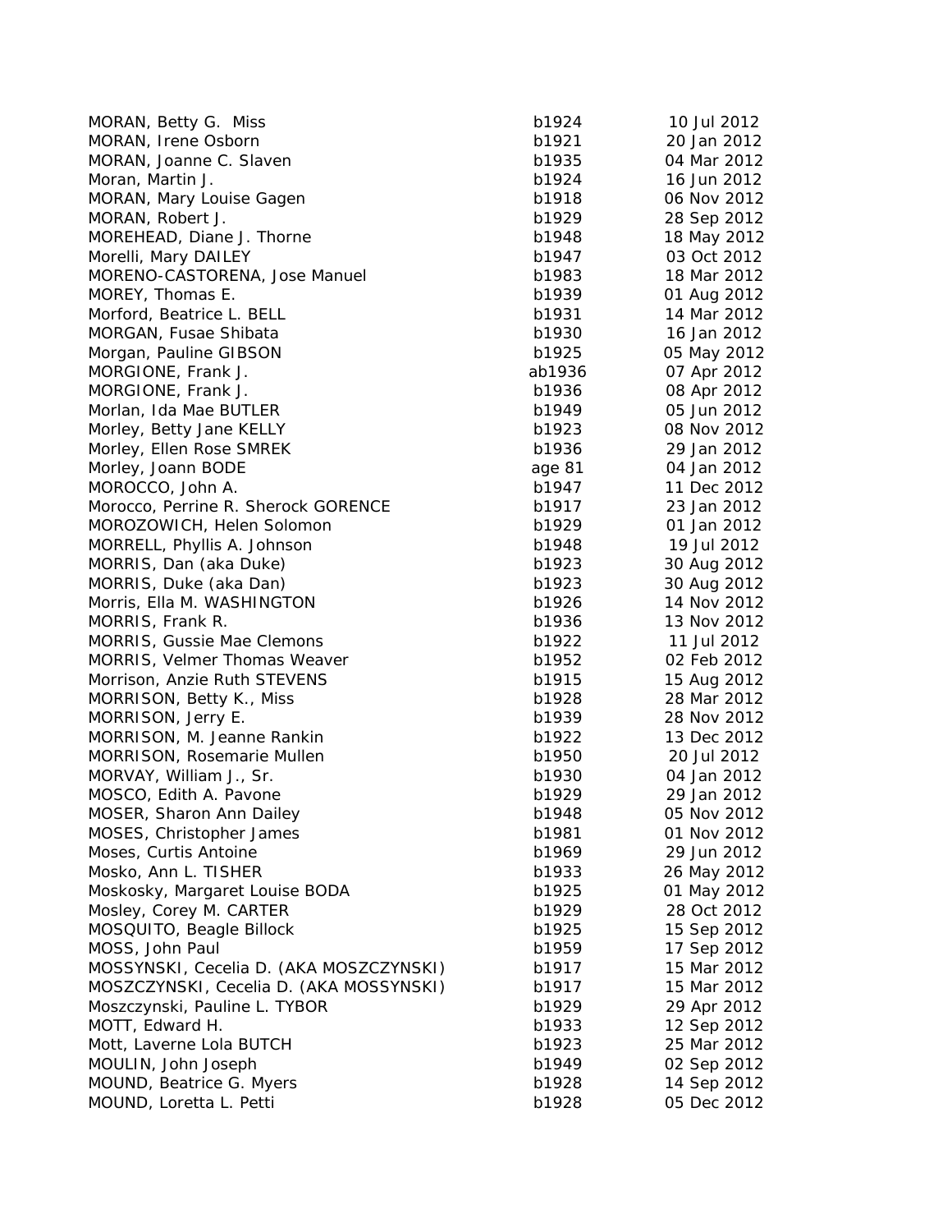| | | |
|---|---|---|
| MORAN, Betty G. Miss | b1924 | 10 Jul 2012 |
| MORAN, Irene Osborn | b1921 | 20 Jan 2012 |
| MORAN, Joanne C. Slaven | b1935 | 04 Mar 2012 |
| Moran, Martin J. | b1924 | 16 Jun 2012 |
| MORAN, Mary Louise Gagen | b1918 | 06 Nov 2012 |
| MORAN, Robert J. | b1929 | 28 Sep 2012 |
| MOREHEAD, Diane J. Thorne | b1948 | 18 May 2012 |
| Morelli, Mary DAILEY | b1947 | 03 Oct 2012 |
| MORENO-CASTORENA, Jose Manuel | b1983 | 18 Mar 2012 |
| MOREY, Thomas E. | b1939 | 01 Aug 2012 |
| Morford, Beatrice L. BELL | b1931 | 14 Mar 2012 |
| MORGAN, Fusae Shibata | b1930 | 16 Jan 2012 |
| Morgan, Pauline GIBSON | b1925 | 05 May 2012 |
| MORGIONE, Frank J. | ab1936 | 07 Apr 2012 |
| MORGIONE, Frank J. | b1936 | 08 Apr 2012 |
| Morlan, Ida Mae BUTLER | b1949 | 05 Jun 2012 |
| Morley, Betty Jane KELLY | b1923 | 08 Nov 2012 |
| Morley, Ellen Rose SMREK | b1936 | 29 Jan 2012 |
| Morley, Joann BODE | age 81 | 04 Jan 2012 |
| MOROCCO, John A. | b1947 | 11 Dec 2012 |
| Morocco, Perrine R. Sherock GORENCE | b1917 | 23 Jan 2012 |
| MOROZOWICH, Helen Solomon | b1929 | 01 Jan 2012 |
| MORRELL, Phyllis A. Johnson | b1948 | 19 Jul 2012 |
| MORRIS, Dan (aka Duke) | b1923 | 30 Aug 2012 |
| MORRIS, Duke (aka Dan) | b1923 | 30 Aug 2012 |
| Morris, Ella M. WASHINGTON | b1926 | 14 Nov 2012 |
| MORRIS, Frank R. | b1936 | 13 Nov 2012 |
| MORRIS, Gussie Mae Clemons | b1922 | 11 Jul 2012 |
| MORRIS, Velmer Thomas Weaver | b1952 | 02 Feb 2012 |
| Morrison, Anzie Ruth STEVENS | b1915 | 15 Aug 2012 |
| MORRISON, Betty K., Miss | b1928 | 28 Mar 2012 |
| MORRISON, Jerry E. | b1939 | 28 Nov 2012 |
| MORRISON, M. Jeanne Rankin | b1922 | 13 Dec 2012 |
| MORRISON, Rosemarie Mullen | b1950 | 20 Jul 2012 |
| MORVAY, William J., Sr. | b1930 | 04 Jan 2012 |
| MOSCO, Edith A. Pavone | b1929 | 29 Jan 2012 |
| MOSER, Sharon Ann Dailey | b1948 | 05 Nov 2012 |
| MOSES, Christopher James | b1981 | 01 Nov 2012 |
| Moses, Curtis Antoine | b1969 | 29 Jun 2012 |
| Mosko, Ann L. TISHER | b1933 | 26 May 2012 |
| Moskosky, Margaret Louise BODA | b1925 | 01 May 2012 |
| Mosley, Corey M. CARTER | b1929 | 28 Oct 2012 |
| MOSQUITO, Beagle Billock | b1925 | 15 Sep 2012 |
| MOSS, John Paul | b1959 | 17 Sep 2012 |
| MOSSYNSKI, Cecelia D. (AKA MOSZCZYNSKI) | b1917 | 15 Mar 2012 |
| MOSZCZYNSKI, Cecelia D. (AKA MOSSYNSKI) | b1917 | 15 Mar 2012 |
| Moszczynski, Pauline L. TYBOR | b1929 | 29 Apr 2012 |
| MOTT, Edward H. | b1933 | 12 Sep 2012 |
| Mott, Laverne Lola BUTCH | b1923 | 25 Mar 2012 |
| MOULIN, John Joseph | b1949 | 02 Sep 2012 |
| MOUND, Beatrice G. Myers | b1928 | 14 Sep 2012 |
| MOUND, Loretta L. Petti | b1928 | 05 Dec 2012 |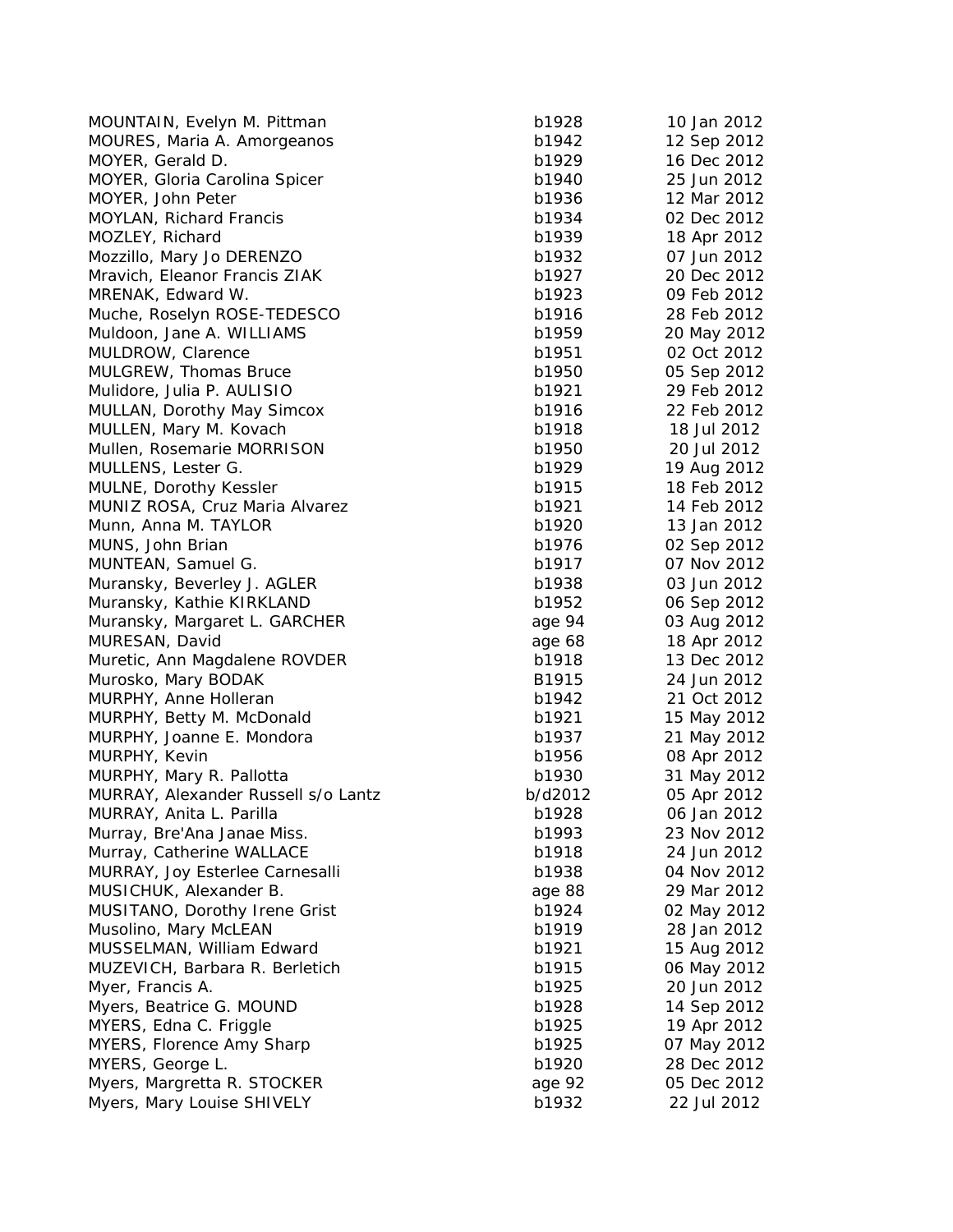| | | |
|---|---|---|
| MOUNTAIN, Evelyn M. Pittman | b1928 | 10 Jan 2012 |
| MOURES, Maria A. Amorgeanos | b1942 | 12 Sep 2012 |
| MOYER, Gerald D. | b1929 | 16 Dec 2012 |
| MOYER, Gloria Carolina Spicer | b1940 | 25 Jun 2012 |
| MOYER, John Peter | b1936 | 12 Mar 2012 |
| MOYLAN, Richard Francis | b1934 | 02 Dec 2012 |
| MOZLEY, Richard | b1939 | 18 Apr 2012 |
| Mozzillo, Mary Jo DERENZO | b1932 | 07 Jun 2012 |
| Mravich, Eleanor Francis ZIAK | b1927 | 20 Dec 2012 |
| MRENAK, Edward W. | b1923 | 09 Feb 2012 |
| Muche, Roselyn ROSE-TEDESCO | b1916 | 28 Feb 2012 |
| Muldoon, Jane A. WILLIAMS | b1959 | 20 May 2012 |
| MULDROW, Clarence | b1951 | 02 Oct 2012 |
| MULGREW, Thomas Bruce | b1950 | 05 Sep 2012 |
| Mulidore, Julia P. AULISIO | b1921 | 29 Feb 2012 |
| MULLAN, Dorothy May Simcox | b1916 | 22 Feb 2012 |
| MULLEN, Mary M. Kovach | b1918 | 18 Jul 2012 |
| Mullen, Rosemarie MORRISON | b1950 | 20 Jul 2012 |
| MULLENS, Lester G. | b1929 | 19 Aug 2012 |
| MULNE, Dorothy Kessler | b1915 | 18 Feb 2012 |
| MUNIZ ROSA, Cruz Maria Alvarez | b1921 | 14 Feb 2012 |
| Munn, Anna M. TAYLOR | b1920 | 13 Jan 2012 |
| MUNS, John Brian | b1976 | 02 Sep 2012 |
| MUNTEAN, Samuel G. | b1917 | 07 Nov 2012 |
| Muransky, Beverley J. AGLER | b1938 | 03 Jun 2012 |
| Muransky, Kathie KIRKLAND | b1952 | 06 Sep 2012 |
| Muransky, Margaret L. GARCHER | age 94 | 03 Aug 2012 |
| MURESAN, David | age 68 | 18 Apr 2012 |
| Muretic, Ann Magdalene ROVDER | b1918 | 13 Dec 2012 |
| Murosko, Mary BODAK | B1915 | 24 Jun 2012 |
| MURPHY, Anne Holleran | b1942 | 21 Oct 2012 |
| MURPHY, Betty M. McDonald | b1921 | 15 May 2012 |
| MURPHY, Joanne E. Mondora | b1937 | 21 May 2012 |
| MURPHY, Kevin | b1956 | 08 Apr 2012 |
| MURPHY, Mary R. Pallotta | b1930 | 31 May 2012 |
| MURRAY, Alexander Russell s/o Lantz | b/d2012 | 05 Apr 2012 |
| MURRAY, Anita L. Parilla | b1928 | 06 Jan 2012 |
| Murray, Bre'Ana Janae Miss. | b1993 | 23 Nov 2012 |
| Murray, Catherine WALLACE | b1918 | 24 Jun 2012 |
| MURRAY, Joy Esterlee Carnesalli | b1938 | 04 Nov 2012 |
| MUSICHUK, Alexander B. | age 88 | 29 Mar 2012 |
| MUSITANO, Dorothy Irene Grist | b1924 | 02 May 2012 |
| Musolino, Mary McLEAN | b1919 | 28 Jan 2012 |
| MUSSELMAN, William Edward | b1921 | 15 Aug 2012 |
| MUZEVICH, Barbara R. Berletich | b1915 | 06 May 2012 |
| Myer, Francis A. | b1925 | 20 Jun 2012 |
| Myers, Beatrice G. MOUND | b1928 | 14 Sep 2012 |
| MYERS, Edna C. Friggle | b1925 | 19 Apr 2012 |
| MYERS, Florence Amy Sharp | b1925 | 07 May 2012 |
| MYERS, George L. | b1920 | 28 Dec 2012 |
| Myers, Margretta R. STOCKER | age 92 | 05 Dec 2012 |
| Myers, Mary Louise SHIVELY | b1932 | 22 Jul 2012 |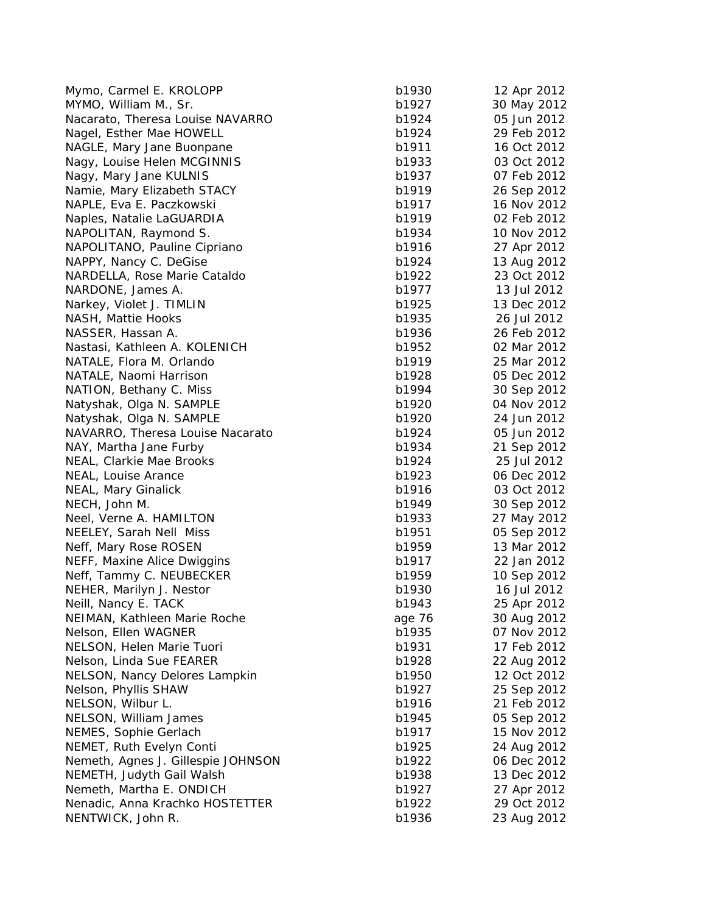| | | |
|---|---|---|
| Mymo, Carmel E. KROLOPP | b1930 | 12 Apr 2012 |
| MYMO, William M., Sr. | b1927 | 30 May 2012 |
| Nacarato, Theresa Louise NAVARRO | b1924 | 05 Jun 2012 |
| Nagel, Esther Mae HOWELL | b1924 | 29 Feb 2012 |
| NAGLE, Mary Jane Buonpane | b1911 | 16 Oct 2012 |
| Nagy, Louise Helen MCGINNIS | b1933 | 03 Oct 2012 |
| Nagy, Mary Jane KULNIS | b1937 | 07 Feb 2012 |
| Namie, Mary Elizabeth STACY | b1919 | 26 Sep 2012 |
| NAPLE, Eva E. Paczkowski | b1917 | 16 Nov 2012 |
| Naples, Natalie LaGUARDIA | b1919 | 02 Feb 2012 |
| NAPOLITAN, Raymond S. | b1934 | 10 Nov 2012 |
| NAPOLITANO, Pauline Cipriano | b1916 | 27 Apr 2012 |
| NAPPY, Nancy C. DeGise | b1924 | 13 Aug 2012 |
| NARDELLA, Rose Marie Cataldo | b1922 | 23 Oct 2012 |
| NARDONE, James A. | b1977 | 13 Jul 2012 |
| Narkey, Violet J. TIMLIN | b1925 | 13 Dec 2012 |
| NASH, Mattie Hooks | b1935 | 26 Jul 2012 |
| NASSER, Hassan A. | b1936 | 26 Feb 2012 |
| Nastasi, Kathleen A. KOLENICH | b1952 | 02 Mar 2012 |
| NATALE, Flora M. Orlando | b1919 | 25 Mar 2012 |
| NATALE, Naomi Harrison | b1928 | 05 Dec 2012 |
| NATION, Bethany C. Miss | b1994 | 30 Sep 2012 |
| Natyshak, Olga N. SAMPLE | b1920 | 04 Nov 2012 |
| Natyshak, Olga N. SAMPLE | b1920 | 24 Jun 2012 |
| NAVARRO, Theresa Louise Nacarato | b1924 | 05 Jun 2012 |
| NAY, Martha Jane Furby | b1934 | 21 Sep 2012 |
| NEAL, Clarkie Mae Brooks | b1924 | 25 Jul 2012 |
| NEAL, Louise Arance | b1923 | 06 Dec 2012 |
| NEAL, Mary Ginalick | b1916 | 03 Oct 2012 |
| NECH, John M. | b1949 | 30 Sep 2012 |
| Neel, Verne A. HAMILTON | b1933 | 27 May 2012 |
| NEELEY, Sarah Nell Miss | b1951 | 05 Sep 2012 |
| Neff, Mary Rose ROSEN | b1959 | 13 Mar 2012 |
| NEFF, Maxine Alice Dwiggins | b1917 | 22 Jan 2012 |
| Neff, Tammy C. NEUBECKER | b1959 | 10 Sep 2012 |
| NEHER, Marilyn J. Nestor | b1930 | 16 Jul 2012 |
| Neill, Nancy E. TACK | b1943 | 25 Apr 2012 |
| NEIMAN, Kathleen Marie Roche | age 76 | 30 Aug 2012 |
| Nelson, Ellen WAGNER | b1935 | 07 Nov 2012 |
| NELSON, Helen Marie Tuori | b1931 | 17 Feb 2012 |
| Nelson, Linda Sue FEARER | b1928 | 22 Aug 2012 |
| NELSON, Nancy Delores Lampkin | b1950 | 12 Oct 2012 |
| Nelson, Phyllis SHAW | b1927 | 25 Sep 2012 |
| NELSON, Wilbur L. | b1916 | 21 Feb 2012 |
| NELSON, William James | b1945 | 05 Sep 2012 |
| NEMES, Sophie Gerlach | b1917 | 15 Nov 2012 |
| NEMET, Ruth Evelyn Conti | b1925 | 24 Aug 2012 |
| Nemeth, Agnes J. Gillespie JOHNSON | b1922 | 06 Dec 2012 |
| NEMETH, Judyth Gail Walsh | b1938 | 13 Dec 2012 |
| Nemeth, Martha E. ONDICH | b1927 | 27 Apr 2012 |
| Nenadic, Anna Krachko HOSTETTER | b1922 | 29 Oct 2012 |
| NENTWICK, John R. | b1936 | 23 Aug 2012 |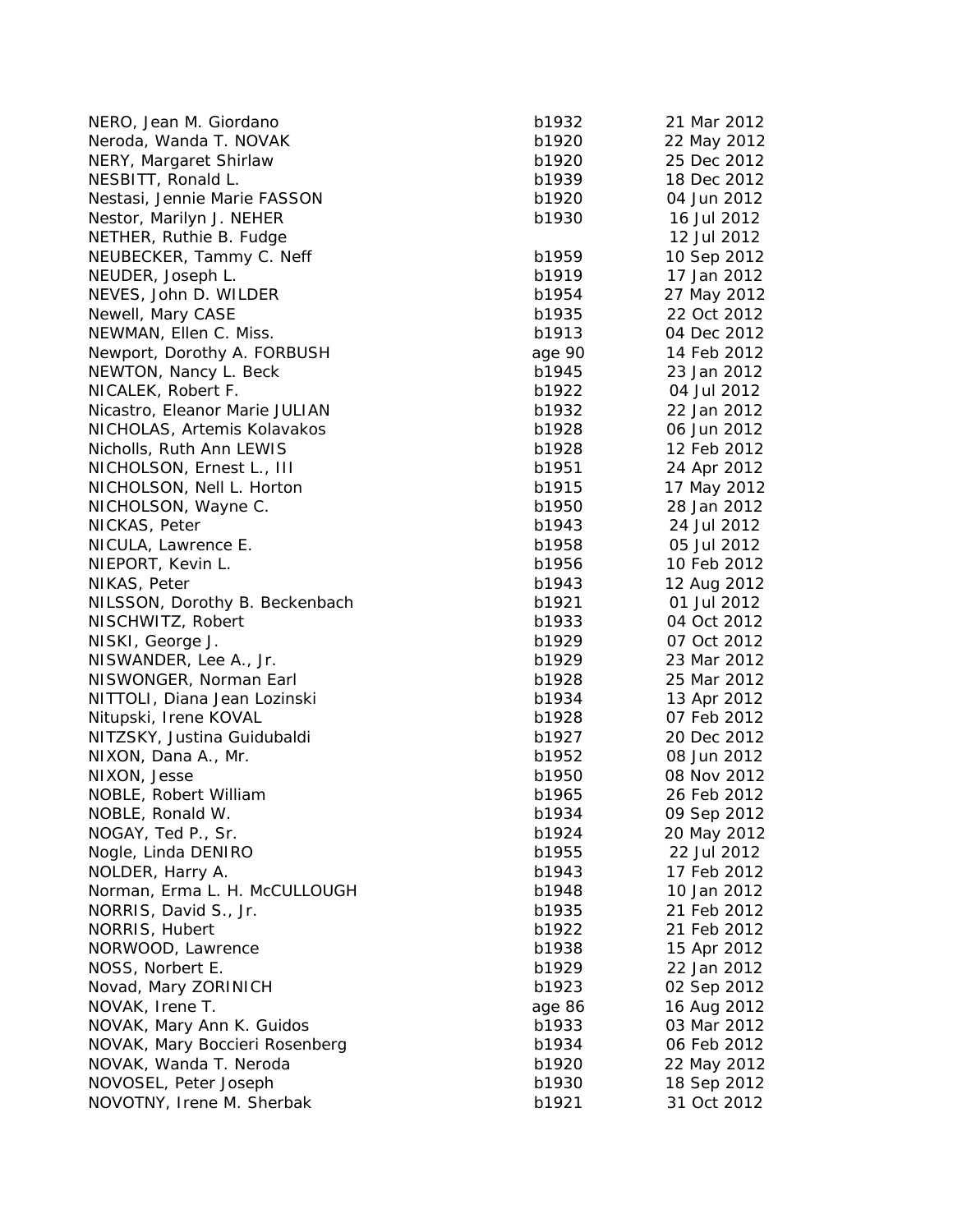| | | |
|---|---|---|
| NERO, Jean M. Giordano | b1932 | 21 Mar 2012 |
| Neroda, Wanda T. NOVAK | b1920 | 22 May 2012 |
| NERY, Margaret Shirlaw | b1920 | 25 Dec 2012 |
| NESBITT, Ronald L. | b1939 | 18 Dec 2012 |
| Nestasi, Jennie Marie FASSON | b1920 | 04 Jun 2012 |
| Nestor, Marilyn J. NEHER | b1930 | 16 Jul 2012 |
| NETHER, Ruthie B. Fudge | | 12 Jul 2012 |
| NEUBECKER, Tammy C. Neff | b1959 | 10 Sep 2012 |
| NEUDER, Joseph L. | b1919 | 17 Jan 2012 |
| NEVES, John D. WILDER | b1954 | 27 May 2012 |
| Newell, Mary CASE | b1935 | 22 Oct 2012 |
| NEWMAN, Ellen C. Miss. | b1913 | 04 Dec 2012 |
| Newport, Dorothy A. FORBUSH | age 90 | 14 Feb 2012 |
| NEWTON, Nancy L. Beck | b1945 | 23 Jan 2012 |
| NICALEK, Robert F. | b1922 | 04 Jul 2012 |
| Nicastro, Eleanor Marie JULIAN | b1932 | 22 Jan 2012 |
| NICHOLAS, Artemis Kolavakos | b1928 | 06 Jun 2012 |
| Nicholls, Ruth Ann LEWIS | b1928 | 12 Feb 2012 |
| NICHOLSON, Ernest L., III | b1951 | 24 Apr 2012 |
| NICHOLSON, Nell L. Horton | b1915 | 17 May 2012 |
| NICHOLSON, Wayne C. | b1950 | 28 Jan 2012 |
| NICKAS, Peter | b1943 | 24 Jul 2012 |
| NICULA, Lawrence E. | b1958 | 05 Jul 2012 |
| NIEPORT, Kevin L. | b1956 | 10 Feb 2012 |
| NIKAS, Peter | b1943 | 12 Aug 2012 |
| NILSSON, Dorothy B. Beckenbach | b1921 | 01 Jul 2012 |
| NISCHWITZ, Robert | b1933 | 04 Oct 2012 |
| NISKI, George J. | b1929 | 07 Oct 2012 |
| NISWANDER, Lee A., Jr. | b1929 | 23 Mar 2012 |
| NISWONGER, Norman Earl | b1928 | 25 Mar 2012 |
| NITTOLI, Diana Jean Lozinski | b1934 | 13 Apr 2012 |
| Nitupski, Irene KOVAL | b1928 | 07 Feb 2012 |
| NITZSKY, Justina Guidubaldi | b1927 | 20 Dec 2012 |
| NIXON, Dana A., Mr. | b1952 | 08 Jun 2012 |
| NIXON, Jesse | b1950 | 08 Nov 2012 |
| NOBLE, Robert William | b1965 | 26 Feb 2012 |
| NOBLE, Ronald W. | b1934 | 09 Sep 2012 |
| NOGAY, Ted P., Sr. | b1924 | 20 May 2012 |
| Nogle, Linda DENIRO | b1955 | 22 Jul 2012 |
| NOLDER, Harry A. | b1943 | 17 Feb 2012 |
| Norman, Erma L. H. McCULLOUGH | b1948 | 10 Jan 2012 |
| NORRIS, David S., Jr. | b1935 | 21 Feb 2012 |
| NORRIS, Hubert | b1922 | 21 Feb 2012 |
| NORWOOD, Lawrence | b1938 | 15 Apr 2012 |
| NOSS, Norbert E. | b1929 | 22 Jan 2012 |
| Novad, Mary ZORINICH | b1923 | 02 Sep 2012 |
| NOVAK, Irene T. | age 86 | 16 Aug 2012 |
| NOVAK, Mary Ann K. Guidos | b1933 | 03 Mar 2012 |
| NOVAK, Mary Boccieri Rosenberg | b1934 | 06 Feb 2012 |
| NOVAK, Wanda T. Neroda | b1920 | 22 May 2012 |
| NOVOSEL, Peter Joseph | b1930 | 18 Sep 2012 |
| NOVOTNY, Irene M. Sherbak | b1921 | 31 Oct 2012 |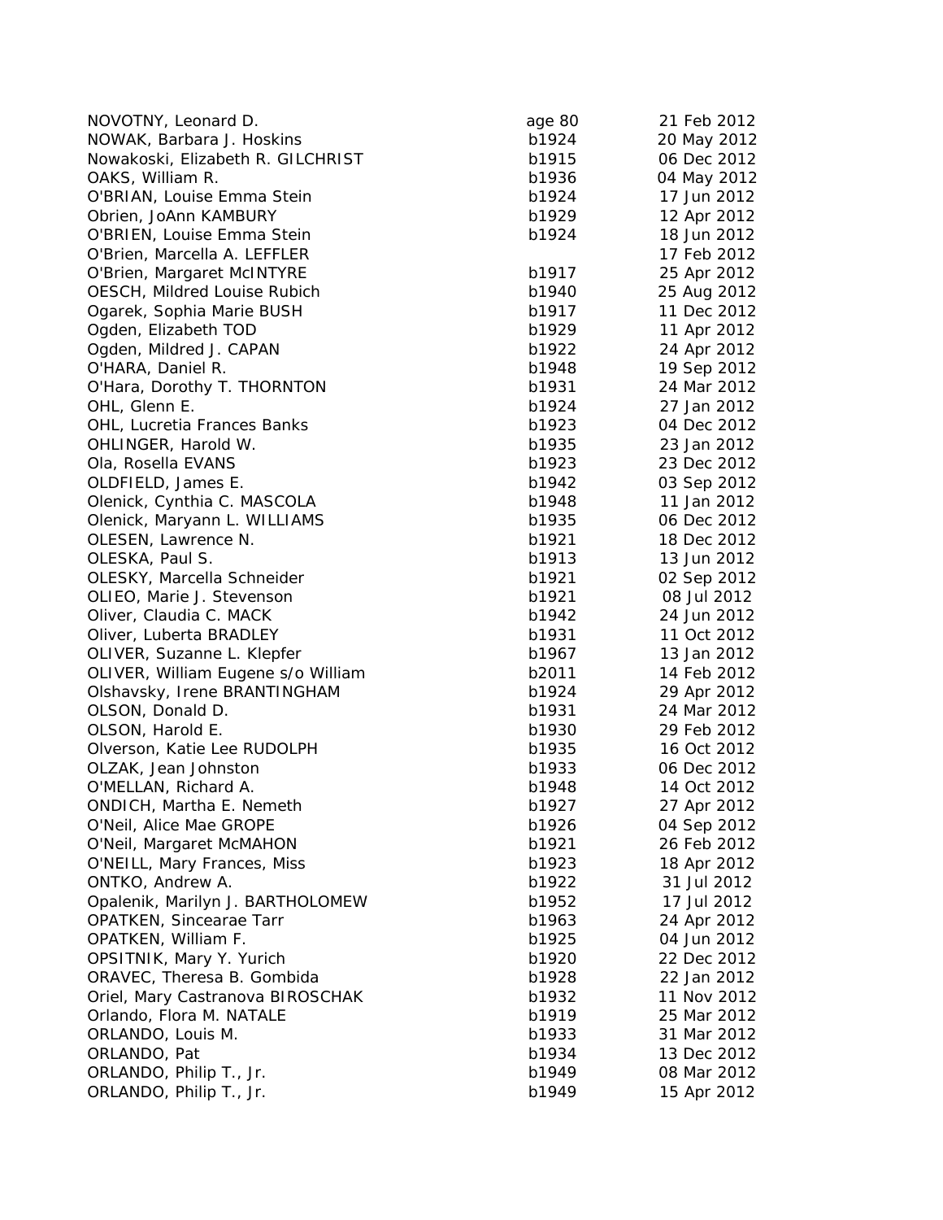| | | |
|---|---|---|
| NOVOTNY, Leonard D. | age 80 | 21 Feb 2012 |
| NOWAK, Barbara J. Hoskins | b1924 | 20 May 2012 |
| Nowakoski, Elizabeth R. GILCHRIST | b1915 | 06 Dec 2012 |
| OAKS, William R. | b1936 | 04 May 2012 |
| O'BRIAN, Louise Emma Stein | b1924 | 17 Jun 2012 |
| Obrien, JoAnn KAMBURY | b1929 | 12 Apr 2012 |
| O'BRIEN, Louise Emma Stein | b1924 | 18 Jun 2012 |
| O'Brien, Marcella A. LEFFLER | | 17 Feb 2012 |
| O'Brien, Margaret McINTYRE | b1917 | 25 Apr 2012 |
| OESCH, Mildred Louise Rubich | b1940 | 25 Aug 2012 |
| Ogarek, Sophia Marie BUSH | b1917 | 11 Dec 2012 |
| Ogden, Elizabeth TOD | b1929 | 11 Apr 2012 |
| Ogden, Mildred J. CAPAN | b1922 | 24 Apr 2012 |
| O'HARA, Daniel R. | b1948 | 19 Sep 2012 |
| O'Hara, Dorothy T. THORNTON | b1931 | 24 Mar 2012 |
| OHL, Glenn E. | b1924 | 27 Jan 2012 |
| OHL, Lucretia Frances Banks | b1923 | 04 Dec 2012 |
| OHLINGER, Harold W. | b1935 | 23 Jan 2012 |
| Ola, Rosella EVANS | b1923 | 23 Dec 2012 |
| OLDFIELD, James E. | b1942 | 03 Sep 2012 |
| Olenick, Cynthia C. MASCOLA | b1948 | 11 Jan 2012 |
| Olenick, Maryann L. WILLIAMS | b1935 | 06 Dec 2012 |
| OLESEN, Lawrence N. | b1921 | 18 Dec 2012 |
| OLESKA, Paul S. | b1913 | 13 Jun 2012 |
| OLESKY, Marcella Schneider | b1921 | 02 Sep 2012 |
| OLIEO, Marie J. Stevenson | b1921 | 08 Jul 2012 |
| Oliver, Claudia C. MACK | b1942 | 24 Jun 2012 |
| Oliver, Luberta BRADLEY | b1931 | 11 Oct 2012 |
| OLIVER, Suzanne L. Klepfer | b1967 | 13 Jan 2012 |
| OLIVER, William Eugene s/o William | b2011 | 14 Feb 2012 |
| Olshavsky, Irene BRANTINGHAM | b1924 | 29 Apr 2012 |
| OLSON, Donald D. | b1931 | 24 Mar 2012 |
| OLSON, Harold E. | b1930 | 29 Feb 2012 |
| Olverson, Katie Lee RUDOLPH | b1935 | 16 Oct 2012 |
| OLZAK, Jean Johnston | b1933 | 06 Dec 2012 |
| O'MELLAN, Richard A. | b1948 | 14 Oct 2012 |
| ONDICH, Martha E. Nemeth | b1927 | 27 Apr 2012 |
| O'Neil, Alice Mae GROPE | b1926 | 04 Sep 2012 |
| O'Neil, Margaret McMAHON | b1921 | 26 Feb 2012 |
| O'NEILL, Mary Frances, Miss | b1923 | 18 Apr 2012 |
| ONTKO, Andrew A. | b1922 | 31 Jul 2012 |
| Opalenik, Marilyn J. BARTHOLOMEW | b1952 | 17 Jul 2012 |
| OPATKEN, Sincearae Tarr | b1963 | 24 Apr 2012 |
| OPATKEN, William F. | b1925 | 04 Jun 2012 |
| OPSITNIK, Mary Y. Yurich | b1920 | 22 Dec 2012 |
| ORAVEC, Theresa B. Gombida | b1928 | 22 Jan 2012 |
| Oriel, Mary Castranova BIROSCHAK | b1932 | 11 Nov 2012 |
| Orlando, Flora M. NATALE | b1919 | 25 Mar 2012 |
| ORLANDO, Louis M. | b1933 | 31 Mar 2012 |
| ORLANDO, Pat | b1934 | 13 Dec 2012 |
| ORLANDO, Philip T., Jr. | b1949 | 08 Mar 2012 |
| ORLANDO, Philip T., Jr. | b1949 | 15 Apr 2012 |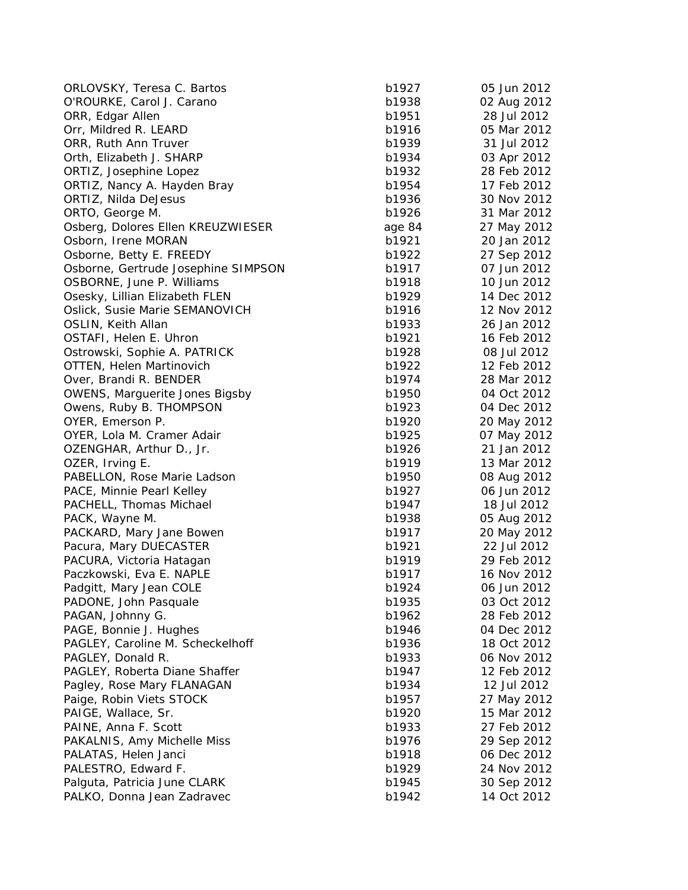| | | |
|---|---|---|
| ORLOVSKY, Teresa C. Bartos | b1927 | 05 Jun 2012 |
| O'ROURKE, Carol J. Carano | b1938 | 02 Aug 2012 |
| ORR, Edgar Allen | b1951 | 28 Jul 2012 |
| Orr, Mildred R. LEARD | b1916 | 05 Mar 2012 |
| ORR, Ruth Ann Truver | b1939 | 31 Jul 2012 |
| Orth, Elizabeth J. SHARP | b1934 | 03 Apr 2012 |
| ORTIZ, Josephine Lopez | b1932 | 28 Feb 2012 |
| ORTIZ, Nancy A. Hayden Bray | b1954 | 17 Feb 2012 |
| ORTIZ, Nilda DeJesus | b1936 | 30 Nov 2012 |
| ORTO, George M. | b1926 | 31 Mar 2012 |
| Osberg, Dolores Ellen KREUZWIESER | age 84 | 27 May 2012 |
| Osborn, Irene MORAN | b1921 | 20 Jan 2012 |
| Osborne, Betty E. FREEDY | b1922 | 27 Sep 2012 |
| Osborne, Gertrude Josephine SIMPSON | b1917 | 07 Jun 2012 |
| OSBORNE, June P. Williams | b1918 | 10 Jun 2012 |
| Osesky, Lillian Elizabeth FLEN | b1929 | 14 Dec 2012 |
| Oslick, Susie Marie SEMANOVICH | b1916 | 12 Nov 2012 |
| OSLIN, Keith Allan | b1933 | 26 Jan 2012 |
| OSTAFI, Helen E. Uhron | b1921 | 16 Feb 2012 |
| Ostrowski, Sophie A. PATRICK | b1928 | 08 Jul 2012 |
| OTTEN, Helen Martinovich | b1922 | 12 Feb 2012 |
| Over, Brandi R. BENDER | b1974 | 28 Mar 2012 |
| OWENS, Marguerite Jones Bigsby | b1950 | 04 Oct 2012 |
| Owens, Ruby B. THOMPSON | b1923 | 04 Dec 2012 |
| OYER, Emerson P. | b1920 | 20 May 2012 |
| OYER, Lola M. Cramer Adair | b1925 | 07 May 2012 |
| OZENGHAR, Arthur D., Jr. | b1926 | 21 Jan 2012 |
| OZER, Irving E. | b1919 | 13 Mar 2012 |
| PABELLON, Rose Marie Ladson | b1950 | 08 Aug 2012 |
| PACE, Minnie Pearl Kelley | b1927 | 06 Jun 2012 |
| PACHELL, Thomas Michael | b1947 | 18 Jul 2012 |
| PACK, Wayne M. | b1938 | 05 Aug 2012 |
| PACKARD, Mary Jane Bowen | b1917 | 20 May 2012 |
| Pacura, Mary DUECASTER | b1921 | 22 Jul 2012 |
| PACURA, Victoria Hatagan | b1919 | 29 Feb 2012 |
| Paczkowski, Eva E. NAPLE | b1917 | 16 Nov 2012 |
| Padgitt, Mary Jean COLE | b1924 | 06 Jun 2012 |
| PADONE, John Pasquale | b1935 | 03 Oct 2012 |
| PAGAN, Johnny G. | b1962 | 28 Feb 2012 |
| PAGE, Bonnie J. Hughes | b1946 | 04 Dec 2012 |
| PAGLEY, Caroline M. Scheckelhoff | b1936 | 18 Oct 2012 |
| PAGLEY, Donald R. | b1933 | 06 Nov 2012 |
| PAGLEY, Roberta Diane Shaffer | b1947 | 12 Feb 2012 |
| Pagley, Rose Mary FLANAGAN | b1934 | 12 Jul 2012 |
| Paige, Robin Viets STOCK | b1957 | 27 May 2012 |
| PAIGE, Wallace, Sr. | b1920 | 15 Mar 2012 |
| PAINE, Anna F. Scott | b1933 | 27 Feb 2012 |
| PAKALNIS, Amy Michelle Miss | b1976 | 29 Sep 2012 |
| PALATAS, Helen Janci | b1918 | 06 Dec 2012 |
| PALESTRO, Edward F. | b1929 | 24 Nov 2012 |
| Palguta, Patricia June CLARK | b1945 | 30 Sep 2012 |
| PALKO, Donna Jean Zadravec | b1942 | 14 Oct 2012 |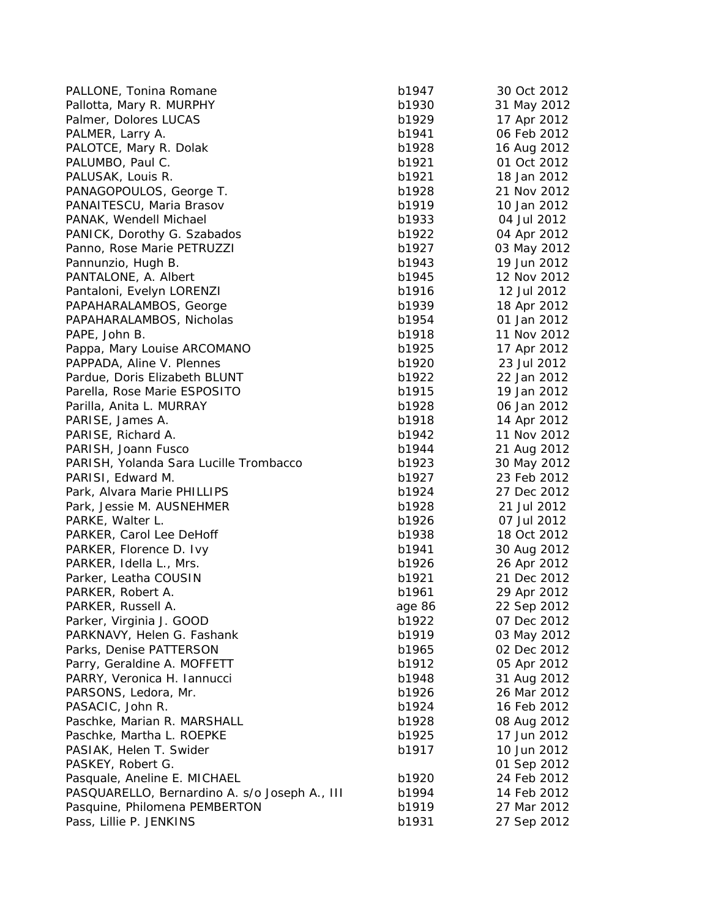| | | |
|---|---|---|
| PALLONE, Tonina Romane | b1947 | 30 Oct 2012 |
| Pallotta, Mary R. MURPHY | b1930 | 31 May 2012 |
| Palmer, Dolores LUCAS | b1929 | 17 Apr 2012 |
| PALMER, Larry A. | b1941 | 06 Feb 2012 |
| PALOTCE, Mary R. Dolak | b1928 | 16 Aug 2012 |
| PALUMBO, Paul C. | b1921 | 01 Oct 2012 |
| PALUSAK, Louis R. | b1921 | 18 Jan 2012 |
| PANAGOPOULOS, George T. | b1928 | 21 Nov 2012 |
| PANAITESCU, Maria Brasov | b1919 | 10 Jan 2012 |
| PANAK, Wendell Michael | b1933 | 04 Jul 2012 |
| PANICK, Dorothy G. Szabados | b1922 | 04 Apr 2012 |
| Panno, Rose Marie PETRUZZI | b1927 | 03 May 2012 |
| Pannunzio, Hugh B. | b1943 | 19 Jun 2012 |
| PANTALONE, A. Albert | b1945 | 12 Nov 2012 |
| Pantaloni, Evelyn LORENZI | b1916 | 12 Jul 2012 |
| PAPAHARALAMBOS, George | b1939 | 18 Apr 2012 |
| PAPAHARALAMBOS, Nicholas | b1954 | 01 Jan 2012 |
| PAPE, John B. | b1918 | 11 Nov 2012 |
| Pappa, Mary Louise ARCOMANO | b1925 | 17 Apr 2012 |
| PAPPADA, Aline V. Plennes | b1920 | 23 Jul 2012 |
| Pardue, Doris Elizabeth BLUNT | b1922 | 22 Jan 2012 |
| Parella, Rose Marie ESPOSITO | b1915 | 19 Jan 2012 |
| Parilla, Anita L. MURRAY | b1928 | 06 Jan 2012 |
| PARISE, James A. | b1918 | 14 Apr 2012 |
| PARISE, Richard A. | b1942 | 11 Nov 2012 |
| PARISH, Joann Fusco | b1944 | 21 Aug 2012 |
| PARISH, Yolanda Sara Lucille Trombacco | b1923 | 30 May 2012 |
| PARISI, Edward M. | b1927 | 23 Feb 2012 |
| Park, Alvara Marie PHILLIPS | b1924 | 27 Dec 2012 |
| Park, Jessie M. AUSNEHMER | b1928 | 21 Jul 2012 |
| PARKE, Walter L. | b1926 | 07 Jul 2012 |
| PARKER, Carol Lee DeHoff | b1938 | 18 Oct 2012 |
| PARKER, Florence D. Ivy | b1941 | 30 Aug 2012 |
| PARKER, Idella L., Mrs. | b1926 | 26 Apr 2012 |
| Parker, Leatha COUSIN | b1921 | 21 Dec 2012 |
| PARKER, Robert A. | b1961 | 29 Apr 2012 |
| PARKER, Russell A. | age 86 | 22 Sep 2012 |
| Parker, Virginia J. GOOD | b1922 | 07 Dec 2012 |
| PARKNAVY, Helen G. Fashank | b1919 | 03 May 2012 |
| Parks, Denise PATTERSON | b1965 | 02 Dec 2012 |
| Parry, Geraldine A. MOFFETT | b1912 | 05 Apr 2012 |
| PARRY, Veronica H. Iannucci | b1948 | 31 Aug 2012 |
| PARSONS, Ledora, Mr. | b1926 | 26 Mar 2012 |
| PASACIC, John R. | b1924 | 16 Feb 2012 |
| Paschke, Marian R. MARSHALL | b1928 | 08 Aug 2012 |
| Paschke, Martha L. ROEPKE | b1925 | 17 Jun 2012 |
| PASIAK, Helen T. Swider | b1917 | 10 Jun 2012 |
| PASKEY, Robert G. | | 01 Sep 2012 |
| Pasquale, Aneline E. MICHAEL | b1920 | 24 Feb 2012 |
| PASQUARELLO, Bernardino A. s/o Joseph A., III | b1994 | 14 Feb 2012 |
| Pasquine, Philomena PEMBERTON | b1919 | 27 Mar 2012 |
| Pass, Lillie P. JENKINS | b1931 | 27 Sep 2012 |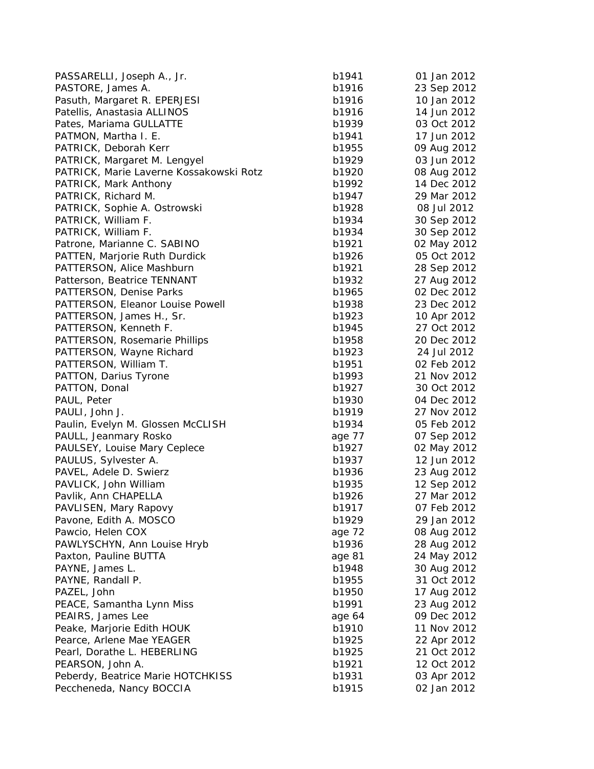| | | |
|---|---|---|
| PASSARELLI, Joseph A., Jr. | b1941 | 01 Jan 2012 |
| PASTORE, James A. | b1916 | 23 Sep 2012 |
| Pasuth, Margaret R. EPERJESI | b1916 | 10 Jan 2012 |
| Patellis, Anastasia ALLINOS | b1916 | 14 Jun 2012 |
| Pates, Mariama GULLATTE | b1939 | 03 Oct 2012 |
| PATMON, Martha I. E. | b1941 | 17 Jun 2012 |
| PATRICK, Deborah Kerr | b1955 | 09 Aug 2012 |
| PATRICK, Margaret M. Lengyel | b1929 | 03 Jun 2012 |
| PATRICK, Marie Laverne Kossakowski Rotz | b1920 | 08 Aug 2012 |
| PATRICK, Mark Anthony | b1992 | 14 Dec 2012 |
| PATRICK, Richard M. | b1947 | 29 Mar 2012 |
| PATRICK, Sophie A. Ostrowski | b1928 | 08 Jul 2012 |
| PATRICK, William F. | b1934 | 30 Sep 2012 |
| PATRICK, William F. | b1934 | 30 Sep 2012 |
| Patrone, Marianne C. SABINO | b1921 | 02 May 2012 |
| PATTEN, Marjorie Ruth Durdick | b1926 | 05 Oct 2012 |
| PATTERSON, Alice Mashburn | b1921 | 28 Sep 2012 |
| Patterson, Beatrice TENNANT | b1932 | 27 Aug 2012 |
| PATTERSON, Denise Parks | b1965 | 02 Dec 2012 |
| PATTERSON, Eleanor Louise Powell | b1938 | 23 Dec 2012 |
| PATTERSON, James H., Sr. | b1923 | 10 Apr 2012 |
| PATTERSON, Kenneth F. | b1945 | 27 Oct 2012 |
| PATTERSON, Rosemarie Phillips | b1958 | 20 Dec 2012 |
| PATTERSON, Wayne Richard | b1923 | 24 Jul 2012 |
| PATTERSON, William T. | b1951 | 02 Feb 2012 |
| PATTON, Darius Tyrone | b1993 | 21 Nov 2012 |
| PATTON, Donal | b1927 | 30 Oct 2012 |
| PAUL, Peter | b1930 | 04 Dec 2012 |
| PAULI, John J. | b1919 | 27 Nov 2012 |
| Paulin, Evelyn M. Glossen McCLISH | b1934 | 05 Feb 2012 |
| PAULL, Jeanmary Rosko | age 77 | 07 Sep 2012 |
| PAULSEY, Louise Mary Ceplece | b1927 | 02 May 2012 |
| PAULUS, Sylvester A. | b1937 | 12 Jun 2012 |
| PAVEL, Adele D. Swierz | b1936 | 23 Aug 2012 |
| PAVLICK, John William | b1935 | 12 Sep 2012 |
| Pavlik, Ann CHAPELLA | b1926 | 27 Mar 2012 |
| PAVLISEN, Mary Rapovy | b1917 | 07 Feb 2012 |
| Pavone, Edith A. MOSCO | b1929 | 29 Jan 2012 |
| Pawcio, Helen COX | age 72 | 08 Aug 2012 |
| PAWLYSCHYN, Ann Louise Hryb | b1936 | 28 Aug 2012 |
| Paxton, Pauline BUTTA | age 81 | 24 May 2012 |
| PAYNE, James L. | b1948 | 30 Aug 2012 |
| PAYNE, Randall P. | b1955 | 31 Oct 2012 |
| PAZEL, John | b1950 | 17 Aug 2012 |
| PEACE, Samantha Lynn Miss | b1991 | 23 Aug 2012 |
| PEAIRS, James Lee | age 64 | 09 Dec 2012 |
| Peake, Marjorie Edith HOUK | b1910 | 11 Nov 2012 |
| Pearce, Arlene Mae YEAGER | b1925 | 22 Apr 2012 |
| Pearl, Dorathe L. HEBERLING | b1925 | 21 Oct 2012 |
| PEARSON, John A. | b1921 | 12 Oct 2012 |
| Peberdy, Beatrice Marie HOTCHKISS | b1931 | 03 Apr 2012 |
| Peccheneda, Nancy BOCCIA | b1915 | 02 Jan 2012 |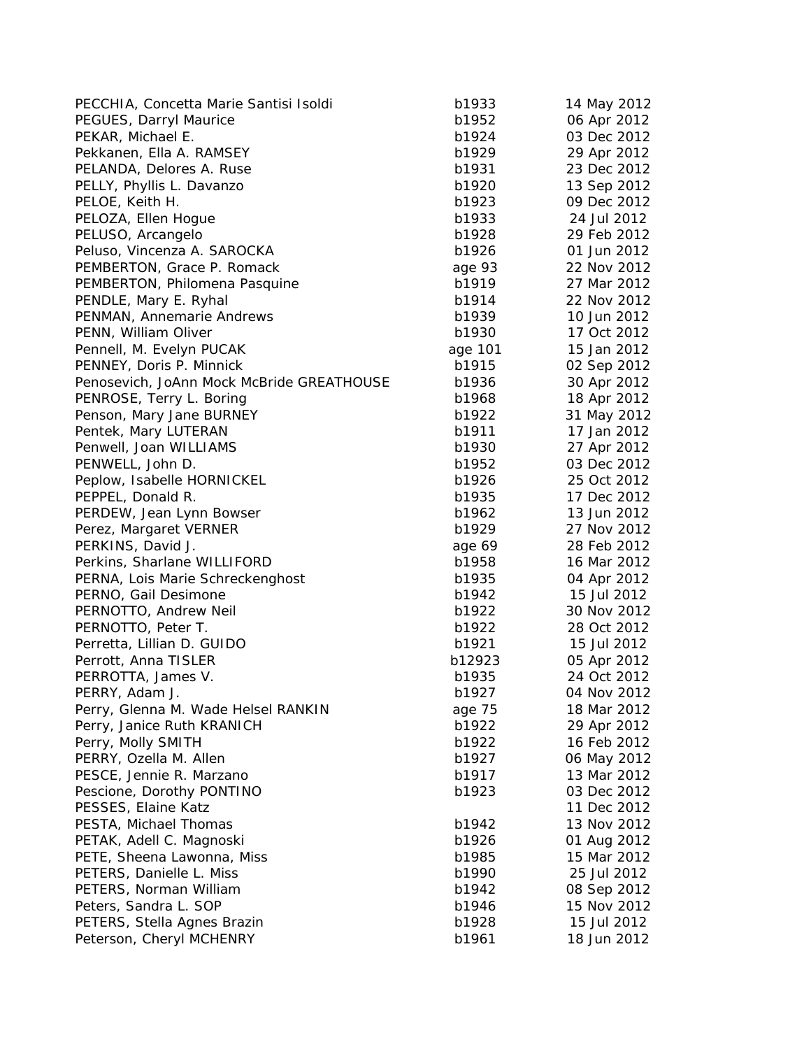| | | |
|---|---|---|
| PECCHIA, Concetta Marie Santisi Isoldi | b1933 | 14 May 2012 |
| PEGUES, Darryl Maurice | b1952 | 06 Apr 2012 |
| PEKAR, Michael E. | b1924 | 03 Dec 2012 |
| Pekkanen, Ella A. RAMSEY | b1929 | 29 Apr 2012 |
| PELANDA, Delores A. Ruse | b1931 | 23 Dec 2012 |
| PELLY, Phyllis L. Davanzo | b1920 | 13 Sep 2012 |
| PELOE, Keith H. | b1923 | 09 Dec 2012 |
| PELOZA, Ellen Hogue | b1933 | 24 Jul 2012 |
| PELUSO, Arcangelo | b1928 | 29 Feb 2012 |
| Peluso, Vincenza A. SAROCKA | b1926 | 01 Jun 2012 |
| PEMBERTON, Grace P. Romack | age 93 | 22 Nov 2012 |
| PEMBERTON, Philomena Pasquine | b1919 | 27 Mar 2012 |
| PENDLE, Mary E. Ryhal | b1914 | 22 Nov 2012 |
| PENMAN, Annemarie Andrews | b1939 | 10 Jun 2012 |
| PENN, William Oliver | b1930 | 17 Oct 2012 |
| Pennell, M. Evelyn PUCAK | age 101 | 15 Jan 2012 |
| PENNEY, Doris P. Minnick | b1915 | 02 Sep 2012 |
| Penosevich, JoAnn Mock McBride GREATHOUSE | b1936 | 30 Apr 2012 |
| PENROSE, Terry L. Boring | b1968 | 18 Apr 2012 |
| Penson, Mary Jane BURNEY | b1922 | 31 May 2012 |
| Pentek, Mary LUTERAN | b1911 | 17 Jan 2012 |
| Penwell, Joan WILLIAMS | b1930 | 27 Apr 2012 |
| PENWELL, John D. | b1952 | 03 Dec 2012 |
| Peplow, Isabelle HORNICKEL | b1926 | 25 Oct 2012 |
| PEPPEL, Donald R. | b1935 | 17 Dec 2012 |
| PERDEW, Jean Lynn Bowser | b1962 | 13 Jun 2012 |
| Perez, Margaret VERNER | b1929 | 27 Nov 2012 |
| PERKINS, David J. | age 69 | 28 Feb 2012 |
| Perkins, Sharlane WILLIFORD | b1958 | 16 Mar 2012 |
| PERNA, Lois Marie Schreckenghost | b1935 | 04 Apr 2012 |
| PERNO, Gail Desimone | b1942 | 15 Jul 2012 |
| PERNOTTO, Andrew Neil | b1922 | 30 Nov 2012 |
| PERNOTTO, Peter T. | b1922 | 28 Oct 2012 |
| Perretta, Lillian D. GUIDO | b1921 | 15 Jul 2012 |
| Perrott, Anna TISLER | b12923 | 05 Apr 2012 |
| PERROTTA, James V. | b1935 | 24 Oct 2012 |
| PERRY, Adam J. | b1927 | 04 Nov 2012 |
| Perry, Glenna M. Wade Helsel RANKIN | age 75 | 18 Mar 2012 |
| Perry, Janice Ruth KRANICH | b1922 | 29 Apr 2012 |
| Perry, Molly SMITH | b1922 | 16 Feb 2012 |
| PERRY, Ozella M. Allen | b1927 | 06 May 2012 |
| PESCE, Jennie R. Marzano | b1917 | 13 Mar 2012 |
| Pescione, Dorothy PONTINO | b1923 | 03 Dec 2012 |
| PESSES, Elaine Katz | | 11 Dec 2012 |
| PESTA, Michael Thomas | b1942 | 13 Nov 2012 |
| PETAK, Adell C. Magnoski | b1926 | 01 Aug 2012 |
| PETE, Sheena Lawonna, Miss | b1985 | 15 Mar 2012 |
| PETERS, Danielle L. Miss | b1990 | 25 Jul 2012 |
| PETERS, Norman William | b1942 | 08 Sep 2012 |
| Peters, Sandra L. SOP | b1946 | 15 Nov 2012 |
| PETERS, Stella Agnes Brazin | b1928 | 15 Jul 2012 |
| Peterson, Cheryl MCHENRY | b1961 | 18 Jun 2012 |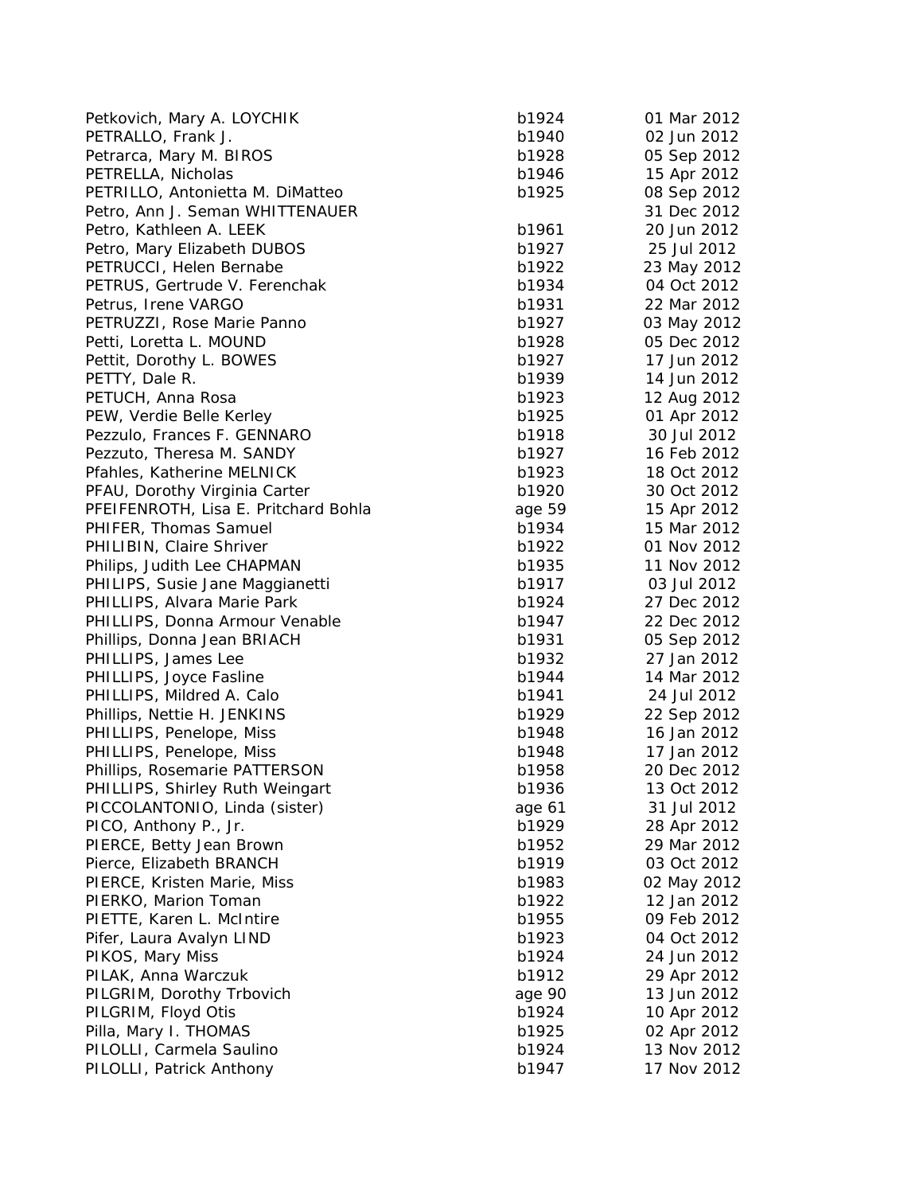| | | |
|---|---|---|
| Petkovich, Mary A. LOYCHIK | b1924 | 01 Mar 2012 |
| PETRALLO, Frank J. | b1940 | 02 Jun 2012 |
| Petrarca, Mary M. BIROS | b1928 | 05 Sep 2012 |
| PETRELLA, Nicholas | b1946 | 15 Apr 2012 |
| PETRILLO, Antonietta M. DiMatteo | b1925 | 08 Sep 2012 |
| Petro, Ann J. Seman WHITTENAUER | | 31 Dec 2012 |
| Petro, Kathleen A. LEEK | b1961 | 20 Jun 2012 |
| Petro, Mary Elizabeth DUBOS | b1927 | 25 Jul 2012 |
| PETRUCCI, Helen Bernabe | b1922 | 23 May 2012 |
| PETRUS, Gertrude V. Ferenchak | b1934 | 04 Oct 2012 |
| Petrus, Irene VARGO | b1931 | 22 Mar 2012 |
| PETRUZZI, Rose Marie Panno | b1927 | 03 May 2012 |
| Petti, Loretta L. MOUND | b1928 | 05 Dec 2012 |
| Pettit, Dorothy L. BOWES | b1927 | 17 Jun 2012 |
| PETTY, Dale R. | b1939 | 14 Jun 2012 |
| PETUCH, Anna Rosa | b1923 | 12 Aug 2012 |
| PEW, Verdie Belle Kerley | b1925 | 01 Apr 2012 |
| Pezzulo, Frances F. GENNARO | b1918 | 30 Jul 2012 |
| Pezzuto, Theresa M. SANDY | b1927 | 16 Feb 2012 |
| Pfahles, Katherine MELNICK | b1923 | 18 Oct 2012 |
| PFAU, Dorothy Virginia Carter | b1920 | 30 Oct 2012 |
| PFEIFENROTH, Lisa E. Pritchard Bohla | age 59 | 15 Apr 2012 |
| PHIFER, Thomas Samuel | b1934 | 15 Mar 2012 |
| PHILIBIN, Claire Shriver | b1922 | 01 Nov 2012 |
| Philips, Judith Lee CHAPMAN | b1935 | 11 Nov 2012 |
| PHILIPS, Susie Jane Maggianetti | b1917 | 03 Jul 2012 |
| PHILLIPS, Alvara Marie Park | b1924 | 27 Dec 2012 |
| PHILLIPS, Donna Armour Venable | b1947 | 22 Dec 2012 |
| Phillips, Donna Jean BRIACH | b1931 | 05 Sep 2012 |
| PHILLIPS, James Lee | b1932 | 27 Jan 2012 |
| PHILLIPS, Joyce Fasline | b1944 | 14 Mar 2012 |
| PHILLIPS, Mildred A. Calo | b1941 | 24 Jul 2012 |
| Phillips, Nettie H. JENKINS | b1929 | 22 Sep 2012 |
| PHILLIPS, Penelope, Miss | b1948 | 16 Jan 2012 |
| PHILLIPS, Penelope, Miss | b1948 | 17 Jan 2012 |
| Phillips, Rosemarie PATTERSON | b1958 | 20 Dec 2012 |
| PHILLIPS, Shirley Ruth Weingart | b1936 | 13 Oct 2012 |
| PICCOLANTONIO, Linda (sister) | age 61 | 31 Jul 2012 |
| PICO, Anthony P., Jr. | b1929 | 28 Apr 2012 |
| PIERCE, Betty Jean Brown | b1952 | 29 Mar 2012 |
| Pierce, Elizabeth BRANCH | b1919 | 03 Oct 2012 |
| PIERCE, Kristen Marie, Miss | b1983 | 02 May 2012 |
| PIERKO, Marion Toman | b1922 | 12 Jan 2012 |
| PIETTE, Karen L. McIntire | b1955 | 09 Feb 2012 |
| Pifer, Laura Avalyn LIND | b1923 | 04 Oct 2012 |
| PIKOS, Mary Miss | b1924 | 24 Jun 2012 |
| PILAK, Anna Warczuk | b1912 | 29 Apr 2012 |
| PILGRIM, Dorothy Trbovich | age 90 | 13 Jun 2012 |
| PILGRIM, Floyd Otis | b1924 | 10 Apr 2012 |
| Pilla, Mary I. THOMAS | b1925 | 02 Apr 2012 |
| PILOLLI, Carmela Saulino | b1924 | 13 Nov 2012 |
| PILOLLI, Patrick Anthony | b1947 | 17 Nov 2012 |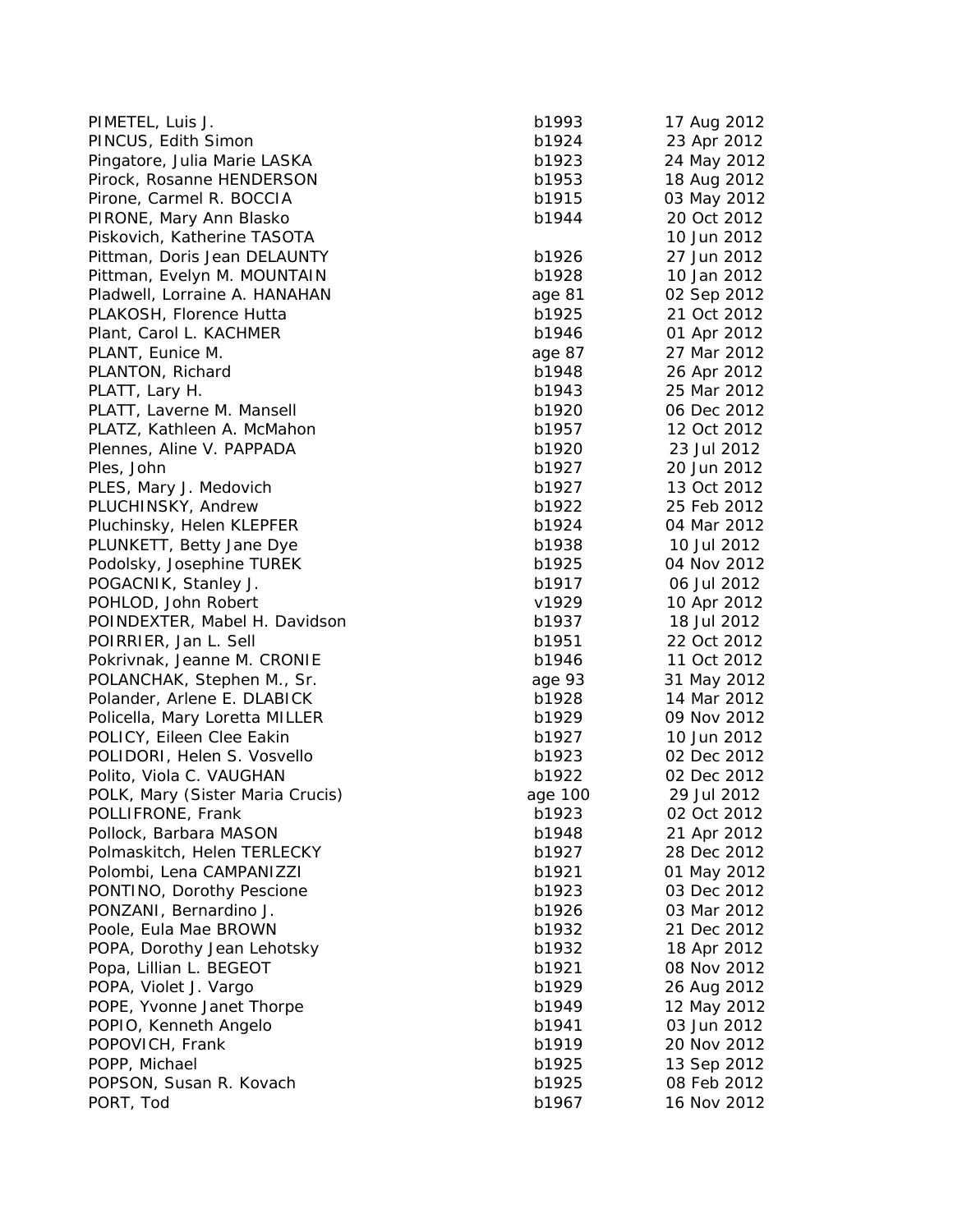| | | |
|---|---|---|
| PIMETEL, Luis J. | b1993 | 17 Aug 2012 |
| PINCUS, Edith Simon | b1924 | 23 Apr 2012 |
| Pingatore, Julia Marie LASKA | b1923 | 24 May 2012 |
| Pirock, Rosanne HENDERSON | b1953 | 18 Aug 2012 |
| Pirone, Carmel R. BOCCIA | b1915 | 03 May 2012 |
| PIRONE, Mary Ann Blasko | b1944 | 20 Oct 2012 |
| Piskovich, Katherine TASOTA | | 10 Jun 2012 |
| Pittman, Doris Jean DELAUNTY | b1926 | 27 Jun 2012 |
| Pittman, Evelyn M. MOUNTAIN | b1928 | 10 Jan 2012 |
| Pladwell, Lorraine A. HANAHAN | age 81 | 02 Sep 2012 |
| PLAKOSH, Florence Hutta | b1925 | 21 Oct 2012 |
| Plant, Carol L. KACHMER | b1946 | 01 Apr 2012 |
| PLANT, Eunice M. | age 87 | 27 Mar 2012 |
| PLANTON, Richard | b1948 | 26 Apr 2012 |
| PLATT, Lary H. | b1943 | 25 Mar 2012 |
| PLATT, Laverne M. Mansell | b1920 | 06 Dec 2012 |
| PLATZ, Kathleen A. McMahon | b1957 | 12 Oct 2012 |
| Plennes, Aline V. PAPPADA | b1920 | 23 Jul 2012 |
| Ples, John | b1927 | 20 Jun 2012 |
| PLES, Mary J. Medovich | b1927 | 13 Oct 2012 |
| PLUCHINSKY, Andrew | b1922 | 25 Feb 2012 |
| Pluchinsky, Helen KLEPFER | b1924 | 04 Mar 2012 |
| PLUNKETT, Betty Jane Dye | b1938 | 10 Jul 2012 |
| Podolsky, Josephine TUREK | b1925 | 04 Nov 2012 |
| POGACNIK, Stanley J. | b1917 | 06 Jul 2012 |
| POHLOD, John Robert | v1929 | 10 Apr 2012 |
| POINDEXTER, Mabel H. Davidson | b1937 | 18 Jul 2012 |
| POIRRIER, Jan L. Sell | b1951 | 22 Oct 2012 |
| Pokrivnak, Jeanne M. CRONIE | b1946 | 11 Oct 2012 |
| POLANCHAK, Stephen M., Sr. | age 93 | 31 May 2012 |
| Polander, Arlene E. DLABICK | b1928 | 14 Mar 2012 |
| Policella, Mary Loretta MILLER | b1929 | 09 Nov 2012 |
| POLICY, Eileen Clee Eakin | b1927 | 10 Jun 2012 |
| POLIDORI, Helen S. Vosvello | b1923 | 02 Dec 2012 |
| Polito, Viola C. VAUGHAN | b1922 | 02 Dec 2012 |
| POLK, Mary (Sister Maria Crucis) | age 100 | 29 Jul 2012 |
| POLLIFRONE, Frank | b1923 | 02 Oct 2012 |
| Pollock, Barbara MASON | b1948 | 21 Apr 2012 |
| Polmaskitch, Helen TERLECKY | b1927 | 28 Dec 2012 |
| Polombi, Lena CAMPANIZZI | b1921 | 01 May 2012 |
| PONTINO, Dorothy Pescione | b1923 | 03 Dec 2012 |
| PONZANI, Bernardino J. | b1926 | 03 Mar 2012 |
| Poole, Eula Mae BROWN | b1932 | 21 Dec 2012 |
| POPA, Dorothy Jean Lehotsky | b1932 | 18 Apr 2012 |
| Popa, Lillian L. BEGEOT | b1921 | 08 Nov 2012 |
| POPA, Violet J. Vargo | b1929 | 26 Aug 2012 |
| POPE, Yvonne Janet Thorpe | b1949 | 12 May 2012 |
| POPIO, Kenneth Angelo | b1941 | 03 Jun 2012 |
| POPOVICH, Frank | b1919 | 20 Nov 2012 |
| POPP, Michael | b1925 | 13 Sep 2012 |
| POPSON, Susan R. Kovach | b1925 | 08 Feb 2012 |
| PORT, Tod | b1967 | 16 Nov 2012 |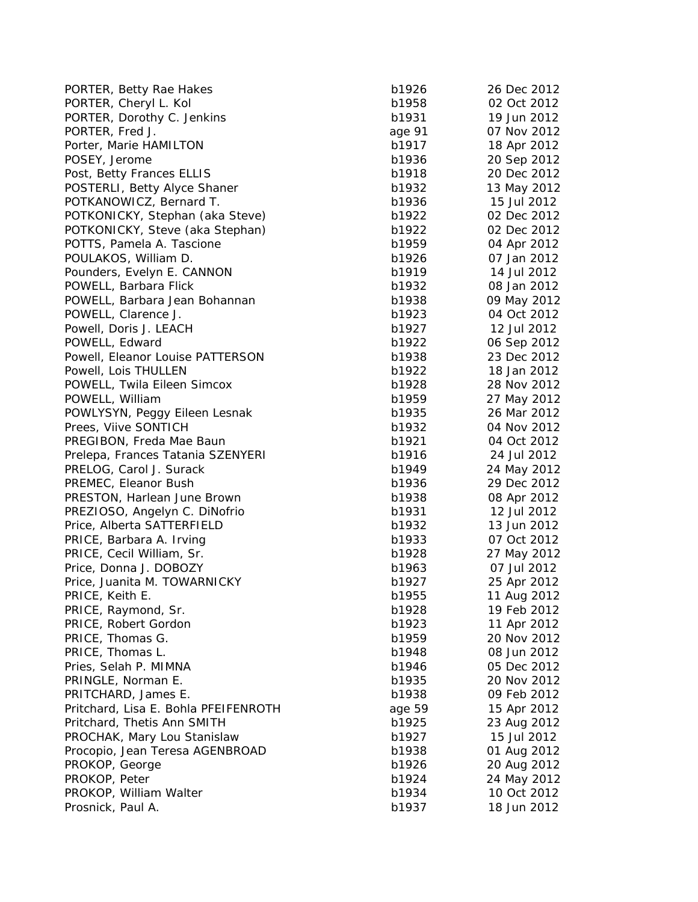| | | |
|---|---|---|
| PORTER, Betty Rae Hakes | b1926 | 26 Dec 2012 |
| PORTER, Cheryl L. Kol | b1958 | 02 Oct 2012 |
| PORTER, Dorothy C. Jenkins | b1931 | 19 Jun 2012 |
| PORTER, Fred J. | age 91 | 07 Nov 2012 |
| Porter, Marie HAMILTON | b1917 | 18 Apr 2012 |
| POSEY, Jerome | b1936 | 20 Sep 2012 |
| Post, Betty Frances ELLIS | b1918 | 20 Dec 2012 |
| POSTERLI, Betty Alyce Shaner | b1932 | 13 May 2012 |
| POTKANOWICZ, Bernard T. | b1936 | 15 Jul 2012 |
| POTKONICKY, Stephan (aka Steve) | b1922 | 02 Dec 2012 |
| POTKONICKY, Steve (aka Stephan) | b1922 | 02 Dec 2012 |
| POTTS, Pamela A. Tascione | b1959 | 04 Apr 2012 |
| POULAKOS, William D. | b1926 | 07 Jan 2012 |
| Pounders, Evelyn E. CANNON | b1919 | 14 Jul 2012 |
| POWELL, Barbara Flick | b1932 | 08 Jan 2012 |
| POWELL, Barbara Jean Bohannan | b1938 | 09 May 2012 |
| POWELL, Clarence J. | b1923 | 04 Oct 2012 |
| Powell, Doris J. LEACH | b1927 | 12 Jul 2012 |
| POWELL, Edward | b1922 | 06 Sep 2012 |
| Powell, Eleanor Louise PATTERSON | b1938 | 23 Dec 2012 |
| Powell, Lois THULLEN | b1922 | 18 Jan 2012 |
| POWELL, Twila Eileen Simcox | b1928 | 28 Nov 2012 |
| POWELL, William | b1959 | 27 May 2012 |
| POWLYSYN, Peggy Eileen Lesnak | b1935 | 26 Mar 2012 |
| Prees, Viive SONTICH | b1932 | 04 Nov 2012 |
| PREGIBON, Freda Mae Baun | b1921 | 04 Oct 2012 |
| Prelepa, Frances Tatania SZENYERI | b1916 | 24 Jul 2012 |
| PRELOG, Carol J. Surack | b1949 | 24 May 2012 |
| PREMEC, Eleanor Bush | b1936 | 29 Dec 2012 |
| PRESTON, Harlean June Brown | b1938 | 08 Apr 2012 |
| PREZIOSO, Angelyn C. DiNofrio | b1931 | 12 Jul 2012 |
| Price, Alberta SATTERFIELD | b1932 | 13 Jun 2012 |
| PRICE, Barbara A. Irving | b1933 | 07 Oct 2012 |
| PRICE, Cecil William, Sr. | b1928 | 27 May 2012 |
| Price, Donna J. DOBOZY | b1963 | 07 Jul 2012 |
| Price, Juanita M. TOWARNICKY | b1927 | 25 Apr 2012 |
| PRICE, Keith E. | b1955 | 11 Aug 2012 |
| PRICE, Raymond, Sr. | b1928 | 19 Feb 2012 |
| PRICE, Robert Gordon | b1923 | 11 Apr 2012 |
| PRICE, Thomas G. | b1959 | 20 Nov 2012 |
| PRICE, Thomas L. | b1948 | 08 Jun 2012 |
| Pries, Selah P. MIMNA | b1946 | 05 Dec 2012 |
| PRINGLE, Norman E. | b1935 | 20 Nov 2012 |
| PRITCHARD, James E. | b1938 | 09 Feb 2012 |
| Pritchard, Lisa E. Bohla PFEIFENROTH | age 59 | 15 Apr 2012 |
| Pritchard, Thetis Ann SMITH | b1925 | 23 Aug 2012 |
| PROCHAK, Mary Lou Stanislaw | b1927 | 15 Jul 2012 |
| Procopio, Jean Teresa AGENBROAD | b1938 | 01 Aug 2012 |
| PROKOP, George | b1926 | 20 Aug 2012 |
| PROKOP, Peter | b1924 | 24 May 2012 |
| PROKOP, William Walter | b1934 | 10 Oct 2012 |
| Prosnick, Paul A. | b1937 | 18 Jun 2012 |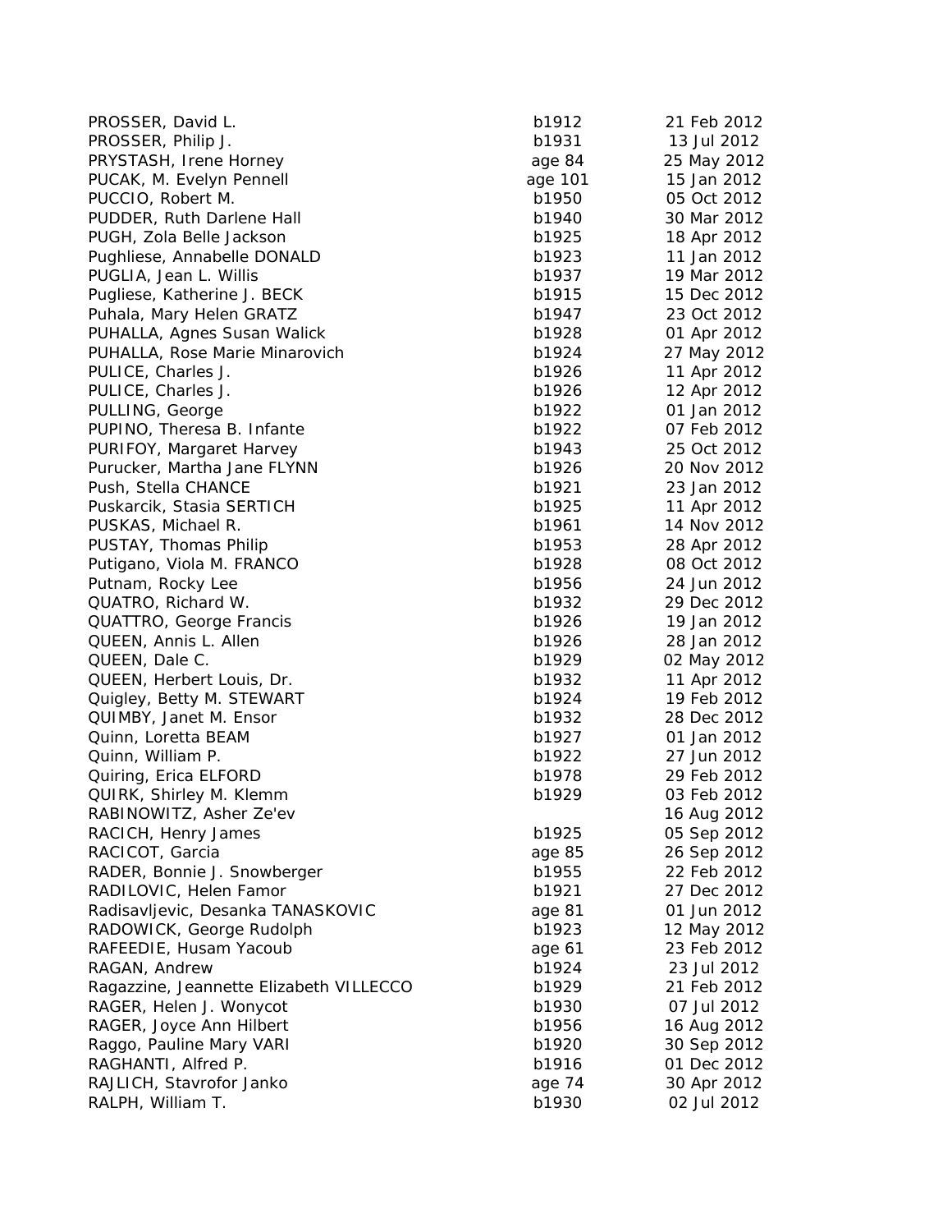| | | |
|---|---|---|
| PROSSER, David L. | b1912 | 21 Feb 2012 |
| PROSSER, Philip J. | b1931 | 13 Jul 2012 |
| PRYSTASH, Irene Horney | age 84 | 25 May 2012 |
| PUCAK, M. Evelyn Pennell | age 101 | 15 Jan 2012 |
| PUCCIO, Robert M. | b1950 | 05 Oct 2012 |
| PUDDER, Ruth Darlene Hall | b1940 | 30 Mar 2012 |
| PUGH, Zola Belle Jackson | b1925 | 18 Apr 2012 |
| Pughliese, Annabelle DONALD | b1923 | 11 Jan 2012 |
| PUGLIA, Jean L. Willis | b1937 | 19 Mar 2012 |
| Pugliese, Katherine J. BECK | b1915 | 15 Dec 2012 |
| Puhala, Mary Helen GRATZ | b1947 | 23 Oct 2012 |
| PUHALLA, Agnes Susan Walick | b1928 | 01 Apr 2012 |
| PUHALLA, Rose Marie Minarovich | b1924 | 27 May 2012 |
| PULICE, Charles J. | b1926 | 11 Apr 2012 |
| PULICE, Charles J. | b1926 | 12 Apr 2012 |
| PULLING, George | b1922 | 01 Jan 2012 |
| PUPINO, Theresa B. Infante | b1922 | 07 Feb 2012 |
| PURIFOY, Margaret Harvey | b1943 | 25 Oct 2012 |
| Purucker, Martha Jane FLYNN | b1926 | 20 Nov 2012 |
| Push, Stella CHANCE | b1921 | 23 Jan 2012 |
| Puskarcik, Stasia SERTICH | b1925 | 11 Apr 2012 |
| PUSKAS, Michael R. | b1961 | 14 Nov 2012 |
| PUSTAY, Thomas Philip | b1953 | 28 Apr 2012 |
| Putigano, Viola M. FRANCO | b1928 | 08 Oct 2012 |
| Putnam, Rocky Lee | b1956 | 24 Jun 2012 |
| QUATRO, Richard W. | b1932 | 29 Dec 2012 |
| QUATTRO, George Francis | b1926 | 19 Jan 2012 |
| QUEEN, Annis L. Allen | b1926 | 28 Jan 2012 |
| QUEEN, Dale C. | b1929 | 02 May 2012 |
| QUEEN, Herbert Louis, Dr. | b1932 | 11 Apr 2012 |
| Quigley, Betty M. STEWART | b1924 | 19 Feb 2012 |
| QUIMBY, Janet M. Ensor | b1932 | 28 Dec 2012 |
| Quinn, Loretta BEAM | b1927 | 01 Jan 2012 |
| Quinn, William P. | b1922 | 27 Jun 2012 |
| Quiring, Erica ELFORD | b1978 | 29 Feb 2012 |
| QUIRK, Shirley M. Klemm | b1929 | 03 Feb 2012 |
| RABINOWITZ, Asher Ze'ev | | 16 Aug 2012 |
| RACICH, Henry James | b1925 | 05 Sep 2012 |
| RACICOT, Garcia | age 85 | 26 Sep 2012 |
| RADER, Bonnie J. Snowberger | b1955 | 22 Feb 2012 |
| RADILOVIC, Helen Famor | b1921 | 27 Dec 2012 |
| Radisavljevic, Desanka TANASKOVIC | age 81 | 01 Jun 2012 |
| RADOWICK, George Rudolph | b1923 | 12 May 2012 |
| RAFEEDIE, Husam Yacoub | age 61 | 23 Feb 2012 |
| RAGAN, Andrew | b1924 | 23 Jul 2012 |
| Ragazzine, Jeannette Elizabeth VILLECCO | b1929 | 21 Feb 2012 |
| RAGER, Helen J. Wonycot | b1930 | 07 Jul 2012 |
| RAGER, Joyce Ann Hilbert | b1956 | 16 Aug 2012 |
| Raggo, Pauline Mary VARI | b1920 | 30 Sep 2012 |
| RAGHANTI, Alfred P. | b1916 | 01 Dec 2012 |
| RAJLICH, Stavrofor Janko | age 74 | 30 Apr 2012 |
| RALPH, William T. | b1930 | 02 Jul 2012 |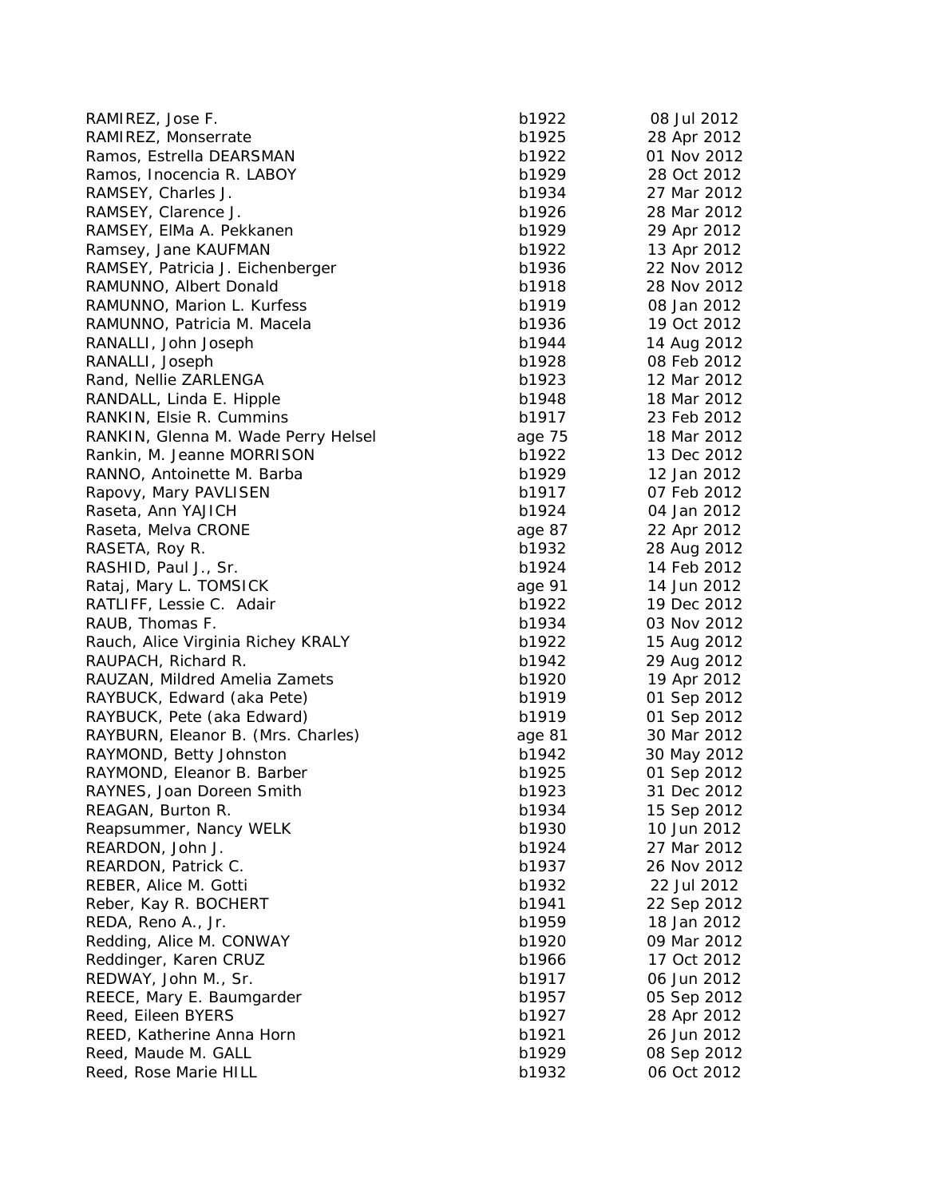| | | |
|---|---|---|
| RAMIREZ, Jose F. | b1922 | 08 Jul 2012 |
| RAMIREZ, Monserrate | b1925 | 28 Apr 2012 |
| Ramos, Estrella DEARSMAN | b1922 | 01 Nov 2012 |
| Ramos, Inocencia R. LABOY | b1929 | 28 Oct 2012 |
| RAMSEY, Charles J. | b1934 | 27 Mar 2012 |
| RAMSEY, Clarence J. | b1926 | 28 Mar 2012 |
| RAMSEY, ElMa A. Pekkanen | b1929 | 29 Apr 2012 |
| Ramsey, Jane KAUFMAN | b1922 | 13 Apr 2012 |
| RAMSEY, Patricia J. Eichenberger | b1936 | 22 Nov 2012 |
| RAMUNNO, Albert Donald | b1918 | 28 Nov 2012 |
| RAMUNNO, Marion L. Kurfess | b1919 | 08 Jan 2012 |
| RAMUNNO, Patricia M. Macela | b1936 | 19 Oct 2012 |
| RANALLI, John Joseph | b1944 | 14 Aug 2012 |
| RANALLI, Joseph | b1928 | 08 Feb 2012 |
| Rand, Nellie ZARLENGA | b1923 | 12 Mar 2012 |
| RANDALL, Linda E. Hipple | b1948 | 18 Mar 2012 |
| RANKIN, Elsie R. Cummins | b1917 | 23 Feb 2012 |
| RANKIN, Glenna M. Wade Perry Helsel | age 75 | 18 Mar 2012 |
| Rankin, M. Jeanne MORRISON | b1922 | 13 Dec 2012 |
| RANNO, Antoinette M. Barba | b1929 | 12 Jan 2012 |
| Rapovy, Mary PAVLISEN | b1917 | 07 Feb 2012 |
| Raseta, Ann YAJICH | b1924 | 04 Jan 2012 |
| Raseta, Melva CRONE | age 87 | 22 Apr 2012 |
| RASETA, Roy R. | b1932 | 28 Aug 2012 |
| RASHID, Paul J., Sr. | b1924 | 14 Feb 2012 |
| Rataj, Mary L. TOMSICK | age 91 | 14 Jun 2012 |
| RATLIFF, Lessie C. Adair | b1922 | 19 Dec 2012 |
| RAUB, Thomas F. | b1934 | 03 Nov 2012 |
| Rauch, Alice Virginia Richey KRALY | b1922 | 15 Aug 2012 |
| RAUPACH, Richard R. | b1942 | 29 Aug 2012 |
| RAUZAN, Mildred Amelia Zamets | b1920 | 19 Apr 2012 |
| RAYBUCK, Edward (aka Pete) | b1919 | 01 Sep 2012 |
| RAYBUCK, Pete (aka Edward) | b1919 | 01 Sep 2012 |
| RAYBURN, Eleanor B. (Mrs. Charles) | age 81 | 30 Mar 2012 |
| RAYMOND, Betty Johnston | b1942 | 30 May 2012 |
| RAYMOND, Eleanor B. Barber | b1925 | 01 Sep 2012 |
| RAYNES, Joan Doreen Smith | b1923 | 31 Dec 2012 |
| REAGAN, Burton R. | b1934 | 15 Sep 2012 |
| Reapsummer, Nancy WELK | b1930 | 10 Jun 2012 |
| REARDON, John J. | b1924 | 27 Mar 2012 |
| REARDON, Patrick C. | b1937 | 26 Nov 2012 |
| REBER, Alice M. Gotti | b1932 | 22 Jul 2012 |
| Reber, Kay R. BOCHERT | b1941 | 22 Sep 2012 |
| REDA, Reno A., Jr. | b1959 | 18 Jan 2012 |
| Redding, Alice M. CONWAY | b1920 | 09 Mar 2012 |
| Reddinger, Karen CRUZ | b1966 | 17 Oct 2012 |
| REDWAY, John M., Sr. | b1917 | 06 Jun 2012 |
| REECE, Mary E. Baumgarder | b1957 | 05 Sep 2012 |
| Reed, Eileen BYERS | b1927 | 28 Apr 2012 |
| REED, Katherine Anna Horn | b1921 | 26 Jun 2012 |
| Reed, Maude M. GALL | b1929 | 08 Sep 2012 |
| Reed, Rose Marie HILL | b1932 | 06 Oct 2012 |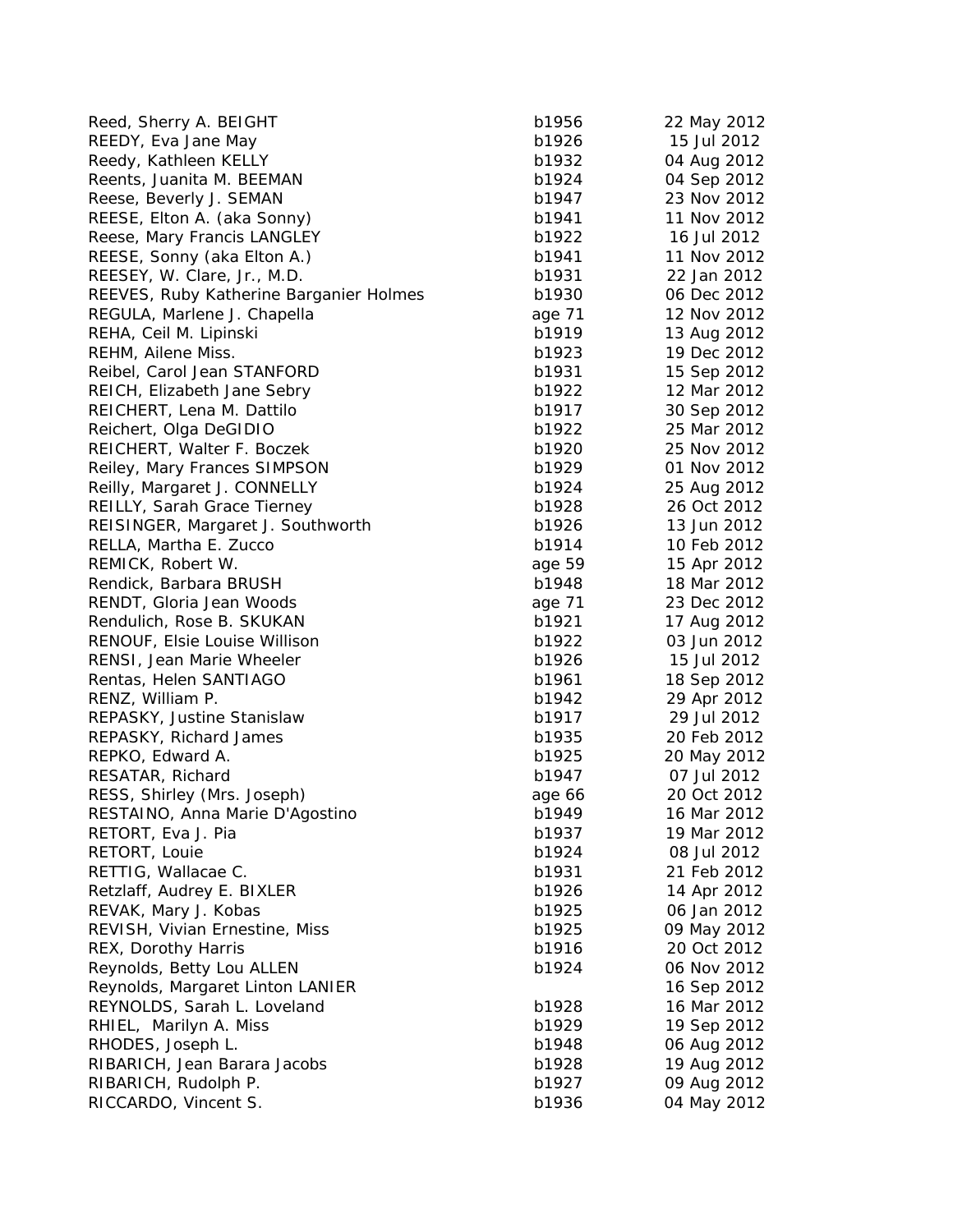| | | |
|---|---|---|
| Reed, Sherry A. BEIGHT | b1956 | 22 May 2012 |
| REEDY, Eva Jane May | b1926 | 15 Jul 2012 |
| Reedy, Kathleen KELLY | b1932 | 04 Aug 2012 |
| Reents, Juanita M. BEEMAN | b1924 | 04 Sep 2012 |
| Reese, Beverly J. SEMAN | b1947 | 23 Nov 2012 |
| REESE, Elton A. (aka Sonny) | b1941 | 11 Nov 2012 |
| Reese, Mary Francis LANGLEY | b1922 | 16 Jul 2012 |
| REESE, Sonny (aka Elton A.) | b1941 | 11 Nov 2012 |
| REESEY, W. Clare, Jr., M.D. | b1931 | 22 Jan 2012 |
| REEVES, Ruby Katherine Barganier Holmes | b1930 | 06 Dec 2012 |
| REGULA, Marlene J. Chapella | age 71 | 12 Nov 2012 |
| REHA, Ceil M. Lipinski | b1919 | 13 Aug 2012 |
| REHM, Ailene Miss. | b1923 | 19 Dec 2012 |
| Reibel, Carol Jean STANFORD | b1931 | 15 Sep 2012 |
| REICH, Elizabeth Jane Sebry | b1922 | 12 Mar 2012 |
| REICHERT, Lena M. Dattilo | b1917 | 30 Sep 2012 |
| Reichert, Olga DeGIDIO | b1922 | 25 Mar 2012 |
| REICHERT, Walter F. Boczek | b1920 | 25 Nov 2012 |
| Reiley, Mary Frances SIMPSON | b1929 | 01 Nov 2012 |
| Reilly, Margaret J. CONNELLY | b1924 | 25 Aug 2012 |
| REILLY, Sarah Grace Tierney | b1928 | 26 Oct 2012 |
| REISINGER, Margaret J. Southworth | b1926 | 13 Jun 2012 |
| RELLA, Martha E. Zucco | b1914 | 10 Feb 2012 |
| REMICK, Robert W. | age 59 | 15 Apr 2012 |
| Rendick, Barbara BRUSH | b1948 | 18 Mar 2012 |
| RENDT, Gloria Jean Woods | age 71 | 23 Dec 2012 |
| Rendulich, Rose B. SKUKAN | b1921 | 17 Aug 2012 |
| RENOUF, Elsie Louise Willison | b1922 | 03 Jun 2012 |
| RENSI, Jean Marie Wheeler | b1926 | 15 Jul 2012 |
| Rentas, Helen SANTIAGO | b1961 | 18 Sep 2012 |
| RENZ, William P. | b1942 | 29 Apr 2012 |
| REPASKY, Justine Stanislaw | b1917 | 29 Jul 2012 |
| REPASKY, Richard James | b1935 | 20 Feb 2012 |
| REPKO, Edward A. | b1925 | 20 May 2012 |
| RESATAR, Richard | b1947 | 07 Jul 2012 |
| RESS, Shirley (Mrs. Joseph) | age 66 | 20 Oct 2012 |
| RESTAINO, Anna Marie D'Agostino | b1949 | 16 Mar 2012 |
| RETORT, Eva J. Pia | b1937 | 19 Mar 2012 |
| RETORT, Louie | b1924 | 08 Jul 2012 |
| RETTIG, Wallacae C. | b1931 | 21 Feb 2012 |
| Retzlaff, Audrey E. BIXLER | b1926 | 14 Apr 2012 |
| REVAK, Mary J. Kobas | b1925 | 06 Jan 2012 |
| REVISH, Vivian Ernestine, Miss | b1925 | 09 May 2012 |
| REX, Dorothy Harris | b1916 | 20 Oct 2012 |
| Reynolds, Betty Lou ALLEN | b1924 | 06 Nov 2012 |
| Reynolds, Margaret Linton LANIER | | 16 Sep 2012 |
| REYNOLDS, Sarah L. Loveland | b1928 | 16 Mar 2012 |
| RHIEL, Marilyn A. Miss | b1929 | 19 Sep 2012 |
| RHODES, Joseph L. | b1948 | 06 Aug 2012 |
| RIBARICH, Jean Barara Jacobs | b1928 | 19 Aug 2012 |
| RIBARICH, Rudolph P. | b1927 | 09 Aug 2012 |
| RICCARDO, Vincent S. | b1936 | 04 May 2012 |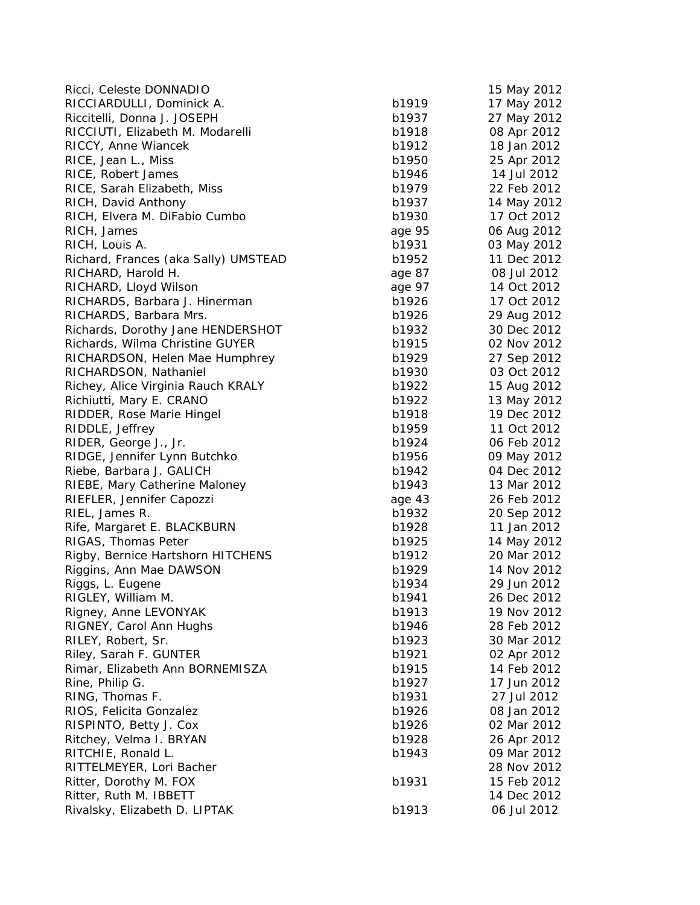| | | |
|---|---|---|
| Ricci, Celeste DONNADIO | | 15 May 2012 |
| RICCIARDULLI, Dominick A. | b1919 | 17 May 2012 |
| Riccitelli, Donna J. JOSEPH | b1937 | 27 May 2012 |
| RICCIUTI, Elizabeth M. Modarelli | b1918 | 08 Apr 2012 |
| RICCY, Anne Wiancek | b1912 | 18 Jan 2012 |
| RICE, Jean L., Miss | b1950 | 25 Apr 2012 |
| RICE, Robert James | b1946 | 14 Jul 2012 |
| RICE, Sarah Elizabeth, Miss | b1979 | 22 Feb 2012 |
| RICH, David Anthony | b1937 | 14 May 2012 |
| RICH, Elvera M. DiFabio Cumbo | b1930 | 17 Oct 2012 |
| RICH, James | age 95 | 06 Aug 2012 |
| RICH, Louis A. | b1931 | 03 May 2012 |
| Richard, Frances (aka Sally) UMSTEAD | b1952 | 11 Dec 2012 |
| RICHARD, Harold H. | age 87 | 08 Jul 2012 |
| RICHARD, Lloyd Wilson | age 97 | 14 Oct 2012 |
| RICHARDS, Barbara J. Hinerman | b1926 | 17 Oct 2012 |
| RICHARDS, Barbara Mrs. | b1926 | 29 Aug 2012 |
| Richards, Dorothy Jane HENDERSHOT | b1932 | 30 Dec 2012 |
| Richards, Wilma Christine GUYER | b1915 | 02 Nov 2012 |
| RICHARDSON, Helen Mae Humphrey | b1929 | 27 Sep 2012 |
| RICHARDSON, Nathaniel | b1930 | 03 Oct 2012 |
| Richey, Alice Virginia Rauch KRALY | b1922 | 15 Aug 2012 |
| Richiutti, Mary E. CRANO | b1922 | 13 May 2012 |
| RIDDER, Rose Marie Hingel | b1918 | 19 Dec 2012 |
| RIDDLE, Jeffrey | b1959 | 11 Oct 2012 |
| RIDER, George J., Jr. | b1924 | 06 Feb 2012 |
| RIDGE, Jennifer Lynn Butchko | b1956 | 09 May 2012 |
| Riebe, Barbara J. GALICH | b1942 | 04 Dec 2012 |
| RIEBE, Mary Catherine Maloney | b1943 | 13 Mar 2012 |
| RIEFLER, Jennifer Capozzi | age 43 | 26 Feb 2012 |
| RIEL, James R. | b1932 | 20 Sep 2012 |
| Rife, Margaret E. BLACKBURN | b1928 | 11 Jan 2012 |
| RIGAS, Thomas Peter | b1925 | 14 May 2012 |
| Rigby, Bernice Hartshorn HITCHENS | b1912 | 20 Mar 2012 |
| Riggins, Ann Mae DAWSON | b1929 | 14 Nov 2012 |
| Riggs, L. Eugene | b1934 | 29 Jun 2012 |
| RIGLEY, William M. | b1941 | 26 Dec 2012 |
| Rigney, Anne LEVONYAK | b1913 | 19 Nov 2012 |
| RIGNEY, Carol Ann Hughs | b1946 | 28 Feb 2012 |
| RILEY, Robert, Sr. | b1923 | 30 Mar 2012 |
| Riley, Sarah F. GUNTER | b1921 | 02 Apr 2012 |
| Rimar, Elizabeth Ann BORNEMISZA | b1915 | 14 Feb 2012 |
| Rine, Philip G. | b1927 | 17 Jun 2012 |
| RING, Thomas F. | b1931 | 27 Jul 2012 |
| RIOS, Felicita Gonzalez | b1926 | 08 Jan 2012 |
| RISPINTO, Betty J. Cox | b1926 | 02 Mar 2012 |
| Ritchey, Velma I. BRYAN | b1928 | 26 Apr 2012 |
| RITCHIE, Ronald L. | b1943 | 09 Mar 2012 |
| RITTELMEYER, Lori Bacher | | 28 Nov 2012 |
| Ritter, Dorothy M. FOX | b1931 | 15 Feb 2012 |
| Ritter, Ruth M. IBBETT | | 14 Dec 2012 |
| Rivalsky, Elizabeth D. LIPTAK | b1913 | 06 Jul 2012 |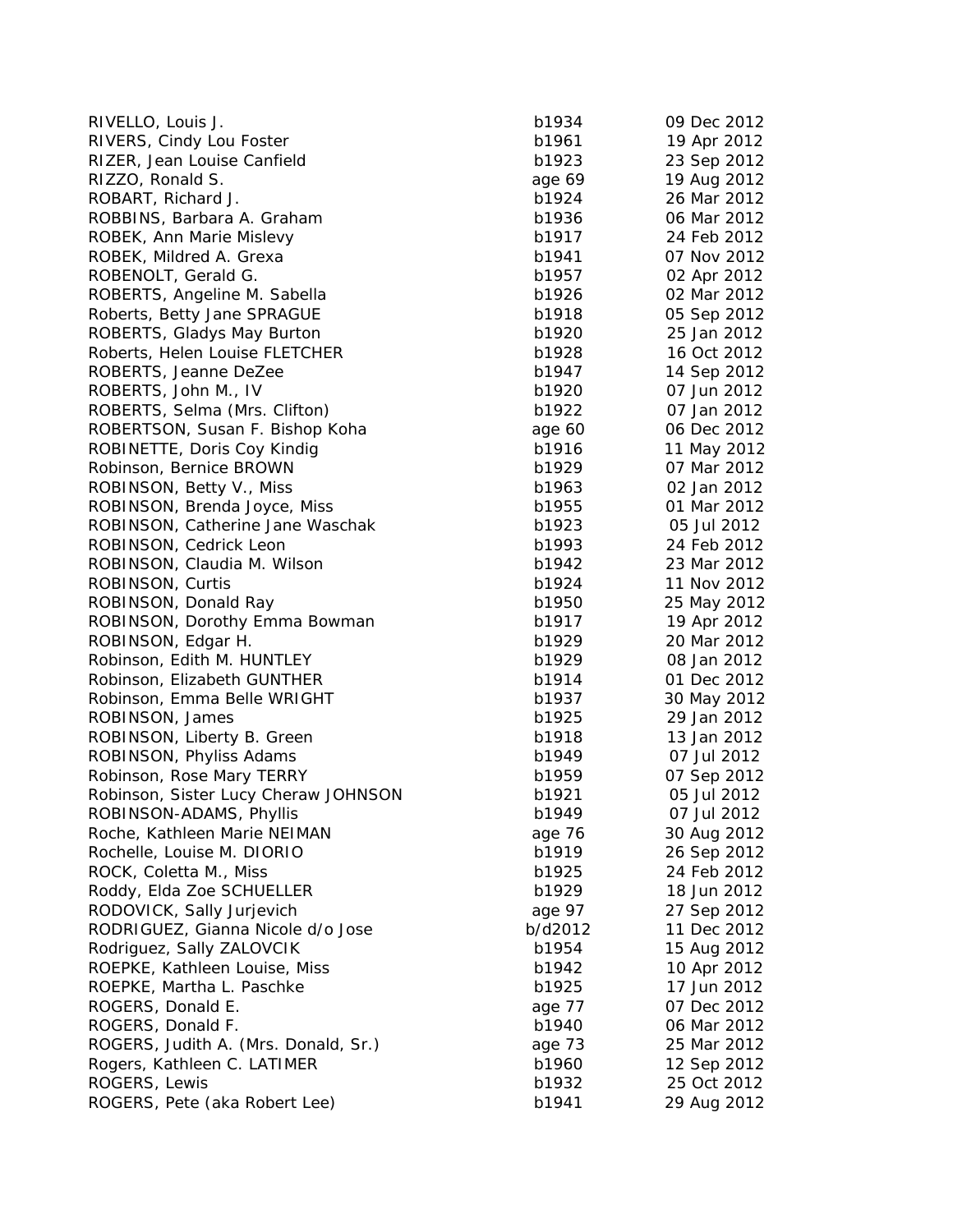| | | |
|---|---|---|
| RIVELLO, Louis J. | b1934 | 09 Dec 2012 |
| RIVERS, Cindy Lou Foster | b1961 | 19 Apr 2012 |
| RIZER, Jean Louise Canfield | b1923 | 23 Sep 2012 |
| RIZZO, Ronald S. | age 69 | 19 Aug 2012 |
| ROBART, Richard J. | b1924 | 26 Mar 2012 |
| ROBBINS, Barbara A. Graham | b1936 | 06 Mar 2012 |
| ROBEK, Ann Marie Mislevy | b1917 | 24 Feb 2012 |
| ROBEK, Mildred A. Grexa | b1941 | 07 Nov 2012 |
| ROBENOLT, Gerald G. | b1957 | 02 Apr 2012 |
| ROBERTS, Angeline M. Sabella | b1926 | 02 Mar 2012 |
| Roberts, Betty Jane SPRAGUE | b1918 | 05 Sep 2012 |
| ROBERTS, Gladys May Burton | b1920 | 25 Jan 2012 |
| Roberts, Helen Louise FLETCHER | b1928 | 16 Oct 2012 |
| ROBERTS, Jeanne DeZee | b1947 | 14 Sep 2012 |
| ROBERTS, John M., IV | b1920 | 07 Jun 2012 |
| ROBERTS, Selma (Mrs. Clifton) | b1922 | 07 Jan 2012 |
| ROBERTSON, Susan F. Bishop Koha | age 60 | 06 Dec 2012 |
| ROBINETTE, Doris Coy Kindig | b1916 | 11 May 2012 |
| Robinson, Bernice BROWN | b1929 | 07 Mar 2012 |
| ROBINSON, Betty V., Miss | b1963 | 02 Jan 2012 |
| ROBINSON, Brenda Joyce, Miss | b1955 | 01 Mar 2012 |
| ROBINSON, Catherine Jane Waschak | b1923 | 05 Jul 2012 |
| ROBINSON, Cedrick Leon | b1993 | 24 Feb 2012 |
| ROBINSON, Claudia M. Wilson | b1942 | 23 Mar 2012 |
| ROBINSON, Curtis | b1924 | 11 Nov 2012 |
| ROBINSON, Donald Ray | b1950 | 25 May 2012 |
| ROBINSON, Dorothy Emma Bowman | b1917 | 19 Apr 2012 |
| ROBINSON, Edgar H. | b1929 | 20 Mar 2012 |
| Robinson, Edith M. HUNTLEY | b1929 | 08 Jan 2012 |
| Robinson, Elizabeth GUNTHER | b1914 | 01 Dec 2012 |
| Robinson, Emma Belle WRIGHT | b1937 | 30 May 2012 |
| ROBINSON, James | b1925 | 29 Jan 2012 |
| ROBINSON, Liberty B. Green | b1918 | 13 Jan 2012 |
| ROBINSON, Phyliss Adams | b1949 | 07 Jul 2012 |
| Robinson, Rose Mary TERRY | b1959 | 07 Sep 2012 |
| Robinson, Sister Lucy Cheraw JOHNSON | b1921 | 05 Jul 2012 |
| ROBINSON-ADAMS, Phyllis | b1949 | 07 Jul 2012 |
| Roche, Kathleen Marie NEIMAN | age 76 | 30 Aug 2012 |
| Rochelle, Louise M. DIORIO | b1919 | 26 Sep 2012 |
| ROCK, Coletta M., Miss | b1925 | 24 Feb 2012 |
| Roddy, Elda Zoe SCHUELLER | b1929 | 18 Jun 2012 |
| RODOVICK, Sally Jurjevich | age 97 | 27 Sep 2012 |
| RODRIGUEZ, Gianna Nicole d/o Jose | b/d2012 | 11 Dec 2012 |
| Rodriguez, Sally ZALOVCIK | b1954 | 15 Aug 2012 |
| ROEPKE, Kathleen Louise, Miss | b1942 | 10 Apr 2012 |
| ROEPKE, Martha L. Paschke | b1925 | 17 Jun 2012 |
| ROGERS, Donald E. | age 77 | 07 Dec 2012 |
| ROGERS, Donald F. | b1940 | 06 Mar 2012 |
| ROGERS, Judith A. (Mrs. Donald, Sr.) | age 73 | 25 Mar 2012 |
| Rogers, Kathleen C. LATIMER | b1960 | 12 Sep 2012 |
| ROGERS, Lewis | b1932 | 25 Oct 2012 |
| ROGERS, Pete (aka Robert Lee) | b1941 | 29 Aug 2012 |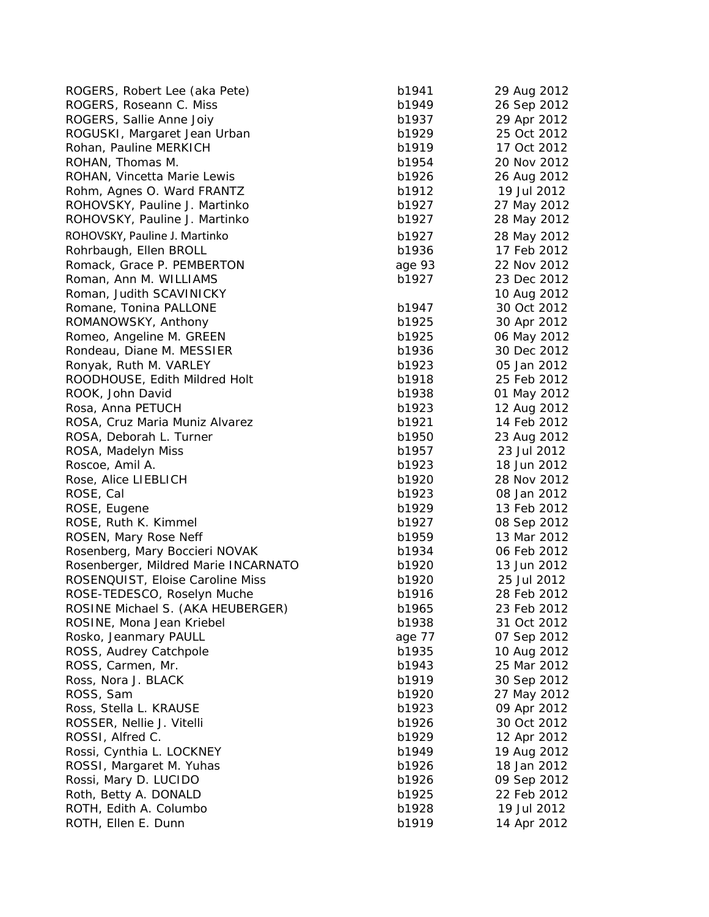| | | |
|---|---|---|
| ROGERS, Robert Lee (aka Pete) | b1941 | 29 Aug 2012 |
| ROGERS, Roseann C. Miss | b1949 | 26 Sep 2012 |
| ROGERS, Sallie Anne Joiy | b1937 | 29 Apr 2012 |
| ROGUSKI, Margaret Jean Urban | b1929 | 25 Oct 2012 |
| Rohan, Pauline MERKICH | b1919 | 17 Oct 2012 |
| ROHAN, Thomas M. | b1954 | 20 Nov 2012 |
| ROHAN, Vincetta Marie Lewis | b1926 | 26 Aug 2012 |
| Rohm, Agnes O. Ward FRANTZ | b1912 | 19 Jul 2012 |
| ROHOVSKY, Pauline J. Martinko | b1927 | 27 May 2012 |
| ROHOVSKY, Pauline J. Martinko | b1927 | 28 May 2012 |
| ROHOVSKY, Pauline J. Martinko | b1927 | 28 May 2012 |
| Rohrbaugh, Ellen BROLL | b1936 | 17 Feb 2012 |
| Romack, Grace P. PEMBERTON | age 93 | 22 Nov 2012 |
| Roman, Ann M. WILLIAMS | b1927 | 23 Dec 2012 |
| Roman, Judith SCAVINICKY | | 10 Aug 2012 |
| Romane, Tonina PALLONE | b1947 | 30 Oct 2012 |
| ROMANOWSKY, Anthony | b1925 | 30 Apr 2012 |
| Romeo, Angeline M. GREEN | b1925 | 06 May 2012 |
| Rondeau, Diane M. MESSIER | b1936 | 30 Dec 2012 |
| Ronyak, Ruth M. VARLEY | b1923 | 05 Jan 2012 |
| ROODHOUSE, Edith Mildred Holt | b1918 | 25 Feb 2012 |
| ROOK, John David | b1938 | 01 May 2012 |
| Rosa, Anna PETUCH | b1923 | 12 Aug 2012 |
| ROSA, Cruz Maria Muniz Alvarez | b1921 | 14 Feb 2012 |
| ROSA, Deborah L. Turner | b1950 | 23 Aug 2012 |
| ROSA, Madelyn Miss | b1957 | 23 Jul 2012 |
| Roscoe, Amil A. | b1923 | 18 Jun 2012 |
| Rose, Alice LIEBLICH | b1920 | 28 Nov 2012 |
| ROSE, Cal | b1923 | 08 Jan 2012 |
| ROSE, Eugene | b1929 | 13 Feb 2012 |
| ROSE, Ruth K. Kimmel | b1927 | 08 Sep 2012 |
| ROSEN, Mary Rose Neff | b1959 | 13 Mar 2012 |
| Rosenberg, Mary Boccieri NOVAK | b1934 | 06 Feb 2012 |
| Rosenberger, Mildred Marie INCARNATO | b1920 | 13 Jun 2012 |
| ROSENQUIST, Eloise Caroline Miss | b1920 | 25 Jul 2012 |
| ROSE-TEDESCO, Roselyn Muche | b1916 | 28 Feb 2012 |
| ROSINE Michael S. (AKA HEUBERGER) | b1965 | 23 Feb 2012 |
| ROSINE, Mona Jean Kriebel | b1938 | 31 Oct 2012 |
| Rosko, Jeanmary PAULL | age 77 | 07 Sep 2012 |
| ROSS, Audrey Catchpole | b1935 | 10 Aug 2012 |
| ROSS, Carmen, Mr. | b1943 | 25 Mar 2012 |
| Ross, Nora J. BLACK | b1919 | 30 Sep 2012 |
| ROSS, Sam | b1920 | 27 May 2012 |
| Ross, Stella L. KRAUSE | b1923 | 09 Apr 2012 |
| ROSSER, Nellie J. Vitelli | b1926 | 30 Oct 2012 |
| ROSSI, Alfred C. | b1929 | 12 Apr 2012 |
| Rossi, Cynthia L. LOCKNEY | b1949 | 19 Aug 2012 |
| ROSSI, Margaret M. Yuhas | b1926 | 18 Jan 2012 |
| Rossi, Mary D. LUCIDO | b1926 | 09 Sep 2012 |
| Roth, Betty A. DONALD | b1925 | 22 Feb 2012 |
| ROTH, Edith A. Columbo | b1928 | 19 Jul 2012 |
| ROTH, Ellen E. Dunn | b1919 | 14 Apr 2012 |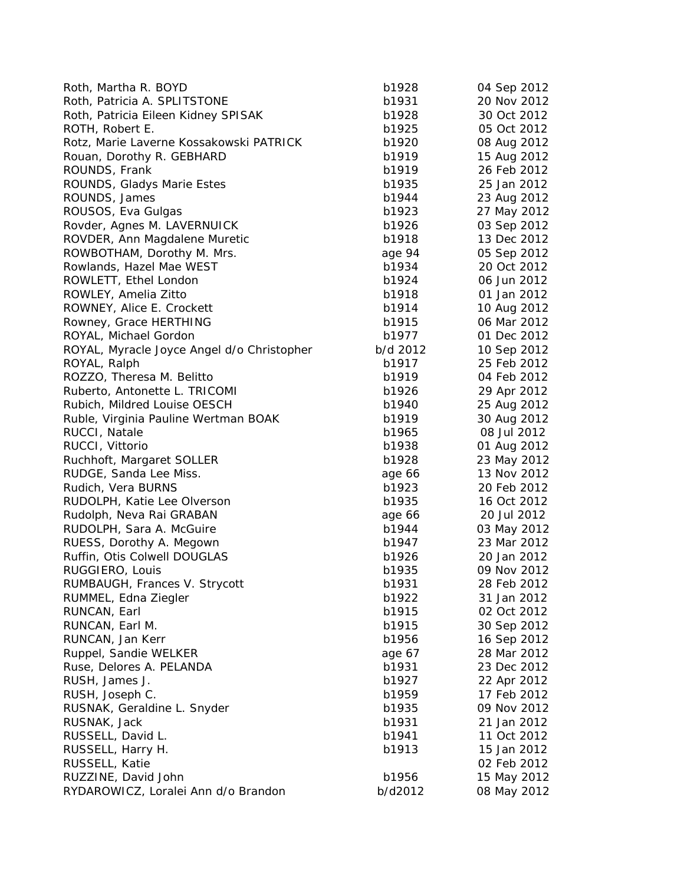| | | |
|---|---|---|
| Roth, Martha R. BOYD | b1928 | 04 Sep 2012 |
| Roth, Patricia A. SPLITSTONE | b1931 | 20 Nov 2012 |
| Roth, Patricia Eileen Kidney SPISAK | b1928 | 30 Oct 2012 |
| ROTH, Robert E. | b1925 | 05 Oct 2012 |
| Rotz, Marie Laverne Kossakowski PATRICK | b1920 | 08 Aug 2012 |
| Rouan, Dorothy R. GEBHARD | b1919 | 15 Aug 2012 |
| ROUNDS, Frank | b1919 | 26 Feb 2012 |
| ROUNDS, Gladys Marie Estes | b1935 | 25 Jan 2012 |
| ROUNDS, James | b1944 | 23 Aug 2012 |
| ROUSOS, Eva Gulgas | b1923 | 27 May 2012 |
| Rovder, Agnes M. LAVERNUICK | b1926 | 03 Sep 2012 |
| ROVDER, Ann Magdalene Muretic | b1918 | 13 Dec 2012 |
| ROWBOTHAM, Dorothy M. Mrs. | age 94 | 05 Sep 2012 |
| Rowlands, Hazel Mae WEST | b1934 | 20 Oct 2012 |
| ROWLETT, Ethel London | b1924 | 06 Jun 2012 |
| ROWLEY, Amelia Zitto | b1918 | 01 Jan 2012 |
| ROWNEY, Alice E. Crockett | b1914 | 10 Aug 2012 |
| Rowney, Grace HERTHING | b1915 | 06 Mar 2012 |
| ROYAL, Michael Gordon | b1977 | 01 Dec 2012 |
| ROYAL, Myracle Joyce Angel d/o Christopher | b/d 2012 | 10 Sep 2012 |
| ROYAL, Ralph | b1917 | 25 Feb 2012 |
| ROZZO, Theresa M. Belitto | b1919 | 04 Feb 2012 |
| Ruberto, Antonette L. TRICOMI | b1926 | 29 Apr 2012 |
| Rubich, Mildred Louise OESCH | b1940 | 25 Aug 2012 |
| Ruble, Virginia Pauline Wertman BOAK | b1919 | 30 Aug 2012 |
| RUCCI, Natale | b1965 | 08 Jul 2012 |
| RUCCI, Vittorio | b1938 | 01 Aug 2012 |
| Ruchhoft, Margaret SOLLER | b1928 | 23 May 2012 |
| RUDGE, Sanda Lee Miss. | age 66 | 13 Nov 2012 |
| Rudich, Vera BURNS | b1923 | 20 Feb 2012 |
| RUDOLPH, Katie Lee Olverson | b1935 | 16 Oct 2012 |
| Rudolph, Neva Rai GRABAN | age 66 | 20 Jul 2012 |
| RUDOLPH, Sara A. McGuire | b1944 | 03 May 2012 |
| RUESS, Dorothy A. Megown | b1947 | 23 Mar 2012 |
| Ruffin, Otis Colwell DOUGLAS | b1926 | 20 Jan 2012 |
| RUGGIERO, Louis | b1935 | 09 Nov 2012 |
| RUMBAUGH, Frances V. Strycott | b1931 | 28 Feb 2012 |
| RUMMEL, Edna Ziegler | b1922 | 31 Jan 2012 |
| RUNCAN, Earl | b1915 | 02 Oct 2012 |
| RUNCAN, Earl M. | b1915 | 30 Sep 2012 |
| RUNCAN, Jan Kerr | b1956 | 16 Sep 2012 |
| Ruppel, Sandie WELKER | age 67 | 28 Mar 2012 |
| Ruse, Delores A. PELANDA | b1931 | 23 Dec 2012 |
| RUSH, James J. | b1927 | 22 Apr 2012 |
| RUSH, Joseph C. | b1959 | 17 Feb 2012 |
| RUSNAK, Geraldine L. Snyder | b1935 | 09 Nov 2012 |
| RUSNAK, Jack | b1931 | 21 Jan 2012 |
| RUSSELL, David L. | b1941 | 11 Oct 2012 |
| RUSSELL, Harry H. | b1913 | 15 Jan 2012 |
| RUSSELL, Katie | | 02 Feb 2012 |
| RUZZINE, David John | b1956 | 15 May 2012 |
| RYDAROWICZ, Loralei Ann d/o Brandon | b/d2012 | 08 May 2012 |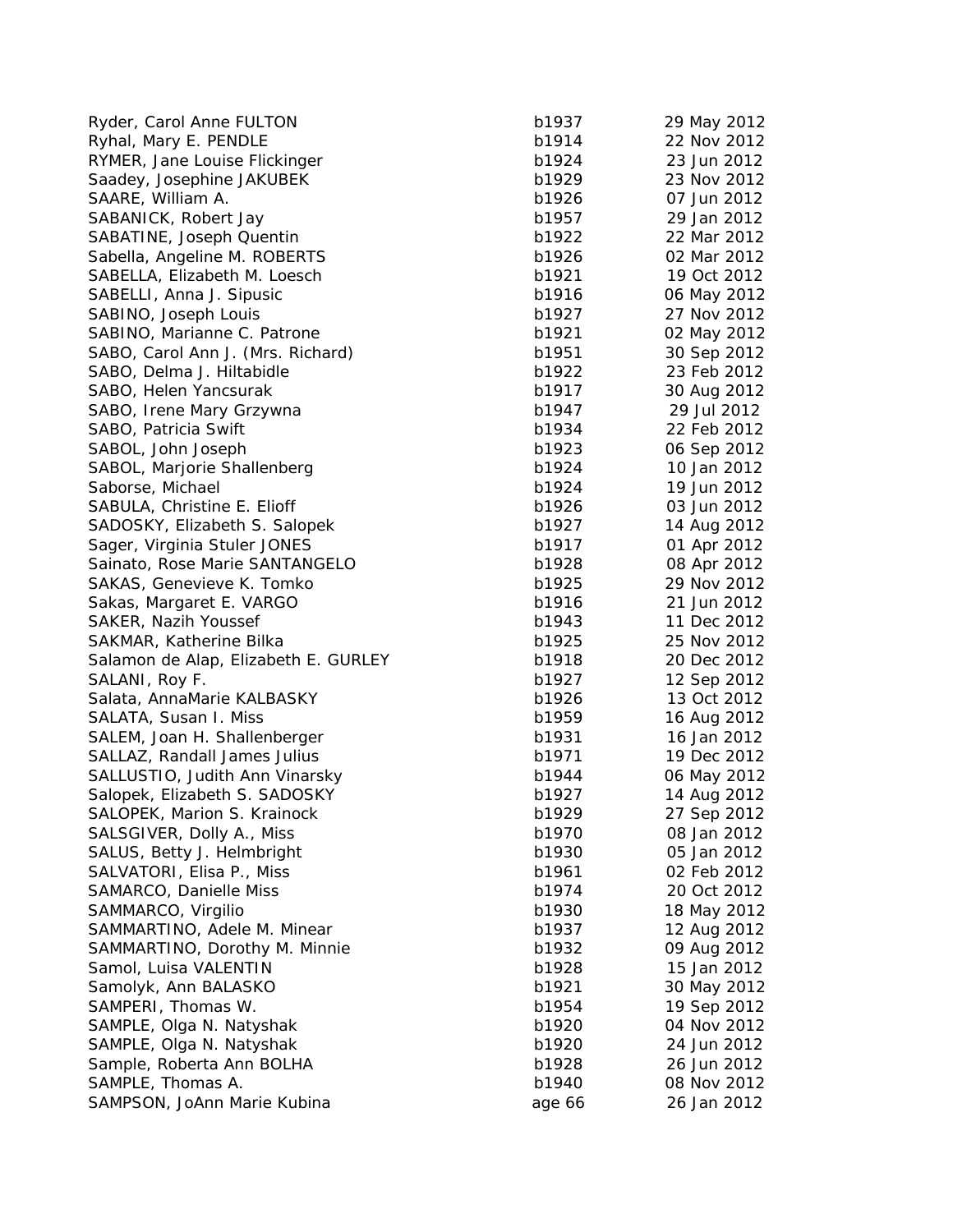| | | |
|---|---|---|
| Ryder, Carol Anne FULTON | b1937 | 29 May 2012 |
| Ryhal, Mary E. PENDLE | b1914 | 22 Nov 2012 |
| RYMER, Jane Louise Flickinger | b1924 | 23 Jun 2012 |
| Saadey, Josephine JAKUBEK | b1929 | 23 Nov 2012 |
| SAARE, William A. | b1926 | 07 Jun 2012 |
| SABANICK, Robert Jay | b1957 | 29 Jan 2012 |
| SABATINE, Joseph Quentin | b1922 | 22 Mar 2012 |
| Sabella, Angeline M. ROBERTS | b1926 | 02 Mar 2012 |
| SABELLA, Elizabeth M. Loesch | b1921 | 19 Oct 2012 |
| SABELLI, Anna J. Sipusic | b1916 | 06 May 2012 |
| SABINO, Joseph Louis | b1927 | 27 Nov 2012 |
| SABINO, Marianne C. Patrone | b1921 | 02 May 2012 |
| SABO, Carol Ann J. (Mrs. Richard) | b1951 | 30 Sep 2012 |
| SABO, Delma J. Hiltabidle | b1922 | 23 Feb 2012 |
| SABO, Helen Yancsurak | b1917 | 30 Aug 2012 |
| SABO, Irene Mary Grzywna | b1947 | 29 Jul 2012 |
| SABO, Patricia Swift | b1934 | 22 Feb 2012 |
| SABOL, John Joseph | b1923 | 06 Sep 2012 |
| SABOL, Marjorie Shallenberg | b1924 | 10 Jan 2012 |
| Saborse, Michael | b1924 | 19 Jun 2012 |
| SABULA, Christine E. Elioff | b1926 | 03 Jun 2012 |
| SADOSKY, Elizabeth S. Salopek | b1927 | 14 Aug 2012 |
| Sager, Virginia Stuler JONES | b1917 | 01 Apr 2012 |
| Sainato, Rose Marie SANTANGELO | b1928 | 08 Apr 2012 |
| SAKAS, Genevieve K. Tomko | b1925 | 29 Nov 2012 |
| Sakas, Margaret E. VARGO | b1916 | 21 Jun 2012 |
| SAKER, Nazih Youssef | b1943 | 11 Dec 2012 |
| SAKMAR, Katherine Bilka | b1925 | 25 Nov 2012 |
| Salamon de Alap, Elizabeth E. GURLEY | b1918 | 20 Dec 2012 |
| SALANI, Roy F. | b1927 | 12 Sep 2012 |
| Salata, AnnaMarie KALBASKY | b1926 | 13 Oct 2012 |
| SALATA, Susan I. Miss | b1959 | 16 Aug 2012 |
| SALEM, Joan H. Shallenberger | b1931 | 16 Jan 2012 |
| SALLAZ, Randall James Julius | b1971 | 19 Dec 2012 |
| SALLUSTIO, Judith Ann Vinarsky | b1944 | 06 May 2012 |
| Salopek, Elizabeth S. SADOSKY | b1927 | 14 Aug 2012 |
| SALOPEK, Marion S. Krainock | b1929 | 27 Sep 2012 |
| SALSGIVER, Dolly A., Miss | b1970 | 08 Jan 2012 |
| SALUS, Betty J. Helmbright | b1930 | 05 Jan 2012 |
| SALVATORI, Elisa P., Miss | b1961 | 02 Feb 2012 |
| SAMARCO, Danielle Miss | b1974 | 20 Oct 2012 |
| SAMMARCO, Virgilio | b1930 | 18 May 2012 |
| SAMMARTINO, Adele M. Minear | b1937 | 12 Aug 2012 |
| SAMMARTINO, Dorothy M. Minnie | b1932 | 09 Aug 2012 |
| Samol, Luisa VALENTIN | b1928 | 15 Jan 2012 |
| Samolyk, Ann BALASKO | b1921 | 30 May 2012 |
| SAMPERI, Thomas W. | b1954 | 19 Sep 2012 |
| SAMPLE, Olga N. Natyshak | b1920 | 04 Nov 2012 |
| SAMPLE, Olga N. Natyshak | b1920 | 24 Jun 2012 |
| Sample, Roberta Ann BOLHA | b1928 | 26 Jun 2012 |
| SAMPLE, Thomas A. | b1940 | 08 Nov 2012 |
| SAMPSON, JoAnn Marie Kubina | age 66 | 26 Jan 2012 |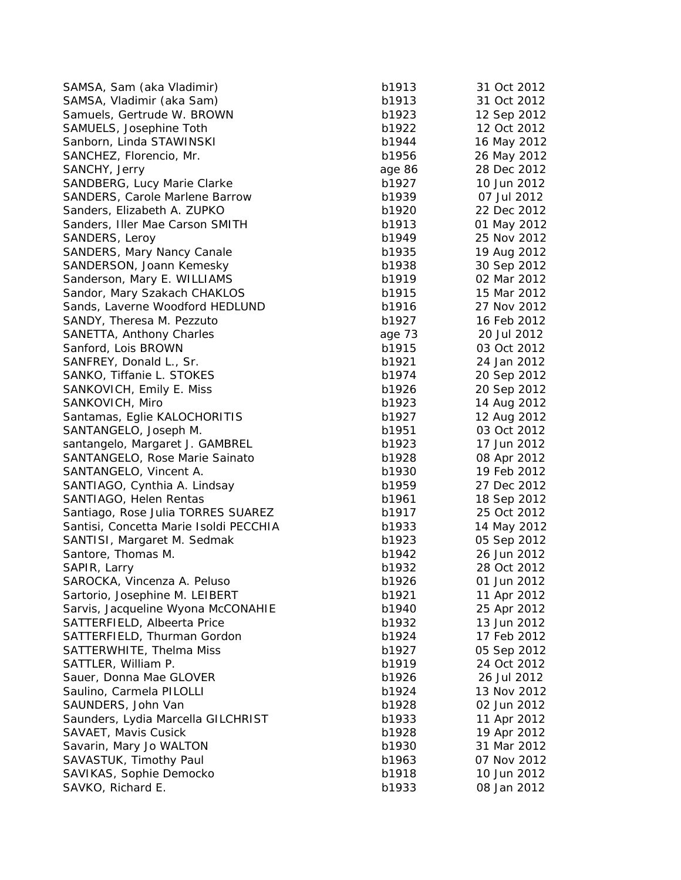| | | |
|---|---|---|
| SAMSA, Sam (aka Vladimir) | b1913 | 31 Oct 2012 |
| SAMSA, Vladimir (aka Sam) | b1913 | 31 Oct 2012 |
| Samuels, Gertrude W. BROWN | b1923 | 12 Sep 2012 |
| SAMUELS, Josephine Toth | b1922 | 12 Oct 2012 |
| Sanborn, Linda STAWINSKI | b1944 | 16 May 2012 |
| SANCHEZ, Florencio, Mr. | b1956 | 26 May 2012 |
| SANCHY, Jerry | age 86 | 28 Dec 2012 |
| SANDBERG, Lucy Marie Clarke | b1927 | 10 Jun 2012 |
| SANDERS, Carole Marlene Barrow | b1939 | 07 Jul 2012 |
| Sanders, Elizabeth A. ZUPKO | b1920 | 22 Dec 2012 |
| Sanders, Iller Mae Carson SMITH | b1913 | 01 May 2012 |
| SANDERS, Leroy | b1949 | 25 Nov 2012 |
| SANDERS, Mary Nancy Canale | b1935 | 19 Aug 2012 |
| SANDERSON, Joann Kemesky | b1938 | 30 Sep 2012 |
| Sanderson, Mary E. WILLIAMS | b1919 | 02 Mar 2012 |
| Sandor, Mary Szakach CHAKLOS | b1915 | 15 Mar 2012 |
| Sands, Laverne Woodford HEDLUND | b1916 | 27 Nov 2012 |
| SANDY, Theresa M. Pezzuto | b1927 | 16 Feb 2012 |
| SANETTA, Anthony Charles | age 73 | 20 Jul 2012 |
| Sanford, Lois BROWN | b1915 | 03 Oct 2012 |
| SANFREY, Donald L., Sr. | b1921 | 24 Jan 2012 |
| SANKO, Tiffanie L. STOKES | b1974 | 20 Sep 2012 |
| SANKOVICH, Emily E. Miss | b1926 | 20 Sep 2012 |
| SANKOVICH, Miro | b1923 | 14 Aug 2012 |
| Santamas, Eglie KALOCHORITIS | b1927 | 12 Aug 2012 |
| SANTANGELO, Joseph M. | b1951 | 03 Oct 2012 |
| santangelo, Margaret J. GAMBREL | b1923 | 17 Jun 2012 |
| SANTANGELO, Rose Marie Sainato | b1928 | 08 Apr 2012 |
| SANTANGELO, Vincent A. | b1930 | 19 Feb 2012 |
| SANTIAGO, Cynthia A. Lindsay | b1959 | 27 Dec 2012 |
| SANTIAGO, Helen Rentas | b1961 | 18 Sep 2012 |
| Santiago, Rose Julia TORRES SUAREZ | b1917 | 25 Oct 2012 |
| Santisi, Concetta Marie Isoldi PECCHIA | b1933 | 14 May 2012 |
| SANTISI, Margaret M. Sedmak | b1923 | 05 Sep 2012 |
| Santore, Thomas M. | b1942 | 26 Jun 2012 |
| SAPIR, Larry | b1932 | 28 Oct 2012 |
| SAROCKA, Vincenza A. Peluso | b1926 | 01 Jun 2012 |
| Sartorio, Josephine M. LEIBERT | b1921 | 11 Apr 2012 |
| Sarvis, Jacqueline Wyona McCONAHIE | b1940 | 25 Apr 2012 |
| SATTERFIELD, Albeerta Price | b1932 | 13 Jun 2012 |
| SATTERFIELD, Thurman Gordon | b1924 | 17 Feb 2012 |
| SATTERWHITE, Thelma Miss | b1927 | 05 Sep 2012 |
| SATTLER, William P. | b1919 | 24 Oct 2012 |
| Sauer, Donna Mae GLOVER | b1926 | 26 Jul 2012 |
| Saulino, Carmela PILOLLI | b1924 | 13 Nov 2012 |
| SAUNDERS, John Van | b1928 | 02 Jun 2012 |
| Saunders, Lydia Marcella GILCHRIST | b1933 | 11 Apr 2012 |
| SAVAET, Mavis Cusick | b1928 | 19 Apr 2012 |
| Savarin, Mary Jo WALTON | b1930 | 31 Mar 2012 |
| SAVASTUK, Timothy Paul | b1963 | 07 Nov 2012 |
| SAVIKAS, Sophie Democko | b1918 | 10 Jun 2012 |
| SAVKO, Richard E. | b1933 | 08 Jan 2012 |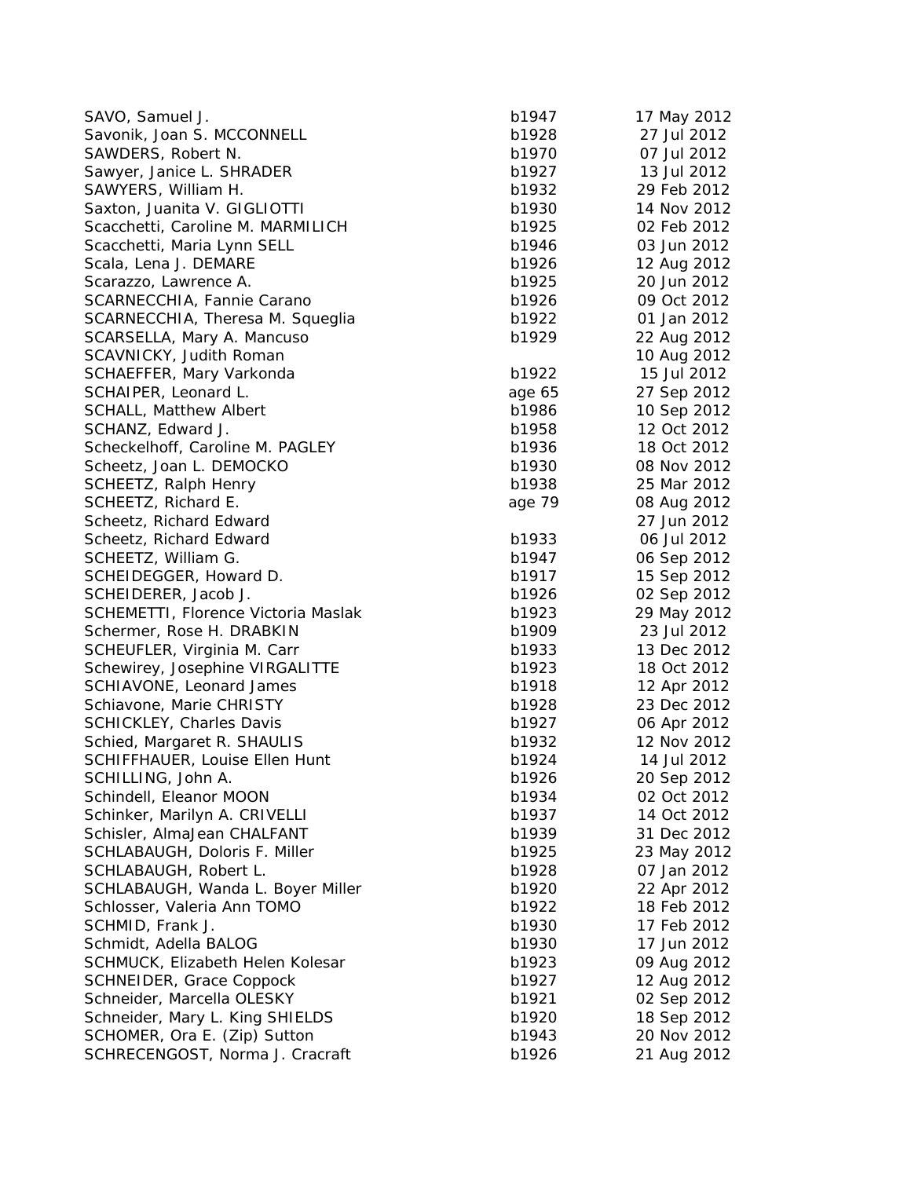| | | |
|---|---|---|
| SAVO, Samuel J. | b1947 | 17 May 2012 |
| Savonik, Joan S. MCCONNELL | b1928 | 27 Jul 2012 |
| SAWDERS, Robert N. | b1970 | 07 Jul 2012 |
| Sawyer, Janice L. SHRADER | b1927 | 13 Jul 2012 |
| SAWYERS, William H. | b1932 | 29 Feb 2012 |
| Saxton, Juanita V. GIGLIOTTI | b1930 | 14 Nov 2012 |
| Scacchetti, Caroline M. MARMILICH | b1925 | 02 Feb 2012 |
| Scacchetti, Maria Lynn SELL | b1946 | 03 Jun 2012 |
| Scala, Lena J. DEMARE | b1926 | 12 Aug 2012 |
| Scarazzo, Lawrence A. | b1925 | 20 Jun 2012 |
| SCARNECCHIA, Fannie Carano | b1926 | 09 Oct 2012 |
| SCARNECCHIA, Theresa M. Squeglia | b1922 | 01 Jan 2012 |
| SCARSELLA, Mary A. Mancuso | b1929 | 22 Aug 2012 |
| SCAVNICKY, Judith Roman | | 10 Aug 2012 |
| SCHAEFFER, Mary Varkonda | b1922 | 15 Jul 2012 |
| SCHAIPER, Leonard L. | age 65 | 27 Sep 2012 |
| SCHALL, Matthew Albert | b1986 | 10 Sep 2012 |
| SCHANZ, Edward J. | b1958 | 12 Oct 2012 |
| Scheckelhoff, Caroline M. PAGLEY | b1936 | 18 Oct 2012 |
| Scheetz, Joan L. DEMOCKO | b1930 | 08 Nov 2012 |
| SCHEETZ, Ralph Henry | b1938 | 25 Mar 2012 |
| SCHEETZ, Richard E. | age 79 | 08 Aug 2012 |
| Scheetz, Richard Edward | | 27 Jun 2012 |
| Scheetz, Richard Edward | b1933 | 06 Jul 2012 |
| SCHEETZ, William G. | b1947 | 06 Sep 2012 |
| SCHEIDEGGER, Howard D. | b1917 | 15 Sep 2012 |
| SCHEIDERER, Jacob J. | b1926 | 02 Sep 2012 |
| SCHEMETTI, Florence Victoria Maslak | b1923 | 29 May 2012 |
| Schermer, Rose H. DRABKIN | b1909 | 23 Jul 2012 |
| SCHEUFLER, Virginia M. Carr | b1933 | 13 Dec 2012 |
| Schewirey, Josephine VIRGALITTE | b1923 | 18 Oct 2012 |
| SCHIAVONE, Leonard James | b1918 | 12 Apr 2012 |
| Schiavone, Marie CHRISTY | b1928 | 23 Dec 2012 |
| SCHICKLEY, Charles Davis | b1927 | 06 Apr 2012 |
| Schied, Margaret R. SHAULIS | b1932 | 12 Nov 2012 |
| SCHIFFHAUER, Louise Ellen Hunt | b1924 | 14 Jul 2012 |
| SCHILLING, John A. | b1926 | 20 Sep 2012 |
| Schindell, Eleanor MOON | b1934 | 02 Oct 2012 |
| Schinker, Marilyn A. CRIVELLI | b1937 | 14 Oct 2012 |
| Schisler, AlmaJean CHALFANT | b1939 | 31 Dec 2012 |
| SCHLABAUGH, Doloris F. Miller | b1925 | 23 May 2012 |
| SCHLABAUGH, Robert L. | b1928 | 07 Jan 2012 |
| SCHLABAUGH, Wanda L. Boyer Miller | b1920 | 22 Apr 2012 |
| Schlosser, Valeria Ann TOMO | b1922 | 18 Feb 2012 |
| SCHMID, Frank J. | b1930 | 17 Feb 2012 |
| Schmidt, Adella BALOG | b1930 | 17 Jun 2012 |
| SCHMUCK, Elizabeth Helen Kolesar | b1923 | 09 Aug 2012 |
| SCHNEIDER, Grace Coppock | b1927 | 12 Aug 2012 |
| Schneider, Marcella OLESKY | b1921 | 02 Sep 2012 |
| Schneider, Mary L. King SHIELDS | b1920 | 18 Sep 2012 |
| SCHOMER, Ora E. (Zip) Sutton | b1943 | 20 Nov 2012 |
| SCHRECENGOST, Norma J. Cracraft | b1926 | 21 Aug 2012 |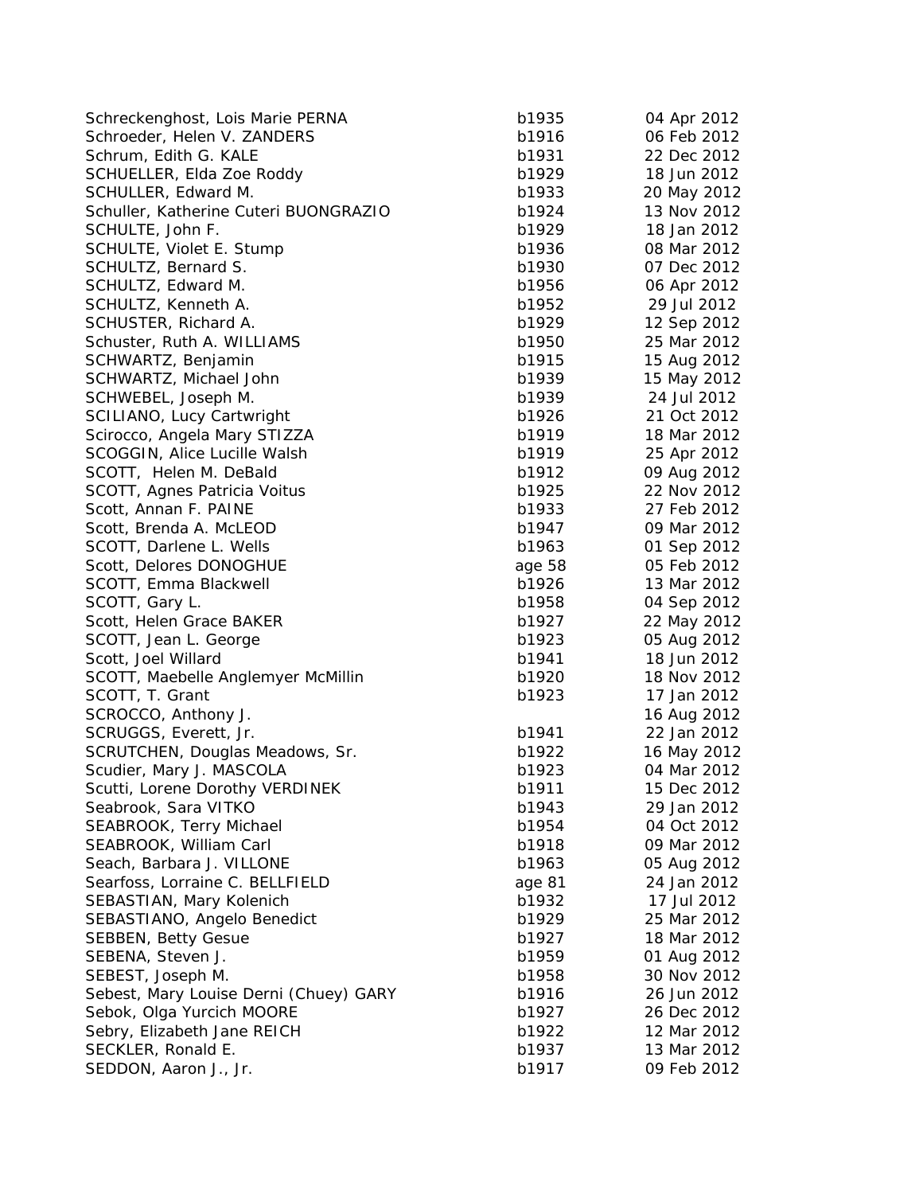| | | |
|---|---|---|
| Schreckenghost, Lois Marie PERNA | b1935 | 04 Apr 2012 |
| Schroeder, Helen V. ZANDERS | b1916 | 06 Feb 2012 |
| Schrum, Edith G. KALE | b1931 | 22 Dec 2012 |
| SCHUELLER, Elda Zoe Roddy | b1929 | 18 Jun 2012 |
| SCHULLER, Edward M. | b1933 | 20 May 2012 |
| Schuller, Katherine Cuteri BUONGRAZIO | b1924 | 13 Nov 2012 |
| SCHULTE, John F. | b1929 | 18 Jan 2012 |
| SCHULTE, Violet E. Stump | b1936 | 08 Mar 2012 |
| SCHULTZ, Bernard S. | b1930 | 07 Dec 2012 |
| SCHULTZ, Edward M. | b1956 | 06 Apr 2012 |
| SCHULTZ, Kenneth A. | b1952 | 29 Jul 2012 |
| SCHUSTER, Richard A. | b1929 | 12 Sep 2012 |
| Schuster, Ruth A. WILLIAMS | b1950 | 25 Mar 2012 |
| SCHWARTZ, Benjamin | b1915 | 15 Aug 2012 |
| SCHWARTZ, Michael John | b1939 | 15 May 2012 |
| SCHWEBEL, Joseph M. | b1939 | 24 Jul 2012 |
| SCILIANO, Lucy Cartwright | b1926 | 21 Oct 2012 |
| Scirocco, Angela Mary STIZZA | b1919 | 18 Mar 2012 |
| SCOGGIN, Alice Lucille Walsh | b1919 | 25 Apr 2012 |
| SCOTT, Helen M. DeBald | b1912 | 09 Aug 2012 |
| SCOTT, Agnes Patricia Voitus | b1925 | 22 Nov 2012 |
| Scott, Annan F. PAINE | b1933 | 27 Feb 2012 |
| Scott, Brenda A. McLEOD | b1947 | 09 Mar 2012 |
| SCOTT, Darlene L. Wells | b1963 | 01 Sep 2012 |
| Scott, Delores DONOGHUE | age 58 | 05 Feb 2012 |
| SCOTT, Emma Blackwell | b1926 | 13 Mar 2012 |
| SCOTT, Gary L. | b1958 | 04 Sep 2012 |
| Scott, Helen Grace BAKER | b1927 | 22 May 2012 |
| SCOTT, Jean L. George | b1923 | 05 Aug 2012 |
| Scott, Joel Willard | b1941 | 18 Jun 2012 |
| SCOTT, Maebelle Anglemyer McMillin | b1920 | 18 Nov 2012 |
| SCOTT, T. Grant | b1923 | 17 Jan 2012 |
| SCROCCO, Anthony J. | | 16 Aug 2012 |
| SCRUGGS, Everett, Jr. | b1941 | 22 Jan 2012 |
| SCRUTCHEN, Douglas Meadows, Sr. | b1922 | 16 May 2012 |
| Scudier, Mary J. MASCOLA | b1923 | 04 Mar 2012 |
| Scutti, Lorene Dorothy VERDINEK | b1911 | 15 Dec 2012 |
| Seabrook, Sara VITKO | b1943 | 29 Jan 2012 |
| SEABROOK, Terry Michael | b1954 | 04 Oct 2012 |
| SEABROOK, William Carl | b1918 | 09 Mar 2012 |
| Seach, Barbara J. VILLONE | b1963 | 05 Aug 2012 |
| Searfoss, Lorraine C. BELLFIELD | age 81 | 24 Jan 2012 |
| SEBASTIAN, Mary Kolenich | b1932 | 17 Jul 2012 |
| SEBASTIANO, Angelo Benedict | b1929 | 25 Mar 2012 |
| SEBBEN, Betty Gesue | b1927 | 18 Mar 2012 |
| SEBENA, Steven J. | b1959 | 01 Aug 2012 |
| SEBEST, Joseph M. | b1958 | 30 Nov 2012 |
| Sebest, Mary Louise Derni (Chuey) GARY | b1916 | 26 Jun 2012 |
| Sebok, Olga Yurcich MOORE | b1927 | 26 Dec 2012 |
| Sebry, Elizabeth Jane REICH | b1922 | 12 Mar 2012 |
| SECKLER, Ronald E. | b1937 | 13 Mar 2012 |
| SEDDON, Aaron J., Jr. | b1917 | 09 Feb 2012 |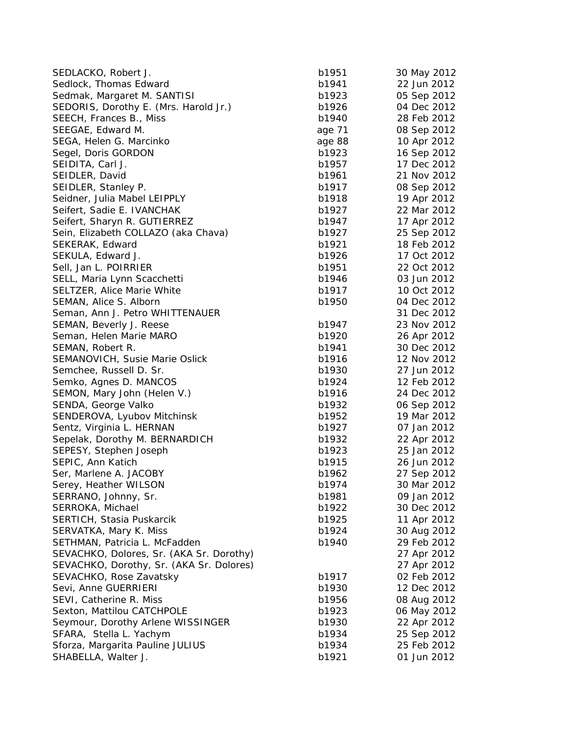| | | |
|---|---|---|
| SEDLACKO, Robert J. | b1951 | 30 May 2012 |
| Sedlock, Thomas Edward | b1941 | 22 Jun 2012 |
| Sedmak, Margaret M. SANTISI | b1923 | 05 Sep 2012 |
| SEDORIS, Dorothy E. (Mrs. Harold Jr.) | b1926 | 04 Dec 2012 |
| SEECH, Frances B., Miss | b1940 | 28 Feb 2012 |
| SEEGAE, Edward M. | age 71 | 08 Sep 2012 |
| SEGA, Helen G. Marcinko | age 88 | 10 Apr 2012 |
| Segel, Doris GORDON | b1923 | 16 Sep 2012 |
| SEIDITA, Carl J. | b1957 | 17 Dec 2012 |
| SEIDLER, David | b1961 | 21 Nov 2012 |
| SEIDLER, Stanley P. | b1917 | 08 Sep 2012 |
| Seidner, Julia Mabel LEIPPLY | b1918 | 19 Apr 2012 |
| Seifert, Sadie E. IVANCHAK | b1927 | 22 Mar 2012 |
| Seifert, Sharyn R. GUTIERREZ | b1947 | 17 Apr 2012 |
| Sein, Elizabeth COLLAZO (aka Chava) | b1927 | 25 Sep 2012 |
| SEKERAK, Edward | b1921 | 18 Feb 2012 |
| SEKULA, Edward J. | b1926 | 17 Oct 2012 |
| Sell, Jan L. POIRRIER | b1951 | 22 Oct 2012 |
| SELL, Maria Lynn Scacchetti | b1946 | 03 Jun 2012 |
| SELTZER, Alice Marie White | b1917 | 10 Oct 2012 |
| SEMAN, Alice S. Alborn | b1950 | 04 Dec 2012 |
| Seman, Ann J. Petro WHITTENAUER | | 31 Dec 2012 |
| SEMAN, Beverly J. Reese | b1947 | 23 Nov 2012 |
| Seman, Helen Marie MARO | b1920 | 26 Apr 2012 |
| SEMAN, Robert R. | b1941 | 30 Dec 2012 |
| SEMANOVICH, Susie Marie Oslick | b1916 | 12 Nov 2012 |
| Semchee, Russell D. Sr. | b1930 | 27 Jun 2012 |
| Semko, Agnes D. MANCOS | b1924 | 12 Feb 2012 |
| SEMON, Mary John (Helen V.) | b1916 | 24 Dec 2012 |
| SENDA, George Valko | b1932 | 06 Sep 2012 |
| SENDEROVA, Lyubov Mitchinsk | b1952 | 19 Mar 2012 |
| Sentz, Virginia L. HERNAN | b1927 | 07 Jan 2012 |
| Sepelak, Dorothy M. BERNARDICH | b1932 | 22 Apr 2012 |
| SEPESY, Stephen Joseph | b1923 | 25 Jan 2012 |
| SEPIC, Ann Katich | b1915 | 26 Jun 2012 |
| Ser, Marlene A. JACOBY | b1962 | 27 Sep 2012 |
| Serey, Heather WILSON | b1974 | 30 Mar 2012 |
| SERRANO, Johnny, Sr. | b1981 | 09 Jan 2012 |
| SERROKA, Michael | b1922 | 30 Dec 2012 |
| SERTICH, Stasia Puskarcik | b1925 | 11 Apr 2012 |
| SERVATKA, Mary K. Miss | b1924 | 30 Aug 2012 |
| SETHMAN, Patricia L. McFadden | b1940 | 29 Feb 2012 |
| SEVACHKO, Dolores, Sr. (AKA Sr. Dorothy) | | 27 Apr 2012 |
| SEVACHKO, Dorothy, Sr. (AKA Sr. Dolores) | | 27 Apr 2012 |
| SEVACHKO, Rose Zavatsky | b1917 | 02 Feb 2012 |
| Sevi, Anne GUERRIERI | b1930 | 12 Dec 2012 |
| SEVI, Catherine R. Miss | b1956 | 08 Aug 2012 |
| Sexton, Mattilou CATCHPOLE | b1923 | 06 May 2012 |
| Seymour, Dorothy Arlene WISSINGER | b1930 | 22 Apr 2012 |
| SFARA, Stella L. Yachym | b1934 | 25 Sep 2012 |
| Sforza, Margarita Pauline JULIUS | b1934 | 25 Feb 2012 |
| SHABELLA, Walter J. | b1921 | 01 Jun 2012 |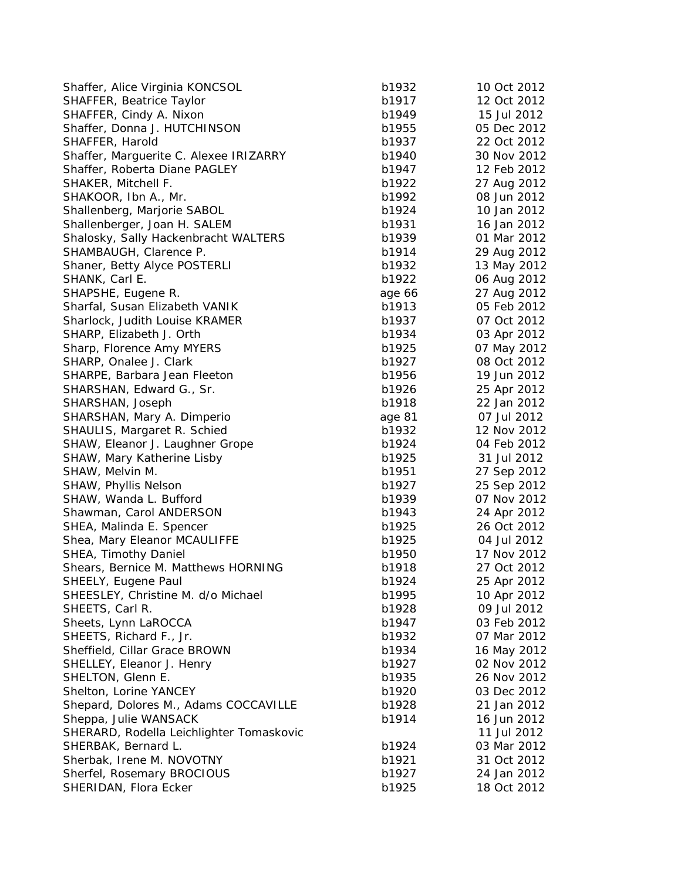| | | |
|---|---|---|
| Shaffer, Alice Virginia KONCSOL | b1932 | 10 Oct 2012 |
| SHAFFER, Beatrice Taylor | b1917 | 12 Oct 2012 |
| SHAFFER, Cindy A. Nixon | b1949 | 15 Jul 2012 |
| Shaffer, Donna J. HUTCHINSON | b1955 | 05 Dec 2012 |
| SHAFFER, Harold | b1937 | 22 Oct 2012 |
| Shaffer, Marguerite C. Alexee IRIZARRY | b1940 | 30 Nov 2012 |
| Shaffer, Roberta Diane PAGLEY | b1947 | 12 Feb 2012 |
| SHAKER, Mitchell F. | b1922 | 27 Aug 2012 |
| SHAKOOR, Ibn A., Mr. | b1992 | 08 Jun 2012 |
| Shallenberg, Marjorie SABOL | b1924 | 10 Jan 2012 |
| Shallenberger, Joan H. SALEM | b1931 | 16 Jan 2012 |
| Shalosky, Sally Hackenbracht WALTERS | b1939 | 01 Mar 2012 |
| SHAMBAUGH, Clarence P. | b1914 | 29 Aug 2012 |
| Shaner, Betty Alyce POSTERLI | b1932 | 13 May 2012 |
| SHANK, Carl E. | b1922 | 06 Aug 2012 |
| SHAPSHE, Eugene R. | age 66 | 27 Aug 2012 |
| Sharfal, Susan Elizabeth VANIK | b1913 | 05 Feb 2012 |
| Sharlock, Judith Louise KRAMER | b1937 | 07 Oct 2012 |
| SHARP, Elizabeth J. Orth | b1934 | 03 Apr 2012 |
| Sharp, Florence Amy MYERS | b1925 | 07 May 2012 |
| SHARP, Onalee J. Clark | b1927 | 08 Oct 2012 |
| SHARPE, Barbara Jean Fleeton | b1956 | 19 Jun 2012 |
| SHARSHAN, Edward G., Sr. | b1926 | 25 Apr 2012 |
| SHARSHAN, Joseph | b1918 | 22 Jan 2012 |
| SHARSHAN, Mary A. Dimperio | age 81 | 07 Jul 2012 |
| SHAULIS, Margaret R. Schied | b1932 | 12 Nov 2012 |
| SHAW, Eleanor J. Laughner Grope | b1924 | 04 Feb 2012 |
| SHAW, Mary Katherine Lisby | b1925 | 31 Jul 2012 |
| SHAW, Melvin M. | b1951 | 27 Sep 2012 |
| SHAW, Phyllis Nelson | b1927 | 25 Sep 2012 |
| SHAW, Wanda L. Bufford | b1939 | 07 Nov 2012 |
| Shawman, Carol ANDERSON | b1943 | 24 Apr 2012 |
| SHEA, Malinda E. Spencer | b1925 | 26 Oct 2012 |
| Shea, Mary Eleanor MCAULIFFE | b1925 | 04 Jul 2012 |
| SHEA, Timothy Daniel | b1950 | 17 Nov 2012 |
| Shears, Bernice M. Matthews HORNING | b1918 | 27 Oct 2012 |
| SHEELY, Eugene Paul | b1924 | 25 Apr 2012 |
| SHEESLEY, Christine M. d/o Michael | b1995 | 10 Apr 2012 |
| SHEETS, Carl R. | b1928 | 09 Jul 2012 |
| Sheets, Lynn LaROCCA | b1947 | 03 Feb 2012 |
| SHEETS, Richard F., Jr. | b1932 | 07 Mar 2012 |
| Sheffield, Cillar Grace BROWN | b1934 | 16 May 2012 |
| SHELLEY, Eleanor J. Henry | b1927 | 02 Nov 2012 |
| SHELTON, Glenn E. | b1935 | 26 Nov 2012 |
| Shelton, Lorine YANCEY | b1920 | 03 Dec 2012 |
| Shepard, Dolores M., Adams COCCAVILLE | b1928 | 21 Jan 2012 |
| Sheppa, Julie WANSACK | b1914 | 16 Jun 2012 |
| SHERARD, Rodella Leichlighter Tomaskovic | | 11 Jul 2012 |
| SHERBAK, Bernard L. | b1924 | 03 Mar 2012 |
| Sherbak, Irene M. NOVOTNY | b1921 | 31 Oct 2012 |
| Sherfel, Rosemary BROCIOUS | b1927 | 24 Jan 2012 |
| SHERIDAN, Flora Ecker | b1925 | 18 Oct 2012 |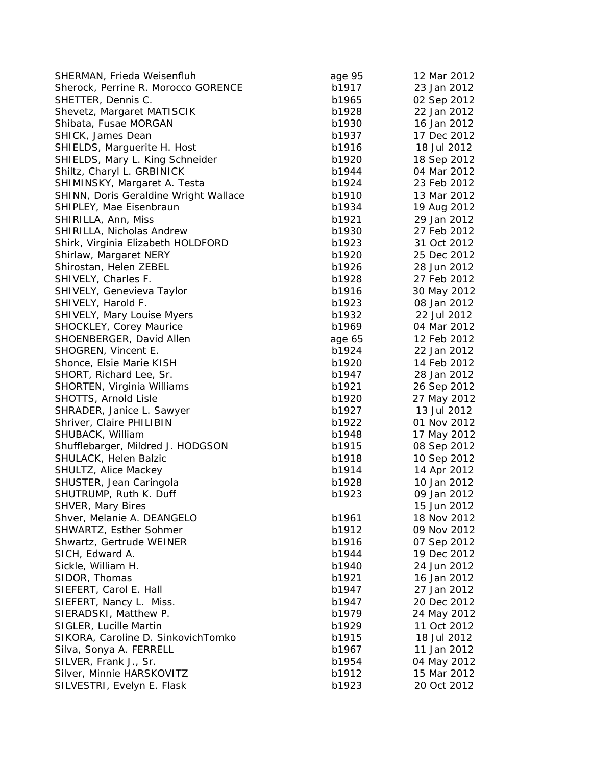| | | |
|---|---|---|
| SHERMAN, Frieda Weisenfluh | age 95 | 12 Mar 2012 |
| Sherock, Perrine R. Morocco GORENCE | b1917 | 23 Jan 2012 |
| SHETTER, Dennis C. | b1965 | 02 Sep 2012 |
| Shevetz, Margaret MATISCIK | b1928 | 22 Jan 2012 |
| Shibata, Fusae MORGAN | b1930 | 16 Jan 2012 |
| SHICK, James Dean | b1937 | 17 Dec 2012 |
| SHIELDS, Marguerite H. Host | b1916 | 18 Jul 2012 |
| SHIELDS, Mary L. King Schneider | b1920 | 18 Sep 2012 |
| Shiltz, Charyl L. GRBINICK | b1944 | 04 Mar 2012 |
| SHIMINSKY, Margaret A. Testa | b1924 | 23 Feb 2012 |
| SHINN, Doris Geraldine Wright Wallace | b1910 | 13 Mar 2012 |
| SHIPLEY, Mae Eisenbraun | b1934 | 19 Aug 2012 |
| SHIRILLA, Ann, Miss | b1921 | 29 Jan 2012 |
| SHIRILLA, Nicholas Andrew | b1930 | 27 Feb 2012 |
| Shirk, Virginia Elizabeth HOLDFORD | b1923 | 31 Oct 2012 |
| Shirlaw, Margaret NERY | b1920 | 25 Dec 2012 |
| Shirostan, Helen ZEBEL | b1926 | 28 Jun 2012 |
| SHIVELY, Charles F. | b1928 | 27 Feb 2012 |
| SHIVELY, Genevieva Taylor | b1916 | 30 May 2012 |
| SHIVELY, Harold F. | b1923 | 08 Jan 2012 |
| SHIVELY, Mary Louise Myers | b1932 | 22 Jul 2012 |
| SHOCKLEY, Corey Maurice | b1969 | 04 Mar 2012 |
| SHOENBERGER, David Allen | age 65 | 12 Feb 2012 |
| SHOGREN, Vincent E. | b1924 | 22 Jan 2012 |
| Shonce, Elsie Marie KISH | b1920 | 14 Feb 2012 |
| SHORT, Richard Lee, Sr. | b1947 | 28 Jan 2012 |
| SHORTEN, Virginia Williams | b1921 | 26 Sep 2012 |
| SHOTTS, Arnold Lisle | b1920 | 27 May 2012 |
| SHRADER, Janice L. Sawyer | b1927 | 13 Jul 2012 |
| Shriver, Claire PHILIBIN | b1922 | 01 Nov 2012 |
| SHUBACK, William | b1948 | 17 May 2012 |
| Shufflebarger, Mildred J. HODGSON | b1915 | 08 Sep 2012 |
| SHULACK, Helen Balzic | b1918 | 10 Sep 2012 |
| SHULTZ, Alice Mackey | b1914 | 14 Apr 2012 |
| SHUSTER, Jean Caringola | b1928 | 10 Jan 2012 |
| SHUTRUMP, Ruth K. Duff | b1923 | 09 Jan 2012 |
| SHVER, Mary Bires | | 15 Jun 2012 |
| Shver, Melanie A. DEANGELO | b1961 | 18 Nov 2012 |
| SHWARTZ, Esther Sohmer | b1912 | 09 Nov 2012 |
| Shwartz, Gertrude WEINER | b1916 | 07 Sep 2012 |
| SICH, Edward A. | b1944 | 19 Dec 2012 |
| Sickle, William H. | b1940 | 24 Jun 2012 |
| SIDOR, Thomas | b1921 | 16 Jan 2012 |
| SIEFERT, Carol E. Hall | b1947 | 27 Jan 2012 |
| SIEFERT, Nancy L. Miss. | b1947 | 20 Dec 2012 |
| SIERADSKI, Matthew P. | b1979 | 24 May 2012 |
| SIGLER, Lucille Martin | b1929 | 11 Oct 2012 |
| SIKORA, Caroline D. SinkovichTomko | b1915 | 18 Jul 2012 |
| Silva, Sonya A. FERRELL | b1967 | 11 Jan 2012 |
| SILVER, Frank J., Sr. | b1954 | 04 May 2012 |
| Silver, Minnie HARSKOVITZ | b1912 | 15 Mar 2012 |
| SILVESTRI, Evelyn E. Flask | b1923 | 20 Oct 2012 |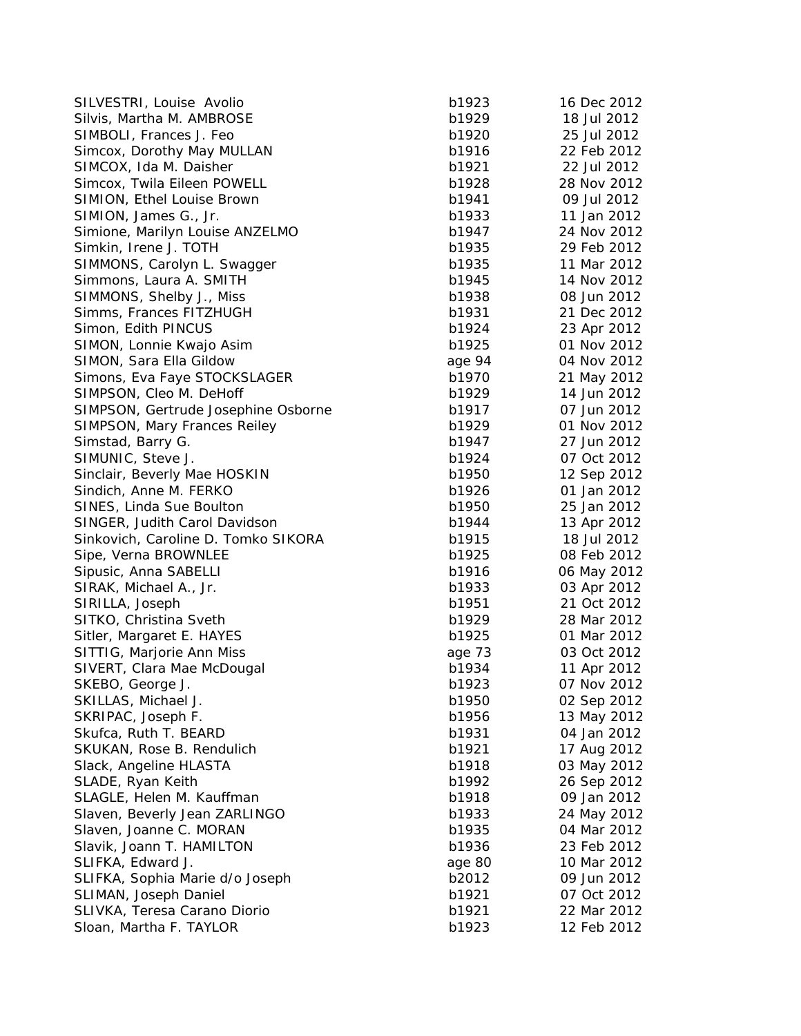| | | |
|---|---|---|
| SILVESTRI, Louise Avolio | b1923 | 16 Dec 2012 |
| Silvis, Martha M. AMBROSE | b1929 | 18 Jul 2012 |
| SIMBOLI, Frances J. Feo | b1920 | 25 Jul 2012 |
| Simcox, Dorothy May MULLAN | b1916 | 22 Feb 2012 |
| SIMCOX, Ida M. Daisher | b1921 | 22 Jul 2012 |
| Simcox, Twila Eileen POWELL | b1928 | 28 Nov 2012 |
| SIMION, Ethel Louise Brown | b1941 | 09 Jul 2012 |
| SIMION, James G., Jr. | b1933 | 11 Jan 2012 |
| Simione, Marilyn Louise ANZELMO | b1947 | 24 Nov 2012 |
| Simkin, Irene J. TOTH | b1935 | 29 Feb 2012 |
| SIMMONS, Carolyn L. Swagger | b1935 | 11 Mar 2012 |
| Simmons, Laura A. SMITH | b1945 | 14 Nov 2012 |
| SIMMONS, Shelby J., Miss | b1938 | 08 Jun 2012 |
| Simms, Frances FITZHUGH | b1931 | 21 Dec 2012 |
| Simon, Edith PINCUS | b1924 | 23 Apr 2012 |
| SIMON, Lonnie Kwajo Asim | b1925 | 01 Nov 2012 |
| SIMON, Sara Ella Gildow | age 94 | 04 Nov 2012 |
| Simons, Eva Faye STOCKSLAGER | b1970 | 21 May 2012 |
| SIMPSON, Cleo M. DeHoff | b1929 | 14 Jun 2012 |
| SIMPSON, Gertrude Josephine Osborne | b1917 | 07 Jun 2012 |
| SIMPSON, Mary Frances Reiley | b1929 | 01 Nov 2012 |
| Simstad, Barry G. | b1947 | 27 Jun 2012 |
| SIMUNIC, Steve J. | b1924 | 07 Oct 2012 |
| Sinclair, Beverly Mae HOSKIN | b1950 | 12 Sep 2012 |
| Sindich, Anne M. FERKO | b1926 | 01 Jan 2012 |
| SINES, Linda Sue Boulton | b1950 | 25 Jan 2012 |
| SINGER, Judith Carol Davidson | b1944 | 13 Apr 2012 |
| Sinkovich, Caroline D. Tomko SIKORA | b1915 | 18 Jul 2012 |
| Sipe, Verna BROWNLEE | b1925 | 08 Feb 2012 |
| Sipusic, Anna SABELLI | b1916 | 06 May 2012 |
| SIRAK, Michael A., Jr. | b1933 | 03 Apr 2012 |
| SIRILLA, Joseph | b1951 | 21 Oct 2012 |
| SITKO, Christina Sveth | b1929 | 28 Mar 2012 |
| Sitler, Margaret E. HAYES | b1925 | 01 Mar 2012 |
| SITTIG, Marjorie Ann Miss | age 73 | 03 Oct 2012 |
| SIVERT, Clara Mae McDougal | b1934 | 11 Apr 2012 |
| SKEBO, George J. | b1923 | 07 Nov 2012 |
| SKILLAS, Michael J. | b1950 | 02 Sep 2012 |
| SKRIPAC, Joseph F. | b1956 | 13 May 2012 |
| Skufca, Ruth T. BEARD | b1931 | 04 Jan 2012 |
| SKUKAN, Rose B. Rendulich | b1921 | 17 Aug 2012 |
| Slack, Angeline HLASTA | b1918 | 03 May 2012 |
| SLADE, Ryan Keith | b1992 | 26 Sep 2012 |
| SLAGLE, Helen M. Kauffman | b1918 | 09 Jan 2012 |
| Slaven, Beverly Jean ZARLINGO | b1933 | 24 May 2012 |
| Slaven, Joanne C. MORAN | b1935 | 04 Mar 2012 |
| Slavik, Joann T. HAMILTON | b1936 | 23 Feb 2012 |
| SLIFKA, Edward J. | age 80 | 10 Mar 2012 |
| SLIFKA, Sophia Marie d/o Joseph | b2012 | 09 Jun 2012 |
| SLIMAN, Joseph Daniel | b1921 | 07 Oct 2012 |
| SLIVKA, Teresa Carano Diorio | b1921 | 22 Mar 2012 |
| Sloan, Martha F. TAYLOR | b1923 | 12 Feb 2012 |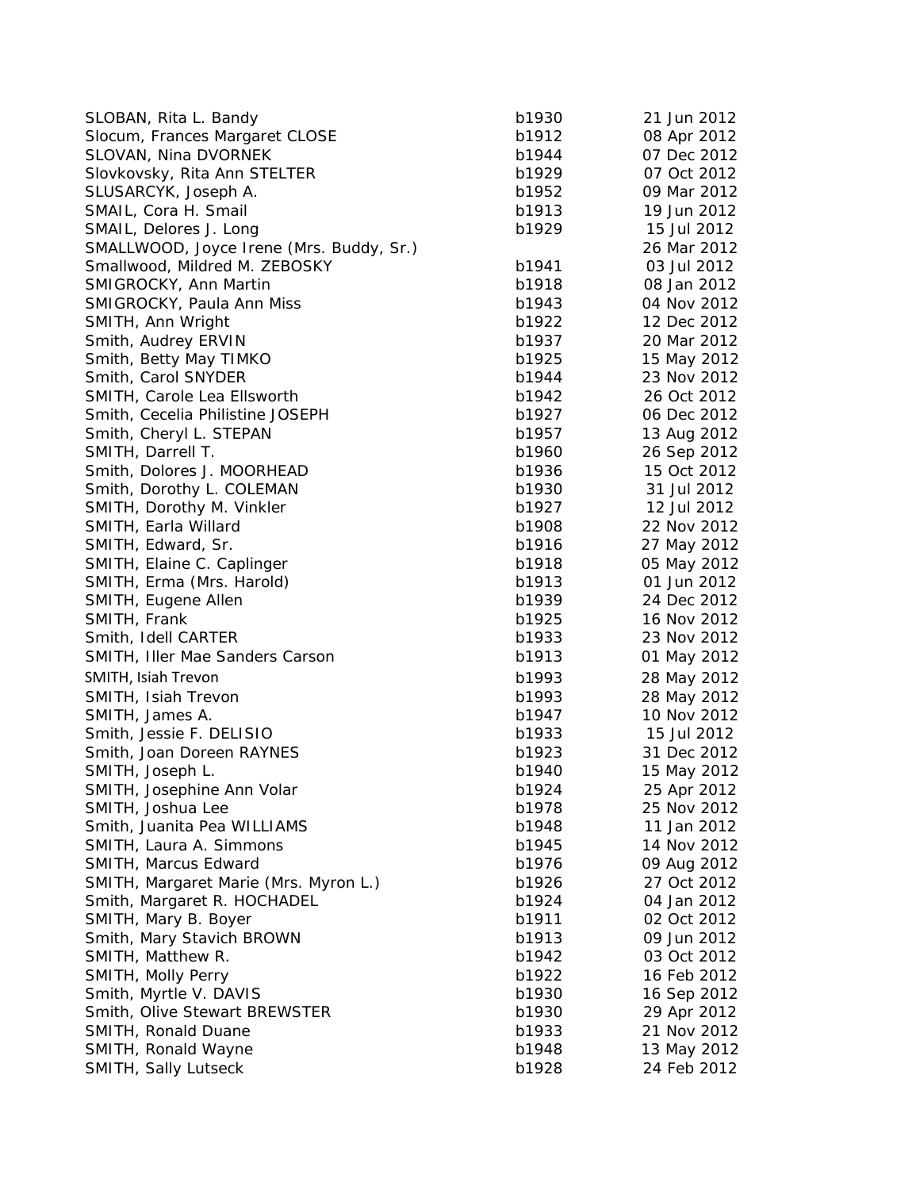| | | |
|---|---|---|
| SLOBAN, Rita L. Bandy | b1930 | 21 Jun 2012 |
| Slocum, Frances Margaret CLOSE | b1912 | 08 Apr 2012 |
| SLOVAN, Nina DVORNEK | b1944 | 07 Dec 2012 |
| Slovkovsky, Rita Ann STELTER | b1929 | 07 Oct 2012 |
| SLUSARCYK, Joseph A. | b1952 | 09 Mar 2012 |
| SMAIL, Cora H. Smail | b1913 | 19 Jun 2012 |
| SMAIL, Delores J. Long | b1929 | 15 Jul 2012 |
| SMALLWOOD, Joyce Irene (Mrs. Buddy, Sr.) | | 26 Mar 2012 |
| Smallwood, Mildred M. ZEBOSKY | b1941 | 03 Jul 2012 |
| SMIGROCKY, Ann Martin | b1918 | 08 Jan 2012 |
| SMIGROCKY, Paula Ann Miss | b1943 | 04 Nov 2012 |
| SMITH, Ann Wright | b1922 | 12 Dec 2012 |
| Smith, Audrey ERVIN | b1937 | 20 Mar 2012 |
| Smith, Betty May TIMKO | b1925 | 15 May 2012 |
| Smith, Carol SNYDER | b1944 | 23 Nov 2012 |
| SMITH, Carole Lea Ellsworth | b1942 | 26 Oct 2012 |
| Smith, Cecelia Philistine JOSEPH | b1927 | 06 Dec 2012 |
| Smith, Cheryl L. STEPAN | b1957 | 13 Aug 2012 |
| SMITH, Darrell T. | b1960 | 26 Sep 2012 |
| Smith, Dolores J. MOORHEAD | b1936 | 15 Oct 2012 |
| Smith, Dorothy L. COLEMAN | b1930 | 31 Jul 2012 |
| SMITH, Dorothy M. Vinkler | b1927 | 12 Jul 2012 |
| SMITH, Earla Willard | b1908 | 22 Nov 2012 |
| SMITH, Edward, Sr. | b1916 | 27 May 2012 |
| SMITH, Elaine C. Caplinger | b1918 | 05 May 2012 |
| SMITH, Erma (Mrs. Harold) | b1913 | 01 Jun 2012 |
| SMITH, Eugene Allen | b1939 | 24 Dec 2012 |
| SMITH, Frank | b1925 | 16 Nov 2012 |
| Smith, Idell CARTER | b1933 | 23 Nov 2012 |
| SMITH, Iller Mae Sanders Carson | b1913 | 01 May 2012 |
| SMITH, Isiah Trevon | b1993 | 28 May 2012 |
| SMITH, Isiah Trevon | b1993 | 28 May 2012 |
| SMITH, James A. | b1947 | 10 Nov 2012 |
| Smith, Jessie F. DELISIO | b1933 | 15 Jul 2012 |
| Smith, Joan Doreen RAYNES | b1923 | 31 Dec 2012 |
| SMITH, Joseph L. | b1940 | 15 May 2012 |
| SMITH, Josephine Ann Volar | b1924 | 25 Apr 2012 |
| SMITH, Joshua Lee | b1978 | 25 Nov 2012 |
| Smith, Juanita Pea WILLIAMS | b1948 | 11 Jan 2012 |
| SMITH, Laura A. Simmons | b1945 | 14 Nov 2012 |
| SMITH, Marcus Edward | b1976 | 09 Aug 2012 |
| SMITH, Margaret Marie (Mrs. Myron L.) | b1926 | 27 Oct 2012 |
| Smith, Margaret R. HOCHADEL | b1924 | 04 Jan 2012 |
| SMITH, Mary B. Boyer | b1911 | 02 Oct 2012 |
| Smith, Mary Stavich BROWN | b1913 | 09 Jun 2012 |
| SMITH, Matthew R. | b1942 | 03 Oct 2012 |
| SMITH, Molly Perry | b1922 | 16 Feb 2012 |
| Smith, Myrtle V. DAVIS | b1930 | 16 Sep 2012 |
| Smith, Olive Stewart BREWSTER | b1930 | 29 Apr 2012 |
| SMITH, Ronald Duane | b1933 | 21 Nov 2012 |
| SMITH, Ronald Wayne | b1948 | 13 May 2012 |
| SMITH, Sally Lutseck | b1928 | 24 Feb 2012 |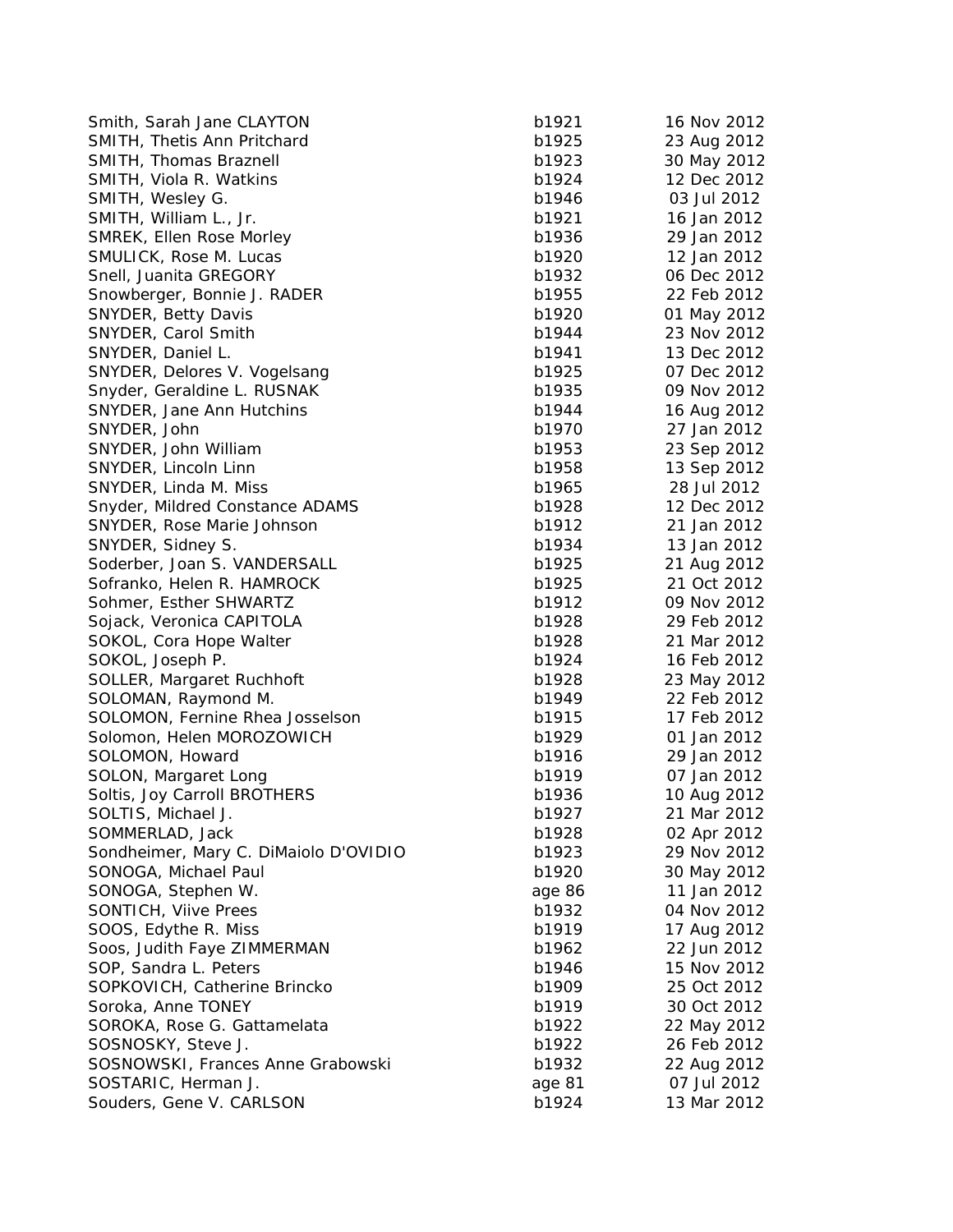| | | |
|---|---|---|
| Smith, Sarah Jane CLAYTON | b1921 | 16 Nov 2012 |
| SMITH, Thetis Ann Pritchard | b1925 | 23 Aug 2012 |
| SMITH, Thomas Braznell | b1923 | 30 May 2012 |
| SMITH, Viola R. Watkins | b1924 | 12 Dec 2012 |
| SMITH, Wesley G. | b1946 | 03 Jul 2012 |
| SMITH, William L., Jr. | b1921 | 16 Jan 2012 |
| SMREK, Ellen Rose Morley | b1936 | 29 Jan 2012 |
| SMULICK, Rose M. Lucas | b1920 | 12 Jan 2012 |
| Snell, Juanita GREGORY | b1932 | 06 Dec 2012 |
| Snowberger, Bonnie J. RADER | b1955 | 22 Feb 2012 |
| SNYDER, Betty Davis | b1920 | 01 May 2012 |
| SNYDER, Carol Smith | b1944 | 23 Nov 2012 |
| SNYDER, Daniel L. | b1941 | 13 Dec 2012 |
| SNYDER, Delores V. Vogelsang | b1925 | 07 Dec 2012 |
| Snyder, Geraldine L. RUSNAK | b1935 | 09 Nov 2012 |
| SNYDER, Jane Ann Hutchins | b1944 | 16 Aug 2012 |
| SNYDER, John | b1970 | 27 Jan 2012 |
| SNYDER, John William | b1953 | 23 Sep 2012 |
| SNYDER, Lincoln Linn | b1958 | 13 Sep 2012 |
| SNYDER, Linda M. Miss | b1965 | 28 Jul 2012 |
| Snyder, Mildred Constance ADAMS | b1928 | 12 Dec 2012 |
| SNYDER, Rose Marie Johnson | b1912 | 21 Jan 2012 |
| SNYDER, Sidney S. | b1934 | 13 Jan 2012 |
| Soderber, Joan S. VANDERSALL | b1925 | 21 Aug 2012 |
| Sofranko, Helen R. HAMROCK | b1925 | 21 Oct 2012 |
| Sohmer, Esther SHWARTZ | b1912 | 09 Nov 2012 |
| Sojack, Veronica CAPITOLA | b1928 | 29 Feb 2012 |
| SOKOL, Cora Hope Walter | b1928 | 21 Mar 2012 |
| SOKOL, Joseph P. | b1924 | 16 Feb 2012 |
| SOLLER, Margaret Ruchhoft | b1928 | 23 May 2012 |
| SOLOMAN, Raymond M. | b1949 | 22 Feb 2012 |
| SOLOMON, Fernine Rhea Josselson | b1915 | 17 Feb 2012 |
| Solomon, Helen MOROZOWICH | b1929 | 01 Jan 2012 |
| SOLOMON, Howard | b1916 | 29 Jan 2012 |
| SOLON, Margaret Long | b1919 | 07 Jan 2012 |
| Soltis, Joy Carroll BROTHERS | b1936 | 10 Aug 2012 |
| SOLTIS, Michael J. | b1927 | 21 Mar 2012 |
| SOMMERLAD, Jack | b1928 | 02 Apr 2012 |
| Sondheimer, Mary C. DiMaiolo D'OVIDIO | b1923 | 29 Nov 2012 |
| SONOGA, Michael Paul | b1920 | 30 May 2012 |
| SONOGA, Stephen W. | age 86 | 11 Jan 2012 |
| SONTICH, Viive Prees | b1932 | 04 Nov 2012 |
| SOOS, Edythe R. Miss | b1919 | 17 Aug 2012 |
| Soos, Judith Faye ZIMMERMAN | b1962 | 22 Jun 2012 |
| SOP, Sandra L. Peters | b1946 | 15 Nov 2012 |
| SOPKOVICH, Catherine Brincko | b1909 | 25 Oct 2012 |
| Soroka, Anne TONEY | b1919 | 30 Oct 2012 |
| SOROKA, Rose G. Gattamelata | b1922 | 22 May 2012 |
| SOSNOSKY, Steve J. | b1922 | 26 Feb 2012 |
| SOSNOWSKI, Frances Anne Grabowski | b1932 | 22 Aug 2012 |
| SOSTARIC, Herman J. | age 81 | 07 Jul 2012 |
| Souders, Gene V. CARLSON | b1924 | 13 Mar 2012 |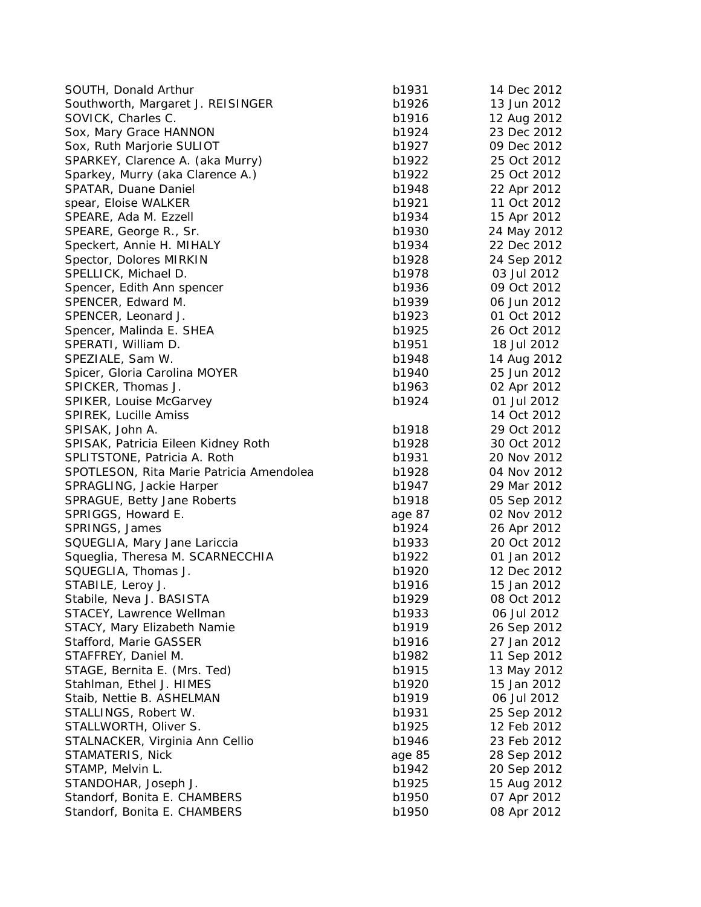| | | |
|---|---|---|
| SOUTH, Donald Arthur | b1931 | 14 Dec 2012 |
| Southworth, Margaret J. REISINGER | b1926 | 13 Jun 2012 |
| SOVICK, Charles C. | b1916 | 12 Aug 2012 |
| Sox, Mary Grace HANNON | b1924 | 23 Dec 2012 |
| Sox, Ruth Marjorie SULIOT | b1927 | 09 Dec 2012 |
| SPARKEY, Clarence A. (aka Murry) | b1922 | 25 Oct 2012 |
| Sparkey, Murry (aka Clarence A.) | b1922 | 25 Oct 2012 |
| SPATAR, Duane Daniel | b1948 | 22 Apr 2012 |
| spear, Eloise WALKER | b1921 | 11 Oct 2012 |
| SPEARE, Ada M. Ezzell | b1934 | 15 Apr 2012 |
| SPEARE, George R., Sr. | b1930 | 24 May 2012 |
| Speckert, Annie H. MIHALY | b1934 | 22 Dec 2012 |
| Spector, Dolores MIRKIN | b1928 | 24 Sep 2012 |
| SPELLICK, Michael D. | b1978 | 03 Jul 2012 |
| Spencer, Edith Ann spencer | b1936 | 09 Oct 2012 |
| SPENCER, Edward M. | b1939 | 06 Jun 2012 |
| SPENCER, Leonard J. | b1923 | 01 Oct 2012 |
| Spencer, Malinda E. SHEA | b1925 | 26 Oct 2012 |
| SPERATI, William D. | b1951 | 18 Jul 2012 |
| SPEZIALE, Sam W. | b1948 | 14 Aug 2012 |
| Spicer, Gloria Carolina MOYER | b1940 | 25 Jun 2012 |
| SPICKER, Thomas J. | b1963 | 02 Apr 2012 |
| SPIKER, Louise McGarvey | b1924 | 01 Jul 2012 |
| SPIREK, Lucille Amiss | | 14 Oct 2012 |
| SPISAK, John A. | b1918 | 29 Oct 2012 |
| SPISAK, Patricia Eileen Kidney Roth | b1928 | 30 Oct 2012 |
| SPLITSTONE, Patricia A. Roth | b1931 | 20 Nov 2012 |
| SPOTLESON, Rita Marie Patricia Amendolea | b1928 | 04 Nov 2012 |
| SPRAGLING, Jackie Harper | b1947 | 29 Mar 2012 |
| SPRAGUE, Betty Jane Roberts | b1918 | 05 Sep 2012 |
| SPRIGGS, Howard E. | age 87 | 02 Nov 2012 |
| SPRINGS, James | b1924 | 26 Apr 2012 |
| SQUEGLIA, Mary Jane Lariccia | b1933 | 20 Oct 2012 |
| Squeglia, Theresa M. SCARNECCHIA | b1922 | 01 Jan 2012 |
| SQUEGLIA, Thomas J. | b1920 | 12 Dec 2012 |
| STABILE, Leroy J. | b1916 | 15 Jan 2012 |
| Stabile, Neva J. BASISTA | b1929 | 08 Oct 2012 |
| STACEY, Lawrence Wellman | b1933 | 06 Jul 2012 |
| STACY, Mary Elizabeth Namie | b1919 | 26 Sep 2012 |
| Stafford, Marie GASSER | b1916 | 27 Jan 2012 |
| STAFFREY, Daniel M. | b1982 | 11 Sep 2012 |
| STAGE, Bernita E. (Mrs. Ted) | b1915 | 13 May 2012 |
| Stahlman, Ethel J. HIMES | b1920 | 15 Jan 2012 |
| Staib, Nettie B. ASHELMAN | b1919 | 06 Jul 2012 |
| STALLINGS, Robert W. | b1931 | 25 Sep 2012 |
| STALLWORTH, Oliver S. | b1925 | 12 Feb 2012 |
| STALNACKER, Virginia Ann Cellio | b1946 | 23 Feb 2012 |
| STAMATERIS, Nick | age 85 | 28 Sep 2012 |
| STAMP, Melvin L. | b1942 | 20 Sep 2012 |
| STANDOHAR, Joseph J. | b1925 | 15 Aug 2012 |
| Standorf, Bonita E. CHAMBERS | b1950 | 07 Apr 2012 |
| Standorf, Bonita E. CHAMBERS | b1950 | 08 Apr 2012 |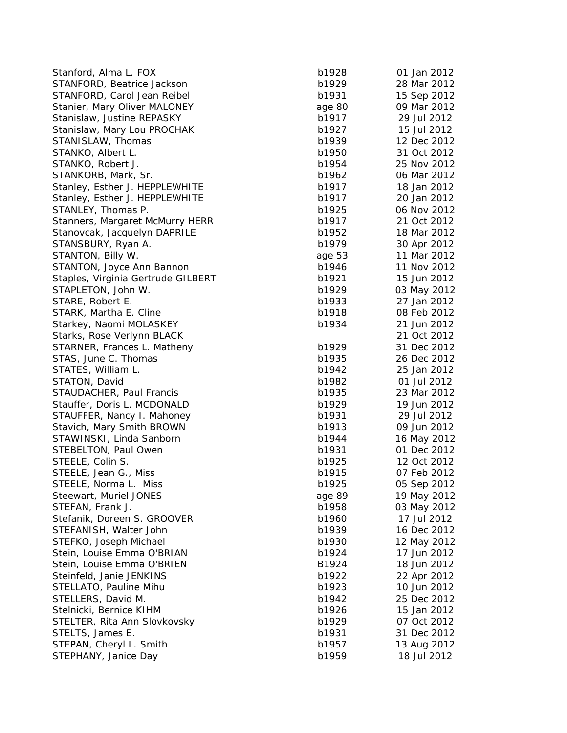| | | |
|---|---|---|
| Stanford, Alma L. FOX | b1928 | 01 Jan 2012 |
| STANFORD, Beatrice Jackson | b1929 | 28 Mar 2012 |
| STANFORD, Carol Jean Reibel | b1931 | 15 Sep 2012 |
| Stanier, Mary Oliver MALONEY | age 80 | 09 Mar 2012 |
| Stanislaw, Justine REPASKY | b1917 | 29 Jul 2012 |
| Stanislaw, Mary Lou PROCHAK | b1927 | 15 Jul 2012 |
| STANISLAW, Thomas | b1939 | 12 Dec 2012 |
| STANKO, Albert L. | b1950 | 31 Oct 2012 |
| STANKO, Robert J. | b1954 | 25 Nov 2012 |
| STANKORB, Mark, Sr. | b1962 | 06 Mar 2012 |
| Stanley, Esther J. HEPPLEWHITE | b1917 | 18 Jan 2012 |
| Stanley, Esther J. HEPPLEWHITE | b1917 | 20 Jan 2012 |
| STANLEY, Thomas P. | b1925 | 06 Nov 2012 |
| Stanners, Margaret McMurry HERR | b1917 | 21 Oct 2012 |
| Stanovcak, Jacquelyn DAPRILE | b1952 | 18 Mar 2012 |
| STANSBURY, Ryan A. | b1979 | 30 Apr 2012 |
| STANTON, Billy W. | age 53 | 11 Mar 2012 |
| STANTON, Joyce Ann Bannon | b1946 | 11 Nov 2012 |
| Staples, Virginia Gertrude GILBERT | b1921 | 15 Jun 2012 |
| STAPLETON, John W. | b1929 | 03 May 2012 |
| STARE, Robert E. | b1933 | 27 Jan 2012 |
| STARK, Martha E. Cline | b1918 | 08 Feb 2012 |
| Starkey, Naomi MOLASKEY | b1934 | 21 Jun 2012 |
| Starks, Rose Verlynn BLACK | | 21 Oct 2012 |
| STARNER, Frances L. Matheny | b1929 | 31 Dec 2012 |
| STAS, June C. Thomas | b1935 | 26 Dec 2012 |
| STATES, William L. | b1942 | 25 Jan 2012 |
| STATON, David | b1982 | 01 Jul 2012 |
| STAUDACHER, Paul Francis | b1935 | 23 Mar 2012 |
| Stauffer, Doris L. MCDONALD | b1929 | 19 Jun 2012 |
| STAUFFER, Nancy I. Mahoney | b1931 | 29 Jul 2012 |
| Stavich, Mary Smith BROWN | b1913 | 09 Jun 2012 |
| STAWINSKI, Linda Sanborn | b1944 | 16 May 2012 |
| STEBELTON, Paul Owen | b1931 | 01 Dec 2012 |
| STEELE, Colin S. | b1925 | 12 Oct 2012 |
| STEELE, Jean G., Miss | b1915 | 07 Feb 2012 |
| STEELE, Norma L. Miss | b1925 | 05 Sep 2012 |
| Steewart, Muriel JONES | age 89 | 19 May 2012 |
| STEFAN, Frank J. | b1958 | 03 May 2012 |
| Stefanik, Doreen S. GROOVER | b1960 | 17 Jul 2012 |
| STEFANISH, Walter John | b1939 | 16 Dec 2012 |
| STEFKO, Joseph Michael | b1930 | 12 May 2012 |
| Stein, Louise Emma O'BRIAN | b1924 | 17 Jun 2012 |
| Stein, Louise Emma O'BRIEN | B1924 | 18 Jun 2012 |
| Steinfeld, Janie JENKINS | b1922 | 22 Apr 2012 |
| STELLATO, Pauline Mihu | b1923 | 10 Jun 2012 |
| STELLERS, David M. | b1942 | 25 Dec 2012 |
| Stelnicki, Bernice KIHM | b1926 | 15 Jan 2012 |
| STELTER, Rita Ann Slovkovsky | b1929 | 07 Oct 2012 |
| STELTS, James E. | b1931 | 31 Dec 2012 |
| STEPAN, Cheryl L. Smith | b1957 | 13 Aug 2012 |
| STEPHANY, Janice Day | b1959 | 18 Jul 2012 |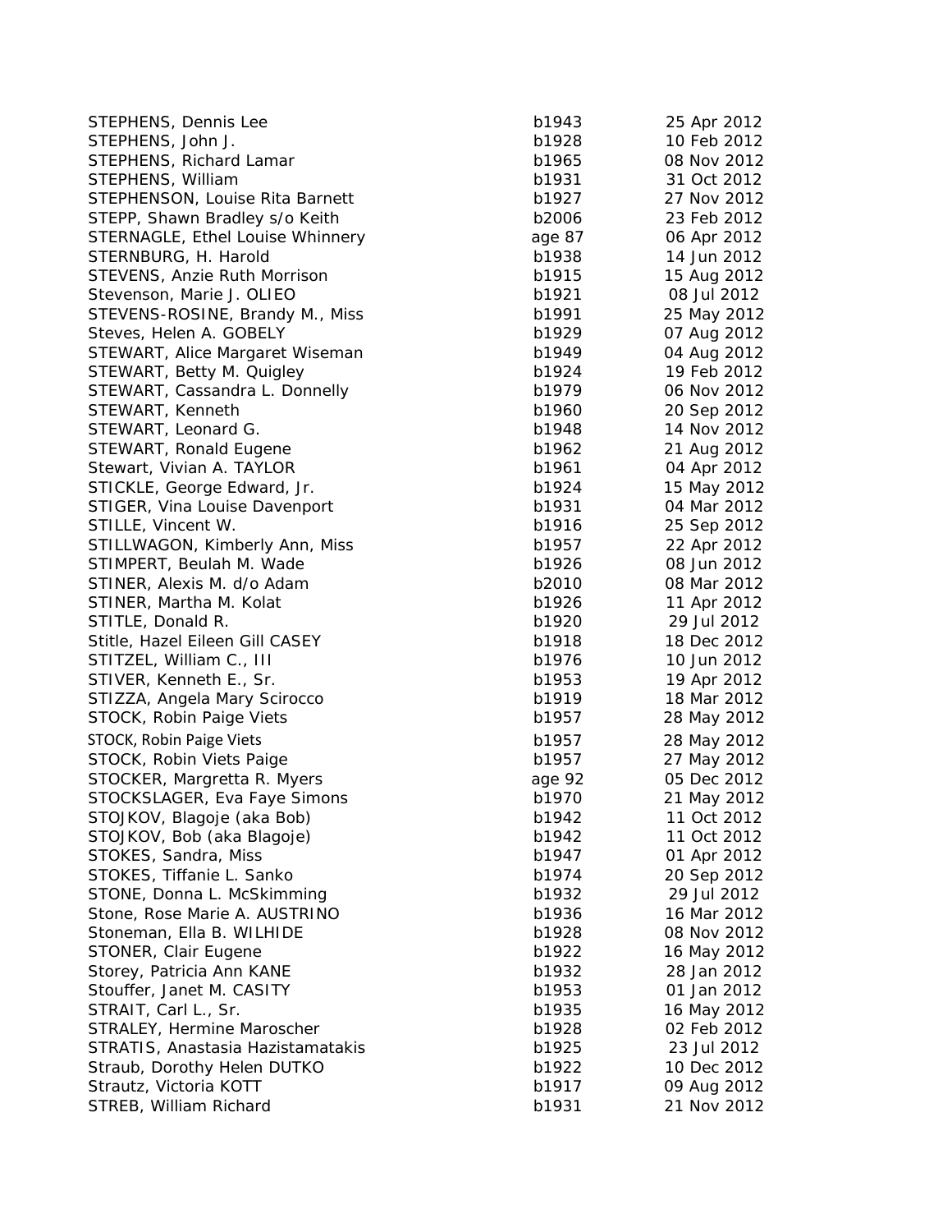| | | |
|---|---|---|
| STEPHENS, Dennis Lee | b1943 | 25 Apr 2012 |
| STEPHENS, John J. | b1928 | 10 Feb 2012 |
| STEPHENS, Richard Lamar | b1965 | 08 Nov 2012 |
| STEPHENS, William | b1931 | 31 Oct 2012 |
| STEPHENSON, Louise Rita Barnett | b1927 | 27 Nov 2012 |
| STEPP, Shawn Bradley s/o Keith | b2006 | 23 Feb 2012 |
| STERNAGLE, Ethel Louise Whinnery | age 87 | 06 Apr 2012 |
| STERNBURG, H. Harold | b1938 | 14 Jun 2012 |
| STEVENS, Anzie Ruth Morrison | b1915 | 15 Aug 2012 |
| Stevenson, Marie J. OLIEO | b1921 | 08 Jul 2012 |
| STEVENS-ROSINE, Brandy M., Miss | b1991 | 25 May 2012 |
| Steves, Helen A. GOBELY | b1929 | 07 Aug 2012 |
| STEWART, Alice Margaret Wiseman | b1949 | 04 Aug 2012 |
| STEWART, Betty M. Quigley | b1924 | 19 Feb 2012 |
| STEWART, Cassandra L. Donnelly | b1979 | 06 Nov 2012 |
| STEWART, Kenneth | b1960 | 20 Sep 2012 |
| STEWART, Leonard G. | b1948 | 14 Nov 2012 |
| STEWART, Ronald Eugene | b1962 | 21 Aug 2012 |
| Stewart, Vivian A. TAYLOR | b1961 | 04 Apr 2012 |
| STICKLE, George Edward, Jr. | b1924 | 15 May 2012 |
| STIGER, Vina Louise Davenport | b1931 | 04 Mar 2012 |
| STILLE, Vincent W. | b1916 | 25 Sep 2012 |
| STILLWAGON, Kimberly Ann, Miss | b1957 | 22 Apr 2012 |
| STIMPERT, Beulah M. Wade | b1926 | 08 Jun 2012 |
| STINER, Alexis M. d/o Adam | b2010 | 08 Mar 2012 |
| STINER, Martha M. Kolat | b1926 | 11 Apr 2012 |
| STITLE, Donald R. | b1920 | 29 Jul 2012 |
| Stitle, Hazel Eileen Gill CASEY | b1918 | 18 Dec 2012 |
| STITZEL, William C., III | b1976 | 10 Jun 2012 |
| STIVER, Kenneth E., Sr. | b1953 | 19 Apr 2012 |
| STIZZA, Angela Mary Scirocco | b1919 | 18 Mar 2012 |
| STOCK, Robin Paige Viets | b1957 | 28 May 2012 |
| STOCK, Robin Paige Viets | b1957 | 28 May 2012 |
| STOCK, Robin Viets Paige | b1957 | 27 May 2012 |
| STOCKER, Margretta R. Myers | age 92 | 05 Dec 2012 |
| STOCKSLAGER, Eva Faye Simons | b1970 | 21 May 2012 |
| STOJKOV, Blagoje (aka Bob) | b1942 | 11 Oct 2012 |
| STOJKOV, Bob (aka Blagoje) | b1942 | 11 Oct 2012 |
| STOKES, Sandra, Miss | b1947 | 01 Apr 2012 |
| STOKES, Tiffanie L. Sanko | b1974 | 20 Sep 2012 |
| STONE, Donna L. McSkimming | b1932 | 29 Jul 2012 |
| Stone, Rose Marie A. AUSTRINO | b1936 | 16 Mar 2012 |
| Stoneman, Ella B. WILHIDE | b1928 | 08 Nov 2012 |
| STONER, Clair Eugene | b1922 | 16 May 2012 |
| Storey, Patricia Ann KANE | b1932 | 28 Jan 2012 |
| Stouffer, Janet M. CASITY | b1953 | 01 Jan 2012 |
| STRAIT, Carl L., Sr. | b1935 | 16 May 2012 |
| STRALEY, Hermine Maroscher | b1928 | 02 Feb 2012 |
| STRATIS, Anastasia Hazistamatakis | b1925 | 23 Jul 2012 |
| Straub, Dorothy Helen DUTKO | b1922 | 10 Dec 2012 |
| Strautz, Victoria KOTT | b1917 | 09 Aug 2012 |
| STREB, William Richard | b1931 | 21 Nov 2012 |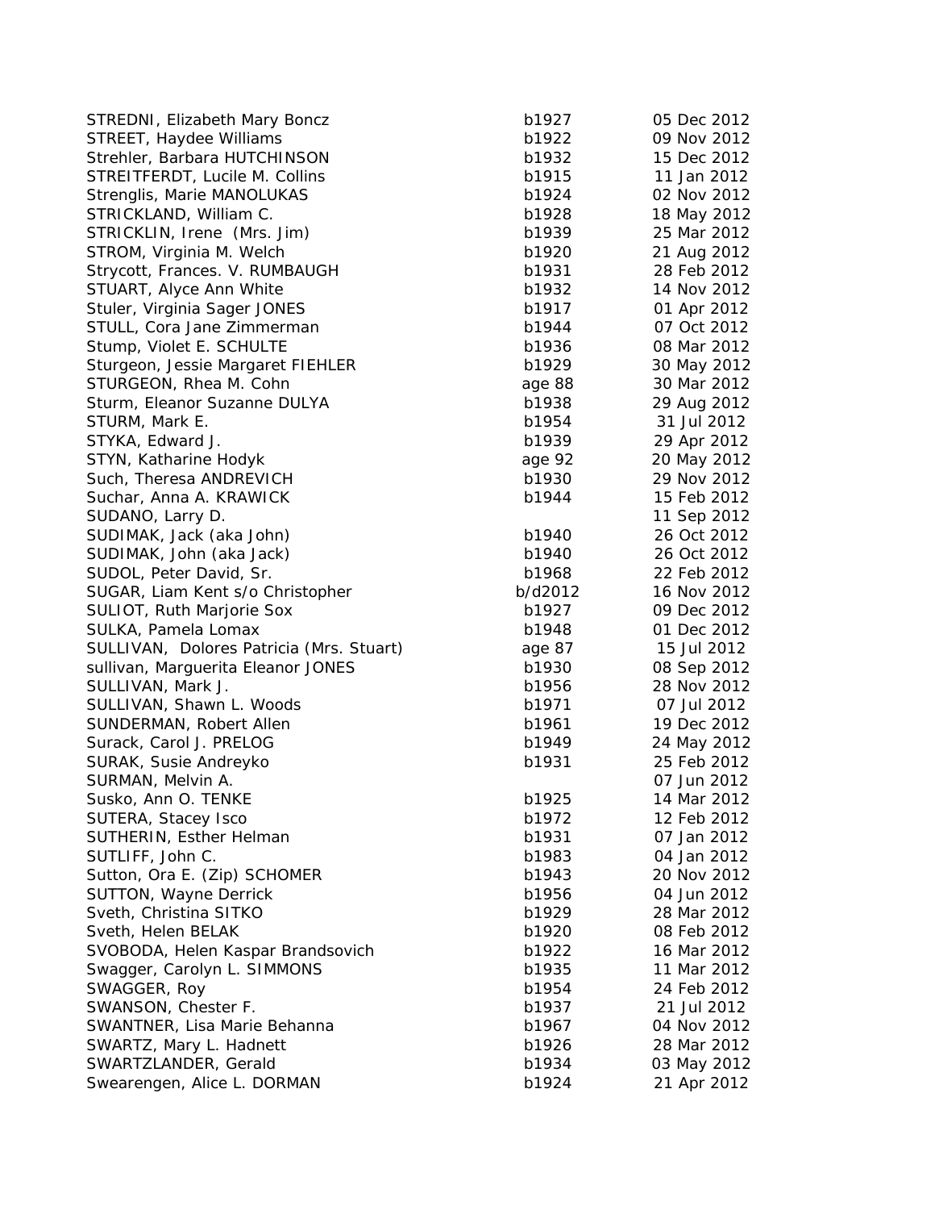| | | |
|---|---|---|
| STREDNI, Elizabeth Mary Boncz | b1927 | 05 Dec 2012 |
| STREET, Haydee Williams | b1922 | 09 Nov 2012 |
| Strehler, Barbara HUTCHINSON | b1932 | 15 Dec 2012 |
| STREITFERDT, Lucile M. Collins | b1915 | 11 Jan 2012 |
| Strenglis, Marie MANOLUKAS | b1924 | 02 Nov 2012 |
| STRICKLAND, William C. | b1928 | 18 May 2012 |
| STRICKLIN, Irene (Mrs. Jim) | b1939 | 25 Mar 2012 |
| STROM, Virginia M. Welch | b1920 | 21 Aug 2012 |
| Strycott, Frances. V. RUMBAUGH | b1931 | 28 Feb 2012 |
| STUART, Alyce Ann White | b1932 | 14 Nov 2012 |
| Stuler, Virginia Sager JONES | b1917 | 01 Apr 2012 |
| STULL, Cora Jane Zimmerman | b1944 | 07 Oct 2012 |
| Stump, Violet E. SCHULTE | b1936 | 08 Mar 2012 |
| Sturgeon, Jessie Margaret FIEHLER | b1929 | 30 May 2012 |
| STURGEON, Rhea M. Cohn | age 88 | 30 Mar 2012 |
| Sturm, Eleanor Suzanne DULYA | b1938 | 29 Aug 2012 |
| STURM, Mark E. | b1954 | 31 Jul 2012 |
| STYKA, Edward J. | b1939 | 29 Apr 2012 |
| STYN, Katharine Hodyk | age 92 | 20 May 2012 |
| Such, Theresa ANDREVICH | b1930 | 29 Nov 2012 |
| Suchar, Anna A. KRAWICK | b1944 | 15 Feb 2012 |
| SUDANO, Larry D. | | 11 Sep 2012 |
| SUDIMAK, Jack (aka John) | b1940 | 26 Oct 2012 |
| SUDIMAK, John (aka Jack) | b1940 | 26 Oct 2012 |
| SUDOL, Peter David, Sr. | b1968 | 22 Feb 2012 |
| SUGAR, Liam Kent s/o Christopher | b/d2012 | 16 Nov 2012 |
| SULIOT, Ruth Marjorie Sox | b1927 | 09 Dec 2012 |
| SULKA, Pamela Lomax | b1948 | 01 Dec 2012 |
| SULLIVAN, Dolores Patricia (Mrs. Stuart) | age 87 | 15 Jul 2012 |
| sullivan, Marguerita Eleanor JONES | b1930 | 08 Sep 2012 |
| SULLIVAN, Mark J. | b1956 | 28 Nov 2012 |
| SULLIVAN, Shawn L. Woods | b1971 | 07 Jul 2012 |
| SUNDERMAN, Robert Allen | b1961 | 19 Dec 2012 |
| Surack, Carol J. PRELOG | b1949 | 24 May 2012 |
| SURAK, Susie Andreyko | b1931 | 25 Feb 2012 |
| SURMAN, Melvin A. | | 07 Jun 2012 |
| Susko, Ann O. TENKE | b1925 | 14 Mar 2012 |
| SUTERA, Stacey Isco | b1972 | 12 Feb 2012 |
| SUTHERIN, Esther Helman | b1931 | 07 Jan 2012 |
| SUTLIFF, John C. | b1983 | 04 Jan 2012 |
| Sutton, Ora E. (Zip) SCHOMER | b1943 | 20 Nov 2012 |
| SUTTON, Wayne Derrick | b1956 | 04 Jun 2012 |
| Sveth, Christina SITKO | b1929 | 28 Mar 2012 |
| Sveth, Helen BELAK | b1920 | 08 Feb 2012 |
| SVOBODA, Helen Kaspar Brandsovich | b1922 | 16 Mar 2012 |
| Swagger, Carolyn L. SIMMONS | b1935 | 11 Mar 2012 |
| SWAGGER, Roy | b1954 | 24 Feb 2012 |
| SWANSON, Chester F. | b1937 | 21 Jul 2012 |
| SWANTNER, Lisa Marie Behanna | b1967 | 04 Nov 2012 |
| SWARTZ, Mary L. Hadnett | b1926 | 28 Mar 2012 |
| SWARTZLANDER, Gerald | b1934 | 03 May 2012 |
| Swearengen, Alice L. DORMAN | b1924 | 21 Apr 2012 |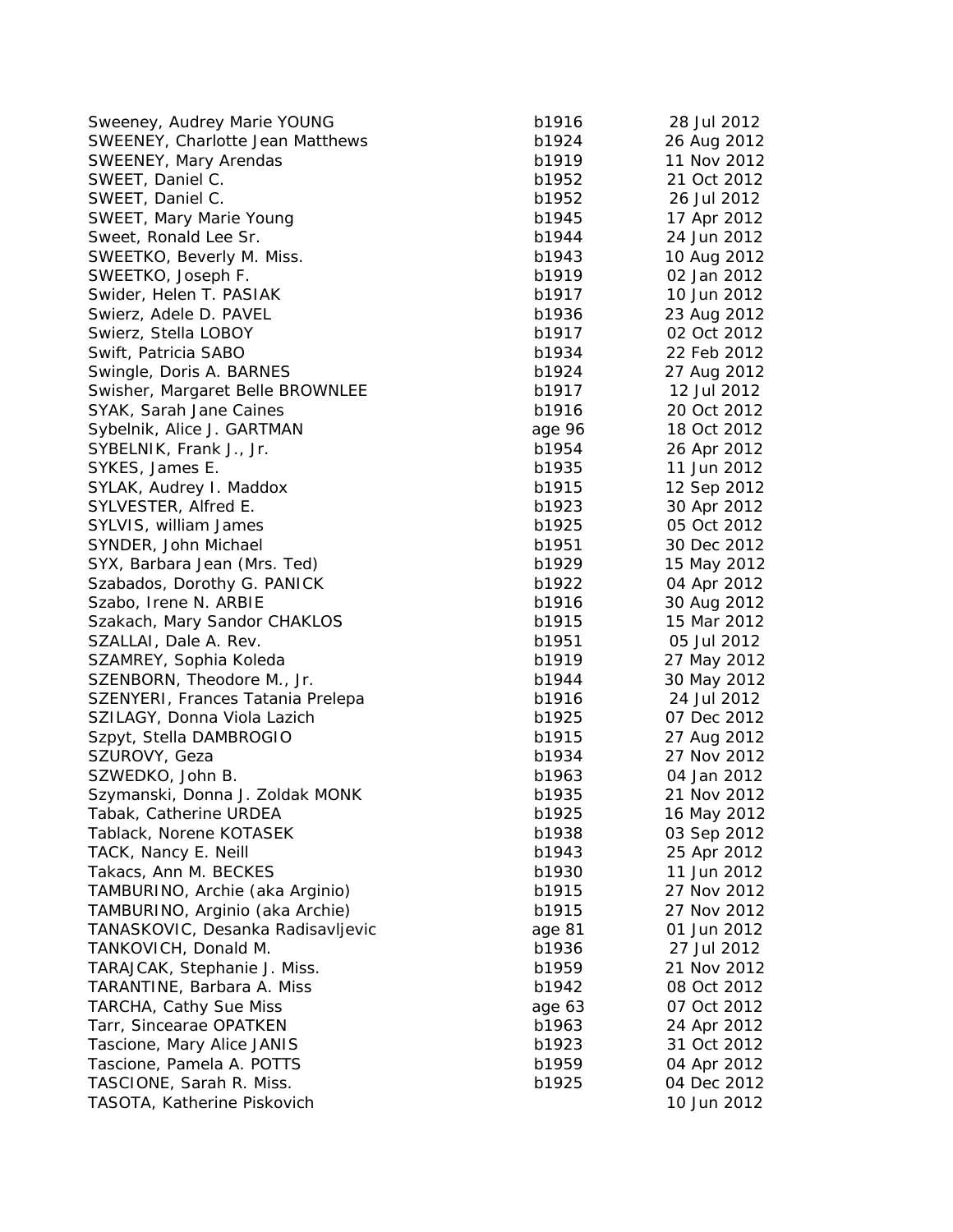| | | |
|---|---|---|
| Sweeney, Audrey Marie YOUNG | b1916 | 28 Jul 2012 |
| SWEENEY, Charlotte Jean Matthews | b1924 | 26 Aug 2012 |
| SWEENEY, Mary Arendas | b1919 | 11 Nov 2012 |
| SWEET, Daniel C. | b1952 | 21 Oct 2012 |
| SWEET, Daniel C. | b1952 | 26 Jul 2012 |
| SWEET, Mary Marie Young | b1945 | 17 Apr 2012 |
| Sweet, Ronald Lee Sr. | b1944 | 24 Jun 2012 |
| SWEETKO, Beverly M. Miss. | b1943 | 10 Aug 2012 |
| SWEETKO, Joseph F. | b1919 | 02 Jan 2012 |
| Swider, Helen T. PASIAK | b1917 | 10 Jun 2012 |
| Swierz, Adele D. PAVEL | b1936 | 23 Aug 2012 |
| Swierz, Stella LOBOY | b1917 | 02 Oct 2012 |
| Swift, Patricia SABO | b1934 | 22 Feb 2012 |
| Swingle, Doris A. BARNES | b1924 | 27 Aug 2012 |
| Swisher, Margaret Belle BROWNLEE | b1917 | 12 Jul 2012 |
| SYAK, Sarah Jane Caines | b1916 | 20 Oct 2012 |
| Sybelnik, Alice J. GARTMAN | age 96 | 18 Oct 2012 |
| SYBELNIK, Frank J., Jr. | b1954 | 26 Apr 2012 |
| SYKES, James E. | b1935 | 11 Jun 2012 |
| SYLAK, Audrey I. Maddox | b1915 | 12 Sep 2012 |
| SYLVESTER, Alfred E. | b1923 | 30 Apr 2012 |
| SYLVIS, william James | b1925 | 05 Oct 2012 |
| SYNDER, John Michael | b1951 | 30 Dec 2012 |
| SYX, Barbara Jean (Mrs. Ted) | b1929 | 15 May 2012 |
| Szabados, Dorothy G. PANICK | b1922 | 04 Apr 2012 |
| Szabo, Irene N. ARBIE | b1916 | 30 Aug 2012 |
| Szakach, Mary Sandor CHAKLOS | b1915 | 15 Mar 2012 |
| SZALLAI, Dale A. Rev. | b1951 | 05 Jul 2012 |
| SZAMREY, Sophia Koleda | b1919 | 27 May 2012 |
| SZENBORN, Theodore M., Jr. | b1944 | 30 May 2012 |
| SZENYERI, Frances Tatania Prelepa | b1916 | 24 Jul 2012 |
| SZILAGY, Donna Viola Lazich | b1925 | 07 Dec 2012 |
| Szpyt, Stella DAMBROGIO | b1915 | 27 Aug 2012 |
| SZUROVY, Geza | b1934 | 27 Nov 2012 |
| SZWEDKO, John B. | b1963 | 04 Jan 2012 |
| Szymanski, Donna J. Zoldak MONK | b1935 | 21 Nov 2012 |
| Tabak, Catherine URDEA | b1925 | 16 May 2012 |
| Tablack, Norene KOTASEK | b1938 | 03 Sep 2012 |
| TACK, Nancy E. Neill | b1943 | 25 Apr 2012 |
| Takacs, Ann M. BECKES | b1930 | 11 Jun 2012 |
| TAMBURINO, Archie (aka Arginio) | b1915 | 27 Nov 2012 |
| TAMBURINO, Arginio (aka Archie) | b1915 | 27 Nov 2012 |
| TANASKOVIC, Desanka Radisavljevic | age 81 | 01 Jun 2012 |
| TANKOVICH, Donald M. | b1936 | 27 Jul 2012 |
| TARAJCAK, Stephanie J. Miss. | b1959 | 21 Nov 2012 |
| TARANTINE, Barbara A. Miss | b1942 | 08 Oct 2012 |
| TARCHA, Cathy Sue Miss | age 63 | 07 Oct 2012 |
| Tarr, Sincearae OPATKEN | b1963 | 24 Apr 2012 |
| Tascione, Mary Alice JANIS | b1923 | 31 Oct 2012 |
| Tascione, Pamela A. POTTS | b1959 | 04 Apr 2012 |
| TASCIONE, Sarah R. Miss. | b1925 | 04 Dec 2012 |
| TASOTA, Katherine Piskovich | | 10 Jun 2012 |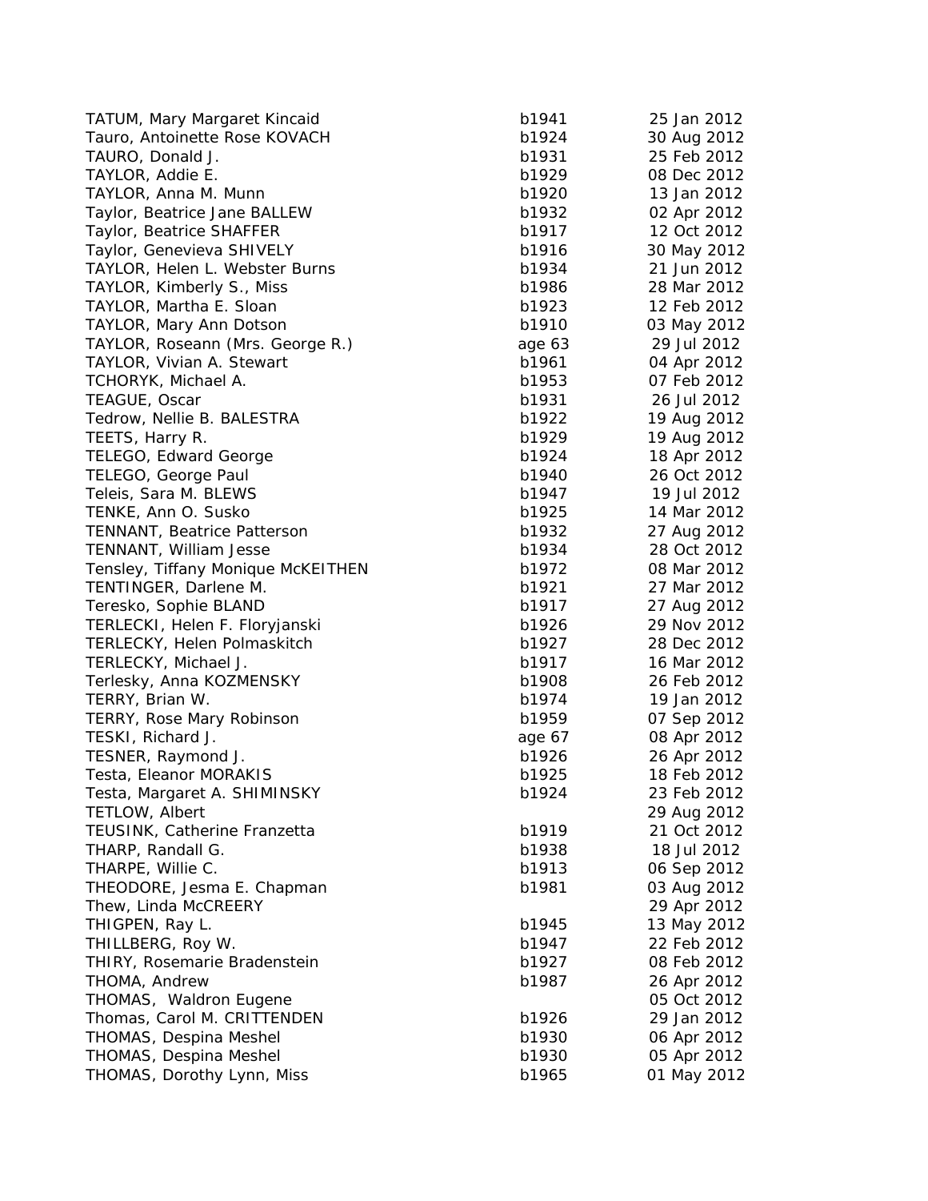| | | |
|---|---|---|
| TATUM, Mary Margaret Kincaid | b1941 | 25 Jan 2012 |
| Tauro, Antoinette Rose KOVACH | b1924 | 30 Aug 2012 |
| TAURO, Donald J. | b1931 | 25 Feb 2012 |
| TAYLOR, Addie E. | b1929 | 08 Dec 2012 |
| TAYLOR, Anna M. Munn | b1920 | 13 Jan 2012 |
| Taylor, Beatrice Jane BALLEW | b1932 | 02 Apr 2012 |
| Taylor, Beatrice SHAFFER | b1917 | 12 Oct 2012 |
| Taylor, Genevieva SHIVELY | b1916 | 30 May 2012 |
| TAYLOR, Helen L. Webster Burns | b1934 | 21 Jun 2012 |
| TAYLOR, Kimberly S., Miss | b1986 | 28 Mar 2012 |
| TAYLOR, Martha E. Sloan | b1923 | 12 Feb 2012 |
| TAYLOR, Mary Ann Dotson | b1910 | 03 May 2012 |
| TAYLOR, Roseann (Mrs. George R.) | age 63 | 29 Jul 2012 |
| TAYLOR, Vivian A. Stewart | b1961 | 04 Apr 2012 |
| TCHORYK, Michael A. | b1953 | 07 Feb 2012 |
| TEAGUE, Oscar | b1931 | 26 Jul 2012 |
| Tedrow, Nellie B. BALESTRA | b1922 | 19 Aug 2012 |
| TEETS, Harry R. | b1929 | 19 Aug 2012 |
| TELEGO, Edward George | b1924 | 18 Apr 2012 |
| TELEGO, George Paul | b1940 | 26 Oct 2012 |
| Teleis, Sara M. BLEWS | b1947 | 19 Jul 2012 |
| TENKE, Ann O. Susko | b1925 | 14 Mar 2012 |
| TENNANT, Beatrice Patterson | b1932 | 27 Aug 2012 |
| TENNANT, William Jesse | b1934 | 28 Oct 2012 |
| Tensley, Tiffany Monique McKEITHEN | b1972 | 08 Mar 2012 |
| TENTINGER, Darlene M. | b1921 | 27 Mar 2012 |
| Teresko, Sophie BLAND | b1917 | 27 Aug 2012 |
| TERLECKI, Helen F. Floryjanski | b1926 | 29 Nov 2012 |
| TERLECKY, Helen Polmaskitch | b1927 | 28 Dec 2012 |
| TERLECKY, Michael J. | b1917 | 16 Mar 2012 |
| Terlesky, Anna KOZMENSKY | b1908 | 26 Feb 2012 |
| TERRY, Brian W. | b1974 | 19 Jan 2012 |
| TERRY, Rose Mary Robinson | b1959 | 07 Sep 2012 |
| TESKI, Richard J. | age 67 | 08 Apr 2012 |
| TESNER, Raymond J. | b1926 | 26 Apr 2012 |
| Testa, Eleanor MORAKIS | b1925 | 18 Feb 2012 |
| Testa, Margaret A. SHIMINSKY | b1924 | 23 Feb 2012 |
| TETLOW, Albert | | 29 Aug 2012 |
| TEUSINK, Catherine Franzetta | b1919 | 21 Oct 2012 |
| THARP, Randall G. | b1938 | 18 Jul 2012 |
| THARPE, Willie C. | b1913 | 06 Sep 2012 |
| THEODORE, Jesma E. Chapman | b1981 | 03 Aug 2012 |
| Thew, Linda McCREERY | | 29 Apr 2012 |
| THIGPEN, Ray L. | b1945 | 13 May 2012 |
| THILLBERG, Roy W. | b1947 | 22 Feb 2012 |
| THIRY, Rosemarie Bradenstein | b1927 | 08 Feb 2012 |
| THOMA, Andrew | b1987 | 26 Apr 2012 |
| THOMAS,  Waldron Eugene | | 05 Oct 2012 |
| Thomas, Carol M. CRITTENDEN | b1926 | 29 Jan 2012 |
| THOMAS, Despina Meshel | b1930 | 06 Apr 2012 |
| THOMAS, Despina Meshel | b1930 | 05 Apr 2012 |
| THOMAS, Dorothy Lynn, Miss | b1965 | 01 May 2012 |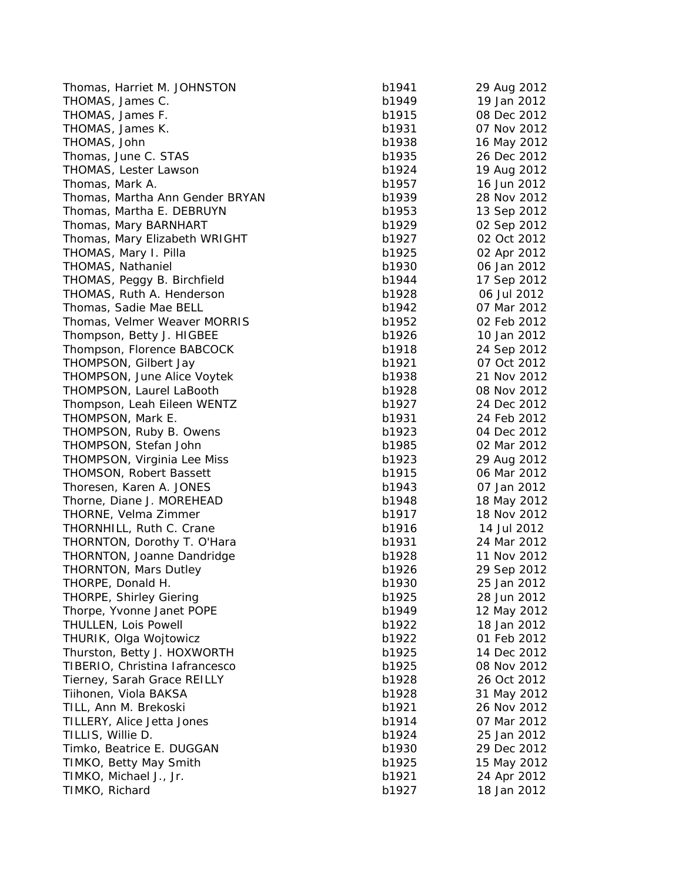| | | |
|---|---|---|
| Thomas, Harriet M. JOHNSTON | b1941 | 29 Aug 2012 |
| THOMAS, James C. | b1949 | 19 Jan 2012 |
| THOMAS, James F. | b1915 | 08 Dec 2012 |
| THOMAS, James K. | b1931 | 07 Nov 2012 |
| THOMAS, John | b1938 | 16 May 2012 |
| Thomas, June C. STAS | b1935 | 26 Dec 2012 |
| THOMAS, Lester Lawson | b1924 | 19 Aug 2012 |
| Thomas, Mark A. | b1957 | 16 Jun 2012 |
| Thomas, Martha Ann Gender BRYAN | b1939 | 28 Nov 2012 |
| Thomas, Martha E. DEBRUYN | b1953 | 13 Sep 2012 |
| Thomas, Mary BARNHART | b1929 | 02 Sep 2012 |
| Thomas, Mary Elizabeth WRIGHT | b1927 | 02 Oct 2012 |
| THOMAS, Mary I. Pilla | b1925 | 02 Apr 2012 |
| THOMAS, Nathaniel | b1930 | 06 Jan 2012 |
| THOMAS, Peggy B. Birchfield | b1944 | 17 Sep 2012 |
| THOMAS, Ruth A. Henderson | b1928 | 06 Jul 2012 |
| Thomas, Sadie Mae BELL | b1942 | 07 Mar 2012 |
| Thomas, Velmer Weaver MORRIS | b1952 | 02 Feb 2012 |
| Thompson, Betty J. HIGBEE | b1926 | 10 Jan 2012 |
| Thompson, Florence BABCOCK | b1918 | 24 Sep 2012 |
| THOMPSON, Gilbert Jay | b1921 | 07 Oct 2012 |
| THOMPSON, June Alice Voytek | b1938 | 21 Nov 2012 |
| THOMPSON, Laurel LaBooth | b1928 | 08 Nov 2012 |
| Thompson, Leah Eileen WENTZ | b1927 | 24 Dec 2012 |
| THOMPSON, Mark E. | b1931 | 24 Feb 2012 |
| THOMPSON, Ruby B. Owens | b1923 | 04 Dec 2012 |
| THOMPSON, Stefan John | b1985 | 02 Mar 2012 |
| THOMPSON, Virginia Lee Miss | b1923 | 29 Aug 2012 |
| THOMSON, Robert Bassett | b1915 | 06 Mar 2012 |
| Thoresen, Karen A. JONES | b1943 | 07 Jan 2012 |
| Thorne, Diane J. MOREHEAD | b1948 | 18 May 2012 |
| THORNE, Velma Zimmer | b1917 | 18 Nov 2012 |
| THORNHILL, Ruth C. Crane | b1916 | 14 Jul 2012 |
| THORNTON, Dorothy T. O'Hara | b1931 | 24 Mar 2012 |
| THORNTON, Joanne Dandridge | b1928 | 11 Nov 2012 |
| THORNTON, Mars Dutley | b1926 | 29 Sep 2012 |
| THORPE, Donald H. | b1930 | 25 Jan 2012 |
| THORPE, Shirley Giering | b1925 | 28 Jun 2012 |
| Thorpe, Yvonne Janet POPE | b1949 | 12 May 2012 |
| THULLEN, Lois Powell | b1922 | 18 Jan 2012 |
| THURIK, Olga Wojtowicz | b1922 | 01 Feb 2012 |
| Thurston, Betty J. HOXWORTH | b1925 | 14 Dec 2012 |
| TIBERIO, Christina Iafrancesco | b1925 | 08 Nov 2012 |
| Tierney, Sarah Grace REILLY | b1928 | 26 Oct 2012 |
| Tiihonen, Viola BAKSA | b1928 | 31 May 2012 |
| TILL, Ann M. Brekoski | b1921 | 26 Nov 2012 |
| TILLERY, Alice Jetta Jones | b1914 | 07 Mar 2012 |
| TILLIS, Willie D. | b1924 | 25 Jan 2012 |
| Timko, Beatrice E. DUGGAN | b1930 | 29 Dec 2012 |
| TIMKO, Betty May Smith | b1925 | 15 May 2012 |
| TIMKO, Michael J., Jr. | b1921 | 24 Apr 2012 |
| TIMKO, Richard | b1927 | 18 Jan 2012 |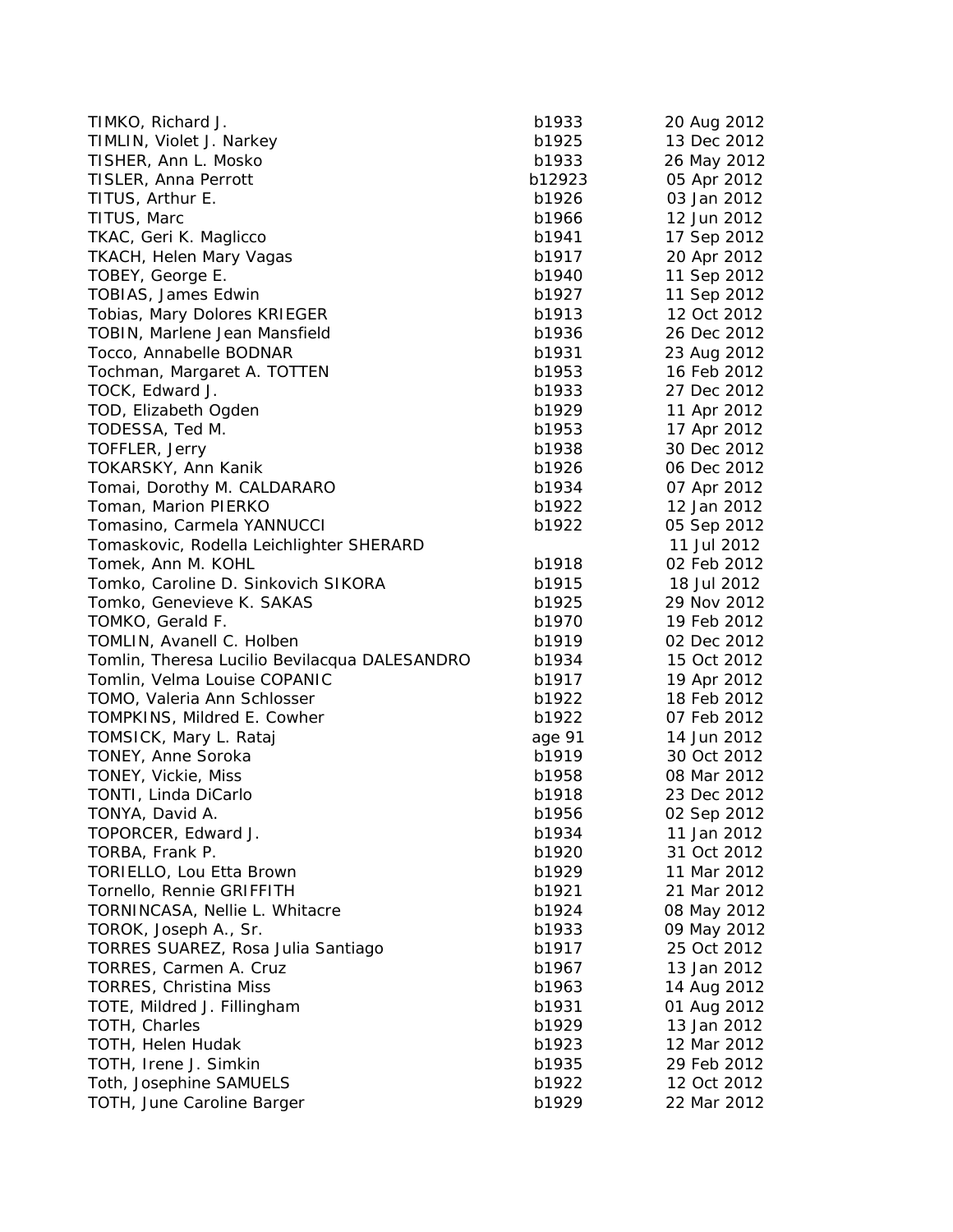| | | |
|---|---|---|
| TIMKO, Richard J. | b1933 | 20 Aug 2012 |
| TIMLIN, Violet J. Narkey | b1925 | 13 Dec 2012 |
| TISHER, Ann L. Mosko | b1933 | 26 May 2012 |
| TISLER, Anna Perrott | b12923 | 05 Apr 2012 |
| TITUS, Arthur E. | b1926 | 03 Jan 2012 |
| TITUS, Marc | b1966 | 12 Jun 2012 |
| TKAC, Geri K. Maglicco | b1941 | 17 Sep 2012 |
| TKACH, Helen Mary Vagas | b1917 | 20 Apr 2012 |
| TOBEY, George E. | b1940 | 11 Sep 2012 |
| TOBIAS, James Edwin | b1927 | 11 Sep 2012 |
| Tobias, Mary Dolores KRIEGER | b1913 | 12 Oct 2012 |
| TOBIN, Marlene Jean Mansfield | b1936 | 26 Dec 2012 |
| Tocco, Annabelle BODNAR | b1931 | 23 Aug 2012 |
| Tochman, Margaret A. TOTTEN | b1953 | 16 Feb 2012 |
| TOCK, Edward J. | b1933 | 27 Dec 2012 |
| TOD, Elizabeth Ogden | b1929 | 11 Apr 2012 |
| TODESSA, Ted M. | b1953 | 17 Apr 2012 |
| TOFFLER, Jerry | b1938 | 30 Dec 2012 |
| TOKARSKY, Ann Kanik | b1926 | 06 Dec 2012 |
| Tomai, Dorothy M. CALDARARO | b1934 | 07 Apr 2012 |
| Toman, Marion PIERKO | b1922 | 12 Jan 2012 |
| Tomasino, Carmela YANNUCCI | b1922 | 05 Sep 2012 |
| Tomaskovic, Rodella Leichlighter SHERARD | | 11 Jul 2012 |
| Tomek, Ann M. KOHL | b1918 | 02 Feb 2012 |
| Tomko, Caroline D. Sinkovich SIKORA | b1915 | 18 Jul 2012 |
| Tomko, Genevieve K. SAKAS | b1925 | 29 Nov 2012 |
| TOMKO, Gerald F. | b1970 | 19 Feb 2012 |
| TOMLIN, Avanell C. Holben | b1919 | 02 Dec 2012 |
| Tomlin, Theresa Lucilio Bevilacqua DALESANDRO | b1934 | 15 Oct 2012 |
| Tomlin, Velma Louise COPANIC | b1917 | 19 Apr 2012 |
| TOMO, Valeria Ann Schlosser | b1922 | 18 Feb 2012 |
| TOMPKINS, Mildred E. Cowher | b1922 | 07 Feb 2012 |
| TOMSICK, Mary L. Rataj | age 91 | 14 Jun 2012 |
| TONEY, Anne Soroka | b1919 | 30 Oct 2012 |
| TONEY, Vickie, Miss | b1958 | 08 Mar 2012 |
| TONTI, Linda DiCarlo | b1918 | 23 Dec 2012 |
| TONYA, David A. | b1956 | 02 Sep 2012 |
| TOPORCER, Edward J. | b1934 | 11 Jan 2012 |
| TORBA, Frank P. | b1920 | 31 Oct 2012 |
| TORIELLO, Lou Etta Brown | b1929 | 11 Mar 2012 |
| Tornello, Rennie GRIFFITH | b1921 | 21 Mar 2012 |
| TORNINCASA, Nellie L. Whitacre | b1924 | 08 May 2012 |
| TOROK, Joseph A., Sr. | b1933 | 09 May 2012 |
| TORRES SUAREZ, Rosa Julia Santiago | b1917 | 25 Oct 2012 |
| TORRES, Carmen A. Cruz | b1967 | 13 Jan 2012 |
| TORRES, Christina Miss | b1963 | 14 Aug 2012 |
| TOTE, Mildred J. Fillingham | b1931 | 01 Aug 2012 |
| TOTH, Charles | b1929 | 13 Jan 2012 |
| TOTH, Helen Hudak | b1923 | 12 Mar 2012 |
| TOTH, Irene J. Simkin | b1935 | 29 Feb 2012 |
| Toth, Josephine SAMUELS | b1922 | 12 Oct 2012 |
| TOTH, June Caroline Barger | b1929 | 22 Mar 2012 |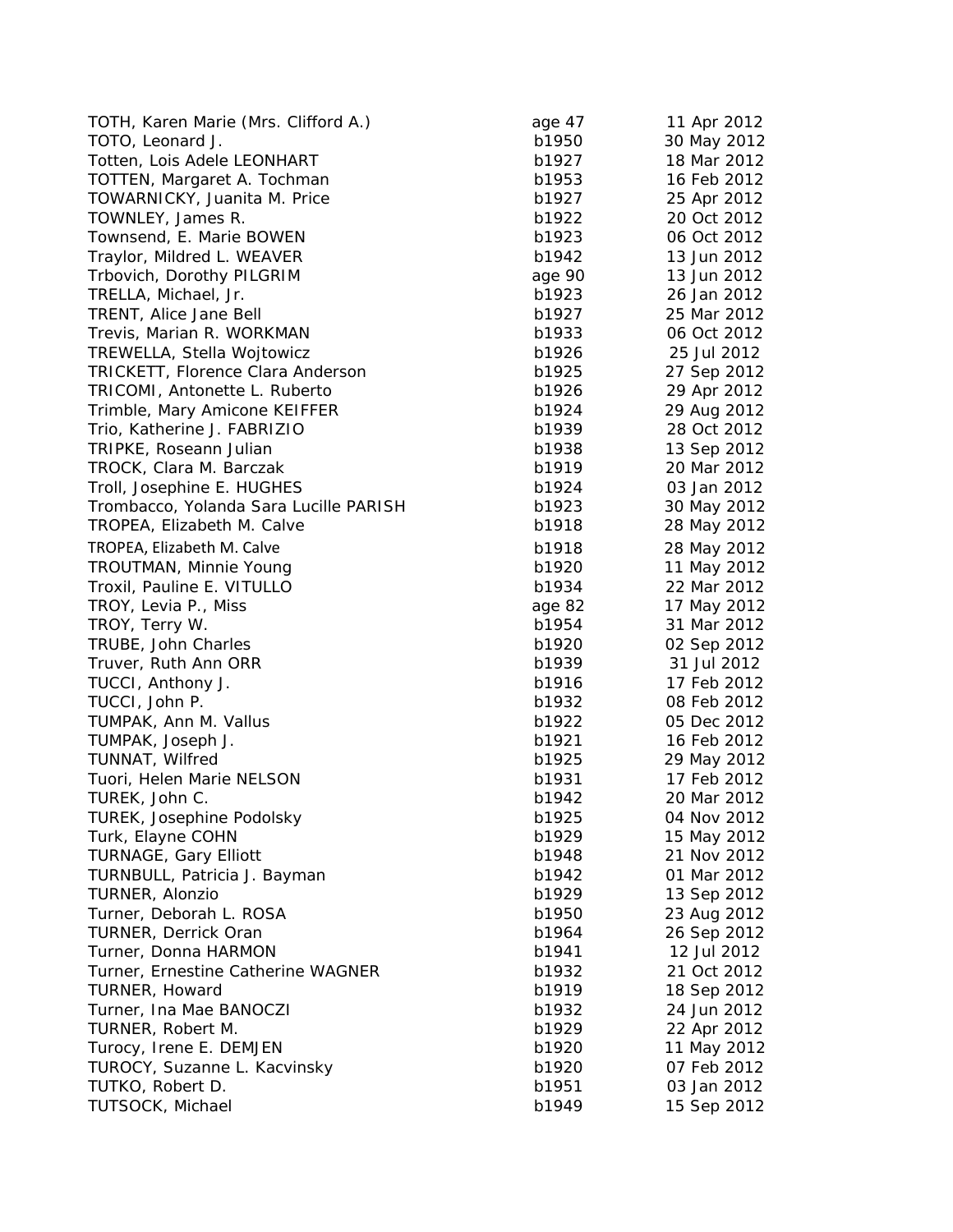| | | |
|---|---|---|
| TOTH, Karen Marie (Mrs. Clifford A.) | age 47 | 11 Apr 2012 |
| TOTO, Leonard J. | b1950 | 30 May 2012 |
| Totten, Lois Adele LEONHART | b1927 | 18 Mar 2012 |
| TOTTEN, Margaret A. Tochman | b1953 | 16 Feb 2012 |
| TOWARNICKY, Juanita M. Price | b1927 | 25 Apr 2012 |
| TOWNLEY, James R. | b1922 | 20 Oct 2012 |
| Townsend, E. Marie BOWEN | b1923 | 06 Oct 2012 |
| Traylor, Mildred L. WEAVER | b1942 | 13 Jun 2012 |
| Trbovich, Dorothy PILGRIM | age 90 | 13 Jun 2012 |
| TRELLA, Michael, Jr. | b1923 | 26 Jan 2012 |
| TRENT, Alice Jane Bell | b1927 | 25 Mar 2012 |
| Trevis, Marian R. WORKMAN | b1933 | 06 Oct 2012 |
| TREWELLA, Stella Wojtowicz | b1926 | 25 Jul 2012 |
| TRICKETT, Florence Clara Anderson | b1925 | 27 Sep 2012 |
| TRICOMI, Antonette L. Ruberto | b1926 | 29 Apr 2012 |
| Trimble, Mary Amicone KEIFFER | b1924 | 29 Aug 2012 |
| Trio, Katherine J. FABRIZIO | b1939 | 28 Oct 2012 |
| TRIPKE, Roseann Julian | b1938 | 13 Sep 2012 |
| TROCK, Clara M. Barczak | b1919 | 20 Mar 2012 |
| Troll, Josephine E. HUGHES | b1924 | 03 Jan 2012 |
| Trombacco, Yolanda Sara Lucille PARISH | b1923 | 30 May 2012 |
| TROPEA, Elizabeth M. Calve | b1918 | 28 May 2012 |
| TROPEA, Elizabeth M. Calve | b1918 | 28 May 2012 |
| TROUTMAN, Minnie Young | b1920 | 11 May 2012 |
| Troxil, Pauline E. VITULLO | b1934 | 22 Mar 2012 |
| TROY, Levia P., Miss | age 82 | 17 May 2012 |
| TROY, Terry W. | b1954 | 31 Mar 2012 |
| TRUBE, John Charles | b1920 | 02 Sep 2012 |
| Truver, Ruth Ann ORR | b1939 | 31 Jul 2012 |
| TUCCI, Anthony J. | b1916 | 17 Feb 2012 |
| TUCCI, John P. | b1932 | 08 Feb 2012 |
| TUMPAK, Ann M. Vallus | b1922 | 05 Dec 2012 |
| TUMPAK, Joseph J. | b1921 | 16 Feb 2012 |
| TUNNAT, Wilfred | b1925 | 29 May 2012 |
| Tuori, Helen Marie NELSON | b1931 | 17 Feb 2012 |
| TUREK, John C. | b1942 | 20 Mar 2012 |
| TUREK, Josephine Podolsky | b1925 | 04 Nov 2012 |
| Turk, Elayne COHN | b1929 | 15 May 2012 |
| TURNAGE, Gary Elliott | b1948 | 21 Nov 2012 |
| TURNBULL, Patricia J. Bayman | b1942 | 01 Mar 2012 |
| TURNER, Alonzio | b1929 | 13 Sep 2012 |
| Turner, Deborah L. ROSA | b1950 | 23 Aug 2012 |
| TURNER, Derrick Oran | b1964 | 26 Sep 2012 |
| Turner, Donna HARMON | b1941 | 12 Jul 2012 |
| Turner, Ernestine Catherine WAGNER | b1932 | 21 Oct 2012 |
| TURNER, Howard | b1919 | 18 Sep 2012 |
| Turner, Ina Mae BANOCZI | b1932 | 24 Jun 2012 |
| TURNER, Robert M. | b1929 | 22 Apr 2012 |
| Turocy, Irene E. DEMJEN | b1920 | 11 May 2012 |
| TUROCY, Suzanne L. Kacvinsky | b1920 | 07 Feb 2012 |
| TUTKO, Robert D. | b1951 | 03 Jan 2012 |
| TUTSOCK, Michael | b1949 | 15 Sep 2012 |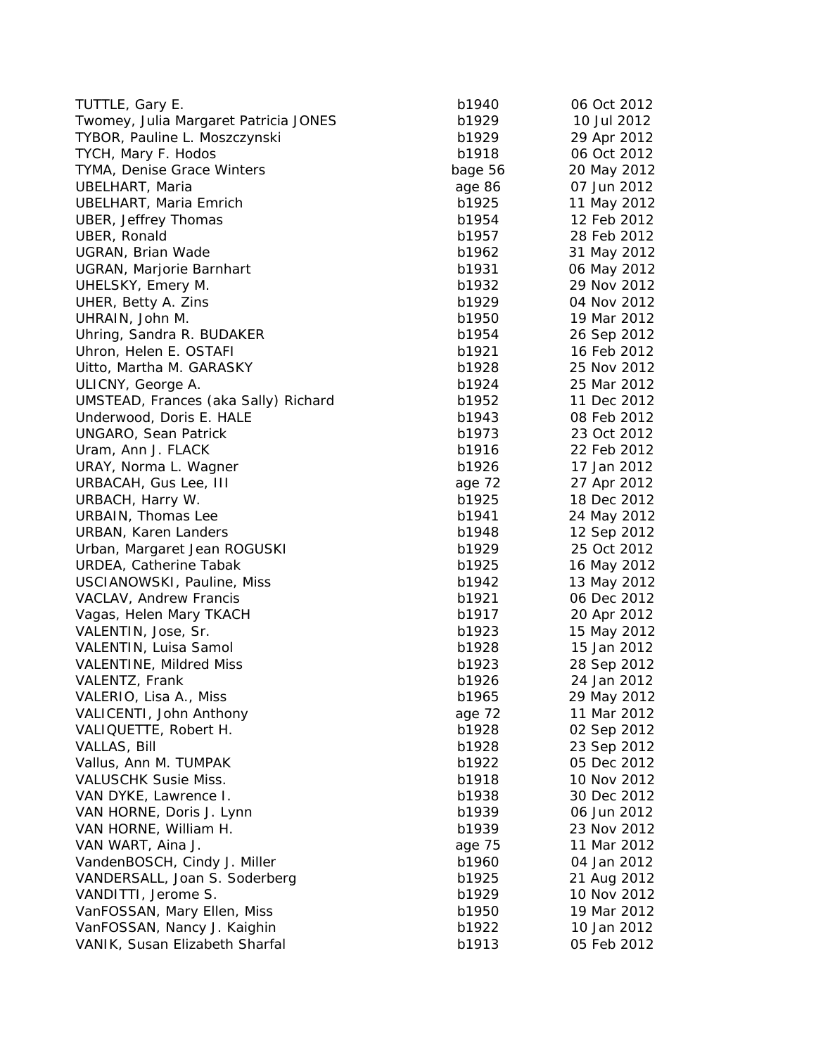| | | |
|---|---|---|
| TUTTLE, Gary E. | b1940 | 06 Oct 2012 |
| Twomey, Julia Margaret Patricia JONES | b1929 | 10 Jul 2012 |
| TYBOR, Pauline L. Moszczynski | b1929 | 29 Apr 2012 |
| TYCH, Mary F. Hodos | b1918 | 06 Oct 2012 |
| TYMA, Denise Grace Winters | bage 56 | 20 May 2012 |
| UBELHART, Maria | age 86 | 07 Jun 2012 |
| UBELHART, Maria Emrich | b1925 | 11 May 2012 |
| UBER, Jeffrey Thomas | b1954 | 12 Feb 2012 |
| UBER, Ronald | b1957 | 28 Feb 2012 |
| UGRAN, Brian Wade | b1962 | 31 May 2012 |
| UGRAN, Marjorie Barnhart | b1931 | 06 May 2012 |
| UHELSKY, Emery M. | b1932 | 29 Nov 2012 |
| UHER, Betty A. Zins | b1929 | 04 Nov 2012 |
| UHRAIN, John M. | b1950 | 19 Mar 2012 |
| Uhring, Sandra R. BUDAKER | b1954 | 26 Sep 2012 |
| Uhron, Helen E. OSTAFI | b1921 | 16 Feb 2012 |
| Uitto, Martha M. GARASKY | b1928 | 25 Nov 2012 |
| ULICNY, George A. | b1924 | 25 Mar 2012 |
| UMSTEAD, Frances (aka Sally) Richard | b1952 | 11 Dec 2012 |
| Underwood, Doris E. HALE | b1943 | 08 Feb 2012 |
| UNGARO, Sean Patrick | b1973 | 23 Oct 2012 |
| Uram, Ann J. FLACK | b1916 | 22 Feb 2012 |
| URAY, Norma L. Wagner | b1926 | 17 Jan 2012 |
| URBACAH, Gus Lee, III | age 72 | 27 Apr 2012 |
| URBACH, Harry W. | b1925 | 18 Dec 2012 |
| URBAIN, Thomas Lee | b1941 | 24 May 2012 |
| URBAN, Karen Landers | b1948 | 12 Sep 2012 |
| Urban, Margaret Jean ROGUSKI | b1929 | 25 Oct 2012 |
| URDEA, Catherine Tabak | b1925 | 16 May 2012 |
| USCIANOWSKI, Pauline, Miss | b1942 | 13 May 2012 |
| VACLAV, Andrew Francis | b1921 | 06 Dec 2012 |
| Vagas, Helen Mary TKACH | b1917 | 20 Apr 2012 |
| VALENTIN, Jose, Sr. | b1923 | 15 May 2012 |
| VALENTIN, Luisa Samol | b1928 | 15 Jan 2012 |
| VALENTINE, Mildred Miss | b1923 | 28 Sep 2012 |
| VALENTZ, Frank | b1926 | 24 Jan 2012 |
| VALERIO, Lisa A., Miss | b1965 | 29 May 2012 |
| VALICENTI, John Anthony | age 72 | 11 Mar 2012 |
| VALIQUETTE, Robert H. | b1928 | 02 Sep 2012 |
| VALLAS, Bill | b1928 | 23 Sep 2012 |
| Vallus, Ann M. TUMPAK | b1922 | 05 Dec 2012 |
| VALUSCHK Susie Miss. | b1918 | 10 Nov 2012 |
| VAN DYKE, Lawrence I. | b1938 | 30 Dec 2012 |
| VAN HORNE, Doris J. Lynn | b1939 | 06 Jun 2012 |
| VAN HORNE, William H. | b1939 | 23 Nov 2012 |
| VAN WART, Aina J. | age 75 | 11 Mar 2012 |
| VandenBOSCH, Cindy J. Miller | b1960 | 04 Jan 2012 |
| VANDERSALL, Joan S. Soderberg | b1925 | 21 Aug 2012 |
| VANDITTI, Jerome S. | b1929 | 10 Nov 2012 |
| VanFOSSAN, Mary Ellen, Miss | b1950 | 19 Mar 2012 |
| VanFOSSAN, Nancy J. Kaighin | b1922 | 10 Jan 2012 |
| VANIK, Susan Elizabeth Sharfal | b1913 | 05 Feb 2012 |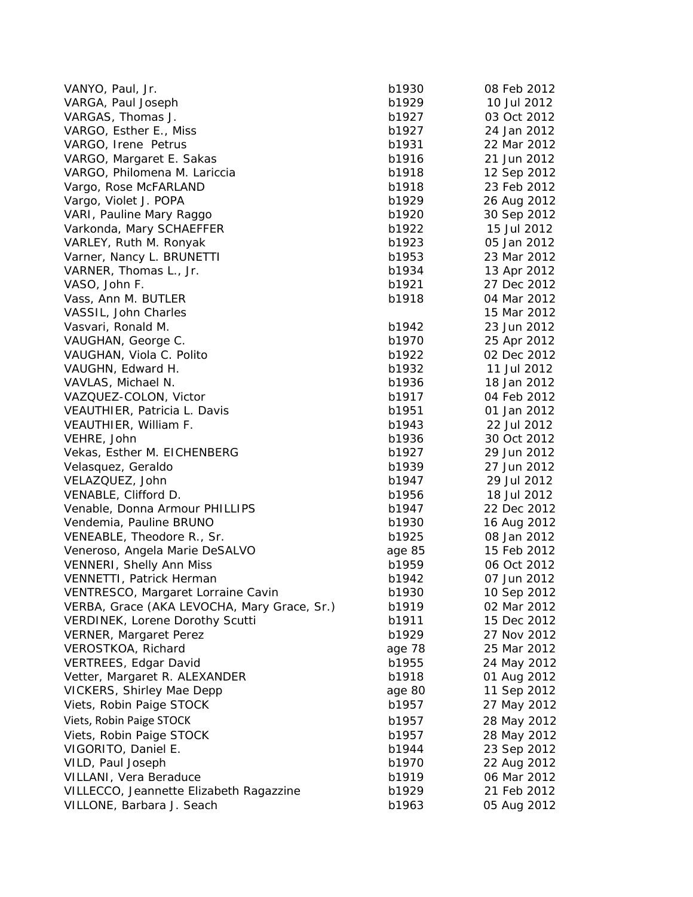| | | |
|---|---|---|
| VANYO, Paul, Jr. | b1930 | 08 Feb 2012 |
| VARGA, Paul Joseph | b1929 | 10 Jul 2012 |
| VARGAS, Thomas J. | b1927 | 03 Oct 2012 |
| VARGO, Esther E., Miss | b1927 | 24 Jan 2012 |
| VARGO, Irene Petrus | b1931 | 22 Mar 2012 |
| VARGO, Margaret E. Sakas | b1916 | 21 Jun 2012 |
| VARGO, Philomena M. Lariccia | b1918 | 12 Sep 2012 |
| Vargo, Rose McFARLAND | b1918 | 23 Feb 2012 |
| Vargo, Violet J. POPA | b1929 | 26 Aug 2012 |
| VARI, Pauline Mary Raggo | b1920 | 30 Sep 2012 |
| Varkonda, Mary SCHAEFFER | b1922 | 15 Jul 2012 |
| VARLEY, Ruth M. Ronyak | b1923 | 05 Jan 2012 |
| Varner, Nancy L. BRUNETTI | b1953 | 23 Mar 2012 |
| VARNER, Thomas L., Jr. | b1934 | 13 Apr 2012 |
| VASO, John F. | b1921 | 27 Dec 2012 |
| Vass, Ann M. BUTLER | b1918 | 04 Mar 2012 |
| VASSIL, John Charles | | 15 Mar 2012 |
| Vasvari, Ronald M. | b1942 | 23 Jun 2012 |
| VAUGHAN, George C. | b1970 | 25 Apr 2012 |
| VAUGHAN, Viola C. Polito | b1922 | 02 Dec 2012 |
| VAUGHN, Edward H. | b1932 | 11 Jul 2012 |
| VAVLAS, Michael N. | b1936 | 18 Jan 2012 |
| VAZQUEZ-COLON, Victor | b1917 | 04 Feb 2012 |
| VEAUTHIER, Patricia L. Davis | b1951 | 01 Jan 2012 |
| VEAUTHIER, William F. | b1943 | 22 Jul 2012 |
| VEHRE, John | b1936 | 30 Oct 2012 |
| Vekas, Esther M. EICHENBERG | b1927 | 29 Jun 2012 |
| Velasquez, Geraldo | b1939 | 27 Jun 2012 |
| VELAZQUEZ, John | b1947 | 29 Jul 2012 |
| VENABLE, Clifford D. | b1956 | 18 Jul 2012 |
| Venable, Donna Armour PHILLIPS | b1947 | 22 Dec 2012 |
| Vendemia, Pauline BRUNO | b1930 | 16 Aug 2012 |
| VENEABLE, Theodore R., Sr. | b1925 | 08 Jan 2012 |
| Veneroso, Angela Marie DeSALVO | age 85 | 15 Feb 2012 |
| VENNERI, Shelly Ann Miss | b1959 | 06 Oct 2012 |
| VENNETTI, Patrick Herman | b1942 | 07 Jun 2012 |
| VENTRESCO, Margaret Lorraine Cavin | b1930 | 10 Sep 2012 |
| VERBA, Grace (AKA LEVOCHA, Mary Grace, Sr.) | b1919 | 02 Mar 2012 |
| VERDINEK, Lorene Dorothy Scutti | b1911 | 15 Dec 2012 |
| VERNER, Margaret Perez | b1929 | 27 Nov 2012 |
| VEROSTKOA, Richard | age 78 | 25 Mar 2012 |
| VERTREES, Edgar David | b1955 | 24 May 2012 |
| Vetter, Margaret R. ALEXANDER | b1918 | 01 Aug 2012 |
| VICKERS, Shirley Mae Depp | age 80 | 11 Sep 2012 |
| Viets, Robin Paige STOCK | b1957 | 27 May 2012 |
| Viets, Robin Paige STOCK | b1957 | 28 May 2012 |
| Viets, Robin Paige STOCK | b1957 | 28 May 2012 |
| VIGORITO, Daniel E. | b1944 | 23 Sep 2012 |
| VILD, Paul Joseph | b1970 | 22 Aug 2012 |
| VILLANI, Vera Beraduce | b1919 | 06 Mar 2012 |
| VILLECCO, Jeannette Elizabeth Ragazzine | b1929 | 21 Feb 2012 |
| VILLONE, Barbara J. Seach | b1963 | 05 Aug 2012 |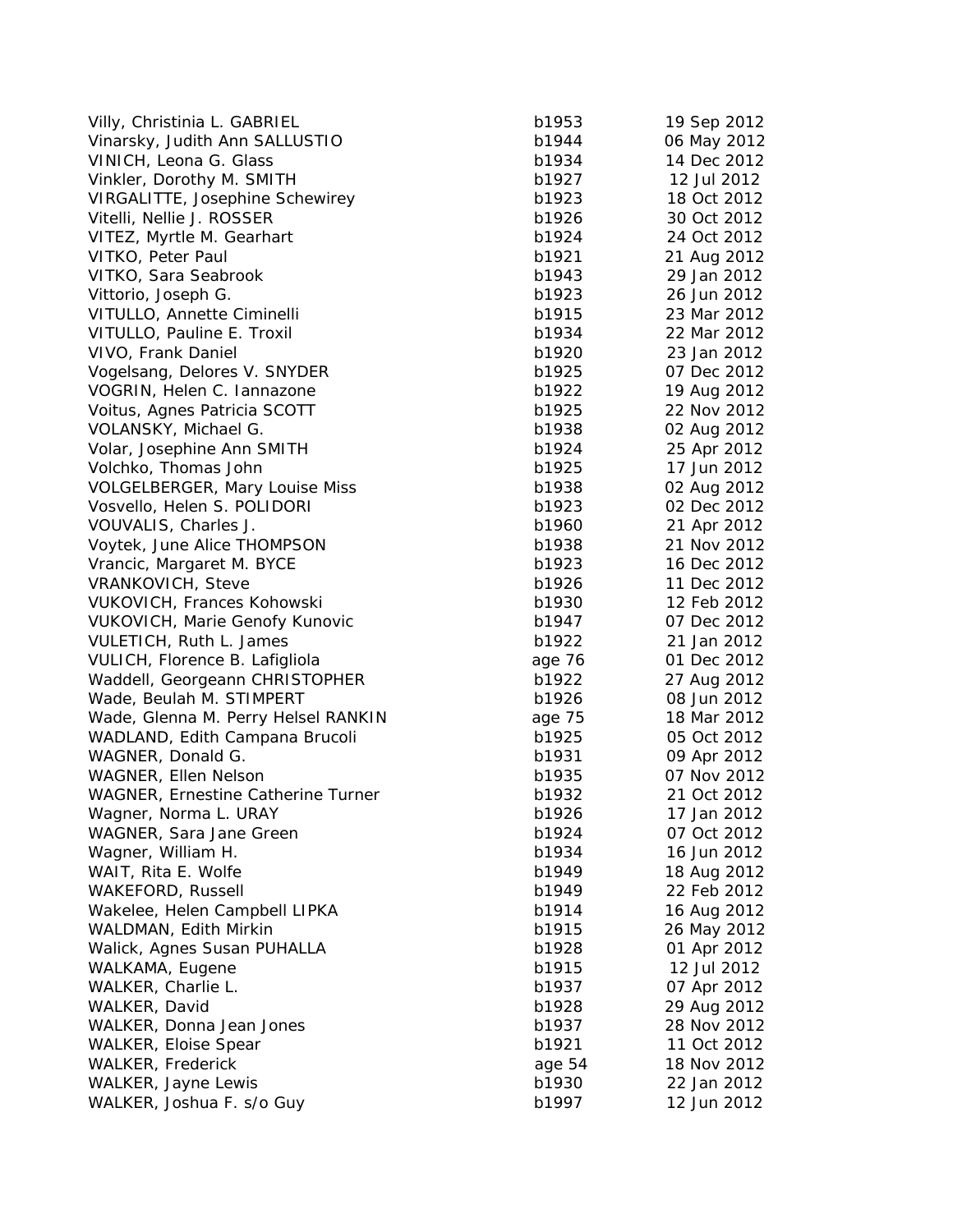| | | |
|---|---|---|
| Villy, Christinia L. GABRIEL | b1953 | 19 Sep 2012 |
| Vinarsky, Judith Ann SALLUSTIO | b1944 | 06 May 2012 |
| VINICH, Leona G. Glass | b1934 | 14 Dec 2012 |
| Vinkler, Dorothy M. SMITH | b1927 | 12 Jul 2012 |
| VIRGALITTE, Josephine Schewirey | b1923 | 18 Oct 2012 |
| Vitelli, Nellie J. ROSSER | b1926 | 30 Oct 2012 |
| VITEZ, Myrtle M. Gearhart | b1924 | 24 Oct 2012 |
| VITKO, Peter Paul | b1921 | 21 Aug 2012 |
| VITKO, Sara Seabrook | b1943 | 29 Jan 2012 |
| Vittorio, Joseph G. | b1923 | 26 Jun 2012 |
| VITULLO, Annette Ciminelli | b1915 | 23 Mar 2012 |
| VITULLO, Pauline E. Troxil | b1934 | 22 Mar 2012 |
| VIVO, Frank Daniel | b1920 | 23 Jan 2012 |
| Vogelsang, Delores V. SNYDER | b1925 | 07 Dec 2012 |
| VOGRIN, Helen C. Iannazone | b1922 | 19 Aug 2012 |
| Voitus, Agnes Patricia SCOTT | b1925 | 22 Nov 2012 |
| VOLANSKY, Michael G. | b1938 | 02 Aug 2012 |
| Volar, Josephine Ann SMITH | b1924 | 25 Apr 2012 |
| Volchko, Thomas John | b1925 | 17 Jun 2012 |
| VOLGELBERGER, Mary Louise Miss | b1938 | 02 Aug 2012 |
| Vosvello, Helen S. POLIDORI | b1923 | 02 Dec 2012 |
| VOUVALIS, Charles J. | b1960 | 21 Apr 2012 |
| Voytek, June Alice THOMPSON | b1938 | 21 Nov 2012 |
| Vrancic, Margaret M. BYCE | b1923 | 16 Dec 2012 |
| VRANKOVICH, Steve | b1926 | 11 Dec 2012 |
| VUKOVICH, Frances Kohowski | b1930 | 12 Feb 2012 |
| VUKOVICH, Marie Genofy Kunovic | b1947 | 07 Dec 2012 |
| VULETICH, Ruth L. James | b1922 | 21 Jan 2012 |
| VULICH, Florence B. Lafigliola | age 76 | 01 Dec 2012 |
| Waddell, Georgeann CHRISTOPHER | b1922 | 27 Aug 2012 |
| Wade, Beulah M. STIMPERT | b1926 | 08 Jun 2012 |
| Wade, Glenna M. Perry Helsel RANKIN | age 75 | 18 Mar 2012 |
| WADLAND, Edith Campana Brucoli | b1925 | 05 Oct 2012 |
| WAGNER, Donald G. | b1931 | 09 Apr 2012 |
| WAGNER, Ellen Nelson | b1935 | 07 Nov 2012 |
| WAGNER, Ernestine Catherine Turner | b1932 | 21 Oct 2012 |
| Wagner, Norma L. URAY | b1926 | 17 Jan 2012 |
| WAGNER, Sara Jane Green | b1924 | 07 Oct 2012 |
| Wagner, William H. | b1934 | 16 Jun 2012 |
| WAIT, Rita E. Wolfe | b1949 | 18 Aug 2012 |
| WAKEFORD, Russell | b1949 | 22 Feb 2012 |
| Wakelee, Helen Campbell LIPKA | b1914 | 16 Aug 2012 |
| WALDMAN, Edith Mirkin | b1915 | 26 May 2012 |
| Walick, Agnes Susan PUHALLA | b1928 | 01 Apr 2012 |
| WALKAMA, Eugene | b1915 | 12 Jul 2012 |
| WALKER, Charlie L. | b1937 | 07 Apr 2012 |
| WALKER, David | b1928 | 29 Aug 2012 |
| WALKER, Donna Jean Jones | b1937 | 28 Nov 2012 |
| WALKER, Eloise Spear | b1921 | 11 Oct 2012 |
| WALKER, Frederick | age 54 | 18 Nov 2012 |
| WALKER, Jayne Lewis | b1930 | 22 Jan 2012 |
| WALKER, Joshua F. s/o Guy | b1997 | 12 Jun 2012 |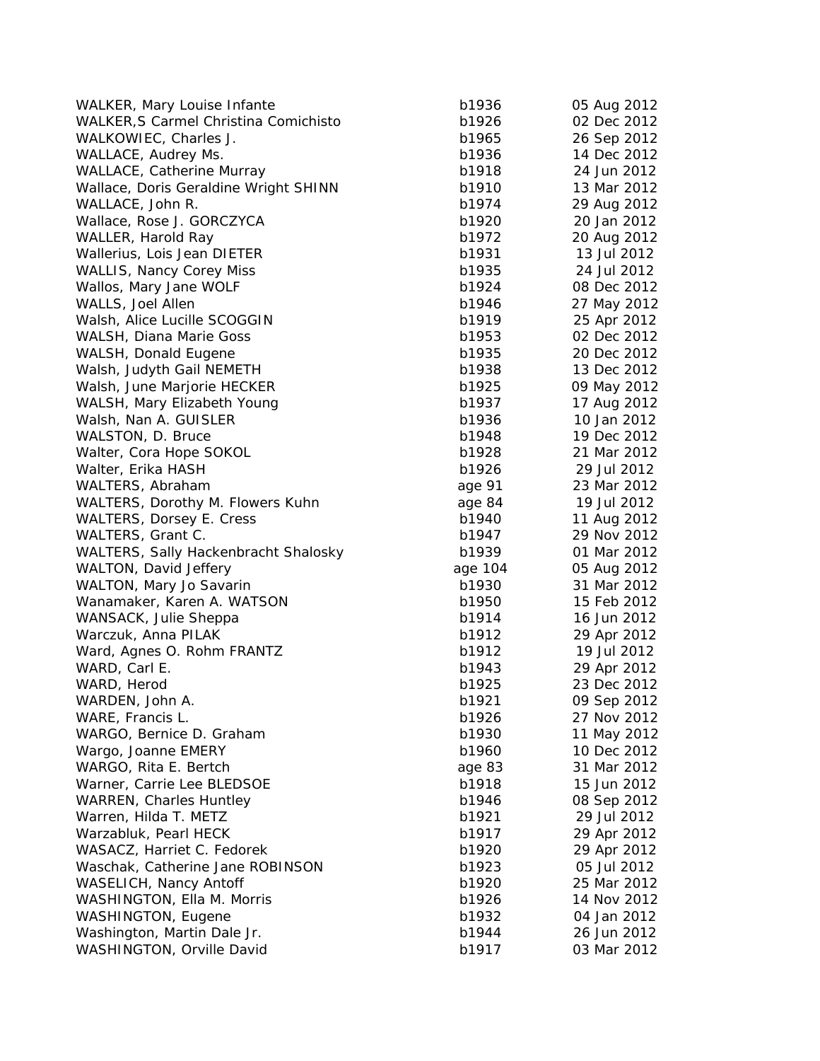| | | |
|---|---|---|
| WALKER, Mary Louise Infante | b1936 | 05 Aug 2012 |
| WALKER,S Carmel Christina Comichisto | b1926 | 02 Dec 2012 |
| WALKOWIEC, Charles J. | b1965 | 26 Sep 2012 |
| WALLACE, Audrey Ms. | b1936 | 14 Dec 2012 |
| WALLACE, Catherine Murray | b1918 | 24 Jun 2012 |
| Wallace, Doris Geraldine Wright SHINN | b1910 | 13 Mar 2012 |
| WALLACE, John R. | b1974 | 29 Aug 2012 |
| Wallace, Rose J. GORCZYCA | b1920 | 20 Jan 2012 |
| WALLER, Harold Ray | b1972 | 20 Aug 2012 |
| Wallerius, Lois Jean DIETER | b1931 | 13 Jul 2012 |
| WALLIS, Nancy Corey Miss | b1935 | 24 Jul 2012 |
| Wallos, Mary Jane WOLF | b1924 | 08 Dec 2012 |
| WALLS, Joel Allen | b1946 | 27 May 2012 |
| Walsh, Alice Lucille SCOGGIN | b1919 | 25 Apr 2012 |
| WALSH, Diana Marie Goss | b1953 | 02 Dec 2012 |
| WALSH, Donald Eugene | b1935 | 20 Dec 2012 |
| Walsh, Judyth Gail NEMETH | b1938 | 13 Dec 2012 |
| Walsh, June Marjorie HECKER | b1925 | 09 May 2012 |
| WALSH, Mary Elizabeth Young | b1937 | 17 Aug 2012 |
| Walsh, Nan A. GUISLER | b1936 | 10 Jan 2012 |
| WALSTON, D. Bruce | b1948 | 19 Dec 2012 |
| Walter, Cora Hope SOKOL | b1928 | 21 Mar 2012 |
| Walter, Erika HASH | b1926 | 29 Jul 2012 |
| WALTERS, Abraham | age 91 | 23 Mar 2012 |
| WALTERS, Dorothy M. Flowers Kuhn | age 84 | 19 Jul 2012 |
| WALTERS, Dorsey E. Cress | b1940 | 11 Aug 2012 |
| WALTERS, Grant C. | b1947 | 29 Nov 2012 |
| WALTERS, Sally Hackenbracht Shalosky | b1939 | 01 Mar 2012 |
| WALTON, David Jeffery | age 104 | 05 Aug 2012 |
| WALTON, Mary Jo Savarin | b1930 | 31 Mar 2012 |
| Wanamaker, Karen A. WATSON | b1950 | 15 Feb 2012 |
| WANSACK, Julie Sheppa | b1914 | 16 Jun 2012 |
| Warczuk, Anna PILAK | b1912 | 29 Apr 2012 |
| Ward, Agnes O. Rohm FRANTZ | b1912 | 19 Jul 2012 |
| WARD, Carl E. | b1943 | 29 Apr 2012 |
| WARD, Herod | b1925 | 23 Dec 2012 |
| WARDEN, John A. | b1921 | 09 Sep 2012 |
| WARE, Francis L. | b1926 | 27 Nov 2012 |
| WARGO, Bernice D. Graham | b1930 | 11 May 2012 |
| Wargo, Joanne EMERY | b1960 | 10 Dec 2012 |
| WARGO, Rita E. Bertch | age 83 | 31 Mar 2012 |
| Warner, Carrie Lee BLEDSOE | b1918 | 15 Jun 2012 |
| WARREN, Charles Huntley | b1946 | 08 Sep 2012 |
| Warren, Hilda T. METZ | b1921 | 29 Jul 2012 |
| Warzabluk, Pearl HECK | b1917 | 29 Apr 2012 |
| WASACZ, Harriet C. Fedorek | b1920 | 29 Apr 2012 |
| Waschak, Catherine Jane ROBINSON | b1923 | 05 Jul 2012 |
| WASELICH, Nancy Antoff | b1920 | 25 Mar 2012 |
| WASHINGTON, Ella M. Morris | b1926 | 14 Nov 2012 |
| WASHINGTON, Eugene | b1932 | 04 Jan 2012 |
| Washington, Martin Dale Jr. | b1944 | 26 Jun 2012 |
| WASHINGTON, Orville David | b1917 | 03 Mar 2012 |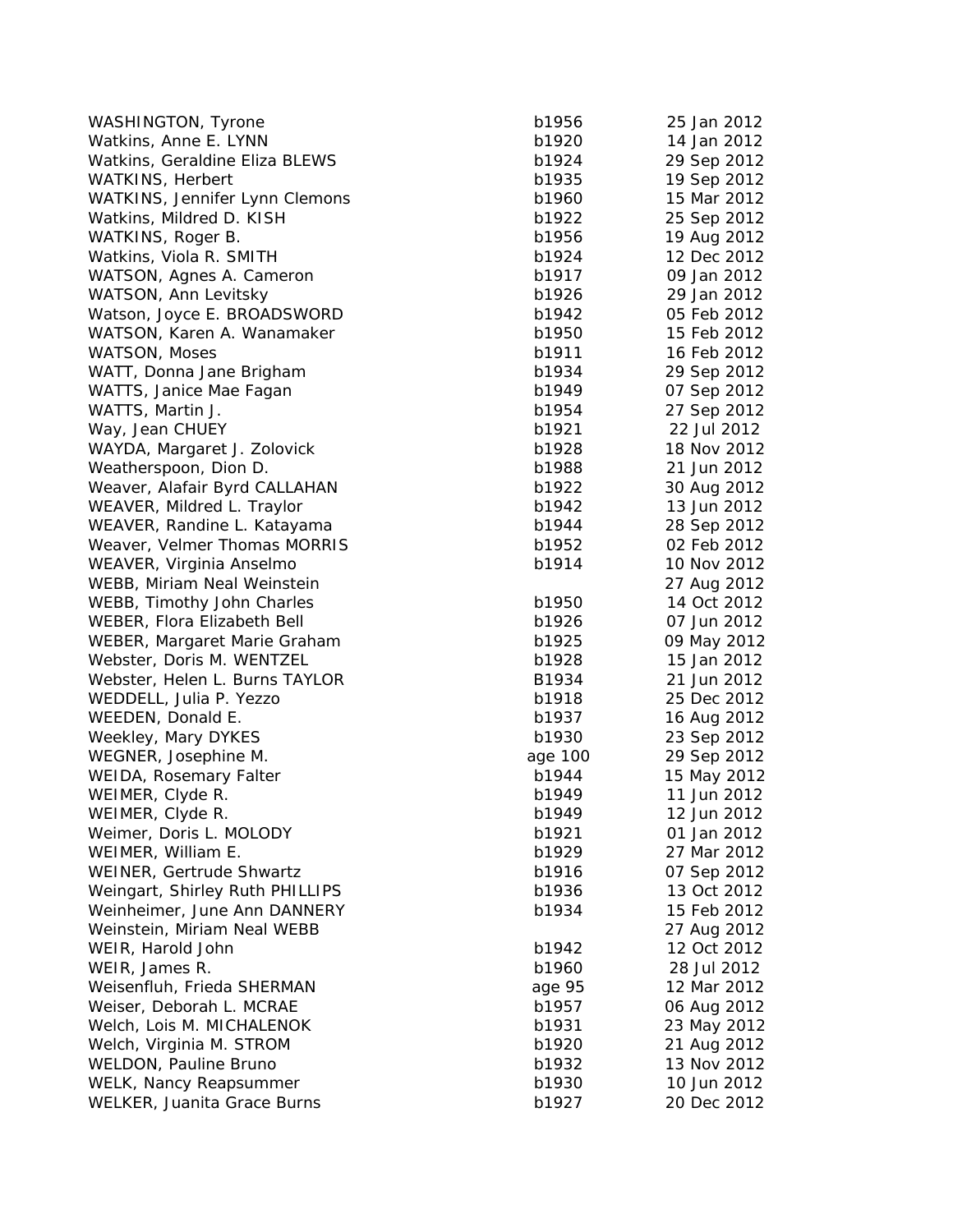| | | |
|---|---|---|
| WASHINGTON, Tyrone | b1956 | 25 Jan 2012 |
| Watkins, Anne E. LYNN | b1920 | 14 Jan 2012 |
| Watkins, Geraldine Eliza BLEWS | b1924 | 29 Sep 2012 |
| WATKINS, Herbert | b1935 | 19 Sep 2012 |
| WATKINS, Jennifer Lynn Clemons | b1960 | 15 Mar 2012 |
| Watkins, Mildred D. KISH | b1922 | 25 Sep 2012 |
| WATKINS, Roger B. | b1956 | 19 Aug 2012 |
| Watkins, Viola R. SMITH | b1924 | 12 Dec 2012 |
| WATSON, Agnes A. Cameron | b1917 | 09 Jan 2012 |
| WATSON, Ann Levitsky | b1926 | 29 Jan 2012 |
| Watson, Joyce E. BROADSWORD | b1942 | 05 Feb 2012 |
| WATSON, Karen A. Wanamaker | b1950 | 15 Feb 2012 |
| WATSON, Moses | b1911 | 16 Feb 2012 |
| WATT, Donna Jane Brigham | b1934 | 29 Sep 2012 |
| WATTS, Janice Mae Fagan | b1949 | 07 Sep 2012 |
| WATTS, Martin J. | b1954 | 27 Sep 2012 |
| Way, Jean CHUEY | b1921 | 22 Jul 2012 |
| WAYDA, Margaret J. Zolovick | b1928 | 18 Nov 2012 |
| Weatherspoon, Dion D. | b1988 | 21 Jun 2012 |
| Weaver, Alafair Byrd CALLAHAN | b1922 | 30 Aug 2012 |
| WEAVER, Mildred L. Traylor | b1942 | 13 Jun 2012 |
| WEAVER, Randine L. Katayama | b1944 | 28 Sep 2012 |
| Weaver, Velmer Thomas MORRIS | b1952 | 02 Feb 2012 |
| WEAVER, Virginia Anselmo | b1914 | 10 Nov 2012 |
| WEBB, Miriam Neal Weinstein | | 27 Aug 2012 |
| WEBB, Timothy John Charles | b1950 | 14 Oct 2012 |
| WEBER, Flora Elizabeth Bell | b1926 | 07 Jun 2012 |
| WEBER, Margaret Marie Graham | b1925 | 09 May 2012 |
| Webster, Doris M. WENTZEL | b1928 | 15 Jan 2012 |
| Webster, Helen L. Burns TAYLOR | B1934 | 21 Jun 2012 |
| WEDDELL, Julia P. Yezzo | b1918 | 25 Dec 2012 |
| WEEDEN, Donald E. | b1937 | 16 Aug 2012 |
| Weekley, Mary DYKES | b1930 | 23 Sep 2012 |
| WEGNER, Josephine M. | age 100 | 29 Sep 2012 |
| WEIDA, Rosemary Falter | b1944 | 15 May 2012 |
| WEIMER, Clyde R. | b1949 | 11 Jun 2012 |
| WEIMER, Clyde R. | b1949 | 12 Jun 2012 |
| Weimer, Doris L. MOLODY | b1921 | 01 Jan 2012 |
| WEIMER, William E. | b1929 | 27 Mar 2012 |
| WEINER, Gertrude Shwartz | b1916 | 07 Sep 2012 |
| Weingart, Shirley Ruth PHILLIPS | b1936 | 13 Oct 2012 |
| Weinheimer, June Ann DANNERY | b1934 | 15 Feb 2012 |
| Weinstein, Miriam Neal WEBB | | 27 Aug 2012 |
| WEIR, Harold John | b1942 | 12 Oct 2012 |
| WEIR, James R. | b1960 | 28 Jul 2012 |
| Weisenfluh, Frieda SHERMAN | age 95 | 12 Mar 2012 |
| Weiser, Deborah L. MCRAE | b1957 | 06 Aug 2012 |
| Welch, Lois M. MICHALENOK | b1931 | 23 May 2012 |
| Welch, Virginia M. STROM | b1920 | 21 Aug 2012 |
| WELDON, Pauline Bruno | b1932 | 13 Nov 2012 |
| WELK, Nancy Reapsummer | b1930 | 10 Jun 2012 |
| WELKER, Juanita Grace Burns | b1927 | 20 Dec 2012 |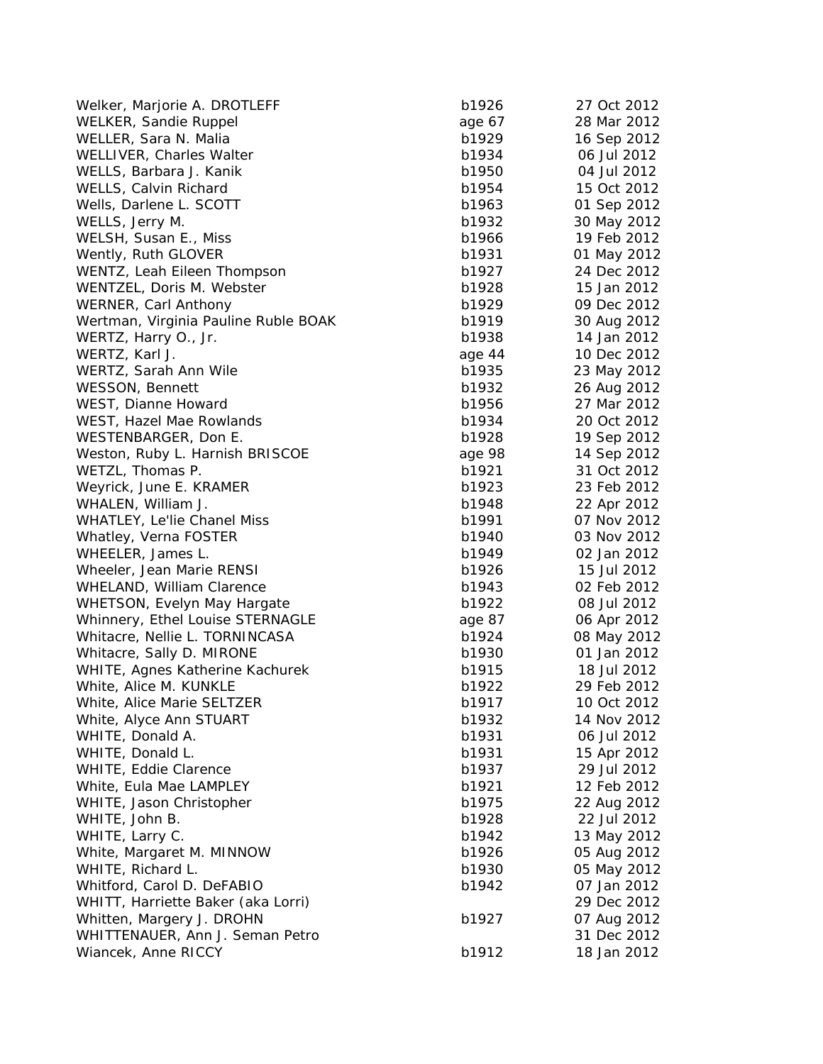| | | |
|---|---|---|
| Welker, Marjorie A. DROTLEFF | b1926 | 27 Oct 2012 |
| WELKER, Sandie Ruppel | age 67 | 28 Mar 2012 |
| WELLER, Sara N. Malia | b1929 | 16 Sep 2012 |
| WELLIVER, Charles Walter | b1934 | 06 Jul 2012 |
| WELLS, Barbara J. Kanik | b1950 | 04 Jul 2012 |
| WELLS, Calvin Richard | b1954 | 15 Oct 2012 |
| Wells, Darlene L. SCOTT | b1963 | 01 Sep 2012 |
| WELLS, Jerry M. | b1932 | 30 May 2012 |
| WELSH, Susan E., Miss | b1966 | 19 Feb 2012 |
| Wently, Ruth GLOVER | b1931 | 01 May 2012 |
| WENTZ, Leah Eileen Thompson | b1927 | 24 Dec 2012 |
| WENTZEL, Doris M. Webster | b1928 | 15 Jan 2012 |
| WERNER, Carl Anthony | b1929 | 09 Dec 2012 |
| Wertman, Virginia Pauline Ruble BOAK | b1919 | 30 Aug 2012 |
| WERTZ, Harry O., Jr. | b1938 | 14 Jan 2012 |
| WERTZ, Karl J. | age 44 | 10 Dec 2012 |
| WERTZ, Sarah Ann Wile | b1935 | 23 May 2012 |
| WESSON, Bennett | b1932 | 26 Aug 2012 |
| WEST, Dianne Howard | b1956 | 27 Mar 2012 |
| WEST, Hazel Mae Rowlands | b1934 | 20 Oct 2012 |
| WESTENBARGER, Don E. | b1928 | 19 Sep 2012 |
| Weston, Ruby L. Harnish BRISCOE | age 98 | 14 Sep 2012 |
| WETZL, Thomas P. | b1921 | 31 Oct 2012 |
| Weyrick, June E. KRAMER | b1923 | 23 Feb 2012 |
| WHALEN, William J. | b1948 | 22 Apr 2012 |
| WHATLEY, Le'lie Chanel Miss | b1991 | 07 Nov 2012 |
| Whatley, Verna FOSTER | b1940 | 03 Nov 2012 |
| WHEELER, James L. | b1949 | 02 Jan 2012 |
| Wheeler, Jean Marie RENSI | b1926 | 15 Jul 2012 |
| WHELAND, William Clarence | b1943 | 02 Feb 2012 |
| WHETSON, Evelyn May Hargate | b1922 | 08 Jul 2012 |
| Whinnery, Ethel Louise STERNAGLE | age 87 | 06 Apr 2012 |
| Whitacre, Nellie L. TORNINCASA | b1924 | 08 May 2012 |
| Whitacre, Sally D. MIRONE | b1930 | 01 Jan 2012 |
| WHITE, Agnes Katherine Kachurek | b1915 | 18 Jul 2012 |
| White, Alice M. KUNKLE | b1922 | 29 Feb 2012 |
| White, Alice Marie SELTZER | b1917 | 10 Oct 2012 |
| White, Alyce Ann STUART | b1932 | 14 Nov 2012 |
| WHITE, Donald A. | b1931 | 06 Jul 2012 |
| WHITE, Donald L. | b1931 | 15 Apr 2012 |
| WHITE, Eddie Clarence | b1937 | 29 Jul 2012 |
| White, Eula Mae LAMPLEY | b1921 | 12 Feb 2012 |
| WHITE, Jason Christopher | b1975 | 22 Aug 2012 |
| WHITE, John B. | b1928 | 22 Jul 2012 |
| WHITE, Larry C. | b1942 | 13 May 2012 |
| White, Margaret M. MINNOW | b1926 | 05 Aug 2012 |
| WHITE, Richard L. | b1930 | 05 May 2012 |
| Whitford, Carol D. DeFABIO | b1942 | 07 Jan 2012 |
| WHITT, Harriette Baker (aka Lorri) | | 29 Dec 2012 |
| Whitten, Margery J. DROHN | b1927 | 07 Aug 2012 |
| WHITTENAUER, Ann J. Seman Petro | | 31 Dec 2012 |
| Wiancek, Anne RICCY | b1912 | 18 Jan 2012 |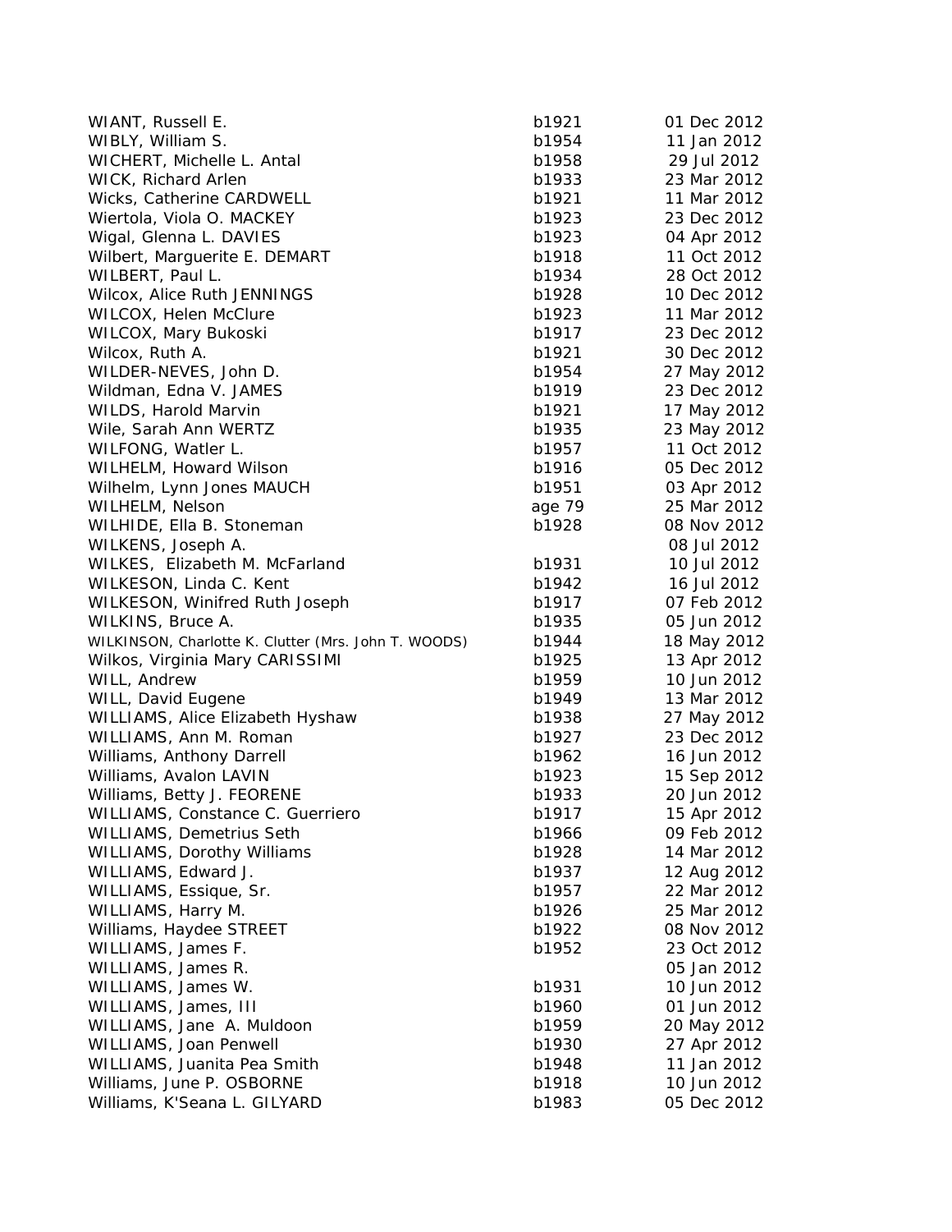| | | |
|---|---|---|
| WIANT, Russell E. | b1921 | 01 Dec 2012 |
| WIBLY, William S. | b1954 | 11 Jan 2012 |
| WICHERT, Michelle L. Antal | b1958 | 29 Jul 2012 |
| WICK, Richard Arlen | b1933 | 23 Mar 2012 |
| Wicks, Catherine CARDWELL | b1921 | 11 Mar 2012 |
| Wiertola, Viola O. MACKEY | b1923 | 23 Dec 2012 |
| Wigal, Glenna L. DAVIES | b1923 | 04 Apr 2012 |
| Wilbert, Marguerite E. DEMART | b1918 | 11 Oct 2012 |
| WILBERT, Paul L. | b1934 | 28 Oct 2012 |
| Wilcox, Alice Ruth JENNINGS | b1928 | 10 Dec 2012 |
| WILCOX, Helen McClure | b1923 | 11 Mar 2012 |
| WILCOX, Mary Bukoski | b1917 | 23 Dec 2012 |
| Wilcox, Ruth A. | b1921 | 30 Dec 2012 |
| WILDER-NEVES, John D. | b1954 | 27 May 2012 |
| Wildman, Edna V. JAMES | b1919 | 23 Dec 2012 |
| WILDS, Harold Marvin | b1921 | 17 May 2012 |
| Wile, Sarah Ann WERTZ | b1935 | 23 May 2012 |
| WILFONG, Watler L. | b1957 | 11 Oct 2012 |
| WILHELM, Howard Wilson | b1916 | 05 Dec 2012 |
| Wilhelm, Lynn Jones MAUCH | b1951 | 03 Apr 2012 |
| WILHELM, Nelson | age 79 | 25 Mar 2012 |
| WILHIDE, Ella B. Stoneman | b1928 | 08 Nov 2012 |
| WILKENS, Joseph A. | | 08 Jul 2012 |
| WILKES, Elizabeth M. McFarland | b1931 | 10 Jul 2012 |
| WILKESON, Linda C. Kent | b1942 | 16 Jul 2012 |
| WILKESON, Winifred Ruth Joseph | b1917 | 07 Feb 2012 |
| WILKINS, Bruce A. | b1935 | 05 Jun 2012 |
| WILKINSON, Charlotte K. Clutter (Mrs. John T. WOODS) | b1944 | 18 May 2012 |
| Wilkos, Virginia Mary CARISSIMI | b1925 | 13 Apr 2012 |
| WILL, Andrew | b1959 | 10 Jun 2012 |
| WILL, David Eugene | b1949 | 13 Mar 2012 |
| WILLIAMS, Alice Elizabeth Hyshaw | b1938 | 27 May 2012 |
| WILLIAMS, Ann M. Roman | b1927 | 23 Dec 2012 |
| Williams, Anthony Darrell | b1962 | 16 Jun 2012 |
| Williams, Avalon LAVIN | b1923 | 15 Sep 2012 |
| Williams, Betty J. FEORENE | b1933 | 20 Jun 2012 |
| WILLIAMS, Constance C. Guerriero | b1917 | 15 Apr 2012 |
| WILLIAMS, Demetrius Seth | b1966 | 09 Feb 2012 |
| WILLIAMS, Dorothy Williams | b1928 | 14 Mar 2012 |
| WILLIAMS, Edward J. | b1937 | 12 Aug 2012 |
| WILLIAMS, Essique, Sr. | b1957 | 22 Mar 2012 |
| WILLIAMS, Harry M. | b1926 | 25 Mar 2012 |
| Williams, Haydee STREET | b1922 | 08 Nov 2012 |
| WILLIAMS, James F. | b1952 | 23 Oct 2012 |
| WILLIAMS, James R. | | 05 Jan 2012 |
| WILLIAMS, James W. | b1931 | 10 Jun 2012 |
| WILLIAMS, James, III | b1960 | 01 Jun 2012 |
| WILLIAMS, Jane A. Muldoon | b1959 | 20 May 2012 |
| WILLIAMS, Joan Penwell | b1930 | 27 Apr 2012 |
| WILLIAMS, Juanita Pea Smith | b1948 | 11 Jan 2012 |
| Williams, June P. OSBORNE | b1918 | 10 Jun 2012 |
| Williams, K'Seana L. GILYARD | b1983 | 05 Dec 2012 |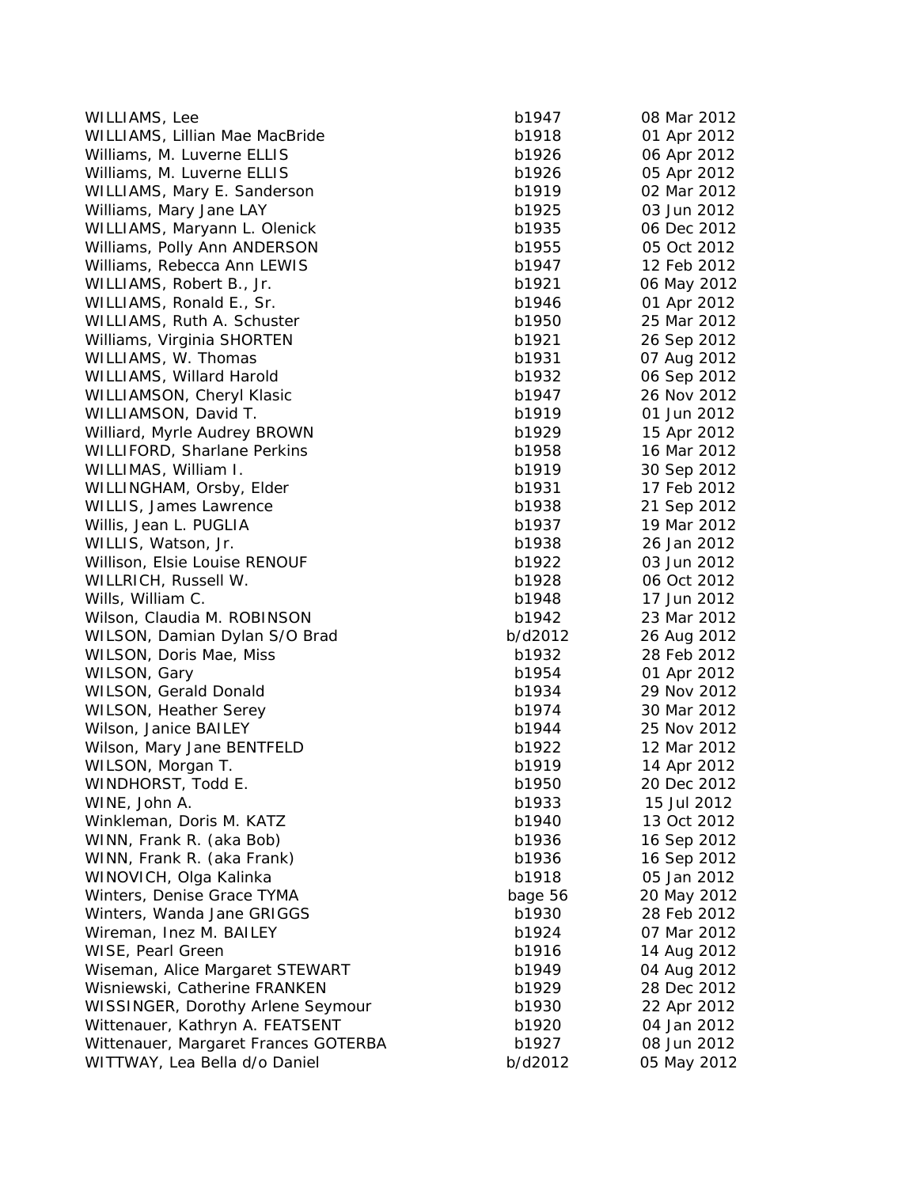| | | |
|---|---|---|
| WILLIAMS, Lee | b1947 | 08 Mar 2012 |
| WILLIAMS, Lillian Mae MacBride | b1918 | 01 Apr 2012 |
| Williams, M. Luverne ELLIS | b1926 | 06 Apr 2012 |
| Williams, M. Luverne ELLIS | b1926 | 05 Apr 2012 |
| WILLIAMS, Mary E. Sanderson | b1919 | 02 Mar 2012 |
| Williams, Mary Jane LAY | b1925 | 03 Jun 2012 |
| WILLIAMS, Maryann L. Olenick | b1935 | 06 Dec 2012 |
| Williams, Polly Ann ANDERSON | b1955 | 05 Oct 2012 |
| Williams, Rebecca Ann LEWIS | b1947 | 12 Feb 2012 |
| WILLIAMS, Robert B., Jr. | b1921 | 06 May 2012 |
| WILLIAMS, Ronald E., Sr. | b1946 | 01 Apr 2012 |
| WILLIAMS, Ruth A. Schuster | b1950 | 25 Mar 2012 |
| Williams, Virginia SHORTEN | b1921 | 26 Sep 2012 |
| WILLIAMS, W. Thomas | b1931 | 07 Aug 2012 |
| WILLIAMS, Willard Harold | b1932 | 06 Sep 2012 |
| WILLIAMSON, Cheryl Klasic | b1947 | 26 Nov 2012 |
| WILLIAMSON, David T. | b1919 | 01 Jun 2012 |
| Williard, Myrle Audrey BROWN | b1929 | 15 Apr 2012 |
| WILLIFORD, Sharlane Perkins | b1958 | 16 Mar 2012 |
| WILLIMAS, William I. | b1919 | 30 Sep 2012 |
| WILLINGHAM, Orsby, Elder | b1931 | 17 Feb 2012 |
| WILLIS, James Lawrence | b1938 | 21 Sep 2012 |
| Willis, Jean L. PUGLIA | b1937 | 19 Mar 2012 |
| WILLIS, Watson, Jr. | b1938 | 26 Jan 2012 |
| Willison, Elsie Louise RENOUF | b1922 | 03 Jun 2012 |
| WILLRICH, Russell W. | b1928 | 06 Oct 2012 |
| Wills, William C. | b1948 | 17 Jun 2012 |
| Wilson, Claudia M. ROBINSON | b1942 | 23 Mar 2012 |
| WILSON, Damian Dylan S/O Brad | b/d2012 | 26 Aug 2012 |
| WILSON, Doris Mae, Miss | b1932 | 28 Feb 2012 |
| WILSON, Gary | b1954 | 01 Apr 2012 |
| WILSON, Gerald Donald | b1934 | 29 Nov 2012 |
| WILSON, Heather Serey | b1974 | 30 Mar 2012 |
| Wilson, Janice BAILEY | b1944 | 25 Nov 2012 |
| Wilson, Mary Jane BENTFELD | b1922 | 12 Mar 2012 |
| WILSON, Morgan T. | b1919 | 14 Apr 2012 |
| WINDHORST, Todd E. | b1950 | 20 Dec 2012 |
| WINE, John A. | b1933 | 15 Jul 2012 |
| Winkleman, Doris M. KATZ | b1940 | 13 Oct 2012 |
| WINN, Frank R. (aka Bob) | b1936 | 16 Sep 2012 |
| WINN, Frank R. (aka Frank) | b1936 | 16 Sep 2012 |
| WINOVICH, Olga Kalinka | b1918 | 05 Jan 2012 |
| Winters, Denise Grace TYMA | bage 56 | 20 May 2012 |
| Winters, Wanda Jane GRIGGS | b1930 | 28 Feb 2012 |
| Wireman, Inez M. BAILEY | b1924 | 07 Mar 2012 |
| WISE, Pearl Green | b1916 | 14 Aug 2012 |
| Wiseman, Alice Margaret STEWART | b1949 | 04 Aug 2012 |
| Wisniewski, Catherine FRANKEN | b1929 | 28 Dec 2012 |
| WISSINGER, Dorothy Arlene Seymour | b1930 | 22 Apr 2012 |
| Wittenauer, Kathryn A. FEATSENT | b1920 | 04 Jan 2012 |
| Wittenauer, Margaret Frances GOTERBA | b1927 | 08 Jun 2012 |
| WITTWAY, Lea Bella d/o Daniel | b/d2012 | 05 May 2012 |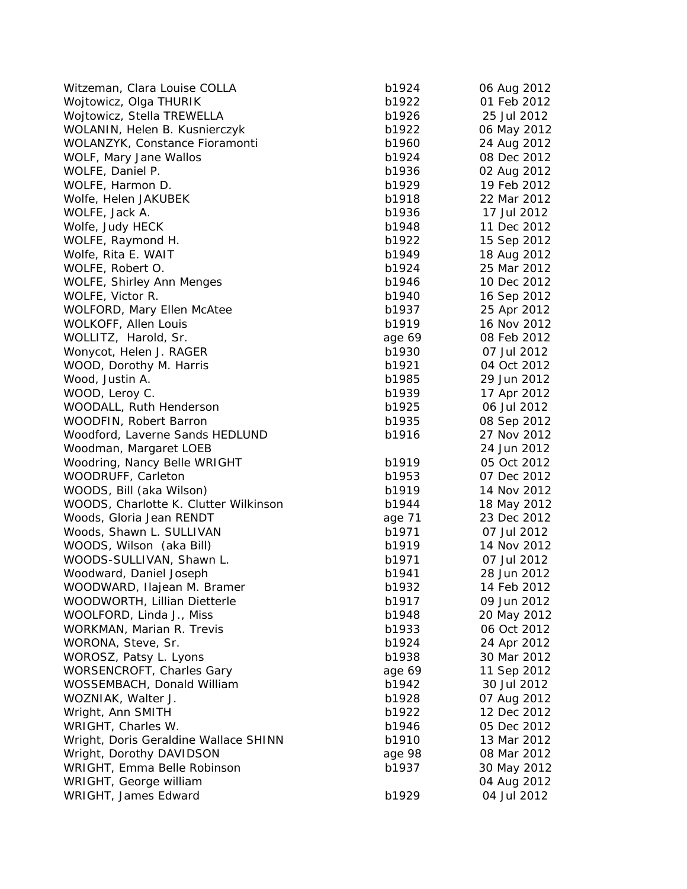| | | |
|---|---|---|
| Witzeman, Clara Louise COLLA | b1924 | 06 Aug 2012 |
| Wojtowicz, Olga THURIK | b1922 | 01 Feb 2012 |
| Wojtowicz, Stella TREWELLA | b1926 | 25 Jul 2012 |
| WOLANIN, Helen B. Kusnierczyk | b1922 | 06 May 2012 |
| WOLANZYK, Constance Fioramonti | b1960 | 24 Aug 2012 |
| WOLF, Mary Jane Wallos | b1924 | 08 Dec 2012 |
| WOLFE, Daniel P. | b1936 | 02 Aug 2012 |
| WOLFE, Harmon D. | b1929 | 19 Feb 2012 |
| Wolfe, Helen JAKUBEK | b1918 | 22 Mar 2012 |
| WOLFE, Jack A. | b1936 | 17 Jul 2012 |
| Wolfe, Judy HECK | b1948 | 11 Dec 2012 |
| WOLFE, Raymond H. | b1922 | 15 Sep 2012 |
| Wolfe, Rita E. WAIT | b1949 | 18 Aug 2012 |
| WOLFE, Robert O. | b1924 | 25 Mar 2012 |
| WOLFE, Shirley Ann Menges | b1946 | 10 Dec 2012 |
| WOLFE, Victor R. | b1940 | 16 Sep 2012 |
| WOLFORD, Mary Ellen McAtee | b1937 | 25 Apr 2012 |
| WOLKOFF, Allen Louis | b1919 | 16 Nov 2012 |
| WOLLITZ, Harold, Sr. | age 69 | 08 Feb 2012 |
| Wonycot, Helen J. RAGER | b1930 | 07 Jul 2012 |
| WOOD, Dorothy M. Harris | b1921 | 04 Oct 2012 |
| Wood, Justin A. | b1985 | 29 Jun 2012 |
| WOOD, Leroy C. | b1939 | 17 Apr 2012 |
| WOODALL, Ruth Henderson | b1925 | 06 Jul 2012 |
| WOODFIN, Robert Barron | b1935 | 08 Sep 2012 |
| Woodford, Laverne Sands HEDLUND | b1916 | 27 Nov 2012 |
| Woodman, Margaret LOEB | | 24 Jun 2012 |
| Woodring, Nancy Belle WRIGHT | b1919 | 05 Oct 2012 |
| WOODRUFF, Carleton | b1953 | 07 Dec 2012 |
| WOODS, Bill (aka Wilson) | b1919 | 14 Nov 2012 |
| WOODS, Charlotte K. Clutter Wilkinson | b1944 | 18 May 2012 |
| Woods, Gloria Jean RENDT | age 71 | 23 Dec 2012 |
| Woods, Shawn L. SULLIVAN | b1971 | 07 Jul 2012 |
| WOODS, Wilson (aka Bill) | b1919 | 14 Nov 2012 |
| WOODS-SULLIVAN, Shawn L. | b1971 | 07 Jul 2012 |
| Woodward, Daniel Joseph | b1941 | 28 Jun 2012 |
| WOODWARD, Ilajean M. Bramer | b1932 | 14 Feb 2012 |
| WOODWORTH, Lillian Dietterle | b1917 | 09 Jun 2012 |
| WOOLFORD, Linda J., Miss | b1948 | 20 May 2012 |
| WORKMAN, Marian R. Trevis | b1933 | 06 Oct 2012 |
| WORONA, Steve, Sr. | b1924 | 24 Apr 2012 |
| WOROSZ, Patsy L. Lyons | b1938 | 30 Mar 2012 |
| WORSENCROFT, Charles Gary | age 69 | 11 Sep 2012 |
| WOSSEMBACH, Donald William | b1942 | 30 Jul 2012 |
| WOZNIAK, Walter J. | b1928 | 07 Aug 2012 |
| Wright, Ann SMITH | b1922 | 12 Dec 2012 |
| WRIGHT, Charles W. | b1946 | 05 Dec 2012 |
| Wright, Doris Geraldine Wallace SHINN | b1910 | 13 Mar 2012 |
| Wright, Dorothy DAVIDSON | age 98 | 08 Mar 2012 |
| WRIGHT, Emma Belle Robinson | b1937 | 30 May 2012 |
| WRIGHT, George william | | 04 Aug 2012 |
| WRIGHT, James Edward | b1929 | 04 Jul 2012 |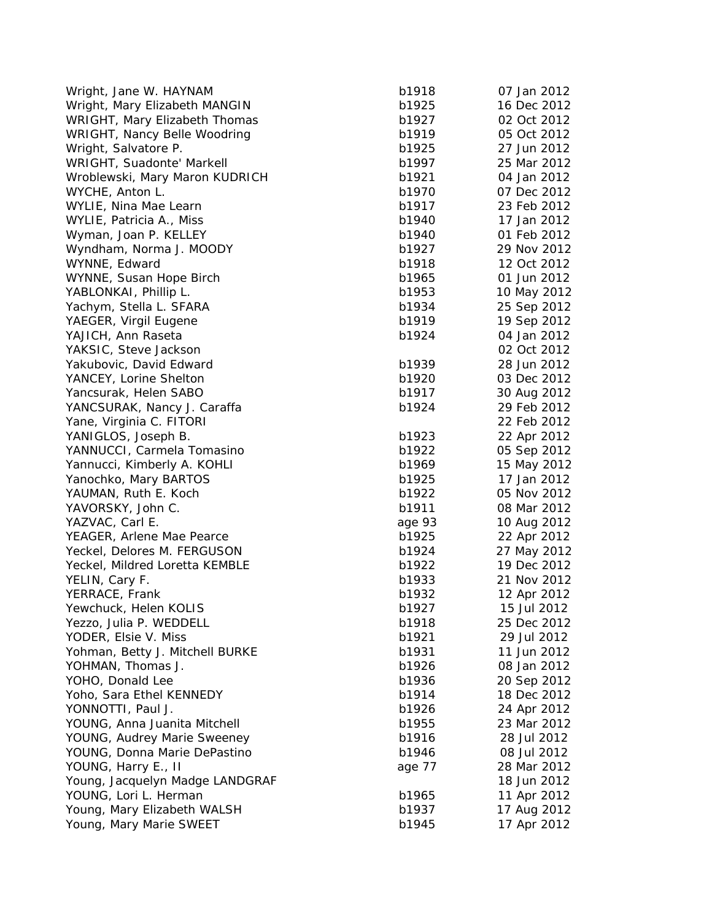| | | |
|---|---|---|
| Wright, Jane W. HAYNAM | b1918 | 07 Jan 2012 |
| Wright, Mary Elizabeth MANGIN | b1925 | 16 Dec 2012 |
| WRIGHT, Mary Elizabeth Thomas | b1927 | 02 Oct 2012 |
| WRIGHT, Nancy Belle Woodring | b1919 | 05 Oct 2012 |
| Wright, Salvatore P. | b1925 | 27 Jun 2012 |
| WRIGHT, Suadonte' Markell | b1997 | 25 Mar 2012 |
| Wroblewski, Mary Maron KUDRICH | b1921 | 04 Jan 2012 |
| WYCHE, Anton L. | b1970 | 07 Dec 2012 |
| WYLIE, Nina Mae Learn | b1917 | 23 Feb 2012 |
| WYLIE, Patricia A., Miss | b1940 | 17 Jan 2012 |
| Wyman, Joan P. KELLEY | b1940 | 01 Feb 2012 |
| Wyndham, Norma J. MOODY | b1927 | 29 Nov 2012 |
| WYNNE, Edward | b1918 | 12 Oct 2012 |
| WYNNE, Susan Hope Birch | b1965 | 01 Jun 2012 |
| YABLONKAI, Phillip L. | b1953 | 10 May 2012 |
| Yachym, Stella L. SFARA | b1934 | 25 Sep 2012 |
| YAEGER, Virgil Eugene | b1919 | 19 Sep 2012 |
| YAJICH, Ann Raseta | b1924 | 04 Jan 2012 |
| YAKSIC, Steve Jackson | | 02 Oct 2012 |
| Yakubovic, David Edward | b1939 | 28 Jun 2012 |
| YANCEY, Lorine Shelton | b1920 | 03 Dec 2012 |
| Yancsurak, Helen SABO | b1917 | 30 Aug 2012 |
| YANCSURAK, Nancy J. Caraffa | b1924 | 29 Feb 2012 |
| Yane, Virginia C. FITORI | | 22 Feb 2012 |
| YANIGLOS, Joseph B. | b1923 | 22 Apr 2012 |
| YANNUCCI, Carmela Tomasino | b1922 | 05 Sep 2012 |
| Yannucci, Kimberly A. KOHLI | b1969 | 15 May 2012 |
| Yanochko, Mary BARTOS | b1925 | 17 Jan 2012 |
| YAUMAN, Ruth E. Koch | b1922 | 05 Nov 2012 |
| YAVORSKY, John C. | b1911 | 08 Mar 2012 |
| YAZVAC, Carl E. | age 93 | 10 Aug 2012 |
| YEAGER, Arlene Mae Pearce | b1925 | 22 Apr 2012 |
| Yeckel, Delores M. FERGUSON | b1924 | 27 May 2012 |
| Yeckel, Mildred Loretta KEMBLE | b1922 | 19 Dec 2012 |
| YELIN, Cary F. | b1933 | 21 Nov 2012 |
| YERRACE, Frank | b1932 | 12 Apr 2012 |
| Yewchuck, Helen KOLIS | b1927 | 15 Jul 2012 |
| Yezzo, Julia P. WEDDELL | b1918 | 25 Dec 2012 |
| YODER, Elsie V. Miss | b1921 | 29 Jul 2012 |
| Yohman, Betty J. Mitchell BURKE | b1931 | 11 Jun 2012 |
| YOHMAN, Thomas J. | b1926 | 08 Jan 2012 |
| YOHO, Donald Lee | b1936 | 20 Sep 2012 |
| Yoho, Sara Ethel KENNEDY | b1914 | 18 Dec 2012 |
| YONNOTTI, Paul J. | b1926 | 24 Apr 2012 |
| YOUNG, Anna Juanita Mitchell | b1955 | 23 Mar 2012 |
| YOUNG, Audrey Marie Sweeney | b1916 | 28 Jul 2012 |
| YOUNG, Donna Marie DePastino | b1946 | 08 Jul 2012 |
| YOUNG, Harry E., II | age 77 | 28 Mar 2012 |
| Young, Jacquelyn Madge LANDGRAF | | 18 Jun 2012 |
| YOUNG, Lori L. Herman | b1965 | 11 Apr 2012 |
| Young, Mary Elizabeth WALSH | b1937 | 17 Aug 2012 |
| Young, Mary Marie SWEET | b1945 | 17 Apr 2012 |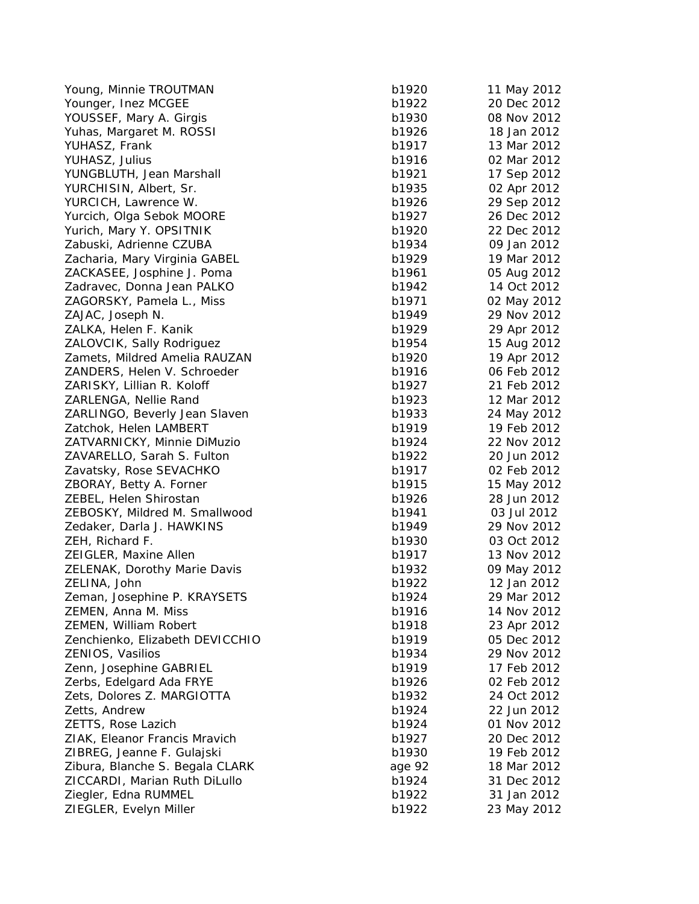| | | |
|---|---|---|
| Young, Minnie TROUTMAN | b1920 | 11 May 2012 |
| Younger, Inez MCGEE | b1922 | 20 Dec 2012 |
| YOUSSEF, Mary A. Girgis | b1930 | 08 Nov 2012 |
| Yuhas, Margaret M. ROSSI | b1926 | 18 Jan 2012 |
| YUHASZ, Frank | b1917 | 13 Mar 2012 |
| YUHASZ, Julius | b1916 | 02 Mar 2012 |
| YUNGBLUTH, Jean Marshall | b1921 | 17 Sep 2012 |
| YURCHISIN, Albert, Sr. | b1935 | 02 Apr 2012 |
| YURCICH, Lawrence W. | b1926 | 29 Sep 2012 |
| Yurcich, Olga Sebok MOORE | b1927 | 26 Dec 2012 |
| Yurich, Mary Y. OPSITNIK | b1920 | 22 Dec 2012 |
| Zabuski, Adrienne CZUBA | b1934 | 09 Jan 2012 |
| Zacharia, Mary Virginia GABEL | b1929 | 19 Mar 2012 |
| ZACKASEE, Josphine J. Poma | b1961 | 05 Aug 2012 |
| Zadravec, Donna Jean PALKO | b1942 | 14 Oct 2012 |
| ZAGORSKY, Pamela L., Miss | b1971 | 02 May 2012 |
| ZAJAC, Joseph N. | b1949 | 29 Nov 2012 |
| ZALKA, Helen F. Kanik | b1929 | 29 Apr 2012 |
| ZALOVCIK, Sally Rodriguez | b1954 | 15 Aug 2012 |
| Zamets, Mildred Amelia RAUZAN | b1920 | 19 Apr 2012 |
| ZANDERS, Helen V. Schroeder | b1916 | 06 Feb 2012 |
| ZARISKY, Lillian R. Koloff | b1927 | 21 Feb 2012 |
| ZARLENGA, Nellie Rand | b1923 | 12 Mar 2012 |
| ZARLINGO, Beverly Jean Slaven | b1933 | 24 May 2012 |
| Zatchok, Helen LAMBERT | b1919 | 19 Feb 2012 |
| ZATVARNICKY, Minnie DiMuzio | b1924 | 22 Nov 2012 |
| ZAVARELLO, Sarah S. Fulton | b1922 | 20 Jun 2012 |
| Zavatsky, Rose SEVACHKO | b1917 | 02 Feb 2012 |
| ZBORAY, Betty A. Forner | b1915 | 15 May 2012 |
| ZEBEL, Helen Shirostan | b1926 | 28 Jun 2012 |
| ZEBOSKY, Mildred M. Smallwood | b1941 | 03 Jul 2012 |
| Zedaker, Darla J. HAWKINS | b1949 | 29 Nov 2012 |
| ZEH, Richard F. | b1930 | 03 Oct 2012 |
| ZEIGLER, Maxine Allen | b1917 | 13 Nov 2012 |
| ZELENAK, Dorothy Marie Davis | b1932 | 09 May 2012 |
| ZELINA, John | b1922 | 12 Jan 2012 |
| Zeman, Josephine P. KRAYSETS | b1924 | 29 Mar 2012 |
| ZEMEN, Anna M. Miss | b1916 | 14 Nov 2012 |
| ZEMEN, William Robert | b1918 | 23 Apr 2012 |
| Zenchienko, Elizabeth DEVICCHIO | b1919 | 05 Dec 2012 |
| ZENIOS, Vasilios | b1934 | 29 Nov 2012 |
| Zenn, Josephine GABRIEL | b1919 | 17 Feb 2012 |
| Zerbs, Edelgard Ada FRYE | b1926 | 02 Feb 2012 |
| Zets, Dolores Z. MARGIOTTA | b1932 | 24 Oct 2012 |
| Zetts, Andrew | b1924 | 22 Jun 2012 |
| ZETTS, Rose Lazich | b1924 | 01 Nov 2012 |
| ZIAK, Eleanor Francis Mravich | b1927 | 20 Dec 2012 |
| ZIBREG, Jeanne F. Gulajski | b1930 | 19 Feb 2012 |
| Zibura, Blanche S. Begala CLARK | age 92 | 18 Mar 2012 |
| ZICCARDI, Marian Ruth DiLullo | b1924 | 31 Dec 2012 |
| Ziegler, Edna RUMMEL | b1922 | 31 Jan 2012 |
| ZIEGLER, Evelyn Miller | b1922 | 23 May 2012 |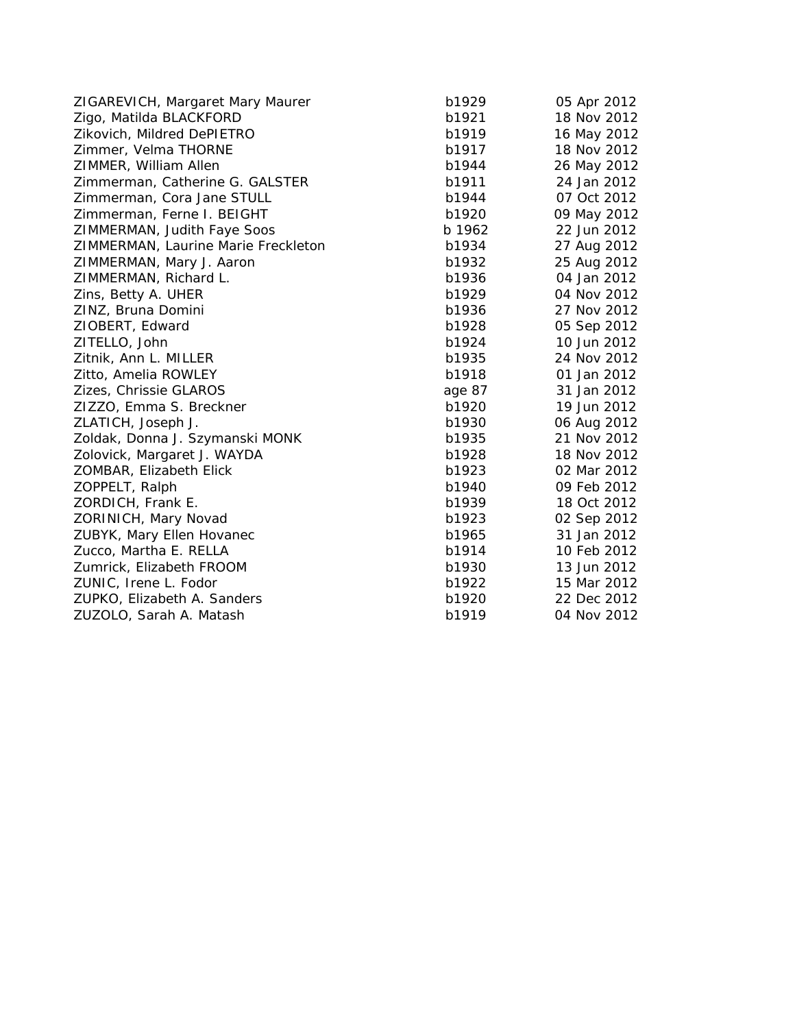| | | |
|---|---|---|
| ZIGAREVICH, Margaret Mary Maurer | b1929 | 05 Apr 2012 |
| Zigo, Matilda BLACKFORD | b1921 | 18 Nov 2012 |
| Zikovich, Mildred DePIETRO | b1919 | 16 May 2012 |
| Zimmer, Velma THORNE | b1917 | 18 Nov 2012 |
| ZIMMER, William Allen | b1944 | 26 May 2012 |
| Zimmerman, Catherine G. GALSTER | b1911 | 24 Jan 2012 |
| Zimmerman, Cora Jane STULL | b1944 | 07 Oct 2012 |
| Zimmerman, Ferne I. BEIGHT | b1920 | 09 May 2012 |
| ZIMMERMAN, Judith Faye Soos | b 1962 | 22 Jun 2012 |
| ZIMMERMAN, Laurine Marie Freckleton | b1934 | 27 Aug 2012 |
| ZIMMERMAN, Mary J. Aaron | b1932 | 25 Aug 2012 |
| ZIMMERMAN, Richard L. | b1936 | 04 Jan 2012 |
| Zins, Betty A. UHER | b1929 | 04 Nov 2012 |
| ZINZ, Bruna Domini | b1936 | 27 Nov 2012 |
| ZIOBERT, Edward | b1928 | 05 Sep 2012 |
| ZITELLO, John | b1924 | 10 Jun 2012 |
| Zitnik, Ann L. MILLER | b1935 | 24 Nov 2012 |
| Zitto, Amelia ROWLEY | b1918 | 01 Jan 2012 |
| Zizes, Chrissie GLAROS | age 87 | 31 Jan 2012 |
| ZIZZO, Emma S. Breckner | b1920 | 19 Jun 2012 |
| ZLATICH, Joseph J. | b1930 | 06 Aug 2012 |
| Zoldak, Donna J. Szymanski MONK | b1935 | 21 Nov 2012 |
| Zolovick, Margaret J. WAYDA | b1928 | 18 Nov 2012 |
| ZOMBAR, Elizabeth Elick | b1923 | 02 Mar 2012 |
| ZOPPELT, Ralph | b1940 | 09 Feb 2012 |
| ZORDICH, Frank E. | b1939 | 18 Oct 2012 |
| ZORINICH, Mary Novad | b1923 | 02 Sep 2012 |
| ZUBYK, Mary Ellen Hovanec | b1965 | 31 Jan 2012 |
| Zucco, Martha E. RELLA | b1914 | 10 Feb 2012 |
| Zumrick, Elizabeth FROOM | b1930 | 13 Jun 2012 |
| ZUNIC, Irene L. Fodor | b1922 | 15 Mar 2012 |
| ZUPKO, Elizabeth A. Sanders | b1920 | 22 Dec 2012 |
| ZUZOLO, Sarah A. Matash | b1919 | 04 Nov 2012 |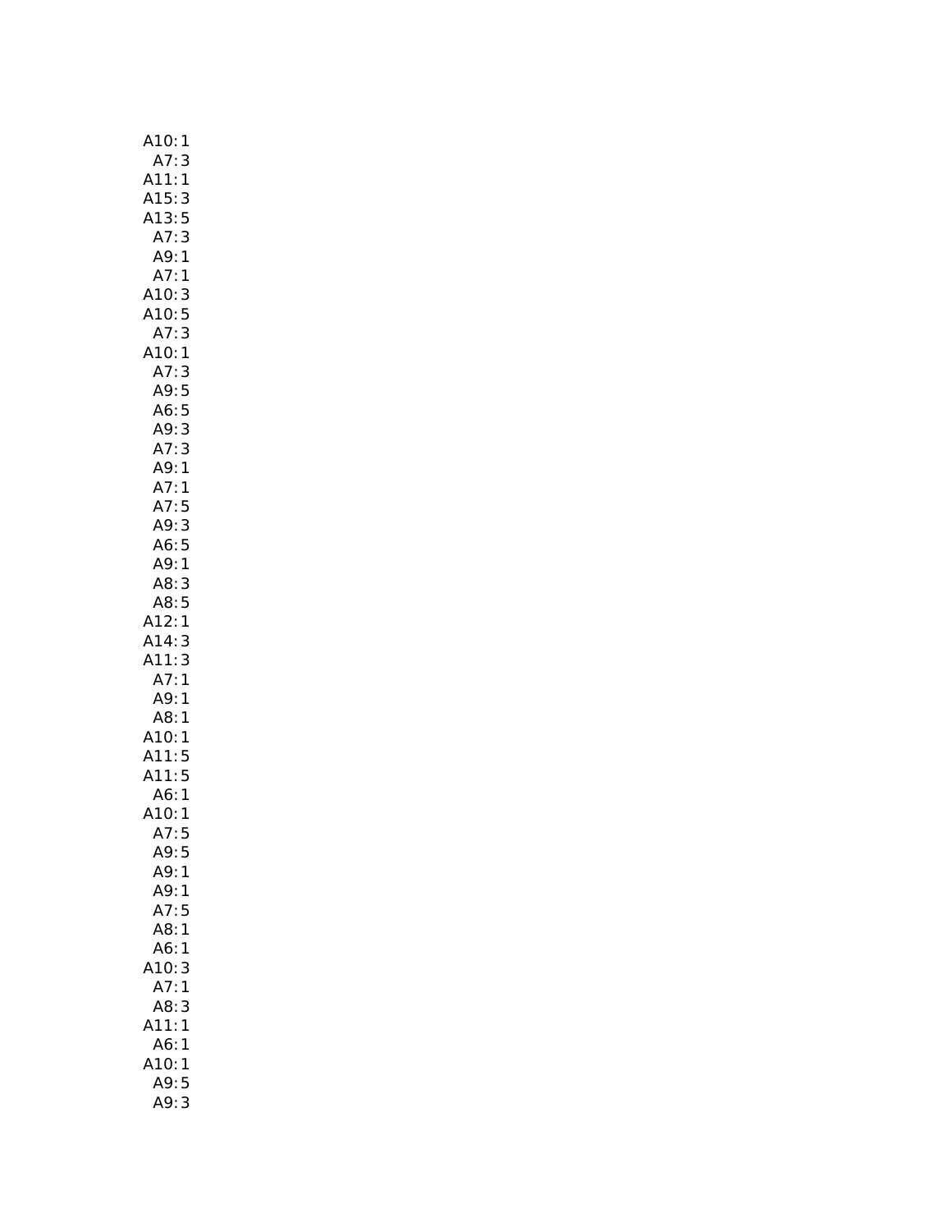A10: 1
A7: 3
A11: 1
A15: 3
A13: 5
A7: 3
A9: 1
A7: 1
A10: 3
A10: 5
A7: 3
A10: 1
A7: 3
A9: 5
A6: 5
A9: 3
A7: 3
A9: 1
A7: 1
A7: 5
A9: 3
A6: 5
A9: 1
A8: 3
A8: 5
A12: 1
A14: 3
A11: 3
A7: 1
A9: 1
A8: 1
A10: 1
A11: 5
A11: 5
A6: 1
A10: 1
A7: 5
A9: 5
A9: 1
A9: 1
A7: 5
A8: 1
A6: 1
A10: 3
A7: 1
A8: 3
A11: 1
A6: 1
A10: 1
A9: 5
A9: 3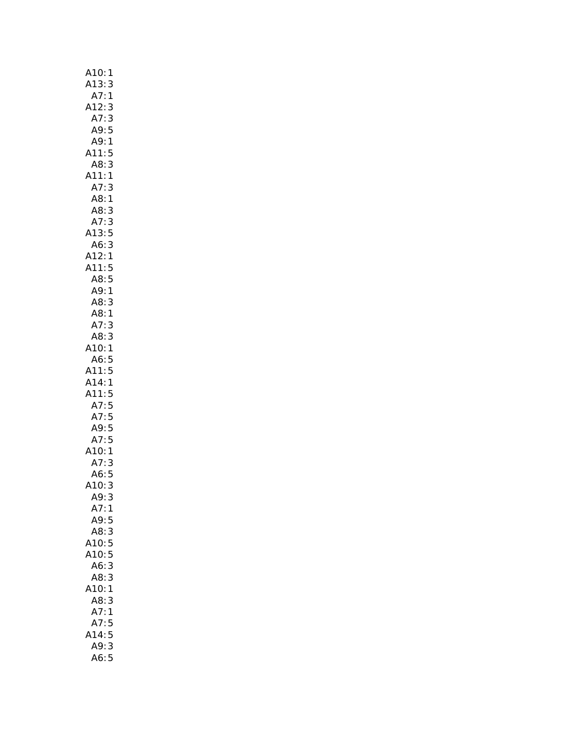A10: 1
A13: 3
A7: 1
A12: 3
A7: 3
A9: 5
A9: 1
A11: 5
A8: 3
A11: 1
A7: 3
A8: 1
A8: 3
A7: 3
A13: 5
A6: 3
A12: 1
A11: 5
A8: 5
A9: 1
A8: 3
A8: 1
A7: 3
A8: 3
A10: 1
A6: 5
A11: 5
A14: 1
A11: 5
A7: 5
A7: 5
A9: 5
A7: 5
A10: 1
A7: 3
A6: 5
A10: 3
A9: 3
A7: 1
A9: 5
A8: 3
A10: 5
A10: 5
A6: 3
A8: 3
A10: 1
A8: 3
A7: 1
A7: 5
A14: 5
A9: 3
A6: 5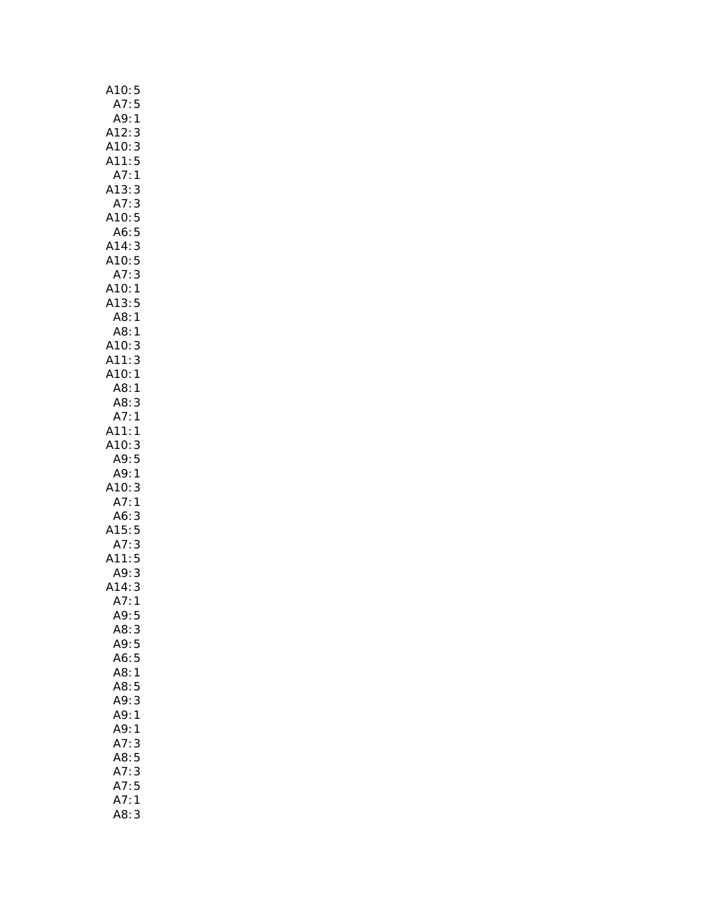A10: 5
A7: 5
A9: 1
A12: 3
A10: 3
A11: 5
A7: 1
A13: 3
A7: 3
A10: 5
A6: 5
A14: 3
A10: 5
A7: 3
A10: 1
A13: 5
A8: 1
A8: 1
A10: 3
A11: 3
A10: 1
A8: 1
A8: 3
A7: 1
A11: 1
A10: 3
A9: 5
A9: 1
A10: 3
A7: 1
A6: 3
A15: 5
A7: 3
A11: 5
A9: 3
A14: 3
A7: 1
A9: 5
A8: 3
A9: 5
A6: 5
A8: 1
A8: 5
A9: 3
A9: 1
A9: 1
A7: 3
A8: 5
A7: 3
A7: 5
A7: 1
A8: 3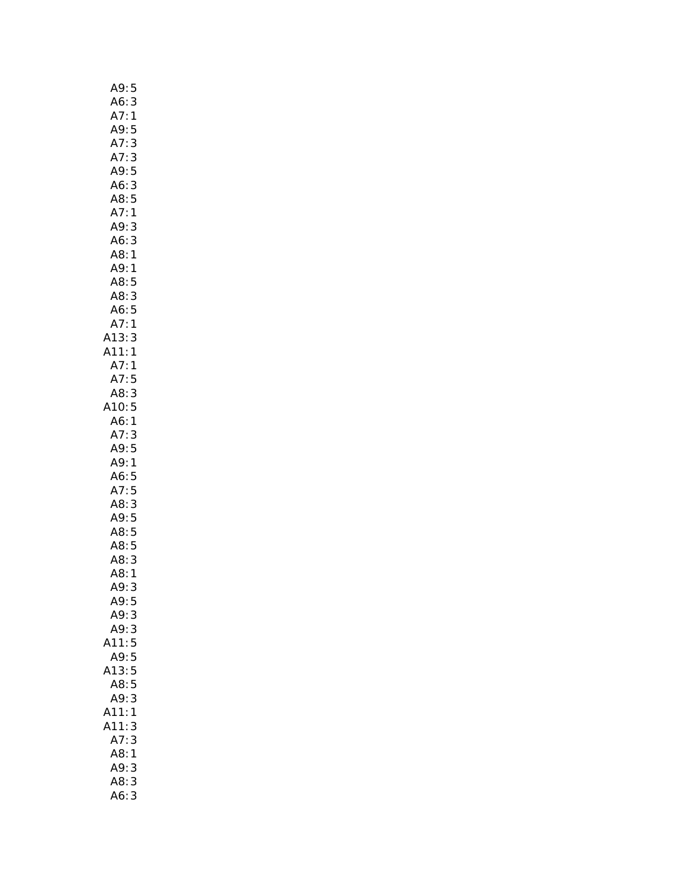A9: 5
A6: 3
A7: 1
A9: 5
A7: 3
A7: 3
A9: 5
A6: 3
A8: 5
A7: 1
A9: 3
A6: 3
A8: 1
A9: 1
A8: 5
A8: 3
A6: 5
A7: 1
A13: 3
A11: 1
A7: 1
A7: 5
A8: 3
A10: 5
A6: 1
A7: 3
A9: 5
A9: 1
A6: 5
A7: 5
A8: 3
A9: 5
A8: 5
A8: 5
A8: 3
A8: 1
A9: 3
A9: 5
A9: 3
A9: 3
A11: 5
A9: 5
A13: 5
A8: 5
A9: 3
A11: 1
A11: 3
A7: 3
A8: 1
A9: 3
A8: 3
A6: 3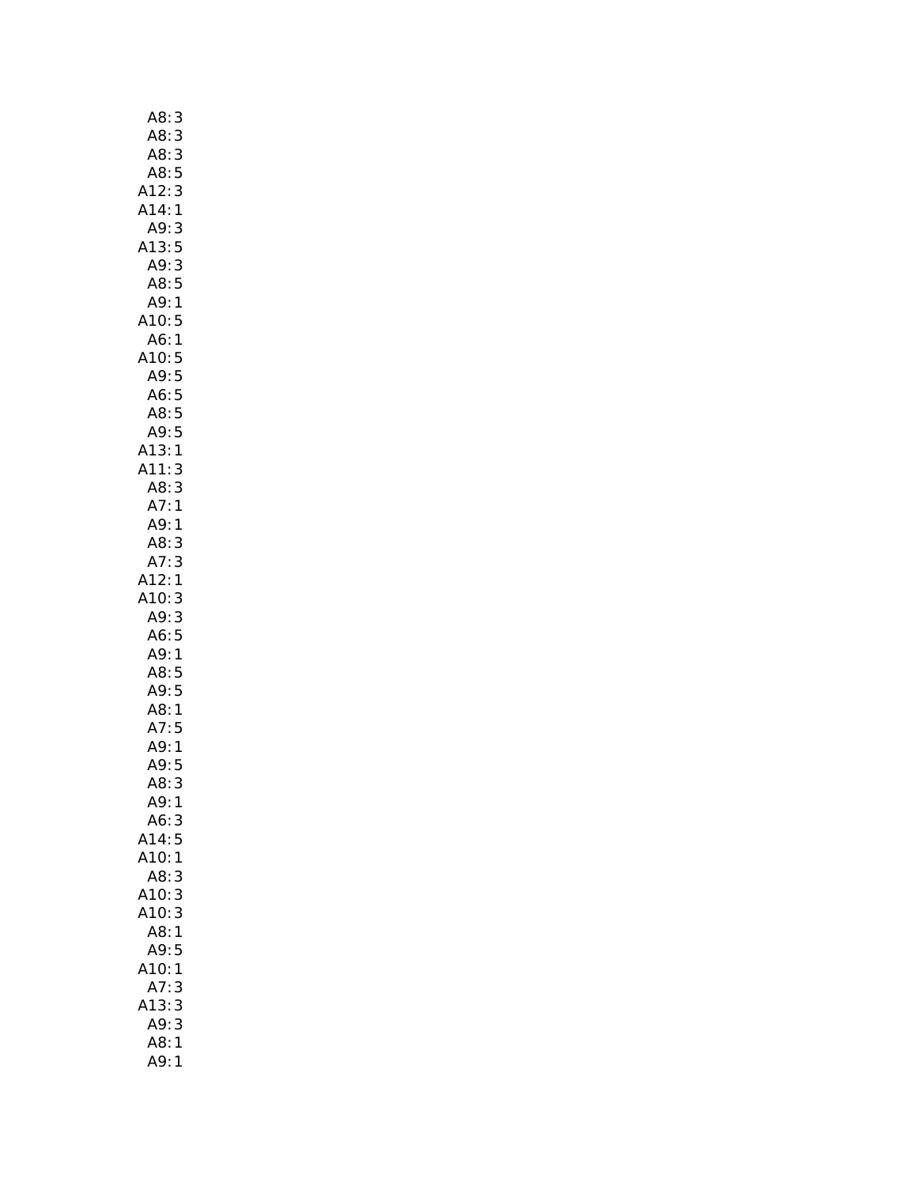A8: 3
A8: 3
A8: 3
A8: 5
A12: 3
A14: 1
A9: 3
A13: 5
A9: 3
A8: 5
A9: 1
A10: 5
A6: 1
A10: 5
A9: 5
A6: 5
A8: 5
A9: 5
A13: 1
A11: 3
A8: 3
A7: 1
A9: 1
A8: 3
A7: 3
A12: 1
A10: 3
A9: 3
A6: 5
A9: 1
A8: 5
A9: 5
A8: 1
A7: 5
A9: 1
A9: 5
A8: 3
A9: 1
A6: 3
A14: 5
A10: 1
A8: 3
A10: 3
A10: 3
A8: 1
A9: 5
A10: 1
A7: 3
A13: 3
A9: 3
A8: 1
A9: 1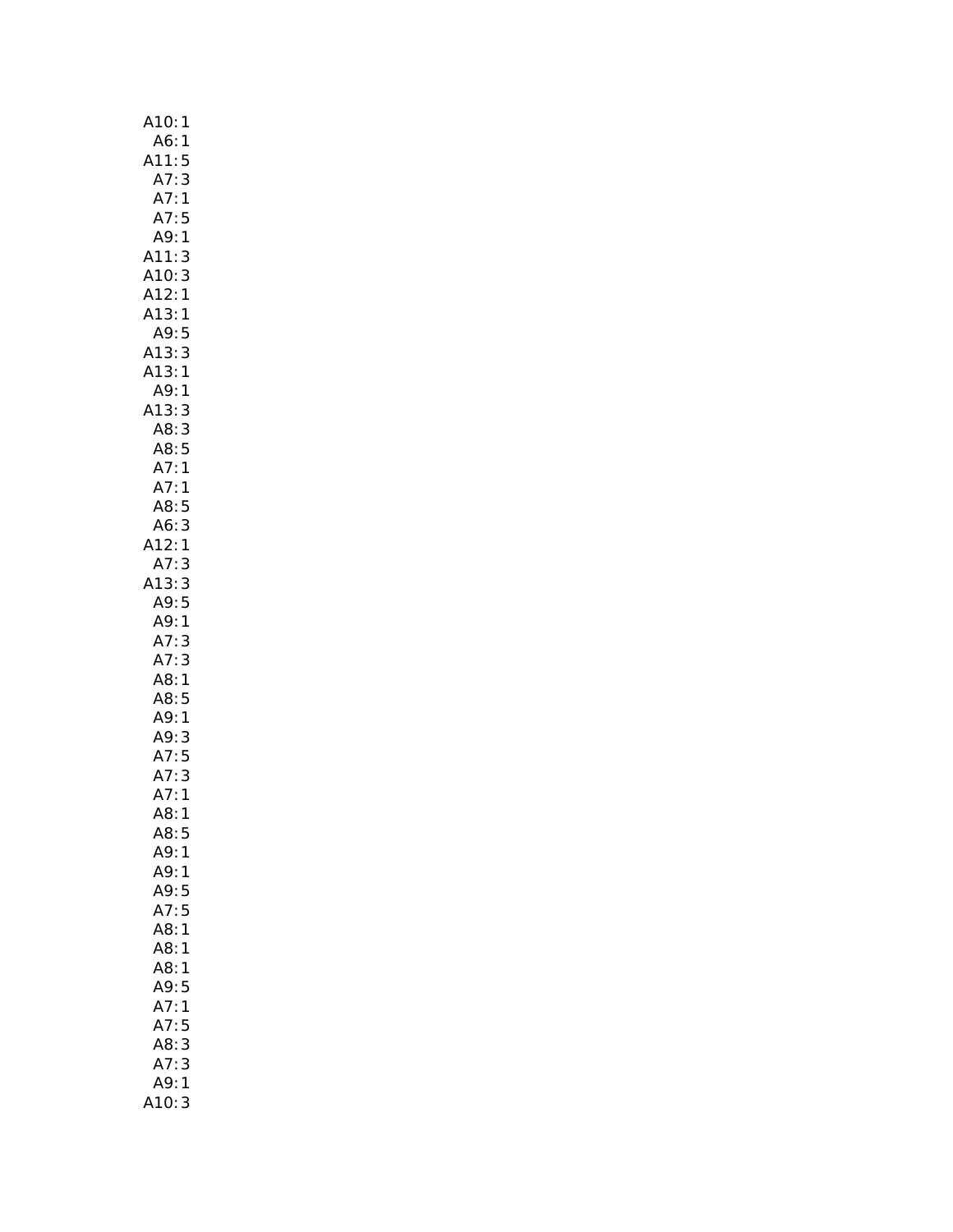A10: 1
A6: 1
A11: 5
A7: 3
A7: 1
A7: 5
A9: 1
A11: 3
A10: 3
A12: 1
A13: 1
A9: 5
A13: 3
A13: 1
A9: 1
A13: 3
A8: 3
A8: 5
A7: 1
A7: 1
A8: 5
A6: 3
A12: 1
A7: 3
A13: 3
A9: 5
A9: 1
A7: 3
A7: 3
A8: 1
A8: 5
A9: 1
A9: 3
A7: 5
A7: 3
A7: 1
A8: 1
A8: 5
A9: 1
A9: 1
A9: 5
A7: 5
A8: 1
A8: 1
A8: 1
A9: 5
A7: 1
A7: 5
A8: 3
A7: 3
A9: 1
A10: 3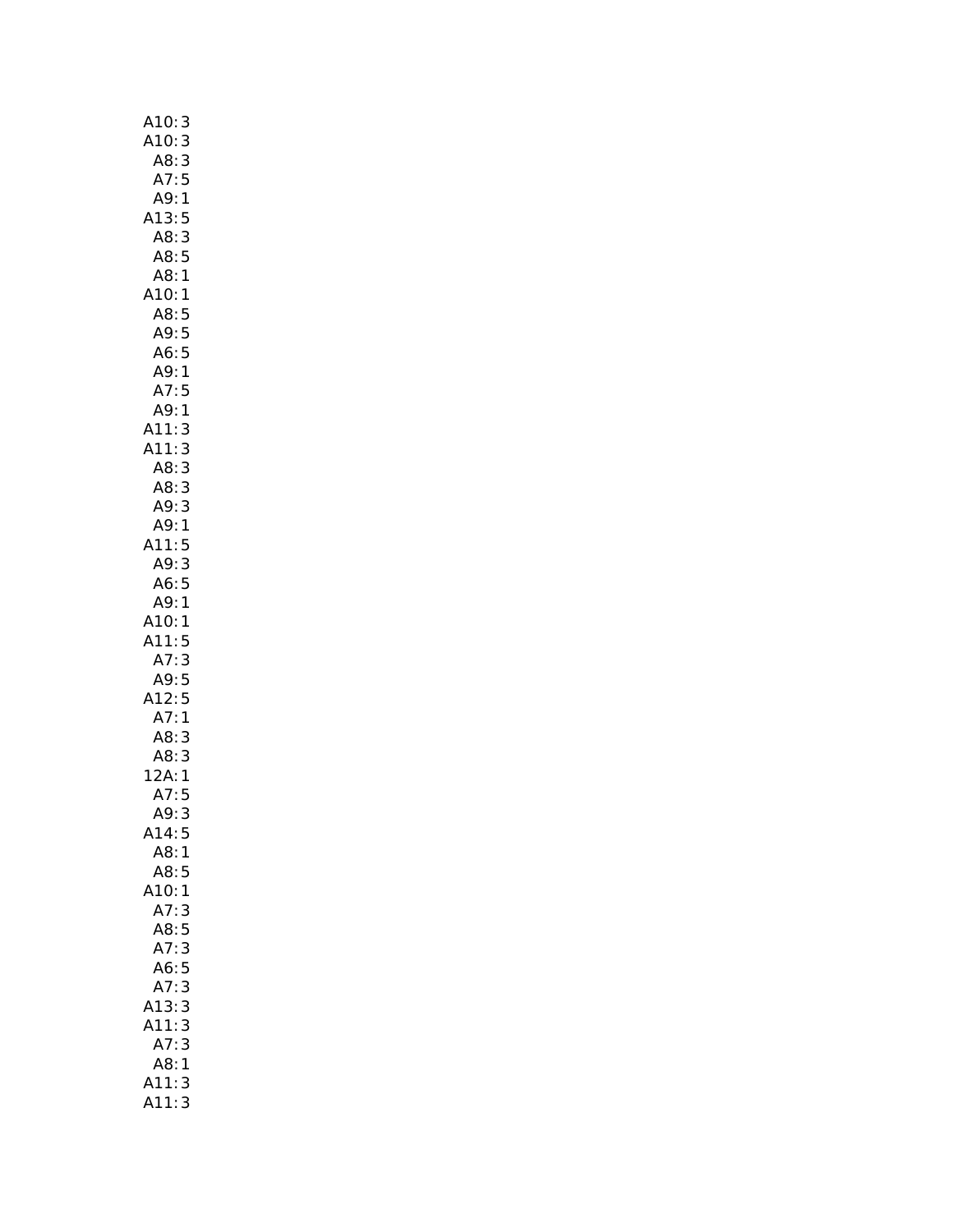A10: 3
A10: 3
A8: 3
A7: 5
A9: 1
A13: 5
A8: 3
A8: 5
A8: 1
A10: 1
A8: 5
A9: 5
A6: 5
A9: 1
A7: 5
A9: 1
A11: 3
A11: 3
A8: 3
A8: 3
A9: 3
A9: 1
A11: 5
A9: 3
A6: 5
A9: 1
A10: 1
A11: 5
A7: 3
A9: 5
A12: 5
A7: 1
A8: 3
A8: 3
12A: 1
A7: 5
A9: 3
A14: 5
A8: 1
A8: 5
A10: 1
A7: 3
A8: 5
A7: 3
A6: 5
A7: 3
A13: 3
A11: 3
A7: 3
A8: 1
A11: 3
A11: 3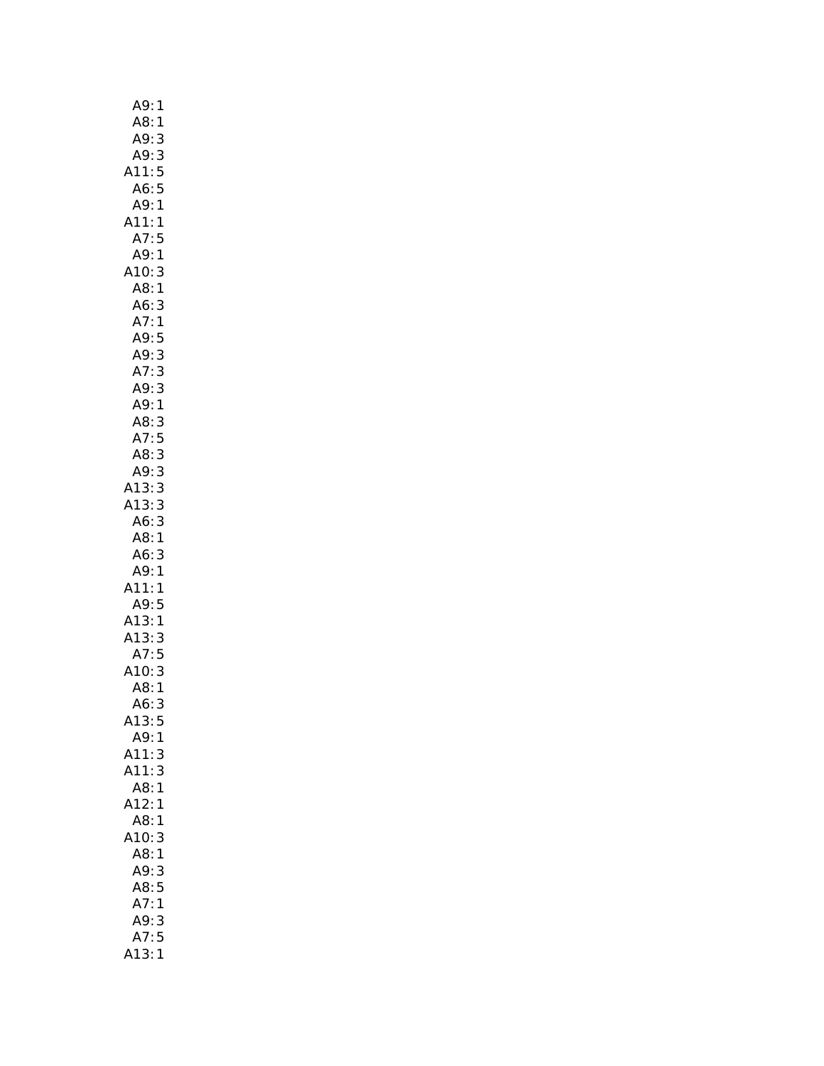A9: 1
A8: 1
A9: 3
A9: 3
A11: 5
A6: 5
A9: 1
A11: 1
A7: 5
A9: 1
A10: 3
A8: 1
A6: 3
A7: 1
A9: 5
A9: 3
A7: 3
A9: 3
A9: 1
A8: 3
A7: 5
A8: 3
A9: 3
A13: 3
A13: 3
A6: 3
A8: 1
A6: 3
A9: 1
A11: 1
A9: 5
A13: 1
A13: 3
A7: 5
A10: 3
A8: 1
A6: 3
A13: 5
A9: 1
A11: 3
A11: 3
A8: 1
A12: 1
A8: 1
A10: 3
A8: 1
A9: 3
A8: 5
A7: 1
A9: 3
A7: 5
A13: 1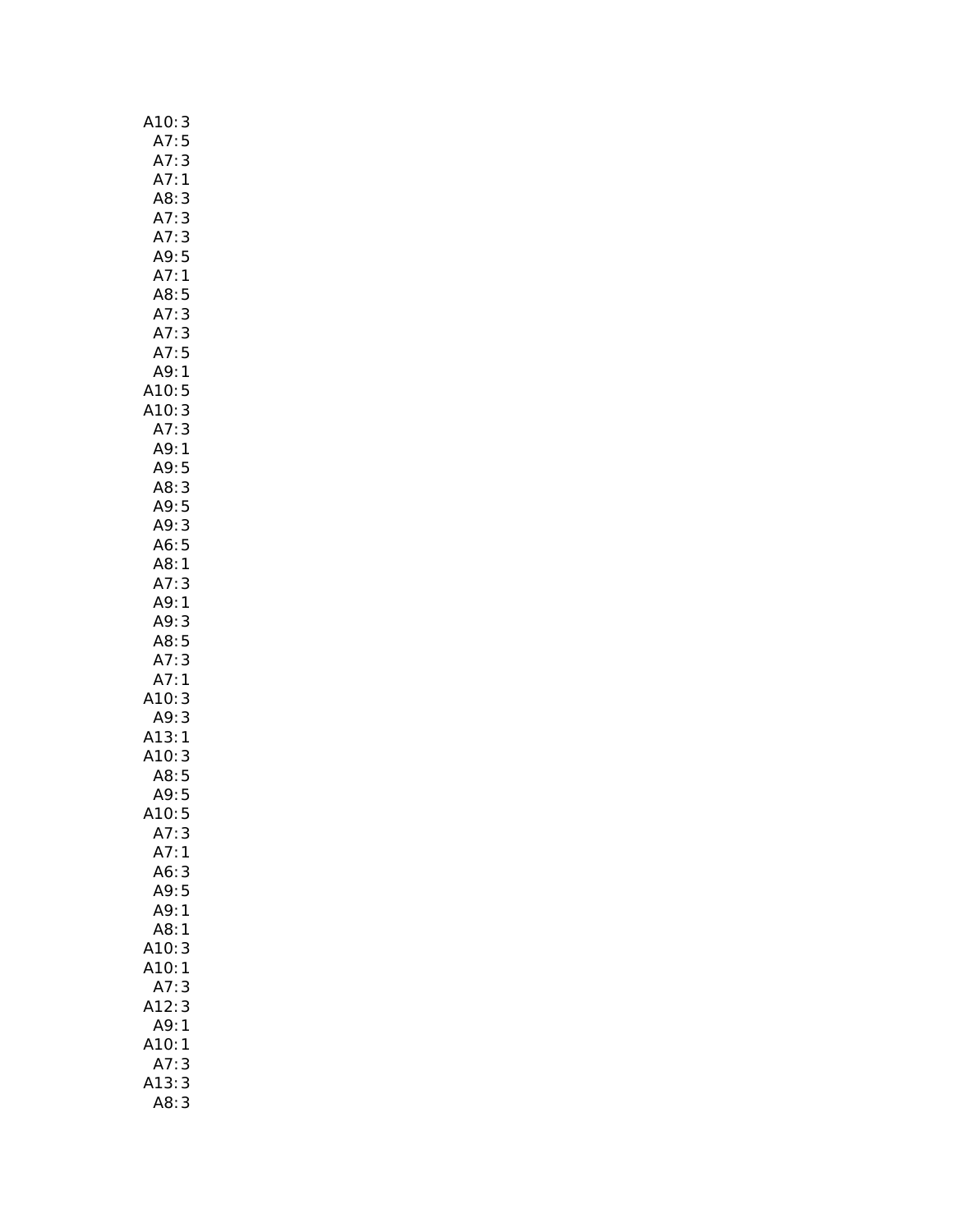A10: 3
A7: 5
A7: 3
A7: 1
A8: 3
A7: 3
A7: 3
A9: 5
A7: 1
A8: 5
A7: 3
A7: 3
A7: 5
A9: 1
A10: 5
A10: 3
A7: 3
A9: 1
A9: 5
A8: 3
A9: 5
A9: 3
A6: 5
A8: 1
A7: 3
A9: 1
A9: 3
A8: 5
A7: 3
A7: 1
A10: 3
A9: 3
A13: 1
A10: 3
A8: 5
A9: 5
A10: 5
A7: 3
A7: 1
A6: 3
A9: 5
A9: 1
A8: 1
A10: 3
A10: 1
A7: 3
A12: 3
A9: 1
A10: 1
A7: 3
A13: 3
A8: 3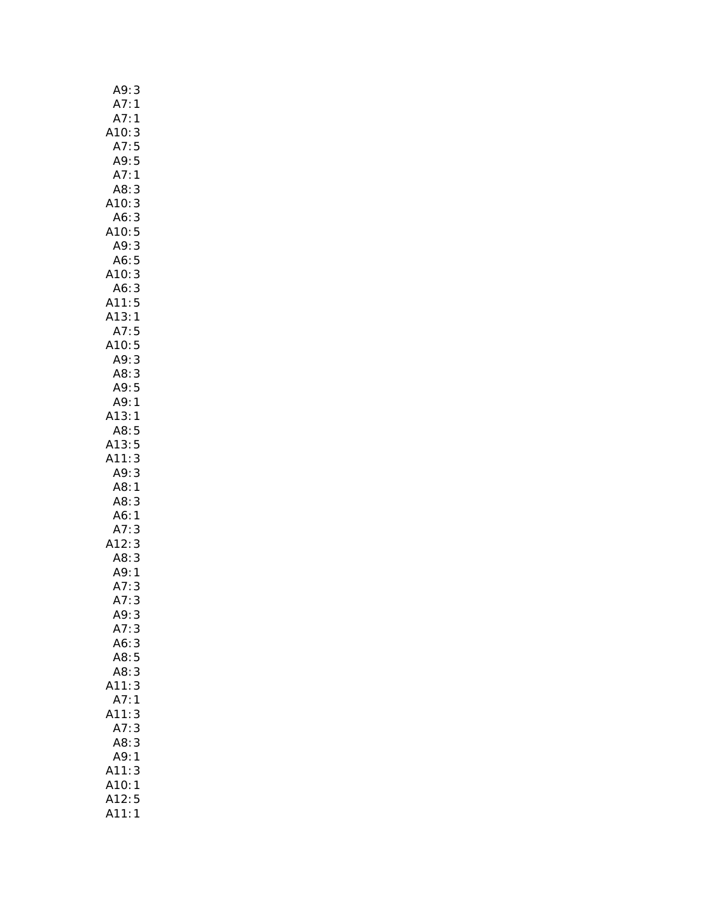A9: 3
A7: 1
A7: 1
A10: 3
A7: 5
A9: 5
A7: 1
A8: 3
A10: 3
A6: 3
A10: 5
A9: 3
A6: 5
A10: 3
A6: 3
A11: 5
A13: 1
A7: 5
A10: 5
A9: 3
A8: 3
A9: 5
A9: 1
A13: 1
A8: 5
A13: 5
A11: 3
A9: 3
A8: 1
A8: 3
A6: 1
A7: 3
A12: 3
A8: 3
A9: 1
A7: 3
A7: 3
A9: 3
A7: 3
A6: 3
A8: 5
A8: 3
A11: 3
A7: 1
A11: 3
A7: 3
A8: 3
A9: 1
A11: 3
A10: 1
A12: 5
A11: 1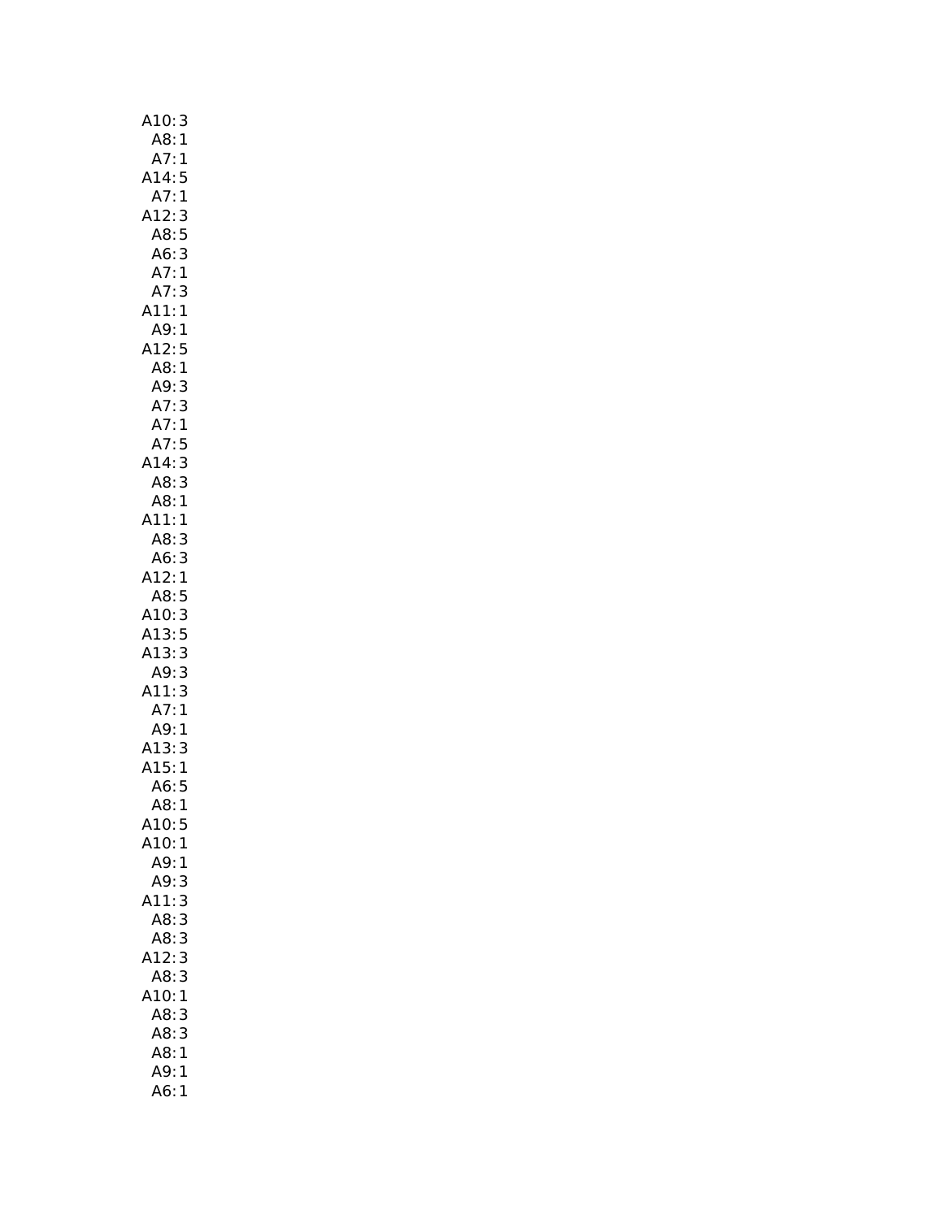A10: 3
A8: 1
A7: 1
A14: 5
A7: 1
A12: 3
A8: 5
A6: 3
A7: 1
A7: 3
A11: 1
A9: 1
A12: 5
A8: 1
A9: 3
A7: 3
A7: 1
A7: 5
A14: 3
A8: 3
A8: 1
A11: 1
A8: 3
A6: 3
A12: 1
A8: 5
A10: 3
A13: 5
A13: 3
A9: 3
A11: 3
A7: 1
A9: 1
A13: 3
A15: 1
A6: 5
A8: 1
A10: 5
A10: 1
A9: 1
A9: 3
A11: 3
A8: 3
A8: 3
A12: 3
A8: 3
A10: 1
A8: 3
A8: 3
A8: 1
A9: 1
A6: 1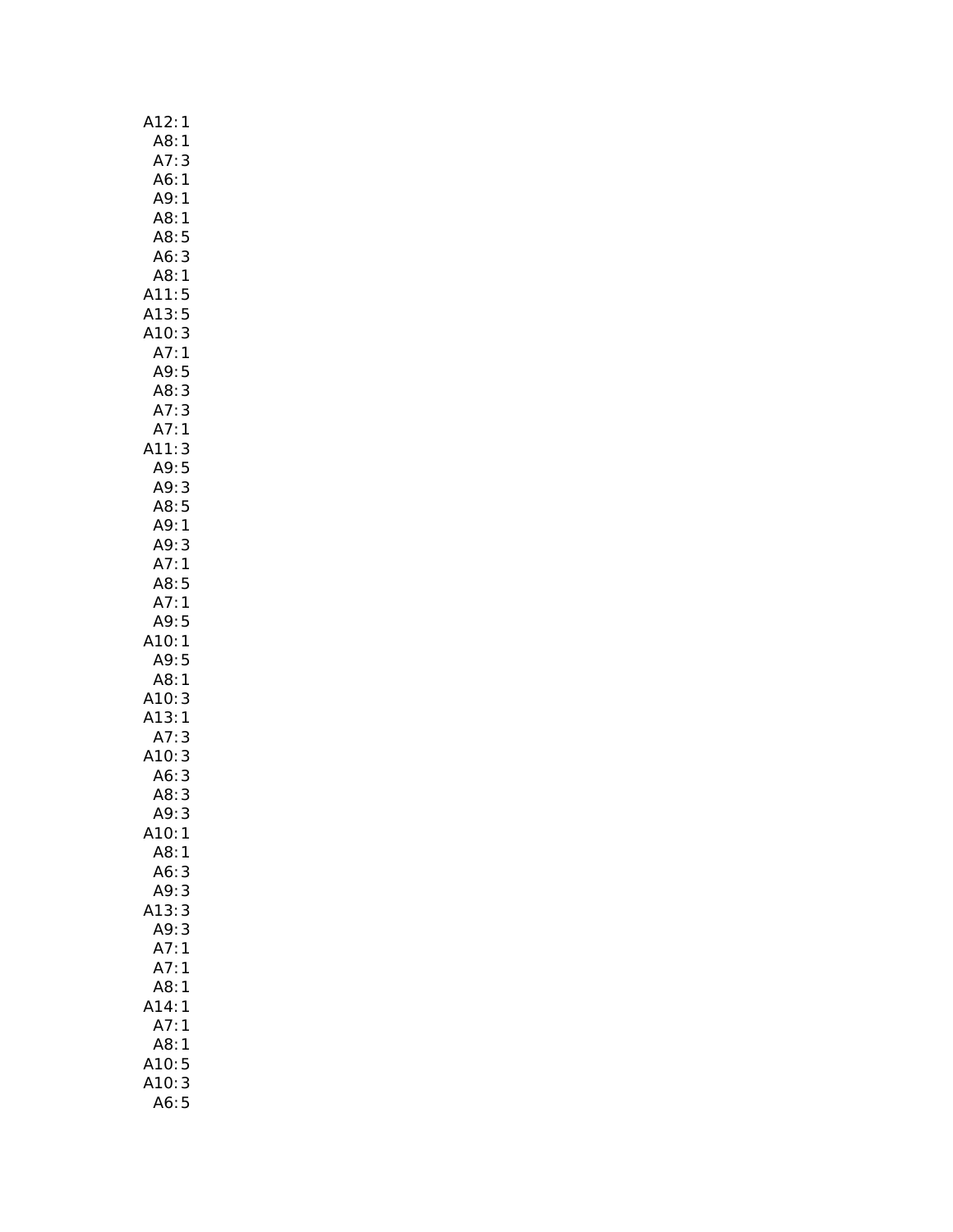A12: 1
A8: 1
A7: 3
A6: 1
A9: 1
A8: 1
A8: 5
A6: 3
A8: 1
A11: 5
A13: 5
A10: 3
A7: 1
A9: 5
A8: 3
A7: 3
A7: 1
A11: 3
A9: 5
A9: 3
A8: 5
A9: 1
A9: 3
A7: 1
A8: 5
A7: 1
A9: 5
A10: 1
A9: 5
A8: 1
A10: 3
A13: 1
A7: 3
A10: 3
A6: 3
A8: 3
A9: 3
A10: 1
A8: 1
A6: 3
A9: 3
A13: 3
A9: 3
A7: 1
A7: 1
A8: 1
A14: 1
A7: 1
A8: 1
A10: 5
A10: 3
A6: 5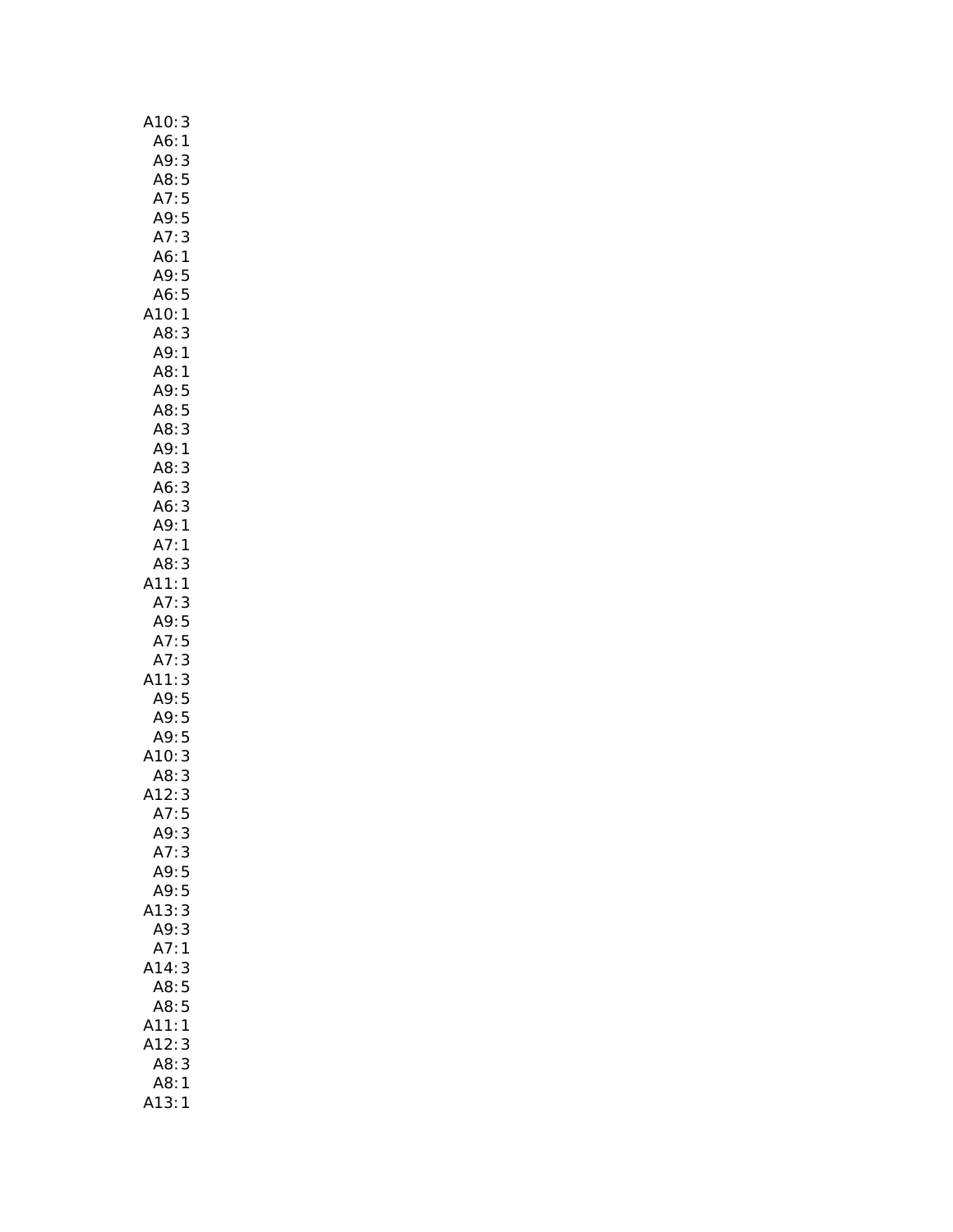A10: 3
A6: 1
A9: 3
A8: 5
A7: 5
A9: 5
A7: 3
A6: 1
A9: 5
A6: 5
A10: 1
A8: 3
A9: 1
A8: 1
A9: 5
A8: 5
A8: 3
A9: 1
A8: 3
A6: 3
A6: 3
A9: 1
A7: 1
A8: 3
A11: 1
A7: 3
A9: 5
A7: 5
A7: 3
A11: 3
A9: 5
A9: 5
A9: 5
A10: 3
A8: 3
A12: 3
A7: 5
A9: 3
A7: 3
A9: 5
A9: 5
A13: 3
A9: 3
A7: 1
A14: 3
A8: 5
A8: 5
A11: 1
A12: 3
A8: 3
A8: 1
A13: 1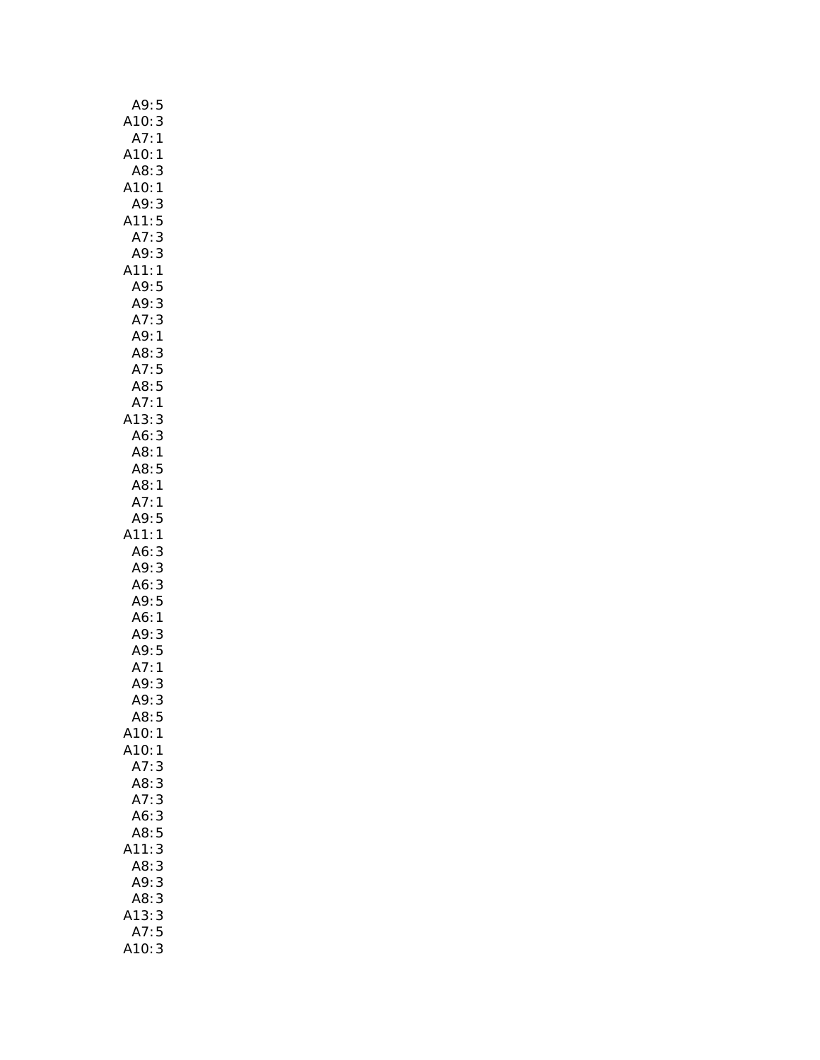A9: 5
A10: 3
A7: 1
A10: 1
A8: 3
A10: 1
A9: 3
A11: 5
A7: 3
A9: 3
A11: 1
A9: 5
A9: 3
A7: 3
A9: 1
A8: 3
A7: 5
A8: 5
A7: 1
A13: 3
A6: 3
A8: 1
A8: 5
A8: 1
A7: 1
A9: 5
A11: 1
A6: 3
A9: 3
A6: 3
A9: 5
A6: 1
A9: 3
A9: 5
A7: 1
A9: 3
A9: 3
A8: 5
A10: 1
A10: 1
A7: 3
A8: 3
A7: 3
A6: 3
A8: 5
A11: 3
A8: 3
A9: 3
A8: 3
A13: 3
A7: 5
A10: 3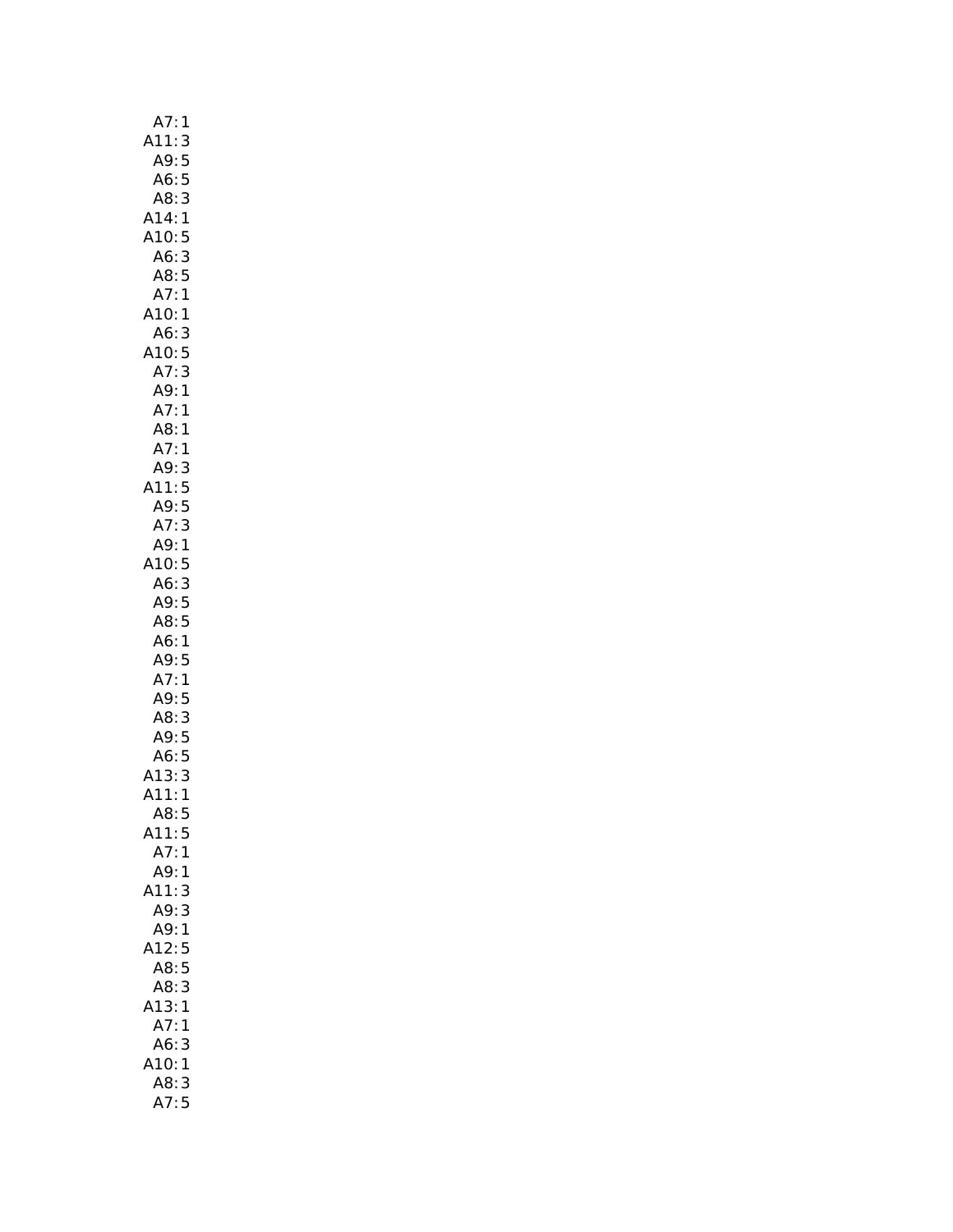A7: 1
A11: 3
A9: 5
A6: 5
A8: 3
A14: 1
A10: 5
A6: 3
A8: 5
A7: 1
A10: 1
A6: 3
A10: 5
A7: 3
A9: 1
A7: 1
A8: 1
A7: 1
A9: 3
A11: 5
A9: 5
A7: 3
A9: 1
A10: 5
A6: 3
A9: 5
A8: 5
A6: 1
A9: 5
A7: 1
A9: 5
A8: 3
A9: 5
A6: 5
A13: 3
A11: 1
A8: 5
A11: 5
A7: 1
A9: 1
A11: 3
A9: 3
A9: 1
A12: 5
A8: 5
A8: 3
A13: 1
A7: 1
A6: 3
A10: 1
A8: 3
A7: 5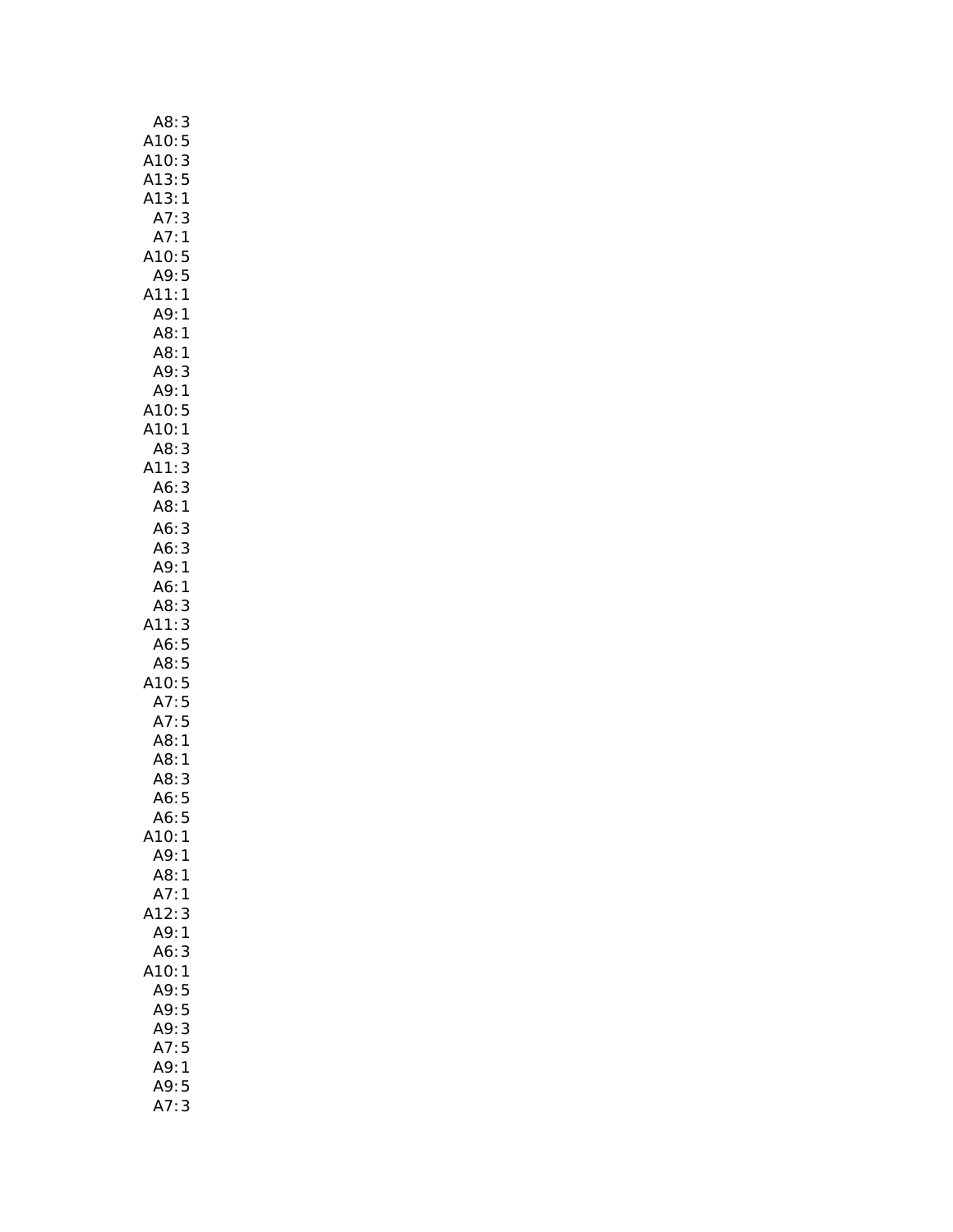A8: 3
A10: 5
A10: 3
A13: 5
A13: 1
A7: 3
A7: 1
A10: 5
A9: 5
A11: 1
A9: 1
A8: 1
A8: 1
A9: 3
A9: 1
A10: 5
A10: 1
A8: 3
A11: 3
A6: 3
A8: 1
A6: 3
A6: 3
A9: 1
A6: 1
A8: 3
A11: 3
A6: 5
A8: 5
A10: 5
A7: 5
A7: 5
A8: 1
A8: 1
A8: 3
A6: 5
A6: 5
A10: 1
A9: 1
A8: 1
A7: 1
A12: 3
A9: 1
A6: 3
A10: 1
A9: 5
A9: 5
A9: 3
A7: 5
A9: 1
A9: 5
A7: 3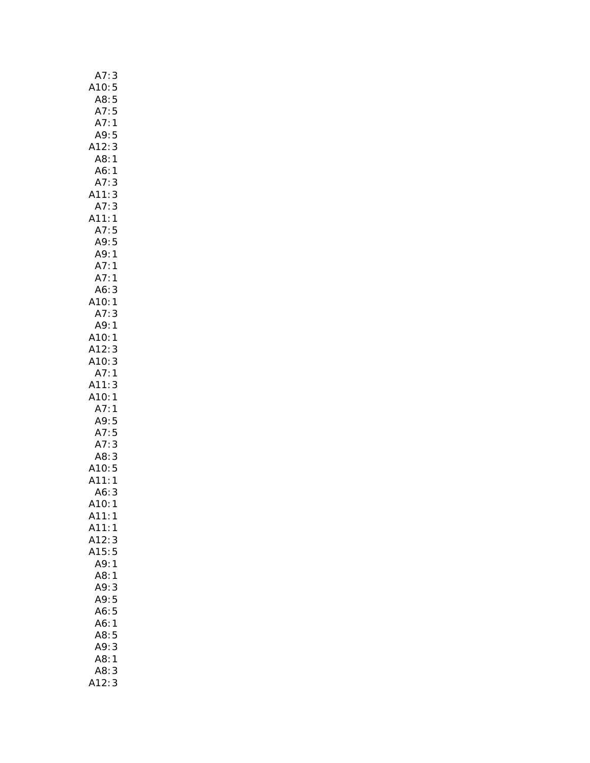A7: 3
A10: 5
A8: 5
A7: 5
A7: 1
A9: 5
A12: 3
A8: 1
A6: 1
A7: 3
A11: 3
A7: 3
A11: 1
A7: 5
A9: 5
A9: 1
A7: 1
A7: 1
A6: 3
A10: 1
A7: 3
A9: 1
A10: 1
A12: 3
A10: 3
A7: 1
A11: 3
A10: 1
A7: 1
A9: 5
A7: 5
A7: 3
A8: 3
A10: 5
A11: 1
A6: 3
A10: 1
A11: 1
A11: 1
A12: 3
A15: 5
A9: 1
A8: 1
A9: 3
A9: 5
A6: 5
A6: 1
A8: 5
A9: 3
A8: 1
A8: 3
A12: 3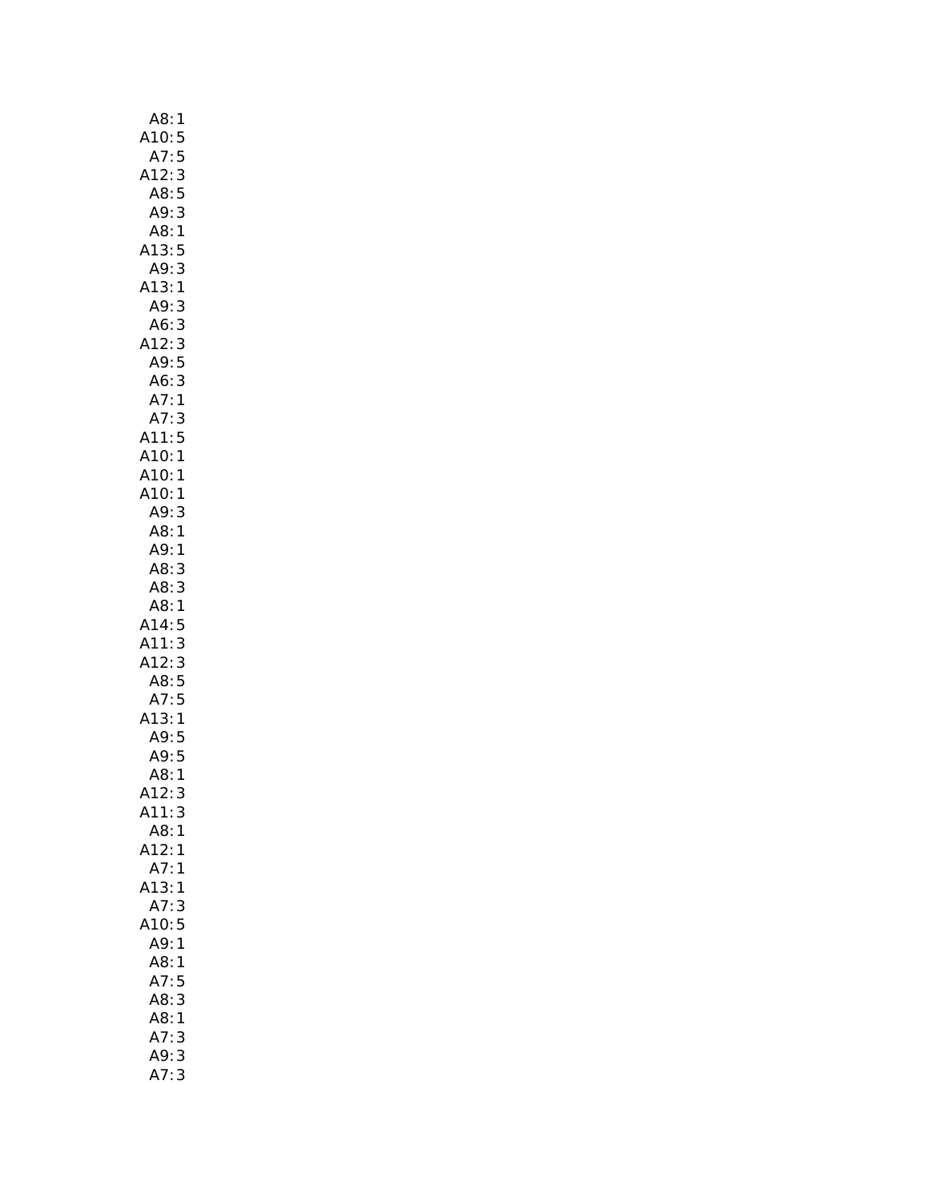A8: 1
A10: 5
A7: 5
A12: 3
A8: 5
A9: 3
A8: 1
A13: 5
A9: 3
A13: 1
A9: 3
A6: 3
A12: 3
A9: 5
A6: 3
A7: 1
A7: 3
A11: 5
A10: 1
A10: 1
A10: 1
A9: 3
A8: 1
A9: 1
A8: 3
A8: 3
A8: 1
A14: 5
A11: 3
A12: 3
A8: 5
A7: 5
A13: 1
A9: 5
A9: 5
A8: 1
A12: 3
A11: 3
A8: 1
A12: 1
A7: 1
A13: 1
A7: 3
A10: 5
A9: 1
A8: 1
A7: 5
A8: 3
A8: 1
A7: 3
A9: 3
A7: 3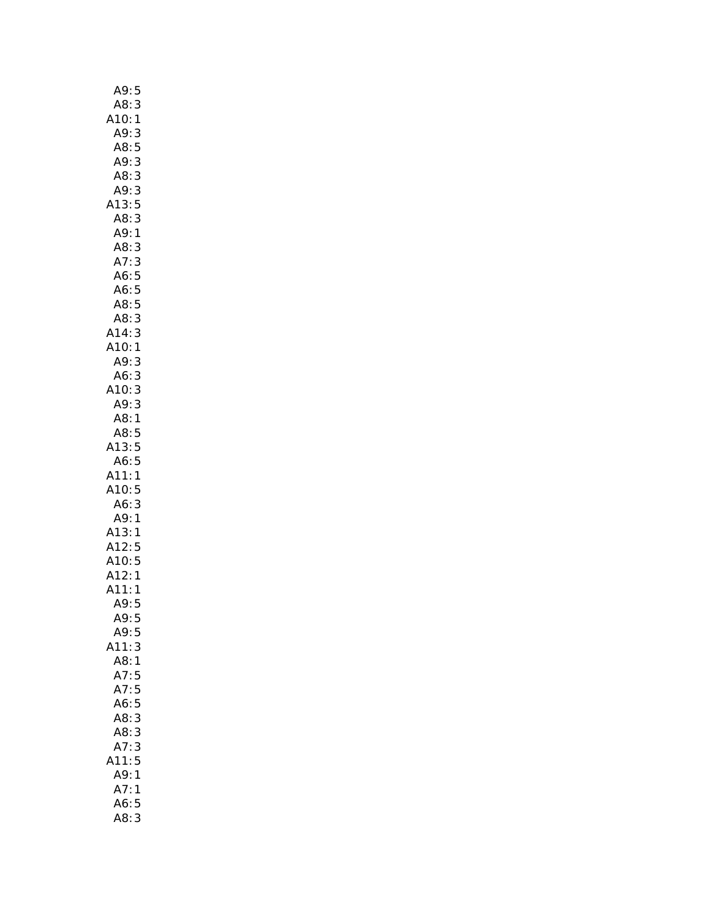A9: 5
A8: 3
A10: 1
A9: 3
A8: 5
A9: 3
A8: 3
A9: 3
A13: 5
A8: 3
A9: 1
A8: 3
A7: 3
A6: 5
A6: 5
A8: 5
A8: 3
A14: 3
A10: 1
A9: 3
A6: 3
A10: 3
A9: 3
A8: 1
A8: 5
A13: 5
A6: 5
A11: 1
A10: 5
A6: 3
A9: 1
A13: 1
A12: 5
A10: 5
A12: 1
A11: 1
A9: 5
A9: 5
A9: 5
A11: 3
A8: 1
A7: 5
A7: 5
A6: 5
A8: 3
A8: 3
A7: 3
A11: 5
A9: 1
A7: 1
A6: 5
A8: 3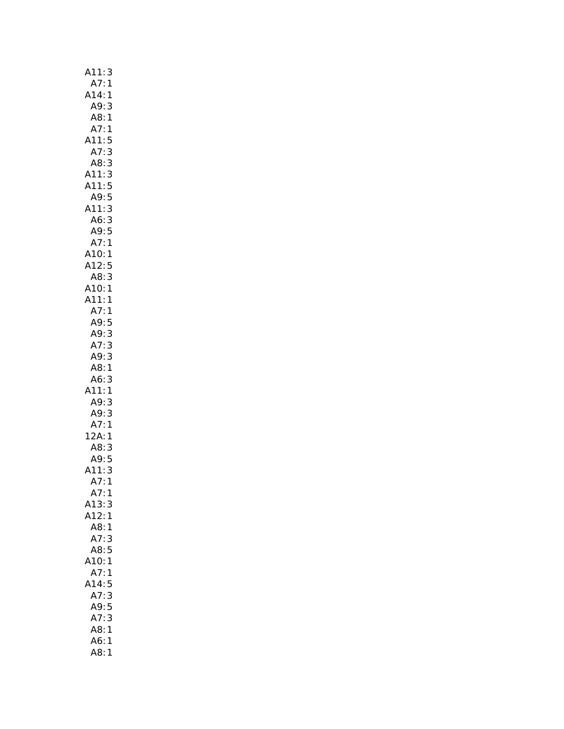A11: 3
A7: 1
A14: 1
A9: 3
A8: 1
A7: 1
A11: 5
A7: 3
A8: 3
A11: 3
A11: 5
A9: 5
A11: 3
A6: 3
A9: 5
A7: 1
A10: 1
A12: 5
A8: 3
A10: 1
A11: 1
A7: 1
A9: 5
A9: 3
A7: 3
A9: 3
A8: 1
A6: 3
A11: 1
A9: 3
A9: 3
A7: 1
12A: 1
A8: 3
A9: 5
A11: 3
A7: 1
A7: 1
A13: 3
A12: 1
A8: 1
A7: 3
A8: 5
A10: 1
A7: 1
A14: 5
A7: 3
A9: 5
A7: 3
A8: 1
A6: 1
A8: 1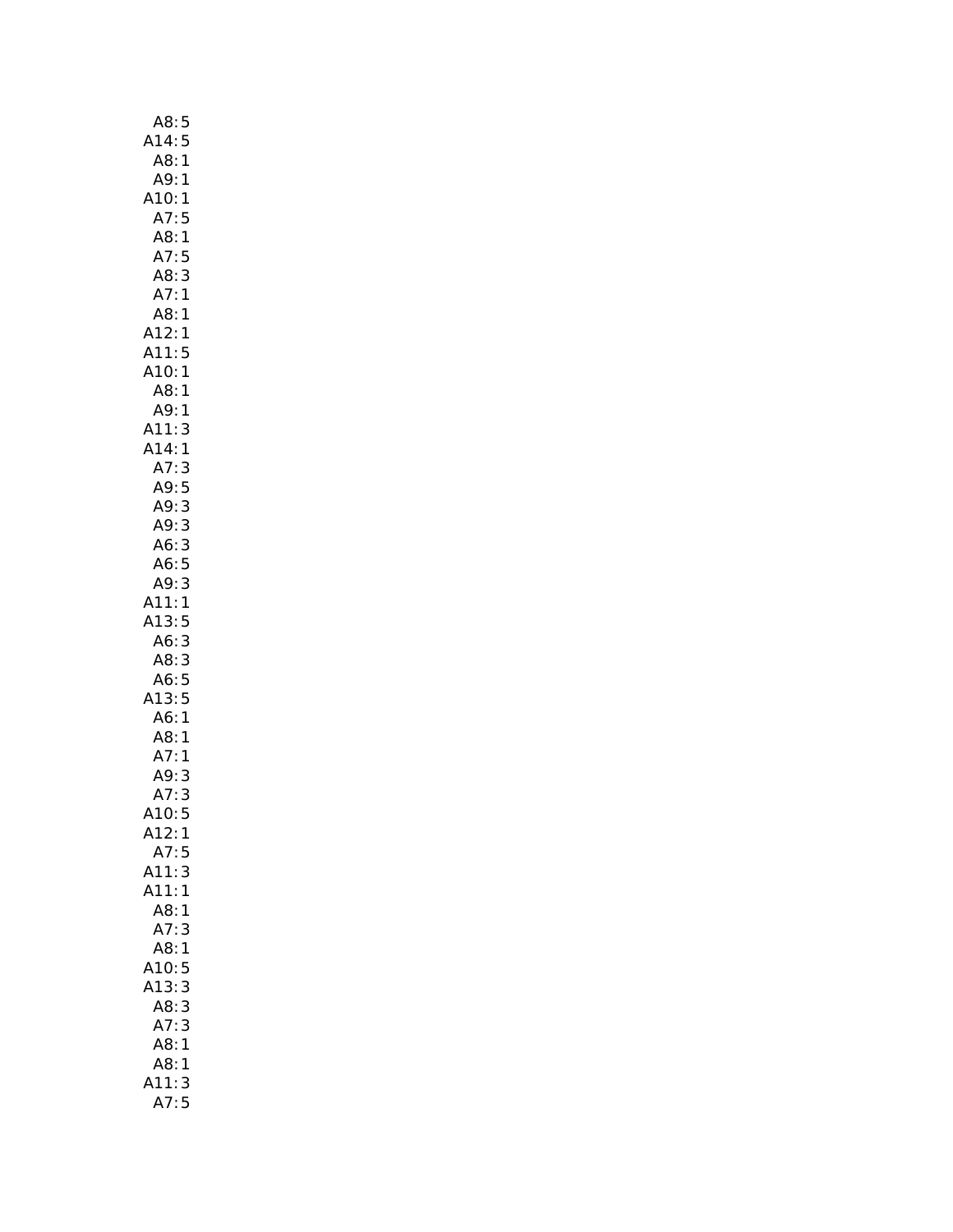A8: 5
A14: 5
A8: 1
A9: 1
A10: 1
A7: 5
A8: 1
A7: 5
A8: 3
A7: 1
A8: 1
A12: 1
A11: 5
A10: 1
A8: 1
A9: 1
A11: 3
A14: 1
A7: 3
A9: 5
A9: 3
A9: 3
A6: 3
A6: 5
A9: 3
A11: 1
A13: 5
A6: 3
A8: 3
A6: 5
A13: 5
A6: 1
A8: 1
A7: 1
A9: 3
A7: 3
A10: 5
A12: 1
A7: 5
A11: 3
A11: 1
A8: 1
A7: 3
A8: 1
A10: 5
A13: 3
A8: 3
A7: 3
A8: 1
A8: 1
A11: 3
A7: 5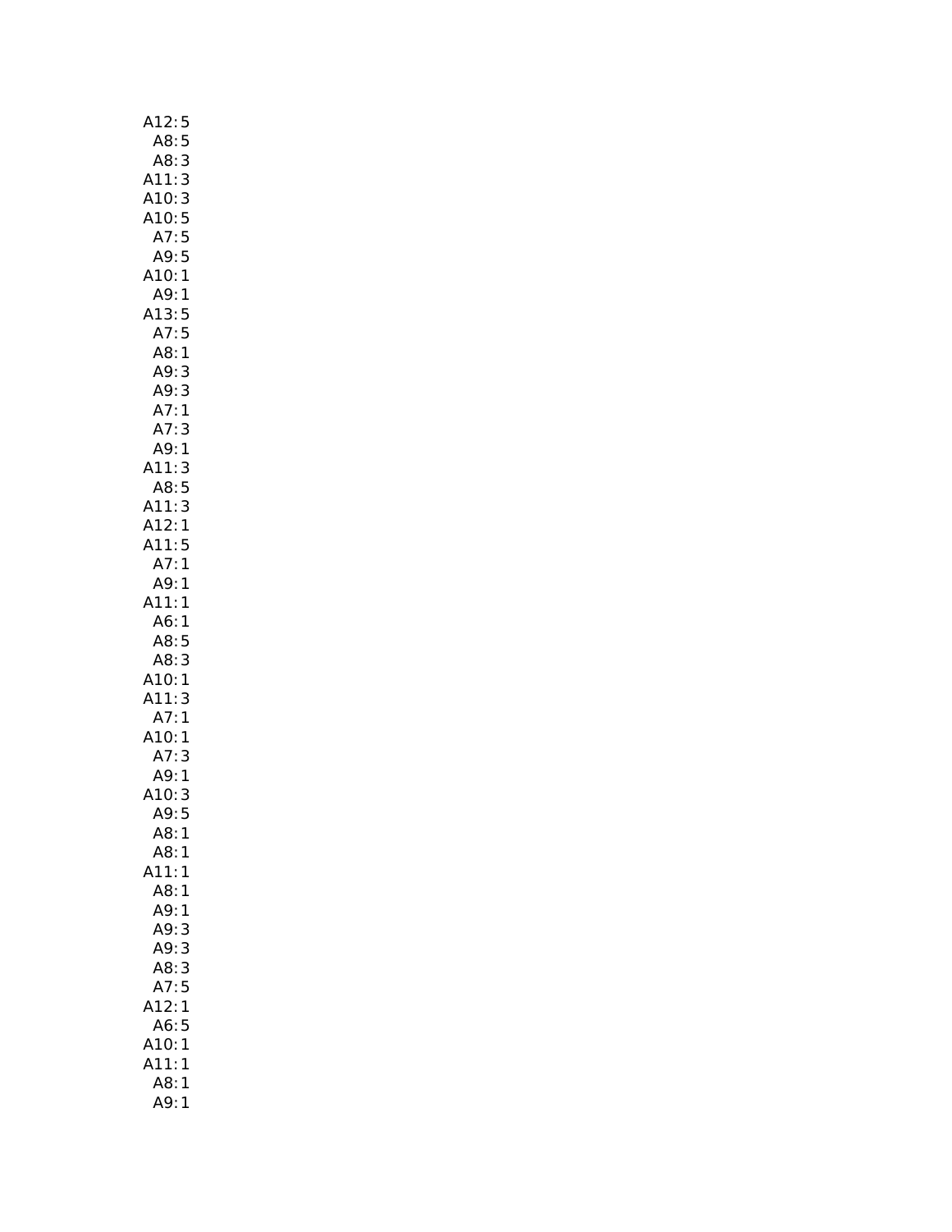A12: 5
A8: 5
A8: 3
A11: 3
A10: 3
A10: 5
A7: 5
A9: 5
A10: 1
A9: 1
A13: 5
A7: 5
A8: 1
A9: 3
A9: 3
A7: 1
A7: 3
A9: 1
A11: 3
A8: 5
A11: 3
A12: 1
A11: 5
A7: 1
A9: 1
A11: 1
A6: 1
A8: 5
A8: 3
A10: 1
A11: 3
A7: 1
A10: 1
A7: 3
A9: 1
A10: 3
A9: 5
A8: 1
A8: 1
A11: 1
A8: 1
A9: 1
A9: 3
A9: 3
A8: 3
A7: 5
A12: 1
A6: 5
A10: 1
A11: 1
A8: 1
A9: 1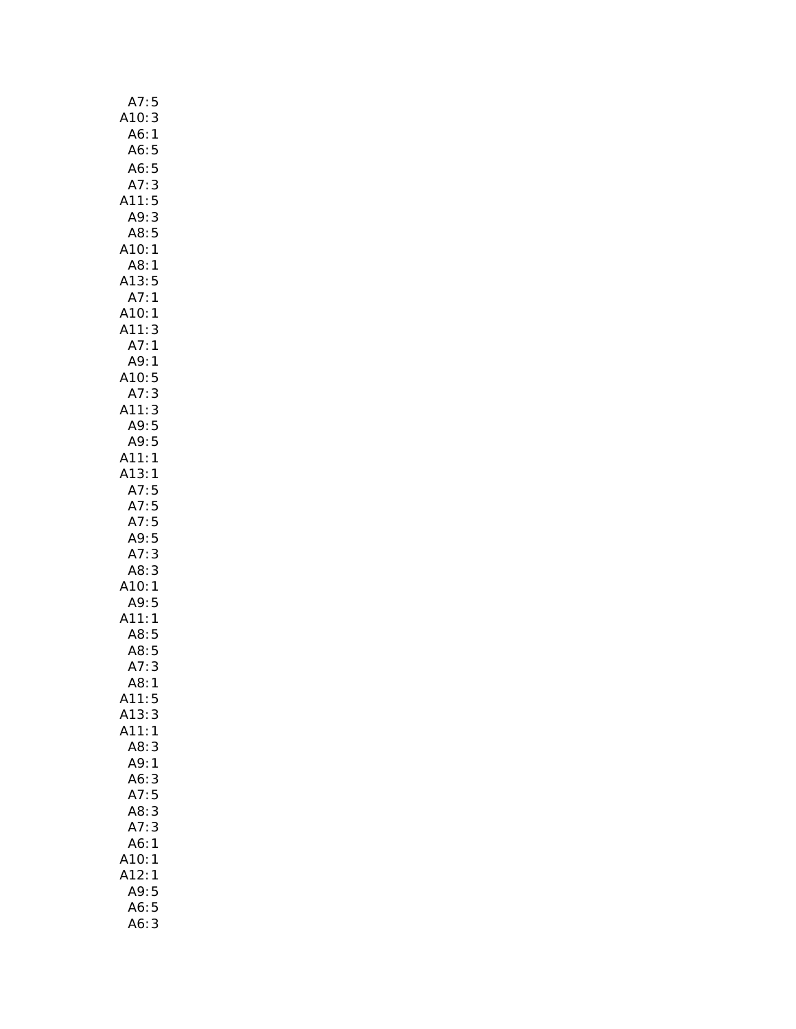A7: 5
A10: 3
A6: 1
A6: 5
A6: 5
A7: 3
A11: 5
A9: 3
A8: 5
A10: 1
A8: 1
A13: 5
A7: 1
A10: 1
A11: 3
A7: 1
A9: 1
A10: 5
A7: 3
A11: 3
A9: 5
A9: 5
A11: 1
A13: 1
A7: 5
A7: 5
A7: 5
A9: 5
A7: 3
A8: 3
A10: 1
A9: 5
A11: 1
A8: 5
A8: 5
A7: 3
A8: 1
A11: 5
A13: 3
A11: 1
A8: 3
A9: 1
A6: 3
A7: 5
A8: 3
A7: 3
A6: 1
A10: 1
A12: 1
A9: 5
A6: 5
A6: 3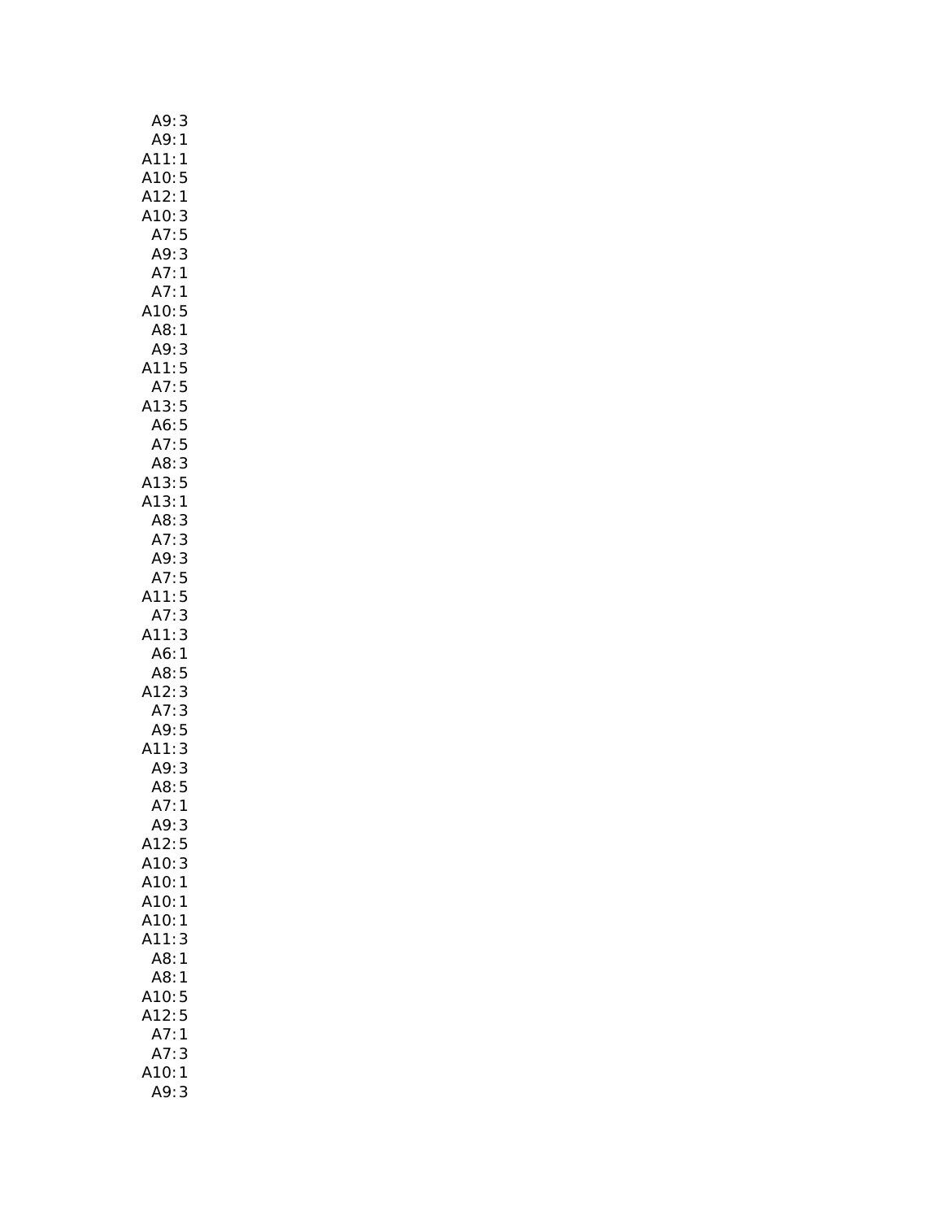A9: 3
A9: 1
A11: 1
A10: 5
A12: 1
A10: 3
A7: 5
A9: 3
A7: 1
A7: 1
A10: 5
A8: 1
A9: 3
A11: 5
A7: 5
A13: 5
A6: 5
A7: 5
A8: 3
A13: 5
A13: 1
A8: 3
A7: 3
A9: 3
A7: 5
A11: 5
A7: 3
A11: 3
A6: 1
A8: 5
A12: 3
A7: 3
A9: 5
A11: 3
A9: 3
A8: 5
A7: 1
A9: 3
A12: 5
A10: 3
A10: 1
A10: 1
A10: 1
A11: 3
A8: 1
A8: 1
A10: 5
A12: 5
A7: 1
A7: 3
A10: 1
A9: 3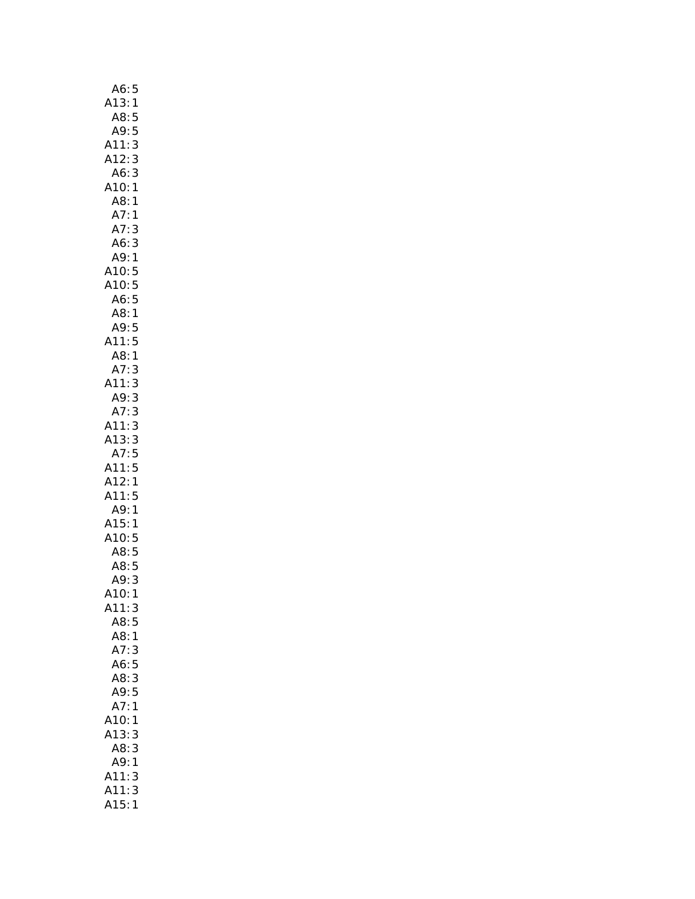A6: 5
A13: 1
A8: 5
A9: 5
A11: 3
A12: 3
A6: 3
A10: 1
A8: 1
A7: 1
A7: 3
A6: 3
A9: 1
A10: 5
A10: 5
A6: 5
A8: 1
A9: 5
A11: 5
A8: 1
A7: 3
A11: 3
A9: 3
A7: 3
A11: 3
A13: 3
A7: 5
A11: 5
A12: 1
A11: 5
A9: 1
A15: 1
A10: 5
A8: 5
A8: 5
A9: 3
A10: 1
A11: 3
A8: 5
A8: 1
A7: 3
A6: 5
A8: 3
A9: 5
A7: 1
A10: 1
A13: 3
A8: 3
A9: 1
A11: 3
A11: 3
A15: 1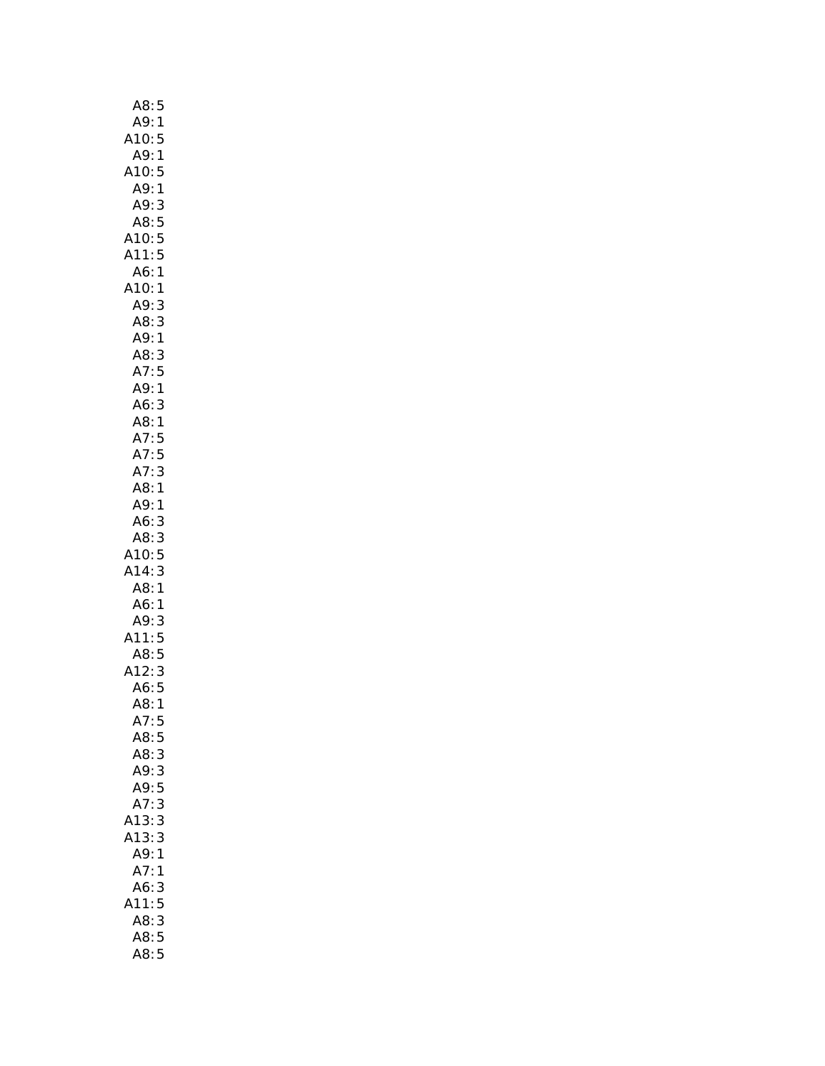A8: 5
A9: 1
A10: 5
A9: 1
A10: 5
A9: 1
A9: 3
A8: 5
A10: 5
A11: 5
A6: 1
A10: 1
A9: 3
A8: 3
A9: 1
A8: 3
A7: 5
A9: 1
A6: 3
A8: 1
A7: 5
A7: 5
A7: 3
A8: 1
A9: 1
A6: 3
A8: 3
A10: 5
A14: 3
A8: 1
A6: 1
A9: 3
A11: 5
A8: 5
A12: 3
A6: 5
A8: 1
A7: 5
A8: 5
A8: 3
A9: 3
A9: 5
A7: 3
A13: 3
A13: 3
A9: 1
A7: 1
A6: 3
A11: 5
A8: 3
A8: 5
A8: 5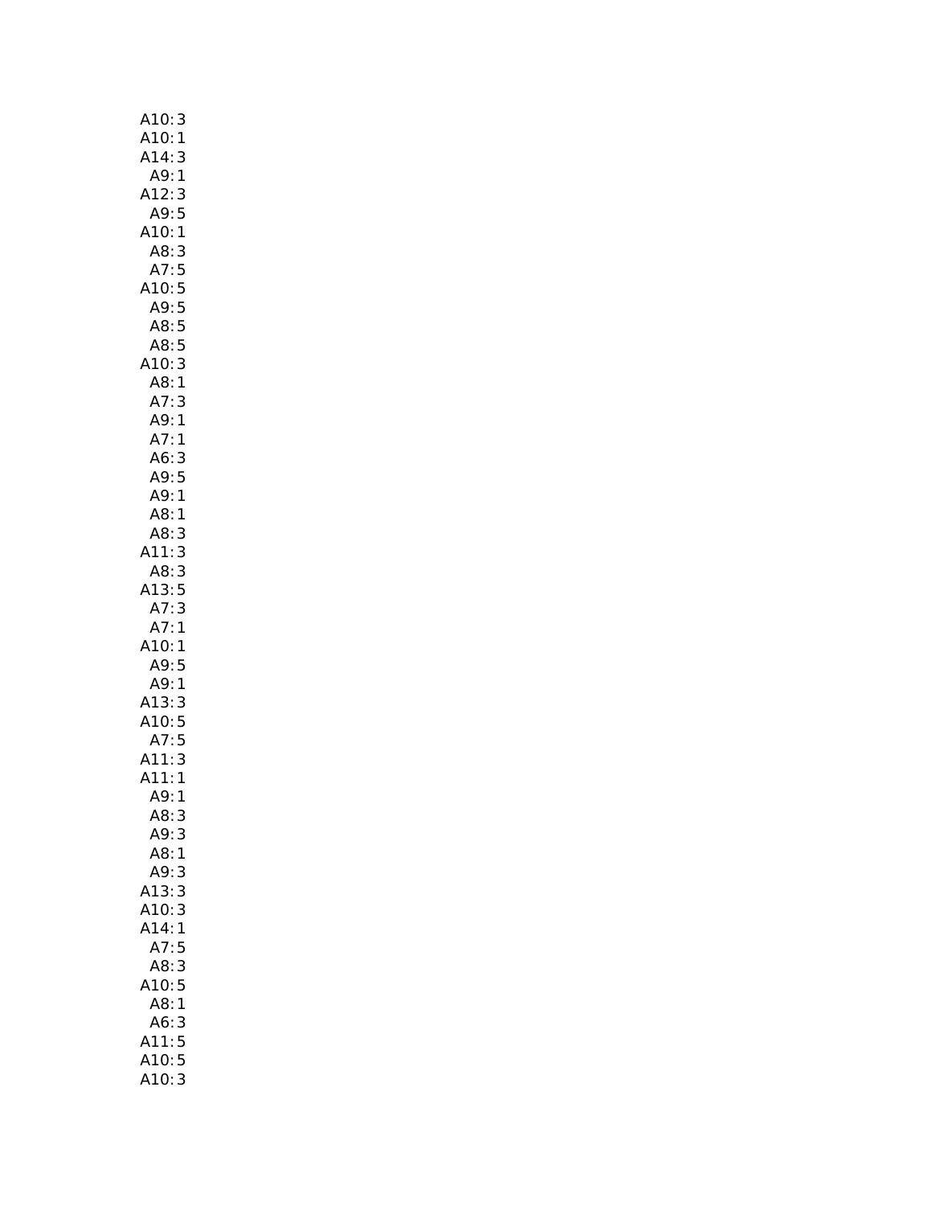A10: 3
A10: 1
A14: 3
A9: 1
A12: 3
A9: 5
A10: 1
A8: 3
A7: 5
A10: 5
A9: 5
A8: 5
A8: 5
A10: 3
A8: 1
A7: 3
A9: 1
A7: 1
A6: 3
A9: 5
A9: 1
A8: 1
A8: 3
A11: 3
A8: 3
A13: 5
A7: 3
A7: 1
A10: 1
A9: 5
A9: 1
A13: 3
A10: 5
A7: 5
A11: 3
A11: 1
A9: 1
A8: 3
A9: 3
A8: 1
A9: 3
A13: 3
A10: 3
A14: 1
A7: 5
A8: 3
A10: 5
A8: 1
A6: 3
A11: 5
A10: 5
A10: 3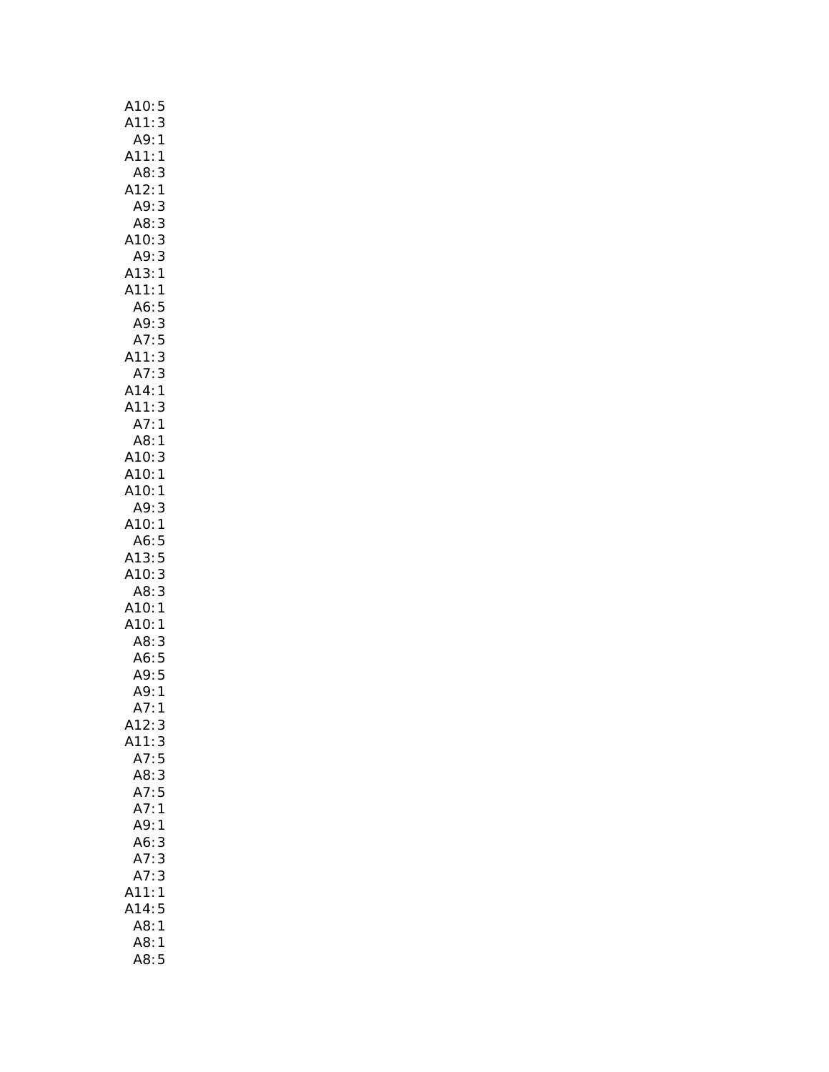A10: 5
A11: 3
A9: 1
A11: 1
A8: 3
A12: 1
A9: 3
A8: 3
A10: 3
A9: 3
A13: 1
A11: 1
A6: 5
A9: 3
A7: 5
A11: 3
A7: 3
A14: 1
A11: 3
A7: 1
A8: 1
A10: 3
A10: 1
A10: 1
A9: 3
A10: 1
A6: 5
A13: 5
A10: 3
A8: 3
A10: 1
A10: 1
A8: 3
A6: 5
A9: 5
A9: 1
A7: 1
A12: 3
A11: 3
A7: 5
A8: 3
A7: 5
A7: 1
A9: 1
A6: 3
A7: 3
A7: 3
A11: 1
A14: 5
A8: 1
A8: 1
A8: 5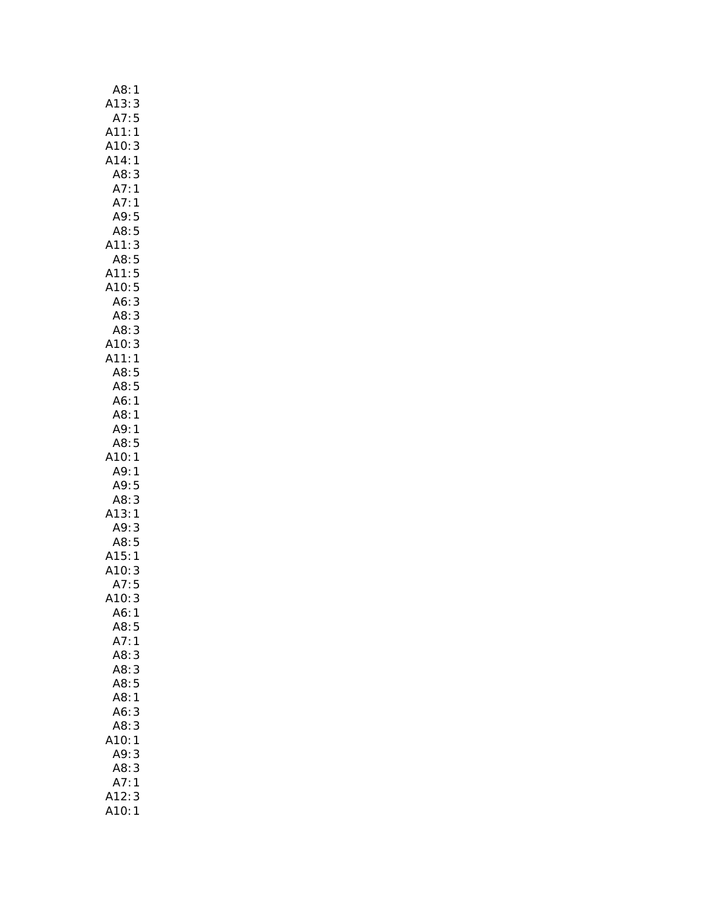A8: 1
A13: 3
A7: 5
A11: 1
A10: 3
A14: 1
A8: 3
A7: 1
A7: 1
A9: 5
A8: 5
A11: 3
A8: 5
A11: 5
A10: 5
A6: 3
A8: 3
A8: 3
A10: 3
A11: 1
A8: 5
A8: 5
A6: 1
A8: 1
A9: 1
A8: 5
A10: 1
A9: 1
A9: 5
A8: 3
A13: 1
A9: 3
A8: 5
A15: 1
A10: 3
A7: 5
A10: 3
A6: 1
A8: 5
A7: 1
A8: 3
A8: 3
A8: 5
A8: 1
A6: 3
A8: 3
A10: 1
A9: 3
A8: 3
A7: 1
A12: 3
A10: 1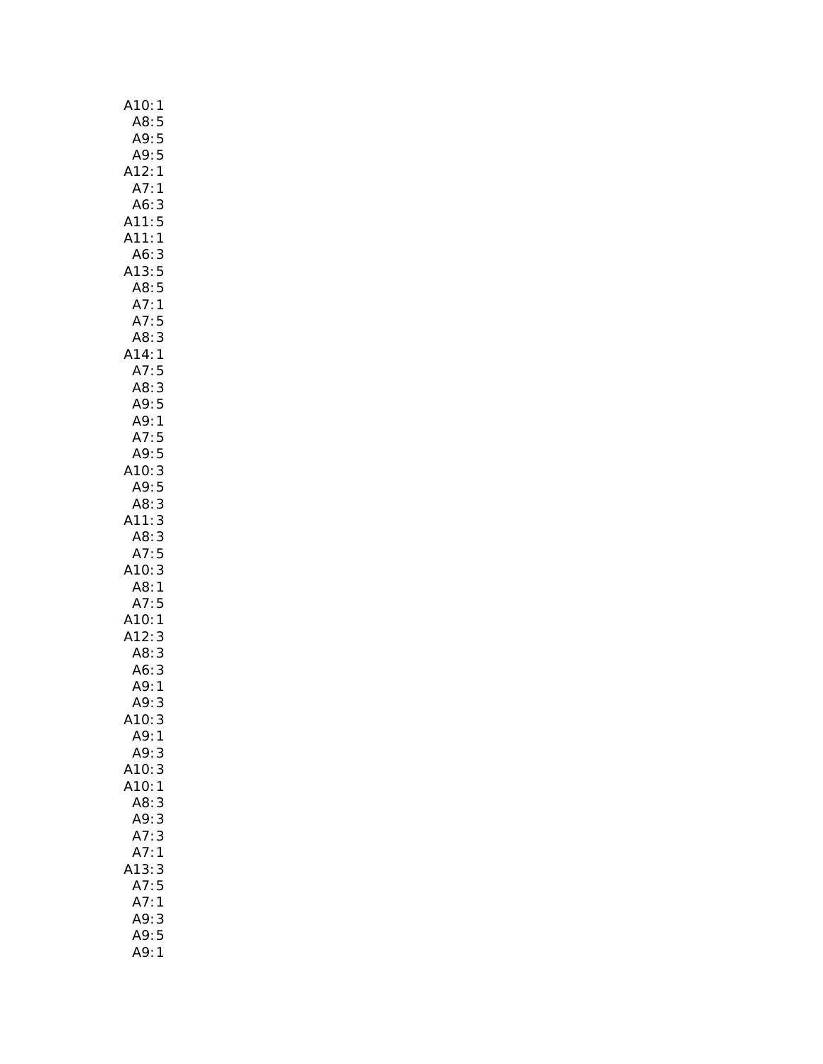A10: 1
A8: 5
A9: 5
A9: 5
A12: 1
A7: 1
A6: 3
A11: 5
A11: 1
A6: 3
A13: 5
A8: 5
A7: 1
A7: 5
A8: 3
A14: 1
A7: 5
A8: 3
A9: 5
A9: 1
A7: 5
A9: 5
A10: 3
A9: 5
A8: 3
A11: 3
A8: 3
A7: 5
A10: 3
A8: 1
A7: 5
A10: 1
A12: 3
A8: 3
A6: 3
A9: 1
A9: 3
A10: 3
A9: 1
A9: 3
A10: 3
A10: 1
A8: 3
A9: 3
A7: 3
A7: 1
A13: 3
A7: 5
A7: 1
A9: 3
A9: 5
A9: 1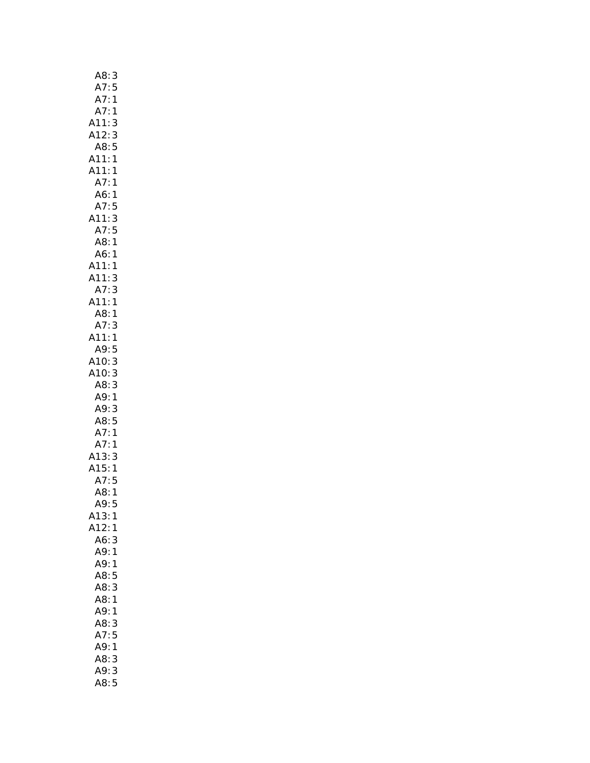A8: 3
A7: 5
A7: 1
A7: 1
A11: 3
A12: 3
A8: 5
A11: 1
A11: 1
A7: 1
A6: 1
A7: 5
A11: 3
A7: 5
A8: 1
A6: 1
A11: 1
A11: 3
A7: 3
A11: 1
A8: 1
A7: 3
A11: 1
A9: 5
A10: 3
A10: 3
A8: 3
A9: 1
A9: 3
A8: 5
A7: 1
A7: 1
A13: 3
A15: 1
A7: 5
A8: 1
A9: 5
A13: 1
A12: 1
A6: 3
A9: 1
A9: 1
A8: 5
A8: 3
A8: 1
A9: 1
A8: 3
A7: 5
A9: 1
A8: 3
A9: 3
A8: 5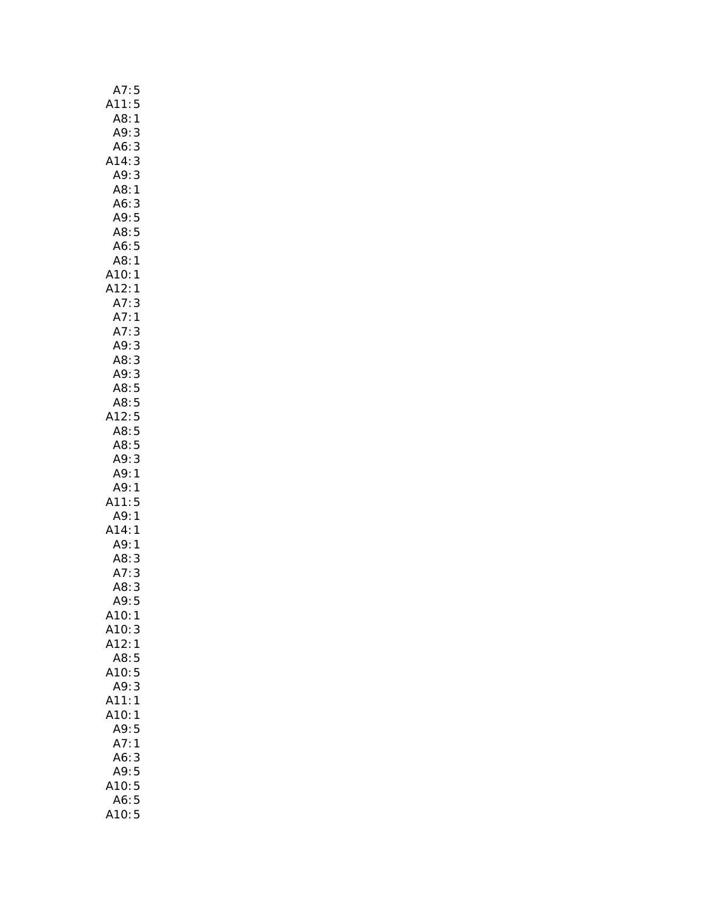A7: 5
A11: 5
A8: 1
A9: 3
A6: 3
A14: 3
A9: 3
A8: 1
A6: 3
A9: 5
A8: 5
A6: 5
A8: 1
A10: 1
A12: 1
A7: 3
A7: 1
A7: 3
A9: 3
A8: 3
A9: 3
A8: 5
A8: 5
A12: 5
A8: 5
A8: 5
A9: 3
A9: 1
A9: 1
A11: 5
A9: 1
A14: 1
A9: 1
A8: 3
A7: 3
A8: 3
A9: 5
A10: 1
A10: 3
A12: 1
A8: 5
A10: 5
A9: 3
A11: 1
A10: 1
A9: 5
A7: 1
A6: 3
A9: 5
A10: 5
A6: 5
A10: 5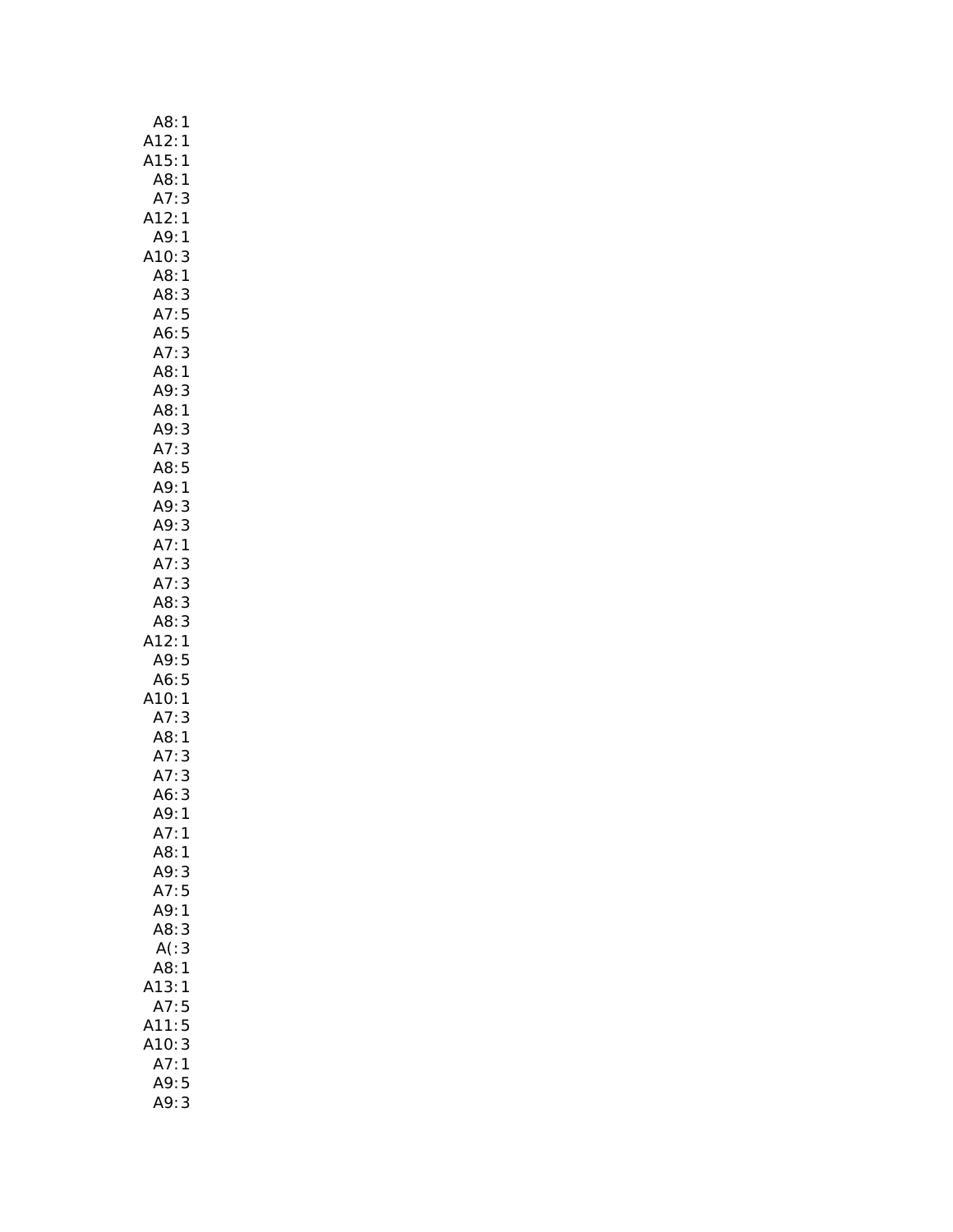A8: 1
A12: 1
A15: 1
A8: 1
A7: 3
A12: 1
A9: 1
A10: 3
A8: 1
A8: 3
A7: 5
A6: 5
A7: 3
A8: 1
A9: 3
A8: 1
A9: 3
A7: 3
A8: 5
A9: 1
A9: 3
A9: 3
A7: 1
A7: 3
A7: 3
A8: 3
A8: 3
A12: 1
A9: 5
A6: 5
A10: 1
A7: 3
A8: 1
A7: 3
A7: 3
A6: 3
A9: 1
A7: 1
A8: 1
A9: 3
A7: 5
A9: 1
A8: 3
A(: 3
A8: 1
A13: 1
A7: 5
A11: 5
A10: 3
A7: 1
A9: 5
A9: 3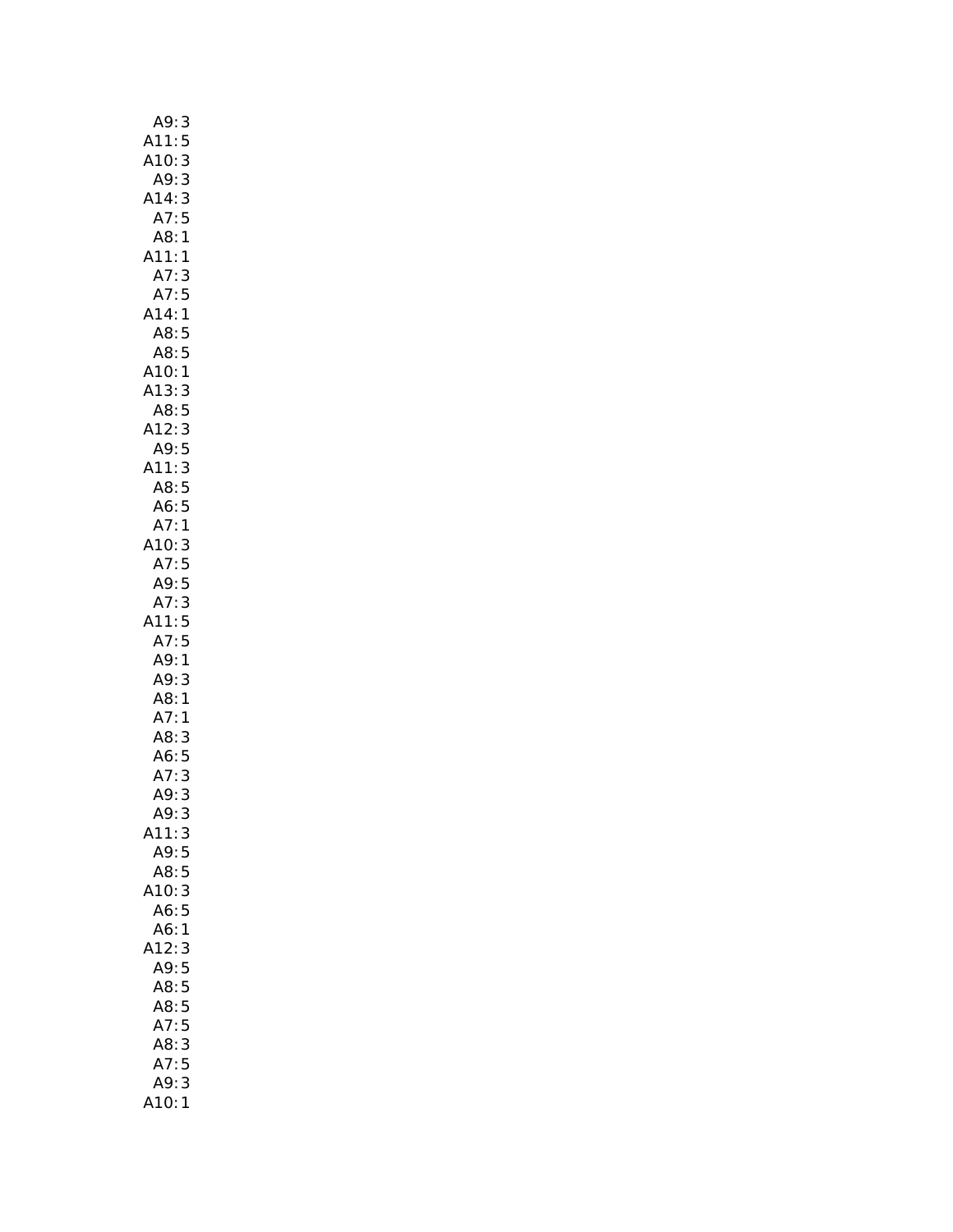A9: 3
A11: 5
A10: 3
A9: 3
A14: 3
A7: 5
A8: 1
A11: 1
A7: 3
A7: 5
A14: 1
A8: 5
A8: 5
A10: 1
A13: 3
A8: 5
A12: 3
A9: 5
A11: 3
A8: 5
A6: 5
A7: 1
A10: 3
A7: 5
A9: 5
A7: 3
A11: 5
A7: 5
A9: 1
A9: 3
A8: 1
A7: 1
A8: 3
A6: 5
A7: 3
A9: 3
A9: 3
A11: 3
A9: 5
A8: 5
A10: 3
A6: 5
A6: 1
A12: 3
A9: 5
A8: 5
A8: 5
A7: 5
A8: 3
A7: 5
A9: 3
A10: 1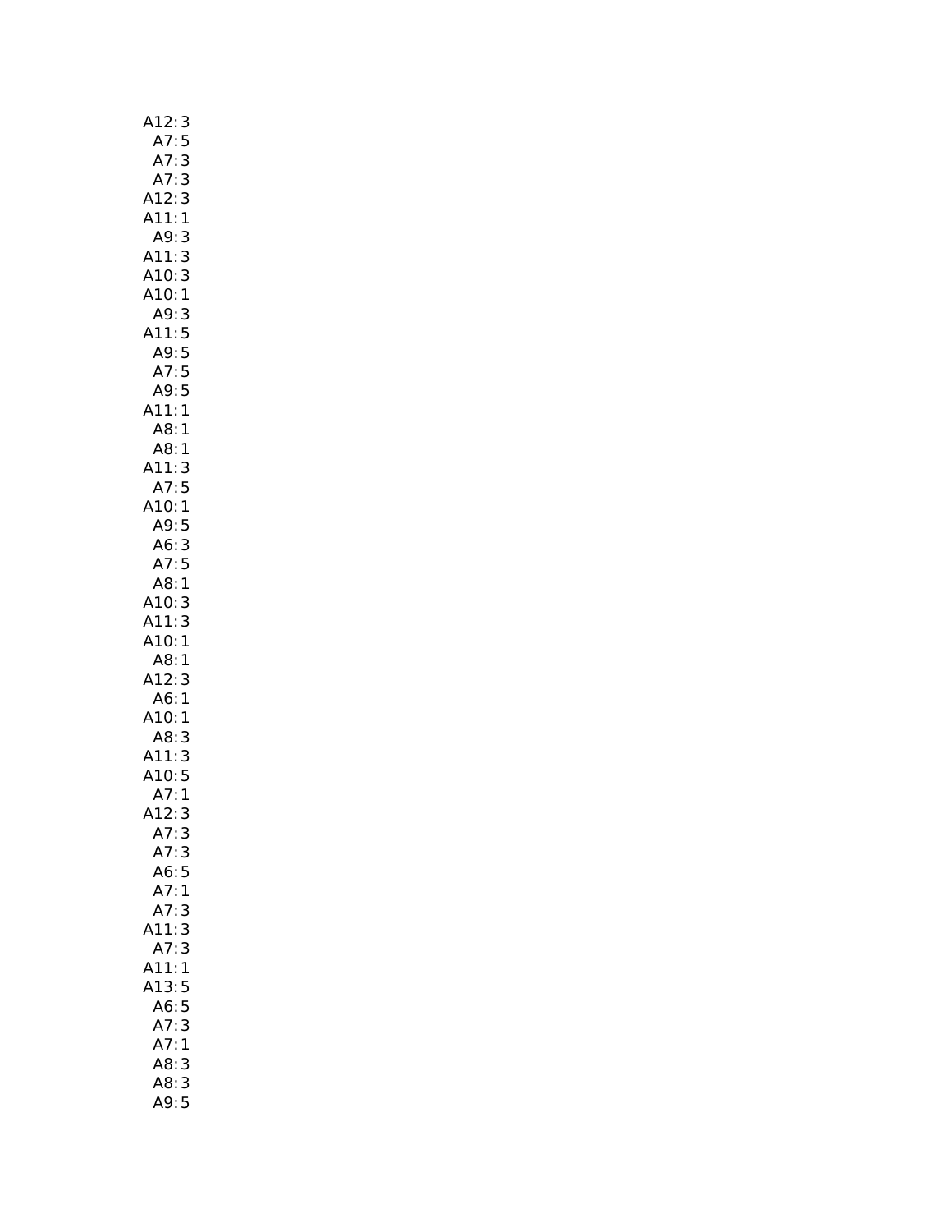A12: 3
A7: 5
A7: 3
A7: 3
A12: 3
A11: 1
A9: 3
A11: 3
A10: 3
A10: 1
A9: 3
A11: 5
A9: 5
A7: 5
A9: 5
A11: 1
A8: 1
A8: 1
A11: 3
A7: 5
A10: 1
A9: 5
A6: 3
A7: 5
A8: 1
A10: 3
A11: 3
A10: 1
A8: 1
A12: 3
A6: 1
A10: 1
A8: 3
A11: 3
A10: 5
A7: 1
A12: 3
A7: 3
A7: 3
A6: 5
A7: 1
A7: 3
A11: 3
A7: 3
A11: 1
A13: 5
A6: 5
A7: 3
A7: 1
A8: 3
A8: 3
A9: 5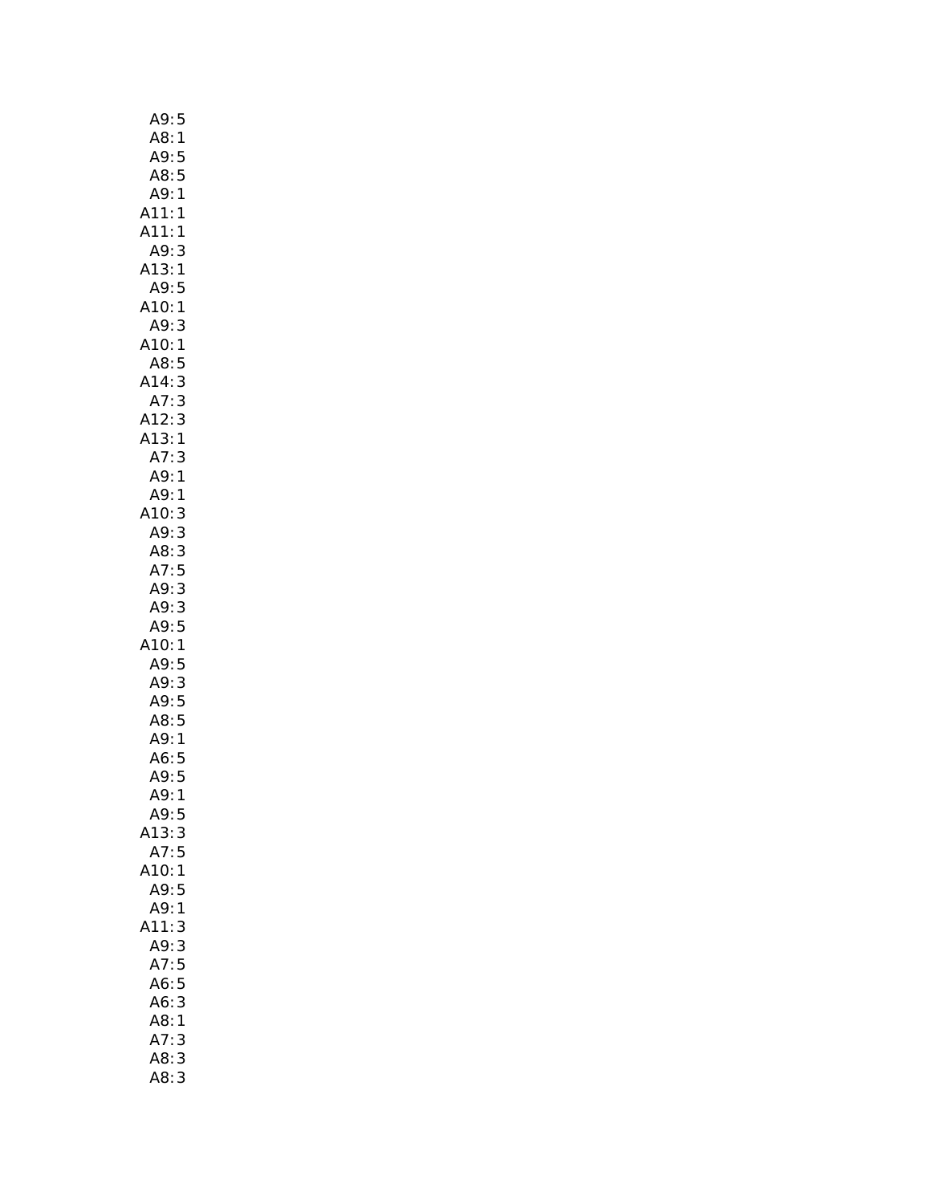A9: 5
A8: 1
A9: 5
A8: 5
A9: 1
A11: 1
A11: 1
A9: 3
A13: 1
A9: 5
A10: 1
A9: 3
A10: 1
A8: 5
A14: 3
A7: 3
A12: 3
A13: 1
A7: 3
A9: 1
A9: 1
A10: 3
A9: 3
A8: 3
A7: 5
A9: 3
A9: 3
A9: 5
A10: 1
A9: 5
A9: 3
A9: 5
A8: 5
A9: 1
A6: 5
A9: 5
A9: 1
A9: 5
A13: 3
A7: 5
A10: 1
A9: 5
A9: 1
A11: 3
A9: 3
A7: 5
A6: 5
A6: 3
A8: 1
A7: 3
A8: 3
A8: 3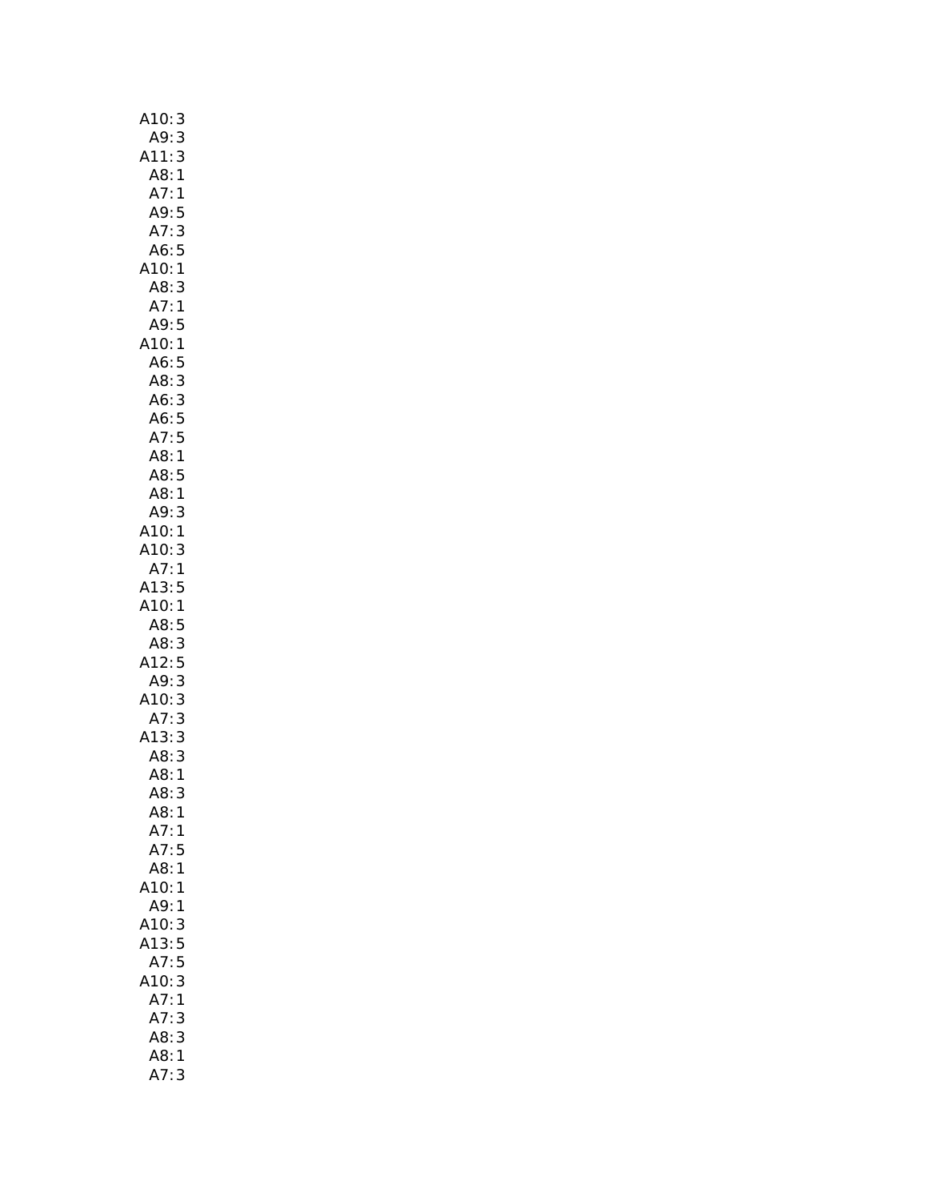A10: 3
A9: 3
A11: 3
A8: 1
A7: 1
A9: 5
A7: 3
A6: 5
A10: 1
A8: 3
A7: 1
A9: 5
A10: 1
A6: 5
A8: 3
A6: 3
A6: 5
A7: 5
A8: 1
A8: 5
A8: 1
A9: 3
A10: 1
A10: 3
A7: 1
A13: 5
A10: 1
A8: 5
A8: 3
A12: 5
A9: 3
A10: 3
A7: 3
A13: 3
A8: 3
A8: 1
A8: 3
A8: 1
A7: 1
A7: 5
A8: 1
A10: 1
A9: 1
A10: 3
A13: 5
A7: 5
A10: 3
A7: 1
A7: 3
A8: 3
A8: 1
A7: 3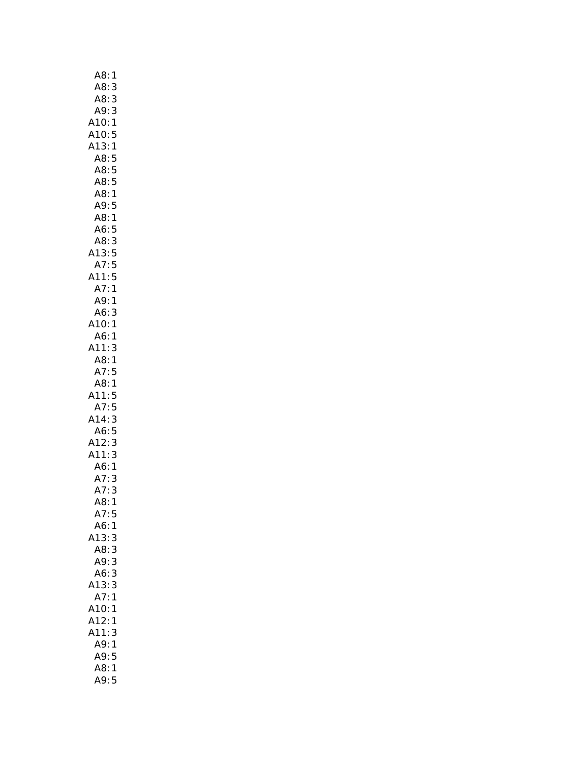A8: 1
A8: 3
A8: 3
A9: 3
A10: 1
A10: 5
A13: 1
A8: 5
A8: 5
A8: 5
A8: 1
A9: 5
A8: 1
A6: 5
A8: 3
A13: 5
A7: 5
A11: 5
A7: 1
A9: 1
A6: 3
A10: 1
A6: 1
A11: 3
A8: 1
A7: 5
A8: 1
A11: 5
A7: 5
A14: 3
A6: 5
A12: 3
A11: 3
A6: 1
A7: 3
A7: 3
A8: 1
A7: 5
A6: 1
A13: 3
A8: 3
A9: 3
A6: 3
A13: 3
A7: 1
A10: 1
A12: 1
A11: 3
A9: 1
A9: 5
A8: 1
A9: 5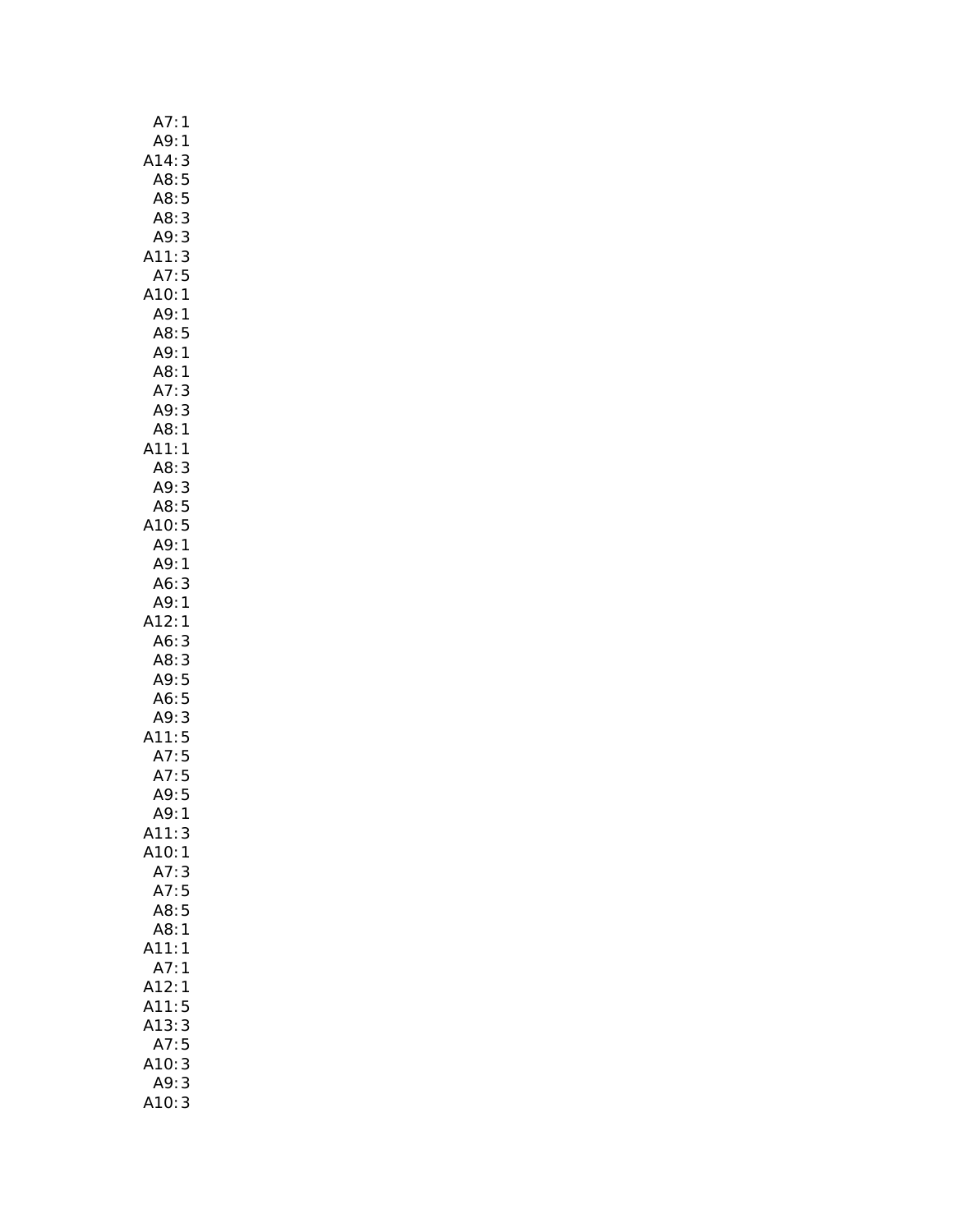A7: 1
A9: 1
A14: 3
A8: 5
A8: 5
A8: 3
A9: 3
A11: 3
A7: 5
A10: 1
A9: 1
A8: 5
A9: 1
A8: 1
A7: 3
A9: 3
A8: 1
A11: 1
A8: 3
A9: 3
A8: 5
A10: 5
A9: 1
A9: 1
A6: 3
A9: 1
A12: 1
A6: 3
A8: 3
A9: 5
A6: 5
A9: 3
A11: 5
A7: 5
A7: 5
A9: 5
A9: 1
A11: 3
A10: 1
A7: 3
A7: 5
A8: 5
A8: 1
A11: 1
A7: 1
A12: 1
A11: 5
A13: 3
A7: 5
A10: 3
A9: 3
A10: 3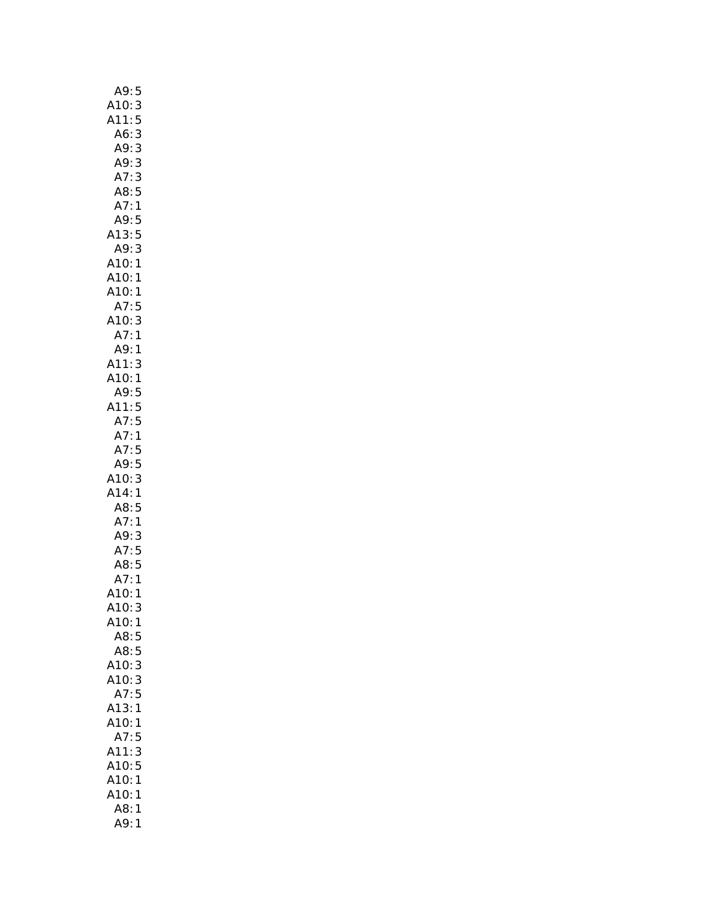A9: 5
A10: 3
A11: 5
A6: 3
A9: 3
A9: 3
A7: 3
A8: 5
A7: 1
A9: 5
A13: 5
A9: 3
A10: 1
A10: 1
A10: 1
A7: 5
A10: 3
A7: 1
A9: 1
A11: 3
A10: 1
A9: 5
A11: 5
A7: 5
A7: 1
A7: 5
A9: 5
A10: 3
A14: 1
A8: 5
A7: 1
A9: 3
A7: 5
A8: 5
A7: 1
A10: 1
A10: 3
A10: 1
A8: 5
A8: 5
A10: 3
A10: 3
A7: 5
A13: 1
A10: 1
A7: 5
A11: 3
A10: 5
A10: 1
A10: 1
A8: 1
A9: 1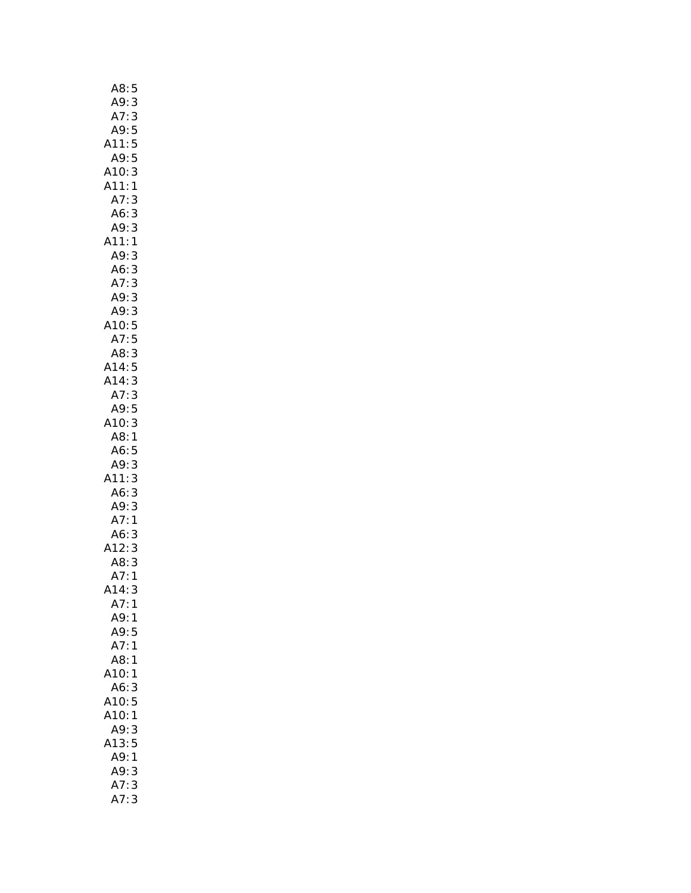A8: 5
A9: 3
A7: 3
A9: 5
A11: 5
A9: 5
A10: 3
A11: 1
A7: 3
A6: 3
A9: 3
A11: 1
A9: 3
A6: 3
A7: 3
A9: 3
A9: 3
A10: 5
A7: 5
A8: 3
A14: 5
A14: 3
A7: 3
A9: 5
A10: 3
A8: 1
A6: 5
A9: 3
A11: 3
A6: 3
A9: 3
A7: 1
A6: 3
A12: 3
A8: 3
A7: 1
A14: 3
A7: 1
A9: 1
A9: 5
A7: 1
A8: 1
A10: 1
A6: 3
A10: 5
A10: 1
A9: 3
A13: 5
A9: 1
A9: 3
A7: 3
A7: 3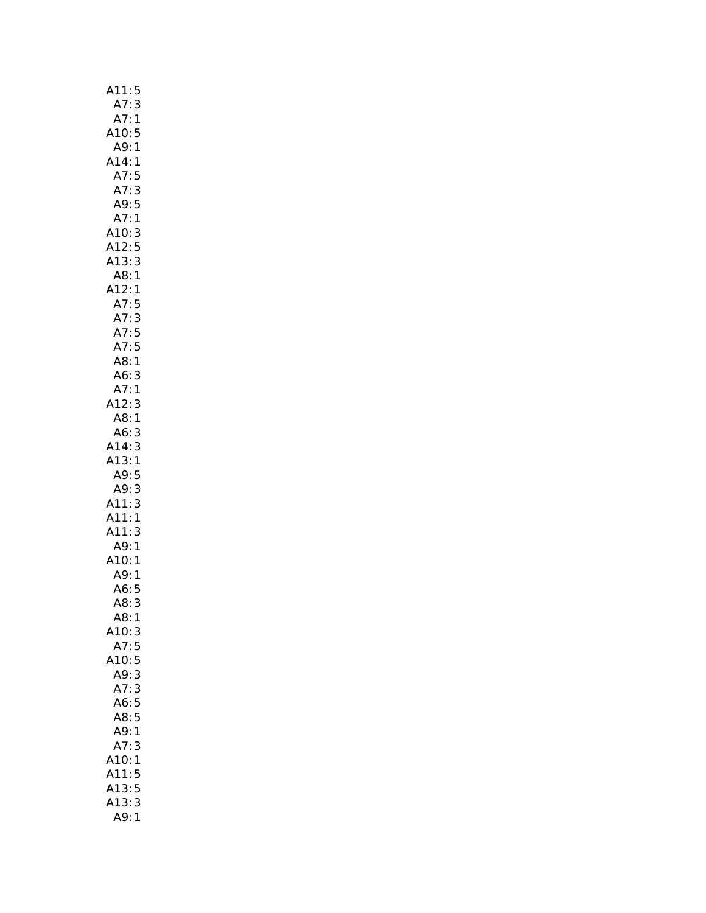A11: 5
A7: 3
A7: 1
A10: 5
A9: 1
A14: 1
A7: 5
A7: 3
A9: 5
A7: 1
A10: 3
A12: 5
A13: 3
A8: 1
A12: 1
A7: 5
A7: 3
A7: 5
A7: 5
A8: 1
A6: 3
A7: 1
A12: 3
A8: 1
A6: 3
A14: 3
A13: 1
A9: 5
A9: 3
A11: 3
A11: 1
A11: 3
A9: 1
A10: 1
A9: 1
A6: 5
A8: 3
A8: 1
A10: 3
A7: 5
A10: 5
A9: 3
A7: 3
A6: 5
A8: 5
A9: 1
A7: 3
A10: 1
A11: 5
A13: 5
A13: 3
A9: 1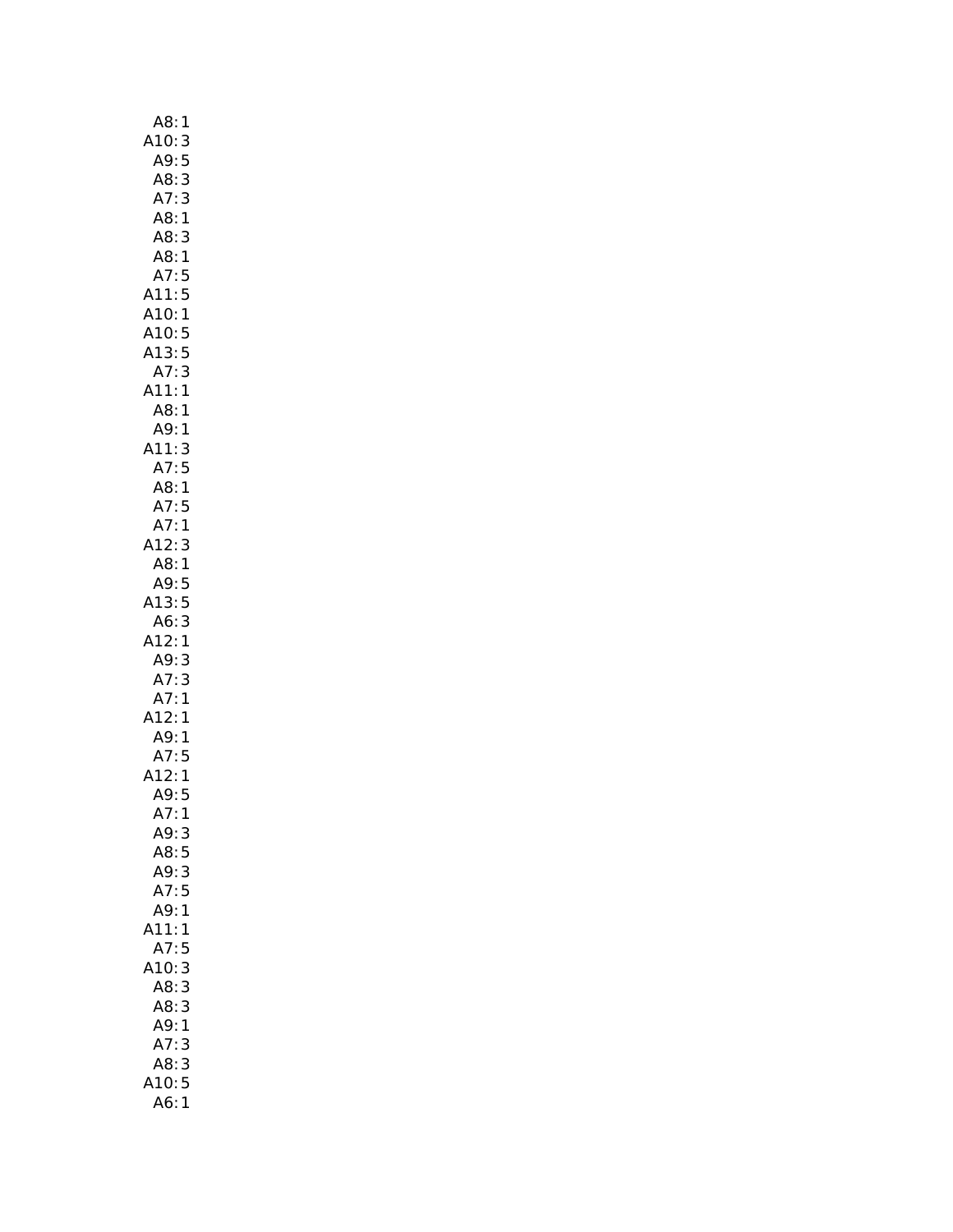A8: 1
A10: 3
A9: 5
A8: 3
A7: 3
A8: 1
A8: 3
A8: 1
A7: 5
A11: 5
A10: 1
A10: 5
A13: 5
A7: 3
A11: 1
A8: 1
A9: 1
A11: 3
A7: 5
A8: 1
A7: 5
A7: 1
A12: 3
A8: 1
A9: 5
A13: 5
A6: 3
A12: 1
A9: 3
A7: 3
A7: 1
A12: 1
A9: 1
A7: 5
A12: 1
A9: 5
A7: 1
A9: 3
A8: 5
A9: 3
A7: 5
A9: 1
A11: 1
A7: 5
A10: 3
A8: 3
A8: 3
A9: 1
A7: 3
A8: 3
A10: 5
A6: 1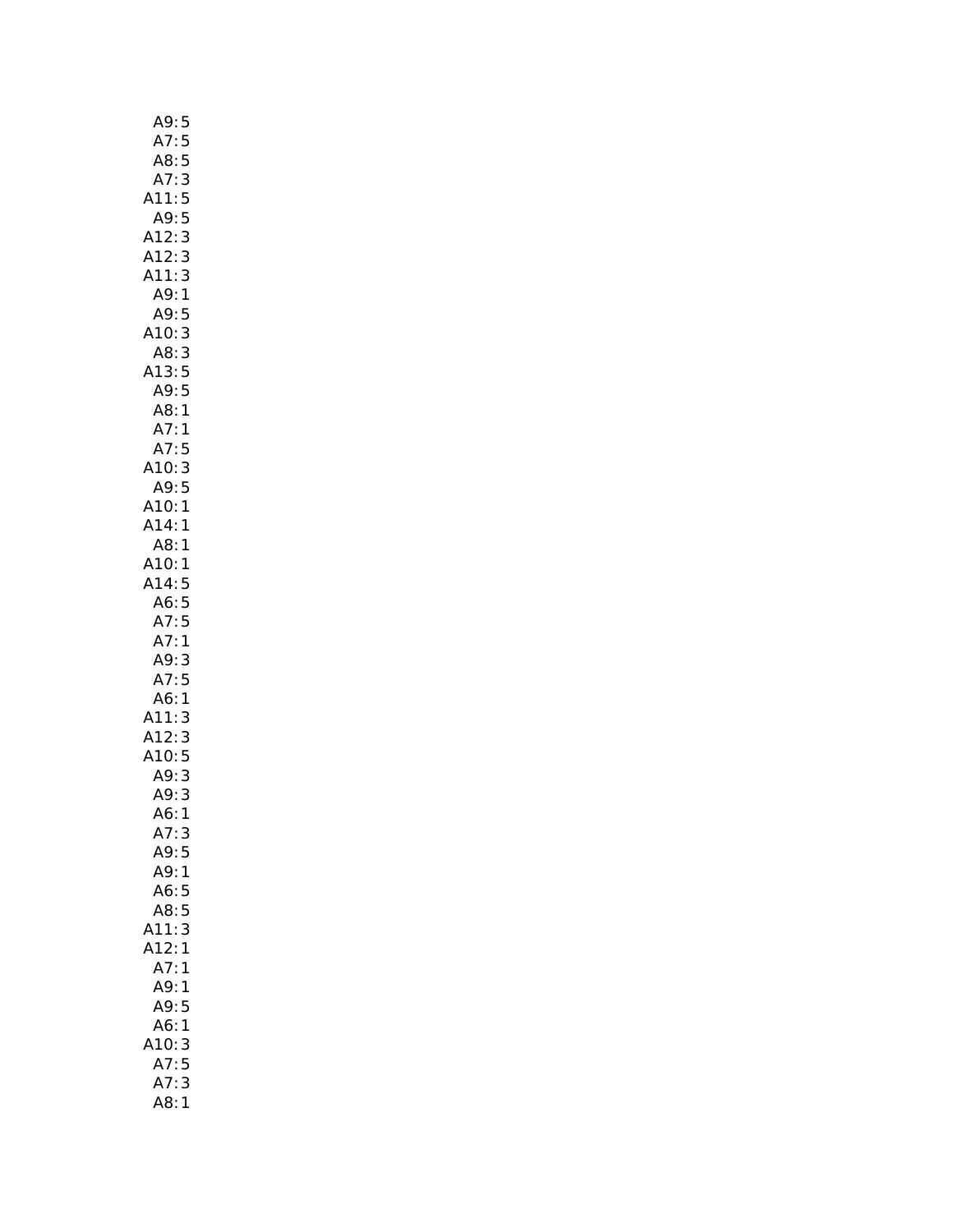A9: 5
A7: 5
A8: 5
A7: 3
A11: 5
A9: 5
A12: 3
A12: 3
A11: 3
A9: 1
A9: 5
A10: 3
A8: 3
A13: 5
A9: 5
A8: 1
A7: 1
A7: 5
A10: 3
A9: 5
A10: 1
A14: 1
A8: 1
A10: 1
A14: 5
A6: 5
A7: 5
A7: 1
A9: 3
A7: 5
A6: 1
A11: 3
A12: 3
A10: 5
A9: 3
A9: 3
A6: 1
A7: 3
A9: 5
A9: 1
A6: 5
A8: 5
A11: 3
A12: 1
A7: 1
A9: 1
A9: 5
A6: 1
A10: 3
A7: 5
A7: 3
A8: 1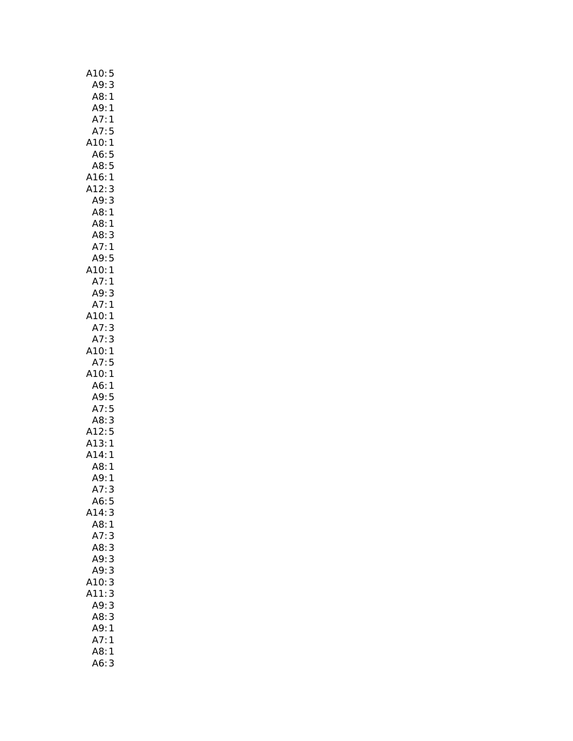A10: 5
A9: 3
A8: 1
A9: 1
A7: 1
A7: 5
A10: 1
A6: 5
A8: 5
A16: 1
A12: 3
A9: 3
A8: 1
A8: 1
A8: 3
A7: 1
A9: 5
A10: 1
A7: 1
A9: 3
A7: 1
A10: 1
A7: 3
A7: 3
A10: 1
A7: 5
A10: 1
A6: 1
A9: 5
A7: 5
A8: 3
A12: 5
A13: 1
A14: 1
A8: 1
A9: 1
A7: 3
A6: 5
A14: 3
A8: 1
A7: 3
A8: 3
A9: 3
A9: 3
A10: 3
A11: 3
A9: 3
A8: 3
A9: 1
A7: 1
A8: 1
A6: 3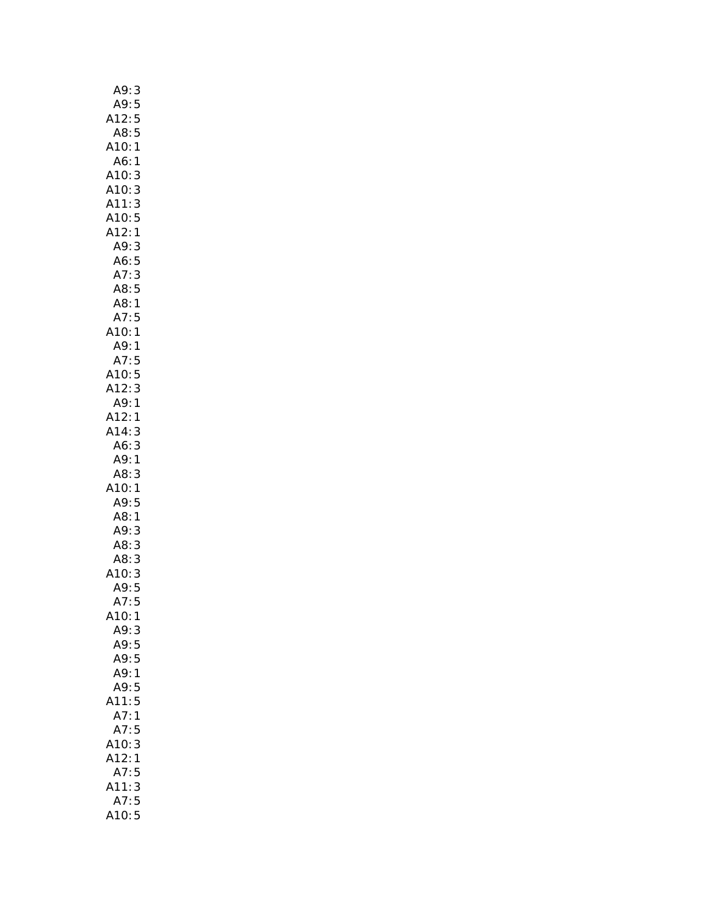A9: 3
A9: 5
A12: 5
A8: 5
A10: 1
A6: 1
A10: 3
A10: 3
A11: 3
A10: 5
A12: 1
A9: 3
A6: 5
A7: 3
A8: 5
A8: 1
A7: 5
A10: 1
A9: 1
A7: 5
A10: 5
A12: 3
A9: 1
A12: 1
A14: 3
A6: 3
A9: 1
A8: 3
A10: 1
A9: 5
A8: 1
A9: 3
A8: 3
A8: 3
A10: 3
A9: 5
A7: 5
A10: 1
A9: 3
A9: 5
A9: 5
A9: 1
A9: 5
A11: 5
A7: 1
A7: 5
A10: 3
A12: 1
A7: 5
A11: 3
A7: 5
A10: 5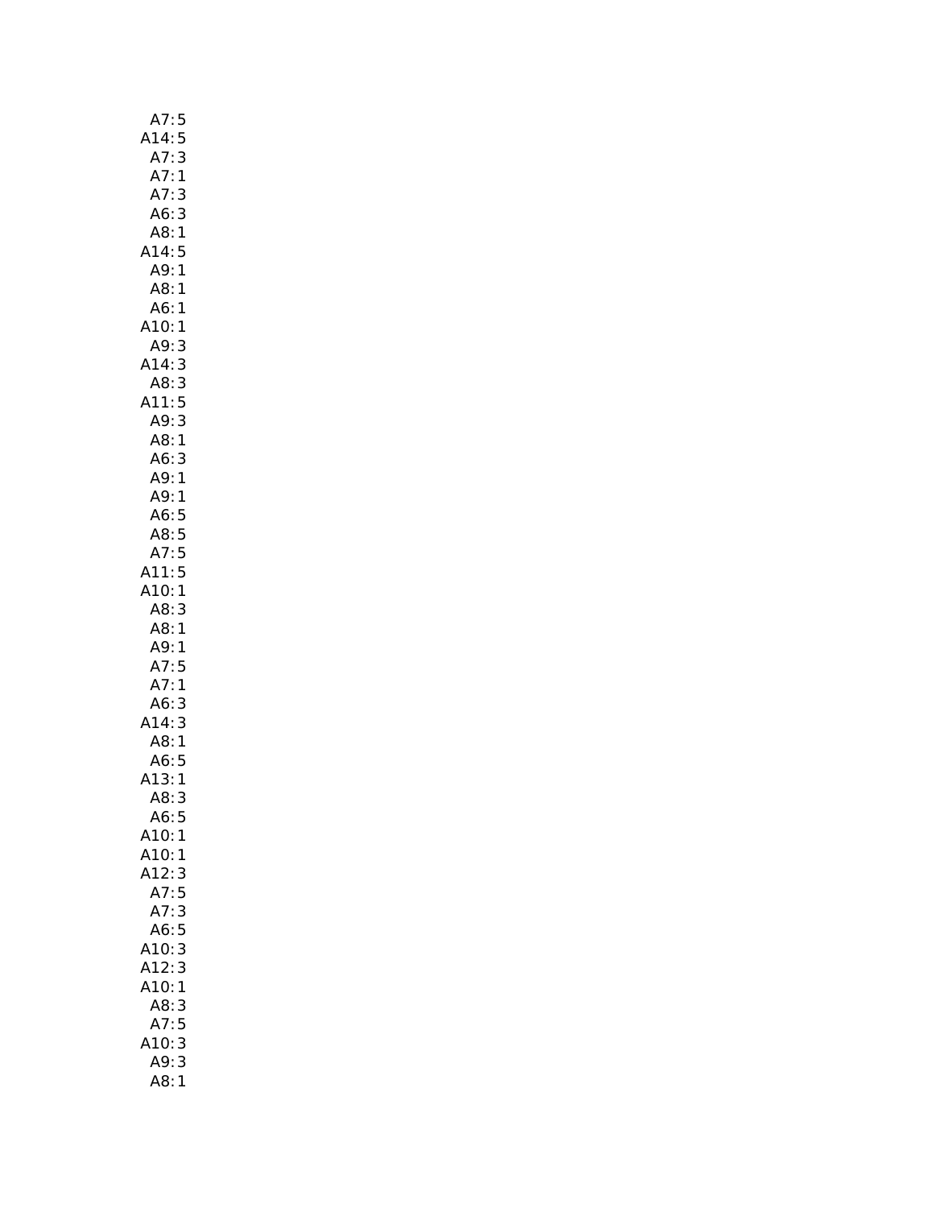A7: 5
A14: 5
A7: 3
A7: 1
A7: 3
A6: 3
A8: 1
A14: 5
A9: 1
A8: 1
A6: 1
A10: 1
A9: 3
A14: 3
A8: 3
A11: 5
A9: 3
A8: 1
A6: 3
A9: 1
A9: 1
A6: 5
A8: 5
A7: 5
A11: 5
A10: 1
A8: 3
A8: 1
A9: 1
A7: 5
A7: 1
A6: 3
A14: 3
A8: 1
A6: 5
A13: 1
A8: 3
A6: 5
A10: 1
A10: 1
A12: 3
A7: 5
A7: 3
A6: 5
A10: 3
A12: 3
A10: 1
A8: 3
A7: 5
A10: 3
A9: 3
A8: 1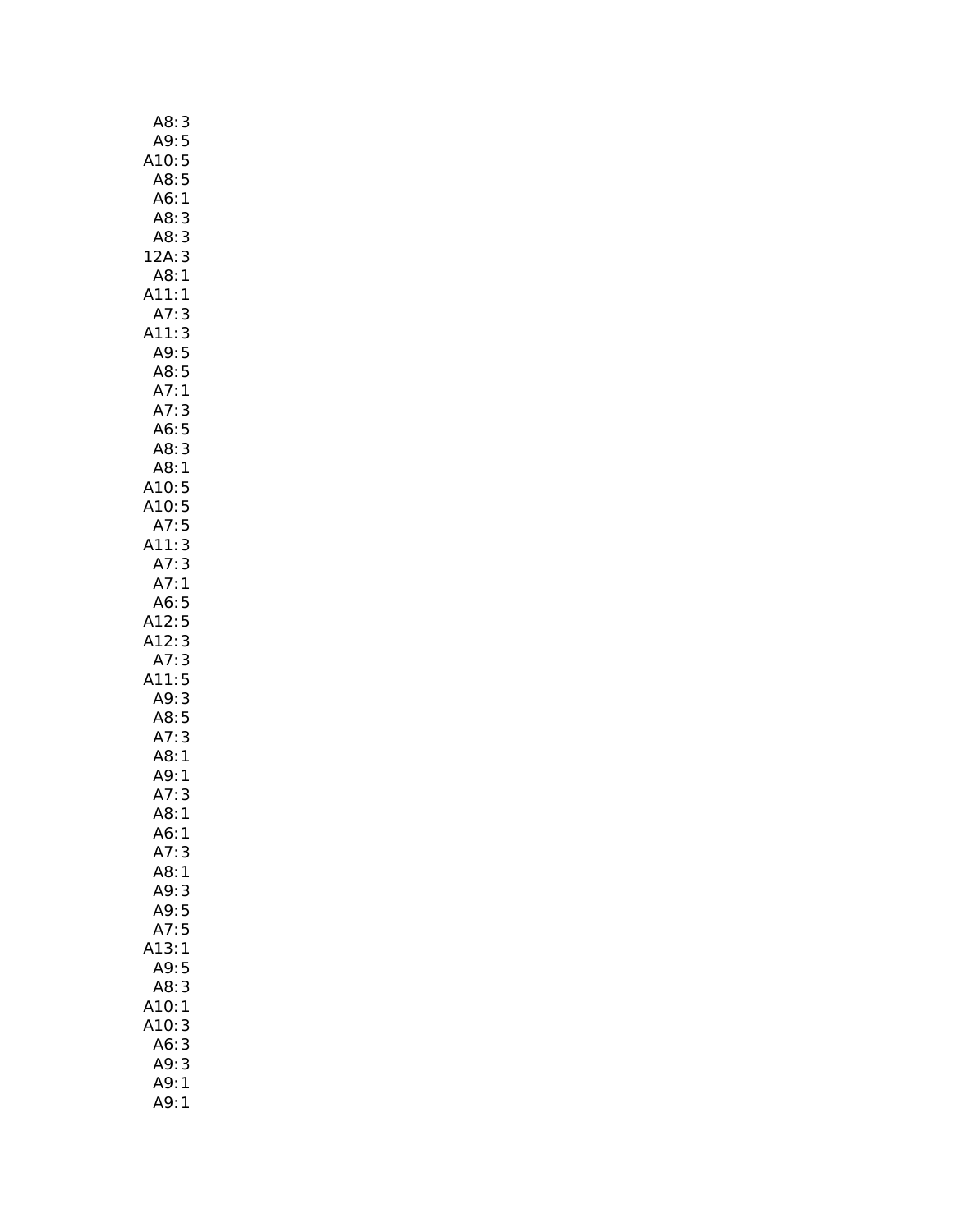A8: 3
A9: 5
A10: 5
A8: 5
A6: 1
A8: 3
A8: 3
12A: 3
A8: 1
A11: 1
A7: 3
A11: 3
A9: 5
A8: 5
A7: 1
A7: 3
A6: 5
A8: 3
A8: 1
A10: 5
A10: 5
A7: 5
A11: 3
A7: 3
A7: 1
A6: 5
A12: 5
A12: 3
A7: 3
A11: 5
A9: 3
A8: 5
A7: 3
A8: 1
A9: 1
A7: 3
A8: 1
A6: 1
A7: 3
A8: 1
A9: 3
A9: 5
A7: 5
A13: 1
A9: 5
A8: 3
A10: 1
A10: 3
A6: 3
A9: 3
A9: 1
A9: 1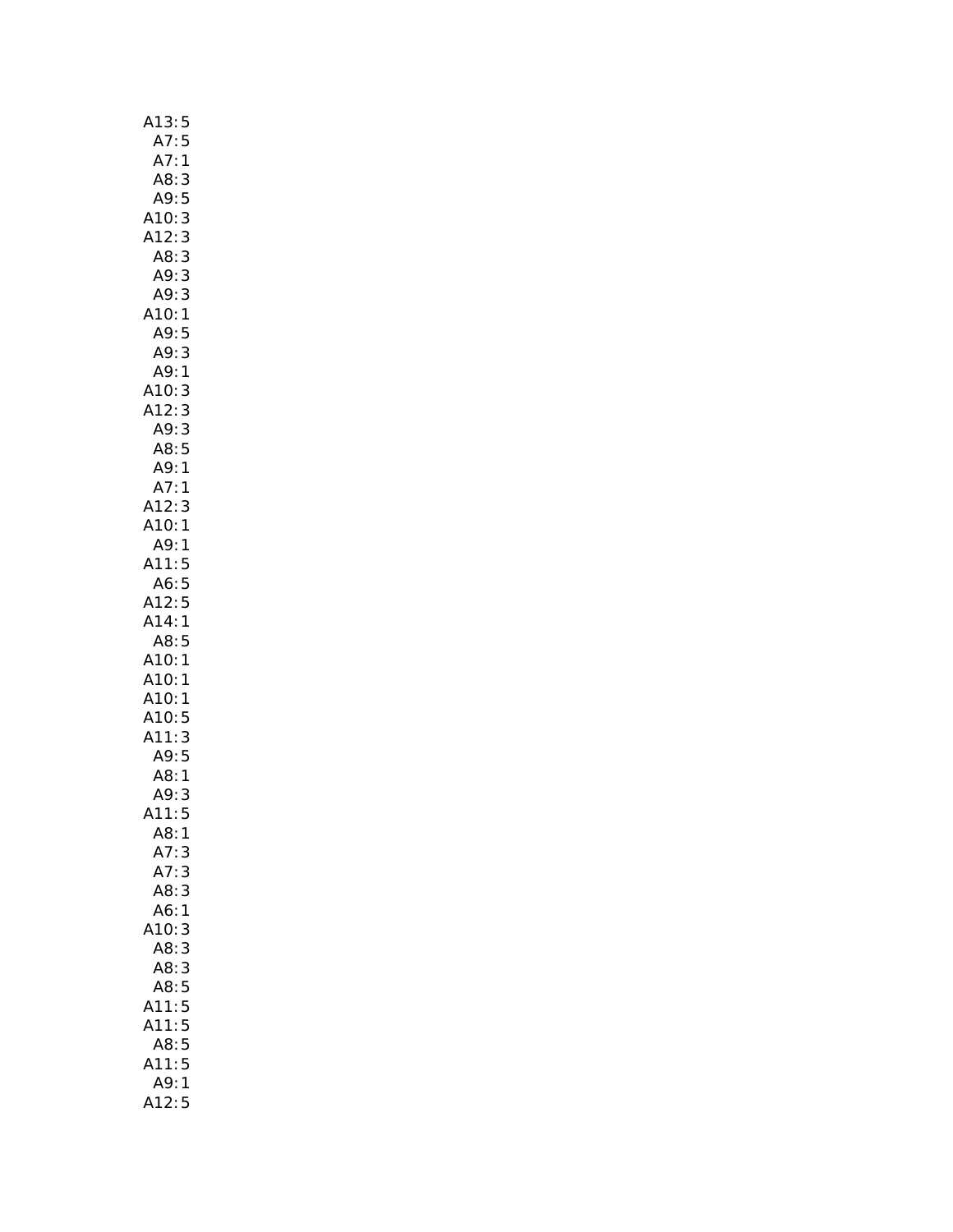A13: 5
A7: 5
A7: 1
A8: 3
A9: 5
A10: 3
A12: 3
A8: 3
A9: 3
A9: 3
A10: 1
A9: 5
A9: 3
A9: 1
A10: 3
A12: 3
A9: 3
A8: 5
A9: 1
A7: 1
A12: 3
A10: 1
A9: 1
A11: 5
A6: 5
A12: 5
A14: 1
A8: 5
A10: 1
A10: 1
A10: 1
A10: 5
A11: 3
A9: 5
A8: 1
A9: 3
A11: 5
A8: 1
A7: 3
A7: 3
A8: 3
A6: 1
A10: 3
A8: 3
A8: 3
A8: 5
A11: 5
A11: 5
A8: 5
A11: 5
A9: 1
A12: 5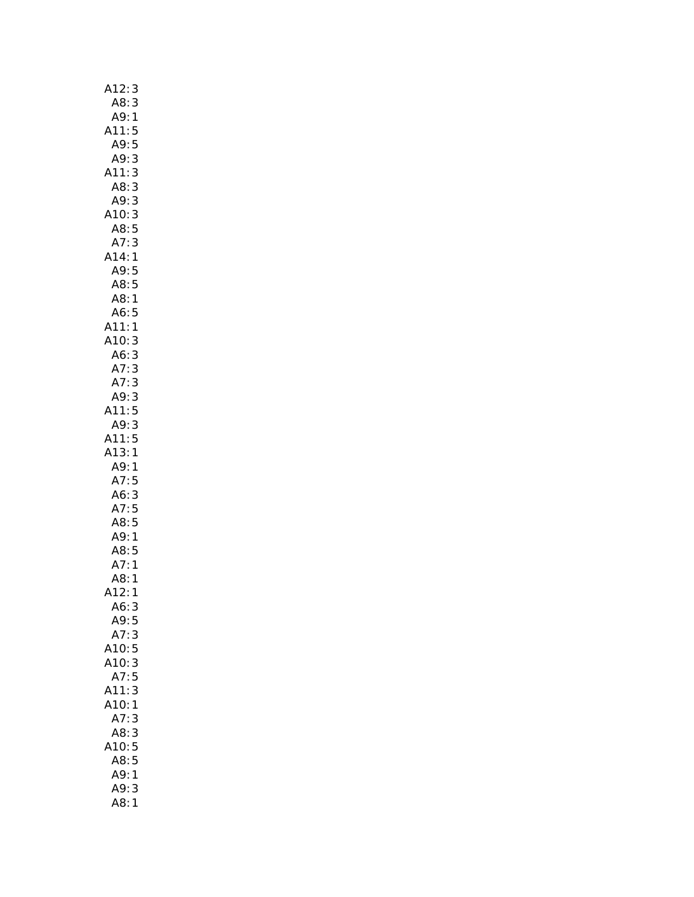A12: 3
A8: 3
A9: 1
A11: 5
A9: 5
A9: 3
A11: 3
A8: 3
A9: 3
A10: 3
A8: 5
A7: 3
A14: 1
A9: 5
A8: 5
A8: 1
A6: 5
A11: 1
A10: 3
A6: 3
A7: 3
A7: 3
A9: 3
A11: 5
A9: 3
A11: 5
A13: 1
A9: 1
A7: 5
A6: 3
A7: 5
A8: 5
A9: 1
A8: 5
A7: 1
A8: 1
A12: 1
A6: 3
A9: 5
A7: 3
A10: 5
A10: 3
A7: 5
A11: 3
A10: 1
A7: 3
A8: 3
A10: 5
A8: 5
A9: 1
A9: 3
A8: 1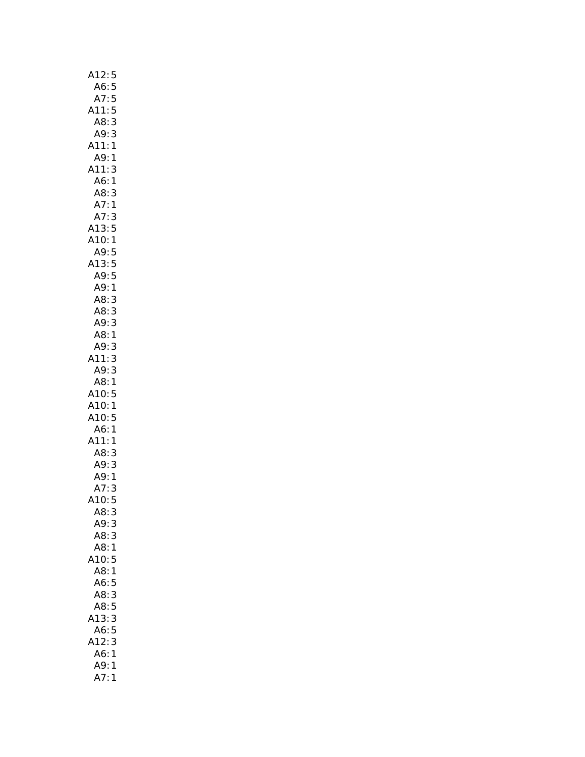A12: 5
A6: 5
A7: 5
A11: 5
A8: 3
A9: 3
A11: 1
A9: 1
A11: 3
A6: 1
A8: 3
A7: 1
A7: 3
A13: 5
A10: 1
A9: 5
A13: 5
A9: 5
A9: 1
A8: 3
A8: 3
A9: 3
A8: 1
A9: 3
A11: 3
A9: 3
A8: 1
A10: 5
A10: 1
A10: 5
A6: 1
A11: 1
A8: 3
A9: 3
A9: 1
A7: 3
A10: 5
A8: 3
A9: 3
A8: 3
A8: 1
A10: 5
A8: 1
A6: 5
A8: 3
A8: 5
A13: 3
A6: 5
A12: 3
A6: 1
A9: 1
A7: 1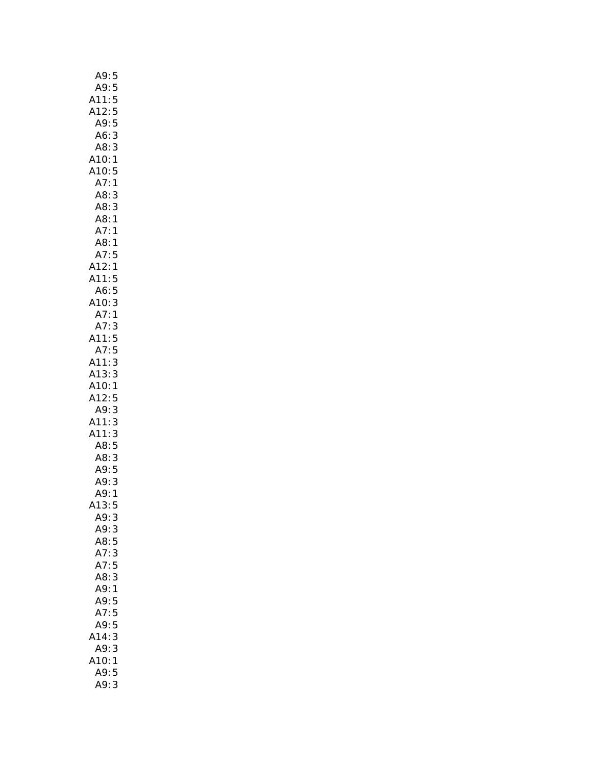A9: 5
A9: 5
A11: 5
A12: 5
A9: 5
A6: 3
A8: 3
A10: 1
A10: 5
A7: 1
A8: 3
A8: 3
A8: 1
A7: 1
A8: 1
A7: 5
A12: 1
A11: 5
A6: 5
A10: 3
A7: 1
A7: 3
A11: 5
A7: 5
A11: 3
A13: 3
A10: 1
A12: 5
A9: 3
A11: 3
A11: 3
A8: 5
A8: 3
A9: 5
A9: 3
A9: 1
A13: 5
A9: 3
A9: 3
A8: 5
A7: 3
A7: 5
A8: 3
A9: 1
A9: 5
A7: 5
A9: 5
A14: 3
A9: 3
A10: 1
A9: 5
A9: 3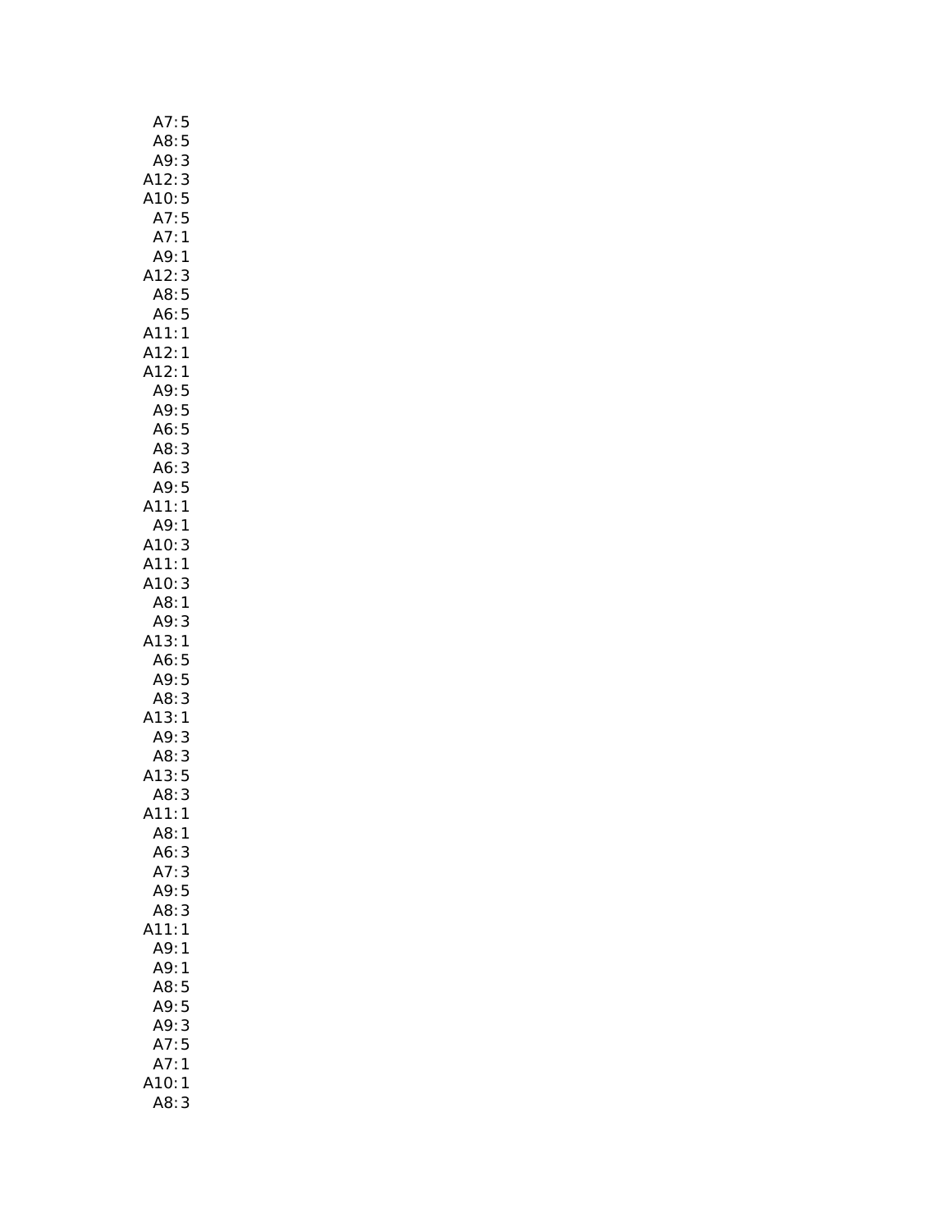A7: 5
A8: 5
A9: 3
A12: 3
A10: 5
A7: 5
A7: 1
A9: 1
A12: 3
A8: 5
A6: 5
A11: 1
A12: 1
A12: 1
A9: 5
A9: 5
A6: 5
A8: 3
A6: 3
A9: 5
A11: 1
A9: 1
A10: 3
A11: 1
A10: 3
A8: 1
A9: 3
A13: 1
A6: 5
A9: 5
A8: 3
A13: 1
A9: 3
A8: 3
A13: 5
A8: 3
A11: 1
A8: 1
A6: 3
A7: 3
A9: 5
A8: 3
A11: 1
A9: 1
A9: 1
A8: 5
A9: 5
A9: 3
A7: 5
A7: 1
A10: 1
A8: 3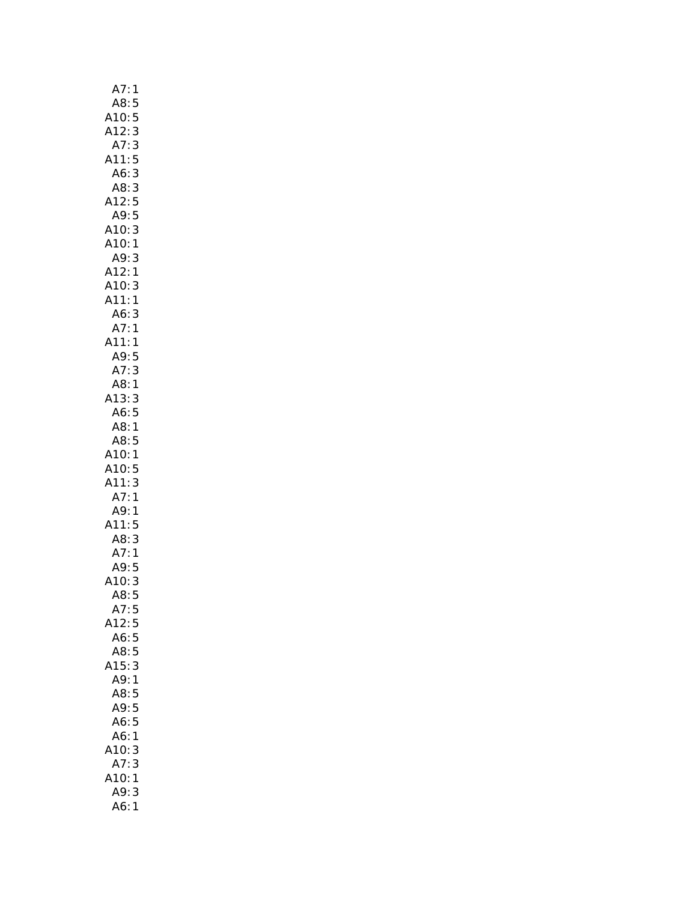A7: 1
A8: 5
A10: 5
A12: 3
A7: 3
A11: 5
A6: 3
A8: 3
A12: 5
A9: 5
A10: 3
A10: 1
A9: 3
A12: 1
A10: 3
A11: 1
A6: 3
A7: 1
A11: 1
A9: 5
A7: 3
A8: 1
A13: 3
A6: 5
A8: 1
A8: 5
A10: 1
A10: 5
A11: 3
A7: 1
A9: 1
A11: 5
A8: 3
A7: 1
A9: 5
A10: 3
A8: 5
A7: 5
A12: 5
A6: 5
A8: 5
A15: 3
A9: 1
A8: 5
A9: 5
A6: 5
A6: 1
A10: 3
A7: 3
A10: 1
A9: 3
A6: 1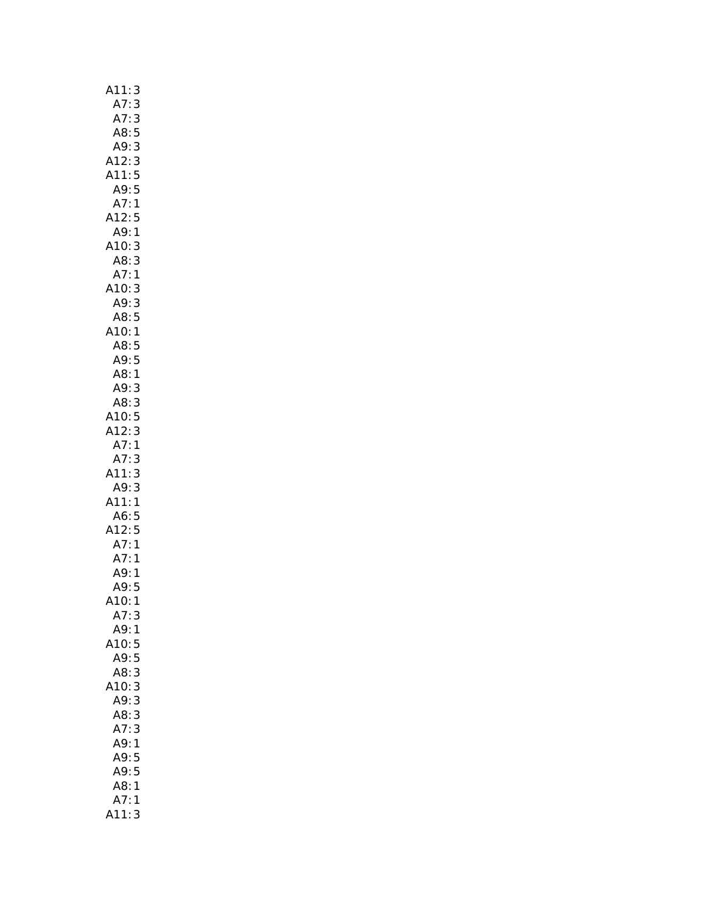A11: 3
A7: 3
A7: 3
A8: 5
A9: 3
A12: 3
A11: 5
A9: 5
A7: 1
A12: 5
A9: 1
A10: 3
A8: 3
A7: 1
A10: 3
A9: 3
A8: 5
A10: 1
A8: 5
A9: 5
A8: 1
A9: 3
A8: 3
A10: 5
A12: 3
A7: 1
A7: 3
A11: 3
A9: 3
A11: 1
A6: 5
A12: 5
A7: 1
A7: 1
A9: 1
A9: 5
A10: 1
A7: 3
A9: 1
A10: 5
A9: 5
A8: 3
A10: 3
A9: 3
A8: 3
A7: 3
A9: 1
A9: 5
A9: 5
A8: 1
A7: 1
A11: 3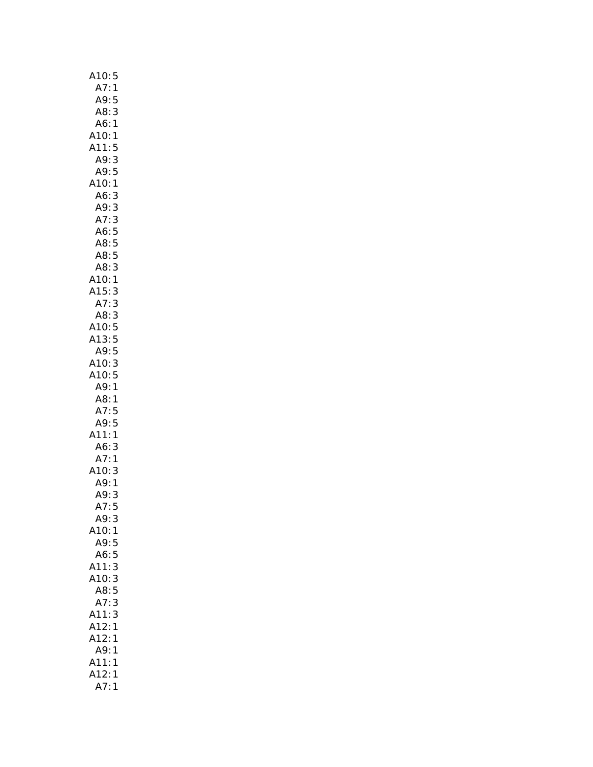A10: 5
A7: 1
A9: 5
A8: 3
A6: 1
A10: 1
A11: 5
A9: 3
A9: 5
A10: 1
A6: 3
A9: 3
A7: 3
A6: 5
A8: 5
A8: 5
A8: 3
A10: 1
A15: 3
A7: 3
A8: 3
A10: 5
A13: 5
A9: 5
A10: 3
A10: 5
A9: 1
A8: 1
A7: 5
A9: 5
A11: 1
A6: 3
A7: 1
A10: 3
A9: 1
A9: 3
A7: 5
A9: 3
A10: 1
A9: 5
A6: 5
A11: 3
A10: 3
A8: 5
A7: 3
A11: 3
A12: 1
A12: 1
A9: 1
A11: 1
A12: 1
A7: 1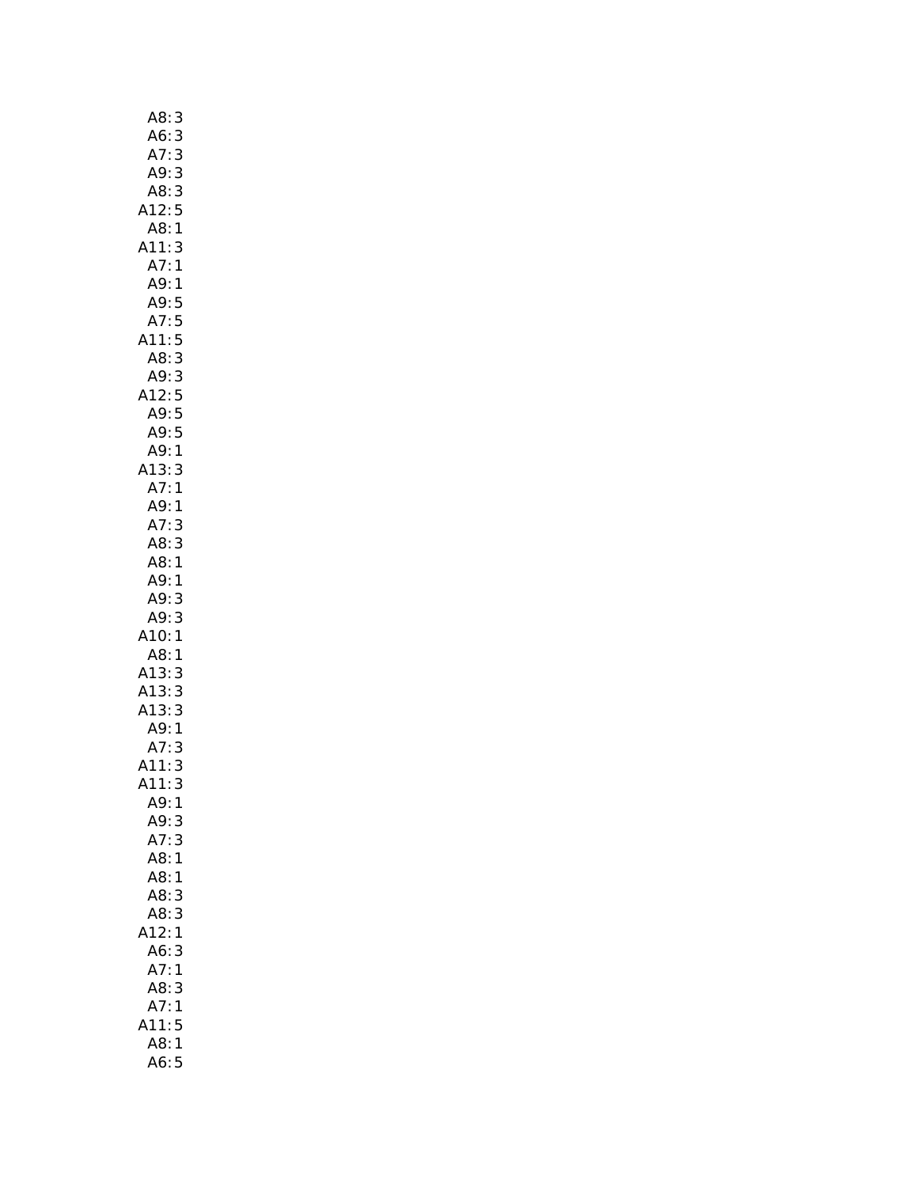A8: 3
A6: 3
A7: 3
A9: 3
A8: 3
A12: 5
A8: 1
A11: 3
A7: 1
A9: 1
A9: 5
A7: 5
A11: 5
A8: 3
A9: 3
A12: 5
A9: 5
A9: 5
A9: 1
A13: 3
A7: 1
A9: 1
A7: 3
A8: 3
A8: 1
A9: 1
A9: 3
A9: 3
A10: 1
A8: 1
A13: 3
A13: 3
A13: 3
A9: 1
A7: 3
A11: 3
A11: 3
A9: 1
A9: 3
A7: 3
A8: 1
A8: 1
A8: 3
A8: 3
A12: 1
A6: 3
A7: 1
A8: 3
A7: 1
A11: 5
A8: 1
A6: 5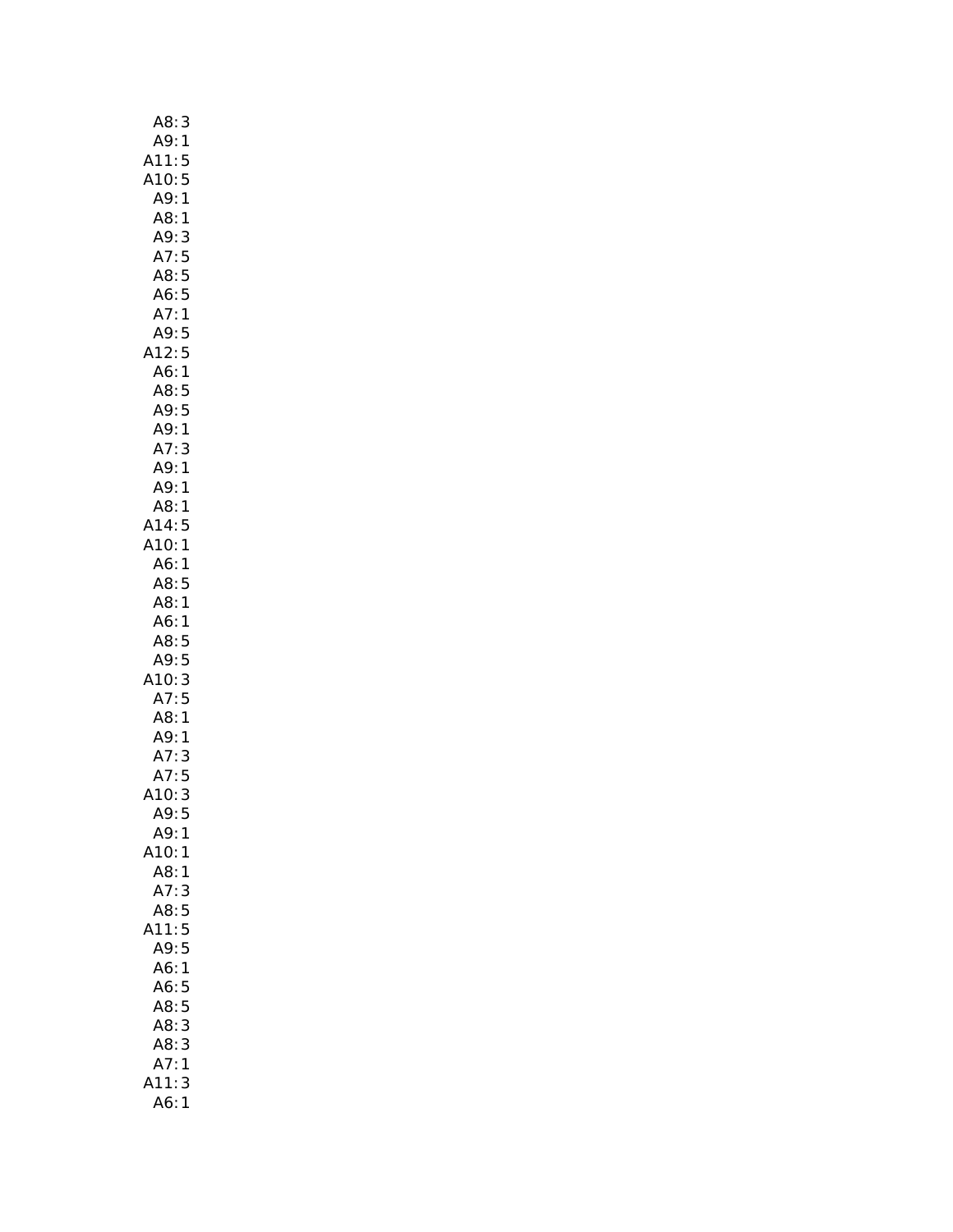A8: 3
A9: 1
A11: 5
A10: 5
A9: 1
A8: 1
A9: 3
A7: 5
A8: 5
A6: 5
A7: 1
A9: 5
A12: 5
A6: 1
A8: 5
A9: 5
A9: 1
A7: 3
A9: 1
A9: 1
A8: 1
A14: 5
A10: 1
A6: 1
A8: 5
A8: 1
A6: 1
A8: 5
A9: 5
A10: 3
A7: 5
A8: 1
A9: 1
A7: 3
A7: 5
A10: 3
A9: 5
A9: 1
A10: 1
A8: 1
A7: 3
A8: 5
A11: 5
A9: 5
A6: 1
A6: 5
A8: 5
A8: 3
A8: 3
A7: 1
A11: 3
A6: 1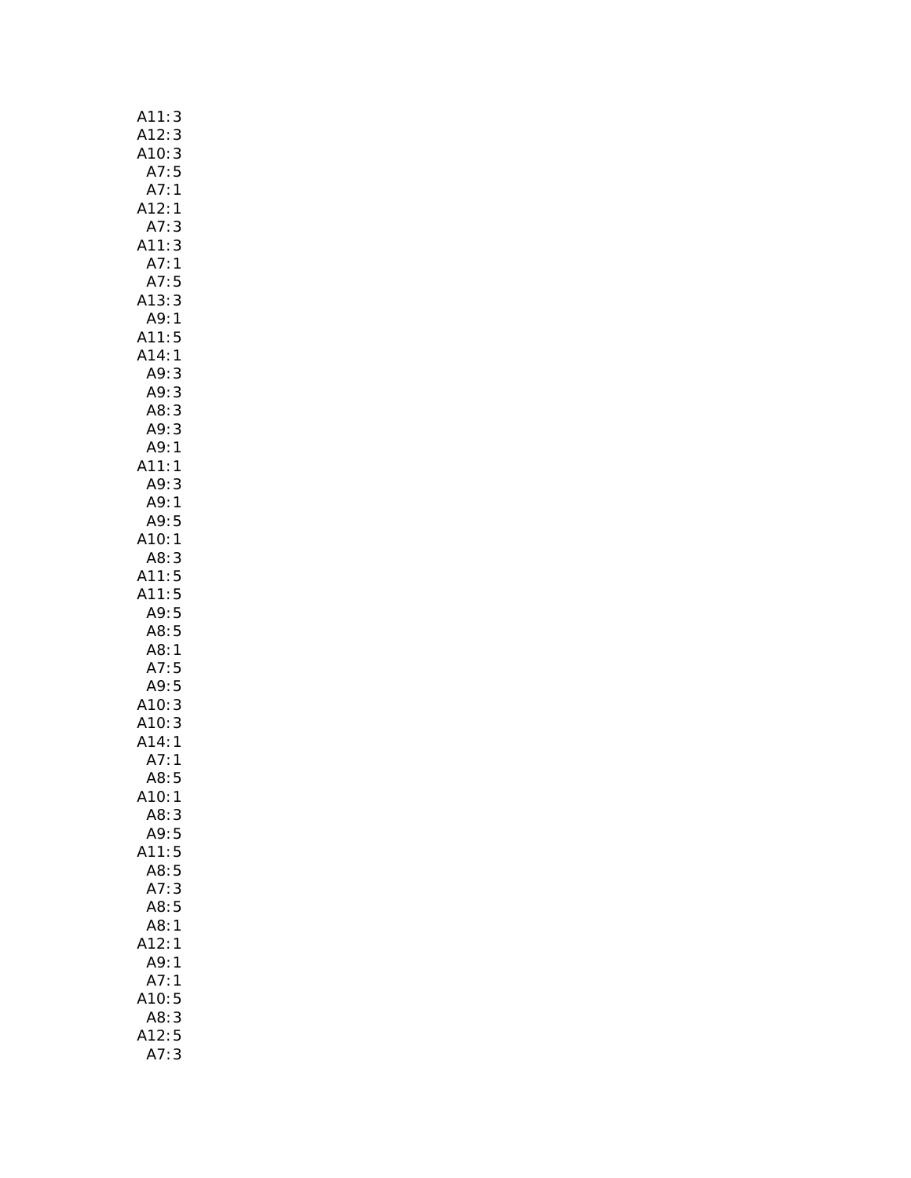A11: 3
A12: 3
A10: 3
A7: 5
A7: 1
A12: 1
A7: 3
A11: 3
A7: 1
A7: 5
A13: 3
A9: 1
A11: 5
A14: 1
A9: 3
A9: 3
A8: 3
A9: 3
A9: 1
A11: 1
A9: 3
A9: 1
A9: 5
A10: 1
A8: 3
A11: 5
A11: 5
A9: 5
A8: 5
A8: 1
A7: 5
A9: 5
A10: 3
A10: 3
A14: 1
A7: 1
A8: 5
A10: 1
A8: 3
A9: 5
A11: 5
A8: 5
A7: 3
A8: 5
A8: 1
A12: 1
A9: 1
A7: 1
A10: 5
A8: 3
A12: 5
A7: 3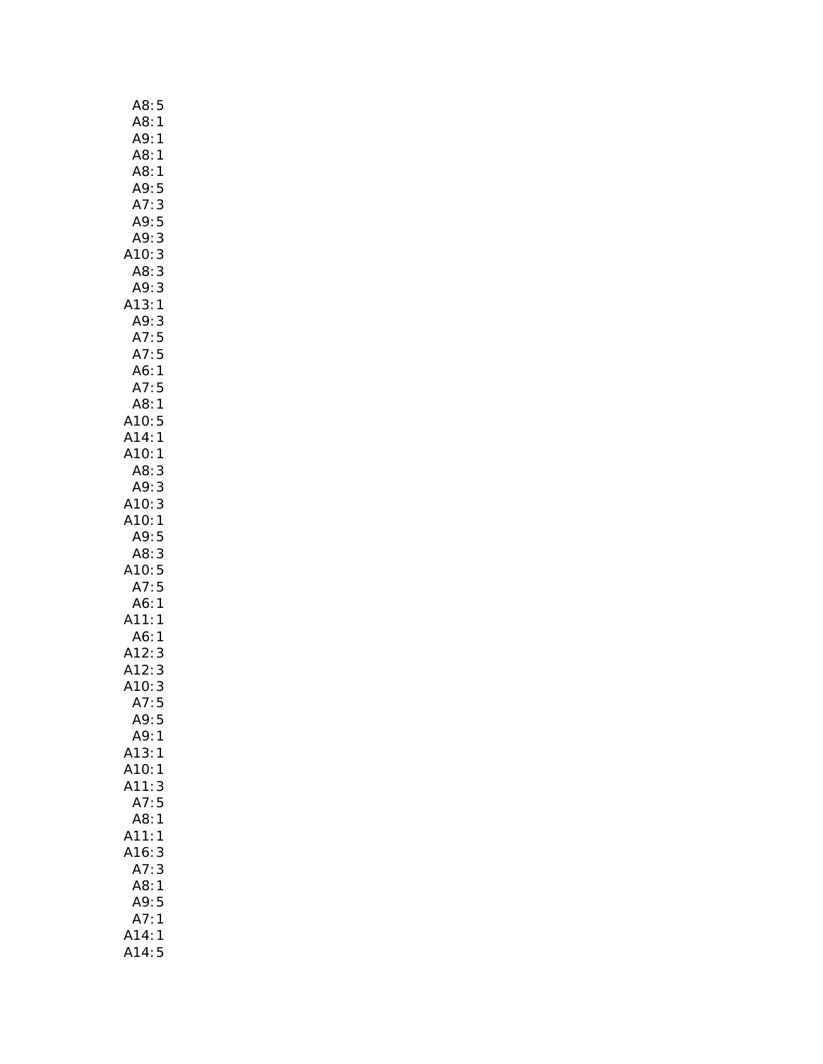A8: 5
A8: 1
A9: 1
A8: 1
A8: 1
A9: 5
A7: 3
A9: 5
A9: 3
A10: 3
A8: 3
A9: 3
A13: 1
A9: 3
A7: 5
A7: 5
A6: 1
A7: 5
A8: 1
A10: 5
A14: 1
A10: 1
A8: 3
A9: 3
A10: 3
A10: 1
A9: 5
A8: 3
A10: 5
A7: 5
A6: 1
A11: 1
A6: 1
A12: 3
A12: 3
A10: 3
A7: 5
A9: 5
A9: 1
A13: 1
A10: 1
A11: 3
A7: 5
A8: 1
A11: 1
A16: 3
A7: 3
A8: 1
A9: 5
A7: 1
A14: 1
A14: 5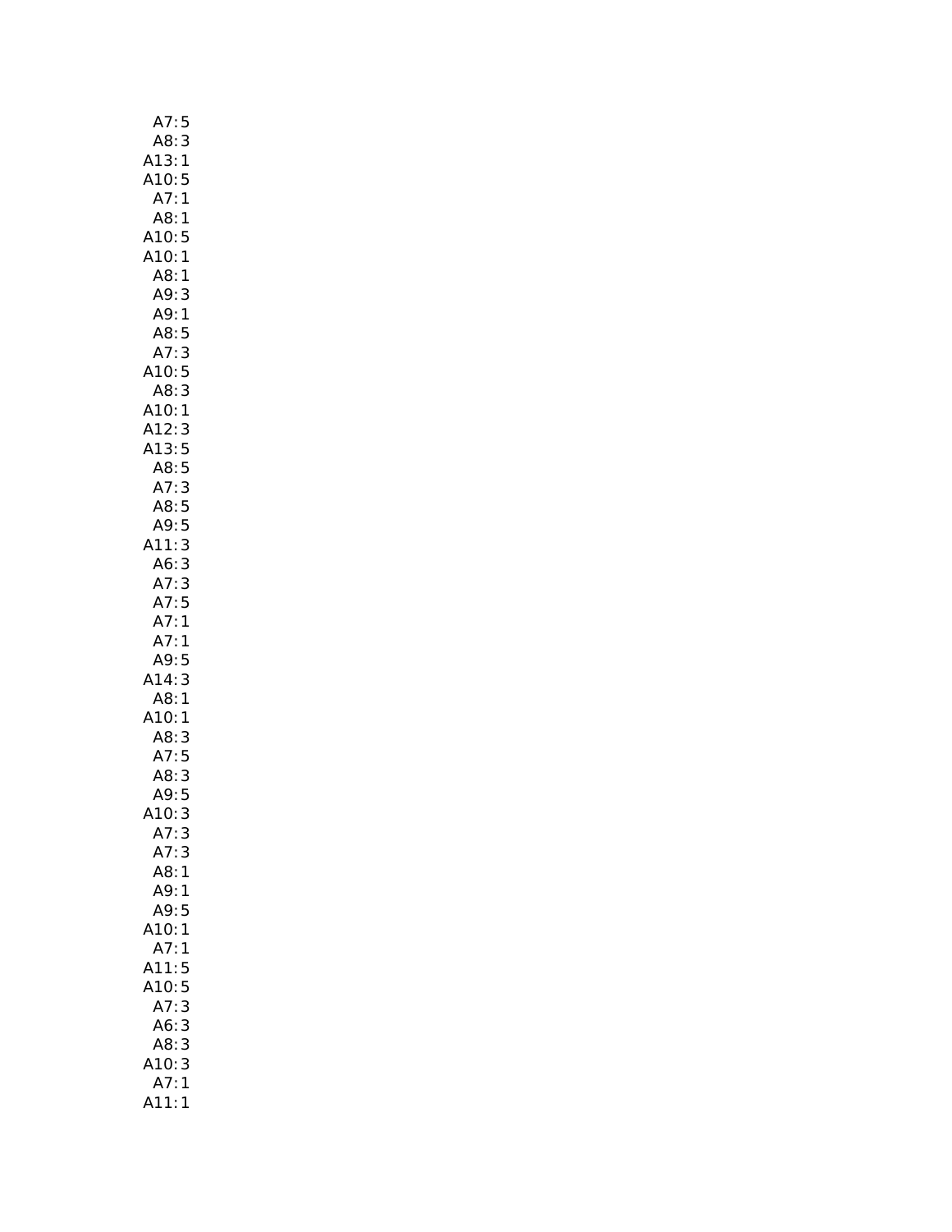A7: 5
A8: 3
A13: 1
A10: 5
A7: 1
A8: 1
A10: 5
A10: 1
A8: 1
A9: 3
A9: 1
A8: 5
A7: 3
A10: 5
A8: 3
A10: 1
A12: 3
A13: 5
A8: 5
A7: 3
A8: 5
A9: 5
A11: 3
A6: 3
A7: 3
A7: 5
A7: 1
A7: 1
A9: 5
A14: 3
A8: 1
A10: 1
A8: 3
A7: 5
A8: 3
A9: 5
A10: 3
A7: 3
A7: 3
A8: 1
A9: 1
A9: 5
A10: 1
A7: 1
A11: 5
A10: 5
A7: 3
A6: 3
A8: 3
A10: 3
A7: 1
A11: 1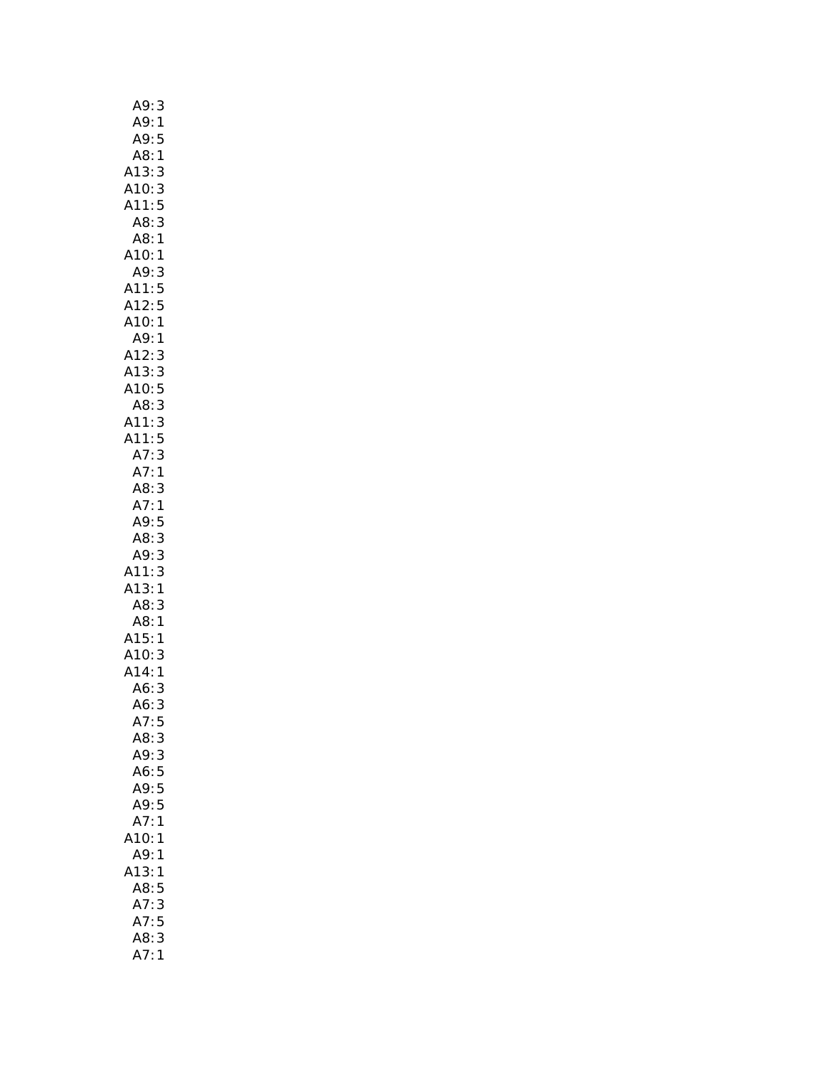A9: 3
A9: 1
A9: 5
A8: 1
A13: 3
A10: 3
A11: 5
A8: 3
A8: 1
A10: 1
A9: 3
A11: 5
A12: 5
A10: 1
A9: 1
A12: 3
A13: 3
A10: 5
A8: 3
A11: 3
A11: 5
A7: 3
A7: 1
A8: 3
A7: 1
A9: 5
A8: 3
A9: 3
A11: 3
A13: 1
A8: 3
A8: 1
A15: 1
A10: 3
A14: 1
A6: 3
A6: 3
A7: 5
A8: 3
A9: 3
A6: 5
A9: 5
A9: 5
A7: 1
A10: 1
A9: 1
A13: 1
A8: 5
A7: 3
A7: 5
A8: 3
A7: 1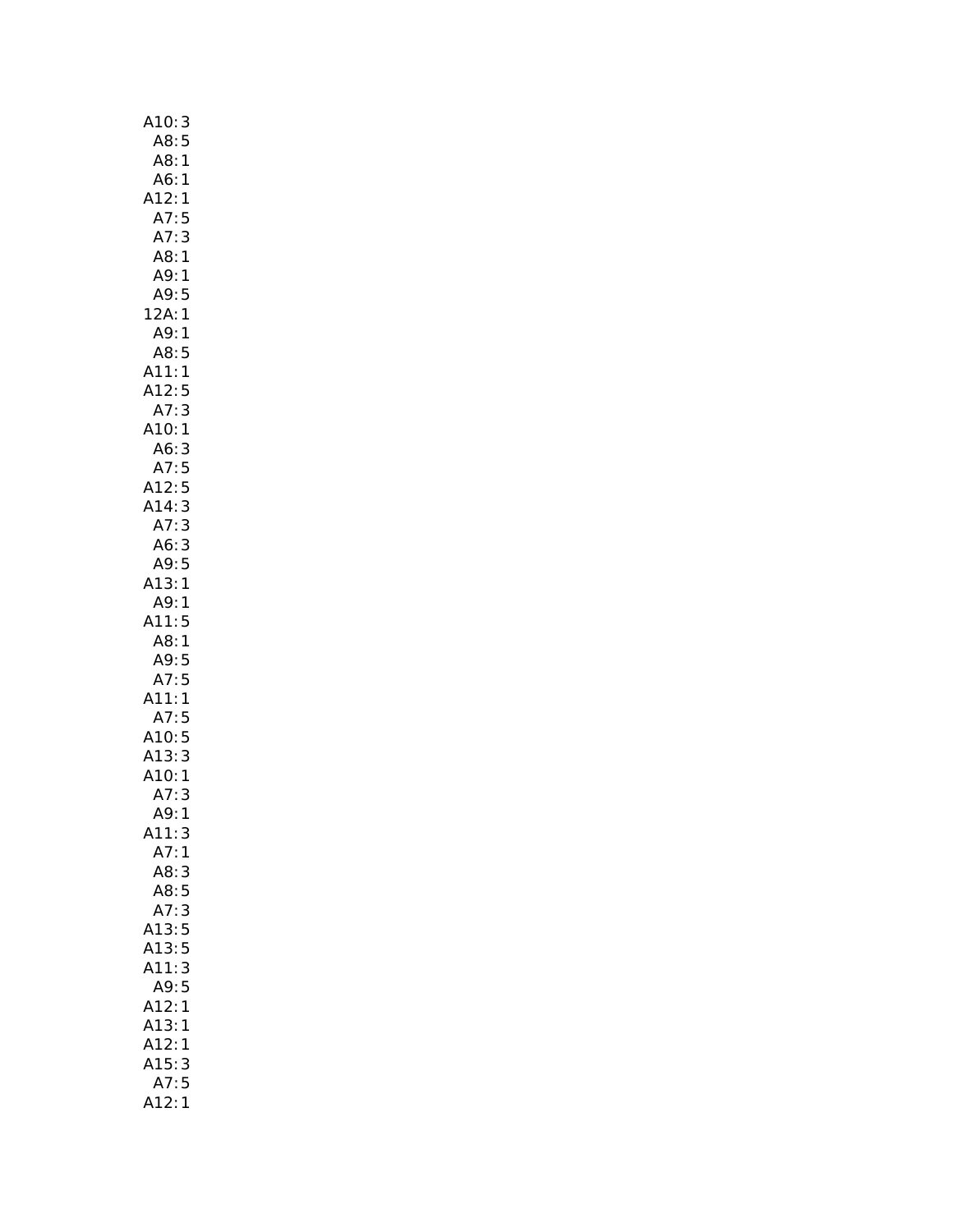A10: 3
A8: 5
A8: 1
A6: 1
A12: 1
A7: 5
A7: 3
A8: 1
A9: 1
A9: 5
12A: 1
A9: 1
A8: 5
A11: 1
A12: 5
A7: 3
A10: 1
A6: 3
A7: 5
A12: 5
A14: 3
A7: 3
A6: 3
A9: 5
A13: 1
A9: 1
A11: 5
A8: 1
A9: 5
A7: 5
A11: 1
A7: 5
A10: 5
A13: 3
A10: 1
A7: 3
A9: 1
A11: 3
A7: 1
A8: 3
A8: 5
A7: 3
A13: 5
A13: 5
A11: 3
A9: 5
A12: 1
A13: 1
A12: 1
A15: 3
A7: 5
A12: 1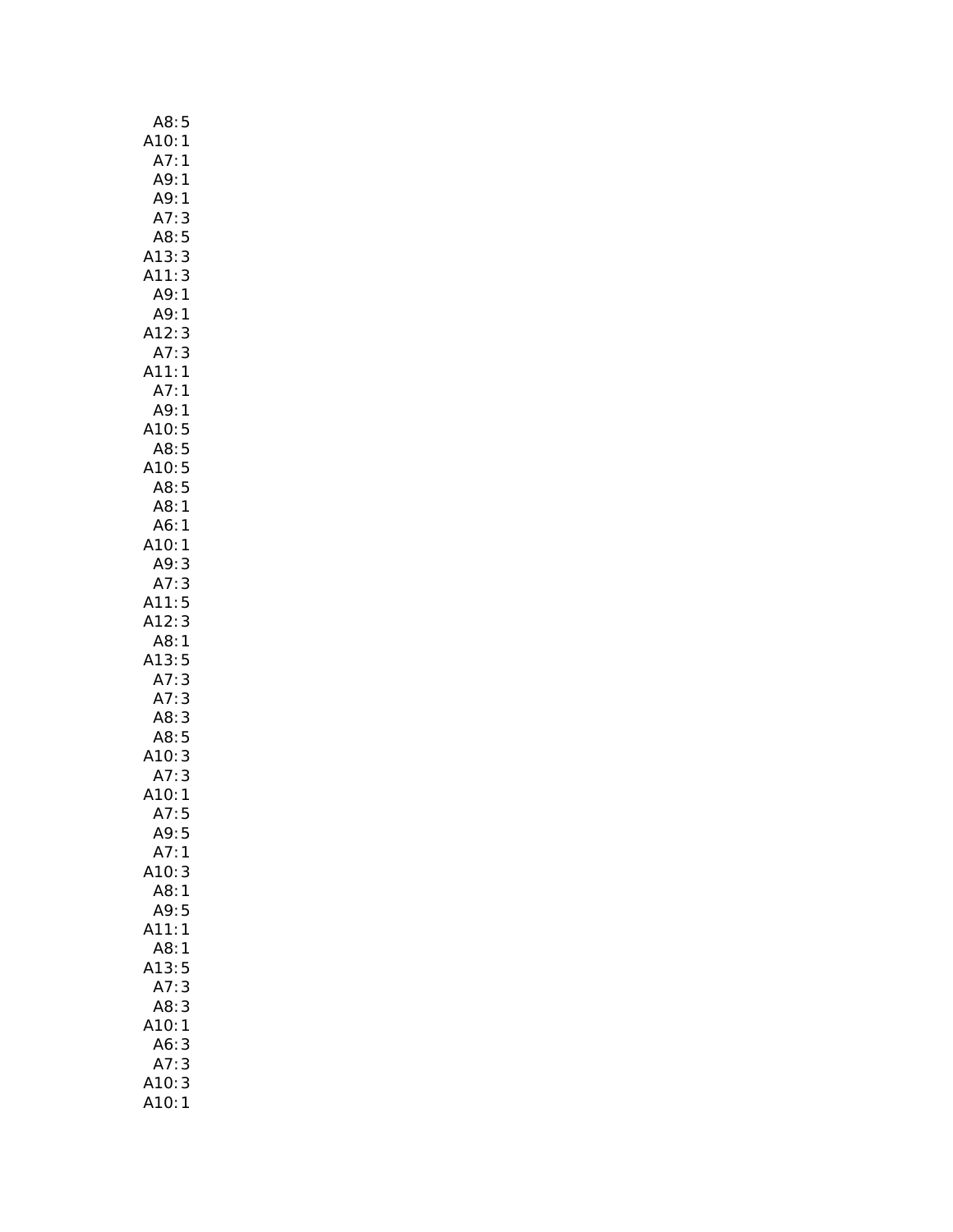A8: 5
A10: 1
A7: 1
A9: 1
A9: 1
A7: 3
A8: 5
A13: 3
A11: 3
A9: 1
A9: 1
A12: 3
A7: 3
A11: 1
A7: 1
A9: 1
A10: 5
A8: 5
A10: 5
A8: 5
A8: 1
A6: 1
A10: 1
A9: 3
A7: 3
A11: 5
A12: 3
A8: 1
A13: 5
A7: 3
A7: 3
A8: 3
A8: 5
A10: 3
A7: 3
A10: 1
A7: 5
A9: 5
A7: 1
A10: 3
A8: 1
A9: 5
A11: 1
A8: 1
A13: 5
A7: 3
A8: 3
A10: 1
A6: 3
A7: 3
A10: 3
A10: 1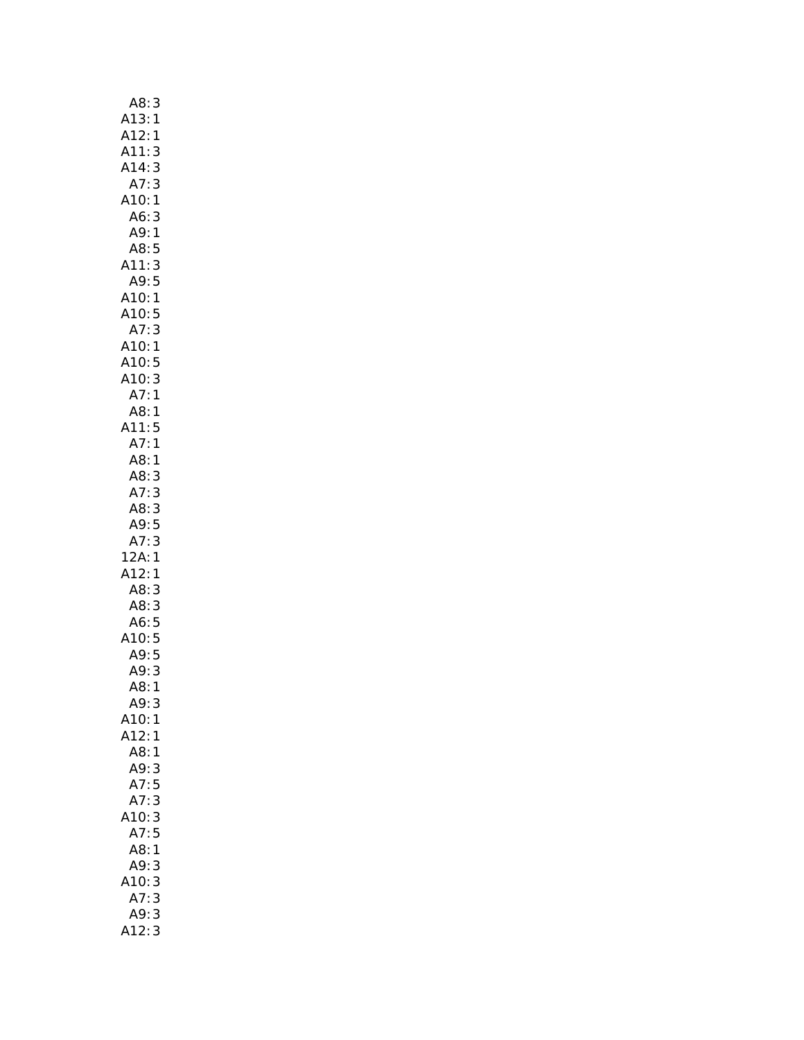A8: 3
A13: 1
A12: 1
A11: 3
A14: 3
A7: 3
A10: 1
A6: 3
A9: 1
A8: 5
A11: 3
A9: 5
A10: 1
A10: 5
A7: 3
A10: 1
A10: 5
A10: 3
A7: 1
A8: 1
A11: 5
A7: 1
A8: 1
A8: 3
A7: 3
A8: 3
A9: 5
A7: 3
12A: 1
A12: 1
A8: 3
A8: 3
A6: 5
A10: 5
A9: 5
A9: 3
A8: 1
A9: 3
A10: 1
A12: 1
A8: 1
A9: 3
A7: 5
A7: 3
A10: 3
A7: 5
A8: 1
A9: 3
A10: 3
A7: 3
A9: 3
A12: 3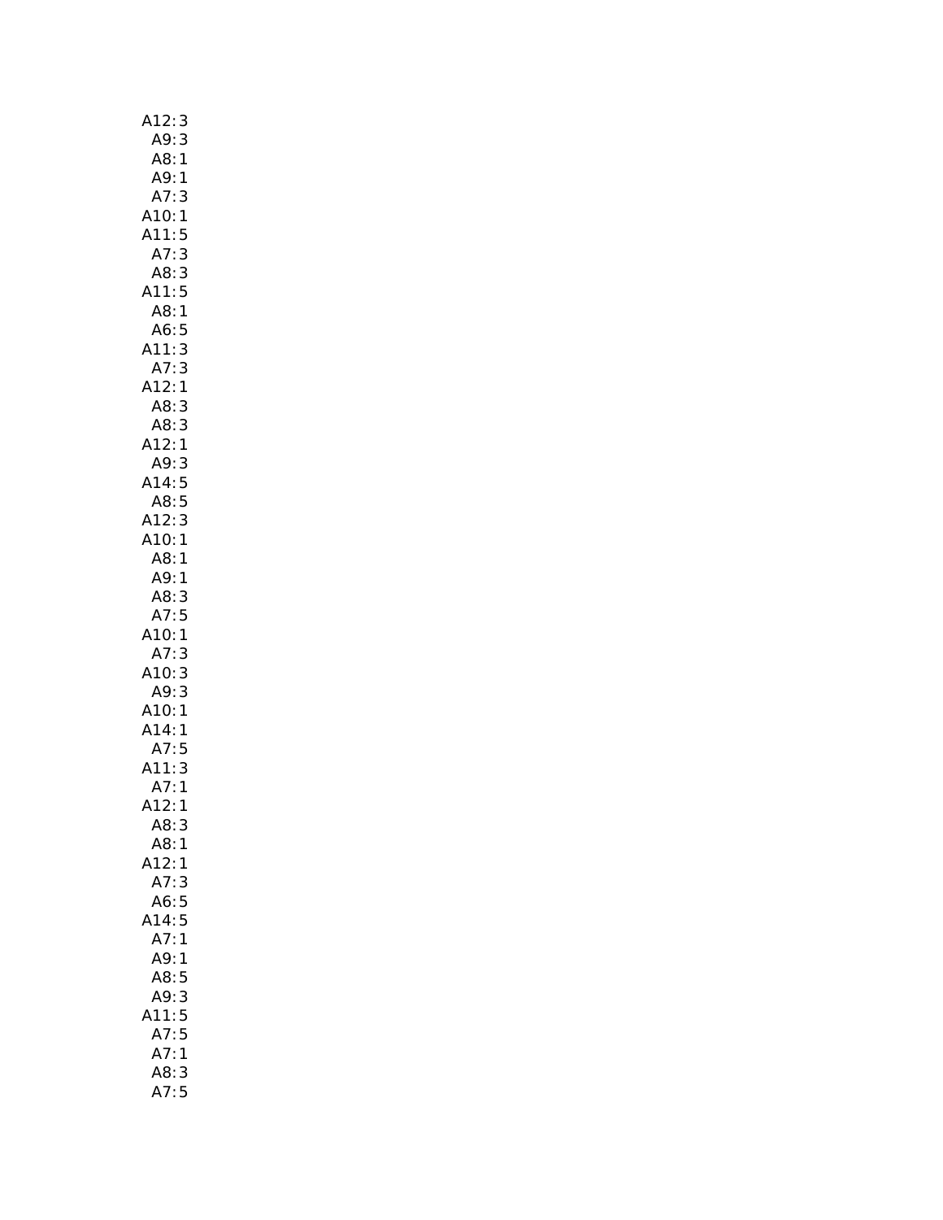A12: 3
A9: 3
A8: 1
A9: 1
A7: 3
A10: 1
A11: 5
A7: 3
A8: 3
A11: 5
A8: 1
A6: 5
A11: 3
A7: 3
A12: 1
A8: 3
A8: 3
A12: 1
A9: 3
A14: 5
A8: 5
A12: 3
A10: 1
A8: 1
A9: 1
A8: 3
A7: 5
A10: 1
A7: 3
A10: 3
A9: 3
A10: 1
A14: 1
A7: 5
A11: 3
A7: 1
A12: 1
A8: 3
A8: 1
A12: 1
A7: 3
A6: 5
A14: 5
A7: 1
A9: 1
A8: 5
A9: 3
A11: 5
A7: 5
A7: 1
A8: 3
A7: 5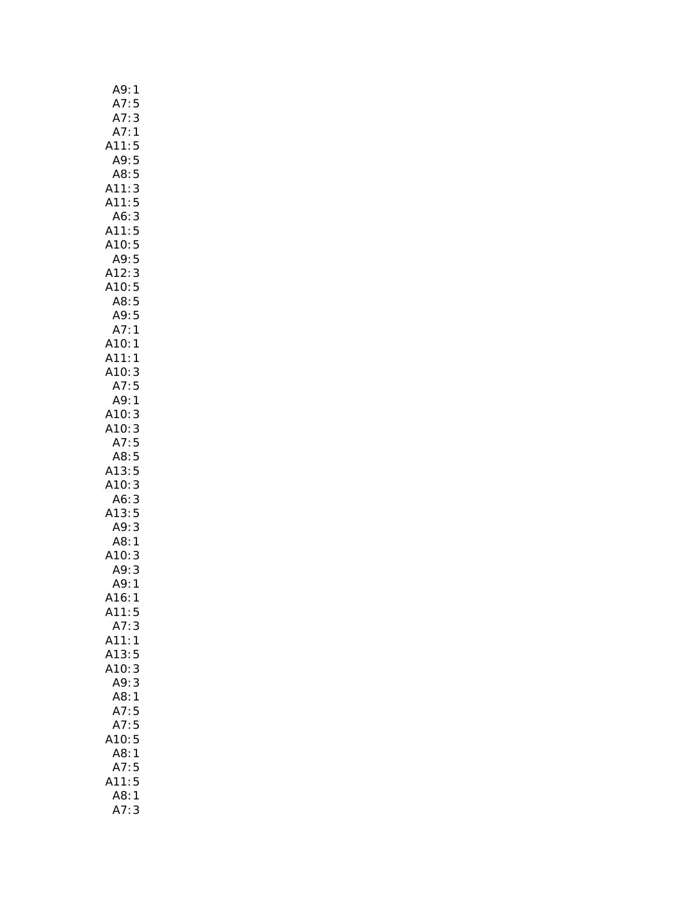A9: 1
A7: 5
A7: 3
A7: 1
A11: 5
A9: 5
A8: 5
A11: 3
A11: 5
A6: 3
A11: 5
A10: 5
A9: 5
A12: 3
A10: 5
A8: 5
A9: 5
A7: 1
A10: 1
A11: 1
A10: 3
A7: 5
A9: 1
A10: 3
A10: 3
A7: 5
A8: 5
A13: 5
A10: 3
A6: 3
A13: 5
A9: 3
A8: 1
A10: 3
A9: 3
A9: 1
A16: 1
A11: 5
A7: 3
A11: 1
A13: 5
A10: 3
A9: 3
A8: 1
A7: 5
A7: 5
A10: 5
A8: 1
A7: 5
A11: 5
A8: 1
A7: 3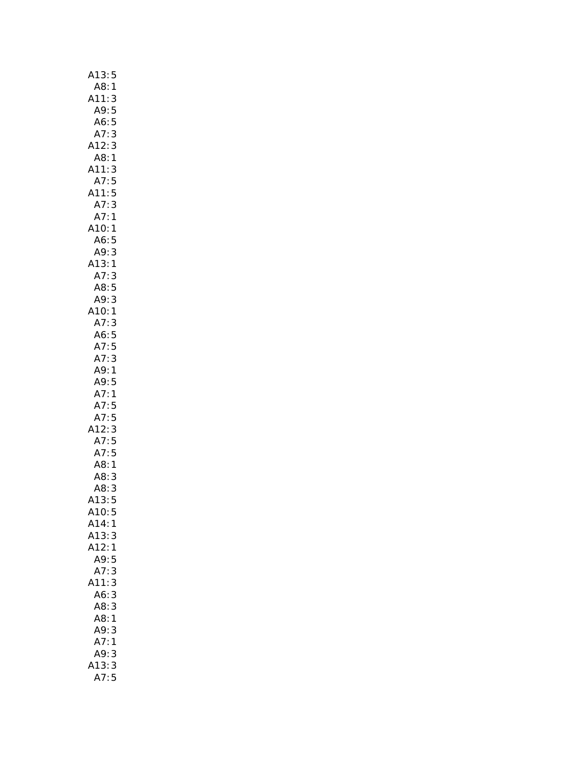A13: 5
A8: 1
A11: 3
A9: 5
A6: 5
A7: 3
A12: 3
A8: 1
A11: 3
A7: 5
A11: 5
A7: 3
A7: 1
A10: 1
A6: 5
A9: 3
A13: 1
A7: 3
A8: 5
A9: 3
A10: 1
A7: 3
A6: 5
A7: 5
A7: 3
A9: 1
A9: 5
A7: 1
A7: 5
A7: 5
A12: 3
A7: 5
A7: 5
A8: 1
A8: 3
A8: 3
A13: 5
A10: 5
A14: 1
A13: 3
A12: 1
A9: 5
A7: 3
A11: 3
A6: 3
A8: 3
A8: 1
A9: 3
A7: 1
A9: 3
A13: 3
A7: 5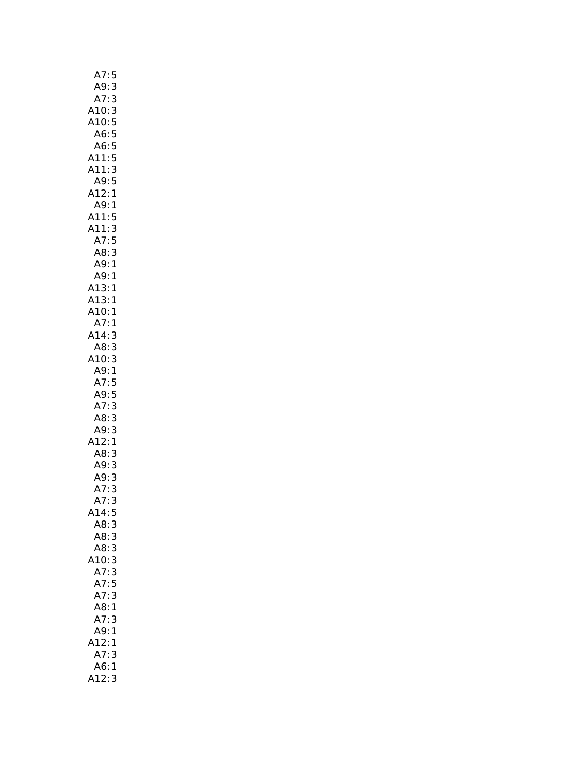A7: 5
A9: 3
A7: 3
A10: 3
A10: 5
A6: 5
A6: 5
A11: 5
A11: 3
A9: 5
A12: 1
A9: 1
A11: 5
A11: 3
A7: 5
A8: 3
A9: 1
A9: 1
A13: 1
A13: 1
A10: 1
A7: 1
A14: 3
A8: 3
A10: 3
A9: 1
A7: 5
A9: 5
A7: 3
A8: 3
A9: 3
A12: 1
A8: 3
A9: 3
A9: 3
A7: 3
A7: 3
A14: 5
A8: 3
A8: 3
A8: 3
A10: 3
A7: 3
A7: 5
A7: 3
A8: 1
A7: 3
A9: 1
A12: 1
A7: 3
A6: 1
A12: 3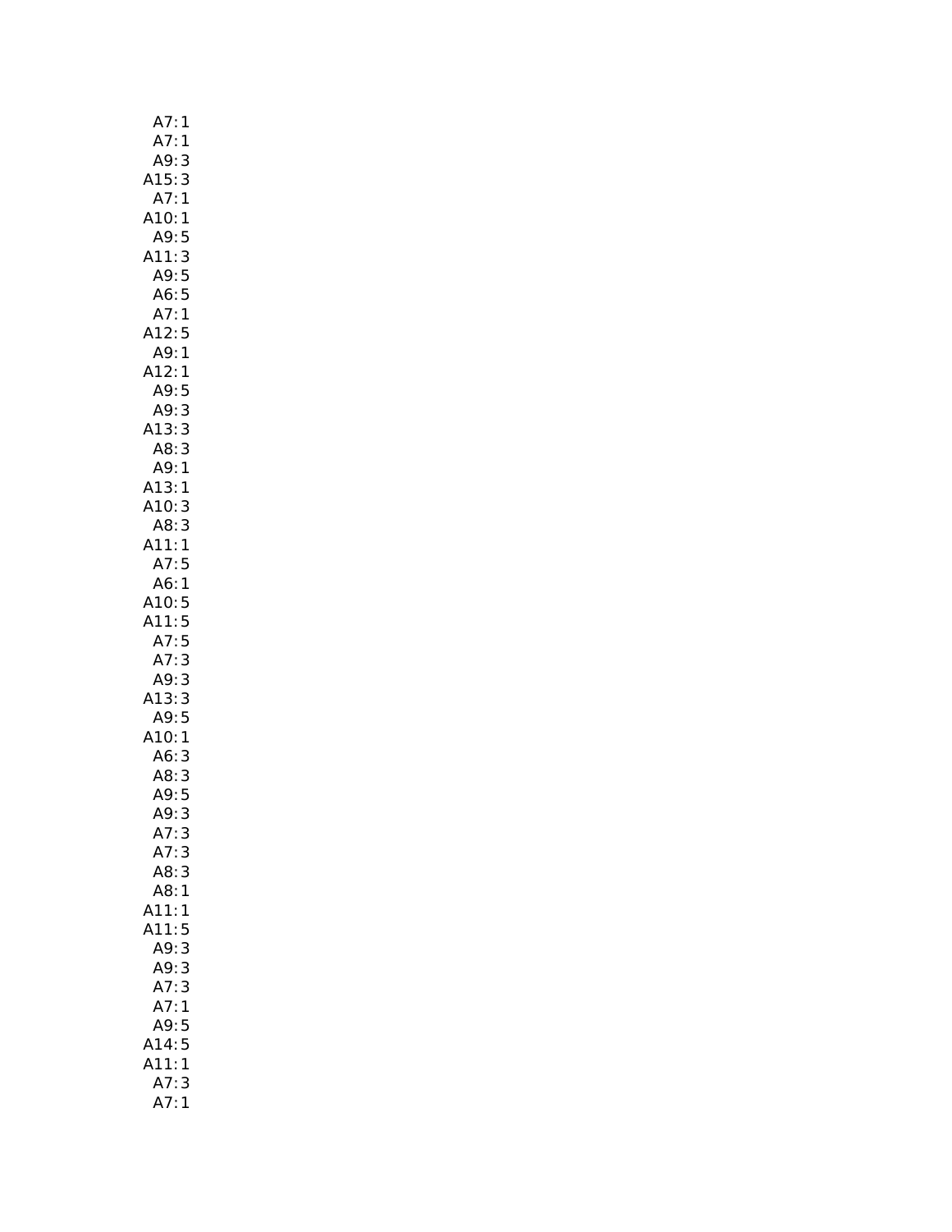A7: 1
A7: 1
A9: 3
A15: 3
A7: 1
A10: 1
A9: 5
A11: 3
A9: 5
A6: 5
A7: 1
A12: 5
A9: 1
A12: 1
A9: 5
A9: 3
A13: 3
A8: 3
A9: 1
A13: 1
A10: 3
A8: 3
A11: 1
A7: 5
A6: 1
A10: 5
A11: 5
A7: 5
A7: 3
A9: 3
A13: 3
A9: 5
A10: 1
A6: 3
A8: 3
A9: 5
A9: 3
A7: 3
A7: 3
A8: 3
A8: 1
A11: 1
A11: 5
A9: 3
A9: 3
A7: 3
A7: 1
A9: 5
A14: 5
A11: 1
A7: 3
A7: 1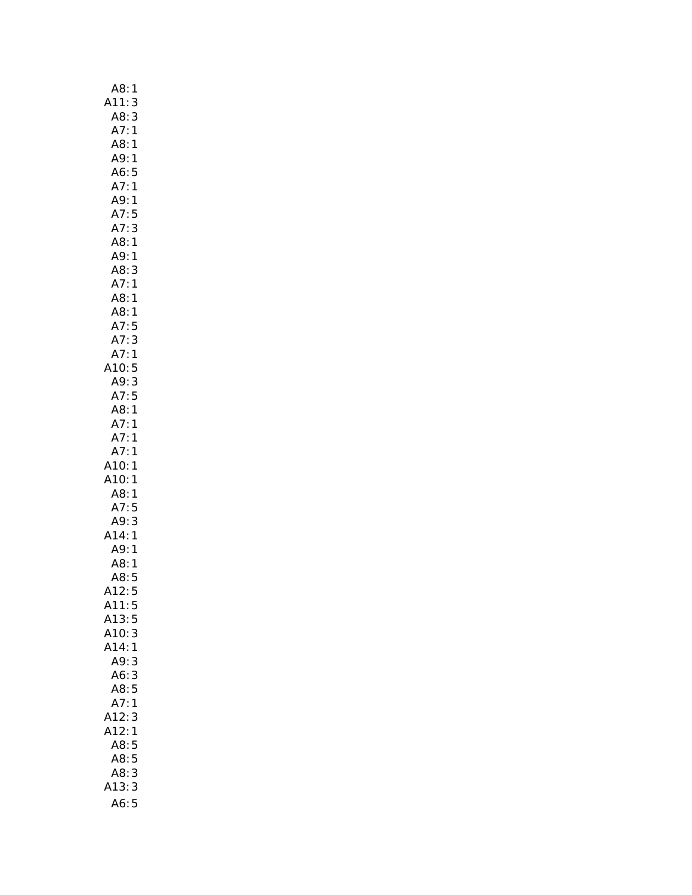A8: 1
A11: 3
A8: 3
A7: 1
A8: 1
A9: 1
A6: 5
A7: 1
A9: 1
A7: 5
A7: 3
A8: 1
A9: 1
A8: 3
A7: 1
A8: 1
A8: 1
A7: 5
A7: 3
A7: 1
A10: 5
A9: 3
A7: 5
A8: 1
A7: 1
A7: 1
A7: 1
A10: 1
A10: 1
A8: 1
A7: 5
A9: 3
A14: 1
A9: 1
A8: 1
A8: 5
A12: 5
A11: 5
A13: 5
A10: 3
A14: 1
A9: 3
A6: 3
A8: 5
A7: 1
A12: 3
A12: 1
A8: 5
A8: 5
A8: 3
A13: 3
A6: 5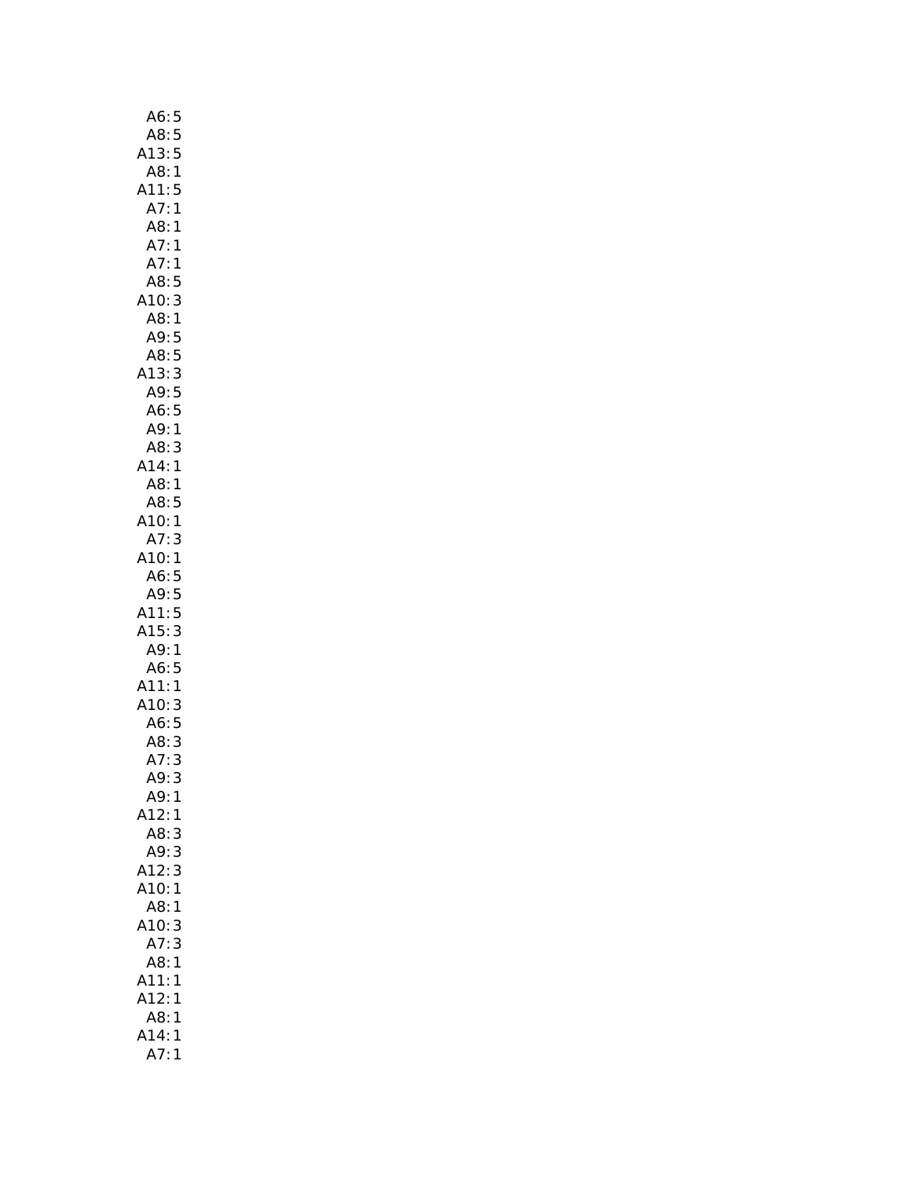A6: 5
A8: 5
A13: 5
A8: 1
A11: 5
A7: 1
A8: 1
A7: 1
A7: 1
A8: 5
A10: 3
A8: 1
A9: 5
A8: 5
A13: 3
A9: 5
A6: 5
A9: 1
A8: 3
A14: 1
A8: 1
A8: 5
A10: 1
A7: 3
A10: 1
A6: 5
A9: 5
A11: 5
A15: 3
A9: 1
A6: 5
A11: 1
A10: 3
A6: 5
A8: 3
A7: 3
A9: 3
A9: 1
A12: 1
A8: 3
A9: 3
A12: 3
A10: 1
A8: 1
A10: 3
A7: 3
A8: 1
A11: 1
A12: 1
A8: 1
A14: 1
A7: 1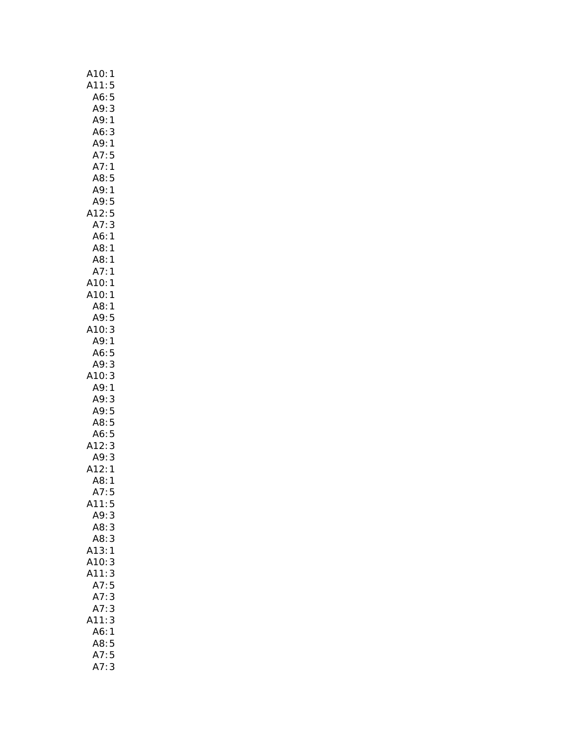A10: 1
A11: 5
A6: 5
A9: 3
A9: 1
A6: 3
A9: 1
A7: 5
A7: 1
A8: 5
A9: 1
A9: 5
A12: 5
A7: 3
A6: 1
A8: 1
A8: 1
A7: 1
A10: 1
A10: 1
A8: 1
A9: 5
A10: 3
A9: 1
A6: 5
A9: 3
A10: 3
A9: 1
A9: 3
A9: 5
A8: 5
A6: 5
A12: 3
A9: 3
A12: 1
A8: 1
A7: 5
A11: 5
A9: 3
A8: 3
A8: 3
A13: 1
A10: 3
A11: 3
A7: 5
A7: 3
A7: 3
A11: 3
A6: 1
A8: 5
A7: 5
A7: 3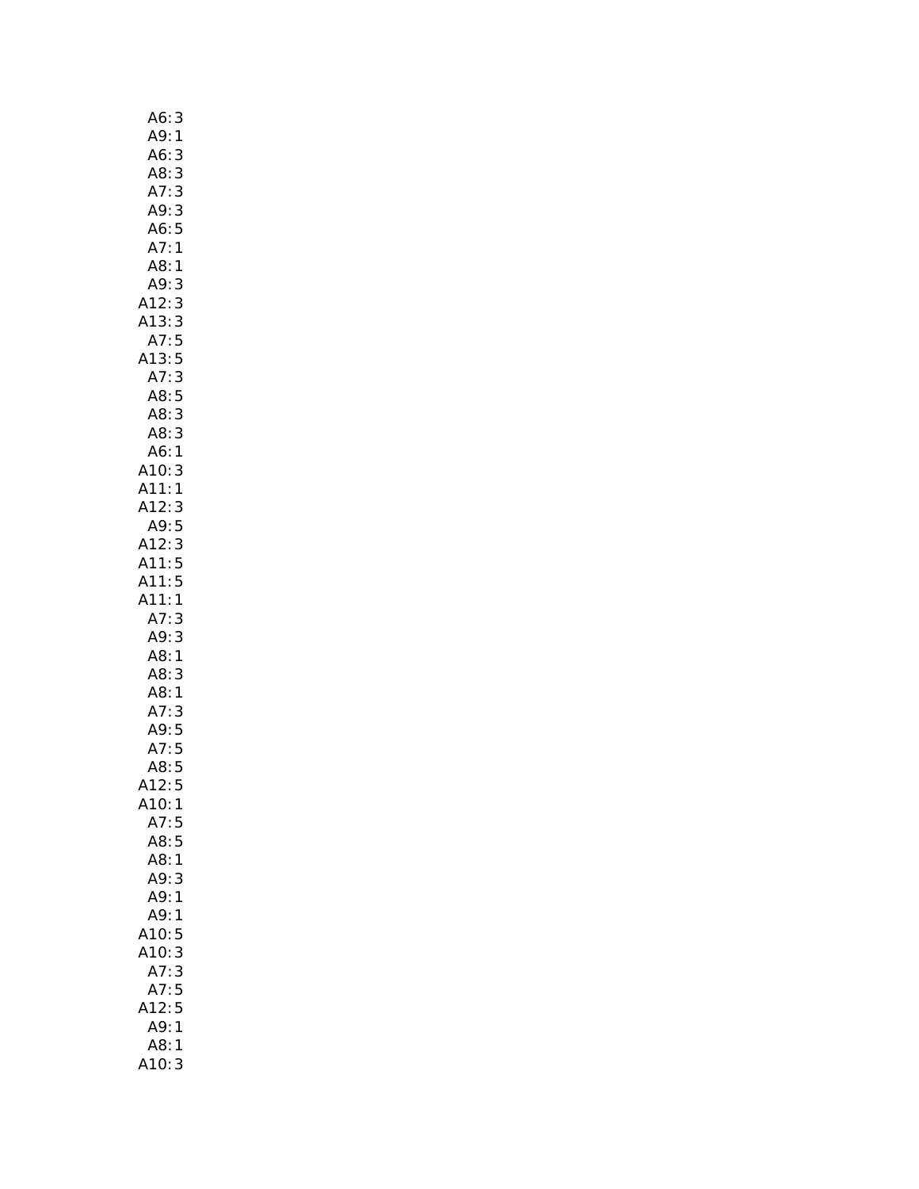A6: 3
A9: 1
A6: 3
A8: 3
A7: 3
A9: 3
A6: 5
A7: 1
A8: 1
A9: 3
A12: 3
A13: 3
A7: 5
A13: 5
A7: 3
A8: 5
A8: 3
A8: 3
A6: 1
A10: 3
A11: 1
A12: 3
A9: 5
A12: 3
A11: 5
A11: 5
A11: 1
A7: 3
A9: 3
A8: 1
A8: 3
A8: 1
A7: 3
A9: 5
A7: 5
A8: 5
A12: 5
A10: 1
A7: 5
A8: 5
A8: 1
A9: 3
A9: 1
A9: 1
A10: 5
A10: 3
A7: 3
A7: 5
A12: 5
A9: 1
A8: 1
A10: 3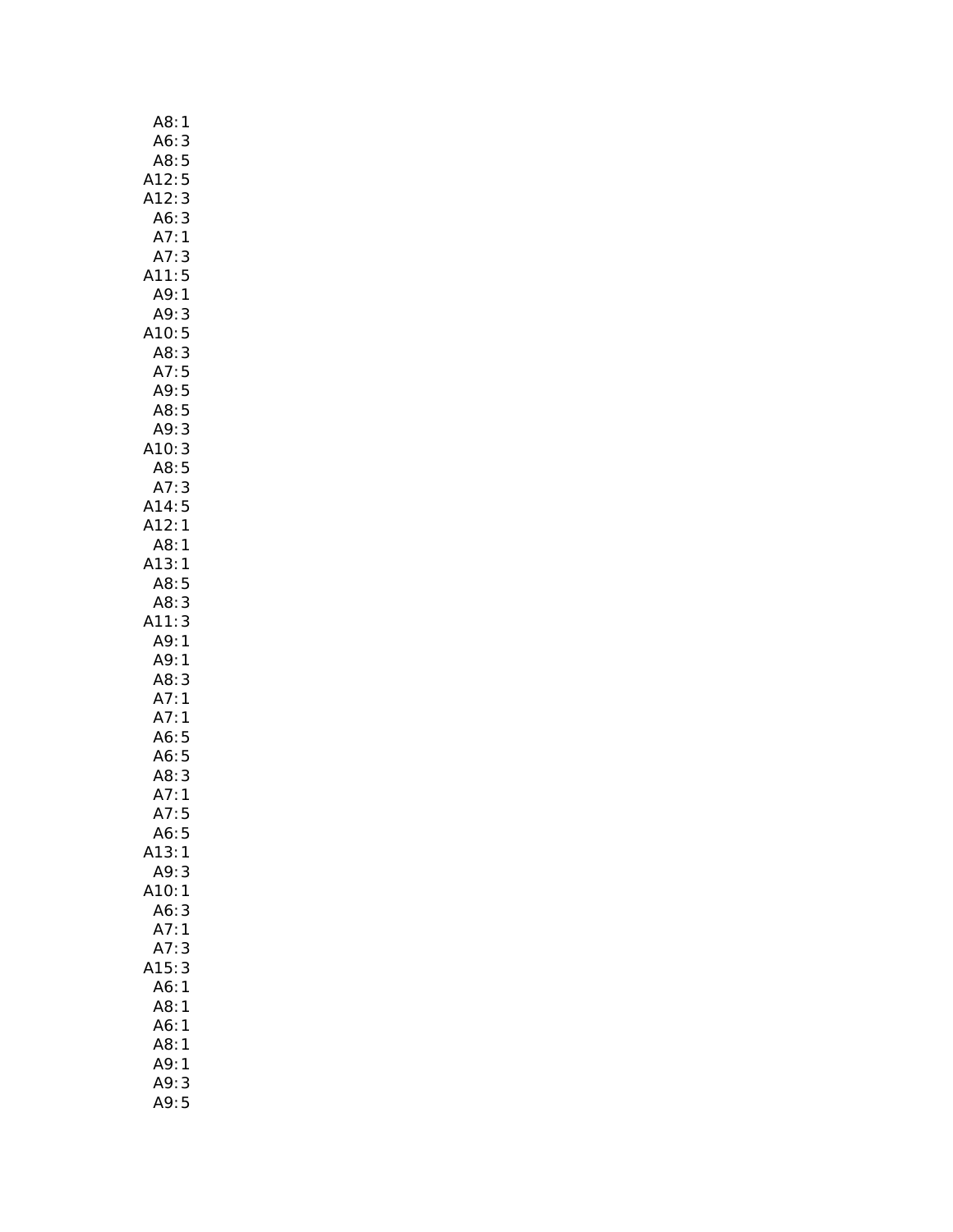A8: 1
A6: 3
A8: 5
A12: 5
A12: 3
A6: 3
A7: 1
A7: 3
A11: 5
A9: 1
A9: 3
A10: 5
A8: 3
A7: 5
A9: 5
A8: 5
A9: 3
A10: 3
A8: 5
A7: 3
A14: 5
A12: 1
A8: 1
A13: 1
A8: 5
A8: 3
A11: 3
A9: 1
A9: 1
A8: 3
A7: 1
A7: 1
A6: 5
A6: 5
A8: 3
A7: 1
A7: 5
A6: 5
A13: 1
A9: 3
A10: 1
A6: 3
A7: 1
A7: 3
A15: 3
A6: 1
A8: 1
A6: 1
A8: 1
A9: 1
A9: 3
A9: 5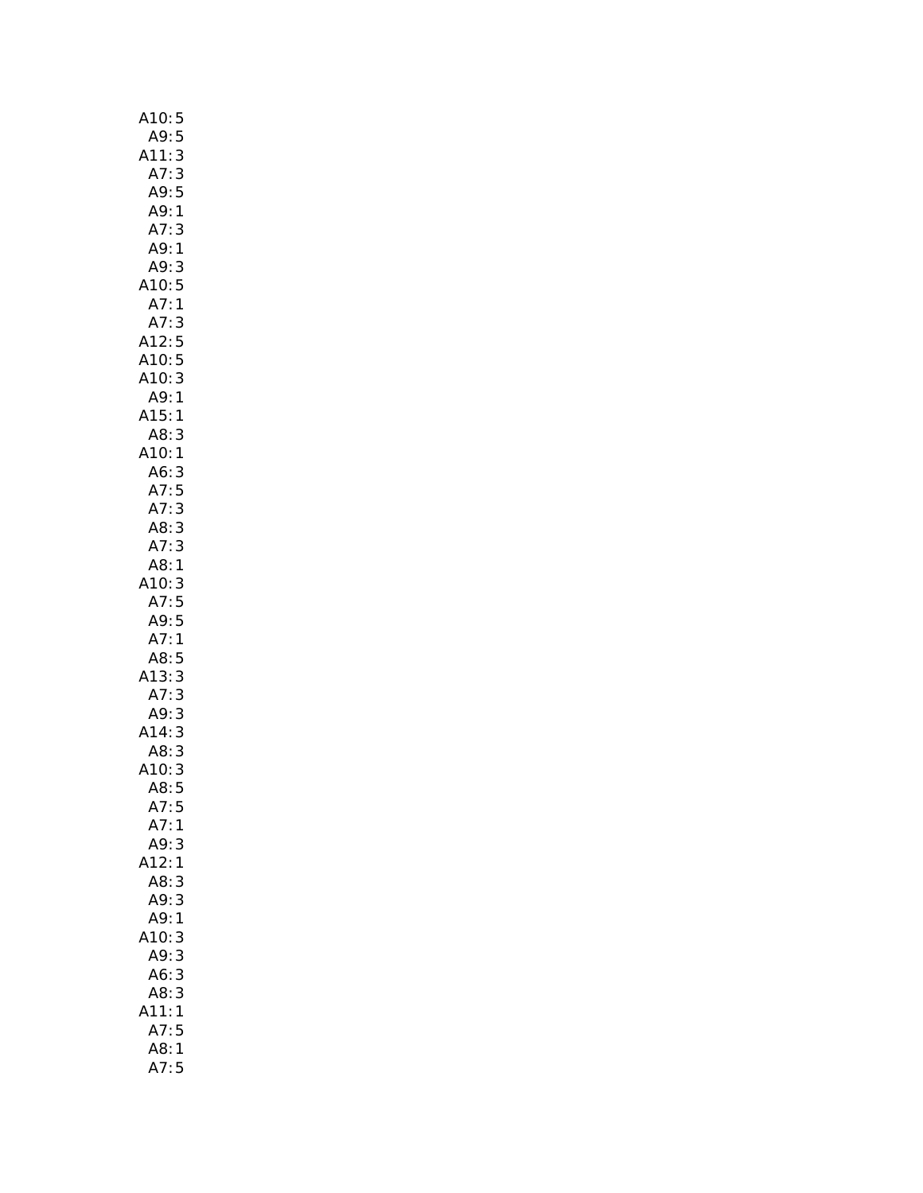A10: 5
A9: 5
A11: 3
A7: 3
A9: 5
A9: 1
A7: 3
A9: 1
A9: 3
A10: 5
A7: 1
A7: 3
A12: 5
A10: 5
A10: 3
A9: 1
A15: 1
A8: 3
A10: 1
A6: 3
A7: 5
A7: 3
A8: 3
A7: 3
A8: 1
A10: 3
A7: 5
A9: 5
A7: 1
A8: 5
A13: 3
A7: 3
A9: 3
A14: 3
A8: 3
A10: 3
A8: 5
A7: 5
A7: 1
A9: 3
A12: 1
A8: 3
A9: 3
A9: 1
A10: 3
A9: 3
A6: 3
A8: 3
A11: 1
A7: 5
A8: 1
A7: 5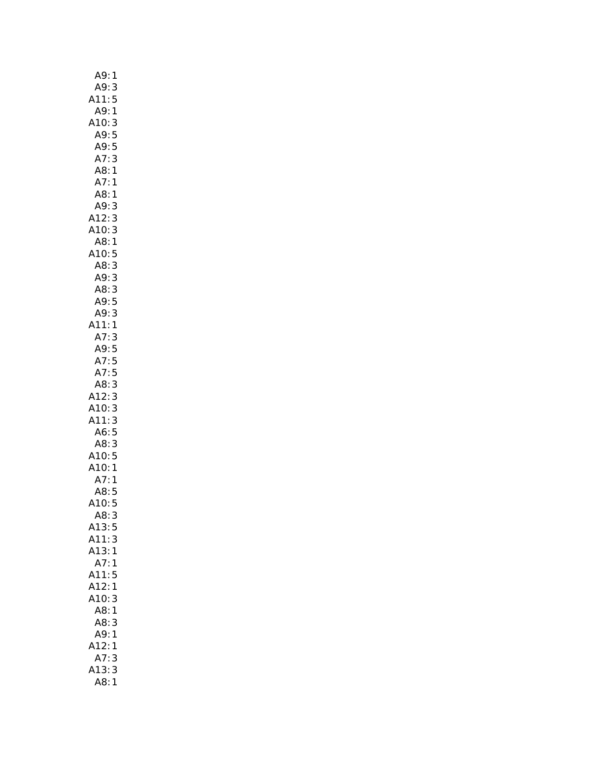A9: 1
A9: 3
A11: 5
A9: 1
A10: 3
A9: 5
A9: 5
A7: 3
A8: 1
A7: 1
A8: 1
A9: 3
A12: 3
A10: 3
A8: 1
A10: 5
A8: 3
A9: 3
A8: 3
A9: 5
A9: 3
A11: 1
A7: 3
A9: 5
A7: 5
A7: 5
A8: 3
A12: 3
A10: 3
A11: 3
A6: 5
A8: 3
A10: 5
A10: 1
A7: 1
A8: 5
A10: 5
A8: 3
A13: 5
A11: 3
A13: 1
A7: 1
A11: 5
A12: 1
A10: 3
A8: 1
A8: 3
A9: 1
A12: 1
A7: 3
A13: 3
A8: 1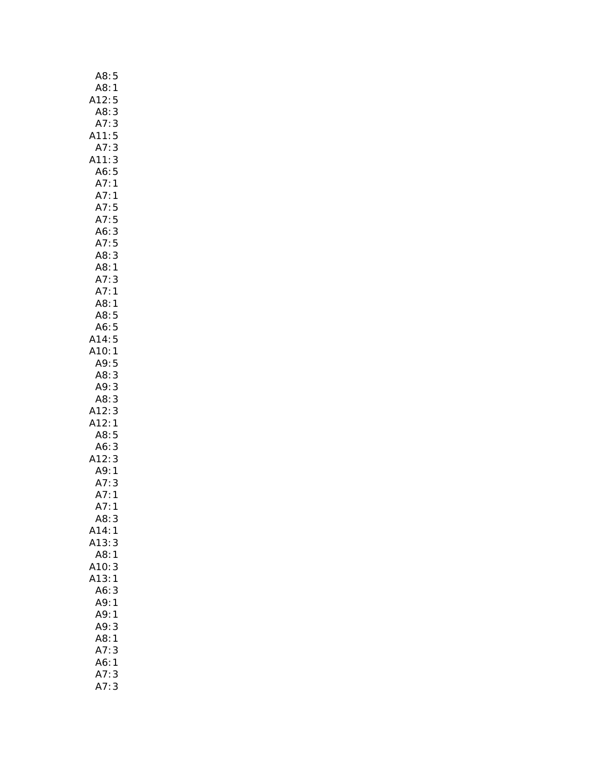A8: 5
A8: 1
A12: 5
A8: 3
A7: 3
A11: 5
A7: 3
A11: 3
A6: 5
A7: 1
A7: 1
A7: 5
A7: 5
A6: 3
A7: 5
A8: 3
A8: 1
A7: 3
A7: 1
A8: 1
A8: 5
A6: 5
A14: 5
A10: 1
A9: 5
A8: 3
A9: 3
A8: 3
A12: 3
A12: 1
A8: 5
A6: 3
A12: 3
A9: 1
A7: 3
A7: 1
A7: 1
A8: 3
A14: 1
A13: 3
A8: 1
A10: 3
A13: 1
A6: 3
A9: 1
A9: 1
A9: 3
A8: 1
A7: 3
A6: 1
A7: 3
A7: 3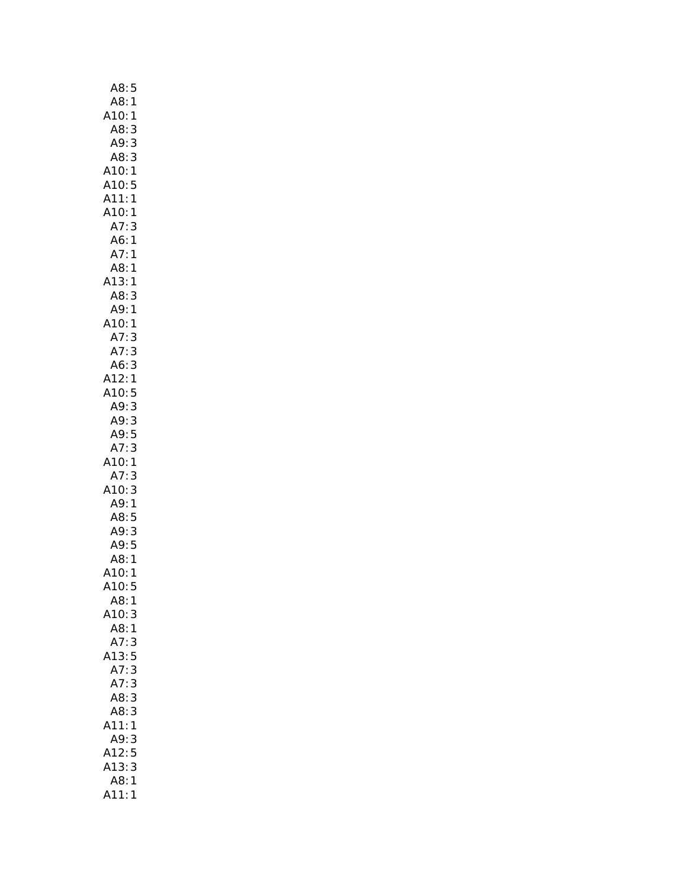A8: 5
A8: 1
A10: 1
A8: 3
A9: 3
A8: 3
A10: 1
A10: 5
A11: 1
A10: 1
A7: 3
A6: 1
A7: 1
A8: 1
A13: 1
A8: 3
A9: 1
A10: 1
A7: 3
A7: 3
A6: 3
A12: 1
A10: 5
A9: 3
A9: 3
A9: 5
A7: 3
A10: 1
A7: 3
A10: 3
A9: 1
A8: 5
A9: 3
A9: 5
A8: 1
A10: 1
A10: 5
A8: 1
A10: 3
A8: 1
A7: 3
A13: 5
A7: 3
A7: 3
A8: 3
A8: 3
A11: 1
A9: 3
A12: 5
A13: 3
A8: 1
A11: 1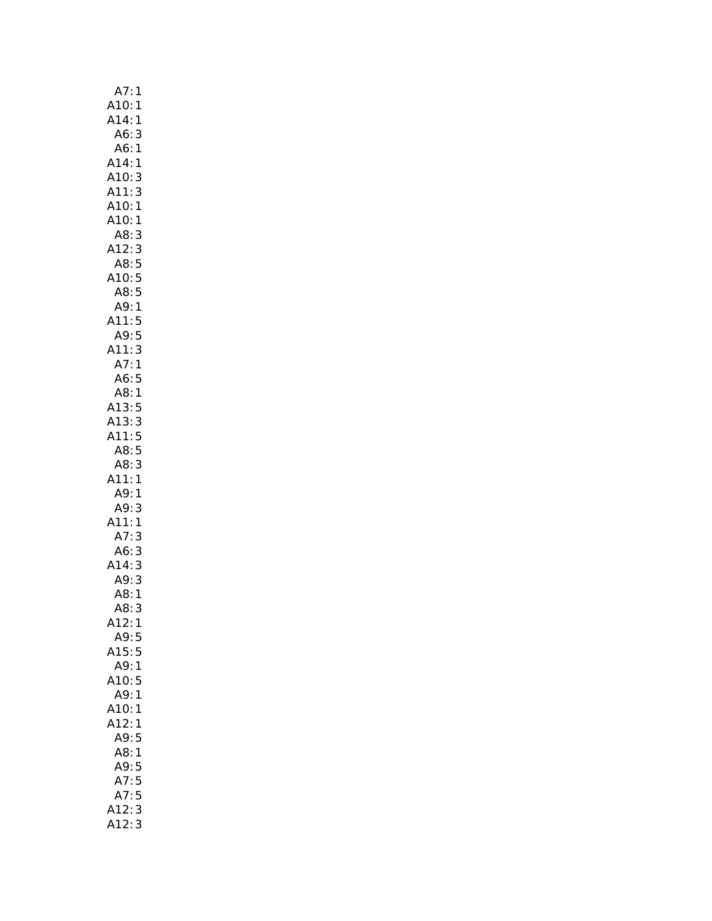A7: 1
A10: 1
A14: 1
A6: 3
A6: 1
A14: 1
A10: 3
A11: 3
A10: 1
A10: 1
A8: 3
A12: 3
A8: 5
A10: 5
A8: 5
A9: 1
A11: 5
A9: 5
A11: 3
A7: 1
A6: 5
A8: 1
A13: 5
A13: 3
A11: 5
A8: 5
A8: 3
A11: 1
A9: 1
A9: 3
A11: 1
A7: 3
A6: 3
A14: 3
A9: 3
A8: 1
A8: 3
A12: 1
A9: 5
A15: 5
A9: 1
A10: 5
A9: 1
A10: 1
A12: 1
A9: 5
A8: 1
A9: 5
A7: 5
A7: 5
A12: 3
A12: 3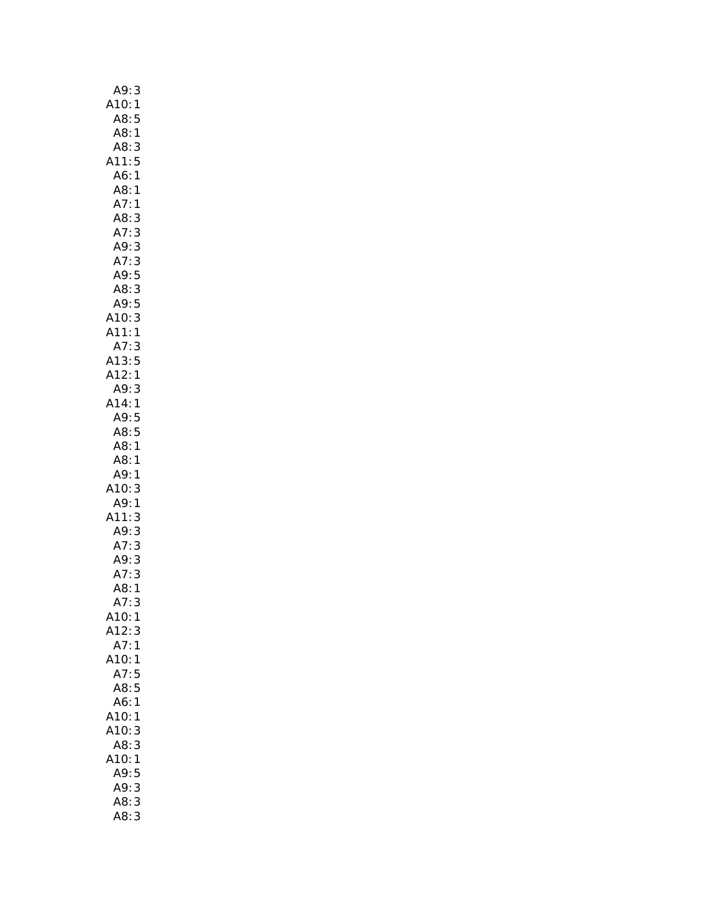A9: 3
A10: 1
A8: 5
A8: 1
A8: 3
A11: 5
A6: 1
A8: 1
A7: 1
A8: 3
A7: 3
A9: 3
A7: 3
A9: 5
A8: 3
A9: 5
A10: 3
A11: 1
A7: 3
A13: 5
A12: 1
A9: 3
A14: 1
A9: 5
A8: 5
A8: 1
A8: 1
A9: 1
A10: 3
A9: 1
A11: 3
A9: 3
A7: 3
A9: 3
A7: 3
A8: 1
A7: 3
A10: 1
A12: 3
A7: 1
A10: 1
A7: 5
A8: 5
A6: 1
A10: 1
A10: 3
A8: 3
A10: 1
A9: 5
A9: 3
A8: 3
A8: 3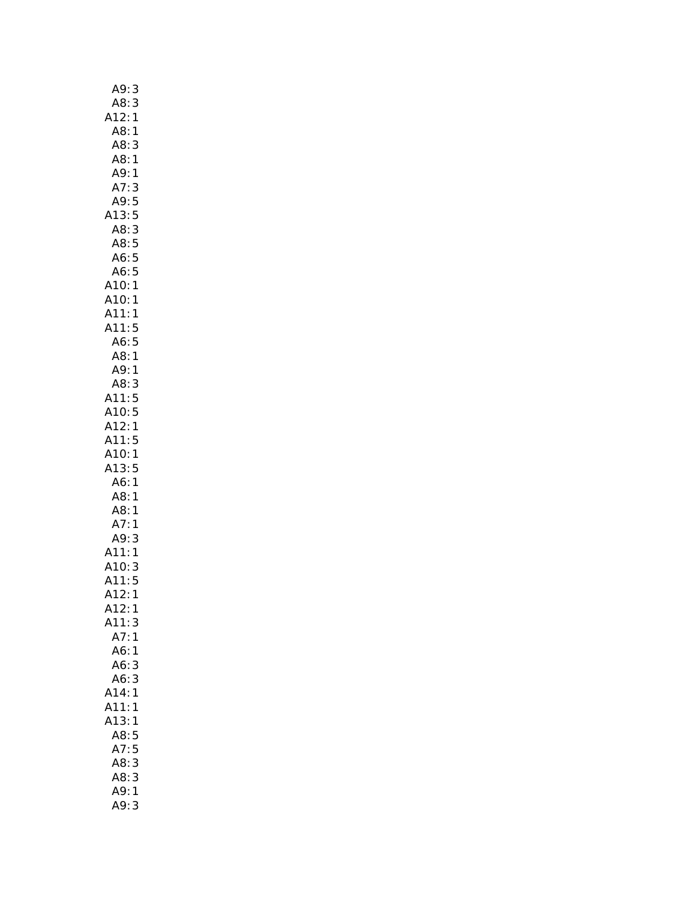A9: 3
A8: 3
A12: 1
A8: 1
A8: 3
A8: 1
A9: 1
A7: 3
A9: 5
A13: 5
A8: 3
A8: 5
A6: 5
A6: 5
A10: 1
A10: 1
A11: 1
A11: 5
A6: 5
A8: 1
A9: 1
A8: 3
A11: 5
A10: 5
A12: 1
A11: 5
A10: 1
A13: 5
A6: 1
A8: 1
A8: 1
A7: 1
A9: 3
A11: 1
A10: 3
A11: 5
A12: 1
A12: 1
A11: 3
A7: 1
A6: 1
A6: 3
A6: 3
A14: 1
A11: 1
A13: 1
A8: 5
A7: 5
A8: 3
A8: 3
A9: 1
A9: 3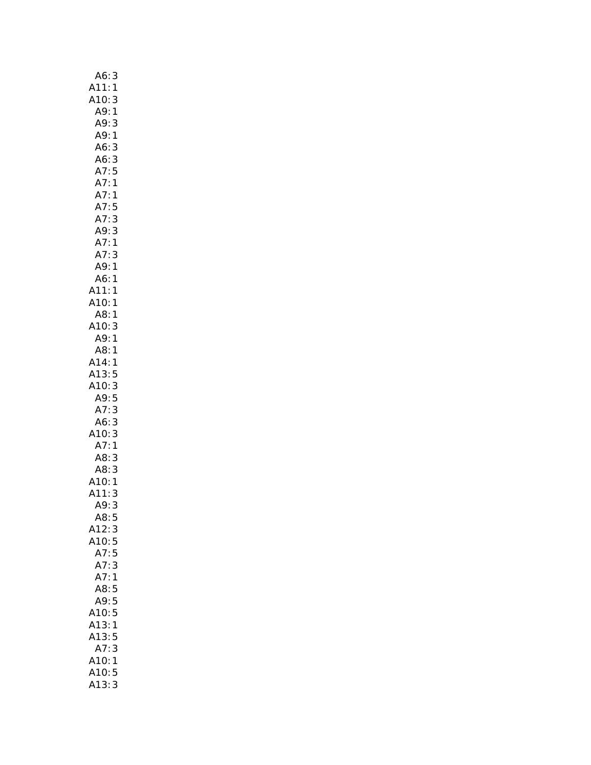A6: 3
A11: 1
A10: 3
A9: 1
A9: 3
A9: 1
A6: 3
A6: 3
A7: 5
A7: 1
A7: 1
A7: 5
A7: 3
A9: 3
A7: 1
A7: 3
A9: 1
A6: 1
A11: 1
A10: 1
A8: 1
A10: 3
A9: 1
A8: 1
A14: 1
A13: 5
A10: 3
A9: 5
A7: 3
A6: 3
A10: 3
A7: 1
A8: 3
A8: 3
A10: 1
A11: 3
A9: 3
A8: 5
A12: 3
A10: 5
A7: 5
A7: 3
A7: 1
A8: 5
A9: 5
A10: 5
A13: 1
A13: 5
A7: 3
A10: 1
A10: 5
A13: 3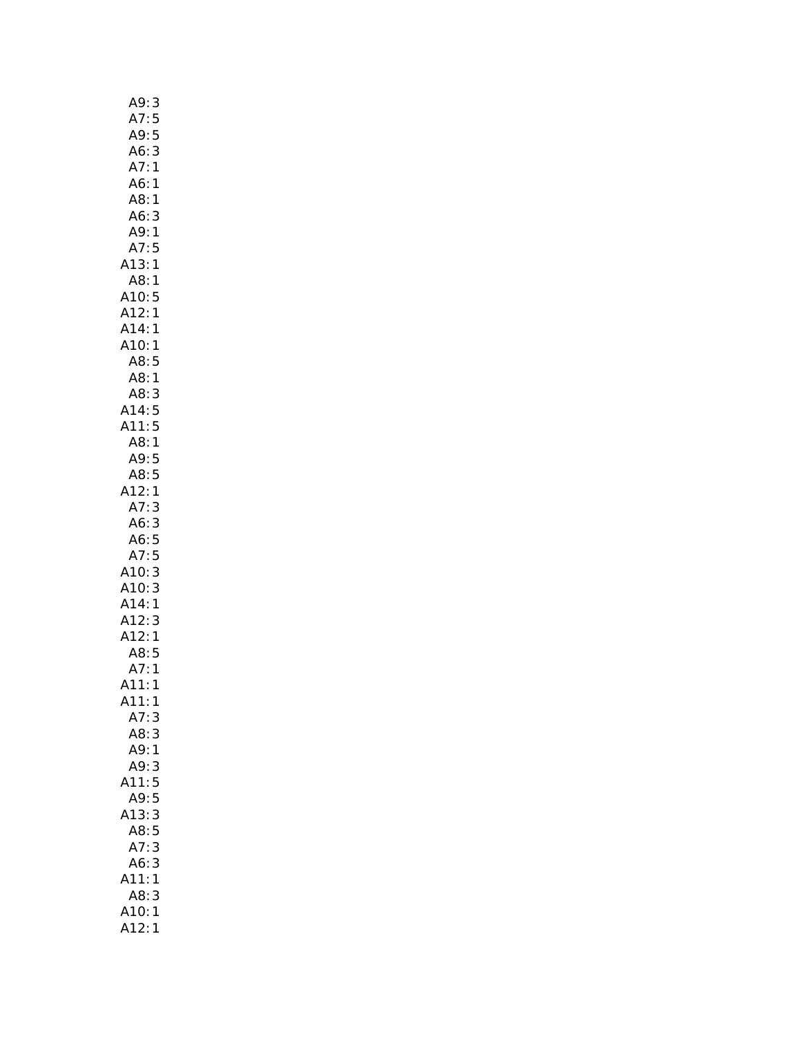A9: 3
A7: 5
A9: 5
A6: 3
A7: 1
A6: 1
A8: 1
A6: 3
A9: 1
A7: 5
A13: 1
A8: 1
A10: 5
A12: 1
A14: 1
A10: 1
A8: 5
A8: 1
A8: 3
A14: 5
A11: 5
A8: 1
A9: 5
A8: 5
A12: 1
A7: 3
A6: 3
A6: 5
A7: 5
A10: 3
A10: 3
A14: 1
A12: 3
A12: 1
A8: 5
A7: 1
A11: 1
A11: 1
A7: 3
A8: 3
A9: 1
A9: 3
A11: 5
A9: 5
A13: 3
A8: 5
A7: 3
A6: 3
A11: 1
A8: 3
A10: 1
A12: 1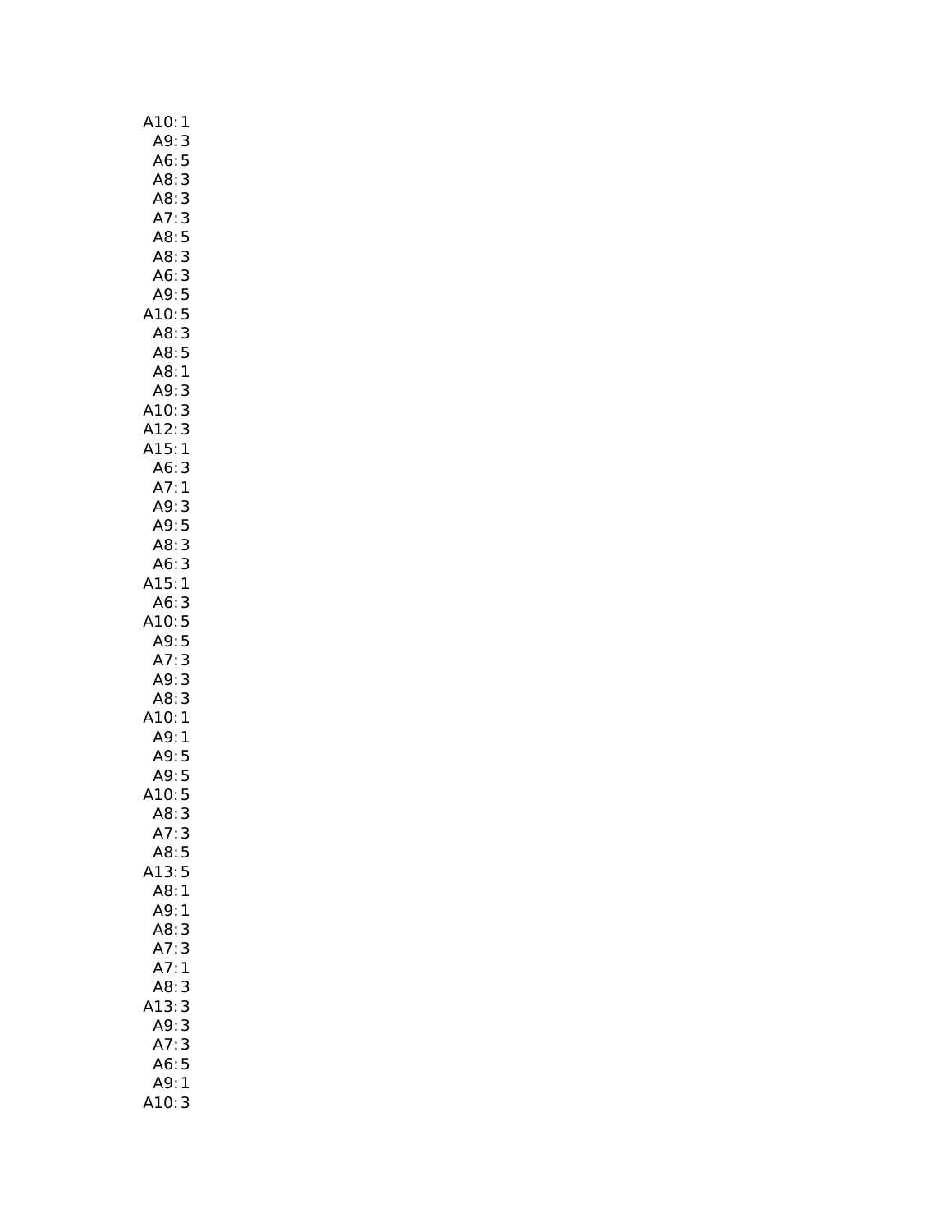A10: 1
A9: 3
A6: 5
A8: 3
A8: 3
A7: 3
A8: 5
A8: 3
A6: 3
A9: 5
A10: 5
A8: 3
A8: 5
A8: 1
A9: 3
A10: 3
A12: 3
A15: 1
A6: 3
A7: 1
A9: 3
A9: 5
A8: 3
A6: 3
A15: 1
A6: 3
A10: 5
A9: 5
A7: 3
A9: 3
A8: 3
A10: 1
A9: 1
A9: 5
A9: 5
A10: 5
A8: 3
A7: 3
A8: 5
A13: 5
A8: 1
A9: 1
A8: 3
A7: 3
A7: 1
A8: 3
A13: 3
A9: 3
A7: 3
A6: 5
A9: 1
A10: 3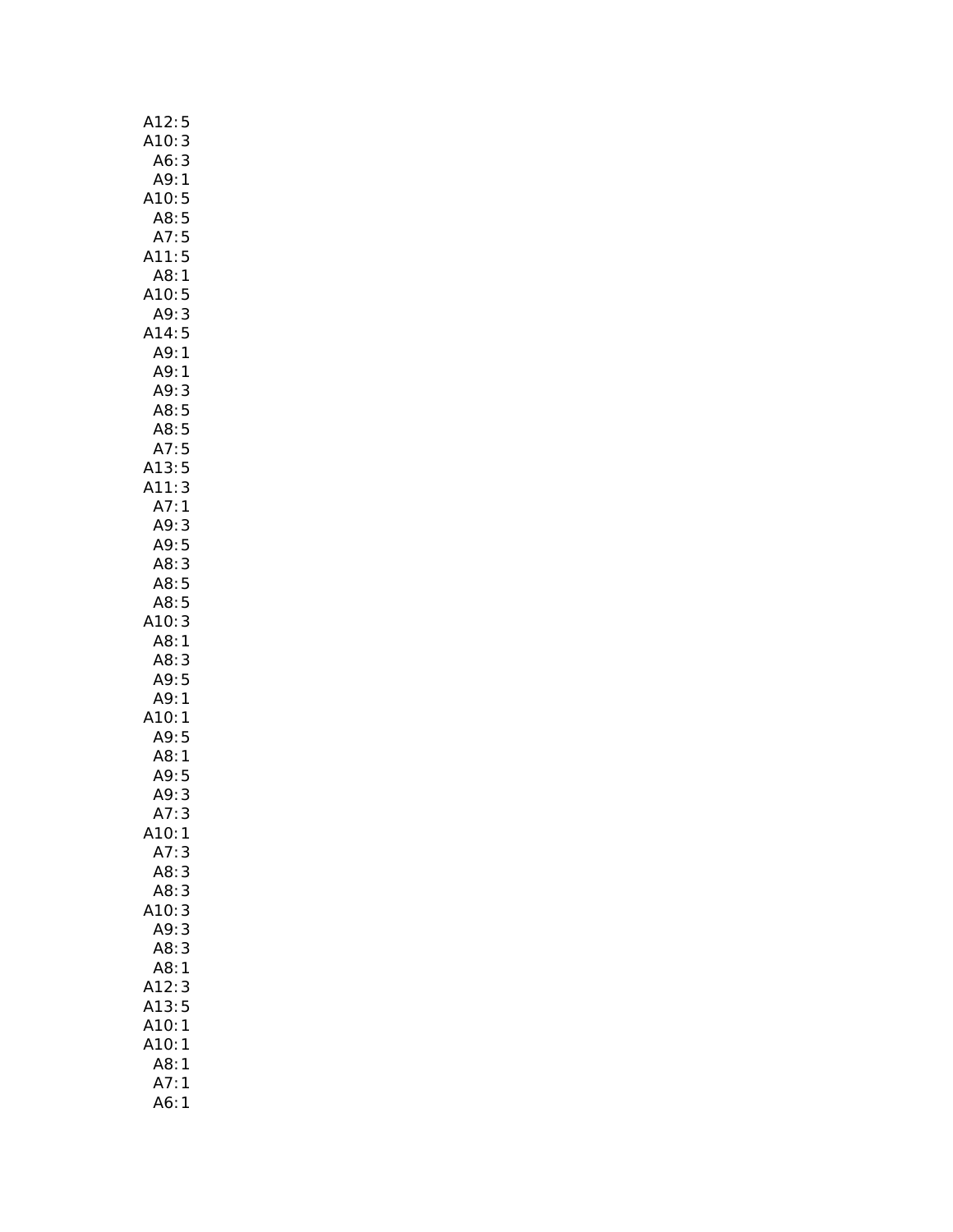A12: 5
A10: 3
A6: 3
A9: 1
A10: 5
A8: 5
A7: 5
A11: 5
A8: 1
A10: 5
A9: 3
A14: 5
A9: 1
A9: 1
A9: 3
A8: 5
A8: 5
A7: 5
A13: 5
A11: 3
A7: 1
A9: 3
A9: 5
A8: 3
A8: 5
A8: 5
A10: 3
A8: 1
A8: 3
A9: 5
A9: 1
A10: 1
A9: 5
A8: 1
A9: 5
A9: 3
A7: 3
A10: 1
A7: 3
A8: 3
A8: 3
A10: 3
A9: 3
A8: 3
A8: 1
A12: 3
A13: 5
A10: 1
A10: 1
A8: 1
A7: 1
A6: 1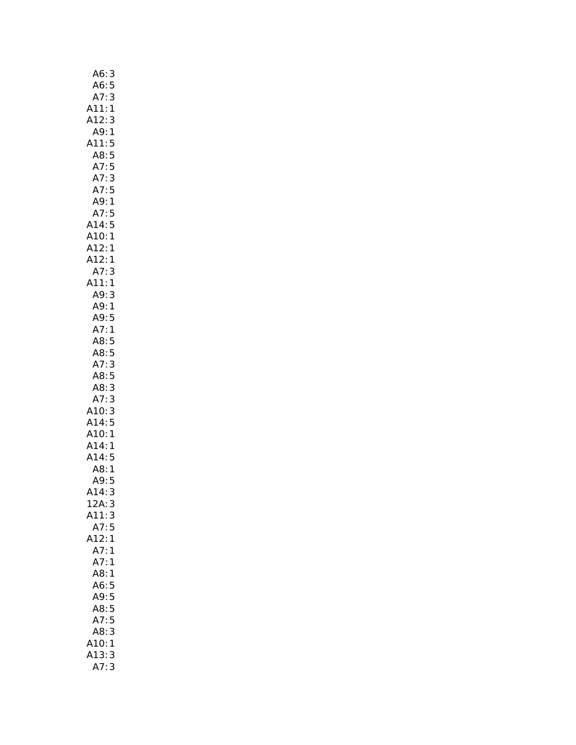A6: 3
A6: 5
A7: 3
A11: 1
A12: 3
A9: 1
A11: 5
A8: 5
A7: 5
A7: 3
A7: 5
A9: 1
A7: 5
A14: 5
A10: 1
A12: 1
A12: 1
A7: 3
A11: 1
A9: 3
A9: 1
A9: 5
A7: 1
A8: 5
A8: 5
A7: 3
A8: 5
A8: 3
A7: 3
A10: 3
A14: 5
A10: 1
A14: 1
A14: 5
A8: 1
A9: 5
A14: 3
12A: 3
A11: 3
A7: 5
A12: 1
A7: 1
A7: 1
A8: 1
A6: 5
A9: 5
A8: 5
A7: 5
A8: 3
A10: 1
A13: 3
A7: 3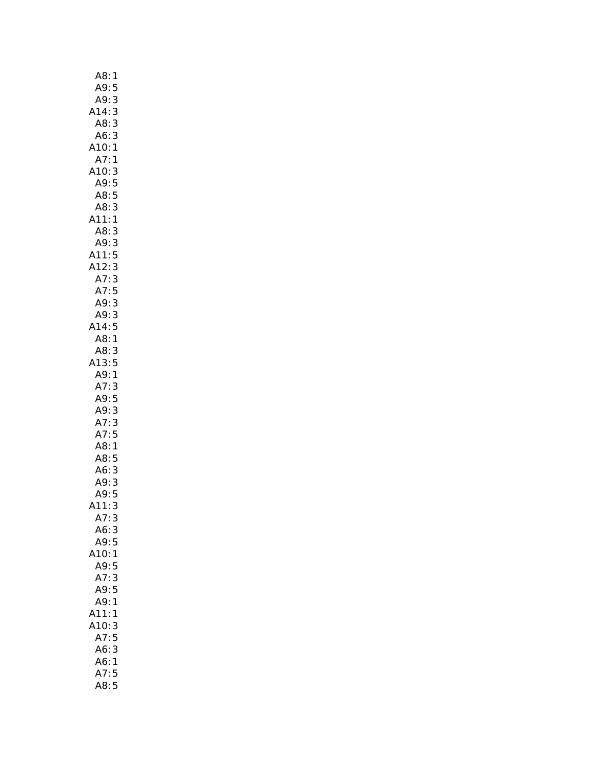A8: 1
A9: 5
A9: 3
A14: 3
A8: 3
A6: 3
A10: 1
A7: 1
A10: 3
A9: 5
A8: 5
A8: 3
A11: 1
A8: 3
A9: 3
A11: 5
A12: 3
A7: 3
A7: 5
A9: 3
A9: 3
A14: 5
A8: 1
A8: 3
A13: 5
A9: 1
A7: 3
A9: 5
A9: 3
A7: 3
A7: 5
A8: 1
A8: 5
A6: 3
A9: 3
A9: 5
A11: 3
A7: 3
A6: 3
A9: 5
A10: 1
A9: 5
A7: 3
A9: 5
A9: 1
A11: 1
A10: 3
A7: 5
A6: 3
A6: 1
A7: 5
A8: 5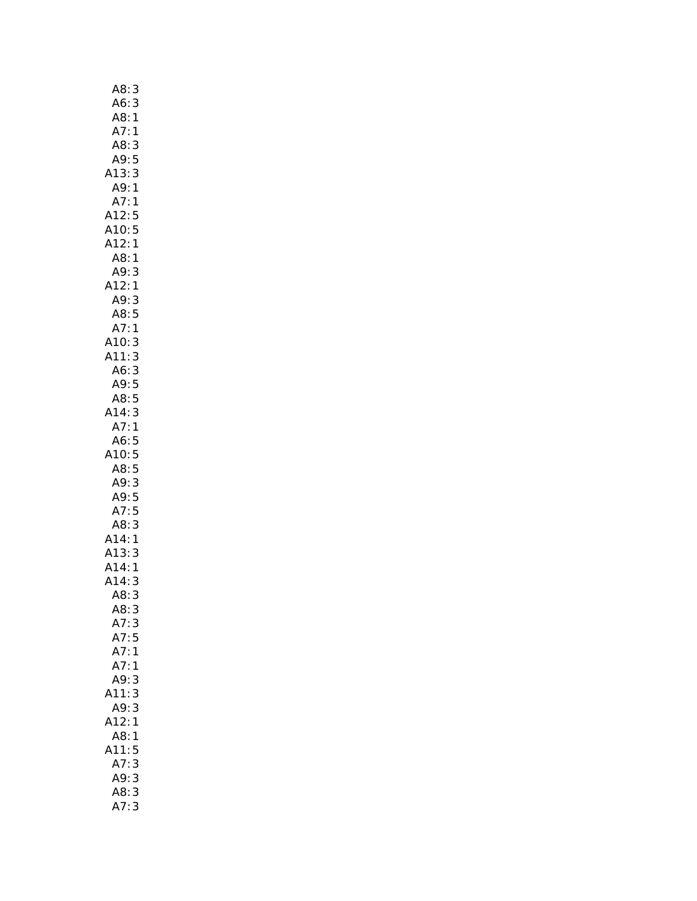A8: 3
A6: 3
A8: 1
A7: 1
A8: 3
A9: 5
A13: 3
A9: 1
A7: 1
A12: 5
A10: 5
A12: 1
A8: 1
A9: 3
A12: 1
A9: 3
A8: 5
A7: 1
A10: 3
A11: 3
A6: 3
A9: 5
A8: 5
A14: 3
A7: 1
A6: 5
A10: 5
A8: 5
A9: 3
A9: 5
A7: 5
A8: 3
A14: 1
A13: 3
A14: 1
A14: 3
A8: 3
A8: 3
A7: 3
A7: 5
A7: 1
A7: 1
A9: 3
A11: 3
A9: 3
A12: 1
A8: 1
A11: 5
A7: 3
A9: 3
A8: 3
A7: 3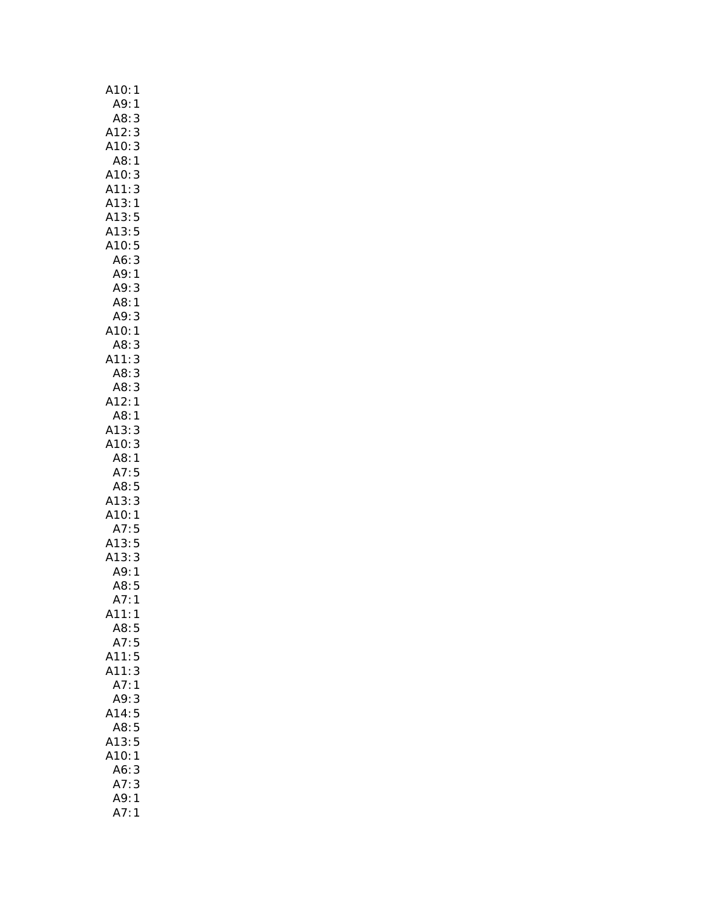A10: 1
A9: 1
A8: 3
A12: 3
A10: 3
A8: 1
A10: 3
A11: 3
A13: 1
A13: 5
A13: 5
A10: 5
A6: 3
A9: 1
A9: 3
A8: 1
A9: 3
A10: 1
A8: 3
A11: 3
A8: 3
A8: 3
A12: 1
A8: 1
A13: 3
A10: 3
A8: 1
A7: 5
A8: 5
A13: 3
A10: 1
A7: 5
A13: 5
A13: 3
A9: 1
A8: 5
A7: 1
A11: 1
A8: 5
A7: 5
A11: 5
A11: 3
A7: 1
A9: 3
A14: 5
A8: 5
A13: 5
A10: 1
A6: 3
A7: 3
A9: 1
A7: 1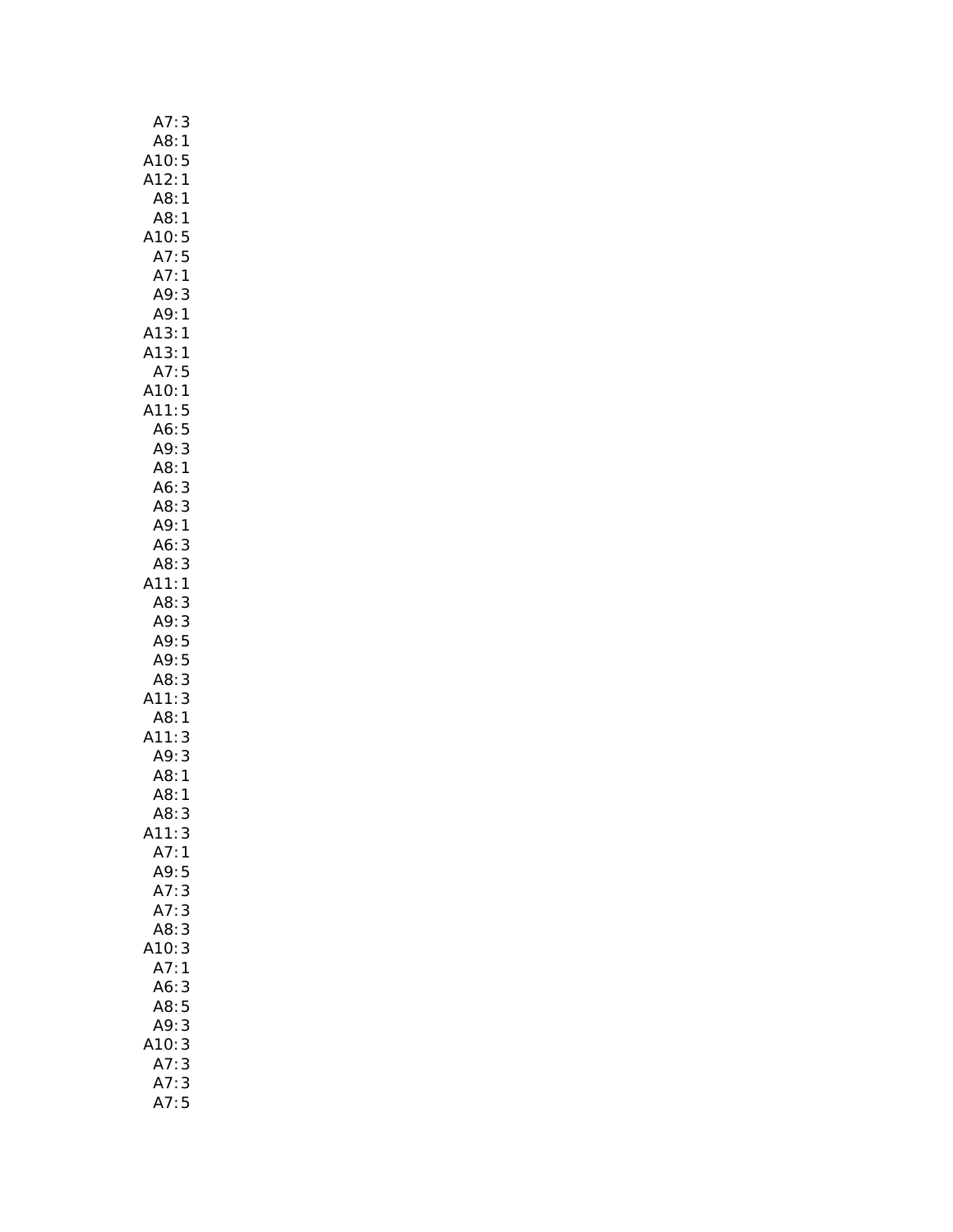A7: 3
A8: 1
A10: 5
A12: 1
A8: 1
A8: 1
A10: 5
A7: 5
A7: 1
A9: 3
A9: 1
A13: 1
A13: 1
A7: 5
A10: 1
A11: 5
A6: 5
A9: 3
A8: 1
A6: 3
A8: 3
A9: 1
A6: 3
A8: 3
A11: 1
A8: 3
A9: 3
A9: 5
A9: 5
A8: 3
A11: 3
A8: 1
A11: 3
A9: 3
A8: 1
A8: 1
A8: 3
A11: 3
A7: 1
A9: 5
A7: 3
A7: 3
A8: 3
A10: 3
A7: 1
A6: 3
A8: 5
A9: 3
A10: 3
A7: 3
A7: 3
A7: 5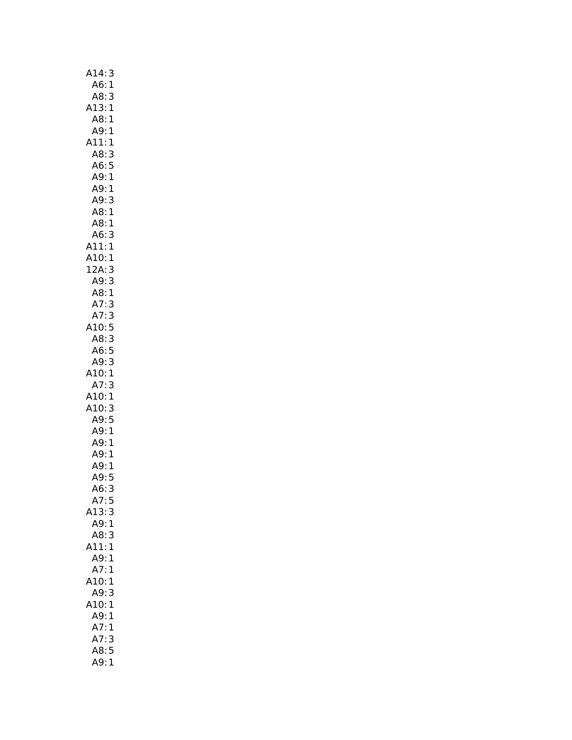A14: 3
A6: 1
A8: 3
A13: 1
A8: 1
A9: 1
A11: 1
A8: 3
A6: 5
A9: 1
A9: 1
A9: 3
A8: 1
A8: 1
A6: 3
A11: 1
A10: 1
12A: 3
A9: 3
A8: 1
A7: 3
A7: 3
A10: 5
A8: 3
A6: 5
A9: 3
A10: 1
A7: 3
A10: 1
A10: 3
A9: 5
A9: 1
A9: 1
A9: 1
A9: 1
A9: 5
A6: 3
A7: 5
A13: 3
A9: 1
A8: 3
A11: 1
A9: 1
A7: 1
A10: 1
A9: 3
A10: 1
A9: 1
A7: 1
A7: 3
A8: 5
A9: 1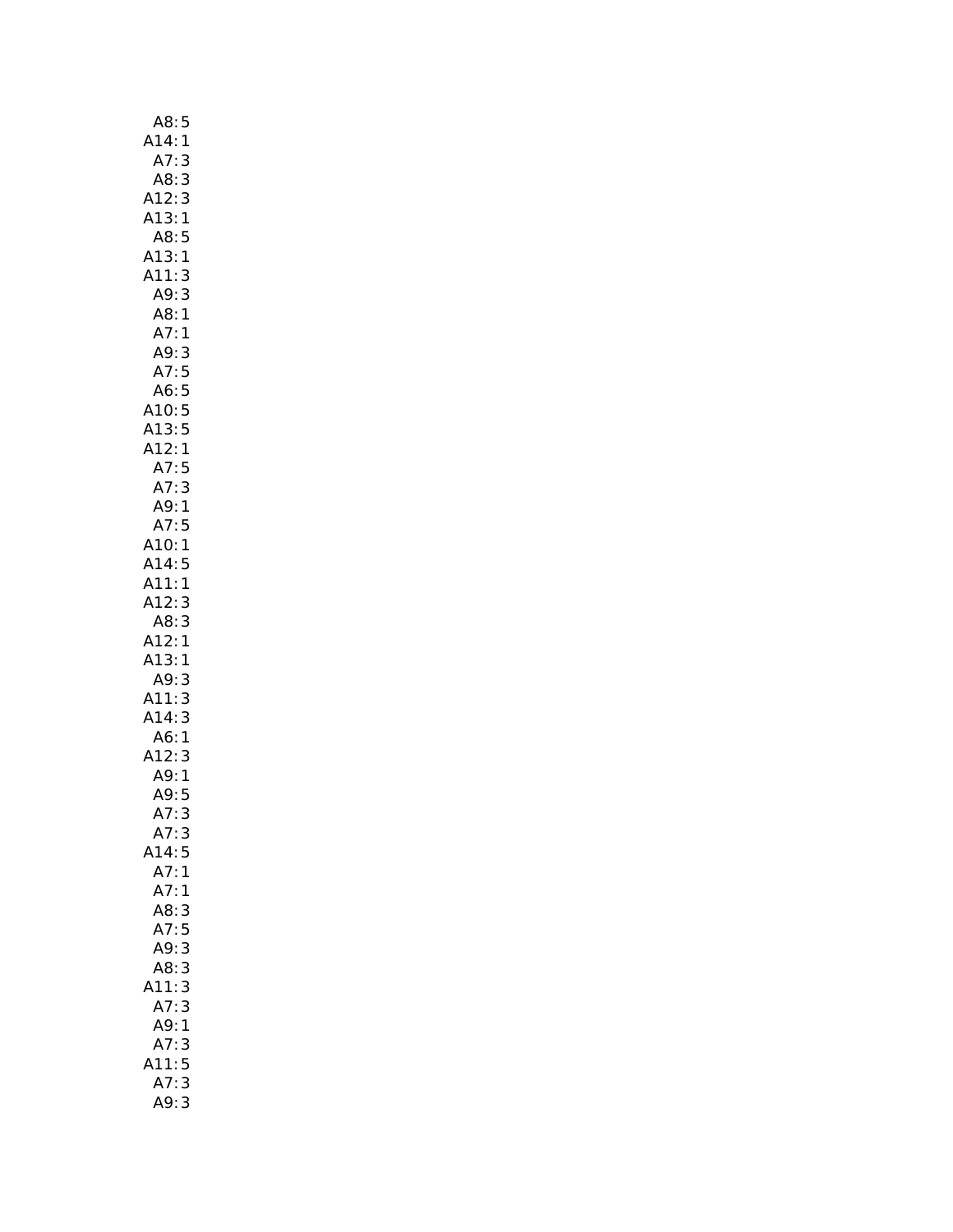A8: 5
A14: 1
A7: 3
A8: 3
A12: 3
A13: 1
A8: 5
A13: 1
A11: 3
A9: 3
A8: 1
A7: 1
A9: 3
A7: 5
A6: 5
A10: 5
A13: 5
A12: 1
A7: 5
A7: 3
A9: 1
A7: 5
A10: 1
A14: 5
A11: 1
A12: 3
A8: 3
A12: 1
A13: 1
A9: 3
A11: 3
A14: 3
A6: 1
A12: 3
A9: 1
A9: 5
A7: 3
A7: 3
A14: 5
A7: 1
A7: 1
A8: 3
A7: 5
A9: 3
A8: 3
A11: 3
A7: 3
A9: 1
A7: 3
A11: 5
A7: 3
A9: 3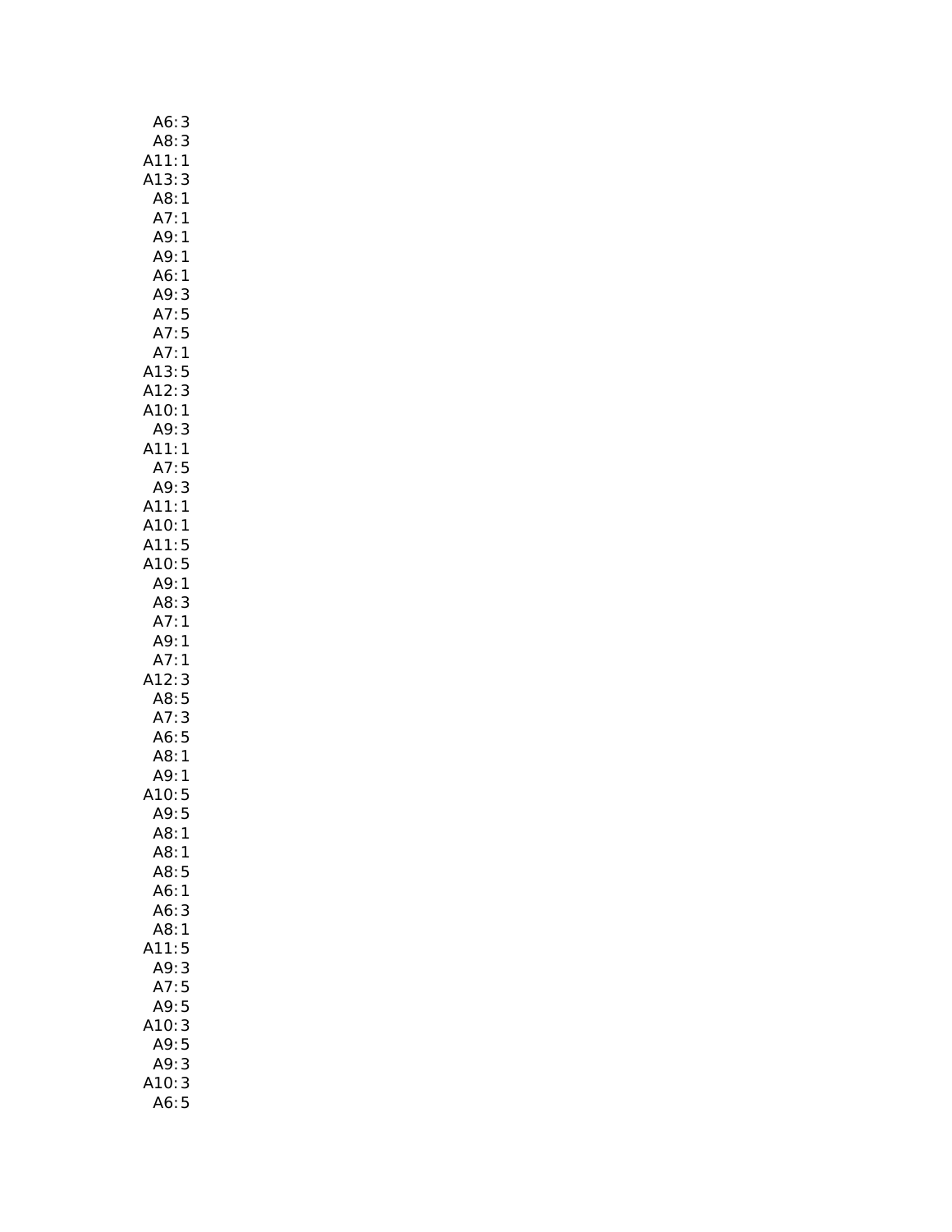A6: 3
A8: 3
A11: 1
A13: 3
A8: 1
A7: 1
A9: 1
A9: 1
A6: 1
A9: 3
A7: 5
A7: 5
A7: 1
A13: 5
A12: 3
A10: 1
A9: 3
A11: 1
A7: 5
A9: 3
A11: 1
A10: 1
A11: 5
A10: 5
A9: 1
A8: 3
A7: 1
A9: 1
A7: 1
A12: 3
A8: 5
A7: 3
A6: 5
A8: 1
A9: 1
A10: 5
A9: 5
A8: 1
A8: 1
A8: 5
A6: 1
A6: 3
A8: 1
A11: 5
A9: 3
A7: 5
A9: 5
A10: 3
A9: 5
A9: 3
A10: 3
A6: 5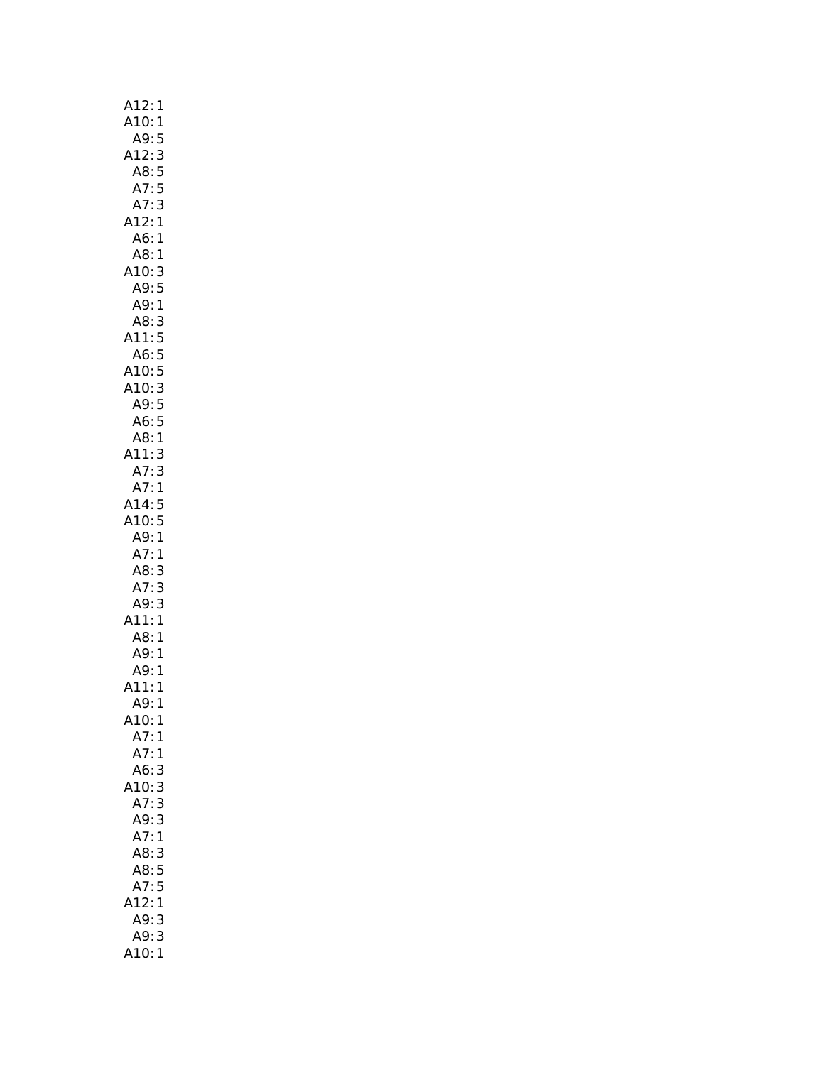A12: 1
A10: 1
A9: 5
A12: 3
A8: 5
A7: 5
A7: 3
A12: 1
A6: 1
A8: 1
A10: 3
A9: 5
A9: 1
A8: 3
A11: 5
A6: 5
A10: 5
A10: 3
A9: 5
A6: 5
A8: 1
A11: 3
A7: 3
A7: 1
A14: 5
A10: 5
A9: 1
A7: 1
A8: 3
A7: 3
A9: 3
A11: 1
A8: 1
A9: 1
A9: 1
A11: 1
A9: 1
A10: 1
A7: 1
A7: 1
A6: 3
A10: 3
A7: 3
A9: 3
A7: 1
A8: 3
A8: 5
A7: 5
A12: 1
A9: 3
A9: 3
A10: 1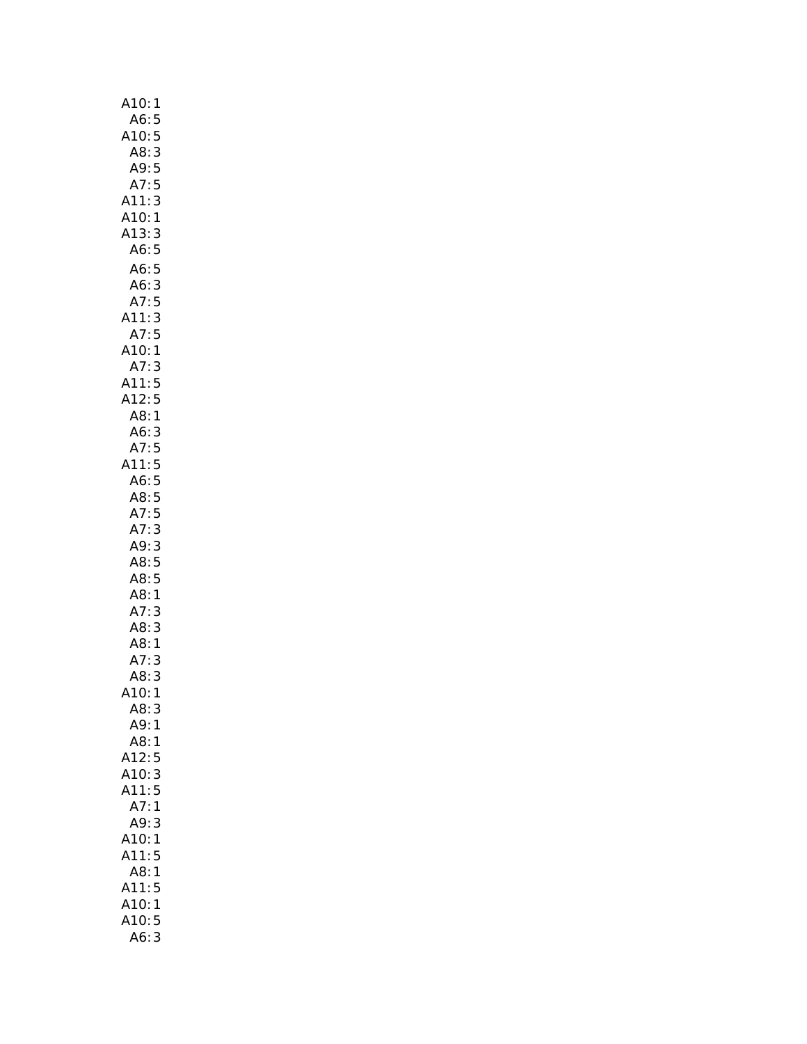A10: 1
A6: 5
A10: 5
A8: 3
A9: 5
A7: 5
A11: 3
A10: 1
A13: 3
A6: 5
A6: 5
A6: 3
A7: 5
A11: 3
A7: 5
A10: 1
A7: 3
A11: 5
A12: 5
A8: 1
A6: 3
A7: 5
A11: 5
A6: 5
A8: 5
A7: 5
A7: 3
A9: 3
A8: 5
A8: 5
A8: 1
A7: 3
A8: 3
A8: 1
A7: 3
A8: 3
A10: 1
A8: 3
A9: 1
A8: 1
A12: 5
A10: 3
A11: 5
A7: 1
A9: 3
A10: 1
A11: 5
A8: 1
A11: 5
A10: 1
A10: 5
A6: 3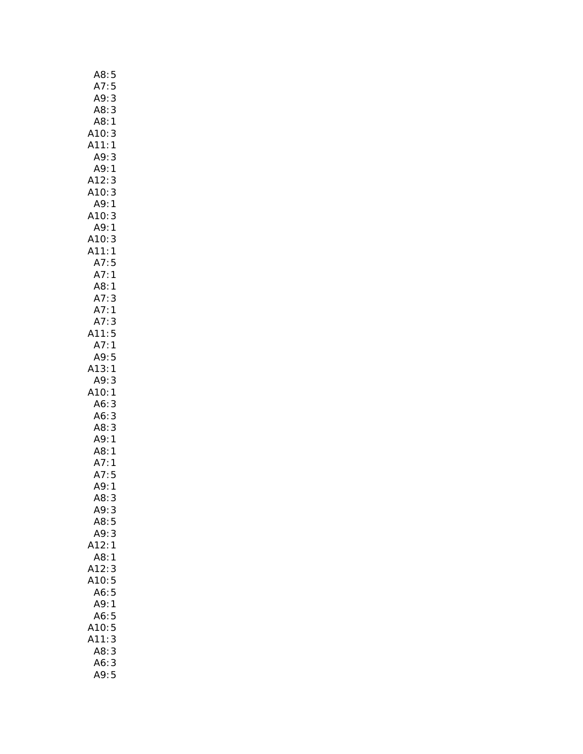A8: 5
A7: 5
A9: 3
A8: 3
A8: 1
A10: 3
A11: 1
A9: 3
A9: 1
A12: 3
A10: 3
A9: 1
A10: 3
A9: 1
A10: 3
A11: 1
A7: 5
A7: 1
A8: 1
A7: 3
A7: 1
A7: 3
A11: 5
A7: 1
A9: 5
A13: 1
A9: 3
A10: 1
A6: 3
A6: 3
A8: 3
A9: 1
A8: 1
A7: 1
A7: 5
A9: 1
A8: 3
A9: 3
A8: 5
A9: 3
A12: 1
A8: 1
A12: 3
A10: 5
A6: 5
A9: 1
A6: 5
A10: 5
A11: 3
A8: 3
A6: 3
A9: 5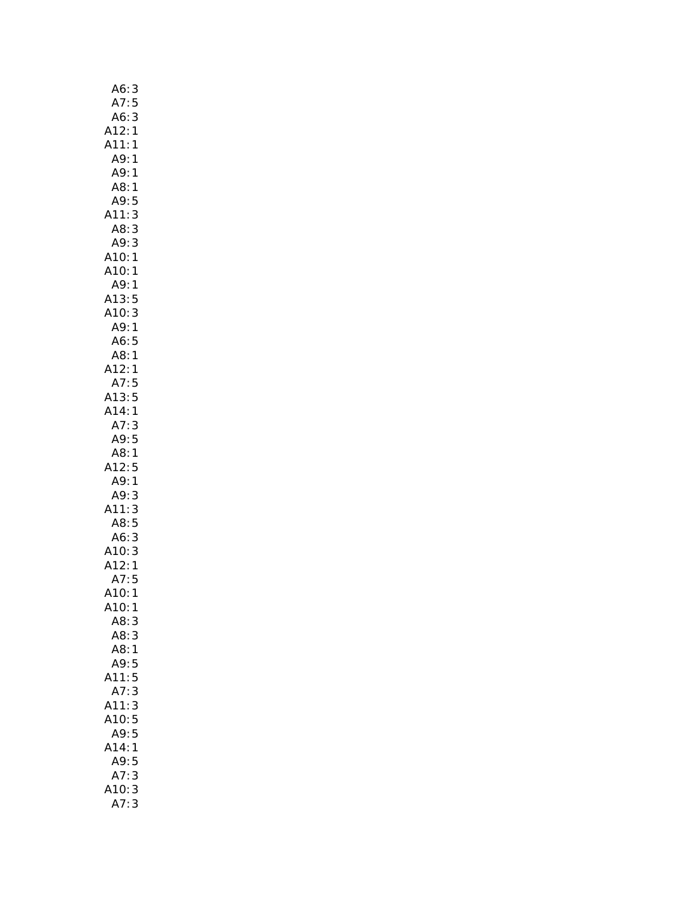A6: 3
A7: 5
A6: 3
A12: 1
A11: 1
A9: 1
A9: 1
A8: 1
A9: 5
A11: 3
A8: 3
A9: 3
A10: 1
A10: 1
A9: 1
A13: 5
A10: 3
A9: 1
A6: 5
A8: 1
A12: 1
A7: 5
A13: 5
A14: 1
A7: 3
A9: 5
A8: 1
A12: 5
A9: 1
A9: 3
A11: 3
A8: 5
A6: 3
A10: 3
A12: 1
A7: 5
A10: 1
A10: 1
A8: 3
A8: 3
A8: 1
A9: 5
A11: 5
A7: 3
A11: 3
A10: 5
A9: 5
A14: 1
A9: 5
A7: 3
A10: 3
A7: 3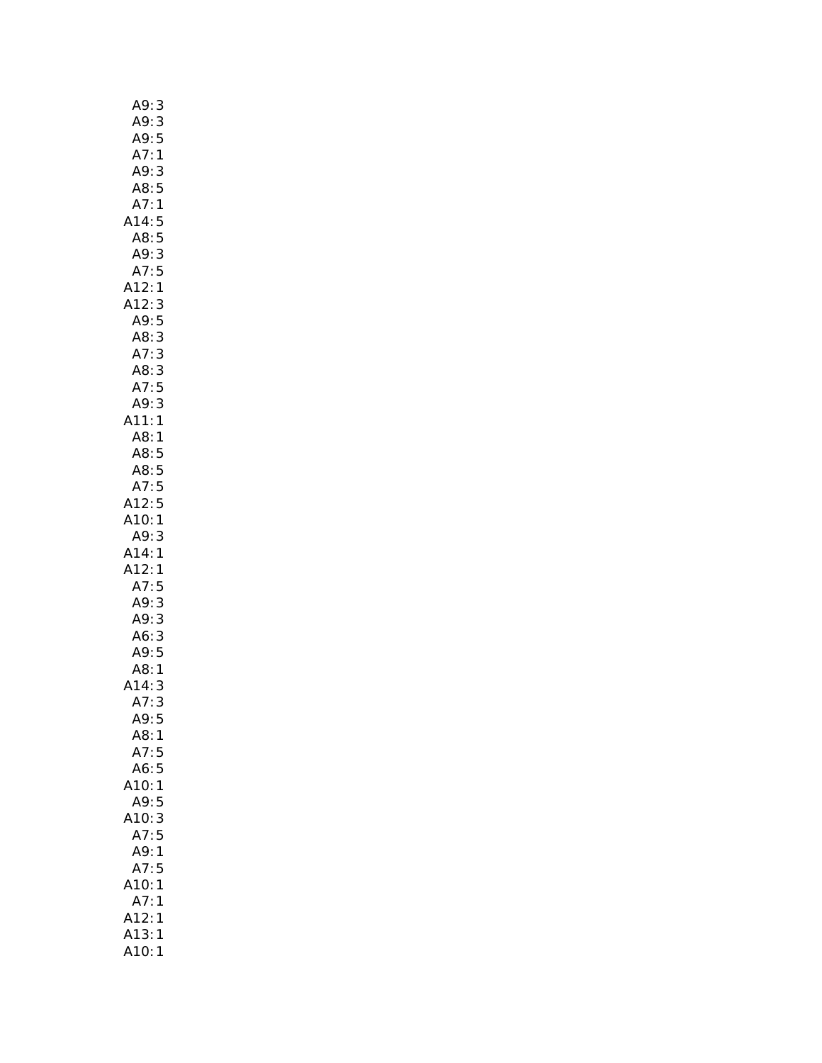A9: 3
A9: 3
A9: 5
A7: 1
A9: 3
A8: 5
A7: 1
A14: 5
A8: 5
A9: 3
A7: 5
A12: 1
A12: 3
A9: 5
A8: 3
A7: 3
A8: 3
A7: 5
A9: 3
A11: 1
A8: 1
A8: 5
A8: 5
A7: 5
A12: 5
A10: 1
A9: 3
A14: 1
A12: 1
A7: 5
A9: 3
A9: 3
A6: 3
A9: 5
A8: 1
A14: 3
A7: 3
A9: 5
A8: 1
A7: 5
A6: 5
A10: 1
A9: 5
A10: 3
A7: 5
A9: 1
A7: 5
A10: 1
A7: 1
A12: 1
A13: 1
A10: 1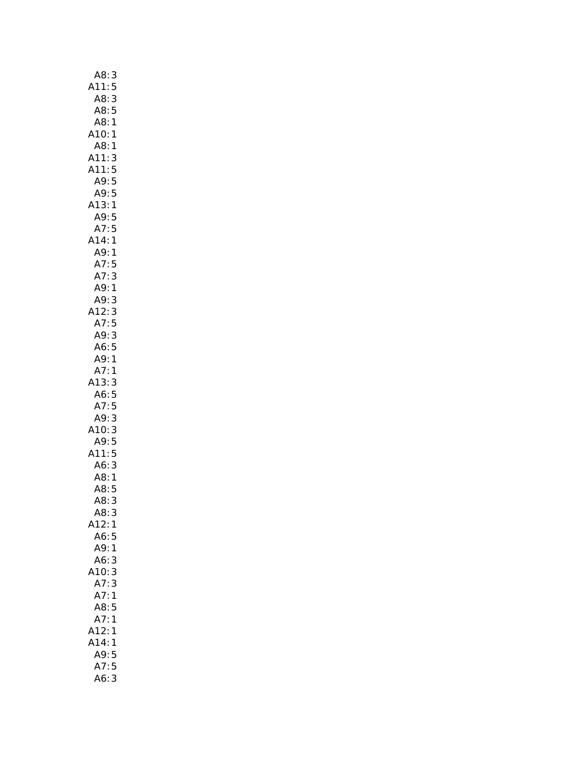A8: 3
A11: 5
A8: 3
A8: 5
A8: 1
A10: 1
A8: 1
A11: 3
A11: 5
A9: 5
A9: 5
A13: 1
A9: 5
A7: 5
A14: 1
A9: 1
A7: 5
A7: 3
A9: 1
A9: 3
A12: 3
A7: 5
A9: 3
A6: 5
A9: 1
A7: 1
A13: 3
A6: 5
A7: 5
A9: 3
A10: 3
A9: 5
A11: 5
A6: 3
A8: 1
A8: 5
A8: 3
A8: 3
A12: 1
A6: 5
A9: 1
A6: 3
A10: 3
A7: 3
A7: 1
A8: 5
A7: 1
A12: 1
A14: 1
A9: 5
A7: 5
A6: 3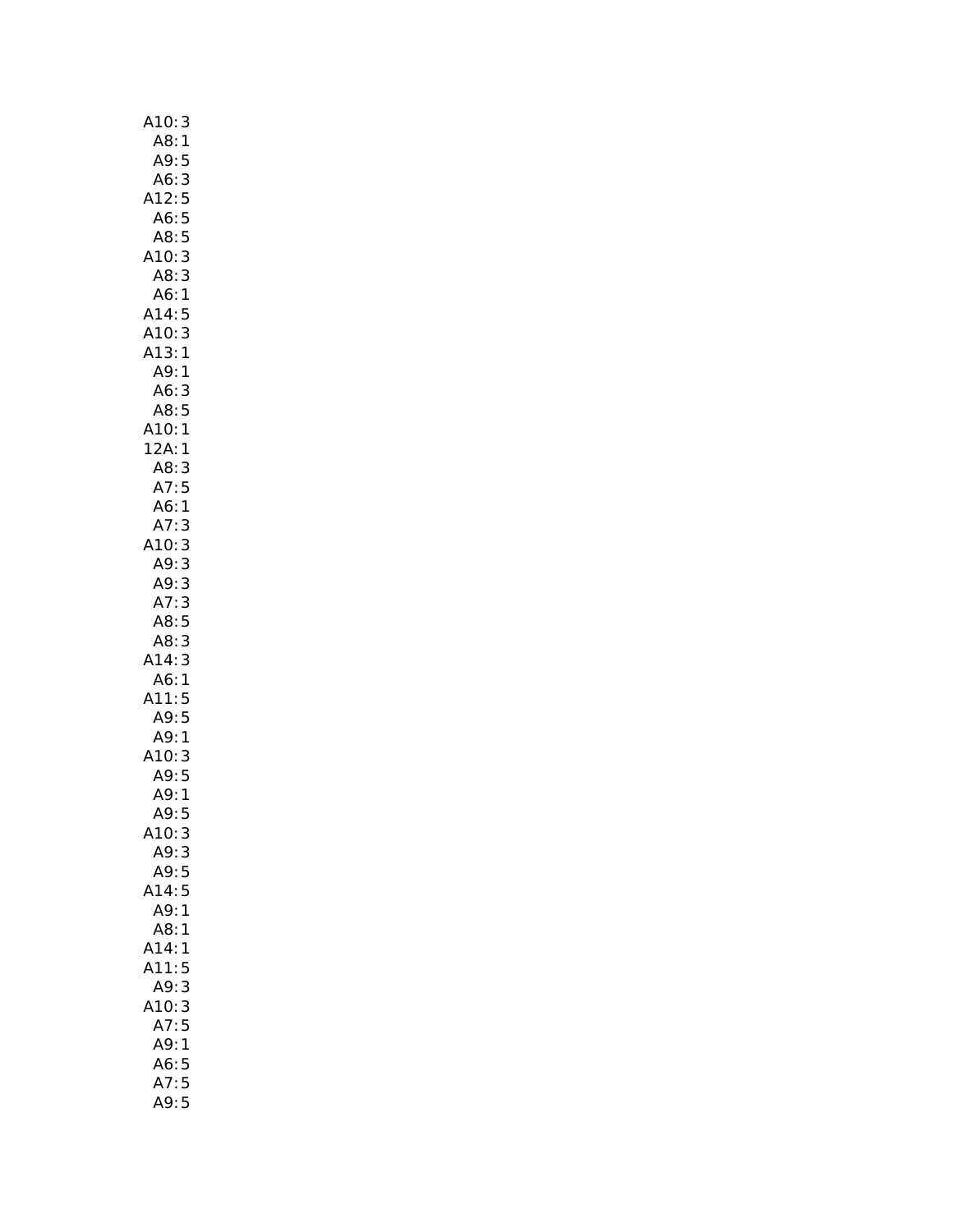A10: 3
A8: 1
A9: 5
A6: 3
A12: 5
A6: 5
A8: 5
A10: 3
A8: 3
A6: 1
A14: 5
A10: 3
A13: 1
A9: 1
A6: 3
A8: 5
A10: 1
12A: 1
A8: 3
A7: 5
A6: 1
A7: 3
A10: 3
A9: 3
A9: 3
A7: 3
A8: 5
A8: 3
A14: 3
A6: 1
A11: 5
A9: 5
A9: 1
A10: 3
A9: 5
A9: 1
A9: 5
A10: 3
A9: 3
A9: 5
A14: 5
A9: 1
A8: 1
A14: 1
A11: 5
A9: 3
A10: 3
A7: 5
A9: 1
A6: 5
A7: 5
A9: 5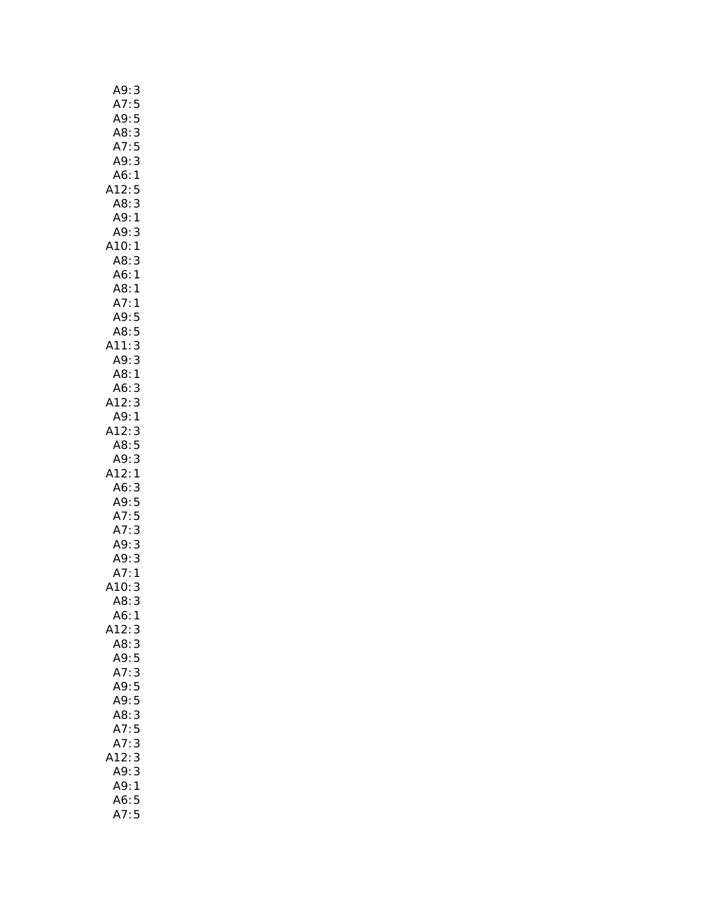A9: 3
A7: 5
A9: 5
A8: 3
A7: 5
A9: 3
A6: 1
A12: 5
A8: 3
A9: 1
A9: 3
A10: 1
A8: 3
A6: 1
A8: 1
A7: 1
A9: 5
A8: 5
A11: 3
A9: 3
A8: 1
A6: 3
A12: 3
A9: 1
A12: 3
A8: 5
A9: 3
A12: 1
A6: 3
A9: 5
A7: 5
A7: 3
A9: 3
A9: 3
A7: 1
A10: 3
A8: 3
A6: 1
A12: 3
A8: 3
A9: 5
A7: 3
A9: 5
A9: 5
A8: 3
A7: 5
A7: 3
A12: 3
A9: 3
A9: 1
A6: 5
A7: 5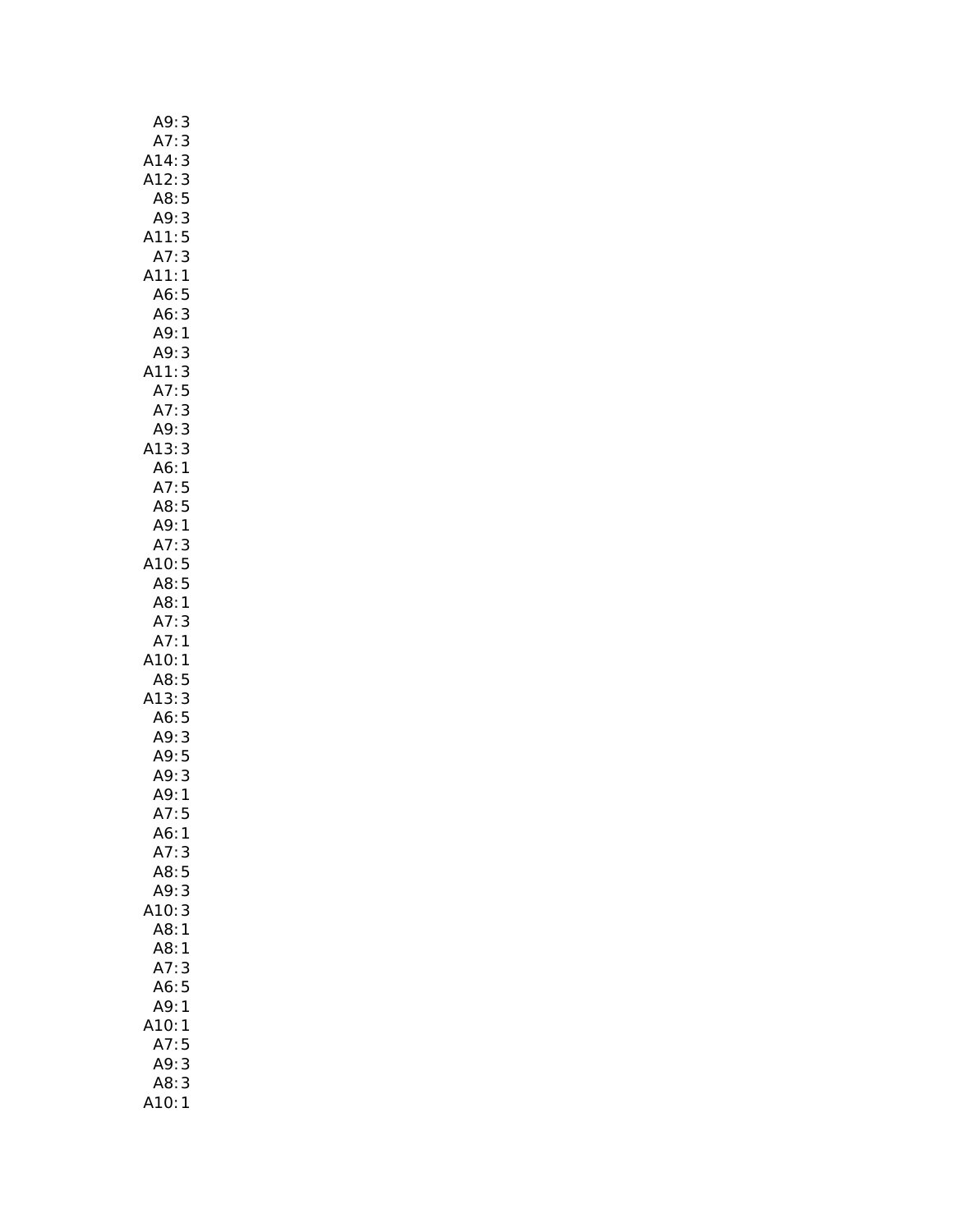A9: 3
A7: 3
A14: 3
A12: 3
A8: 5
A9: 3
A11: 5
A7: 3
A11: 1
A6: 5
A6: 3
A9: 1
A9: 3
A11: 3
A7: 5
A7: 3
A9: 3
A13: 3
A6: 1
A7: 5
A8: 5
A9: 1
A7: 3
A10: 5
A8: 5
A8: 1
A7: 3
A7: 1
A10: 1
A8: 5
A13: 3
A6: 5
A9: 3
A9: 5
A9: 3
A9: 1
A7: 5
A6: 1
A7: 3
A8: 5
A9: 3
A10: 3
A8: 1
A8: 1
A7: 3
A6: 5
A9: 1
A10: 1
A7: 5
A9: 3
A8: 3
A10: 1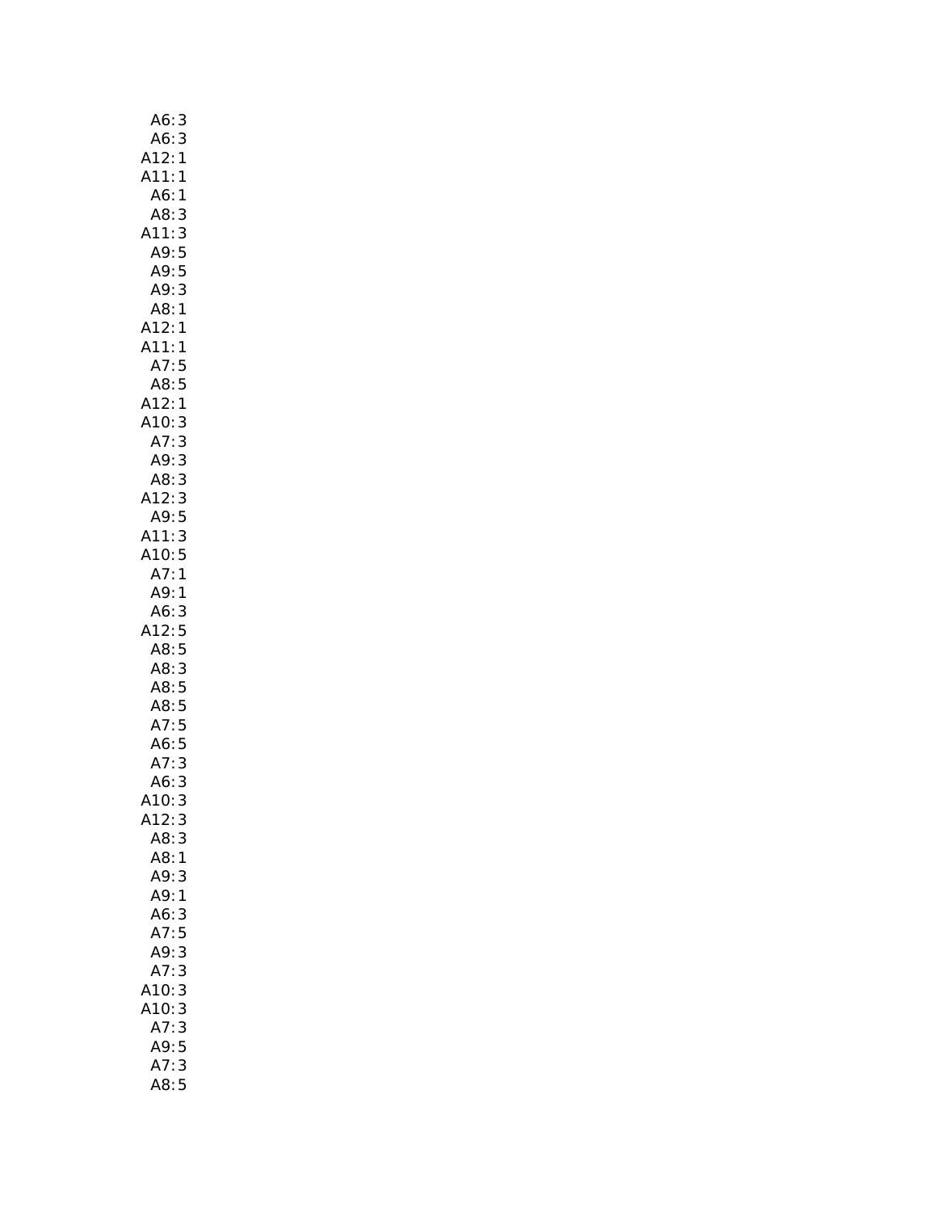A6: 3
A6: 3
A12: 1
A11: 1
A6: 1
A8: 3
A11: 3
A9: 5
A9: 5
A9: 3
A8: 1
A12: 1
A11: 1
A7: 5
A8: 5
A12: 1
A10: 3
A7: 3
A9: 3
A8: 3
A12: 3
A9: 5
A11: 3
A10: 5
A7: 1
A9: 1
A6: 3
A12: 5
A8: 5
A8: 3
A8: 5
A8: 5
A7: 5
A6: 5
A7: 3
A6: 3
A10: 3
A12: 3
A8: 3
A8: 1
A9: 3
A9: 1
A6: 3
A7: 5
A9: 3
A7: 3
A10: 3
A10: 3
A7: 3
A9: 5
A7: 3
A8: 5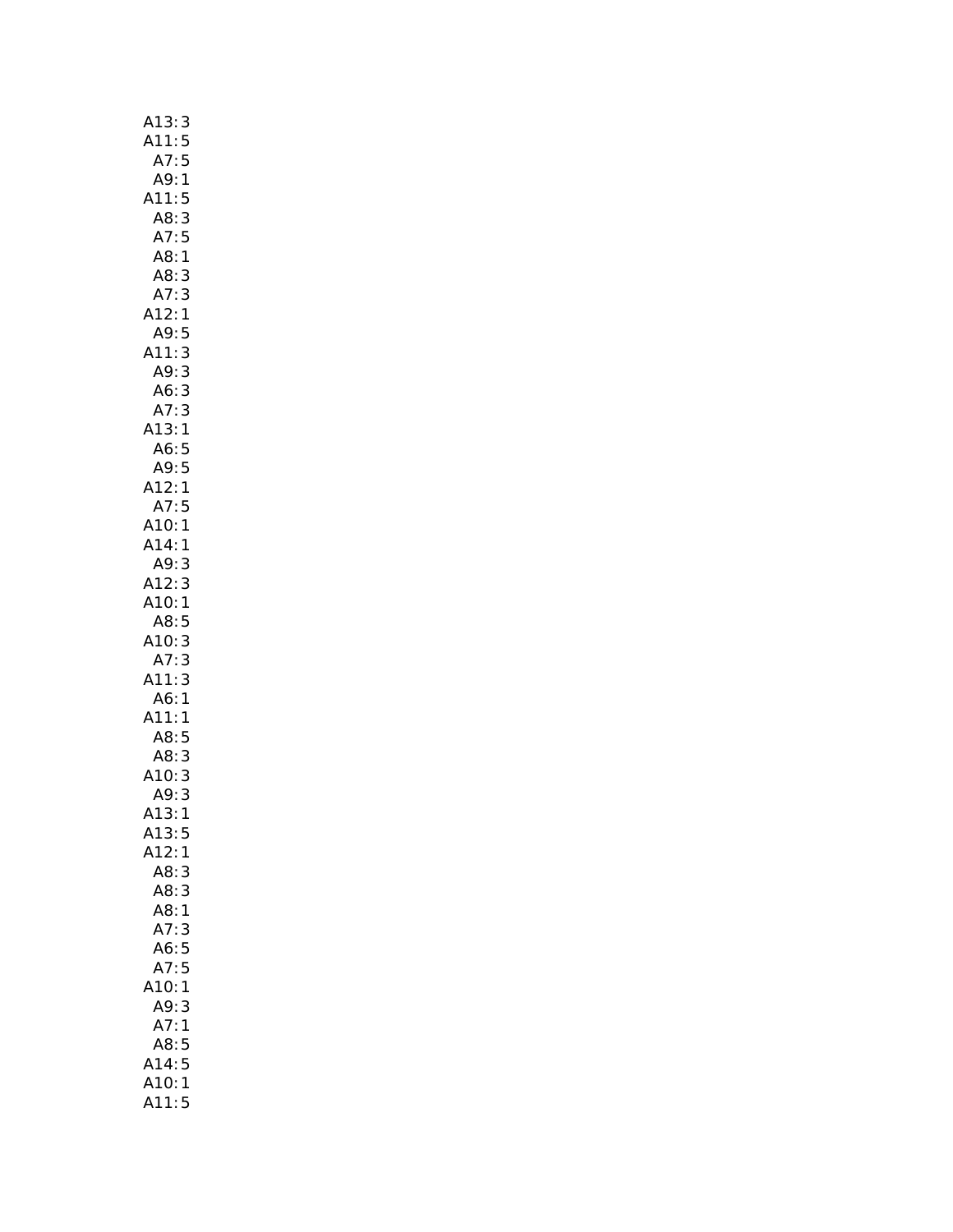A13: 3
A11: 5
A7: 5
A9: 1
A11: 5
A8: 3
A7: 5
A8: 1
A8: 3
A7: 3
A12: 1
A9: 5
A11: 3
A9: 3
A6: 3
A7: 3
A13: 1
A6: 5
A9: 5
A12: 1
A7: 5
A10: 1
A14: 1
A9: 3
A12: 3
A10: 1
A8: 5
A10: 3
A7: 3
A11: 3
A6: 1
A11: 1
A8: 5
A8: 3
A10: 3
A9: 3
A13: 1
A13: 5
A12: 1
A8: 3
A8: 3
A8: 1
A7: 3
A6: 5
A7: 5
A10: 1
A9: 3
A7: 1
A8: 5
A14: 5
A10: 1
A11: 5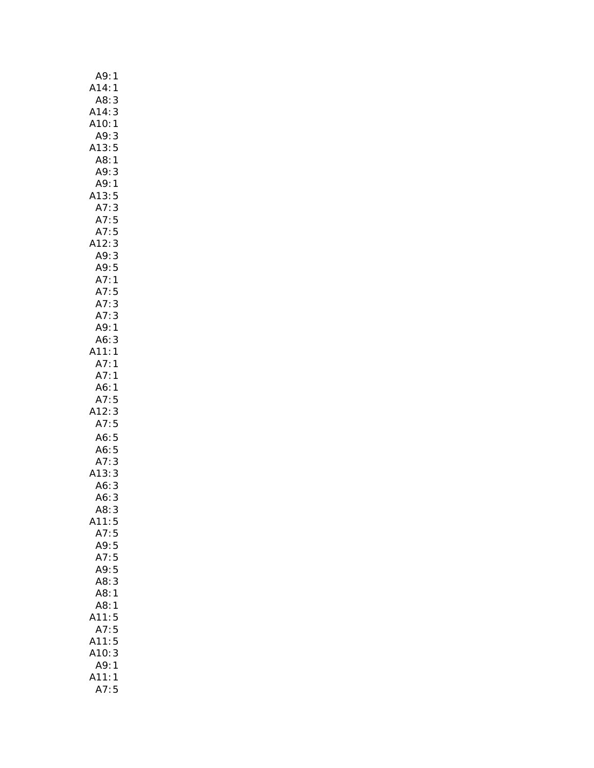A9: 1
A14: 1
A8: 3
A14: 3
A10: 1
A9: 3
A13: 5
A8: 1
A9: 3
A9: 1
A13: 5
A7: 3
A7: 5
A7: 5
A12: 3
A9: 3
A9: 5
A7: 1
A7: 5
A7: 3
A7: 3
A9: 1
A6: 3
A11: 1
A7: 1
A7: 1
A6: 1
A7: 5
A12: 3
A7: 5
A6: 5
A6: 5
A7: 3
A13: 3
A6: 3
A6: 3
A8: 3
A11: 5
A7: 5
A9: 5
A7: 5
A9: 5
A8: 3
A8: 1
A8: 1
A11: 5
A7: 5
A11: 5
A10: 3
A9: 1
A11: 1
A7: 5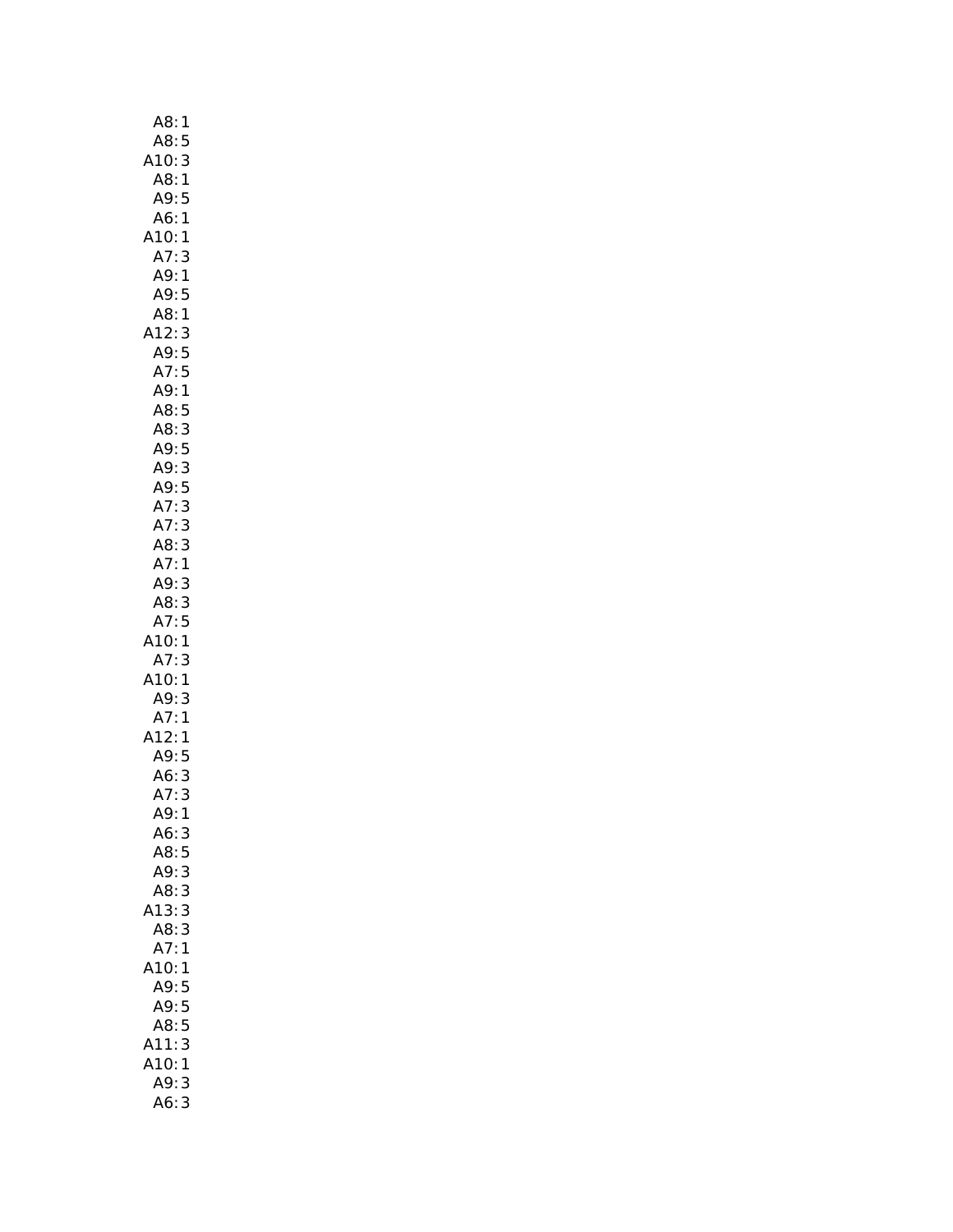A8: 1
A8: 5
A10: 3
A8: 1
A9: 5
A6: 1
A10: 1
A7: 3
A9: 1
A9: 5
A8: 1
A12: 3
A9: 5
A7: 5
A9: 1
A8: 5
A8: 3
A9: 5
A9: 3
A9: 5
A7: 3
A7: 3
A8: 3
A7: 1
A9: 3
A8: 3
A7: 5
A10: 1
A7: 3
A10: 1
A9: 3
A7: 1
A12: 1
A9: 5
A6: 3
A7: 3
A9: 1
A6: 3
A8: 5
A9: 3
A8: 3
A13: 3
A8: 3
A7: 1
A10: 1
A9: 5
A9: 5
A8: 5
A11: 3
A10: 1
A9: 3
A6: 3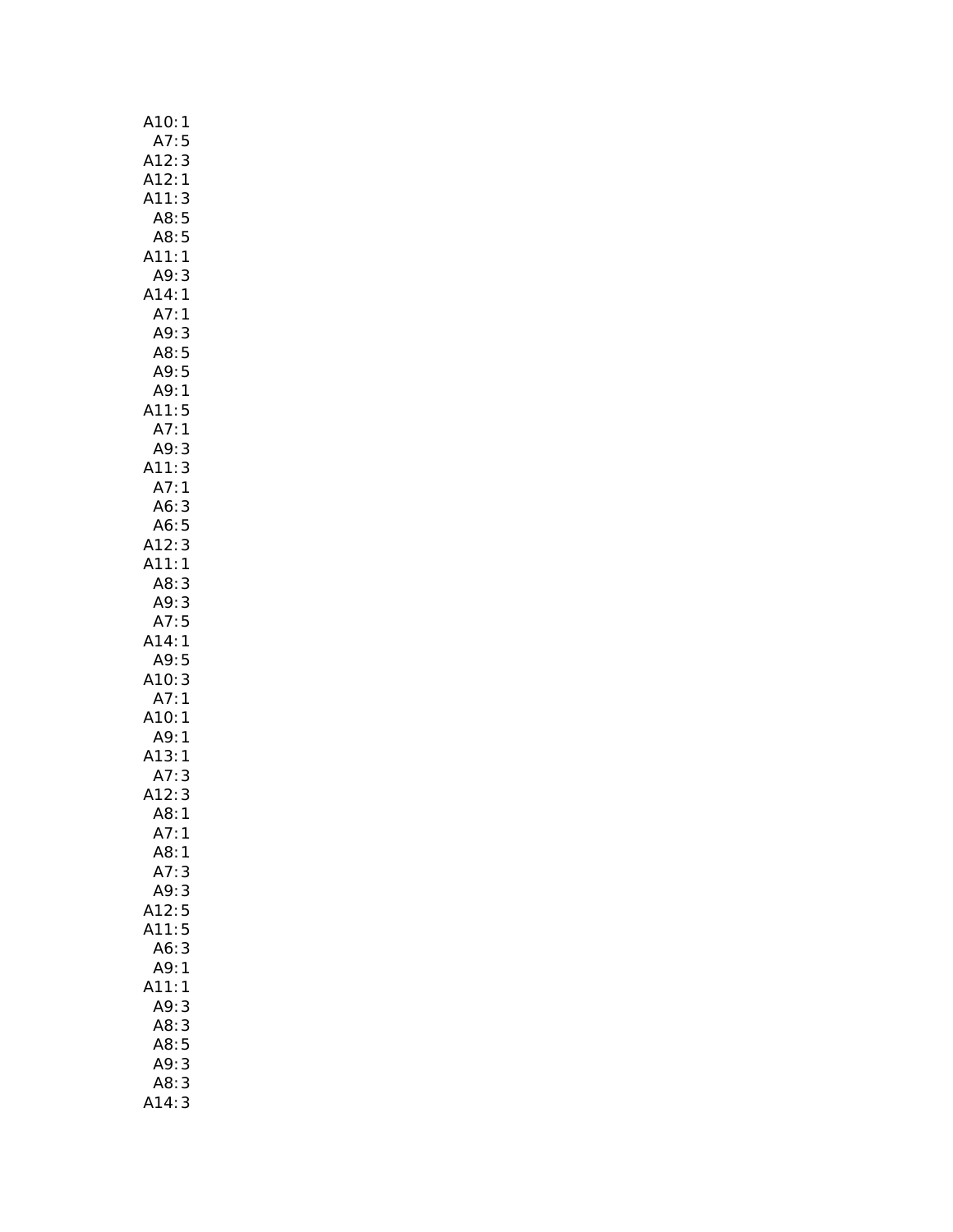A10: 1
A7: 5
A12: 3
A12: 1
A11: 3
A8: 5
A8: 5
A11: 1
A9: 3
A14: 1
A7: 1
A9: 3
A8: 5
A9: 5
A9: 1
A11: 5
A7: 1
A9: 3
A11: 3
A7: 1
A6: 3
A6: 5
A12: 3
A11: 1
A8: 3
A9: 3
A7: 5
A14: 1
A9: 5
A10: 3
A7: 1
A10: 1
A9: 1
A13: 1
A7: 3
A12: 3
A8: 1
A7: 1
A8: 1
A7: 3
A9: 3
A12: 5
A11: 5
A6: 3
A9: 1
A11: 1
A9: 3
A8: 3
A8: 5
A9: 3
A8: 3
A14: 3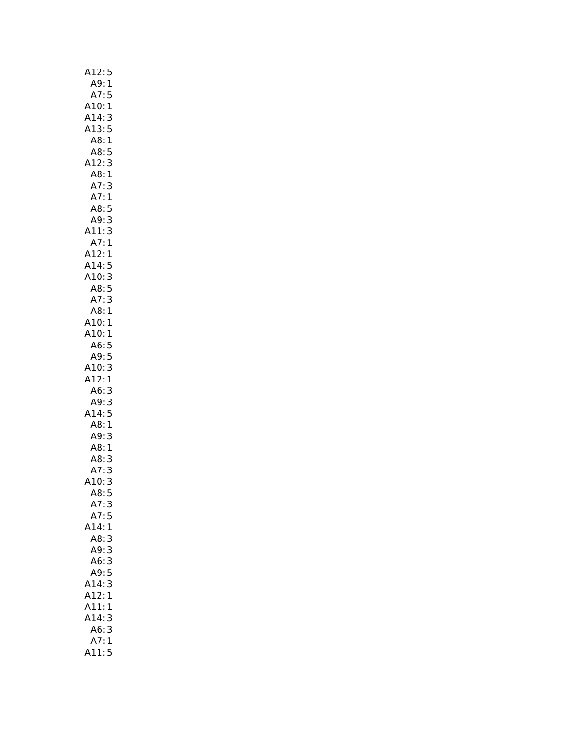A12: 5
A9: 1
A7: 5
A10: 1
A14: 3
A13: 5
A8: 1
A8: 5
A12: 3
A8: 1
A7: 3
A7: 1
A8: 5
A9: 3
A11: 3
A7: 1
A12: 1
A14: 5
A10: 3
A8: 5
A7: 3
A8: 1
A10: 1
A10: 1
A6: 5
A9: 5
A10: 3
A12: 1
A6: 3
A9: 3
A14: 5
A8: 1
A9: 3
A8: 1
A8: 3
A7: 3
A10: 3
A8: 5
A7: 3
A7: 5
A14: 1
A8: 3
A9: 3
A6: 3
A9: 5
A14: 3
A12: 1
A11: 1
A14: 3
A6: 3
A7: 1
A11: 5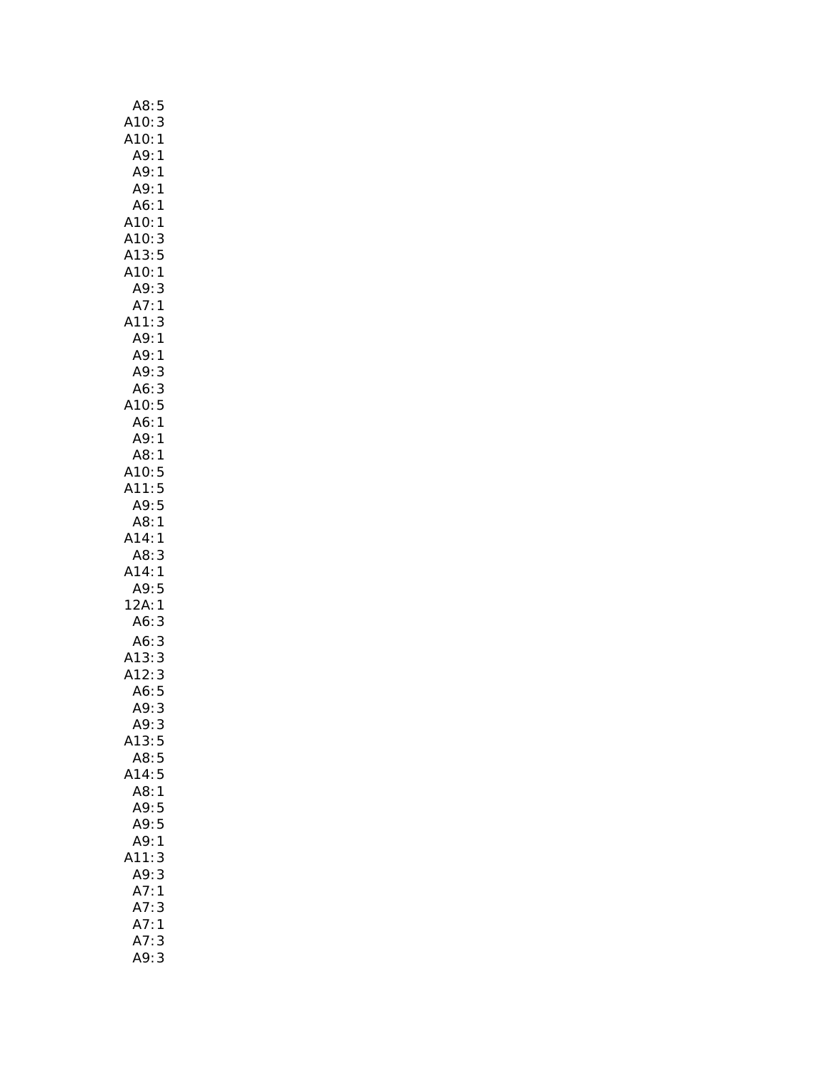A8: 5
A10: 3
A10: 1
A9: 1
A9: 1
A9: 1
A6: 1
A10: 1
A10: 3
A13: 5
A10: 1
A9: 3
A7: 1
A11: 3
A9: 1
A9: 1
A9: 3
A6: 3
A10: 5
A6: 1
A9: 1
A8: 1
A10: 5
A11: 5
A9: 5
A8: 1
A14: 1
A8: 3
A14: 1
A9: 5
12A: 1
A6: 3
A6: 3
A13: 3
A12: 3
A6: 5
A9: 3
A9: 3
A13: 5
A8: 5
A14: 5
A8: 1
A9: 5
A9: 5
A9: 1
A11: 3
A9: 3
A7: 1
A7: 3
A7: 1
A7: 3
A9: 3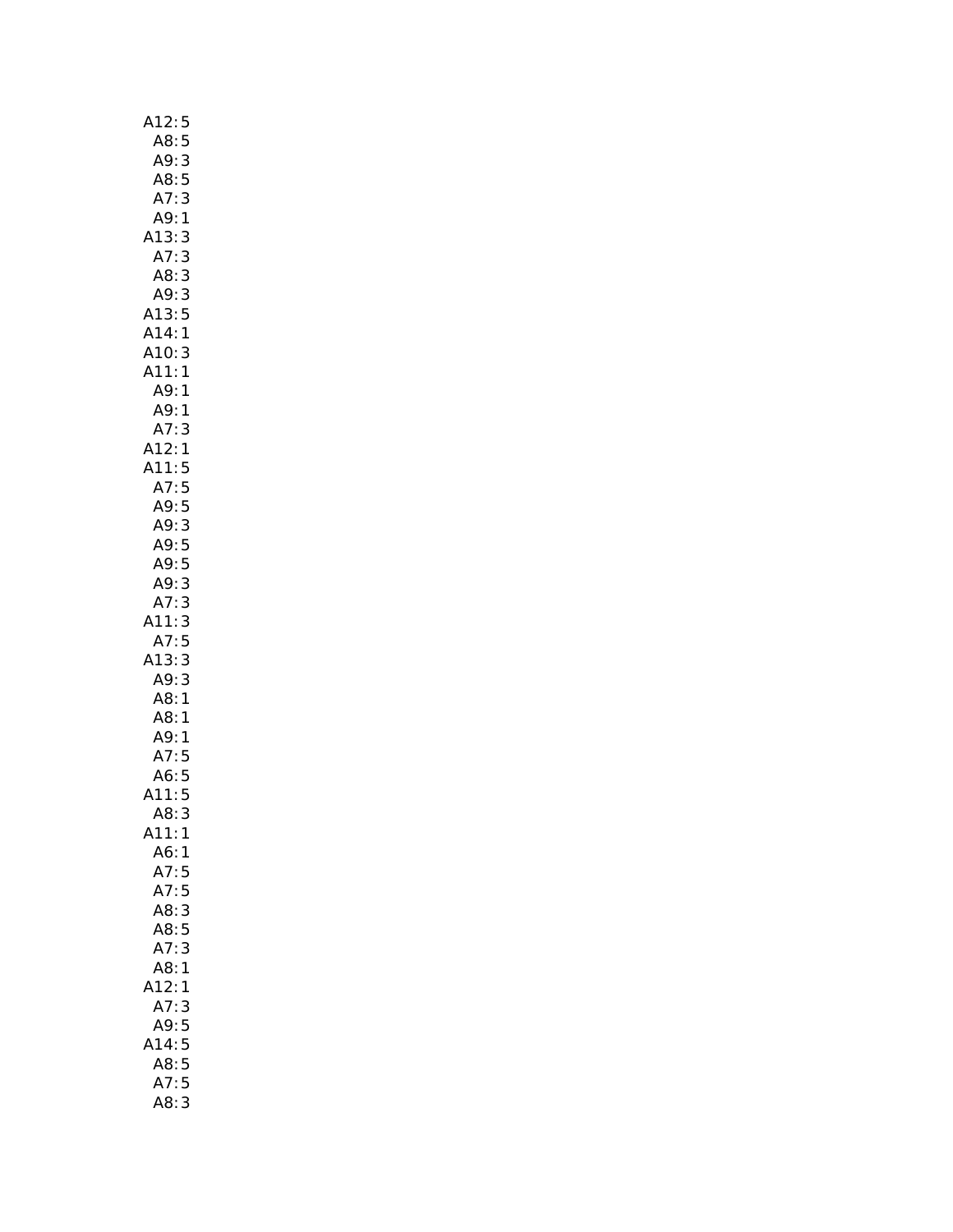A12: 5
A8: 5
A9: 3
A8: 5
A7: 3
A9: 1
A13: 3
A7: 3
A8: 3
A9: 3
A13: 5
A14: 1
A10: 3
A11: 1
A9: 1
A9: 1
A7: 3
A12: 1
A11: 5
A7: 5
A9: 5
A9: 3
A9: 5
A9: 5
A9: 3
A7: 3
A11: 3
A7: 5
A13: 3
A9: 3
A8: 1
A8: 1
A9: 1
A7: 5
A6: 5
A11: 5
A8: 3
A11: 1
A6: 1
A7: 5
A7: 5
A8: 3
A8: 5
A7: 3
A8: 1
A12: 1
A7: 3
A9: 5
A14: 5
A8: 5
A7: 5
A8: 3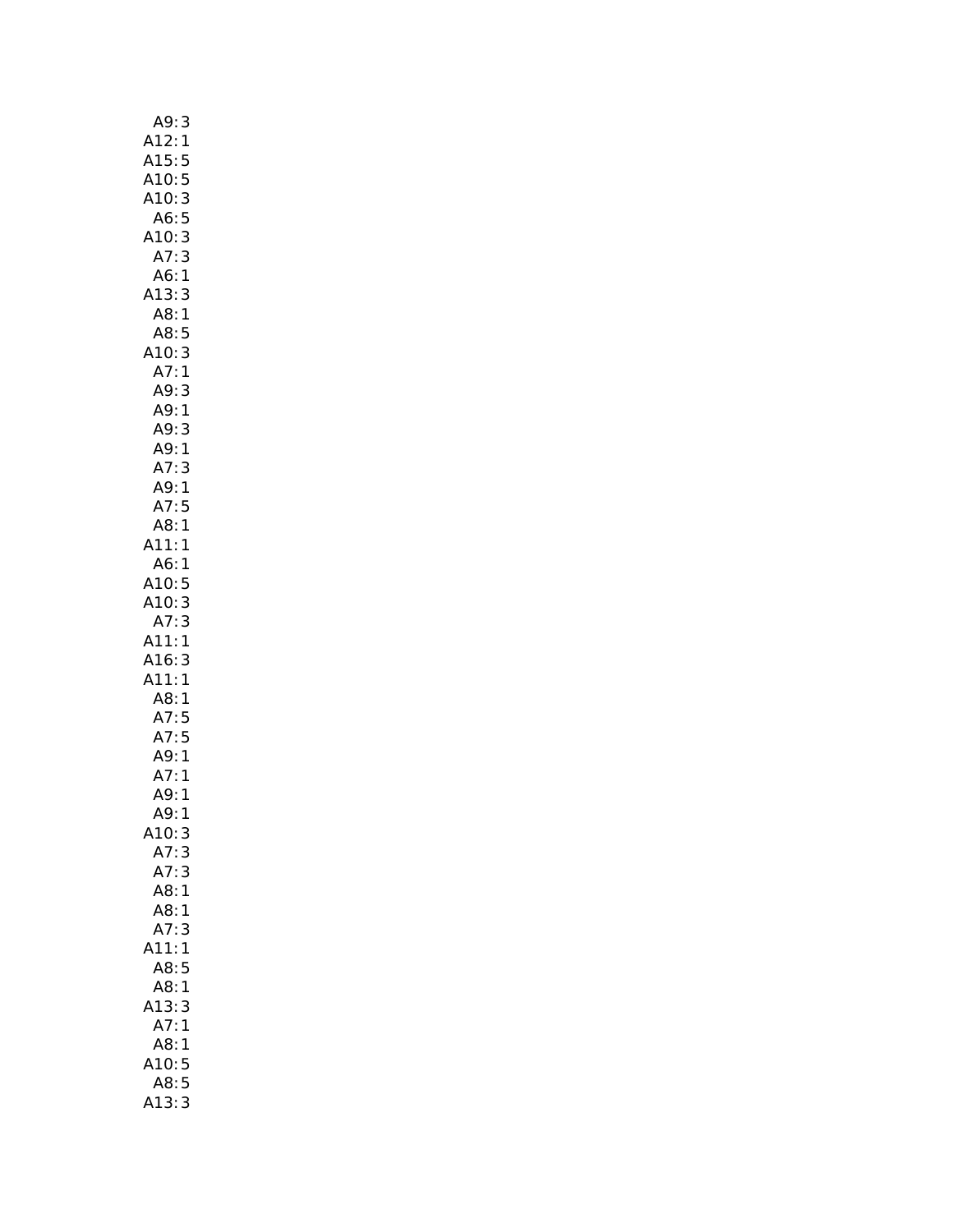A9: 3
A12: 1
A15: 5
A10: 5
A10: 3
A6: 5
A10: 3
A7: 3
A6: 1
A13: 3
A8: 1
A8: 5
A10: 3
A7: 1
A9: 3
A9: 1
A9: 3
A9: 1
A7: 3
A9: 1
A7: 5
A8: 1
A11: 1
A6: 1
A10: 5
A10: 3
A7: 3
A11: 1
A16: 3
A11: 1
A8: 1
A7: 5
A7: 5
A9: 1
A7: 1
A9: 1
A9: 1
A10: 3
A7: 3
A7: 3
A8: 1
A8: 1
A7: 3
A11: 1
A8: 5
A8: 1
A13: 3
A7: 1
A8: 1
A10: 5
A8: 5
A13: 3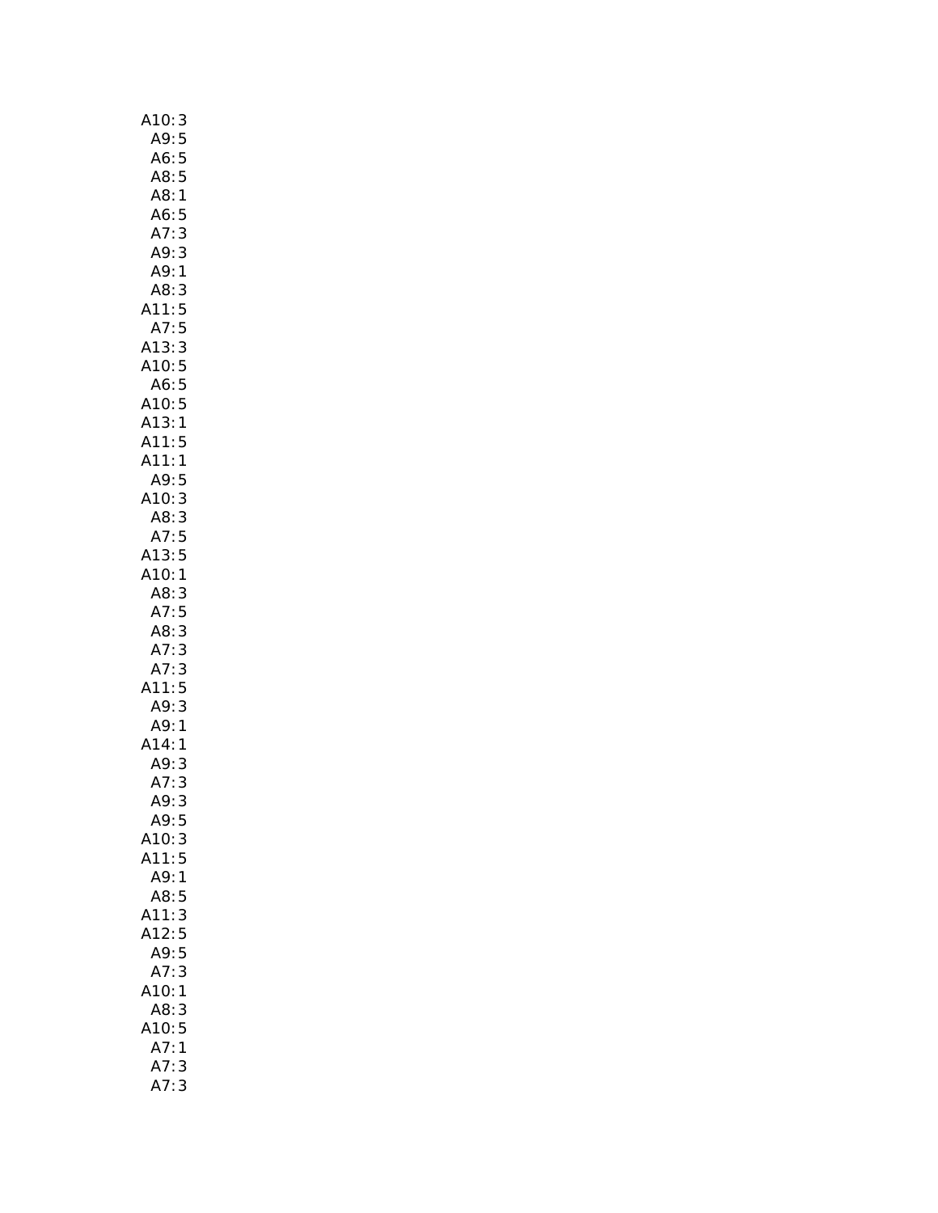A10: 3
A9: 5
A6: 5
A8: 5
A8: 1
A6: 5
A7: 3
A9: 3
A9: 1
A8: 3
A11: 5
A7: 5
A13: 3
A10: 5
A6: 5
A10: 5
A13: 1
A11: 5
A11: 1
A9: 5
A10: 3
A8: 3
A7: 5
A13: 5
A10: 1
A8: 3
A7: 5
A8: 3
A7: 3
A7: 3
A11: 5
A9: 3
A9: 1
A14: 1
A9: 3
A7: 3
A9: 3
A9: 5
A10: 3
A11: 5
A9: 1
A8: 5
A11: 3
A12: 5
A9: 5
A7: 3
A10: 1
A8: 3
A10: 5
A7: 1
A7: 3
A7: 3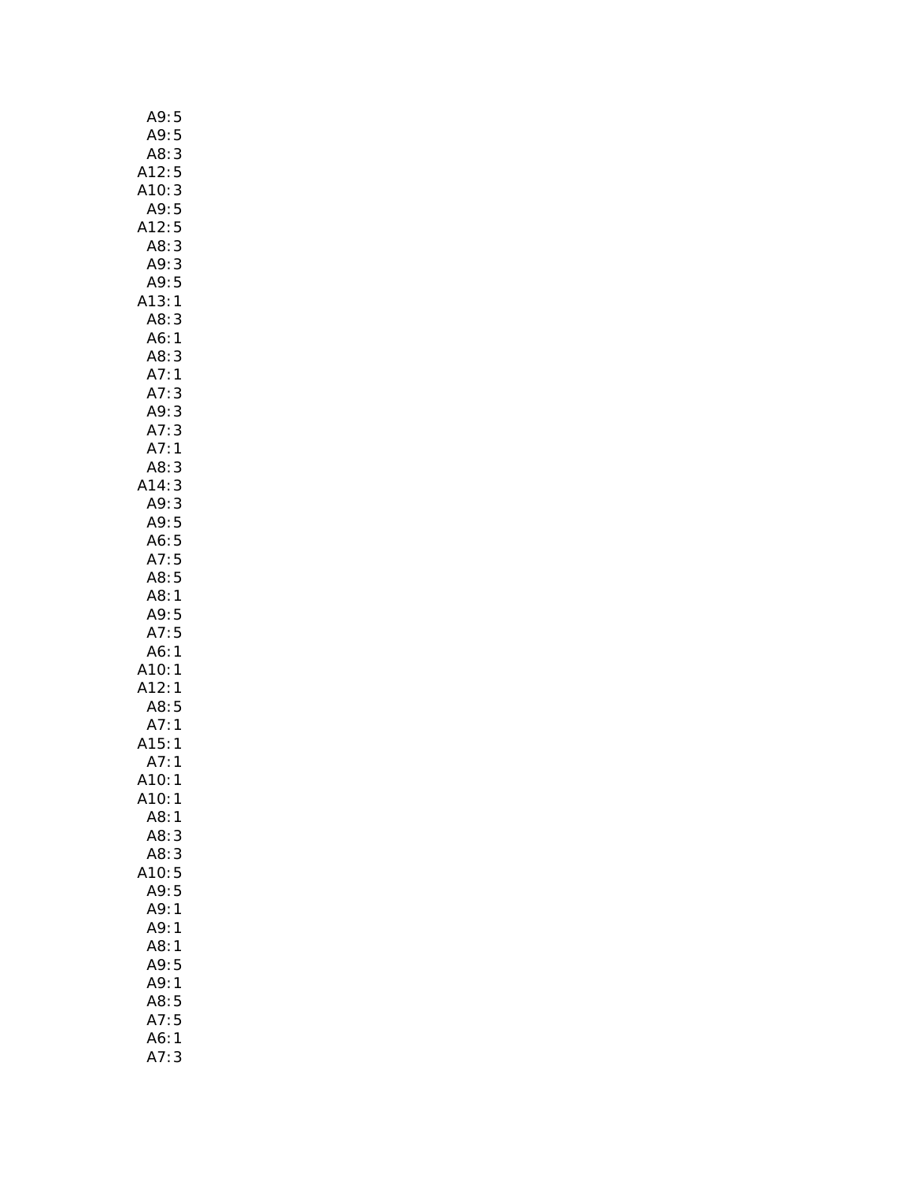A9: 5
A9: 5
A8: 3
A12: 5
A10: 3
A9: 5
A12: 5
A8: 3
A9: 3
A9: 5
A13: 1
A8: 3
A6: 1
A8: 3
A7: 1
A7: 3
A9: 3
A7: 3
A7: 1
A8: 3
A14: 3
A9: 3
A9: 5
A6: 5
A7: 5
A8: 5
A8: 1
A9: 5
A7: 5
A6: 1
A10: 1
A12: 1
A8: 5
A7: 1
A15: 1
A7: 1
A10: 1
A10: 1
A8: 1
A8: 3
A8: 3
A10: 5
A9: 5
A9: 1
A9: 1
A8: 1
A9: 5
A9: 1
A8: 5
A7: 5
A6: 1
A7: 3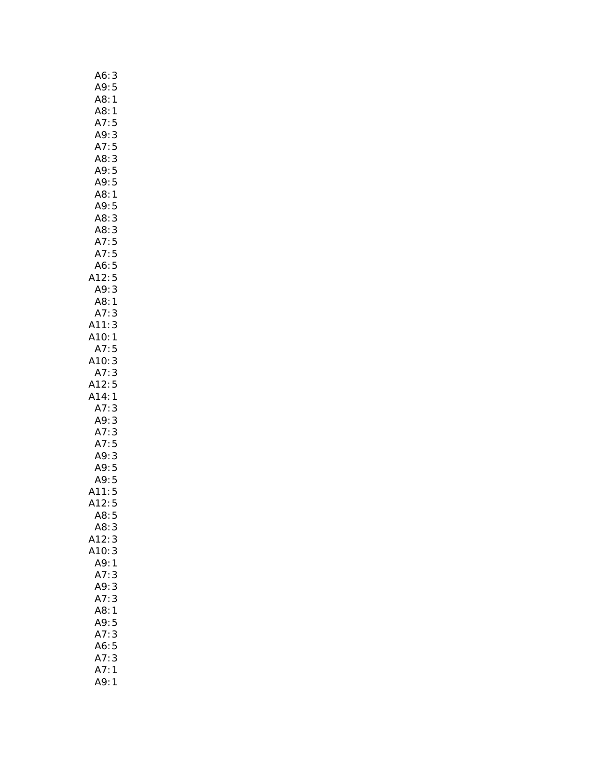A6: 3
A9: 5
A8: 1
A8: 1
A7: 5
A9: 3
A7: 5
A8: 3
A9: 5
A9: 5
A8: 1
A9: 5
A8: 3
A8: 3
A7: 5
A7: 5
A6: 5
A12: 5
A9: 3
A8: 1
A7: 3
A11: 3
A10: 1
A7: 5
A10: 3
A7: 3
A12: 5
A14: 1
A7: 3
A9: 3
A7: 3
A7: 5
A9: 3
A9: 5
A9: 5
A11: 5
A12: 5
A8: 5
A8: 3
A12: 3
A10: 3
A9: 1
A7: 3
A9: 3
A7: 3
A8: 1
A9: 5
A7: 3
A6: 5
A7: 3
A7: 1
A9: 1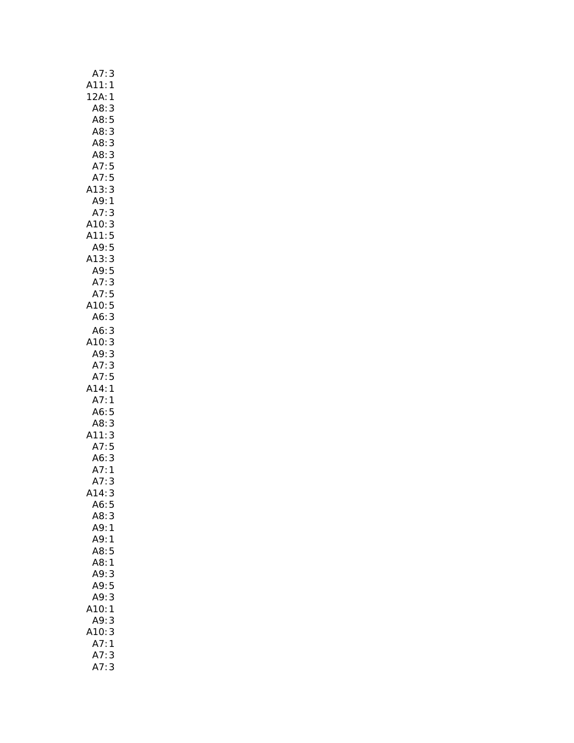A7: 3
A11: 1
12A: 1
A8: 3
A8: 5
A8: 3
A8: 3
A8: 3
A7: 5
A7: 5
A13: 3
A9: 1
A7: 3
A10: 3
A11: 5
A9: 5
A13: 3
A9: 5
A7: 3
A7: 5
A10: 5
A6: 3
A6: 3
A10: 3
A9: 3
A7: 3
A7: 5
A14: 1
A7: 1
A6: 5
A8: 3
A11: 3
A7: 5
A6: 3
A7: 1
A7: 3
A14: 3
A6: 5
A8: 3
A9: 1
A9: 1
A8: 5
A8: 1
A9: 3
A9: 5
A9: 3
A10: 1
A9: 3
A10: 3
A7: 1
A7: 3
A7: 3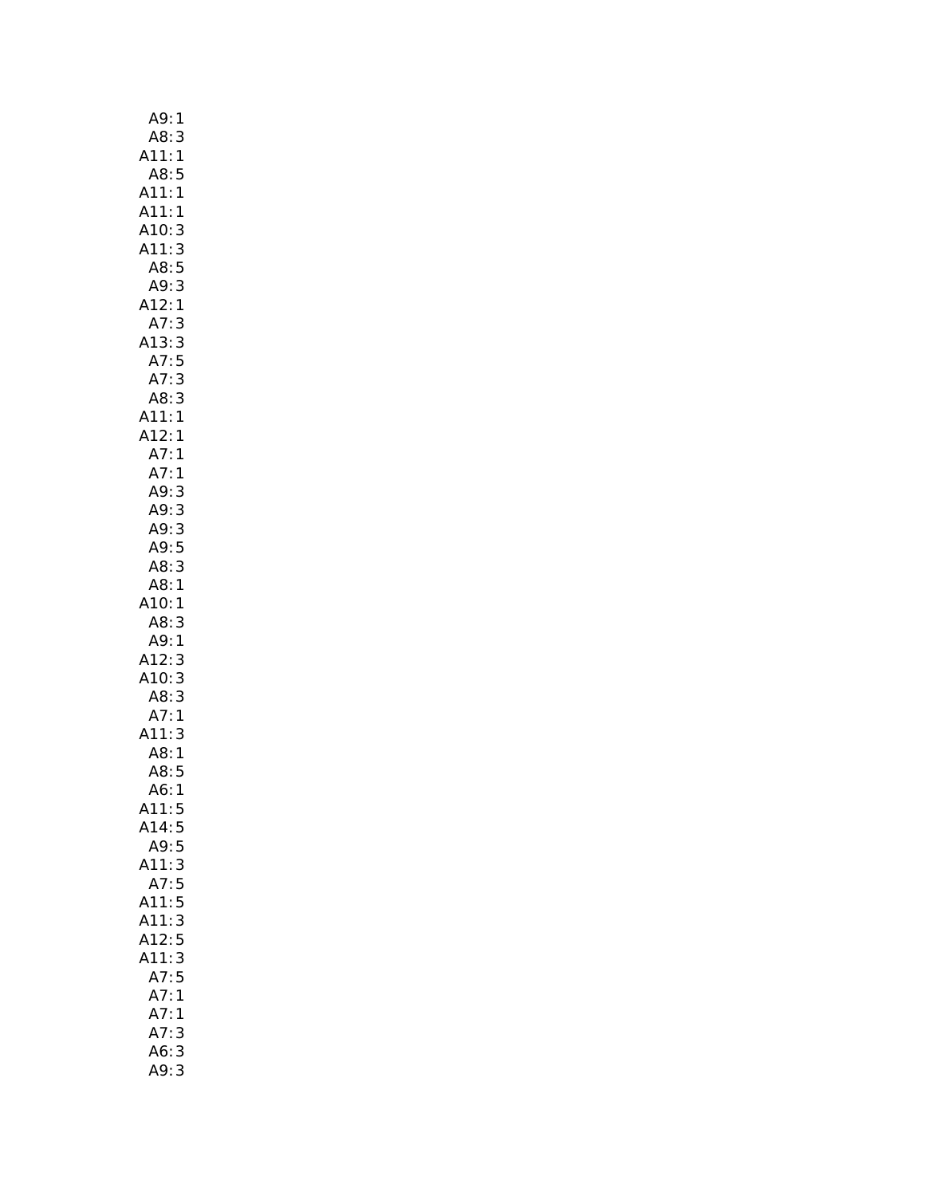A9: 1
A8: 3
A11: 1
A8: 5
A11: 1
A11: 1
A10: 3
A11: 3
A8: 5
A9: 3
A12: 1
A7: 3
A13: 3
A7: 5
A7: 3
A8: 3
A11: 1
A12: 1
A7: 1
A7: 1
A9: 3
A9: 3
A9: 3
A9: 5
A8: 3
A8: 1
A10: 1
A8: 3
A9: 1
A12: 3
A10: 3
A8: 3
A7: 1
A11: 3
A8: 1
A8: 5
A6: 1
A11: 5
A14: 5
A9: 5
A11: 3
A7: 5
A11: 5
A11: 3
A12: 5
A11: 3
A7: 5
A7: 1
A7: 1
A7: 3
A6: 3
A9: 3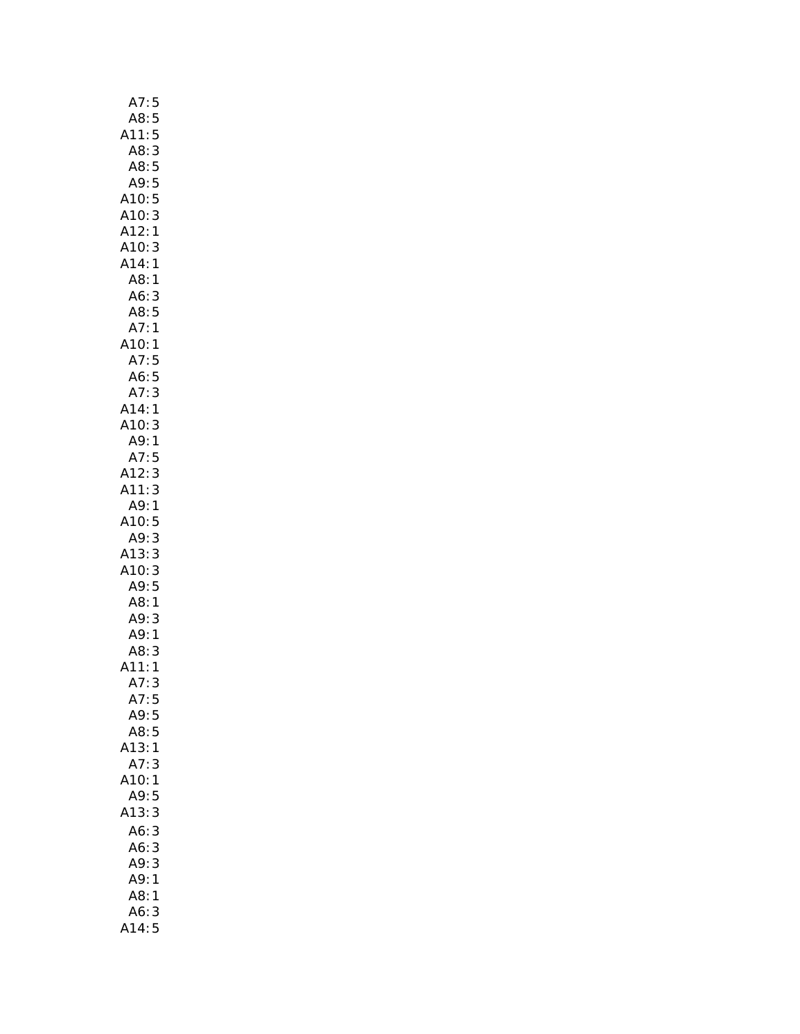A7: 5
A8: 5
A11: 5
A8: 3
A8: 5
A9: 5
A10: 5
A10: 3
A12: 1
A10: 3
A14: 1
A8: 1
A6: 3
A8: 5
A7: 1
A10: 1
A7: 5
A6: 5
A7: 3
A14: 1
A10: 3
A9: 1
A7: 5
A12: 3
A11: 3
A9: 1
A10: 5
A9: 3
A13: 3
A10: 3
A9: 5
A8: 1
A9: 3
A9: 1
A8: 3
A11: 1
A7: 3
A7: 5
A9: 5
A8: 5
A13: 1
A7: 3
A10: 1
A9: 5
A13: 3
A6: 3
A6: 3
A9: 3
A9: 1
A8: 1
A6: 3
A14: 5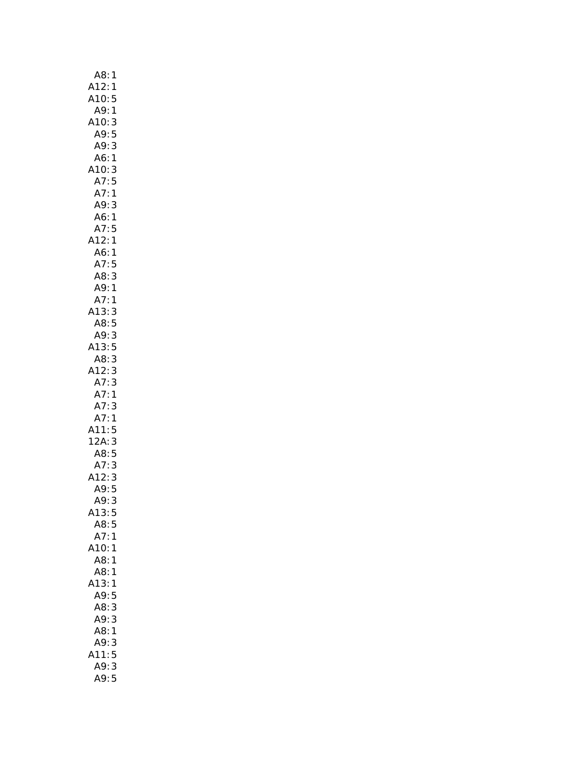A8: 1
A12: 1
A10: 5
A9: 1
A10: 3
A9: 5
A9: 3
A6: 1
A10: 3
A7: 5
A7: 1
A9: 3
A6: 1
A7: 5
A12: 1
A6: 1
A7: 5
A8: 3
A9: 1
A7: 1
A13: 3
A8: 5
A9: 3
A13: 5
A8: 3
A12: 3
A7: 3
A7: 1
A7: 3
A7: 1
A11: 5
12A: 3
A8: 5
A7: 3
A12: 3
A9: 5
A9: 3
A13: 5
A8: 5
A7: 1
A10: 1
A8: 1
A8: 1
A13: 1
A9: 5
A8: 3
A9: 3
A8: 1
A9: 3
A11: 5
A9: 3
A9: 5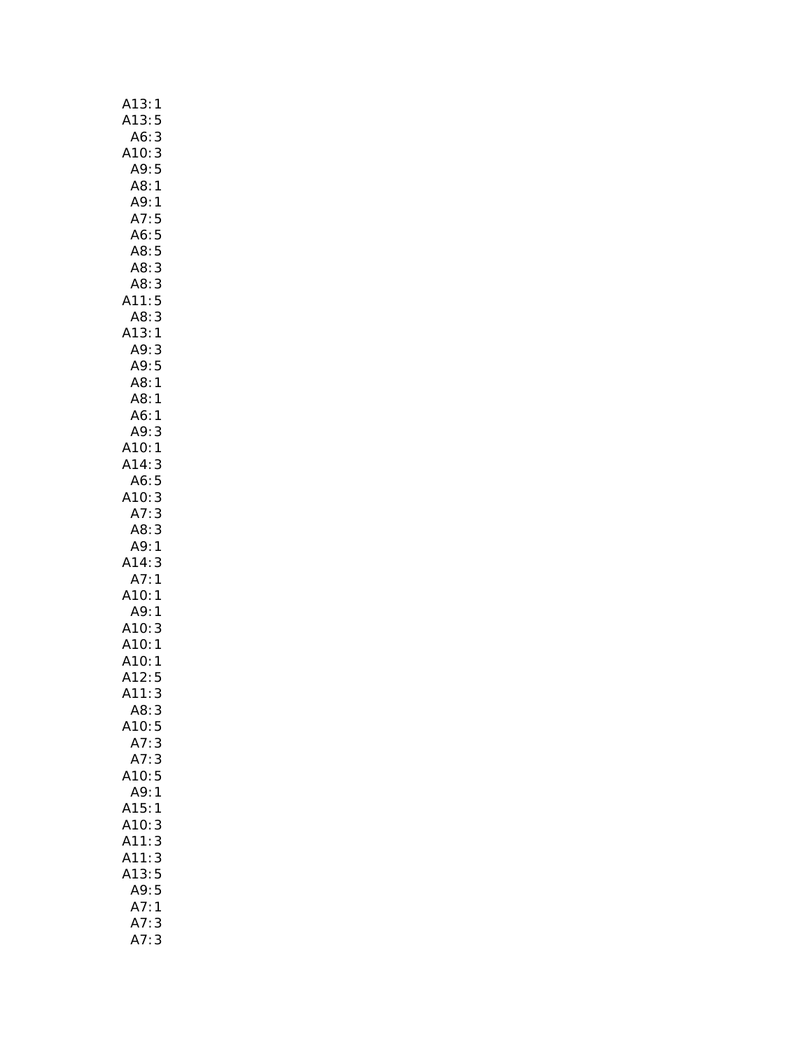A13: 1
A13: 5
A6: 3
A10: 3
A9: 5
A8: 1
A9: 1
A7: 5
A6: 5
A8: 5
A8: 3
A8: 3
A11: 5
A8: 3
A13: 1
A9: 3
A9: 5
A8: 1
A8: 1
A6: 1
A9: 3
A10: 1
A14: 3
A6: 5
A10: 3
A7: 3
A8: 3
A9: 1
A14: 3
A7: 1
A10: 1
A9: 1
A10: 3
A10: 1
A10: 1
A12: 5
A11: 3
A8: 3
A10: 5
A7: 3
A7: 3
A10: 5
A9: 1
A15: 1
A10: 3
A11: 3
A11: 3
A13: 5
A9: 5
A7: 1
A7: 3
A7: 3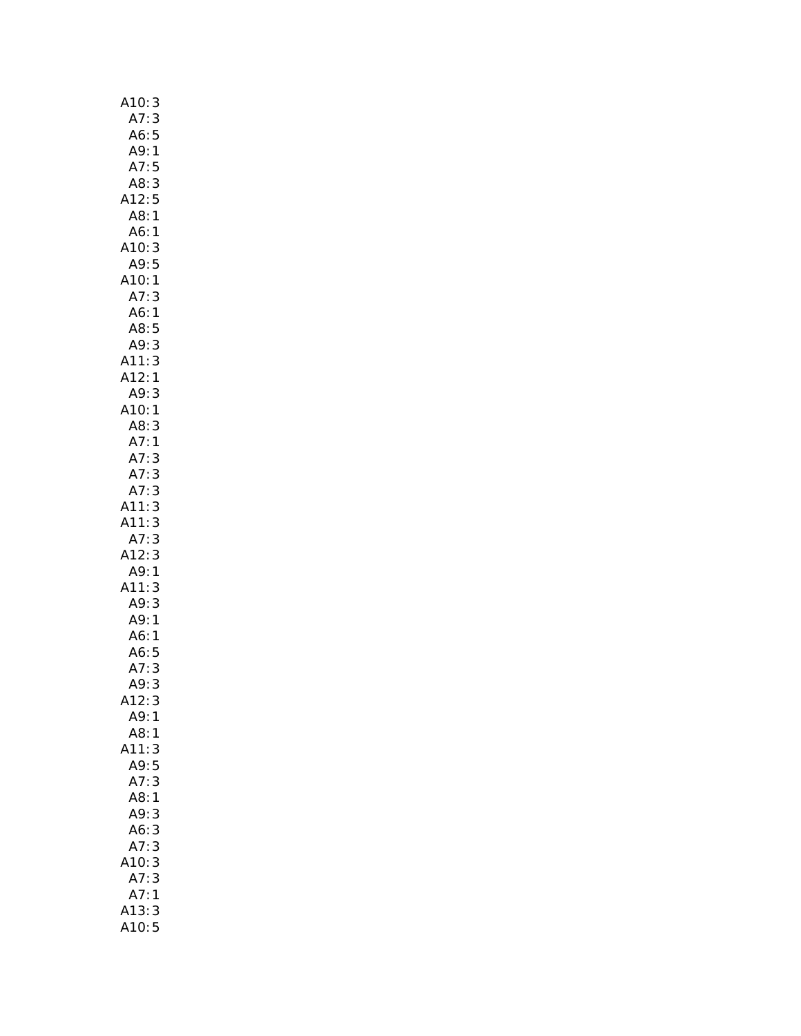A10: 3
A7: 3
A6: 5
A9: 1
A7: 5
A8: 3
A12: 5
A8: 1
A6: 1
A10: 3
A9: 5
A10: 1
A7: 3
A6: 1
A8: 5
A9: 3
A11: 3
A12: 1
A9: 3
A10: 1
A8: 3
A7: 1
A7: 3
A7: 3
A7: 3
A11: 3
A11: 3
A7: 3
A12: 3
A9: 1
A11: 3
A9: 3
A9: 1
A6: 1
A6: 5
A7: 3
A9: 3
A12: 3
A9: 1
A8: 1
A11: 3
A9: 5
A7: 3
A8: 1
A9: 3
A6: 3
A7: 3
A10: 3
A7: 3
A7: 1
A13: 3
A10: 5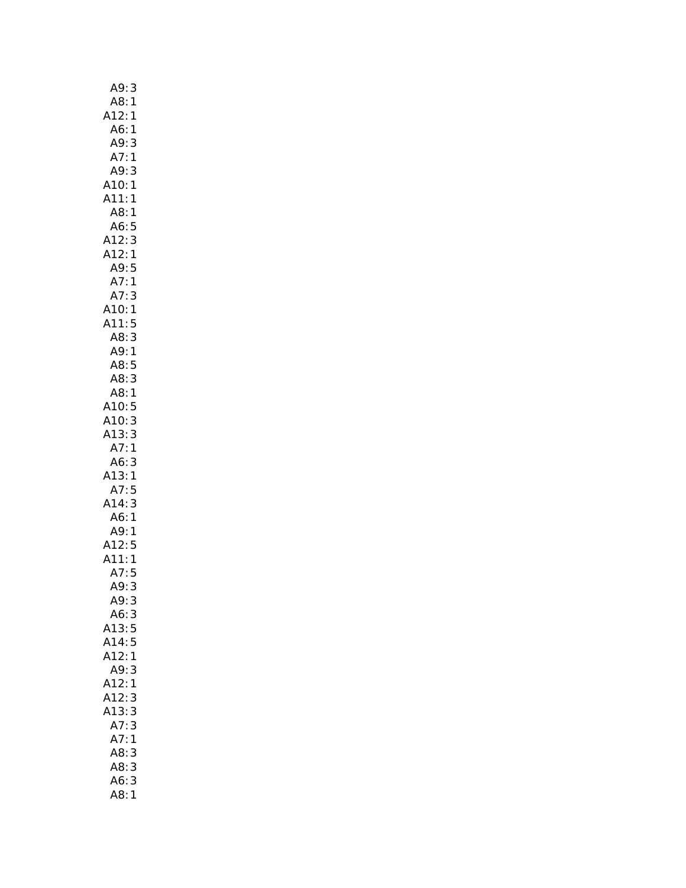A9: 3
A8: 1
A12: 1
A6: 1
A9: 3
A7: 1
A9: 3
A10: 1
A11: 1
A8: 1
A6: 5
A12: 3
A12: 1
A9: 5
A7: 1
A7: 3
A10: 1
A11: 5
A8: 3
A9: 1
A8: 5
A8: 3
A8: 1
A10: 5
A10: 3
A13: 3
A7: 1
A6: 3
A13: 1
A7: 5
A14: 3
A6: 1
A9: 1
A12: 5
A11: 1
A7: 5
A9: 3
A9: 3
A6: 3
A13: 5
A14: 5
A12: 1
A9: 3
A12: 1
A12: 3
A13: 3
A7: 3
A7: 1
A8: 3
A8: 3
A6: 3
A8: 1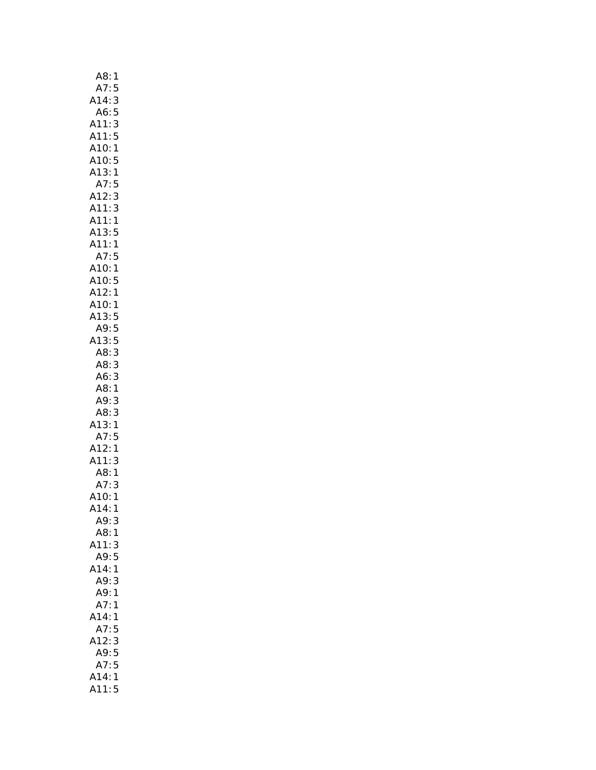A8: 1
A7: 5
A14: 3
A6: 5
A11: 3
A11: 5
A10: 1
A10: 5
A13: 1
A7: 5
A12: 3
A11: 3
A11: 1
A13: 5
A11: 1
A7: 5
A10: 1
A10: 5
A12: 1
A10: 1
A13: 5
A9: 5
A13: 5
A8: 3
A8: 3
A6: 3
A8: 1
A9: 3
A8: 3
A13: 1
A7: 5
A12: 1
A11: 3
A8: 1
A7: 3
A10: 1
A14: 1
A9: 3
A8: 1
A11: 3
A9: 5
A14: 1
A9: 3
A9: 1
A7: 1
A14: 1
A7: 5
A12: 3
A9: 5
A7: 5
A14: 1
A11: 5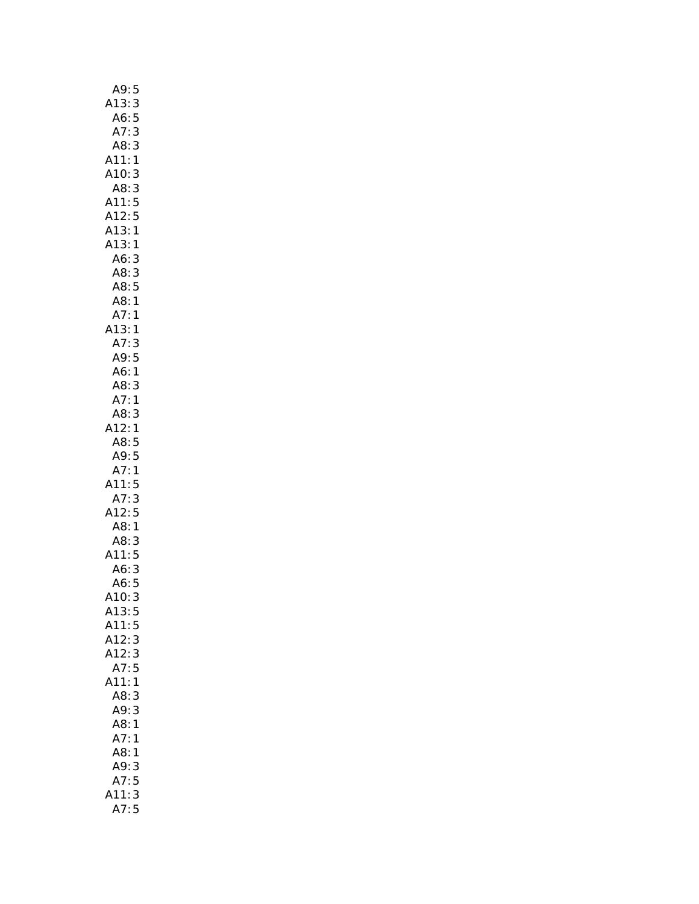A9: 5
A13: 3
A6: 5
A7: 3
A8: 3
A11: 1
A10: 3
A8: 3
A11: 5
A12: 5
A13: 1
A13: 1
A6: 3
A8: 3
A8: 5
A8: 1
A7: 1
A13: 1
A7: 3
A9: 5
A6: 1
A8: 3
A7: 1
A8: 3
A12: 1
A8: 5
A9: 5
A7: 1
A11: 5
A7: 3
A12: 5
A8: 1
A8: 3
A11: 5
A6: 3
A6: 5
A10: 3
A13: 5
A11: 5
A12: 3
A12: 3
A7: 5
A11: 1
A8: 3
A9: 3
A8: 1
A7: 1
A8: 1
A9: 3
A7: 5
A11: 3
A7: 5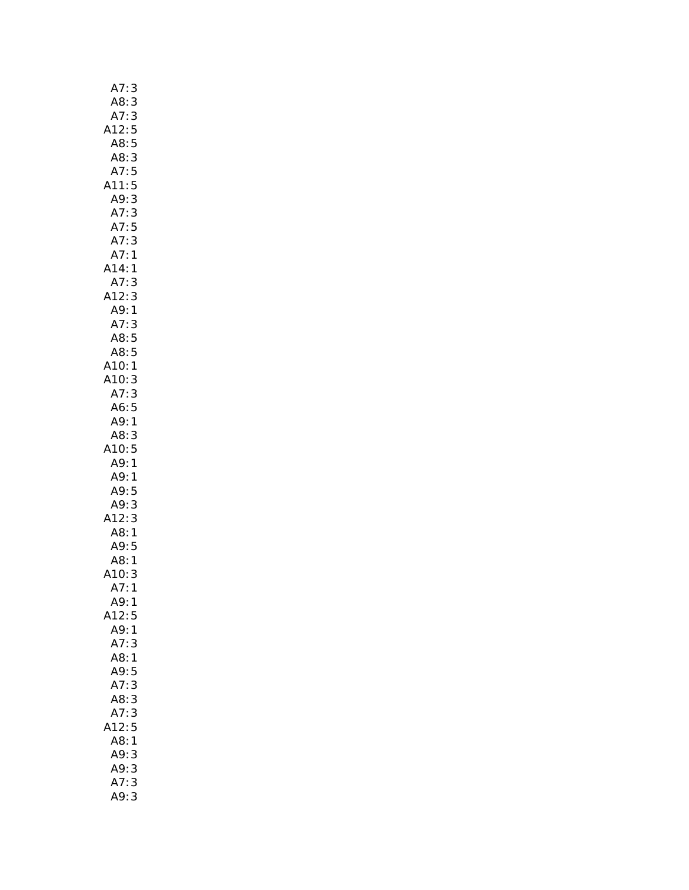A7: 3
A8: 3
A7: 3
A12: 5
A8: 5
A8: 3
A7: 5
A11: 5
A9: 3
A7: 3
A7: 5
A7: 3
A7: 1
A14: 1
A7: 3
A12: 3
A9: 1
A7: 3
A8: 5
A8: 5
A10: 1
A10: 3
A7: 3
A6: 5
A9: 1
A8: 3
A10: 5
A9: 1
A9: 1
A9: 5
A9: 3
A12: 3
A8: 1
A9: 5
A8: 1
A10: 3
A7: 1
A9: 1
A12: 5
A9: 1
A7: 3
A8: 1
A9: 5
A7: 3
A8: 3
A7: 3
A12: 5
A8: 1
A9: 3
A9: 3
A7: 3
A9: 3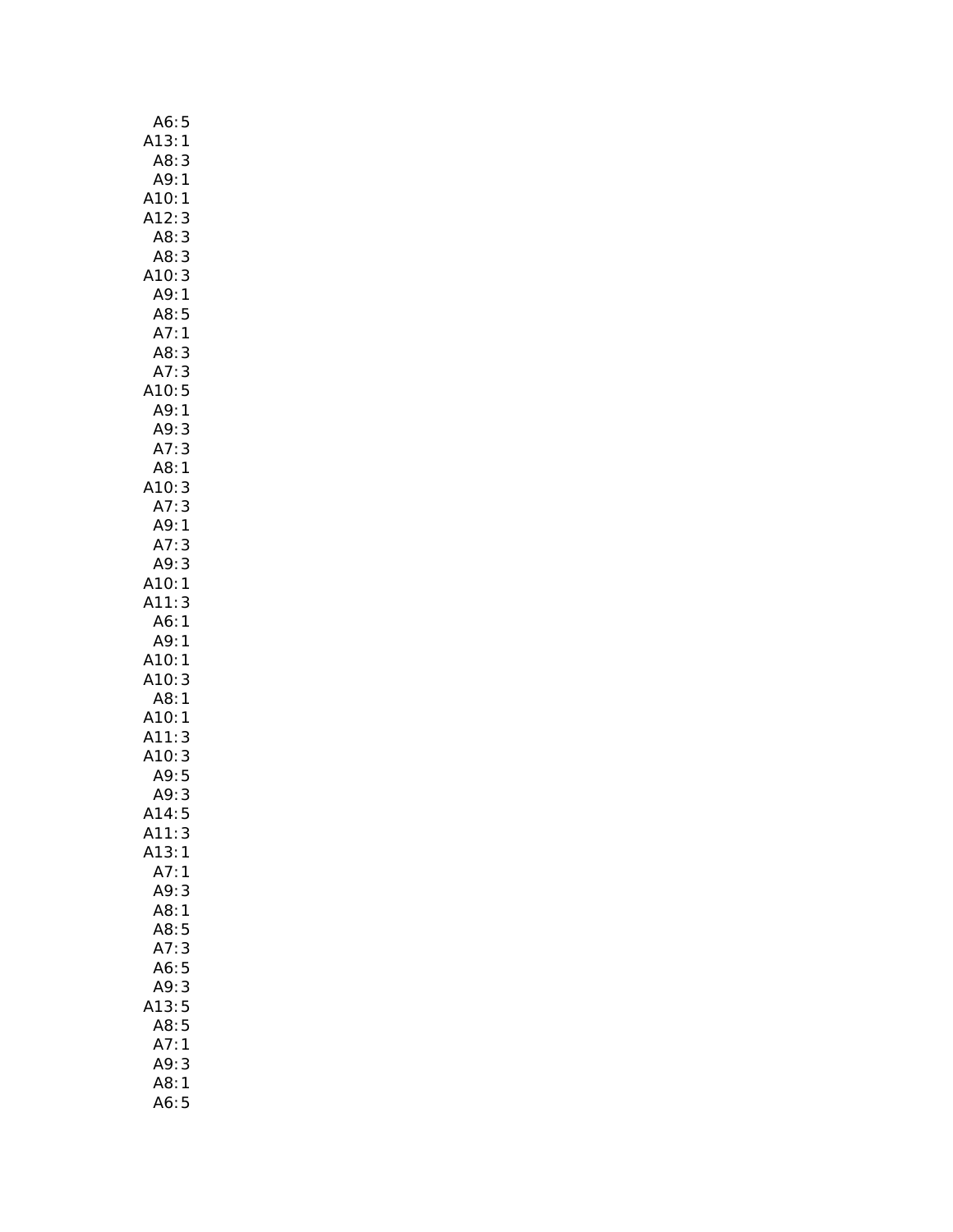A6: 5
A13: 1
A8: 3
A9: 1
A10: 1
A12: 3
A8: 3
A8: 3
A10: 3
A9: 1
A8: 5
A7: 1
A8: 3
A7: 3
A10: 5
A9: 1
A9: 3
A7: 3
A8: 1
A10: 3
A7: 3
A9: 1
A7: 3
A9: 3
A10: 1
A11: 3
A6: 1
A9: 1
A10: 1
A10: 3
A8: 1
A10: 1
A11: 3
A10: 3
A9: 5
A9: 3
A14: 5
A11: 3
A13: 1
A7: 1
A9: 3
A8: 1
A8: 5
A7: 3
A6: 5
A9: 3
A13: 5
A8: 5
A7: 1
A9: 3
A8: 1
A6: 5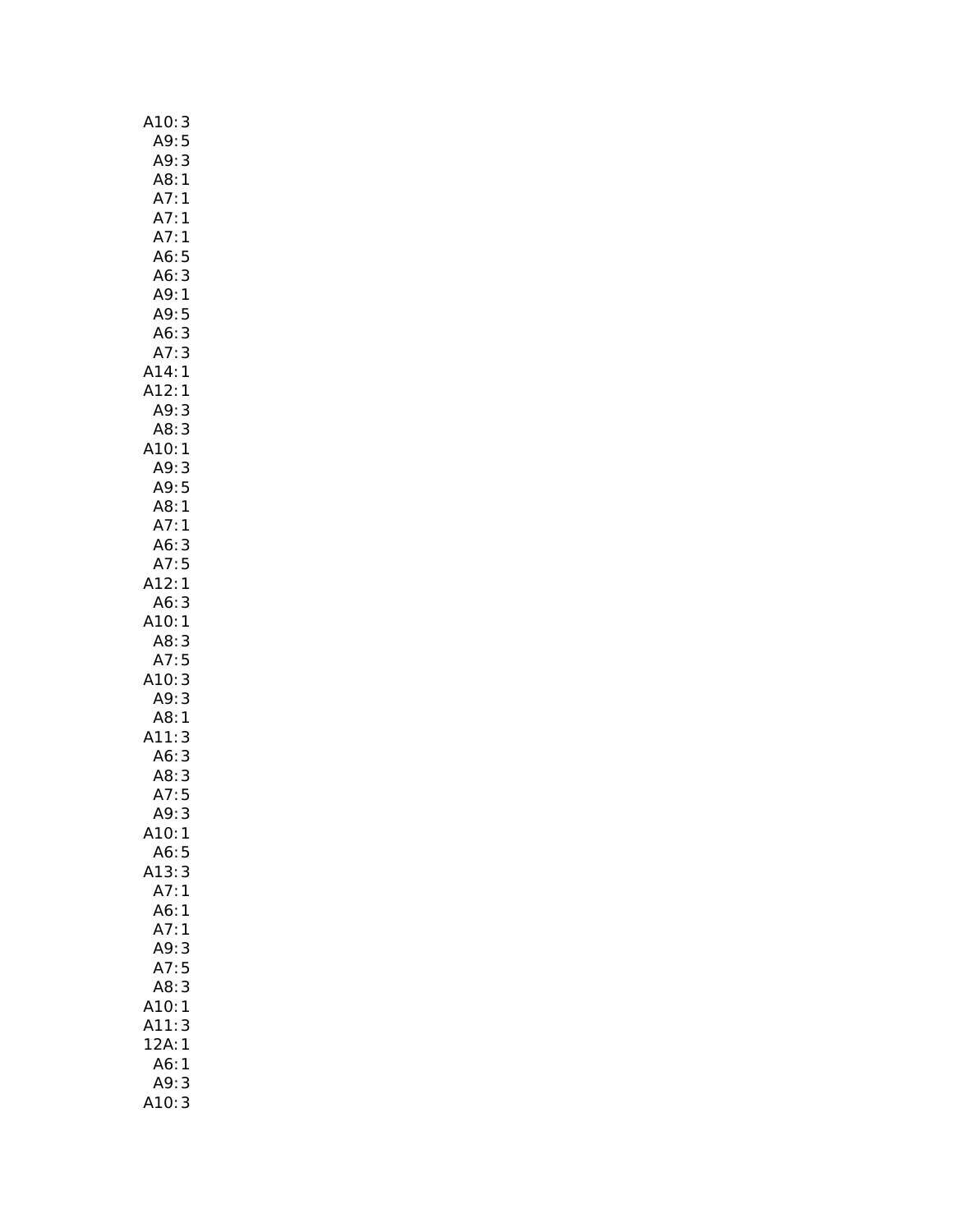A10: 3
A9: 5
A9: 3
A8: 1
A7: 1
A7: 1
A7: 1
A6: 5
A6: 3
A9: 1
A9: 5
A6: 3
A7: 3
A14: 1
A12: 1
A9: 3
A8: 3
A10: 1
A9: 3
A9: 5
A8: 1
A7: 1
A6: 3
A7: 5
A12: 1
A6: 3
A10: 1
A8: 3
A7: 5
A10: 3
A9: 3
A8: 1
A11: 3
A6: 3
A8: 3
A7: 5
A9: 3
A10: 1
A6: 5
A13: 3
A7: 1
A6: 1
A7: 1
A9: 3
A7: 5
A8: 3
A10: 1
A11: 3
12A: 1
A6: 1
A9: 3
A10: 3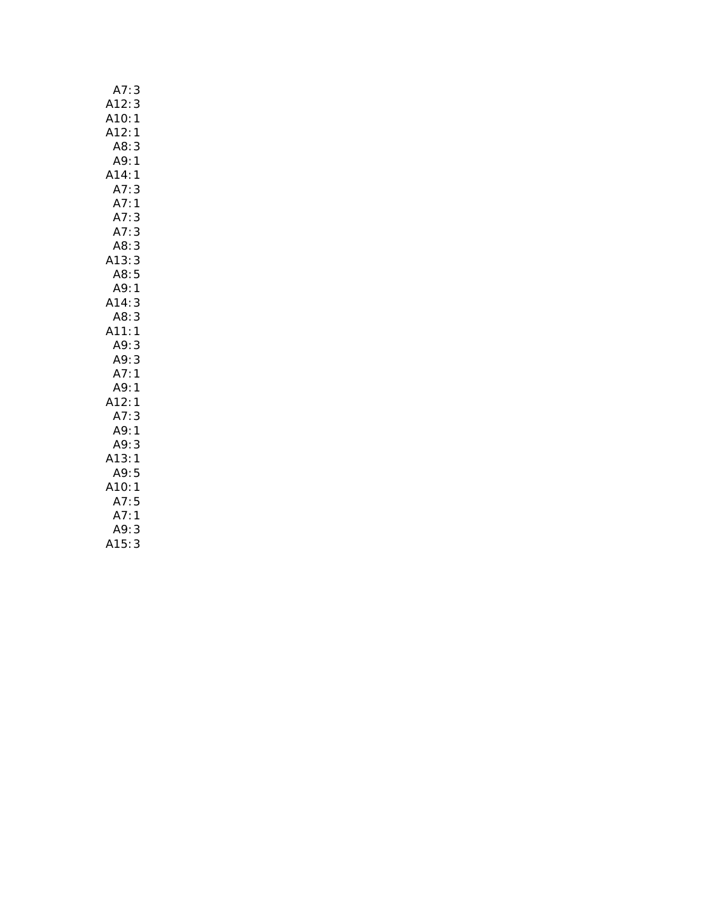A7: 3
A12: 3
A10: 1
A12: 1
A8: 3
A9: 1
A14: 1
A7: 3
A7: 1
A7: 3
A7: 3
A8: 3
A13: 3
A8: 5
A9: 1
A14: 3
A8: 3
A11: 1
A9: 3
A9: 3
A7: 1
A9: 1
A12: 1
A7: 3
A9: 1
A9: 3
A13: 1
A9: 5
A10: 1
A7: 5
A7: 1
A9: 3
A15: 3